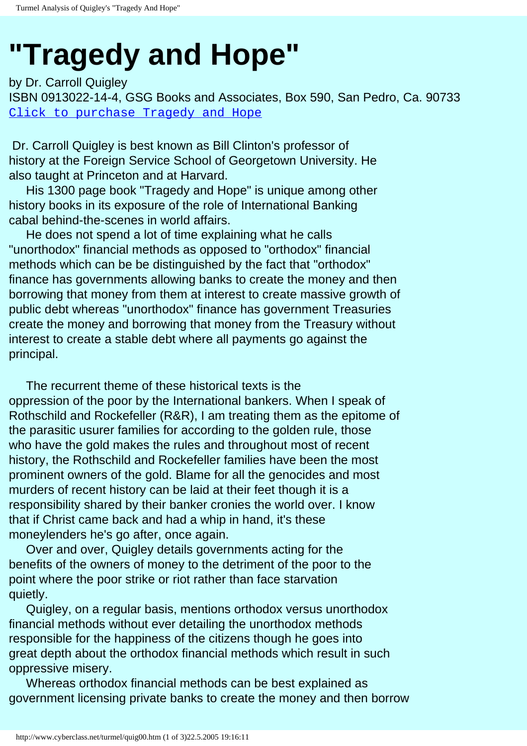# "Tragedy and Hope"

by Dr. Carroll Quigley
ISBN 0913022-14-4, GSG Books and Associates, Box 590, San Pedro, Ca. 90733
Click to purchase Tragedy and Hope

Dr. Carroll Quigley is best known as Bill Clinton's professor of history at the Foreign Service School of Georgetown University. He also taught at Princeton and at Harvard.

His 1300 page book "Tragedy and Hope" is unique among other history books in its exposure of the role of International Banking cabal behind-the-scenes in world affairs.

He does not spend a lot of time explaining what he calls "unorthodox" financial methods as opposed to "orthodox" financial methods which can be be distinguished by the fact that "orthodox" finance has governments allowing banks to create the money and then borrowing that money from them at interest to create massive growth of public debt whereas "unorthodox" finance has government Treasuries create the money and borrowing that money from the Treasury without interest to create a stable debt where all payments go against the principal.

The recurrent theme of these historical texts is the oppression of the poor by the International bankers. When I speak of Rothschild and Rockefeller (R&R), I am treating them as the epitome of the parasitic usurer families for according to the golden rule, those who have the gold makes the rules and throughout most of recent history, the Rothschild and Rockefeller families have been the most prominent owners of the gold. Blame for all the genocides and most murders of recent history can be laid at their feet though it is a responsibility shared by their banker cronies the world over. I know that if Christ came back and had a whip in hand, it's these moneylenders he's go after, once again.

Over and over, Quigley details governments acting for the benefits of the owners of money to the detriment of the poor to the point where the poor strike or riot rather than face starvation quietly.

Quigley, on a regular basis, mentions orthodox versus unorthodox financial methods without ever detailing the unorthodox methods responsible for the happiness of the citizens though he goes into great depth about the orthodox financial methods which result in such oppressive misery.

Whereas orthodox financial methods can be best explained as government licensing private banks to create the money and then borrow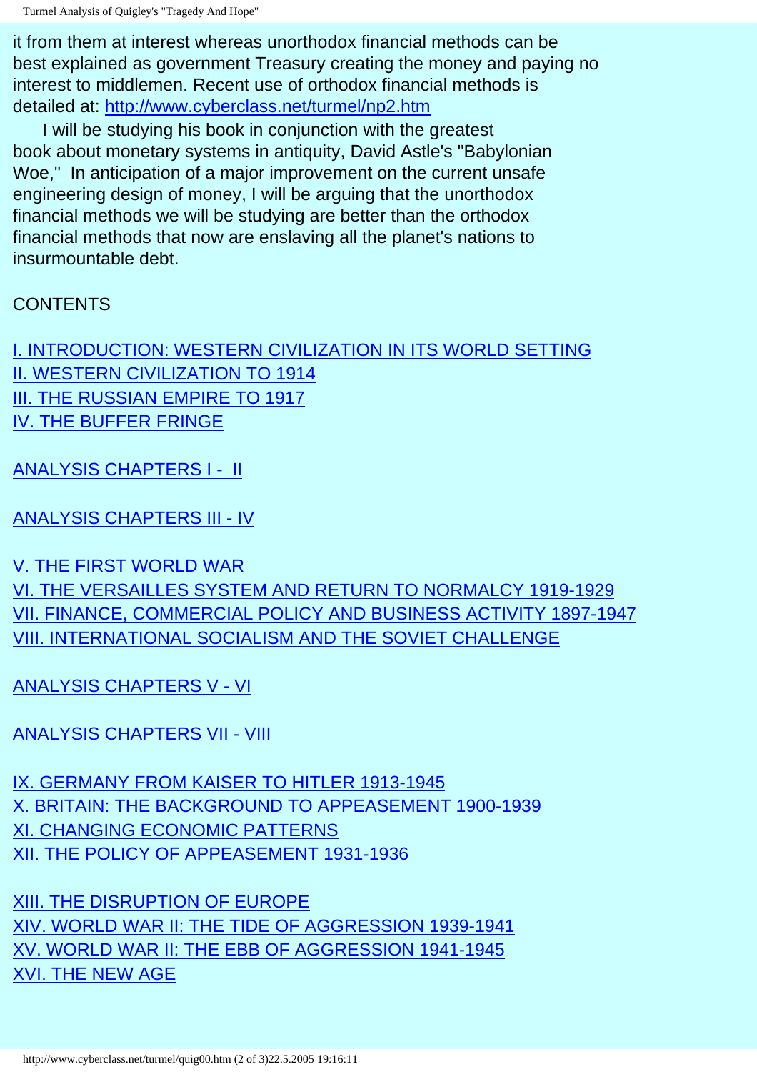it from them at interest whereas unorthodox financial methods can be best explained as government Treasury creating the money and paying no interest to middlemen. Recent use of orthodox financial methods is detailed at: [http://www.cyberclass.net/turmel/np2.htm](http://www.cyberclass.net/turmel/np2.htm)

I will be studying his book in conjunction with the greatest book about monetary systems in antiquity, David Astle's "Babylonian Woe," In anticipation of a major improvement on the current unsafe engineering design of money, I will be arguing that the unorthodox financial methods we will be studying are better than the orthodox financial methods that now are enslaving all the planet's nations to insurmountable debt.

CONTENTS

I. INTRODUCTION: WESTERN CIVILIZATION IN ITS WORLD SETTING
II. WESTERN CIVILIZATION TO 1914
III. THE RUSSIAN EMPIRE TO 1917
IV. THE BUFFER FRINGE

ANALYSIS CHAPTERS I - II

ANALYSIS CHAPTERS III - IV

V. THE FIRST WORLD WAR
VI. THE VERSAILLES SYSTEM AND RETURN TO NORMALCY 1919-1929
VII. FINANCE, COMMERCIAL POLICY AND BUSINESS ACTIVITY 1897-1947
VIII. INTERNATIONAL SOCIALISM AND THE SOVIET CHALLENGE

ANALYSIS CHAPTERS V - VI

ANALYSIS CHAPTERS VII - VIII

IX. GERMANY FROM KAISER TO HITLER 1913-1945
X. BRITAIN: THE BACKGROUND TO APPEASEMENT 1900-1939
XI. CHANGING ECONOMIC PATTERNS
XII. THE POLICY OF APPEASEMENT 1931-1936

XIII. THE DISRUPTION OF EUROPE
XIV. WORLD WAR II: THE TIDE OF AGGRESSION 1939-1941
XV. WORLD WAR II: THE EBB OF AGGRESSION 1941-1945
XVI. THE NEW AGE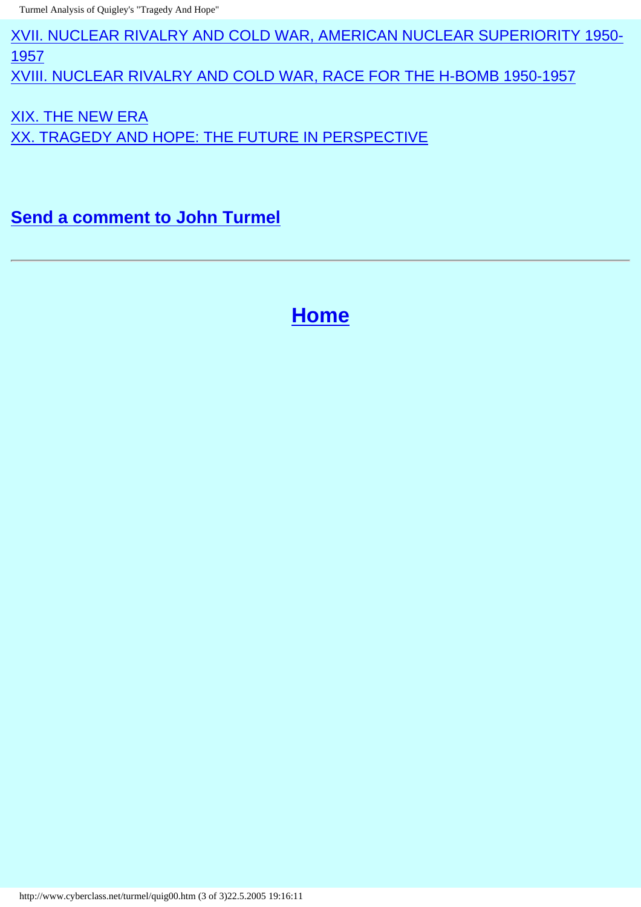XVII. NUCLEAR RIVALRY AND COLD WAR, AMERICAN NUCLEAR SUPERIORITY 1950-1957
XVIII. NUCLEAR RIVALRY AND COLD WAR, RACE FOR THE H-BOMB 1950-1957

XIX. THE NEW ERA
XX. TRAGEDY AND HOPE: THE FUTURE IN PERSPECTIVE

**Send a comment to John Turmel**

---

**Home**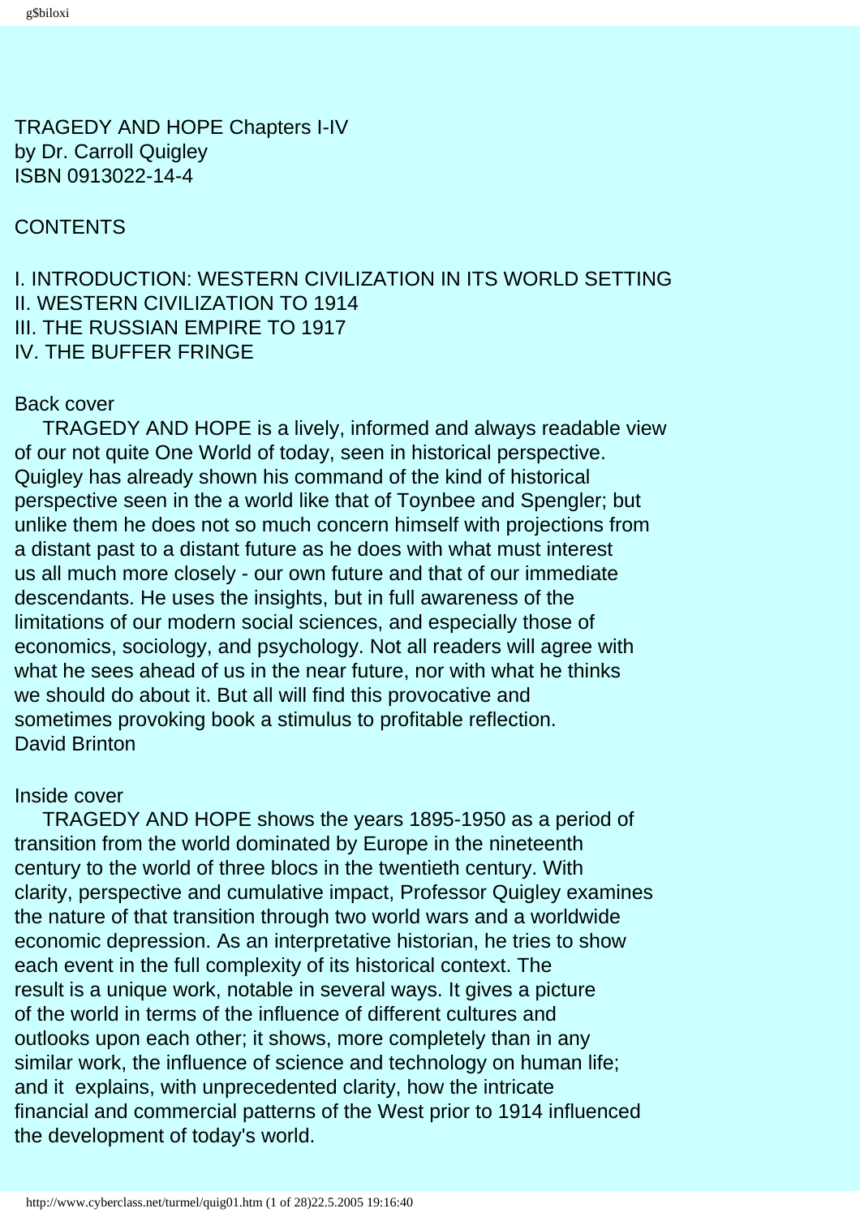TRAGEDY AND HOPE Chapters I-IV
by Dr. Carroll Quigley
ISBN 0913022-14-4

CONTENTS

I. INTRODUCTION: WESTERN CIVILIZATION IN ITS WORLD SETTING
II. WESTERN CIVILIZATION TO 1914
III. THE RUSSIAN EMPIRE TO 1917
IV. THE BUFFER FRINGE

Back cover

TRAGEDY AND HOPE is a lively, informed and always readable view of our not quite One World of today, seen in historical perspective. Quigley has already shown his command of the kind of historical perspective seen in the a world like that of Toynbee and Spengler; but unlike them he does not so much concern himself with projections from a distant past to a distant future as he does with what must interest us all much more closely - our own future and that of our immediate descendants. He uses the insights, but in full awareness of the limitations of our modern social sciences, and especially those of economics, sociology, and psychology. Not all readers will agree with what he sees ahead of us in the near future, nor with what he thinks we should do about it. But all will find this provocative and sometimes provoking book a stimulus to profitable reflection.
David Brinton

Inside cover

TRAGEDY AND HOPE shows the years 1895-1950 as a period of transition from the world dominated by Europe in the nineteenth century to the world of three blocs in the twentieth century. With clarity, perspective and cumulative impact, Professor Quigley examines the nature of that transition through two world wars and a worldwide economic depression. As an interpretative historian, he tries to show each event in the full complexity of its historical context. The result is a unique work, notable in several ways. It gives a picture of the world in terms of the influence of different cultures and outlooks upon each other; it shows, more completely than in any similar work, the influence of science and technology on human life; and it explains, with unprecedented clarity, how the intricate financial and commercial patterns of the West prior to 1914 influenced the development of today's world.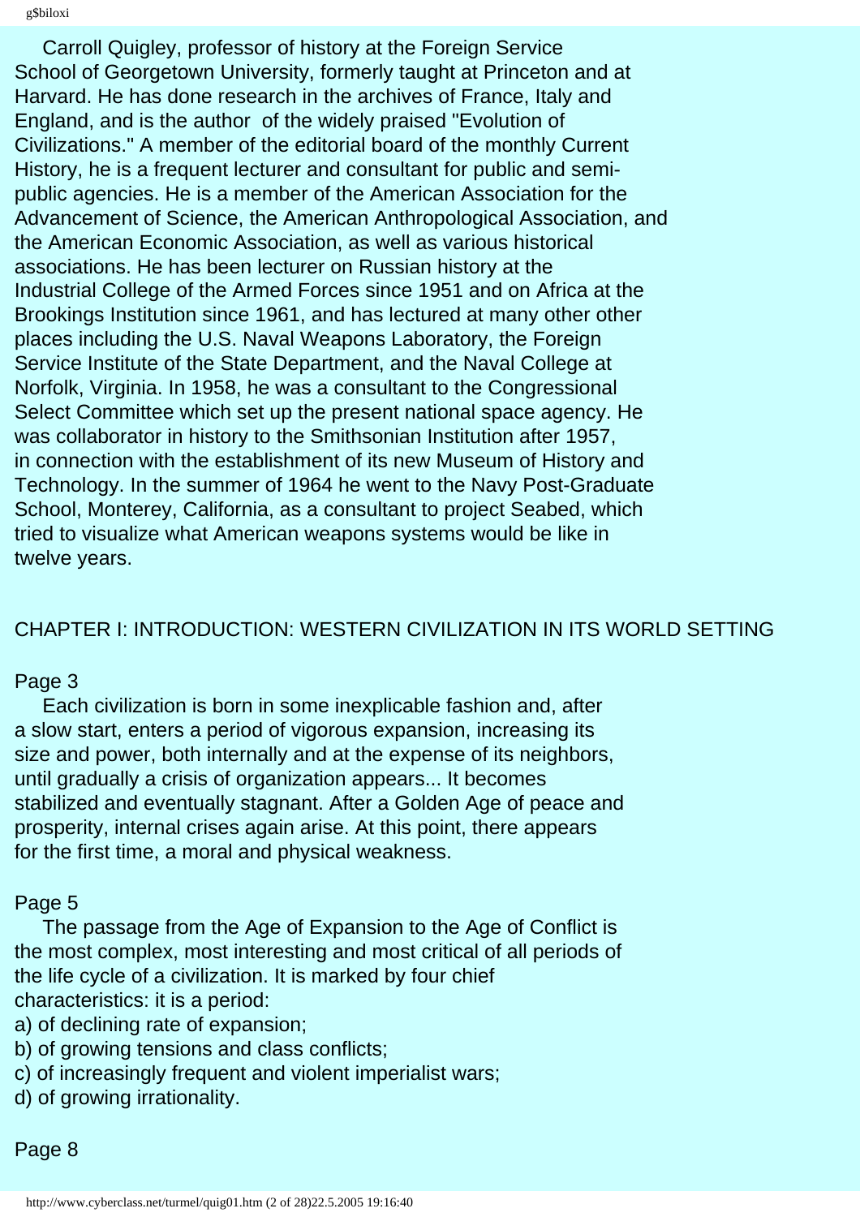Carroll Quigley, professor of history at the Foreign Service School of Georgetown University, formerly taught at Princeton and at Harvard. He has done research in the archives of France, Italy and England, and is the author of the widely praised "Evolution of Civilizations." A member of the editorial board of the monthly Current History, he is a frequent lecturer and consultant for public and semi-public agencies. He is a member of the American Association for the Advancement of Science, the American Anthropological Association, and the American Economic Association, as well as various historical associations. He has been lecturer on Russian history at the Industrial College of the Armed Forces since 1951 and on Africa at the Brookings Institution since 1961, and has lectured at many other other places including the U.S. Naval Weapons Laboratory, the Foreign Service Institute of the State Department, and the Naval College at Norfolk, Virginia. In 1958, he was a consultant to the Congressional Select Committee which set up the present national space agency. He was collaborator in history to the Smithsonian Institution after 1957, in connection with the establishment of its new Museum of History and Technology. In the summer of 1964 he went to the Navy Post-Graduate School, Monterey, California, as a consultant to project Seabed, which tried to visualize what American weapons systems would be like in twelve years.

## CHAPTER I: INTRODUCTION: WESTERN CIVILIZATION IN ITS WORLD SETTING

Page 3

Each civilization is born in some inexplicable fashion and, after a slow start, enters a period of vigorous expansion, increasing its size and power, both internally and at the expense of its neighbors, until gradually a crisis of organization appears... It becomes stabilized and eventually stagnant. After a Golden Age of peace and prosperity, internal crises again arise. At this point, there appears for the first time, a moral and physical weakness.

Page 5

The passage from the Age of Expansion to the Age of Conflict is the most complex, most interesting and most critical of all periods of the life cycle of a civilization. It is marked by four chief characteristics: it is a period:

a) of declining rate of expansion;
b) of growing tensions and class conflicts;
c) of increasingly frequent and violent imperialist wars;
d) of growing irrationality.

Page 8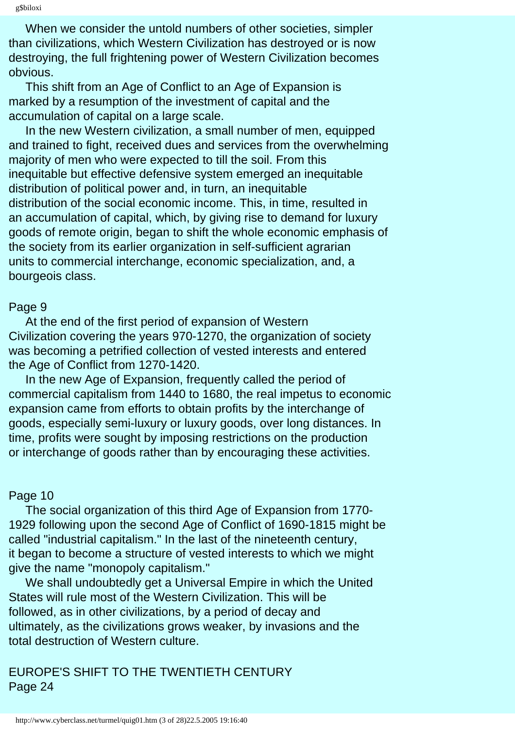When we consider the untold numbers of other societies, simpler than civilizations, which Western Civilization has destroyed or is now destroying, the full frightening power of Western Civilization becomes obvious.

This shift from an Age of Conflict to an Age of Expansion is marked by a resumption of the investment of capital and the accumulation of capital on a large scale.

In the new Western civilization, a small number of men, equipped and trained to fight, received dues and services from the overwhelming majority of men who were expected to till the soil. From this inequitable but effective defensive system emerged an inequitable distribution of political power and, in turn, an inequitable distribution of the social economic income. This, in time, resulted in an accumulation of capital, which, by giving rise to demand for luxury goods of remote origin, began to shift the whole economic emphasis of the society from its earlier organization in self-sufficient agrarian units to commercial interchange, economic specialization, and, a bourgeois class.

Page 9

At the end of the first period of expansion of Western Civilization covering the years 970-1270, the organization of society was becoming a petrified collection of vested interests and entered the Age of Conflict from 1270-1420.

In the new Age of Expansion, frequently called the period of commercial capitalism from 1440 to 1680, the real impetus to economic expansion came from efforts to obtain profits by the interchange of goods, especially semi-luxury or luxury goods, over long distances. In time, profits were sought by imposing restrictions on the production or interchange of goods rather than by encouraging these activities.

Page 10

The social organization of this third Age of Expansion from 1770-1929 following upon the second Age of Conflict of 1690-1815 might be called "industrial capitalism." In the last of the nineteenth century, it began to become a structure of vested interests to which we might give the name "monopoly capitalism."

We shall undoubtedly get a Universal Empire in which the United States will rule most of the Western Civilization. This will be followed, as in other civilizations, by a period of decay and ultimately, as the civilizations grows weaker, by invasions and the total destruction of Western culture.

## EUROPE'S SHIFT TO THE TWENTIETH CENTURY

Page 24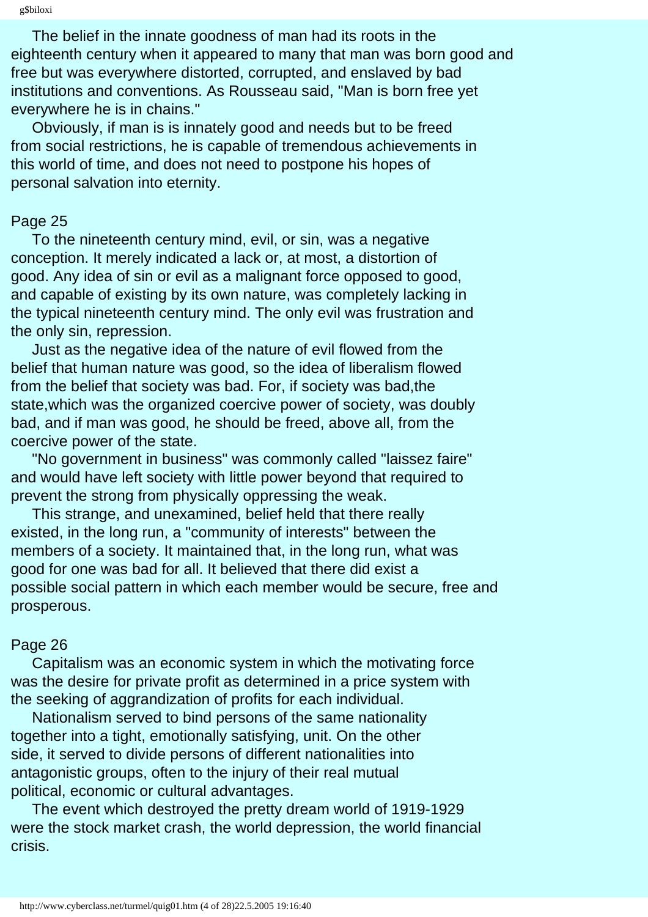The belief in the innate goodness of man had its roots in the eighteenth century when it appeared to many that man was born good and free but was everywhere distorted, corrupted, and enslaved by bad institutions and conventions. As Rousseau said, "Man is born free yet everywhere he is in chains."

Obviously, if man is is innately good and needs but to be freed from social restrictions, he is capable of tremendous achievements in this world of time, and does not need to postpone his hopes of personal salvation into eternity.

Page 25

To the nineteenth century mind, evil, or sin, was a negative conception. It merely indicated a lack or, at most, a distortion of good. Any idea of sin or evil as a malignant force opposed to good, and capable of existing by its own nature, was completely lacking in the typical nineteenth century mind. The only evil was frustration and the only sin, repression.

Just as the negative idea of the nature of evil flowed from the belief that human nature was good, so the idea of liberalism flowed from the belief that society was bad. For, if society was bad,the state,which was the organized coercive power of society, was doubly bad, and if man was good, he should be freed, above all, from the coercive power of the state.

"No government in business" was commonly called "laissez faire" and would have left society with little power beyond that required to prevent the strong from physically oppressing the weak.

This strange, and unexamined, belief held that there really existed, in the long run, a "community of interests" between the members of a society. It maintained that, in the long run, what was good for one was bad for all. It believed that there did exist a possible social pattern in which each member would be secure, free and prosperous.

Page 26

Capitalism was an economic system in which the motivating force was the desire for private profit as determined in a price system with the seeking of aggrandization of profits for each individual.

Nationalism served to bind persons of the same nationality together into a tight, emotionally satisfying, unit. On the other side, it served to divide persons of different nationalities into antagonistic groups, often to the injury of their real mutual political, economic or cultural advantages.

The event which destroyed the pretty dream world of 1919-1929 were the stock market crash, the world depression, the world financial crisis.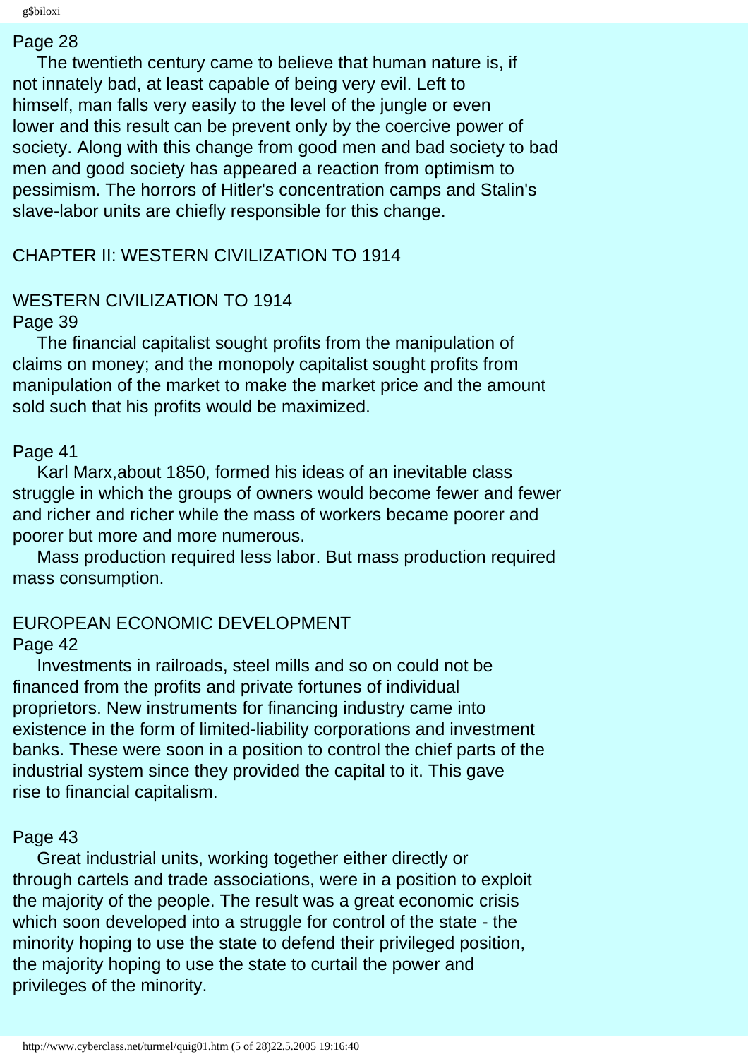Page 28

The twentieth century came to believe that human nature is, if not innately bad, at least capable of being very evil. Left to himself, man falls very easily to the level of the jungle or even lower and this result can be prevent only by the coercive power of society. Along with this change from good men and bad society to bad men and good society has appeared a reaction from optimism to pessimism. The horrors of Hitler's concentration camps and Stalin's slave-labor units are chiefly responsible for this change.

## CHAPTER II: WESTERN CIVILIZATION TO 1914

### WESTERN CIVILIZATION TO 1914

Page 39

The financial capitalist sought profits from the manipulation of claims on money; and the monopoly capitalist sought profits from manipulation of the market to make the market price and the amount sold such that his profits would be maximized.

Page 41

Karl Marx,about 1850, formed his ideas of an inevitable class struggle in which the groups of owners would become fewer and fewer and richer and richer while the mass of workers became poorer and poorer but more and more numerous.

Mass production required less labor. But mass production required mass consumption.

### EUROPEAN ECONOMIC DEVELOPMENT

Page 42

Investments in railroads, steel mills and so on could not be financed from the profits and private fortunes of individual proprietors. New instruments for financing industry came into existence in the form of limited-liability corporations and investment banks. These were soon in a position to control the chief parts of the industrial system since they provided the capital to it. This gave rise to financial capitalism.

Page 43

Great industrial units, working together either directly or through cartels and trade associations, were in a position to exploit the majority of the people. The result was a great economic crisis which soon developed into a struggle for control of the state - the minority hoping to use the state to defend their privileged position, the majority hoping to use the state to curtail the power and privileges of the minority.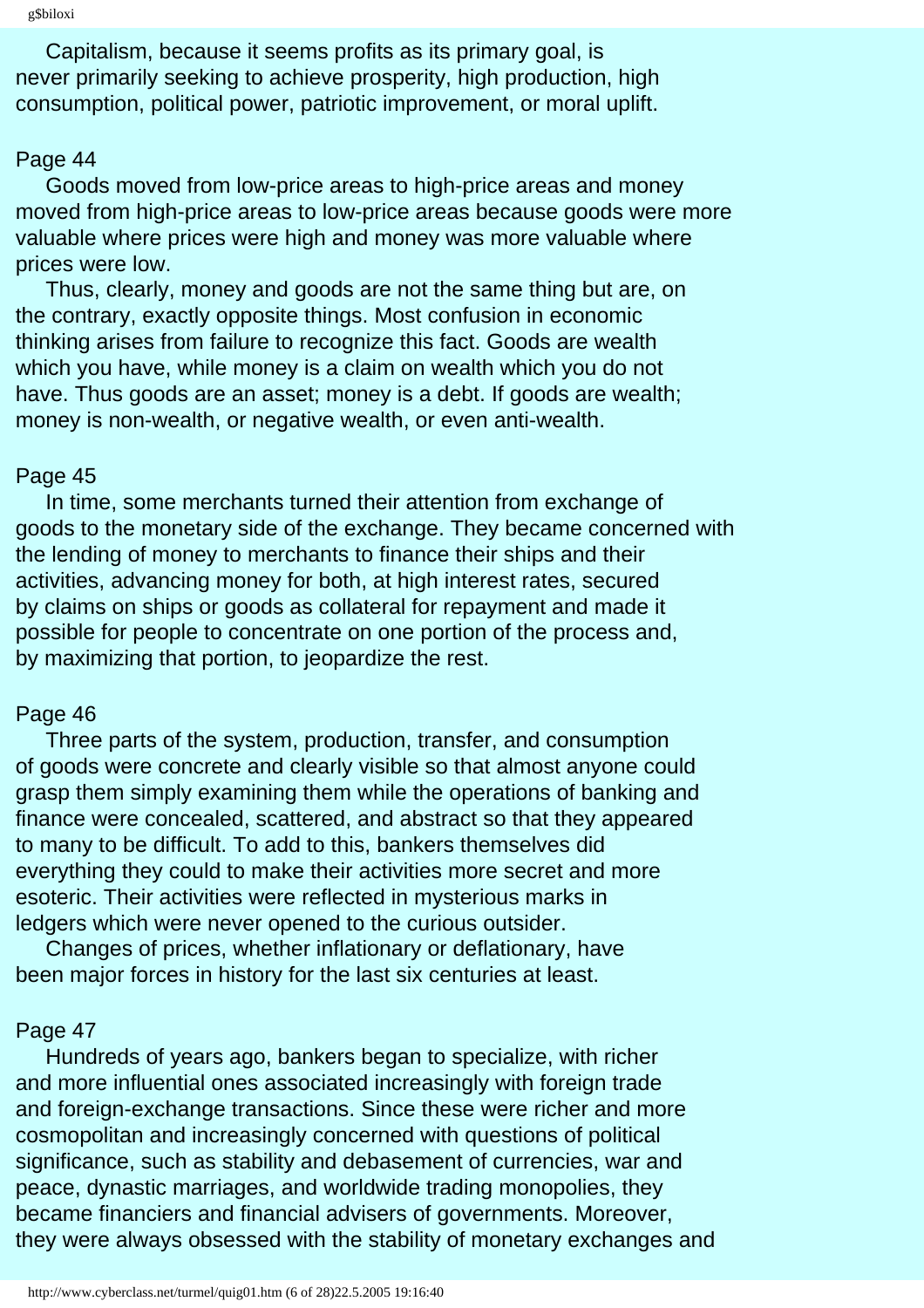Capitalism, because it seems profits as its primary goal, is never primarily seeking to achieve prosperity, high production, high consumption, political power, patriotic improvement, or moral uplift.

Page 44

Goods moved from low-price areas to high-price areas and money moved from high-price areas to low-price areas because goods were more valuable where prices were high and money was more valuable where prices were low.

Thus, clearly, money and goods are not the same thing but are, on the contrary, exactly opposite things. Most confusion in economic thinking arises from failure to recognize this fact. Goods are wealth which you have, while money is a claim on wealth which you do not have. Thus goods are an asset; money is a debt. If goods are wealth; money is non-wealth, or negative wealth, or even anti-wealth.

Page 45

In time, some merchants turned their attention from exchange of goods to the monetary side of the exchange. They became concerned with the lending of money to merchants to finance their ships and their activities, advancing money for both, at high interest rates, secured by claims on ships or goods as collateral for repayment and made it possible for people to concentrate on one portion of the process and, by maximizing that portion, to jeopardize the rest.

Page 46

Three parts of the system, production, transfer, and consumption of goods were concrete and clearly visible so that almost anyone could grasp them simply examining them while the operations of banking and finance were concealed, scattered, and abstract so that they appeared to many to be difficult. To add to this, bankers themselves did everything they could to make their activities more secret and more esoteric. Their activities were reflected in mysterious marks in ledgers which were never opened to the curious outsider.

Changes of prices, whether inflationary or deflationary, have been major forces in history for the last six centuries at least.

Page 47

Hundreds of years ago, bankers began to specialize, with richer and more influential ones associated increasingly with foreign trade and foreign-exchange transactions. Since these were richer and more cosmopolitan and increasingly concerned with questions of political significance, such as stability and debasement of currencies, war and peace, dynastic marriages, and worldwide trading monopolies, they became financiers and financial advisers of governments. Moreover, they were always obsessed with the stability of monetary exchanges and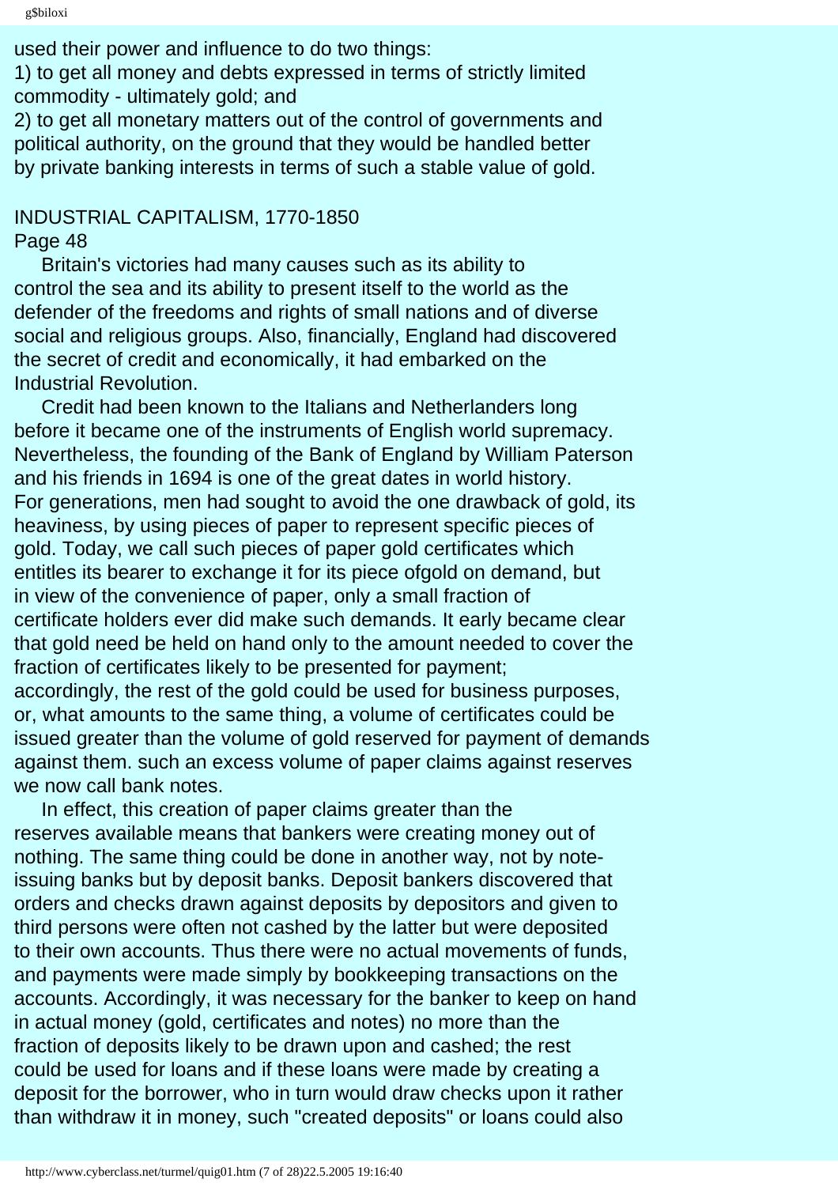used their power and influence to do two things:
1) to get all money and debts expressed in terms of strictly limited commodity - ultimately gold; and
2) to get all monetary matters out of the control of governments and political authority, on the ground that they would be handled better by private banking interests in terms of such a stable value of gold.

## INDUSTRIAL CAPITALISM, 1770-1850

Page 48

Britain's victories had many causes such as its ability to control the sea and its ability to present itself to the world as the defender of the freedoms and rights of small nations and of diverse social and religious groups. Also, financially, England had discovered the secret of credit and economically, it had embarked on the Industrial Revolution.

Credit had been known to the Italians and Netherlanders long before it became one of the instruments of English world supremacy. Nevertheless, the founding of the Bank of England by William Paterson and his friends in 1694 is one of the great dates in world history. For generations, men had sought to avoid the one drawback of gold, its heaviness, by using pieces of paper to represent specific pieces of gold. Today, we call such pieces of paper gold certificates which entitles its bearer to exchange it for its piece ofgold on demand, but in view of the convenience of paper, only a small fraction of certificate holders ever did make such demands. It early became clear that gold need be held on hand only to the amount needed to cover the fraction of certificates likely to be presented for payment; accordingly, the rest of the gold could be used for business purposes, or, what amounts to the same thing, a volume of certificates could be issued greater than the volume of gold reserved for payment of demands against them. such an excess volume of paper claims against reserves we now call bank notes.

In effect, this creation of paper claims greater than the reserves available means that bankers were creating money out of nothing. The same thing could be done in another way, not by note-issuing banks but by deposit banks. Deposit bankers discovered that orders and checks drawn against deposits by depositors and given to third persons were often not cashed by the latter but were deposited to their own accounts. Thus there were no actual movements of funds, and payments were made simply by bookkeeping transactions on the accounts. Accordingly, it was necessary for the banker to keep on hand in actual money (gold, certificates and notes) no more than the fraction of deposits likely to be drawn upon and cashed; the rest could be used for loans and if these loans were made by creating a deposit for the borrower, who in turn would draw checks upon it rather than withdraw it in money, such "created deposits" or loans could also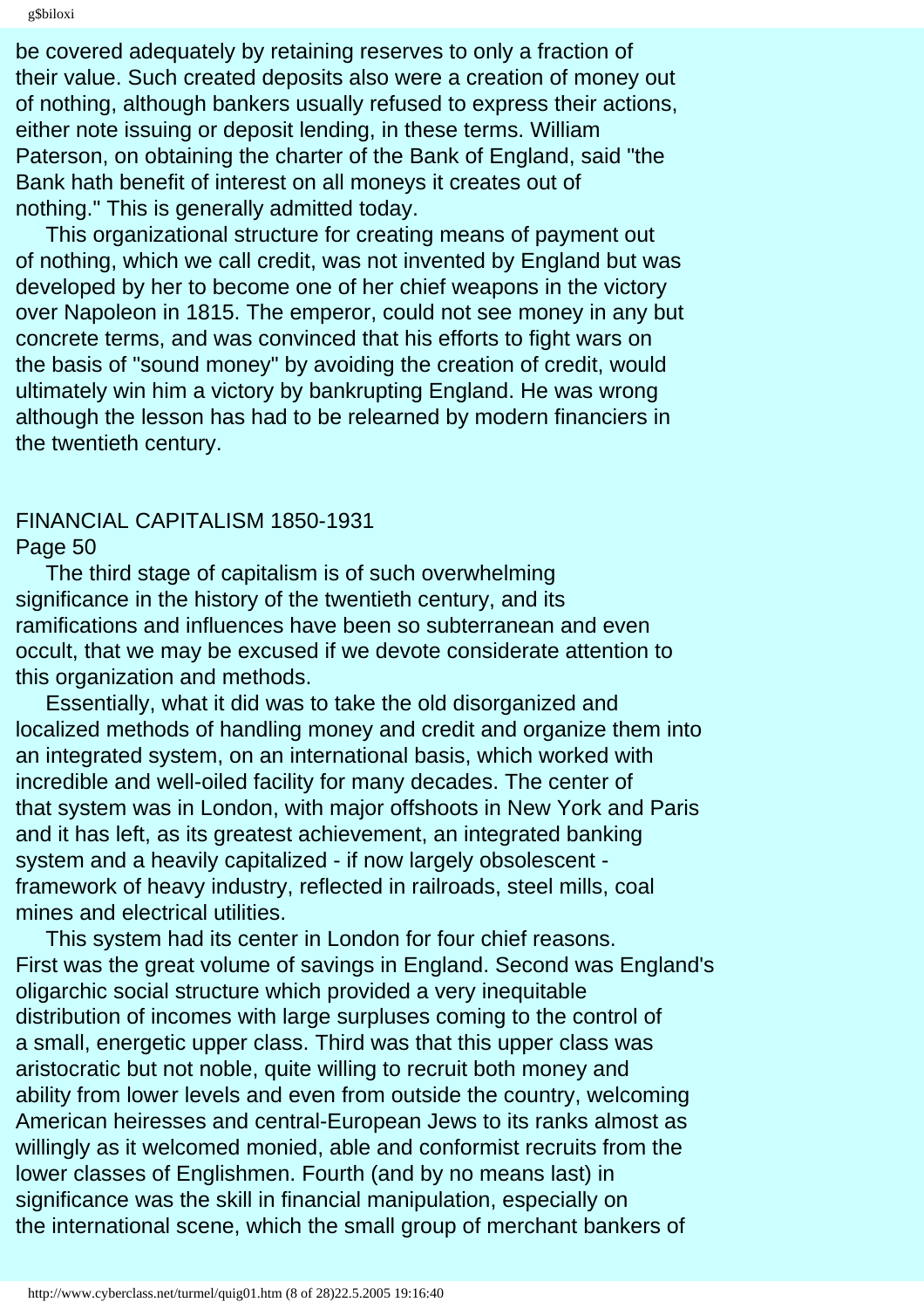be covered adequately by retaining reserves to only a fraction of their value. Such created deposits also were a creation of money out of nothing, although bankers usually refused to express their actions, either note issuing or deposit lending, in these terms. William Paterson, on obtaining the charter of the Bank of England, said "the Bank hath benefit of interest on all moneys it creates out of nothing." This is generally admitted today.

This organizational structure for creating means of payment out of nothing, which we call credit, was not invented by England but was developed by her to become one of her chief weapons in the victory over Napoleon in 1815. The emperor, could not see money in any but concrete terms, and was convinced that his efforts to fight wars on the basis of "sound money" by avoiding the creation of credit, would ultimately win him a victory by bankrupting England. He was wrong although the lesson has had to be relearned by modern financiers in the twentieth century.

## FINANCIAL CAPITALISM 1850-1931

Page 50

The third stage of capitalism is of such overwhelming significance in the history of the twentieth century, and its ramifications and influences have been so subterranean and even occult, that we may be excused if we devote considerate attention to this organization and methods.

Essentially, what it did was to take the old disorganized and localized methods of handling money and credit and organize them into an integrated system, on an international basis, which worked with incredible and well-oiled facility for many decades. The center of that system was in London, with major offshoots in New York and Paris and it has left, as its greatest achievement, an integrated banking system and a heavily capitalized - if now largely obsolescent - framework of heavy industry, reflected in railroads, steel mills, coal mines and electrical utilities.

This system had its center in London for four chief reasons. First was the great volume of savings in England. Second was England's oligarchic social structure which provided a very inequitable distribution of incomes with large surpluses coming to the control of a small, energetic upper class. Third was that this upper class was aristocratic but not noble, quite willing to recruit both money and ability from lower levels and even from outside the country, welcoming American heiresses and central-European Jews to its ranks almost as willingly as it welcomed monied, able and conformist recruits from the lower classes of Englishmen. Fourth (and by no means last) in significance was the skill in financial manipulation, especially on the international scene, which the small group of merchant bankers of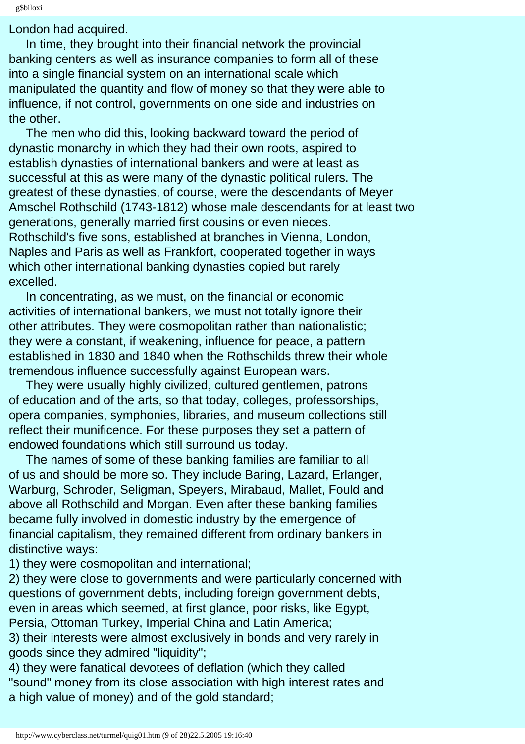London had acquired.

In time, they brought into their financial network the provincial banking centers as well as insurance companies to form all of these into a single financial system on an international scale which manipulated the quantity and flow of money so that they were able to influence, if not control, governments on one side and industries on the other.

The men who did this, looking backward toward the period of dynastic monarchy in which they had their own roots, aspired to establish dynasties of international bankers and were at least as successful at this as were many of the dynastic political rulers. The greatest of these dynasties, of course, were the descendants of Meyer Amschel Rothschild (1743-1812) whose male descendants for at least two generations, generally married first cousins or even nieces. Rothschild's five sons, established at branches in Vienna, London, Naples and Paris as well as Frankfort, cooperated together in ways which other international banking dynasties copied but rarely excelled.

In concentrating, as we must, on the financial or economic activities of international bankers, we must not totally ignore their other attributes. They were cosmopolitan rather than nationalistic; they were a constant, if weakening, influence for peace, a pattern established in 1830 and 1840 when the Rothschilds threw their whole tremendous influence successfully against European wars.

They were usually highly civilized, cultured gentlemen, patrons of education and of the arts, so that today, colleges, professorships, opera companies, symphonies, libraries, and museum collections still reflect their munificence. For these purposes they set a pattern of endowed foundations which still surround us today.

The names of some of these banking families are familiar to all of us and should be more so. They include Baring, Lazard, Erlanger, Warburg, Schroder, Seligman, Speyers, Mirabaud, Mallet, Fould and above all Rothschild and Morgan. Even after these banking families became fully involved in domestic industry by the emergence of financial capitalism, they remained different from ordinary bankers in distinctive ways:

1) they were cosmopolitan and international;
2) they were close to governments and were particularly concerned with questions of government debts, including foreign government debts, even in areas which seemed, at first glance, poor risks, like Egypt, Persia, Ottoman Turkey, Imperial China and Latin America;
3) their interests were almost exclusively in bonds and very rarely in goods since they admired "liquidity";
4) they were fanatical devotees of deflation (which they called "sound" money from its close association with high interest rates and a high value of money) and of the gold standard;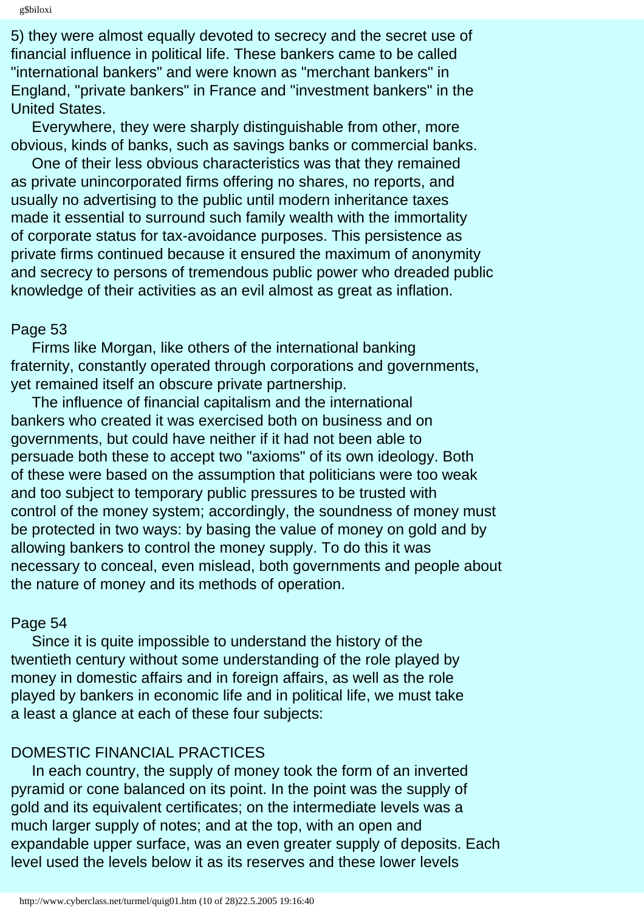5) they were almost equally devoted to secrecy and the secret use of financial influence in political life. These bankers came to be called "international bankers" and were known as "merchant bankers" in England, "private bankers" in France and "investment bankers" in the United States.

Everywhere, they were sharply distinguishable from other, more obvious, kinds of banks, such as savings banks or commercial banks.

One of their less obvious characteristics was that they remained as private unincorporated firms offering no shares, no reports, and usually no advertising to the public until modern inheritance taxes made it essential to surround such family wealth with the immortality of corporate status for tax-avoidance purposes. This persistence as private firms continued because it ensured the maximum of anonymity and secrecy to persons of tremendous public power who dreaded public knowledge of their activities as an evil almost as great as inflation.

Page 53

Firms like Morgan, like others of the international banking fraternity, constantly operated through corporations and governments, yet remained itself an obscure private partnership.

The influence of financial capitalism and the international bankers who created it was exercised both on business and on governments, but could have neither if it had not been able to persuade both these to accept two "axioms" of its own ideology. Both of these were based on the assumption that politicians were too weak and too subject to temporary public pressures to be trusted with control of the money system; accordingly, the soundness of money must be protected in two ways: by basing the value of money on gold and by allowing bankers to control the money supply. To do this it was necessary to conceal, even mislead, both governments and people about the nature of money and its methods of operation.

Page 54

Since it is quite impossible to understand the history of the twentieth century without some understanding of the role played by money in domestic affairs and in foreign affairs, as well as the role played by bankers in economic life and in political life, we must take a least a glance at each of these four subjects:

## DOMESTIC FINANCIAL PRACTICES

In each country, the supply of money took the form of an inverted pyramid or cone balanced on its point. In the point was the supply of gold and its equivalent certificates; on the intermediate levels was a much larger supply of notes; and at the top, with an open and expandable upper surface, was an even greater supply of deposits. Each level used the levels below it as its reserves and these lower levels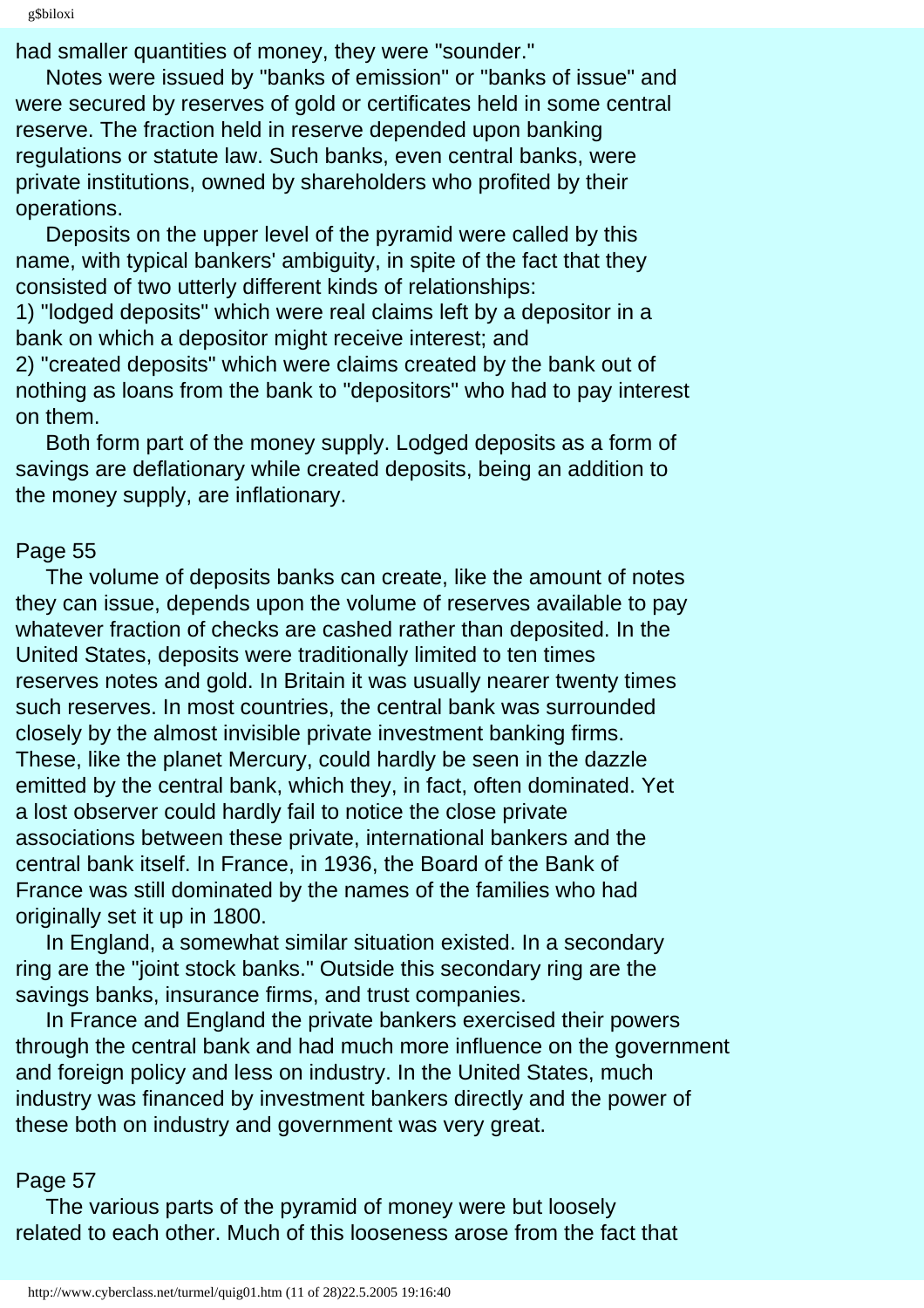had smaller quantities of money, they were "sounder."

Notes were issued by "banks of emission" or "banks of issue" and were secured by reserves of gold or certificates held in some central reserve. The fraction held in reserve depended upon banking regulations or statute law. Such banks, even central banks, were private institutions, owned by shareholders who profited by their operations.

Deposits on the upper level of the pyramid were called by this name, with typical bankers' ambiguity, in spite of the fact that they consisted of two utterly different kinds of relationships:
1) "lodged deposits" which were real claims left by a depositor in a bank on which a depositor might receive interest; and
2) "created deposits" which were claims created by the bank out of nothing as loans from the bank to "depositors" who had to pay interest on them.

Both form part of the money supply. Lodged deposits as a form of savings are deflationary while created deposits, being an addition to the money supply, are inflationary.

Page 55

The volume of deposits banks can create, like the amount of notes they can issue, depends upon the volume of reserves available to pay whatever fraction of checks are cashed rather than deposited. In the United States, deposits were traditionally limited to ten times reserves notes and gold. In Britain it was usually nearer twenty times such reserves. In most countries, the central bank was surrounded closely by the almost invisible private investment banking firms. These, like the planet Mercury, could hardly be seen in the dazzle emitted by the central bank, which they, in fact, often dominated. Yet a lost observer could hardly fail to notice the close private associations between these private, international bankers and the central bank itself. In France, in 1936, the Board of the Bank of France was still dominated by the names of the families who had originally set it up in 1800.

In England, a somewhat similar situation existed. In a secondary ring are the "joint stock banks." Outside this secondary ring are the savings banks, insurance firms, and trust companies.

In France and England the private bankers exercised their powers through the central bank and had much more influence on the government and foreign policy and less on industry. In the United States, much industry was financed by investment bankers directly and the power of these both on industry and government was very great.

Page 57

The various parts of the pyramid of money were but loosely related to each other. Much of this looseness arose from the fact that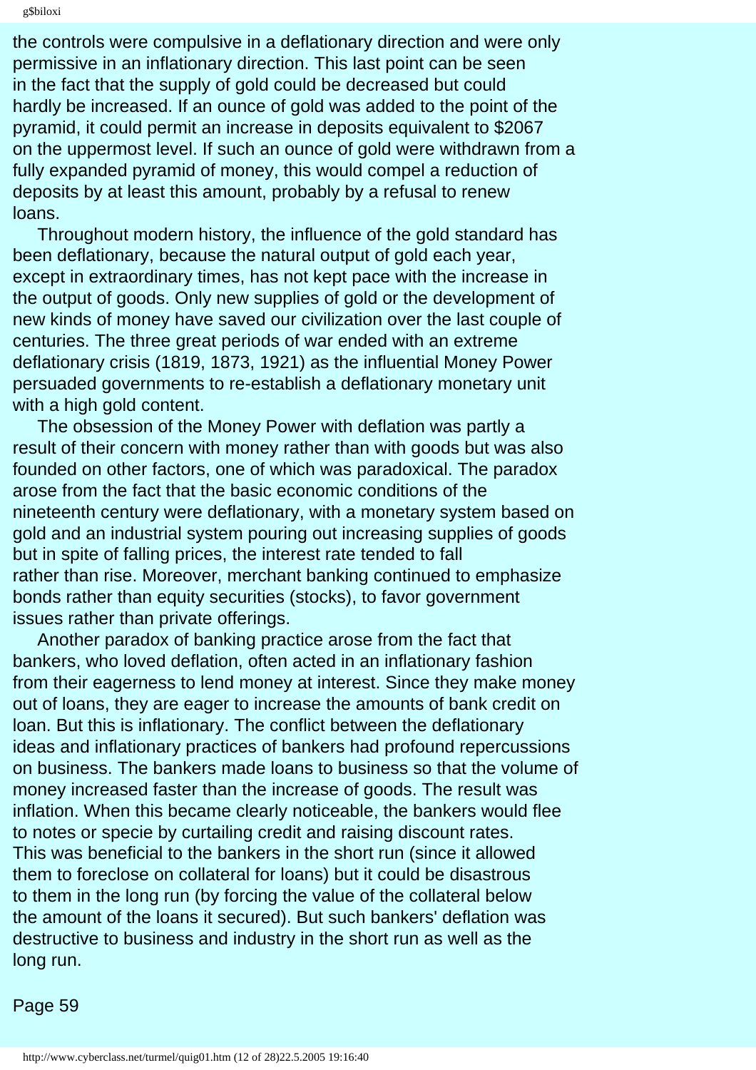the controls were compulsive in a deflationary direction and were only permissive in an inflationary direction. This last point can be seen in the fact that the supply of gold could be decreased but could hardly be increased. If an ounce of gold was added to the point of the pyramid, it could permit an increase in deposits equivalent to $2067 on the uppermost level. If such an ounce of gold were withdrawn from a fully expanded pyramid of money, this would compel a reduction of deposits by at least this amount, probably by a refusal to renew loans.

Throughout modern history, the influence of the gold standard has been deflationary, because the natural output of gold each year, except in extraordinary times, has not kept pace with the increase in the output of goods. Only new supplies of gold or the development of new kinds of money have saved our civilization over the last couple of centuries. The three great periods of war ended with an extreme deflationary crisis (1819, 1873, 1921) as the influential Money Power persuaded governments to re-establish a deflationary monetary unit with a high gold content.

The obsession of the Money Power with deflation was partly a result of their concern with money rather than with goods but was also founded on other factors, one of which was paradoxical. The paradox arose from the fact that the basic economic conditions of the nineteenth century were deflationary, with a monetary system based on gold and an industrial system pouring out increasing supplies of goods but in spite of falling prices, the interest rate tended to fall rather than rise. Moreover, merchant banking continued to emphasize bonds rather than equity securities (stocks), to favor government issues rather than private offerings.

Another paradox of banking practice arose from the fact that bankers, who loved deflation, often acted in an inflationary fashion from their eagerness to lend money at interest. Since they make money out of loans, they are eager to increase the amounts of bank credit on loan. But this is inflationary. The conflict between the deflationary ideas and inflationary practices of bankers had profound repercussions on business. The bankers made loans to business so that the volume of money increased faster than the increase of goods. The result was inflation. When this became clearly noticeable, the bankers would flee to notes or specie by curtailing credit and raising discount rates. This was beneficial to the bankers in the short run (since it allowed them to foreclose on collateral for loans) but it could be disastrous to them in the long run (by forcing the value of the collateral below the amount of the loans it secured). But such bankers' deflation was destructive to business and industry in the short run as well as the long run.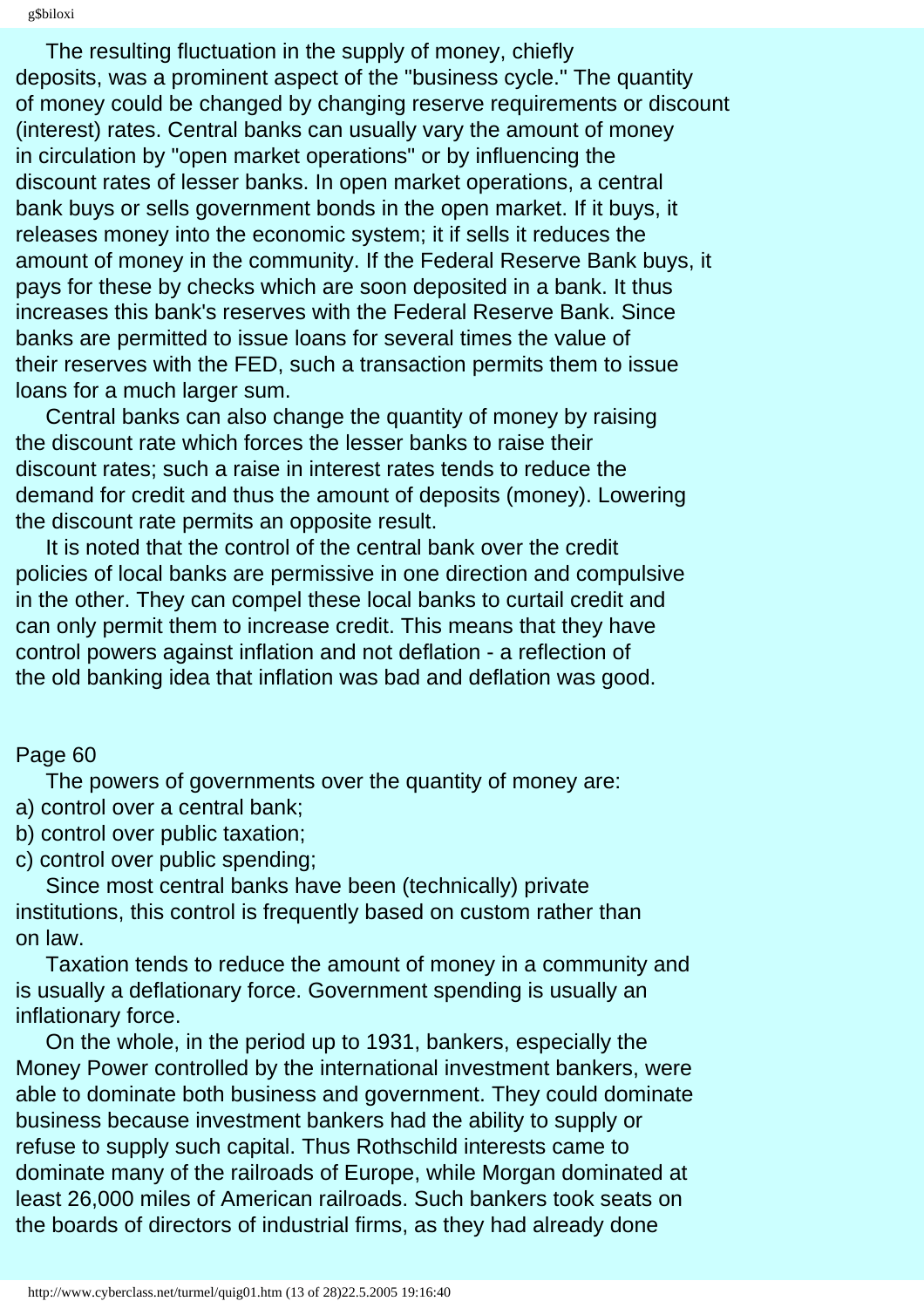The resulting fluctuation in the supply of money, chiefly deposits, was a prominent aspect of the "business cycle." The quantity of money could be changed by changing reserve requirements or discount (interest) rates. Central banks can usually vary the amount of money in circulation by "open market operations" or by influencing the discount rates of lesser banks. In open market operations, a central bank buys or sells government bonds in the open market. If it buys, it releases money into the economic system; it if sells it reduces the amount of money in the community. If the Federal Reserve Bank buys, it pays for these by checks which are soon deposited in a bank. It thus increases this bank's reserves with the Federal Reserve Bank. Since banks are permitted to issue loans for several times the value of their reserves with the FED, such a transaction permits them to issue loans for a much larger sum.

Central banks can also change the quantity of money by raising the discount rate which forces the lesser banks to raise their discount rates; such a raise in interest rates tends to reduce the demand for credit and thus the amount of deposits (money). Lowering the discount rate permits an opposite result.

It is noted that the control of the central bank over the credit policies of local banks are permissive in one direction and compulsive in the other. They can compel these local banks to curtail credit and can only permit them to increase credit. This means that they have control powers against inflation and not deflation - a reflection of the old banking idea that inflation was bad and deflation was good.

Page 60

The powers of governments over the quantity of money are:

a) control over a central bank;
b) control over public taxation;
c) control over public spending;

Since most central banks have been (technically) private institutions, this control is frequently based on custom rather than on law.

Taxation tends to reduce the amount of money in a community and is usually a deflationary force. Government spending is usually an inflationary force.

On the whole, in the period up to 1931, bankers, especially the Money Power controlled by the international investment bankers, were able to dominate both business and government. They could dominate business because investment bankers had the ability to supply or refuse to supply such capital. Thus Rothschild interests came to dominate many of the railroads of Europe, while Morgan dominated at least 26,000 miles of American railroads. Such bankers took seats on the boards of directors of industrial firms, as they had already done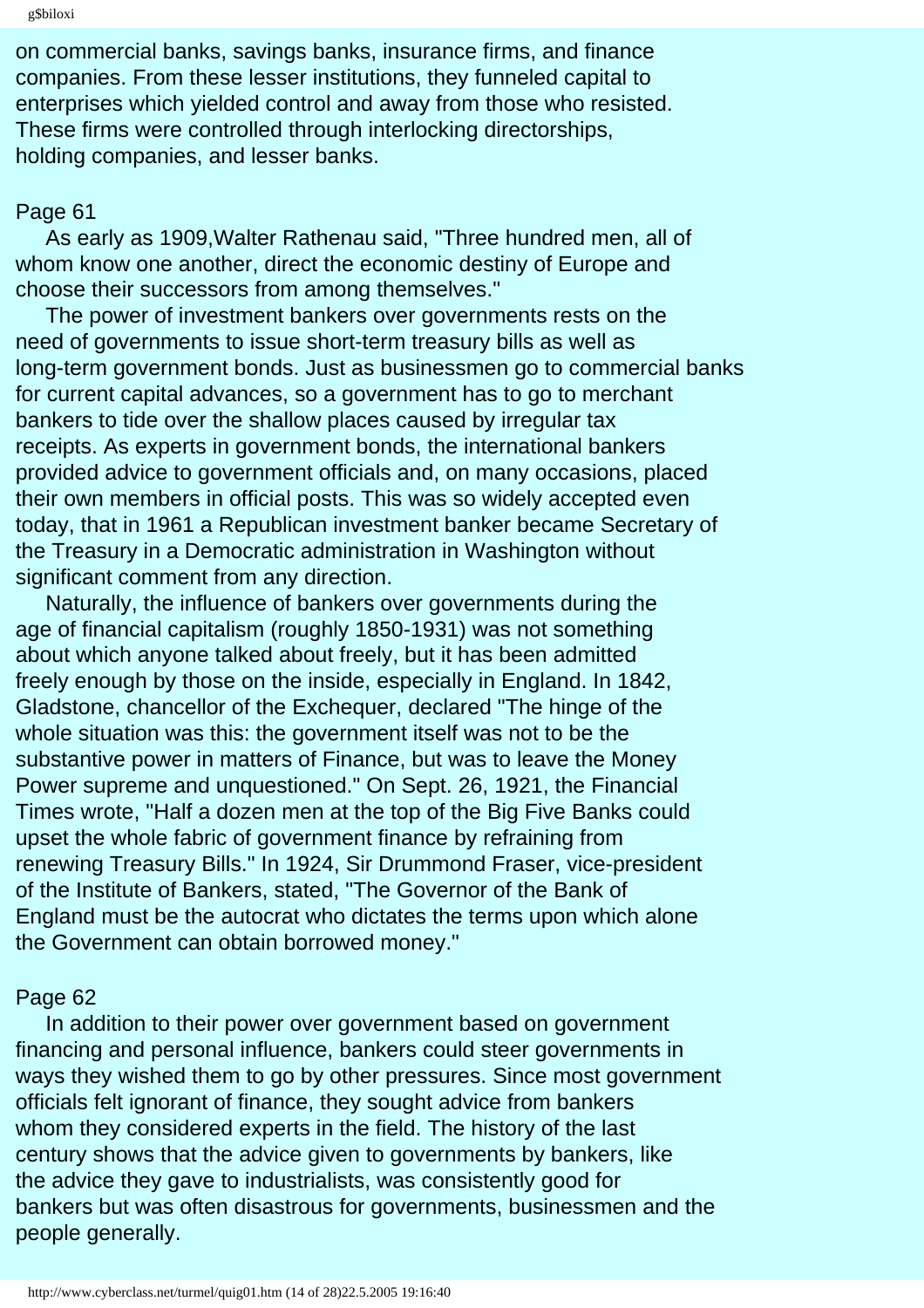on commercial banks, savings banks, insurance firms, and finance companies. From these lesser institutions, they funneled capital to enterprises which yielded control and away from those who resisted. These firms were controlled through interlocking directorships, holding companies, and lesser banks.

Page 61

As early as 1909,Walter Rathenau said, "Three hundred men, all of whom know one another, direct the economic destiny of Europe and choose their successors from among themselves."

The power of investment bankers over governments rests on the need of governments to issue short-term treasury bills as well as long-term government bonds. Just as businessmen go to commercial banks for current capital advances, so a government has to go to merchant bankers to tide over the shallow places caused by irregular tax receipts. As experts in government bonds, the international bankers provided advice to government officials and, on many occasions, placed their own members in official posts. This was so widely accepted even today, that in 1961 a Republican investment banker became Secretary of the Treasury in a Democratic administration in Washington without significant comment from any direction.

Naturally, the influence of bankers over governments during the age of financial capitalism (roughly 1850-1931) was not something about which anyone talked about freely, but it has been admitted freely enough by those on the inside, especially in England. In 1842, Gladstone, chancellor of the Exchequer, declared "The hinge of the whole situation was this: the government itself was not to be the substantive power in matters of Finance, but was to leave the Money Power supreme and unquestioned." On Sept. 26, 1921, the Financial Times wrote, "Half a dozen men at the top of the Big Five Banks could upset the whole fabric of government finance by refraining from renewing Treasury Bills." In 1924, Sir Drummond Fraser, vice-president of the Institute of Bankers, stated, "The Governor of the Bank of England must be the autocrat who dictates the terms upon which alone the Government can obtain borrowed money."

Page 62

In addition to their power over government based on government financing and personal influence, bankers could steer governments in ways they wished them to go by other pressures. Since most government officials felt ignorant of finance, they sought advice from bankers whom they considered experts in the field. The history of the last century shows that the advice given to governments by bankers, like the advice they gave to industrialists, was consistently good for bankers but was often disastrous for governments, businessmen and the people generally.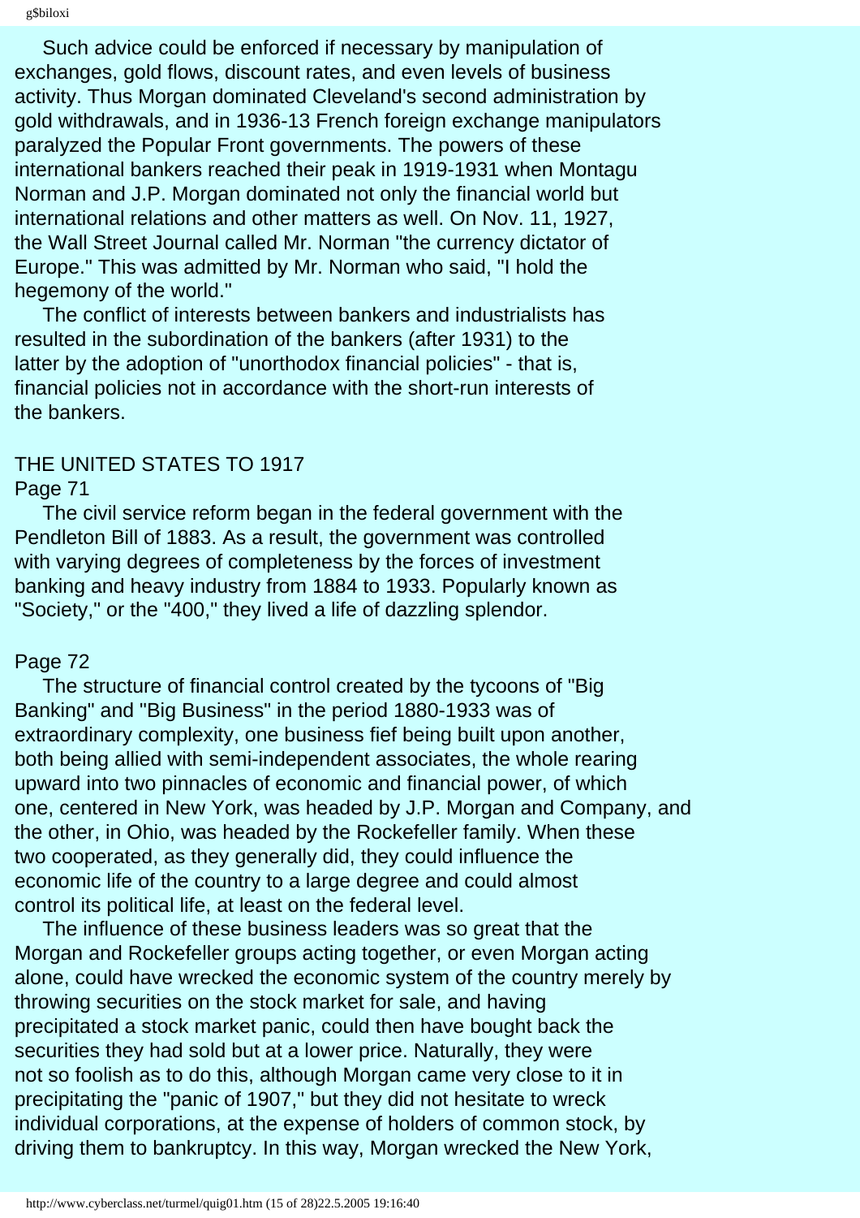Such advice could be enforced if necessary by manipulation of exchanges, gold flows, discount rates, and even levels of business activity. Thus Morgan dominated Cleveland's second administration by gold withdrawals, and in 1936-13 French foreign exchange manipulators paralyzed the Popular Front governments. The powers of these international bankers reached their peak in 1919-1931 when Montagu Norman and J.P. Morgan dominated not only the financial world but international relations and other matters as well. On Nov. 11, 1927, the Wall Street Journal called Mr. Norman "the currency dictator of Europe." This was admitted by Mr. Norman who said, "I hold the hegemony of the world."

The conflict of interests between bankers and industrialists has resulted in the subordination of the bankers (after 1931) to the latter by the adoption of "unorthodox financial policies" - that is, financial policies not in accordance with the short-run interests of the bankers.

## THE UNITED STATES TO 1917

Page 71

The civil service reform began in the federal government with the Pendleton Bill of 1883. As a result, the government was controlled with varying degrees of completeness by the forces of investment banking and heavy industry from 1884 to 1933. Popularly known as "Society," or the "400," they lived a life of dazzling splendor.

Page 72

The structure of financial control created by the tycoons of "Big Banking" and "Big Business" in the period 1880-1933 was of extraordinary complexity, one business fief being built upon another, both being allied with semi-independent associates, the whole rearing upward into two pinnacles of economic and financial power, of which one, centered in New York, was headed by J.P. Morgan and Company, and the other, in Ohio, was headed by the Rockefeller family. When these two cooperated, as they generally did, they could influence the economic life of the country to a large degree and could almost control its political life, at least on the federal level.

The influence of these business leaders was so great that the Morgan and Rockefeller groups acting together, or even Morgan acting alone, could have wrecked the economic system of the country merely by throwing securities on the stock market for sale, and having precipitated a stock market panic, could then have bought back the securities they had sold but at a lower price. Naturally, they were not so foolish as to do this, although Morgan came very close to it in precipitating the "panic of 1907," but they did not hesitate to wreck individual corporations, at the expense of holders of common stock, by driving them to bankruptcy. In this way, Morgan wrecked the New York,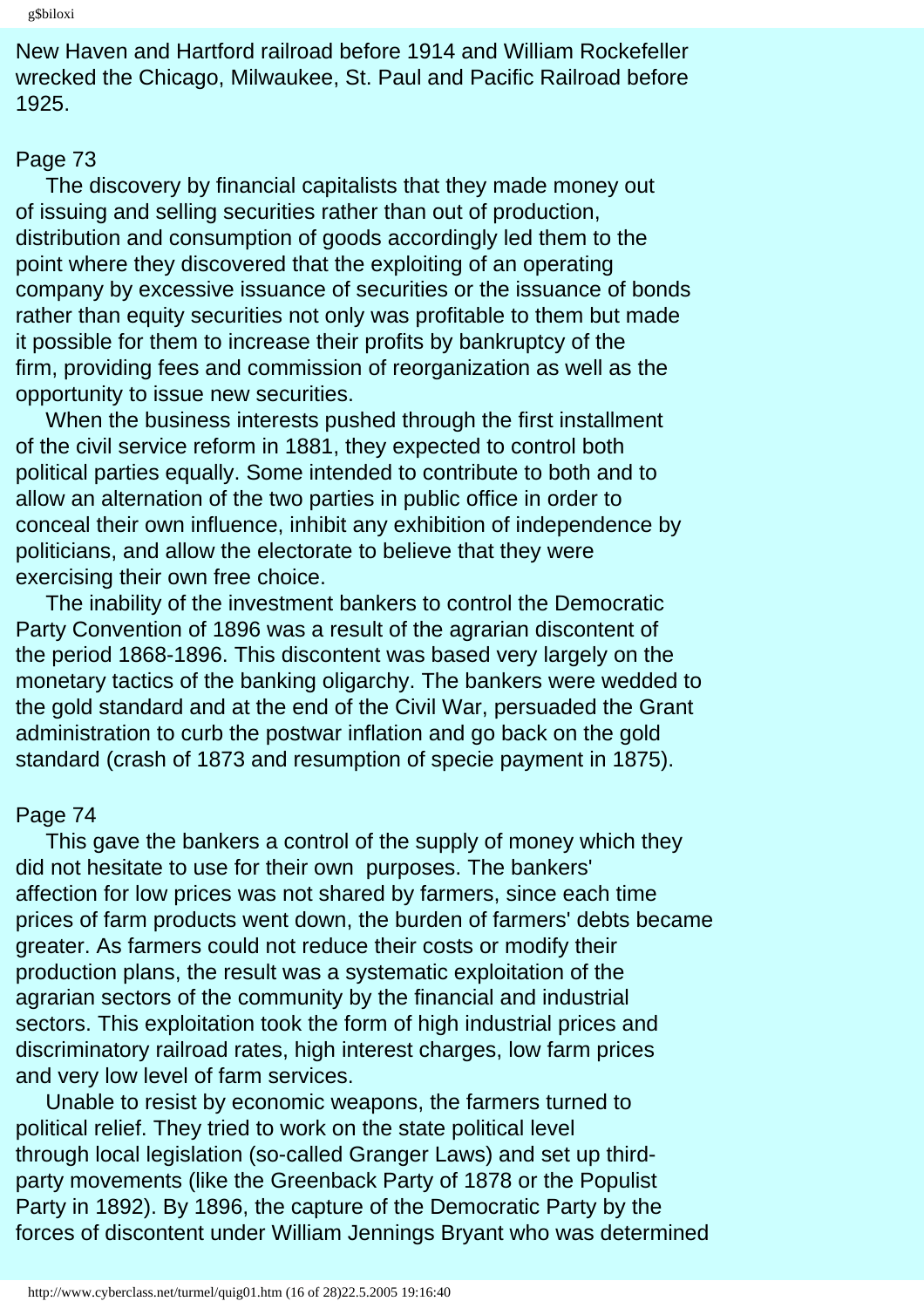New Haven and Hartford railroad before 1914 and William Rockefeller wrecked the Chicago, Milwaukee, St. Paul and Pacific Railroad before 1925.

Page 73

The discovery by financial capitalists that they made money out of issuing and selling securities rather than out of production, distribution and consumption of goods accordingly led them to the point where they discovered that the exploiting of an operating company by excessive issuance of securities or the issuance of bonds rather than equity securities not only was profitable to them but made it possible for them to increase their profits by bankruptcy of the firm, providing fees and commission of reorganization as well as the opportunity to issue new securities.

When the business interests pushed through the first installment of the civil service reform in 1881, they expected to control both political parties equally. Some intended to contribute to both and to allow an alternation of the two parties in public office in order to conceal their own influence, inhibit any exhibition of independence by politicians, and allow the electorate to believe that they were exercising their own free choice.

The inability of the investment bankers to control the Democratic Party Convention of 1896 was a result of the agrarian discontent of the period 1868-1896. This discontent was based very largely on the monetary tactics of the banking oligarchy. The bankers were wedded to the gold standard and at the end of the Civil War, persuaded the Grant administration to curb the postwar inflation and go back on the gold standard (crash of 1873 and resumption of specie payment in 1875).

Page 74

This gave the bankers a control of the supply of money which they did not hesitate to use for their own purposes. The bankers' affection for low prices was not shared by farmers, since each time prices of farm products went down, the burden of farmers' debts became greater. As farmers could not reduce their costs or modify their production plans, the result was a systematic exploitation of the agrarian sectors of the community by the financial and industrial sectors. This exploitation took the form of high industrial prices and discriminatory railroad rates, high interest charges, low farm prices and very low level of farm services.

Unable to resist by economic weapons, the farmers turned to political relief. They tried to work on the state political level through local legislation (so-called Granger Laws) and set up third-party movements (like the Greenback Party of 1878 or the Populist Party in 1892). By 1896, the capture of the Democratic Party by the forces of discontent under William Jennings Bryant who was determined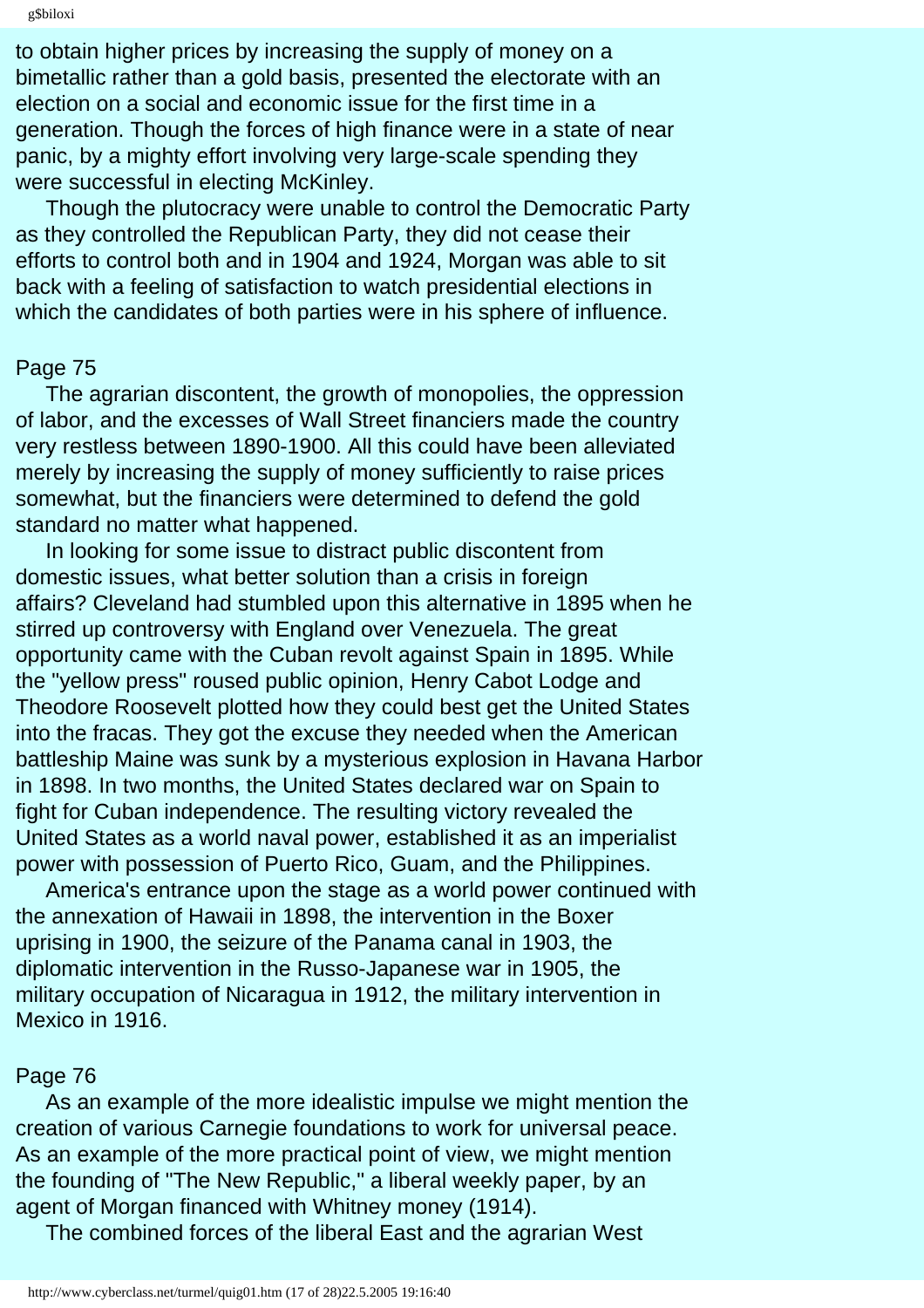to obtain higher prices by increasing the supply of money on a bimetallic rather than a gold basis, presented the electorate with an election on a social and economic issue for the first time in a generation. Though the forces of high finance were in a state of near panic, by a mighty effort involving very large-scale spending they were successful in electing McKinley.

Though the plutocracy were unable to control the Democratic Party as they controlled the Republican Party, they did not cease their efforts to control both and in 1904 and 1924, Morgan was able to sit back with a feeling of satisfaction to watch presidential elections in which the candidates of both parties were in his sphere of influence.

Page 75

The agrarian discontent, the growth of monopolies, the oppression of labor, and the excesses of Wall Street financiers made the country very restless between 1890-1900. All this could have been alleviated merely by increasing the supply of money sufficiently to raise prices somewhat, but the financiers were determined to defend the gold standard no matter what happened.

In looking for some issue to distract public discontent from domestic issues, what better solution than a crisis in foreign affairs? Cleveland had stumbled upon this alternative in 1895 when he stirred up controversy with England over Venezuela. The great opportunity came with the Cuban revolt against Spain in 1895. While the "yellow press" roused public opinion, Henry Cabot Lodge and Theodore Roosevelt plotted how they could best get the United States into the fracas. They got the excuse they needed when the American battleship Maine was sunk by a mysterious explosion in Havana Harbor in 1898. In two months, the United States declared war on Spain to fight for Cuban independence. The resulting victory revealed the United States as a world naval power, established it as an imperialist power with possession of Puerto Rico, Guam, and the Philippines.

America's entrance upon the stage as a world power continued with the annexation of Hawaii in 1898, the intervention in the Boxer uprising in 1900, the seizure of the Panama canal in 1903, the diplomatic intervention in the Russo-Japanese war in 1905, the military occupation of Nicaragua in 1912, the military intervention in Mexico in 1916.

Page 76

As an example of the more idealistic impulse we might mention the creation of various Carnegie foundations to work for universal peace. As an example of the more practical point of view, we might mention the founding of "The New Republic," a liberal weekly paper, by an agent of Morgan financed with Whitney money (1914).

The combined forces of the liberal East and the agrarian West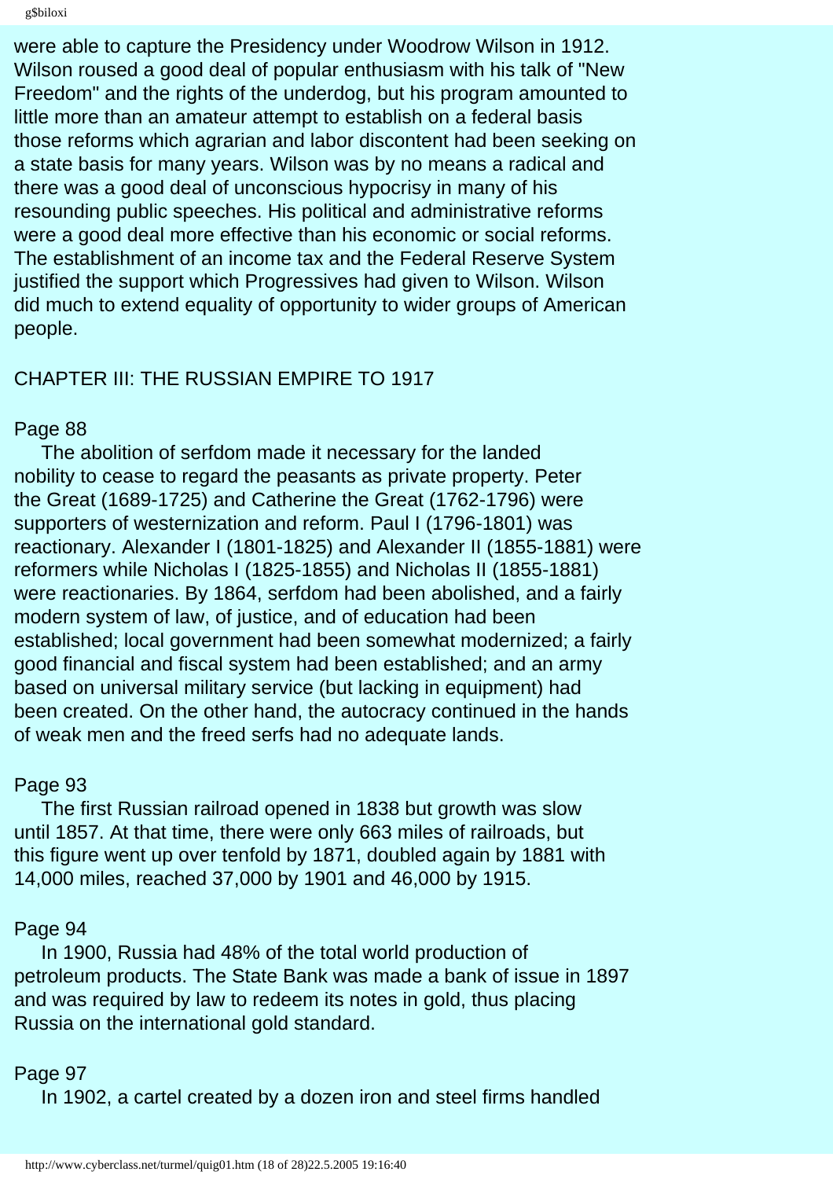were able to capture the Presidency under Woodrow Wilson in 1912. Wilson roused a good deal of popular enthusiasm with his talk of "New Freedom" and the rights of the underdog, but his program amounted to little more than an amateur attempt to establish on a federal basis those reforms which agrarian and labor discontent had been seeking on a state basis for many years. Wilson was by no means a radical and there was a good deal of unconscious hypocrisy in many of his resounding public speeches. His political and administrative reforms were a good deal more effective than his economic or social reforms. The establishment of an income tax and the Federal Reserve System justified the support which Progressives had given to Wilson. Wilson did much to extend equality of opportunity to wider groups of American people.

## CHAPTER III: THE RUSSIAN EMPIRE TO 1917

Page 88

The abolition of serfdom made it necessary for the landed nobility to cease to regard the peasants as private property. Peter the Great (1689-1725) and Catherine the Great (1762-1796) were supporters of westernization and reform. Paul I (1796-1801) was reactionary. Alexander I (1801-1825) and Alexander II (1855-1881) were reformers while Nicholas I (1825-1855) and Nicholas II (1855-1881) were reactionaries. By 1864, serfdom had been abolished, and a fairly modern system of law, of justice, and of education had been established; local government had been somewhat modernized; a fairly good financial and fiscal system had been established; and an army based on universal military service (but lacking in equipment) had been created. On the other hand, the autocracy continued in the hands of weak men and the freed serfs had no adequate lands.

Page 93

The first Russian railroad opened in 1838 but growth was slow until 1857. At that time, there were only 663 miles of railroads, but this figure went up over tenfold by 1871, doubled again by 1881 with 14,000 miles, reached 37,000 by 1901 and 46,000 by 1915.

Page 94

In 1900, Russia had 48% of the total world production of petroleum products. The State Bank was made a bank of issue in 1897 and was required by law to redeem its notes in gold, thus placing Russia on the international gold standard.

Page 97

In 1902, a cartel created by a dozen iron and steel firms handled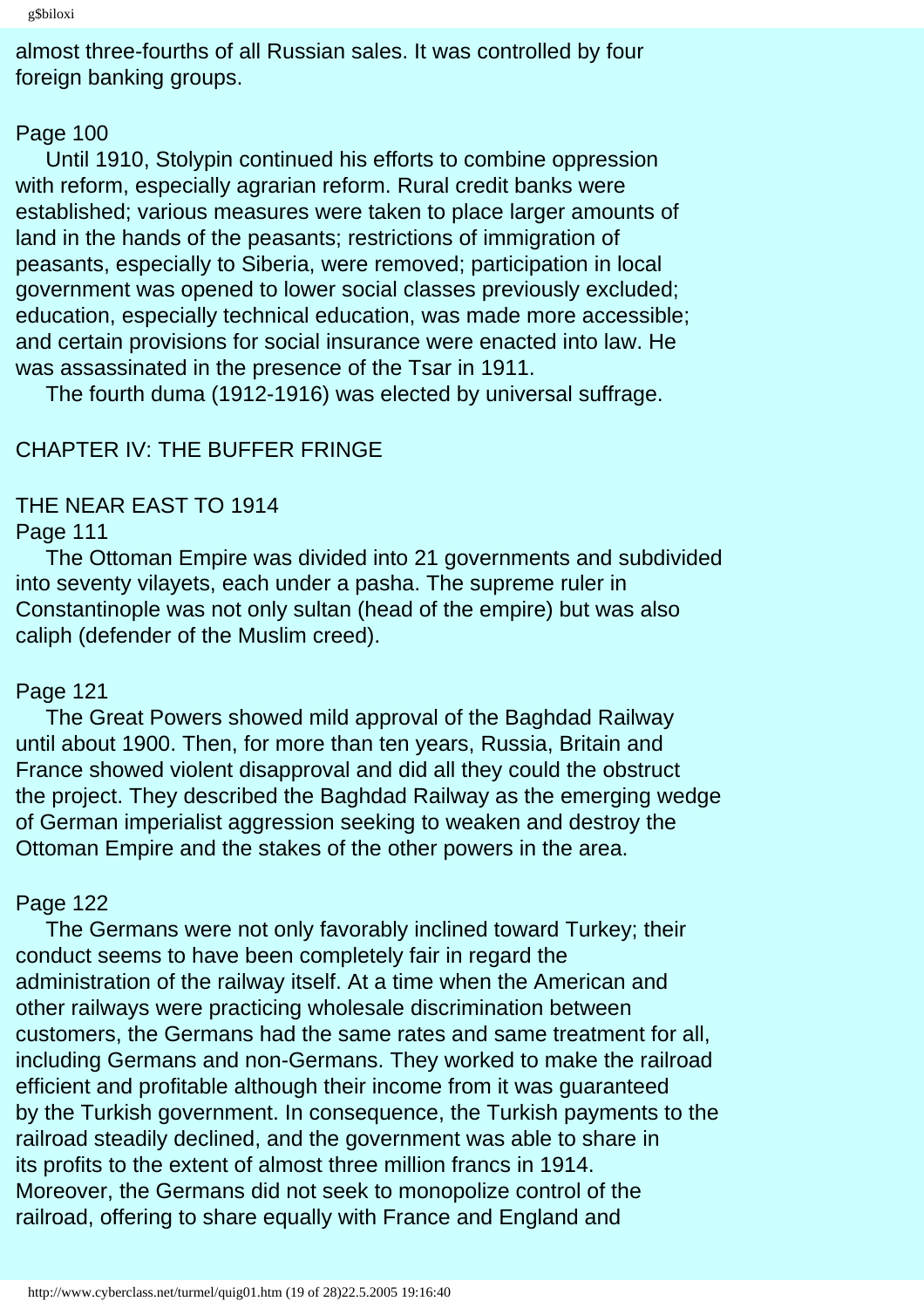almost three-fourths of all Russian sales. It was controlled by four foreign banking groups.

Page 100

Until 1910, Stolypin continued his efforts to combine oppression with reform, especially agrarian reform. Rural credit banks were established; various measures were taken to place larger amounts of land in the hands of the peasants; restrictions of immigration of peasants, especially to Siberia, were removed; participation in local government was opened to lower social classes previously excluded; education, especially technical education, was made more accessible; and certain provisions for social insurance were enacted into law. He was assassinated in the presence of the Tsar in 1911.

The fourth duma (1912-1916) was elected by universal suffrage.

## CHAPTER IV: THE BUFFER FRINGE

### THE NEAR EAST TO 1914

Page 111

The Ottoman Empire was divided into 21 governments and subdivided into seventy vilayets, each under a pasha. The supreme ruler in Constantinople was not only sultan (head of the empire) but was also caliph (defender of the Muslim creed).

Page 121

The Great Powers showed mild approval of the Baghdad Railway until about 1900. Then, for more than ten years, Russia, Britain and France showed violent disapproval and did all they could the obstruct the project. They described the Baghdad Railway as the emerging wedge of German imperialist aggression seeking to weaken and destroy the Ottoman Empire and the stakes of the other powers in the area.

Page 122

The Germans were not only favorably inclined toward Turkey; their conduct seems to have been completely fair in regard the administration of the railway itself. At a time when the American and other railways were practicing wholesale discrimination between customers, the Germans had the same rates and same treatment for all, including Germans and non-Germans. They worked to make the railroad efficient and profitable although their income from it was guaranteed by the Turkish government. In consequence, the Turkish payments to the railroad steadily declined, and the government was able to share in its profits to the extent of almost three million francs in 1914. Moreover, the Germans did not seek to monopolize control of the railroad, offering to share equally with France and England and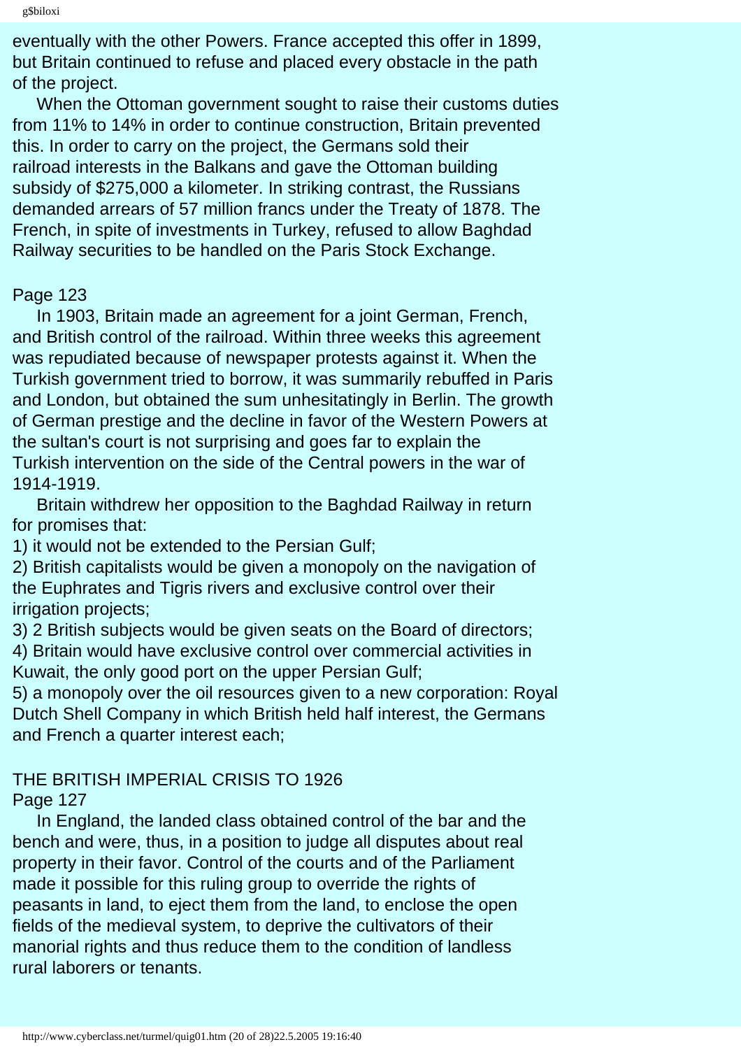eventually with the other Powers. France accepted this offer in 1899, but Britain continued to refuse and placed every obstacle in the path of the project.

When the Ottoman government sought to raise their customs duties from 11% to 14% in order to continue construction, Britain prevented this. In order to carry on the project, the Germans sold their railroad interests in the Balkans and gave the Ottoman building subsidy of $275,000 a kilometer. In striking contrast, the Russians demanded arrears of 57 million francs under the Treaty of 1878. The French, in spite of investments in Turkey, refused to allow Baghdad Railway securities to be handled on the Paris Stock Exchange.

Page 123

In 1903, Britain made an agreement for a joint German, French, and British control of the railroad. Within three weeks this agreement was repudiated because of newspaper protests against it. When the Turkish government tried to borrow, it was summarily rebuffed in Paris and London, but obtained the sum unhesitatingly in Berlin. The growth of German prestige and the decline in favor of the Western Powers at the sultan's court is not surprising and goes far to explain the Turkish intervention on the side of the Central powers in the war of 1914-1919.

Britain withdrew her opposition to the Baghdad Railway in return for promises that:

1) it would not be extended to the Persian Gulf;
2) British capitalists would be given a monopoly on the navigation of the Euphrates and Tigris rivers and exclusive control over their irrigation projects;
3) 2 British subjects would be given seats on the Board of directors;
4) Britain would have exclusive control over commercial activities in Kuwait, the only good port on the upper Persian Gulf;
5) a monopoly over the oil resources given to a new corporation: Royal Dutch Shell Company in which British held half interest, the Germans and French a quarter interest each;

## THE BRITISH IMPERIAL CRISIS TO 1926

Page 127

In England, the landed class obtained control of the bar and the bench and were, thus, in a position to judge all disputes about real property in their favor. Control of the courts and of the Parliament made it possible for this ruling group to override the rights of peasants in land, to eject them from the land, to enclose the open fields of the medieval system, to deprive the cultivators of their manorial rights and thus reduce them to the condition of landless rural laborers or tenants.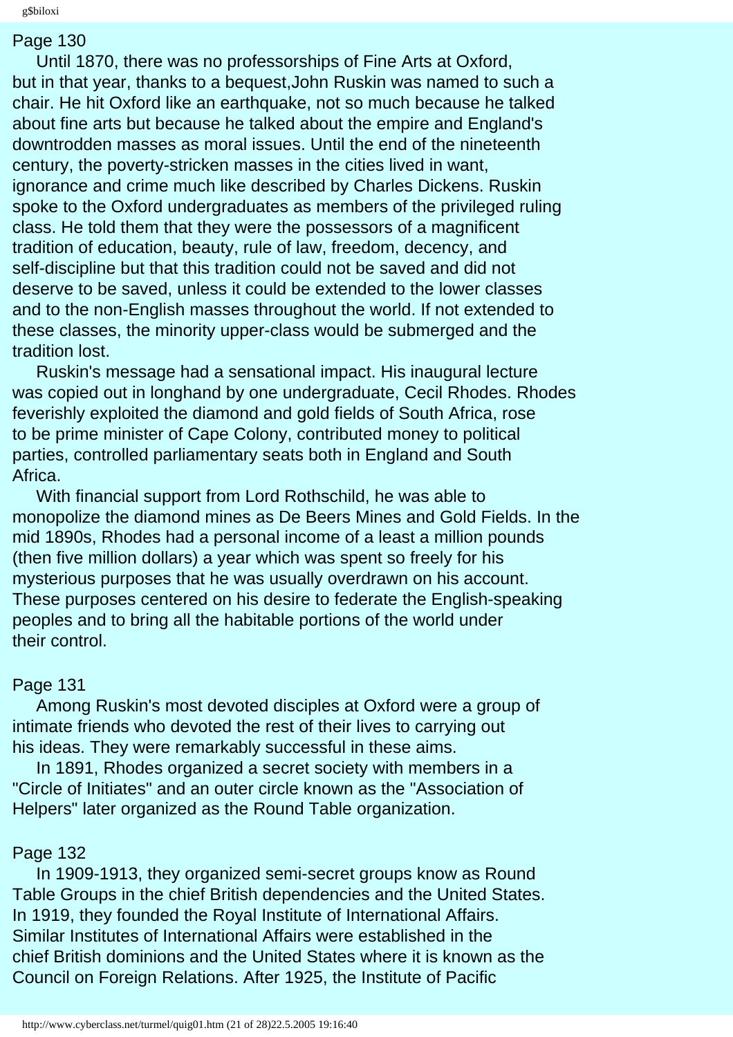Page 130

Until 1870, there was no professorships of Fine Arts at Oxford, but in that year, thanks to a bequest,John Ruskin was named to such a chair. He hit Oxford like an earthquake, not so much because he talked about fine arts but because he talked about the empire and England's downtrodden masses as moral issues. Until the end of the nineteenth century, the poverty-stricken masses in the cities lived in want, ignorance and crime much like described by Charles Dickens. Ruskin spoke to the Oxford undergraduates as members of the privileged ruling class. He told them that they were the possessors of a magnificent tradition of education, beauty, rule of law, freedom, decency, and self-discipline but that this tradition could not be saved and did not deserve to be saved, unless it could be extended to the lower classes and to the non-English masses throughout the world. If not extended to these classes, the minority upper-class would be submerged and the tradition lost.

Ruskin's message had a sensational impact. His inaugural lecture was copied out in longhand by one undergraduate, Cecil Rhodes. Rhodes feverishly exploited the diamond and gold fields of South Africa, rose to be prime minister of Cape Colony, contributed money to political parties, controlled parliamentary seats both in England and South Africa.

With financial support from Lord Rothschild, he was able to monopolize the diamond mines as De Beers Mines and Gold Fields. In the mid 1890s, Rhodes had a personal income of a least a million pounds (then five million dollars) a year which was spent so freely for his mysterious purposes that he was usually overdrawn on his account. These purposes centered on his desire to federate the English-speaking peoples and to bring all the habitable portions of the world under their control.

Page 131

Among Ruskin's most devoted disciples at Oxford were a group of intimate friends who devoted the rest of their lives to carrying out his ideas. They were remarkably successful in these aims.

In 1891, Rhodes organized a secret society with members in a "Circle of Initiates" and an outer circle known as the "Association of Helpers" later organized as the Round Table organization.

Page 132

In 1909-1913, they organized semi-secret groups know as Round Table Groups in the chief British dependencies and the United States. In 1919, they founded the Royal Institute of International Affairs. Similar Institutes of International Affairs were established in the chief British dominions and the United States where it is known as the Council on Foreign Relations. After 1925, the Institute of Pacific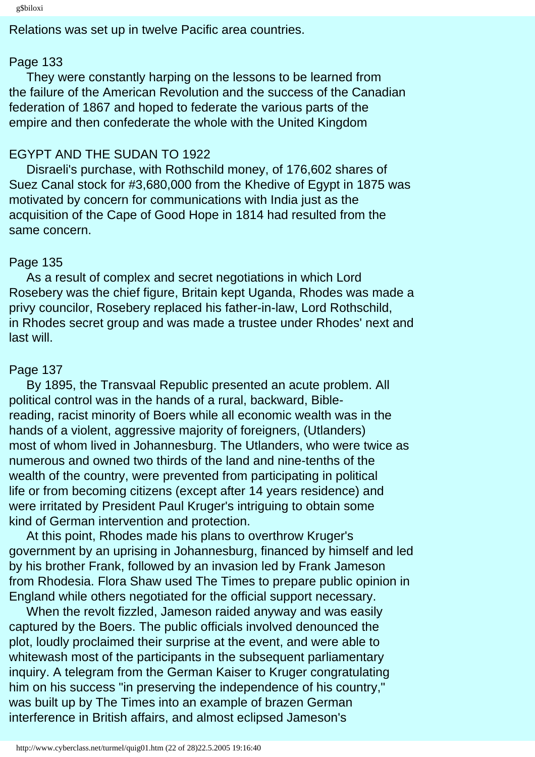Relations was set up in twelve Pacific area countries.

Page 133

They were constantly harping on the lessons to be learned from the failure of the American Revolution and the success of the Canadian federation of 1867 and hoped to federate the various parts of the empire and then confederate the whole with the United Kingdom

EGYPT AND THE SUDAN TO 1922

Disraeli's purchase, with Rothschild money, of 176,602 shares of Suez Canal stock for #3,680,000 from the Khedive of Egypt in 1875 was motivated by concern for communications with India just as the acquisition of the Cape of Good Hope in 1814 had resulted from the same concern.

Page 135

As a result of complex and secret negotiations in which Lord Rosebery was the chief figure, Britain kept Uganda, Rhodes was made a privy councilor, Rosebery replaced his father-in-law, Lord Rothschild, in Rhodes secret group and was made a trustee under Rhodes' next and last will.

Page 137

By 1895, the Transvaal Republic presented an acute problem. All political control was in the hands of a rural, backward, Bible-reading, racist minority of Boers while all economic wealth was in the hands of a violent, aggressive majority of foreigners, (Utlanders) most of whom lived in Johannesburg. The Utlanders, who were twice as numerous and owned two thirds of the land and nine-tenths of the wealth of the country, were prevented from participating in political life or from becoming citizens (except after 14 years residence) and were irritated by President Paul Kruger's intriguing to obtain some kind of German intervention and protection.

At this point, Rhodes made his plans to overthrow Kruger's government by an uprising in Johannesburg, financed by himself and led by his brother Frank, followed by an invasion led by Frank Jameson from Rhodesia. Flora Shaw used The Times to prepare public opinion in England while others negotiated for the official support necessary.

When the revolt fizzled, Jameson raided anyway and was easily captured by the Boers. The public officials involved denounced the plot, loudly proclaimed their surprise at the event, and were able to whitewash most of the participants in the subsequent parliamentary inquiry. A telegram from the German Kaiser to Kruger congratulating him on his success "in preserving the independence of his country," was built up by The Times into an example of brazen German interference in British affairs, and almost eclipsed Jameson's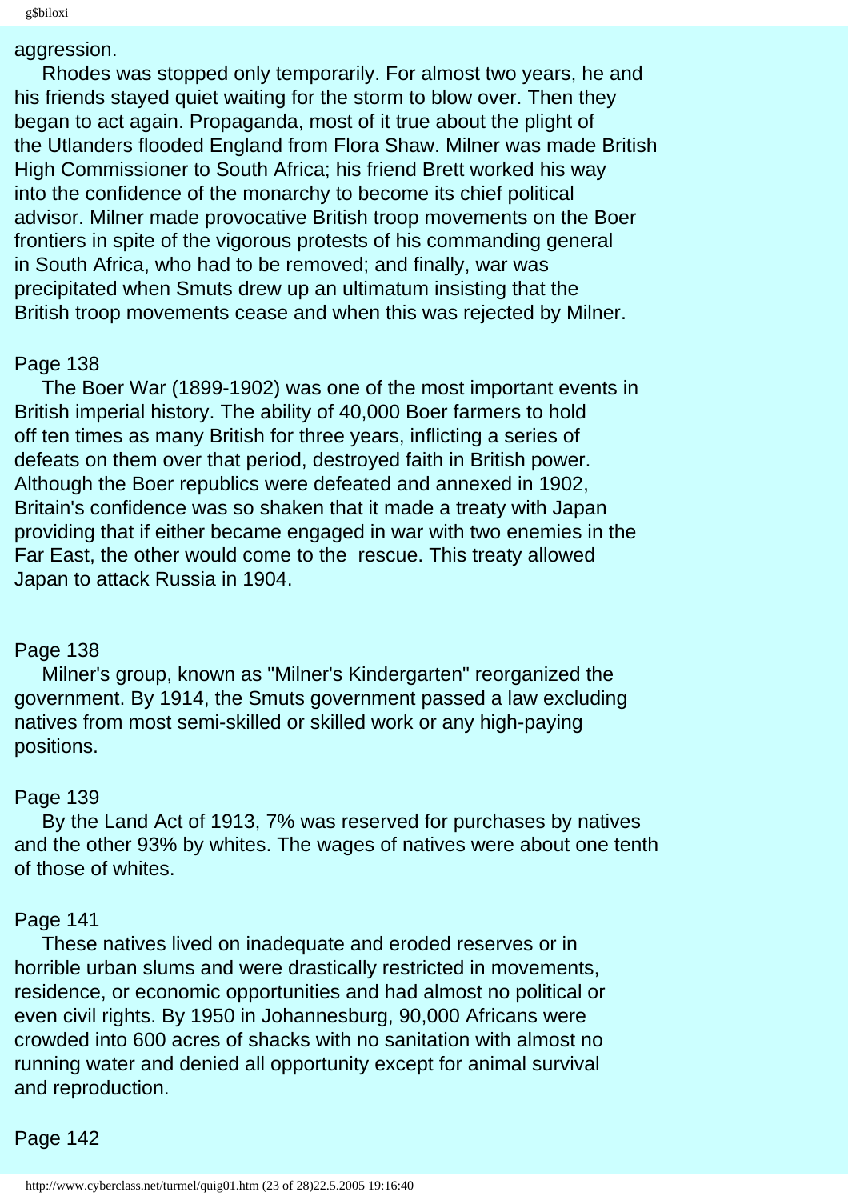aggression.

Rhodes was stopped only temporarily. For almost two years, he and his friends stayed quiet waiting for the storm to blow over. Then they began to act again. Propaganda, most of it true about the plight of the Utlanders flooded England from Flora Shaw. Milner was made British High Commissioner to South Africa; his friend Brett worked his way into the confidence of the monarchy to become its chief political advisor. Milner made provocative British troop movements on the Boer frontiers in spite of the vigorous protests of his commanding general in South Africa, who had to be removed; and finally, war was precipitated when Smuts drew up an ultimatum insisting that the British troop movements cease and when this was rejected by Milner.

Page 138

The Boer War (1899-1902) was one of the most important events in British imperial history. The ability of 40,000 Boer farmers to hold off ten times as many British for three years, inflicting a series of defeats on them over that period, destroyed faith in British power. Although the Boer republics were defeated and annexed in 1902, Britain's confidence was so shaken that it made a treaty with Japan providing that if either became engaged in war with two enemies in the Far East, the other would come to the rescue. This treaty allowed Japan to attack Russia in 1904.

Page 138

Milner's group, known as "Milner's Kindergarten" reorganized the government. By 1914, the Smuts government passed a law excluding natives from most semi-skilled or skilled work or any high-paying positions.

Page 139

By the Land Act of 1913, 7% was reserved for purchases by natives and the other 93% by whites. The wages of natives were about one tenth of those of whites.

Page 141

These natives lived on inadequate and eroded reserves or in horrible urban slums and were drastically restricted in movements, residence, or economic opportunities and had almost no political or even civil rights. By 1950 in Johannesburg, 90,000 Africans were crowded into 600 acres of shacks with no sanitation with almost no running water and denied all opportunity except for animal survival and reproduction.

Page 142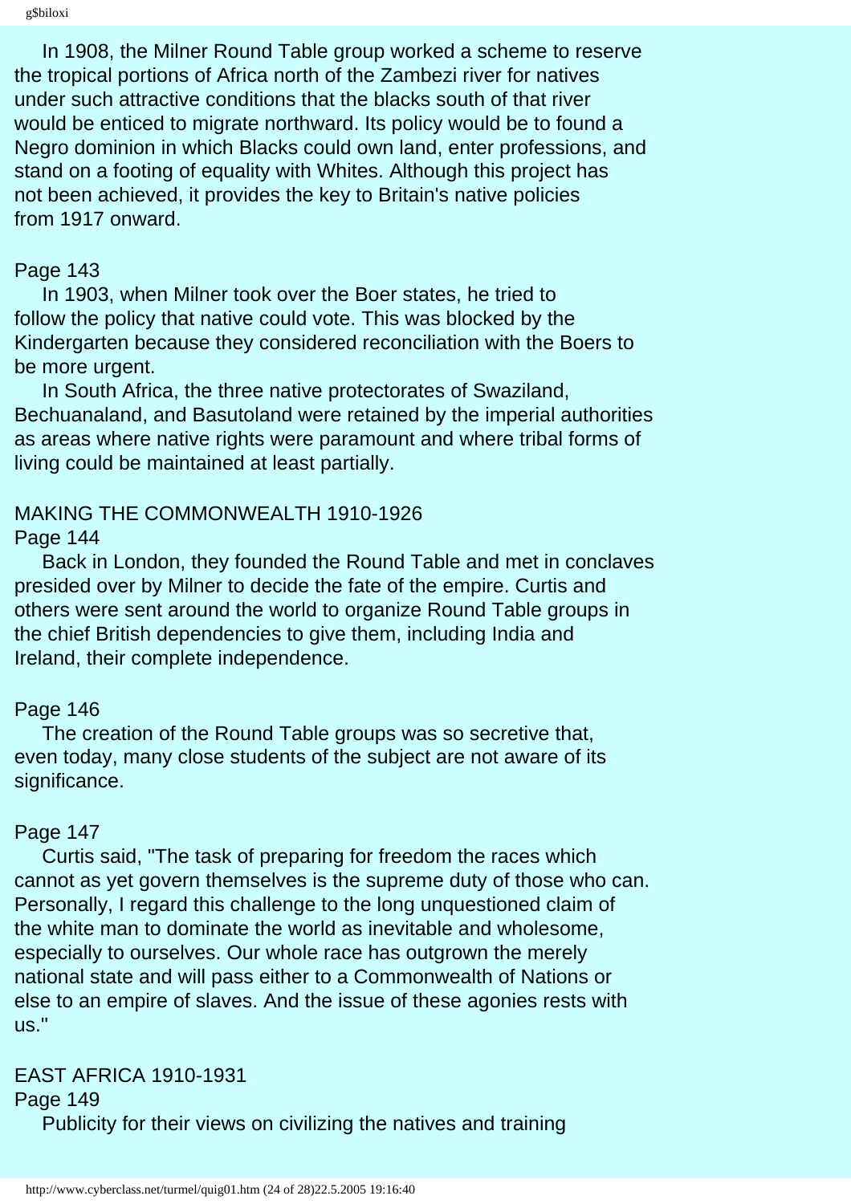In 1908, the Milner Round Table group worked a scheme to reserve the tropical portions of Africa north of the Zambezi river for natives under such attractive conditions that the blacks south of that river would be enticed to migrate northward. Its policy would be to found a Negro dominion in which Blacks could own land, enter professions, and stand on a footing of equality with Whites. Although this project has not been achieved, it provides the key to Britain's native policies from 1917 onward.

Page 143

In 1903, when Milner took over the Boer states, he tried to follow the policy that native could vote. This was blocked by the Kindergarten because they considered reconciliation with the Boers to be more urgent.

In South Africa, the three native protectorates of Swaziland, Bechuanaland, and Basutoland were retained by the imperial authorities as areas where native rights were paramount and where tribal forms of living could be maintained at least partially.

MAKING THE COMMONWEALTH 1910-1926

Page 144

Back in London, they founded the Round Table and met in conclaves presided over by Milner to decide the fate of the empire. Curtis and others were sent around the world to organize Round Table groups in the chief British dependencies to give them, including India and Ireland, their complete independence.

Page 146

The creation of the Round Table groups was so secretive that, even today, many close students of the subject are not aware of its significance.

Page 147

Curtis said, "The task of preparing for freedom the races which cannot as yet govern themselves is the supreme duty of those who can. Personally, I regard this challenge to the long unquestioned claim of the white man to dominate the world as inevitable and wholesome, especially to ourselves. Our whole race has outgrown the merely national state and will pass either to a Commonwealth of Nations or else to an empire of slaves. And the issue of these agonies rests with us."

EAST AFRICA 1910-1931

Page 149

Publicity for their views on civilizing the natives and training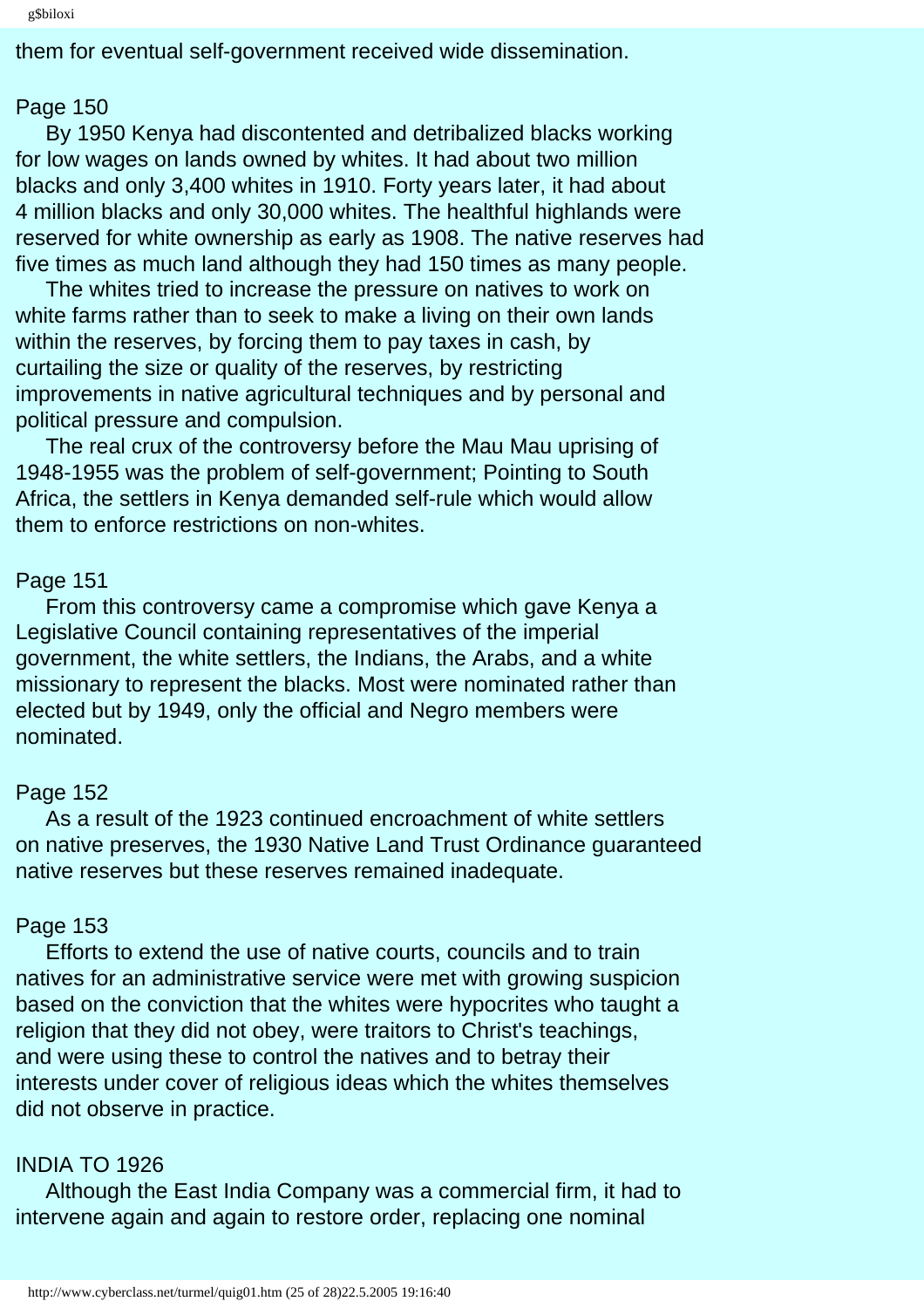them for eventual self-government received wide dissemination.

Page 150

By 1950 Kenya had discontented and detribalized blacks working for low wages on lands owned by whites. It had about two million blacks and only 3,400 whites in 1910. Forty years later, it had about 4 million blacks and only 30,000 whites. The healthful highlands were reserved for white ownership as early as 1908. The native reserves had five times as much land although they had 150 times as many people.

The whites tried to increase the pressure on natives to work on white farms rather than to seek to make a living on their own lands within the reserves, by forcing them to pay taxes in cash, by curtailing the size or quality of the reserves, by restricting improvements in native agricultural techniques and by personal and political pressure and compulsion.

The real crux of the controversy before the Mau Mau uprising of 1948-1955 was the problem of self-government; Pointing to South Africa, the settlers in Kenya demanded self-rule which would allow them to enforce restrictions on non-whites.

Page 151

From this controversy came a compromise which gave Kenya a Legislative Council containing representatives of the imperial government, the white settlers, the Indians, the Arabs, and a white missionary to represent the blacks. Most were nominated rather than elected but by 1949, only the official and Negro members were nominated.

Page 152

As a result of the 1923 continued encroachment of white settlers on native preserves, the 1930 Native Land Trust Ordinance guaranteed native reserves but these reserves remained inadequate.

Page 153

Efforts to extend the use of native courts, councils and to train natives for an administrative service were met with growing suspicion based on the conviction that the whites were hypocrites who taught a religion that they did not obey, were traitors to Christ's teachings, and were using these to control the natives and to betray their interests under cover of religious ideas which the whites themselves did not observe in practice.

INDIA TO 1926

Although the East India Company was a commercial firm, it had to intervene again and again to restore order, replacing one nominal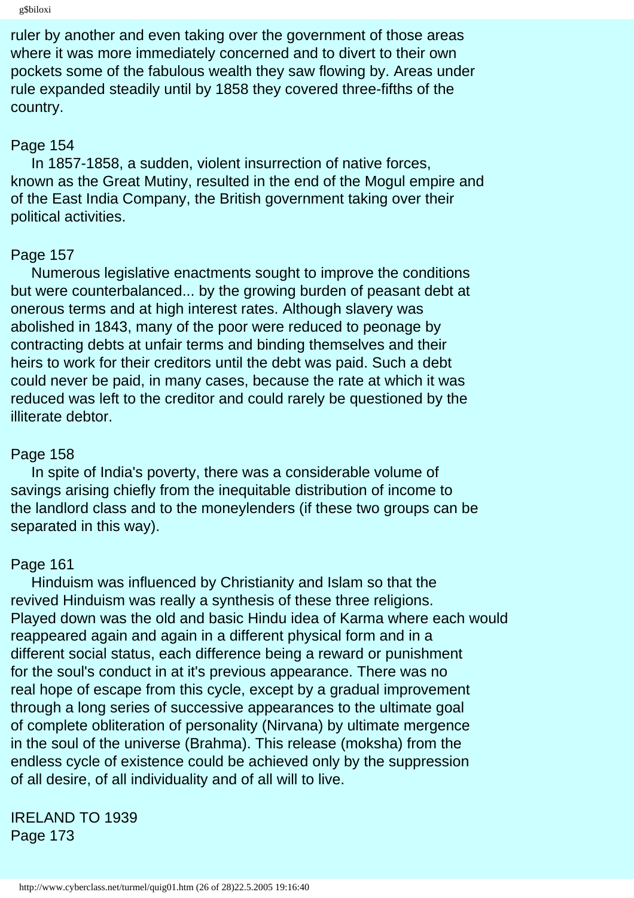ruler by another and even taking over the government of those areas where it was more immediately concerned and to divert to their own pockets some of the fabulous wealth they saw flowing by. Areas under rule expanded steadily until by 1858 they covered three-fifths of the country.

Page 154

In 1857-1858, a sudden, violent insurrection of native forces, known as the Great Mutiny, resulted in the end of the Mogul empire and of the East India Company, the British government taking over their political activities.

Page 157

Numerous legislative enactments sought to improve the conditions but were counterbalanced... by the growing burden of peasant debt at onerous terms and at high interest rates. Although slavery was abolished in 1843, many of the poor were reduced to peonage by contracting debts at unfair terms and binding themselves and their heirs to work for their creditors until the debt was paid. Such a debt could never be paid, in many cases, because the rate at which it was reduced was left to the creditor and could rarely be questioned by the illiterate debtor.

Page 158

In spite of India's poverty, there was a considerable volume of savings arising chiefly from the inequitable distribution of income to the landlord class and to the moneylenders (if these two groups can be separated in this way).

Page 161

Hinduism was influenced by Christianity and Islam so that the revived Hinduism was really a synthesis of these three religions. Played down was the old and basic Hindu idea of Karma where each would reappeared again and again in a different physical form and in a different social status, each difference being a reward or punishment for the soul's conduct in at it's previous appearance. There was no real hope of escape from this cycle, except by a gradual improvement through a long series of successive appearances to the ultimate goal of complete obliteration of personality (Nirvana) by ultimate mergence in the soul of the universe (Brahma). This release (moksha) from the endless cycle of existence could be achieved only by the suppression of all desire, of all individuality and of all will to live.

## IRELAND TO 1939

Page 173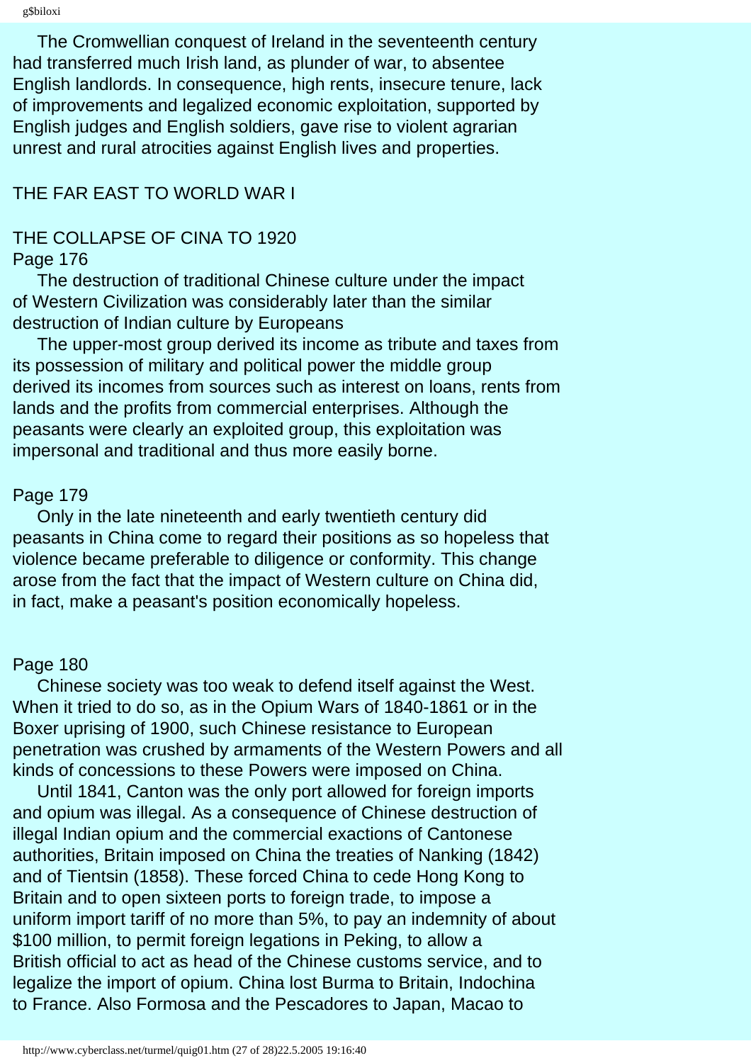The Cromwellian conquest of Ireland in the seventeenth century had transferred much Irish land, as plunder of war, to absentee English landlords. In consequence, high rents, insecure tenure, lack of improvements and legalized economic exploitation, supported by English judges and English soldiers, gave rise to violent agrarian unrest and rural atrocities against English lives and properties.

## THE FAR EAST TO WORLD WAR I

### THE COLLAPSE OF CINA TO 1920

Page 176

The destruction of traditional Chinese culture under the impact of Western Civilization was considerably later than the similar destruction of Indian culture by Europeans

The upper-most group derived its income as tribute and taxes from its possession of military and political power the middle group derived its incomes from sources such as interest on loans, rents from lands and the profits from commercial enterprises. Although the peasants were clearly an exploited group, this exploitation was impersonal and traditional and thus more easily borne.

Page 179

Only in the late nineteenth and early twentieth century did peasants in China come to regard their positions as so hopeless that violence became preferable to diligence or conformity. This change arose from the fact that the impact of Western culture on China did, in fact, make a peasant's position economically hopeless.

Page 180

Chinese society was too weak to defend itself against the West. When it tried to do so, as in the Opium Wars of 1840-1861 or in the Boxer uprising of 1900, such Chinese resistance to European penetration was crushed by armaments of the Western Powers and all kinds of concessions to these Powers were imposed on China.

Until 1841, Canton was the only port allowed for foreign imports and opium was illegal. As a consequence of Chinese destruction of illegal Indian opium and the commercial exactions of Cantonese authorities, Britain imposed on China the treaties of Nanking (1842) and of Tientsin (1858). These forced China to cede Hong Kong to Britain and to open sixteen ports to foreign trade, to impose a uniform import tariff of no more than 5%, to pay an indemnity of about \$100 million, to permit foreign legations in Peking, to allow a British official to act as head of the Chinese customs service, and to legalize the import of opium. China lost Burma to Britain, Indochina to France. Also Formosa and the Pescadores to Japan, Macao to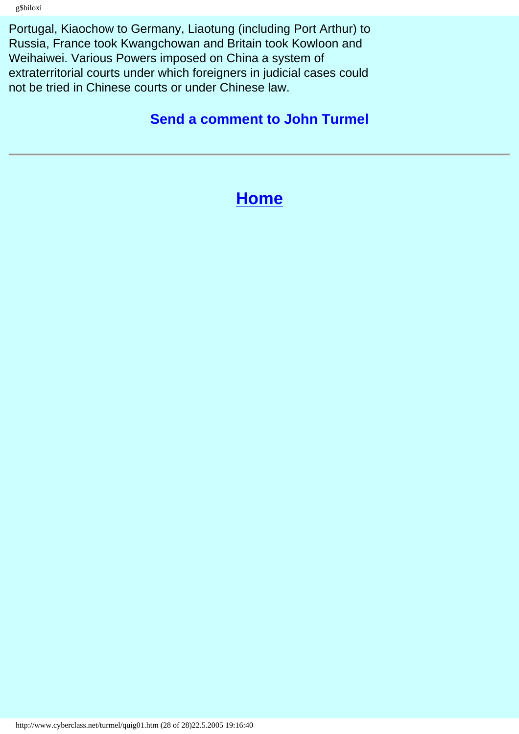Portugal, Kiaochow to Germany, Liaotung (including Port Arthur) to Russia, France took Kwangchowan and Britain took Kowloon and Weihaiwei. Various Powers imposed on China a system of extraterritorial courts under which foreigners in judicial cases could not be tried in Chinese courts or under Chinese law.

**Send a comment to John Turmel**

---

## Home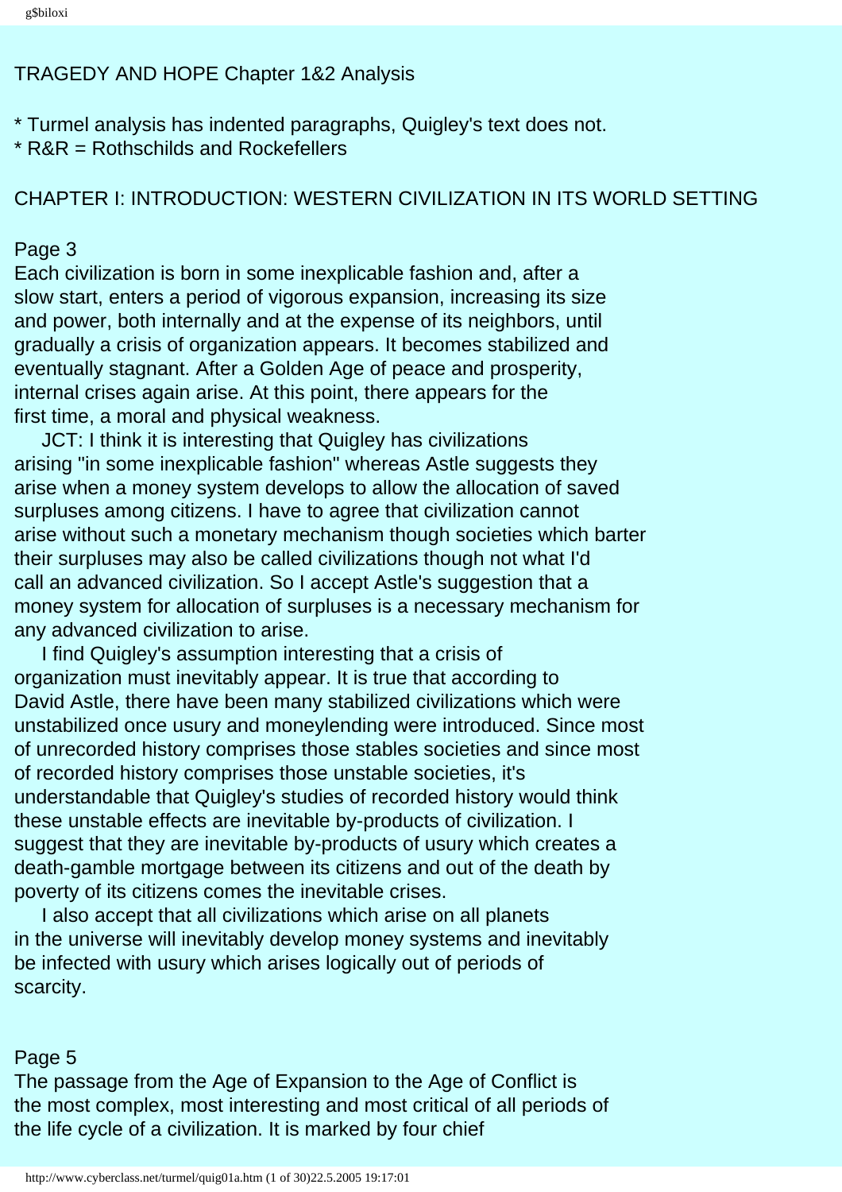TRAGEDY AND HOPE Chapter 1&2 Analysis

* Turmel analysis has indented paragraphs, Quigley's text does not.
* R&R = Rothschilds and Rockefellers

CHAPTER I: INTRODUCTION: WESTERN CIVILIZATION IN ITS WORLD SETTING

Page 3

Each civilization is born in some inexplicable fashion and, after a slow start, enters a period of vigorous expansion, increasing its size and power, both internally and at the expense of its neighbors, until gradually a crisis of organization appears. It becomes stabilized and eventually stagnant. After a Golden Age of peace and prosperity, internal crises again arise. At this point, there appears for the first time, a moral and physical weakness.

JCT: I think it is interesting that Quigley has civilizations arising "in some inexplicable fashion" whereas Astle suggests they arise when a money system develops to allow the allocation of saved surpluses among citizens. I have to agree that civilization cannot arise without such a monetary mechanism though societies which barter their surpluses may also be called civilizations though not what I'd call an advanced civilization. So I accept Astle's suggestion that a money system for allocation of surpluses is a necessary mechanism for any advanced civilization to arise.

I find Quigley's assumption interesting that a crisis of organization must inevitably appear. It is true that according to David Astle, there have been many stabilized civilizations which were unstabilized once usury and moneylending were introduced. Since most of unrecorded history comprises those stables societies and since most of recorded history comprises those unstable societies, it's understandable that Quigley's studies of recorded history would think these unstable effects are inevitable by-products of civilization. I suggest that they are inevitable by-products of usury which creates a death-gamble mortgage between its citizens and out of the death by poverty of its citizens comes the inevitable crises.

I also accept that all civilizations which arise on all planets in the universe will inevitably develop money systems and inevitably be infected with usury which arises logically out of periods of scarcity.

Page 5

The passage from the Age of Expansion to the Age of Conflict is the most complex, most interesting and most critical of all periods of the life cycle of a civilization. It is marked by four chief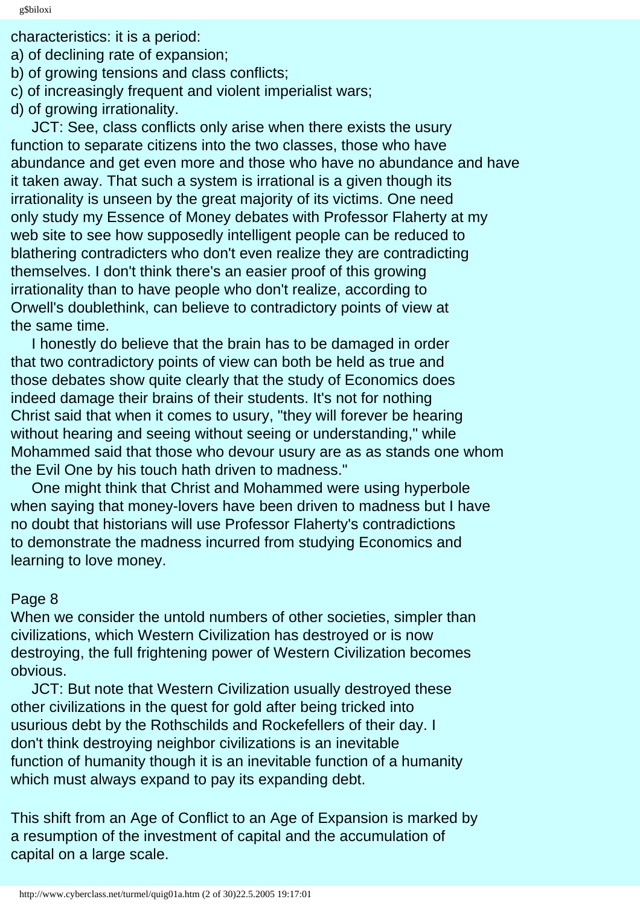characteristics: it is a period:
a) of declining rate of expansion;
b) of growing tensions and class conflicts;
c) of increasingly frequent and violent imperialist wars;
d) of growing irrationality.

JCT: See, class conflicts only arise when there exists the usury function to separate citizens into the two classes, those who have abundance and get even more and those who have no abundance and have it taken away. That such a system is irrational is a given though its irrationality is unseen by the great majority of its victims. One need only study my Essence of Money debates with Professor Flaherty at my web site to see how supposedly intelligent people can be reduced to blathering contradicters who don't even realize they are contradicting themselves. I don't think there's an easier proof of this growing irrationality than to have people who don't realize, according to Orwell's doublethink, can believe to contradictory points of view at the same time.

I honestly do believe that the brain has to be damaged in order that two contradictory points of view can both be held as true and those debates show quite clearly that the study of Economics does indeed damage their brains of their students. It's not for nothing Christ said that when it comes to usury, "they will forever be hearing without hearing and seeing without seeing or understanding," while Mohammed said that those who devour usury are as as stands one whom the Evil One by his touch hath driven to madness."

One might think that Christ and Mohammed were using hyperbole when saying that money-lovers have been driven to madness but I have no doubt that historians will use Professor Flaherty's contradictions to demonstrate the madness incurred from studying Economics and learning to love money.

Page 8

When we consider the untold numbers of other societies, simpler than civilizations, which Western Civilization has destroyed or is now destroying, the full frightening power of Western Civilization becomes obvious.

JCT: But note that Western Civilization usually destroyed these other civilizations in the quest for gold after being tricked into usurious debt by the Rothschilds and Rockefellers of their day. I don't think destroying neighbor civilizations is an inevitable function of humanity though it is an inevitable function of a humanity which must always expand to pay its expanding debt.

This shift from an Age of Conflict to an Age of Expansion is marked by a resumption of the investment of capital and the accumulation of capital on a large scale.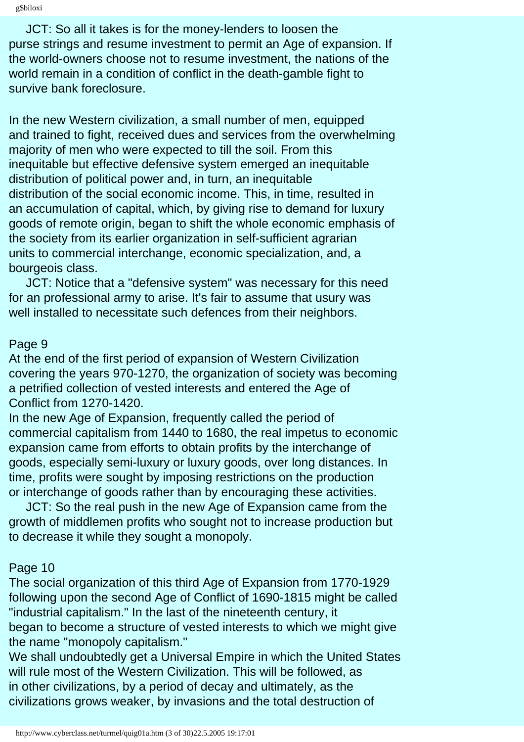JCT: So all it takes is for the money-lenders to loosen the purse strings and resume investment to permit an Age of expansion. If the world-owners choose not to resume investment, the nations of the world remain in a condition of conflict in the death-gamble fight to survive bank foreclosure.

In the new Western civilization, a small number of men, equipped and trained to fight, received dues and services from the overwhelming majority of men who were expected to till the soil. From this inequitable but effective defensive system emerged an inequitable distribution of political power and, in turn, an inequitable distribution of the social economic income. This, in time, resulted in an accumulation of capital, which, by giving rise to demand for luxury goods of remote origin, began to shift the whole economic emphasis of the society from its earlier organization in self-sufficient agrarian units to commercial interchange, economic specialization, and, a bourgeois class.

JCT: Notice that a "defensive system" was necessary for this need for an professional army to arise. It's fair to assume that usury was well installed to necessitate such defences from their neighbors.

Page 9

At the end of the first period of expansion of Western Civilization covering the years 970-1270, the organization of society was becoming a petrified collection of vested interests and entered the Age of Conflict from 1270-1420.

In the new Age of Expansion, frequently called the period of commercial capitalism from 1440 to 1680, the real impetus to economic expansion came from efforts to obtain profits by the interchange of goods, especially semi-luxury or luxury goods, over long distances. In time, profits were sought by imposing restrictions on the production or interchange of goods rather than by encouraging these activities.

JCT: So the real push in the new Age of Expansion came from the growth of middlemen profits who sought not to increase production but to decrease it while they sought a monopoly.

Page 10

The social organization of this third Age of Expansion from 1770-1929 following upon the second Age of Conflict of 1690-1815 might be called "industrial capitalism." In the last of the nineteenth century, it began to become a structure of vested interests to which we might give the name "monopoly capitalism."

We shall undoubtedly get a Universal Empire in which the United States will rule most of the Western Civilization. This will be followed, as in other civilizations, by a period of decay and ultimately, as the civilizations grows weaker, by invasions and the total destruction of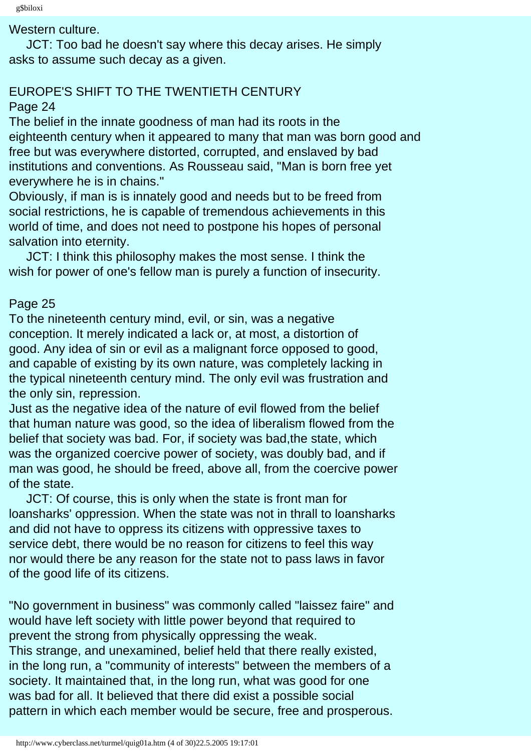Western culture.

JCT: Too bad he doesn't say where this decay arises. He simply asks to assume such decay as a given.

## EUROPE'S SHIFT TO THE TWENTIETH CENTURY

Page 24

The belief in the innate goodness of man had its roots in the eighteenth century when it appeared to many that man was born good and free but was everywhere distorted, corrupted, and enslaved by bad institutions and conventions. As Rousseau said, "Man is born free yet everywhere he is in chains."

Obviously, if man is is innately good and needs but to be freed from social restrictions, he is capable of tremendous achievements in this world of time, and does not need to postpone his hopes of personal salvation into eternity.

JCT: I think this philosophy makes the most sense. I think the wish for power of one's fellow man is purely a function of insecurity.

Page 25

To the nineteenth century mind, evil, or sin, was a negative conception. It merely indicated a lack or, at most, a distortion of good. Any idea of sin or evil as a malignant force opposed to good, and capable of existing by its own nature, was completely lacking in the typical nineteenth century mind. The only evil was frustration and the only sin, repression.

Just as the negative idea of the nature of evil flowed from the belief that human nature was good, so the idea of liberalism flowed from the belief that society was bad. For, if society was bad,the state, which was the organized coercive power of society, was doubly bad, and if man was good, he should be freed, above all, from the coercive power of the state.

JCT: Of course, this is only when the state is front man for loansharks' oppression. When the state was not in thrall to loansharks and did not have to oppress its citizens with oppressive taxes to service debt, there would be no reason for citizens to feel this way nor would there be any reason for the state not to pass laws in favor of the good life of its citizens.

"No government in business" was commonly called "laissez faire" and would have left society with little power beyond that required to prevent the strong from physically oppressing the weak.

This strange, and unexamined, belief held that there really existed, in the long run, a "community of interests" between the members of a society. It maintained that, in the long run, what was good for one was bad for all. It believed that there did exist a possible social pattern in which each member would be secure, free and prosperous.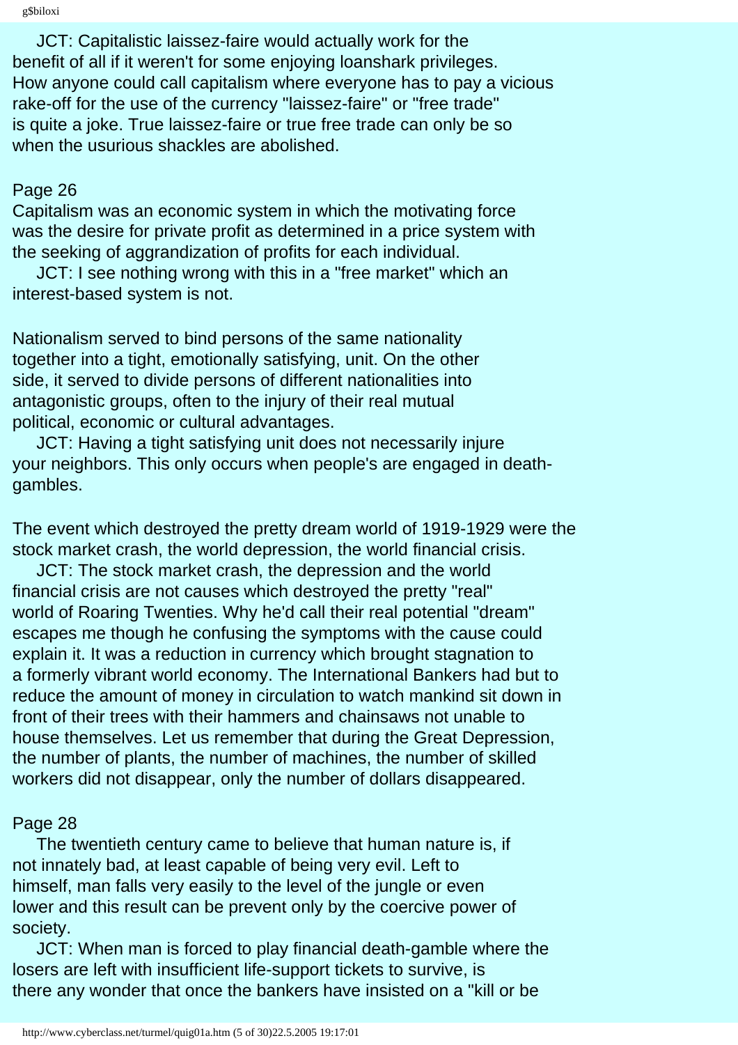JCT: Capitalistic laissez-faire would actually work for the benefit of all if it weren't for some enjoying loanshark privileges. How anyone could call capitalism where everyone has to pay a vicious rake-off for the use of the currency "laissez-faire" or "free trade" is quite a joke. True laissez-faire or true free trade can only be so when the usurious shackles are abolished.

Page 26

Capitalism was an economic system in which the motivating force was the desire for private profit as determined in a price system with the seeking of aggrandization of profits for each individual.

JCT: I see nothing wrong with this in a "free market" which an interest-based system is not.

Nationalism served to bind persons of the same nationality together into a tight, emotionally satisfying, unit. On the other side, it served to divide persons of different nationalities into antagonistic groups, often to the injury of their real mutual political, economic or cultural advantages.

JCT: Having a tight satisfying unit does not necessarily injure your neighbors. This only occurs when people's are engaged in death-gambles.

The event which destroyed the pretty dream world of 1919-1929 were the stock market crash, the world depression, the world financial crisis.

JCT: The stock market crash, the depression and the world financial crisis are not causes which destroyed the pretty "real" world of Roaring Twenties. Why he'd call their real potential "dream" escapes me though he confusing the symptoms with the cause could explain it. It was a reduction in currency which brought stagnation to a formerly vibrant world economy. The International Bankers had but to reduce the amount of money in circulation to watch mankind sit down in front of their trees with their hammers and chainsaws not unable to house themselves. Let us remember that during the Great Depression, the number of plants, the number of machines, the number of skilled workers did not disappear, only the number of dollars disappeared.

Page 28

The twentieth century came to believe that human nature is, if not innately bad, at least capable of being very evil. Left to himself, man falls very easily to the level of the jungle or even lower and this result can be prevent only by the coercive power of society.

JCT: When man is forced to play financial death-gamble where the losers are left with insufficient life-support tickets to survive, is there any wonder that once the bankers have insisted on a "kill or be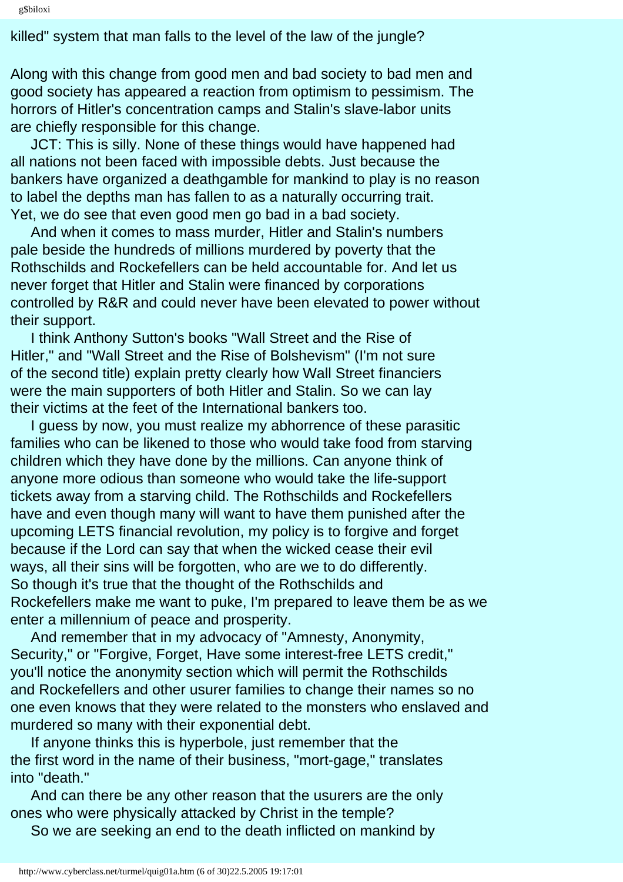killed" system that man falls to the level of the law of the jungle?

Along with this change from good men and bad society to bad men and good society has appeared a reaction from optimism to pessimism. The horrors of Hitler's concentration camps and Stalin's slave-labor units are chiefly responsible for this change.

JCT: This is silly. None of these things would have happened had all nations not been faced with impossible debts. Just because the bankers have organized a deathgamble for mankind to play is no reason to label the depths man has fallen to as a naturally occurring trait. Yet, we do see that even good men go bad in a bad society.

And when it comes to mass murder, Hitler and Stalin's numbers pale beside the hundreds of millions murdered by poverty that the Rothschilds and Rockefellers can be held accountable for. And let us never forget that Hitler and Stalin were financed by corporations controlled by R&R and could never have been elevated to power without their support.

I think Anthony Sutton's books "Wall Street and the Rise of Hitler," and "Wall Street and the Rise of Bolshevism" (I'm not sure of the second title) explain pretty clearly how Wall Street financiers were the main supporters of both Hitler and Stalin. So we can lay their victims at the feet of the International bankers too.

I guess by now, you must realize my abhorrence of these parasitic families who can be likened to those who would take food from starving children which they have done by the millions. Can anyone think of anyone more odious than someone who would take the life-support tickets away from a starving child. The Rothschilds and Rockefellers have and even though many will want to have them punished after the upcoming LETS financial revolution, my policy is to forgive and forget because if the Lord can say that when the wicked cease their evil ways, all their sins will be forgotten, who are we to do differently. So though it's true that the thought of the Rothschilds and Rockefellers make me want to puke, I'm prepared to leave them be as we enter a millennium of peace and prosperity.

And remember that in my advocacy of "Amnesty, Anonymity, Security," or "Forgive, Forget, Have some interest-free LETS credit," you'll notice the anonymity section which will permit the Rothschilds and Rockefellers and other usurer families to change their names so no one even knows that they were related to the monsters who enslaved and murdered so many with their exponential debt.

If anyone thinks this is hyperbole, just remember that the the first word in the name of their business, "mort-gage," translates into "death."

And can there be any other reason that the usurers are the only ones who were physically attacked by Christ in the temple?

So we are seeking an end to the death inflicted on mankind by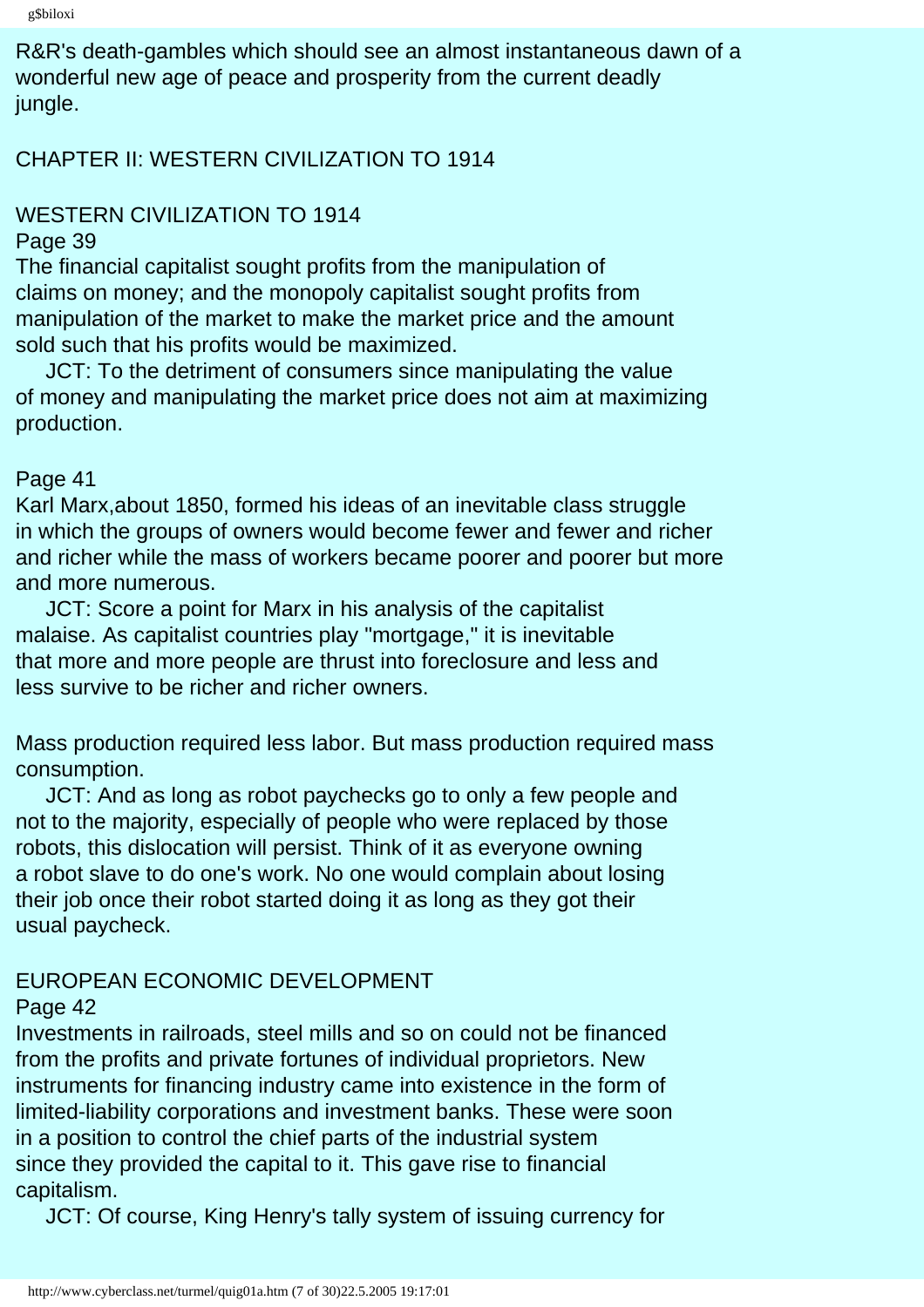R&R's death-gambles which should see an almost instantaneous dawn of a wonderful new age of peace and prosperity from the current deadly jungle.

## CHAPTER II: WESTERN CIVILIZATION TO 1914

### WESTERN CIVILIZATION TO 1914

Page 39

The financial capitalist sought profits from the manipulation of claims on money; and the monopoly capitalist sought profits from manipulation of the market to make the market price and the amount sold such that his profits would be maximized.

JCT: To the detriment of consumers since manipulating the value of money and manipulating the market price does not aim at maximizing production.

Page 41

Karl Marx,about 1850, formed his ideas of an inevitable class struggle in which the groups of owners would become fewer and fewer and richer and richer while the mass of workers became poorer and poorer but more and more numerous.

JCT: Score a point for Marx in his analysis of the capitalist malaise. As capitalist countries play "mortgage," it is inevitable that more and more people are thrust into foreclosure and less and less survive to be richer and richer owners.

Mass production required less labor. But mass production required mass consumption.

JCT: And as long as robot paychecks go to only a few people and not to the majority, especially of people who were replaced by those robots, this dislocation will persist. Think of it as everyone owning a robot slave to do one's work. No one would complain about losing their job once their robot started doing it as long as they got their usual paycheck.

### EUROPEAN ECONOMIC DEVELOPMENT

Page 42

Investments in railroads, steel mills and so on could not be financed from the profits and private fortunes of individual proprietors. New instruments for financing industry came into existence in the form of limited-liability corporations and investment banks. These were soon in a position to control the chief parts of the industrial system since they provided the capital to it. This gave rise to financial capitalism.

JCT: Of course, King Henry's tally system of issuing currency for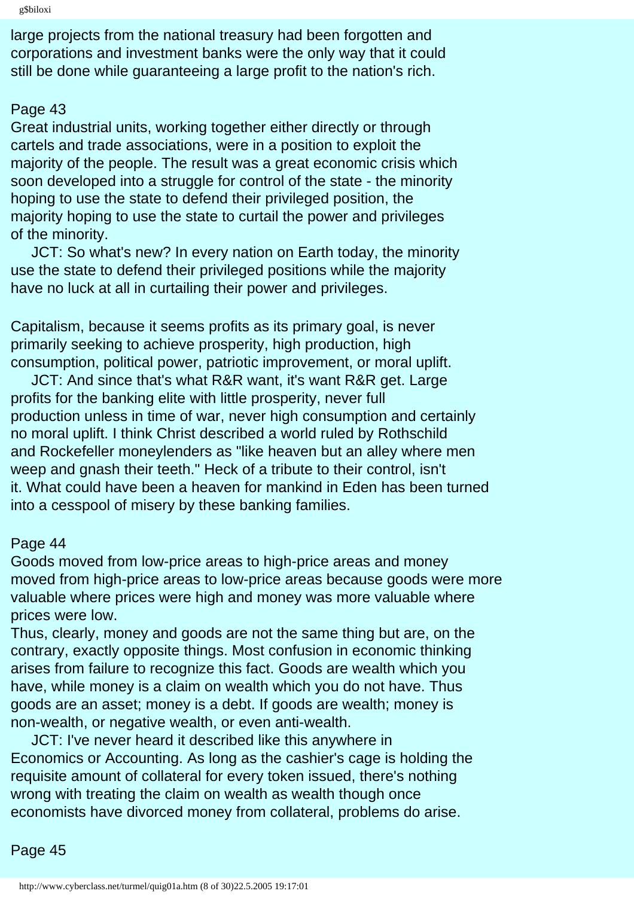large projects from the national treasury had been forgotten and corporations and investment banks were the only way that it could still be done while guaranteeing a large profit to the nation's rich.

Page 43

Great industrial units, working together either directly or through cartels and trade associations, were in a position to exploit the majority of the people. The result was a great economic crisis which soon developed into a struggle for control of the state - the minority hoping to use the state to defend their privileged position, the majority hoping to use the state to curtail the power and privileges of the minority.

JCT: So what's new? In every nation on Earth today, the minority use the state to defend their privileged positions while the majority have no luck at all in curtailing their power and privileges.

Capitalism, because it seems profits as its primary goal, is never primarily seeking to achieve prosperity, high production, high consumption, political power, patriotic improvement, or moral uplift.

JCT: And since that's what R&R want, it's want R&R get. Large profits for the banking elite with little prosperity, never full production unless in time of war, never high consumption and certainly no moral uplift. I think Christ described a world ruled by Rothschild and Rockefeller moneylenders as "like heaven but an alley where men weep and gnash their teeth." Heck of a tribute to their control, isn't it. What could have been a heaven for mankind in Eden has been turned into a cesspool of misery by these banking families.

Page 44

Goods moved from low-price areas to high-price areas and money moved from high-price areas to low-price areas because goods were more valuable where prices were high and money was more valuable where prices were low.

Thus, clearly, money and goods are not the same thing but are, on the contrary, exactly opposite things. Most confusion in economic thinking arises from failure to recognize this fact. Goods are wealth which you have, while money is a claim on wealth which you do not have. Thus goods are an asset; money is a debt. If goods are wealth; money is non-wealth, or negative wealth, or even anti-wealth.

JCT: I've never heard it described like this anywhere in Economics or Accounting. As long as the cashier's cage is holding the requisite amount of collateral for every token issued, there's nothing wrong with treating the claim on wealth as wealth though once economists have divorced money from collateral, problems do arise.

Page 45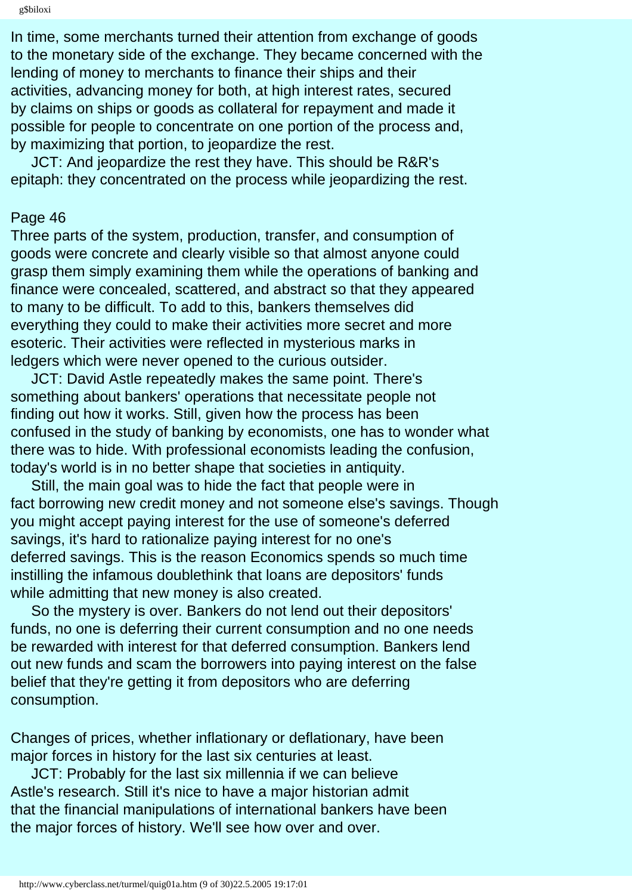In time, some merchants turned their attention from exchange of goods to the monetary side of the exchange. They became concerned with the lending of money to merchants to finance their ships and their activities, advancing money for both, at high interest rates, secured by claims on ships or goods as collateral for repayment and made it possible for people to concentrate on one portion of the process and, by maximizing that portion, to jeopardize the rest.

JCT: And jeopardize the rest they have. This should be R&R's epitaph: they concentrated on the process while jeopardizing the rest.

Page 46

Three parts of the system, production, transfer, and consumption of goods were concrete and clearly visible so that almost anyone could grasp them simply examining them while the operations of banking and finance were concealed, scattered, and abstract so that they appeared to many to be difficult. To add to this, bankers themselves did everything they could to make their activities more secret and more esoteric. Their activities were reflected in mysterious marks in ledgers which were never opened to the curious outsider.

JCT: David Astle repeatedly makes the same point. There's something about bankers' operations that necessitate people not finding out how it works. Still, given how the process has been confused in the study of banking by economists, one has to wonder what there was to hide. With professional economists leading the confusion, today's world is in no better shape that societies in antiquity.

Still, the main goal was to hide the fact that people were in fact borrowing new credit money and not someone else's savings. Though you might accept paying interest for the use of someone's deferred savings, it's hard to rationalize paying interest for no one's deferred savings. This is the reason Economics spends so much time instilling the infamous doublethink that loans are depositors' funds while admitting that new money is also created.

So the mystery is over. Bankers do not lend out their depositors' funds, no one is deferring their current consumption and no one needs be rewarded with interest for that deferred consumption. Bankers lend out new funds and scam the borrowers into paying interest on the false belief that they're getting it from depositors who are deferring consumption.

Changes of prices, whether inflationary or deflationary, have been major forces in history for the last six centuries at least.

JCT: Probably for the last six millennia if we can believe Astle's research. Still it's nice to have a major historian admit that the financial manipulations of international bankers have been the major forces of history. We'll see how over and over.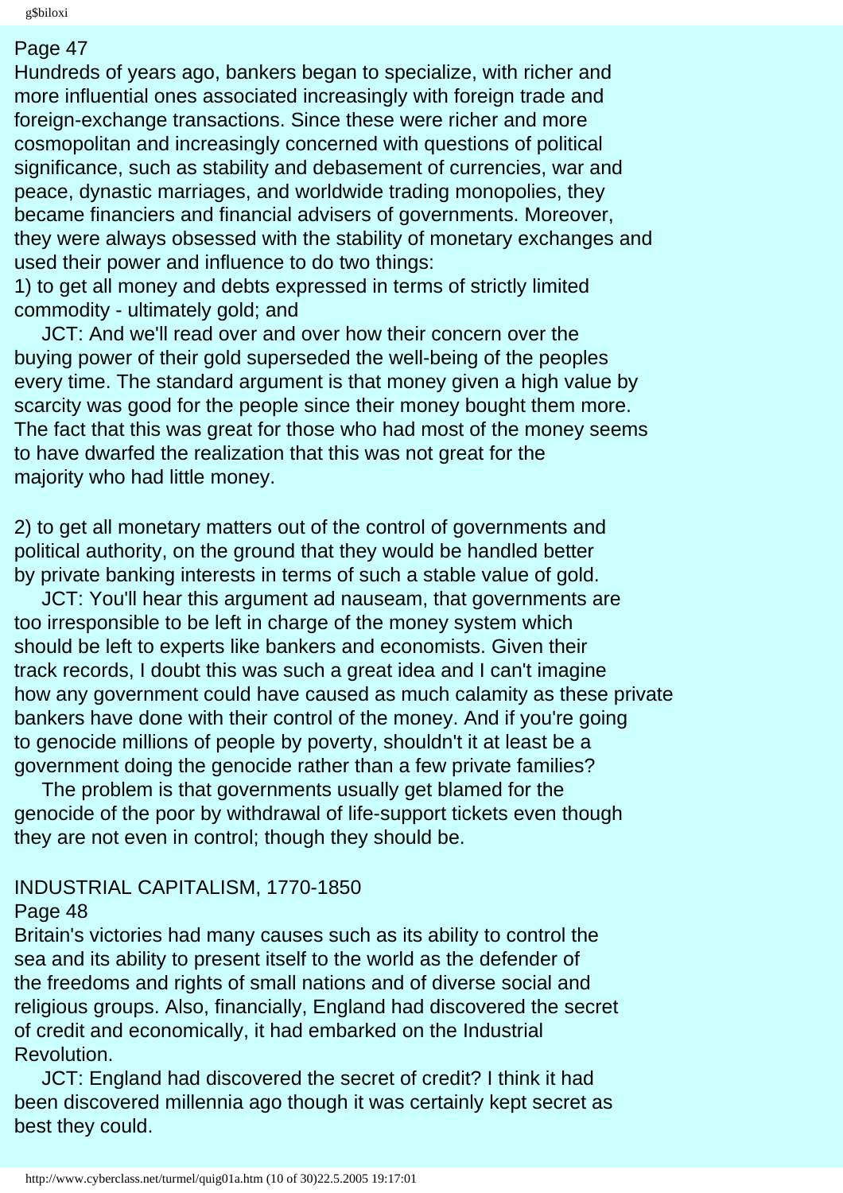Page 47

Hundreds of years ago, bankers began to specialize, with richer and more influential ones associated increasingly with foreign trade and foreign-exchange transactions. Since these were richer and more cosmopolitan and increasingly concerned with questions of political significance, such as stability and debasement of currencies, war and peace, dynastic marriages, and worldwide trading monopolies, they became financiers and financial advisers of governments. Moreover, they were always obsessed with the stability of monetary exchanges and used their power and influence to do two things:

1) to get all money and debts expressed in terms of strictly limited commodity - ultimately gold; and

JCT: And we'll read over and over how their concern over the buying power of their gold superseded the well-being of the peoples every time. The standard argument is that money given a high value by scarcity was good for the people since their money bought them more. The fact that this was great for those who had most of the money seems to have dwarfed the realization that this was not great for the majority who had little money.

2) to get all monetary matters out of the control of governments and political authority, on the ground that they would be handled better by private banking interests in terms of such a stable value of gold.

JCT: You'll hear this argument ad nauseam, that governments are too irresponsible to be left in charge of the money system which should be left to experts like bankers and economists. Given their track records, I doubt this was such a great idea and I can't imagine how any government could have caused as much calamity as these private bankers have done with their control of the money. And if you're going to genocide millions of people by poverty, shouldn't it at least be a government doing the genocide rather than a few private families?

The problem is that governments usually get blamed for the genocide of the poor by withdrawal of life-support tickets even though they are not even in control; though they should be.

INDUSTRIAL CAPITALISM, 1770-1850

Page 48

Britain's victories had many causes such as its ability to control the sea and its ability to present itself to the world as the defender of the freedoms and rights of small nations and of diverse social and religious groups. Also, financially, England had discovered the secret of credit and economically, it had embarked on the Industrial Revolution.

JCT: England had discovered the secret of credit? I think it had been discovered millennia ago though it was certainly kept secret as best they could.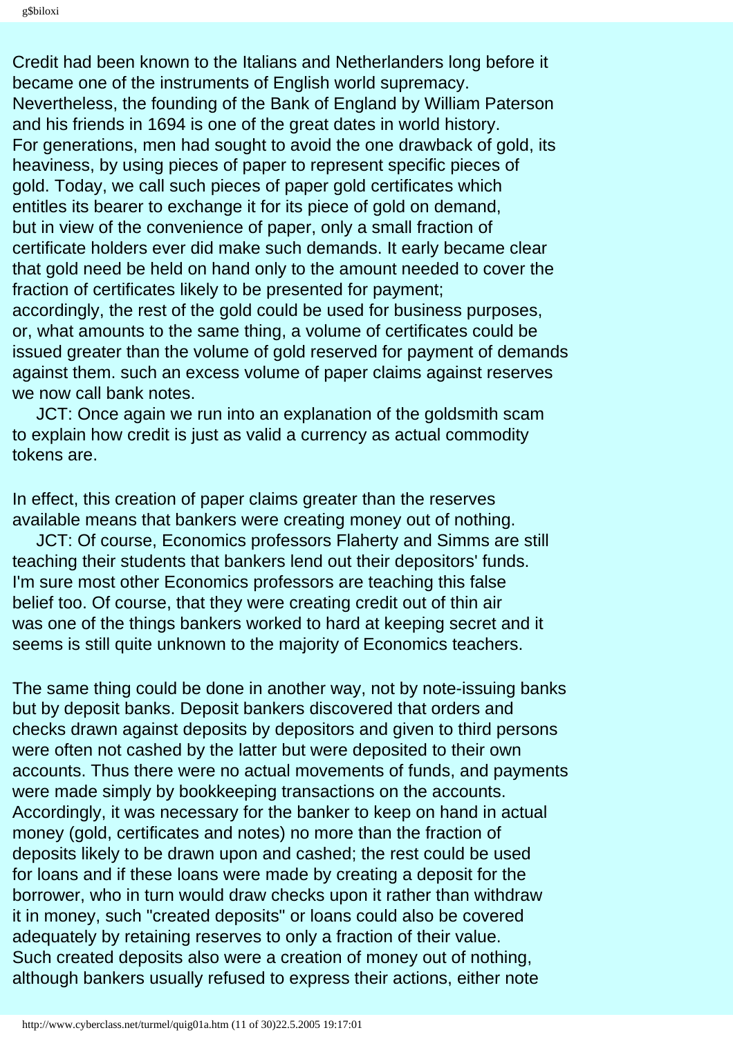Credit had been known to the Italians and Netherlanders long before it became one of the instruments of English world supremacy. Nevertheless, the founding of the Bank of England by William Paterson and his friends in 1694 is one of the great dates in world history. For generations, men had sought to avoid the one drawback of gold, its heaviness, by using pieces of paper to represent specific pieces of gold. Today, we call such pieces of paper gold certificates which entitles its bearer to exchange it for its piece of gold on demand, but in view of the convenience of paper, only a small fraction of certificate holders ever did make such demands. It early became clear that gold need be held on hand only to the amount needed to cover the fraction of certificates likely to be presented for payment; accordingly, the rest of the gold could be used for business purposes, or, what amounts to the same thing, a volume of certificates could be issued greater than the volume of gold reserved for payment of demands against them. such an excess volume of paper claims against reserves we now call bank notes.

JCT: Once again we run into an explanation of the goldsmith scam to explain how credit is just as valid a currency as actual commodity tokens are.

In effect, this creation of paper claims greater than the reserves available means that bankers were creating money out of nothing.

JCT: Of course, Economics professors Flaherty and Simms are still teaching their students that bankers lend out their depositors' funds. I'm sure most other Economics professors are teaching this false belief too. Of course, that they were creating credit out of thin air was one of the things bankers worked to hard at keeping secret and it seems is still quite unknown to the majority of Economics teachers.

The same thing could be done in another way, not by note-issuing banks but by deposit banks. Deposit bankers discovered that orders and checks drawn against deposits by depositors and given to third persons were often not cashed by the latter but were deposited to their own accounts. Thus there were no actual movements of funds, and payments were made simply by bookkeeping transactions on the accounts. Accordingly, it was necessary for the banker to keep on hand in actual money (gold, certificates and notes) no more than the fraction of deposits likely to be drawn upon and cashed; the rest could be used for loans and if these loans were made by creating a deposit for the borrower, who in turn would draw checks upon it rather than withdraw it in money, such "created deposits" or loans could also be covered adequately by retaining reserves to only a fraction of their value. Such created deposits also were a creation of money out of nothing, although bankers usually refused to express their actions, either note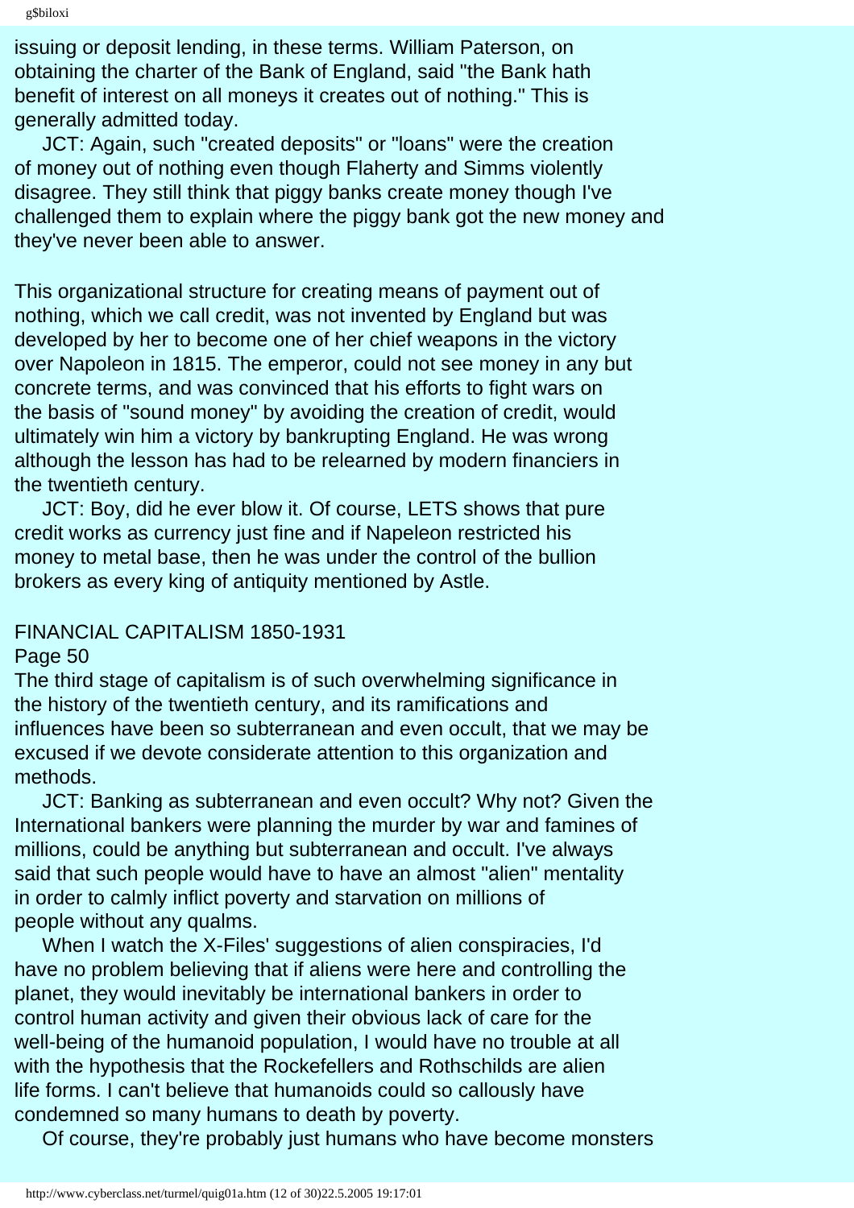issuing or deposit lending, in these terms. William Paterson, on obtaining the charter of the Bank of England, said "the Bank hath benefit of interest on all moneys it creates out of nothing." This is generally admitted today.

JCT: Again, such "created deposits" or "loans" were the creation of money out of nothing even though Flaherty and Simms violently disagree. They still think that piggy banks create money though I've challenged them to explain where the piggy bank got the new money and they've never been able to answer.

This organizational structure for creating means of payment out of nothing, which we call credit, was not invented by England but was developed by her to become one of her chief weapons in the victory over Napoleon in 1815. The emperor, could not see money in any but concrete terms, and was convinced that his efforts to fight wars on the basis of "sound money" by avoiding the creation of credit, would ultimately win him a victory by bankrupting England. He was wrong although the lesson has had to be relearned by modern financiers in the twentieth century.

JCT: Boy, did he ever blow it. Of course, LETS shows that pure credit works as currency just fine and if Napeleon restricted his money to metal base, then he was under the control of the bullion brokers as every king of antiquity mentioned by Astle.

FINANCIAL CAPITALISM 1850-1931

Page 50

The third stage of capitalism is of such overwhelming significance in the history of the twentieth century, and its ramifications and influences have been so subterranean and even occult, that we may be excused if we devote considerate attention to this organization and methods.

JCT: Banking as subterranean and even occult? Why not? Given the International bankers were planning the murder by war and famines of millions, could be anything but subterranean and occult. I've always said that such people would have to have an almost "alien" mentality in order to calmly inflict poverty and starvation on millions of people without any qualms.

When I watch the X-Files' suggestions of alien conspiracies, I'd have no problem believing that if aliens were here and controlling the planet, they would inevitably be international bankers in order to control human activity and given their obvious lack of care for the well-being of the humanoid population, I would have no trouble at all with the hypothesis that the Rockefellers and Rothschilds are alien life forms. I can't believe that humanoids could so callously have condemned so many humans to death by poverty.

Of course, they're probably just humans who have become monsters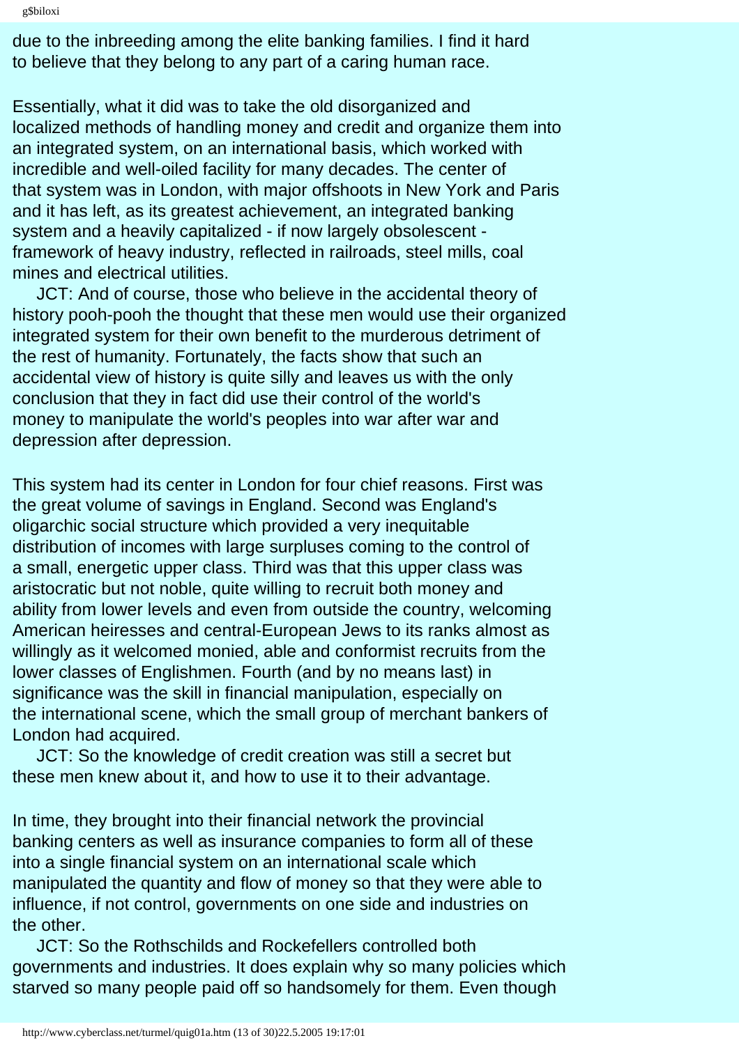due to the inbreeding among the elite banking families. I find it hard to believe that they belong to any part of a caring human race.

Essentially, what it did was to take the old disorganized and localized methods of handling money and credit and organize them into an integrated system, on an international basis, which worked with incredible and well-oiled facility for many decades. The center of that system was in London, with major offshoots in New York and Paris and it has left, as its greatest achievement, an integrated banking system and a heavily capitalized - if now largely obsolescent - framework of heavy industry, reflected in railroads, steel mills, coal mines and electrical utilities.

JCT: And of course, those who believe in the accidental theory of history pooh-pooh the thought that these men would use their organized integrated system for their own benefit to the murderous detriment of the rest of humanity. Fortunately, the facts show that such an accidental view of history is quite silly and leaves us with the only conclusion that they in fact did use their control of the world's money to manipulate the world's peoples into war after war and depression after depression.

This system had its center in London for four chief reasons. First was the great volume of savings in England. Second was England's oligarchic social structure which provided a very inequitable distribution of incomes with large surpluses coming to the control of a small, energetic upper class. Third was that this upper class was aristocratic but not noble, quite willing to recruit both money and ability from lower levels and even from outside the country, welcoming American heiresses and central-European Jews to its ranks almost as willingly as it welcomed monied, able and conformist recruits from the lower classes of Englishmen. Fourth (and by no means last) in significance was the skill in financial manipulation, especially on the international scene, which the small group of merchant bankers of London had acquired.

JCT: So the knowledge of credit creation was still a secret but these men knew about it, and how to use it to their advantage.

In time, they brought into their financial network the provincial banking centers as well as insurance companies to form all of these into a single financial system on an international scale which manipulated the quantity and flow of money so that they were able to influence, if not control, governments on one side and industries on the other.

JCT: So the Rothschilds and Rockefellers controlled both governments and industries. It does explain why so many policies which starved so many people paid off so handsomely for them. Even though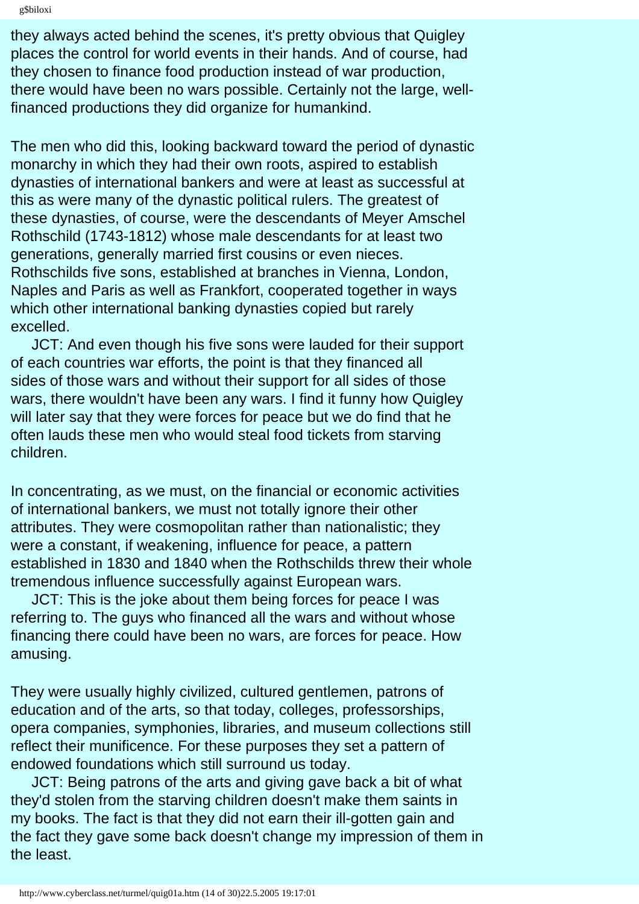they always acted behind the scenes, it's pretty obvious that Quigley places the control for world events in their hands. And of course, had they chosen to finance food production instead of war production, there would have been no wars possible. Certainly not the large, well-financed productions they did organize for humankind.

The men who did this, looking backward toward the period of dynastic monarchy in which they had their own roots, aspired to establish dynasties of international bankers and were at least as successful at this as were many of the dynastic political rulers. The greatest of these dynasties, of course, were the descendants of Meyer Amschel Rothschild (1743-1812) whose male descendants for at least two generations, generally married first cousins or even nieces. Rothschilds five sons, established at branches in Vienna, London, Naples and Paris as well as Frankfort, cooperated together in ways which other international banking dynasties copied but rarely excelled.

JCT: And even though his five sons were lauded for their support of each countries war efforts, the point is that they financed all sides of those wars and without their support for all sides of those wars, there wouldn't have been any wars. I find it funny how Quigley will later say that they were forces for peace but we do find that he often lauds these men who would steal food tickets from starving children.

In concentrating, as we must, on the financial or economic activities of international bankers, we must not totally ignore their other attributes. They were cosmopolitan rather than nationalistic; they were a constant, if weakening, influence for peace, a pattern established in 1830 and 1840 when the Rothschilds threw their whole tremendous influence successfully against European wars.

JCT: This is the joke about them being forces for peace I was referring to. The guys who financed all the wars and without whose financing there could have been no wars, are forces for peace. How amusing.

They were usually highly civilized, cultured gentlemen, patrons of education and of the arts, so that today, colleges, professorships, opera companies, symphonies, libraries, and museum collections still reflect their munificence. For these purposes they set a pattern of endowed foundations which still surround us today.

JCT: Being patrons of the arts and giving gave back a bit of what they'd stolen from the starving children doesn't make them saints in my books. The fact is that they did not earn their ill-gotten gain and the fact they gave some back doesn't change my impression of them in the least.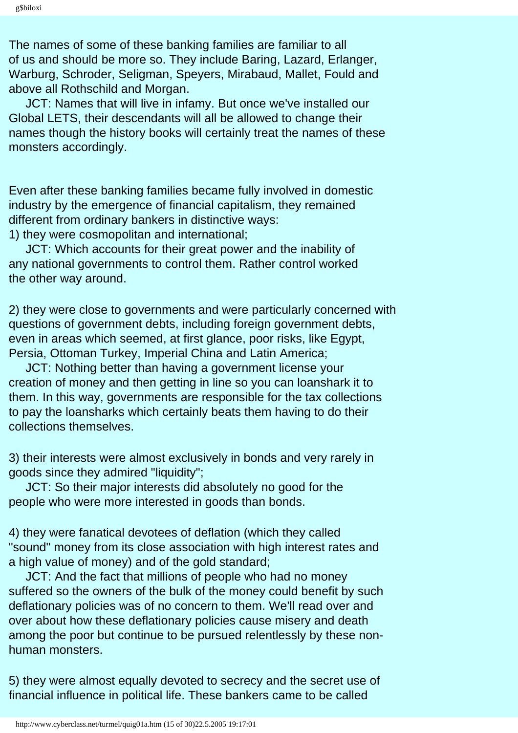The names of some of these banking families are familiar to all of us and should be more so. They include Baring, Lazard, Erlanger, Warburg, Schroder, Seligman, Speyers, Mirabaud, Mallet, Fould and above all Rothschild and Morgan.

JCT: Names that will live in infamy. But once we've installed our Global LETS, their descendants will all be allowed to change their names though the history books will certainly treat the names of these monsters accordingly.

Even after these banking families became fully involved in domestic industry by the emergence of financial capitalism, they remained different from ordinary bankers in distinctive ways:

1) they were cosmopolitan and international;

JCT: Which accounts for their great power and the inability of any national governments to control them. Rather control worked the other way around.

2) they were close to governments and were particularly concerned with questions of government debts, including foreign government debts, even in areas which seemed, at first glance, poor risks, like Egypt, Persia, Ottoman Turkey, Imperial China and Latin America;

JCT: Nothing better than having a government license your creation of money and then getting in line so you can loanshark it to them. In this way, governments are responsible for the tax collections to pay the loansharks which certainly beats them having to do their collections themselves.

3) their interests were almost exclusively in bonds and very rarely in goods since they admired "liquidity";

JCT: So their major interests did absolutely no good for the people who were more interested in goods than bonds.

4) they were fanatical devotees of deflation (which they called "sound" money from its close association with high interest rates and a high value of money) and of the gold standard;

JCT: And the fact that millions of people who had no money suffered so the owners of the bulk of the money could benefit by such deflationary policies was of no concern to them. We'll read over and over about how these deflationary policies cause misery and death among the poor but continue to be pursued relentlessly by these non-human monsters.

5) they were almost equally devoted to secrecy and the secret use of financial influence in political life. These bankers came to be called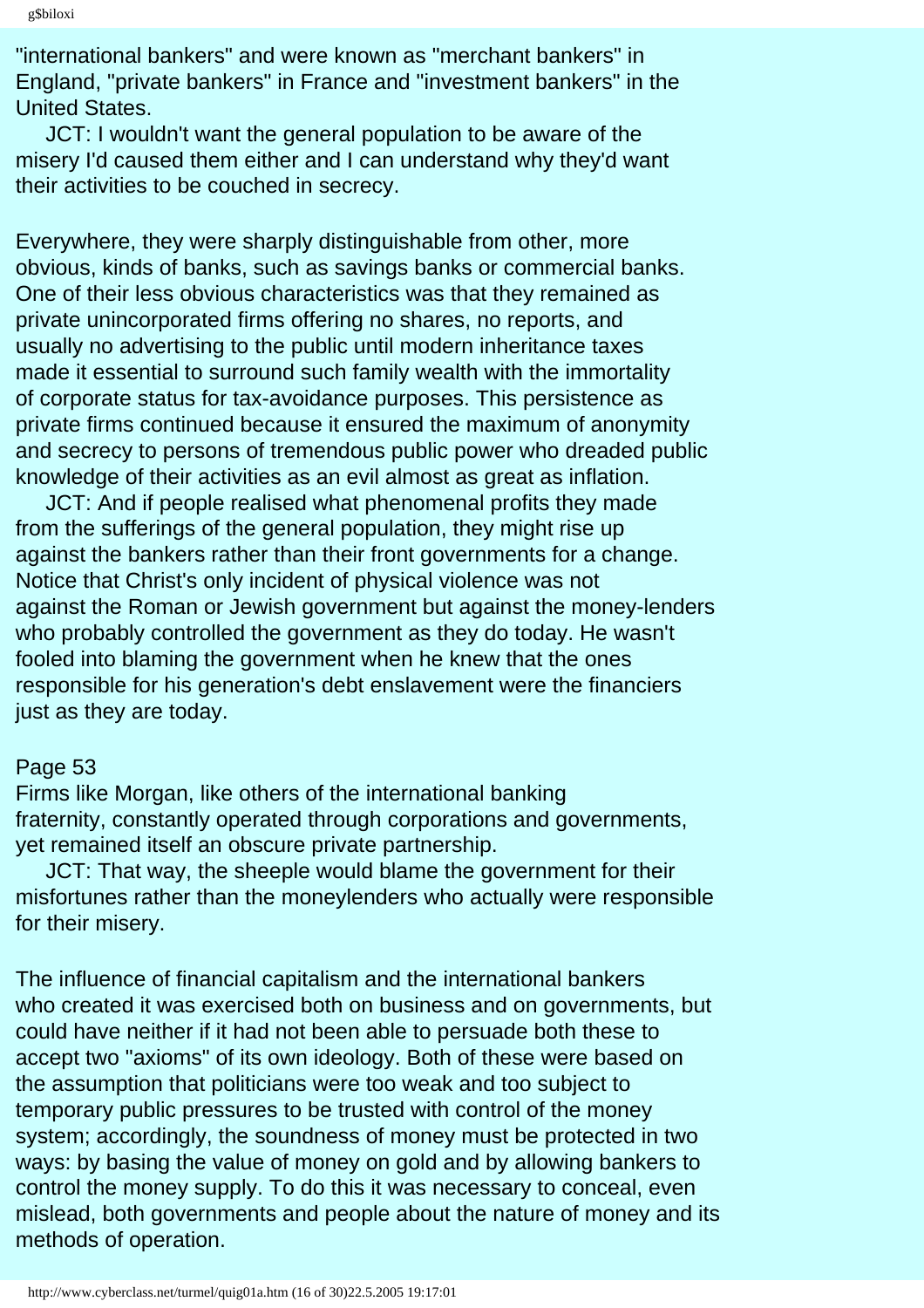"international bankers" and were known as "merchant bankers" in England, "private bankers" in France and "investment bankers" in the United States.

JCT: I wouldn't want the general population to be aware of the misery I'd caused them either and I can understand why they'd want their activities to be couched in secrecy.

Everywhere, they were sharply distinguishable from other, more obvious, kinds of banks, such as savings banks or commercial banks. One of their less obvious characteristics was that they remained as private unincorporated firms offering no shares, no reports, and usually no advertising to the public until modern inheritance taxes made it essential to surround such family wealth with the immortality of corporate status for tax-avoidance purposes. This persistence as private firms continued because it ensured the maximum of anonymity and secrecy to persons of tremendous public power who dreaded public knowledge of their activities as an evil almost as great as inflation.

JCT: And if people realised what phenomenal profits they made from the sufferings of the general population, they might rise up against the bankers rather than their front governments for a change. Notice that Christ's only incident of physical violence was not against the Roman or Jewish government but against the money-lenders who probably controlled the government as they do today. He wasn't fooled into blaming the government when he knew that the ones responsible for his generation's debt enslavement were the financiers just as they are today.

Page 53

Firms like Morgan, like others of the international banking fraternity, constantly operated through corporations and governments, yet remained itself an obscure private partnership.

JCT: That way, the sheeple would blame the government for their misfortunes rather than the moneylenders who actually were responsible for their misery.

The influence of financial capitalism and the international bankers who created it was exercised both on business and on governments, but could have neither if it had not been able to persuade both these to accept two "axioms" of its own ideology. Both of these were based on the assumption that politicians were too weak and too subject to temporary public pressures to be trusted with control of the money system; accordingly, the soundness of money must be protected in two ways: by basing the value of money on gold and by allowing bankers to control the money supply. To do this it was necessary to conceal, even mislead, both governments and people about the nature of money and its methods of operation.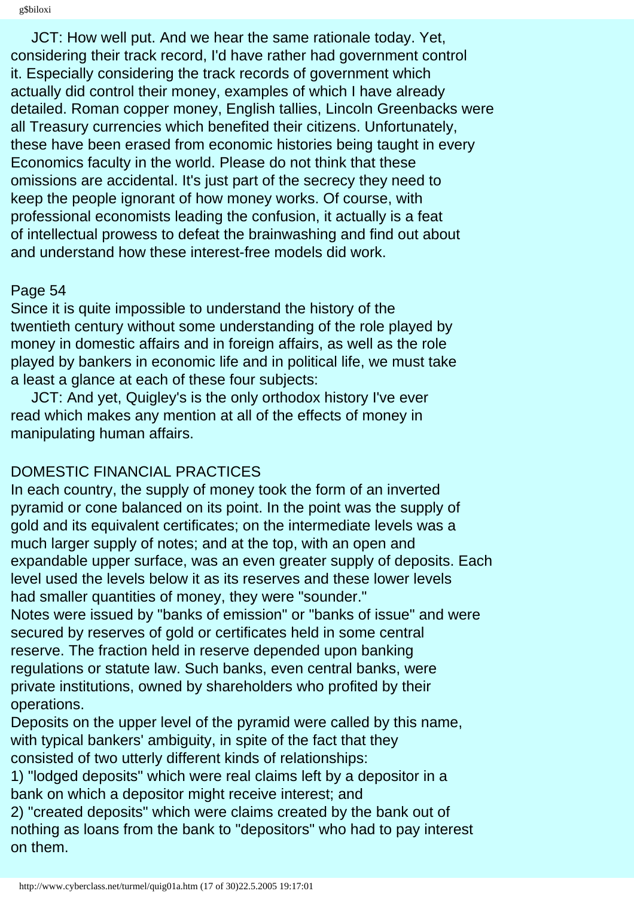JCT: How well put. And we hear the same rationale today. Yet, considering their track record, I'd have rather had government control it. Especially considering the track records of government which actually did control their money, examples of which I have already detailed. Roman copper money, English tallies, Lincoln Greenbacks were all Treasury currencies which benefited their citizens. Unfortunately, these have been erased from economic histories being taught in every Economics faculty in the world. Please do not think that these omissions are accidental. It's just part of the secrecy they need to keep the people ignorant of how money works. Of course, with professional economists leading the confusion, it actually is a feat of intellectual prowess to defeat the brainwashing and find out about and understand how these interest-free models did work.

Page 54

Since it is quite impossible to understand the history of the twentieth century without some understanding of the role played by money in domestic affairs and in foreign affairs, as well as the role played by bankers in economic life and in political life, we must take a least a glance at each of these four subjects:

JCT: And yet, Quigley's is the only orthodox history I've ever read which makes any mention at all of the effects of money in manipulating human affairs.

DOMESTIC FINANCIAL PRACTICES

In each country, the supply of money took the form of an inverted pyramid or cone balanced on its point. In the point was the supply of gold and its equivalent certificates; on the intermediate levels was a much larger supply of notes; and at the top, with an open and expandable upper surface, was an even greater supply of deposits. Each level used the levels below it as its reserves and these lower levels had smaller quantities of money, they were "sounder."

Notes were issued by "banks of emission" or "banks of issue" and were secured by reserves of gold or certificates held in some central reserve. The fraction held in reserve depended upon banking regulations or statute law. Such banks, even central banks, were private institutions, owned by shareholders who profited by their operations.

Deposits on the upper level of the pyramid were called by this name, with typical bankers' ambiguity, in spite of the fact that they consisted of two utterly different kinds of relationships:

1) "lodged deposits" which were real claims left by a depositor in a bank on which a depositor might receive interest; and

2) "created deposits" which were claims created by the bank out of nothing as loans from the bank to "depositors" who had to pay interest on them.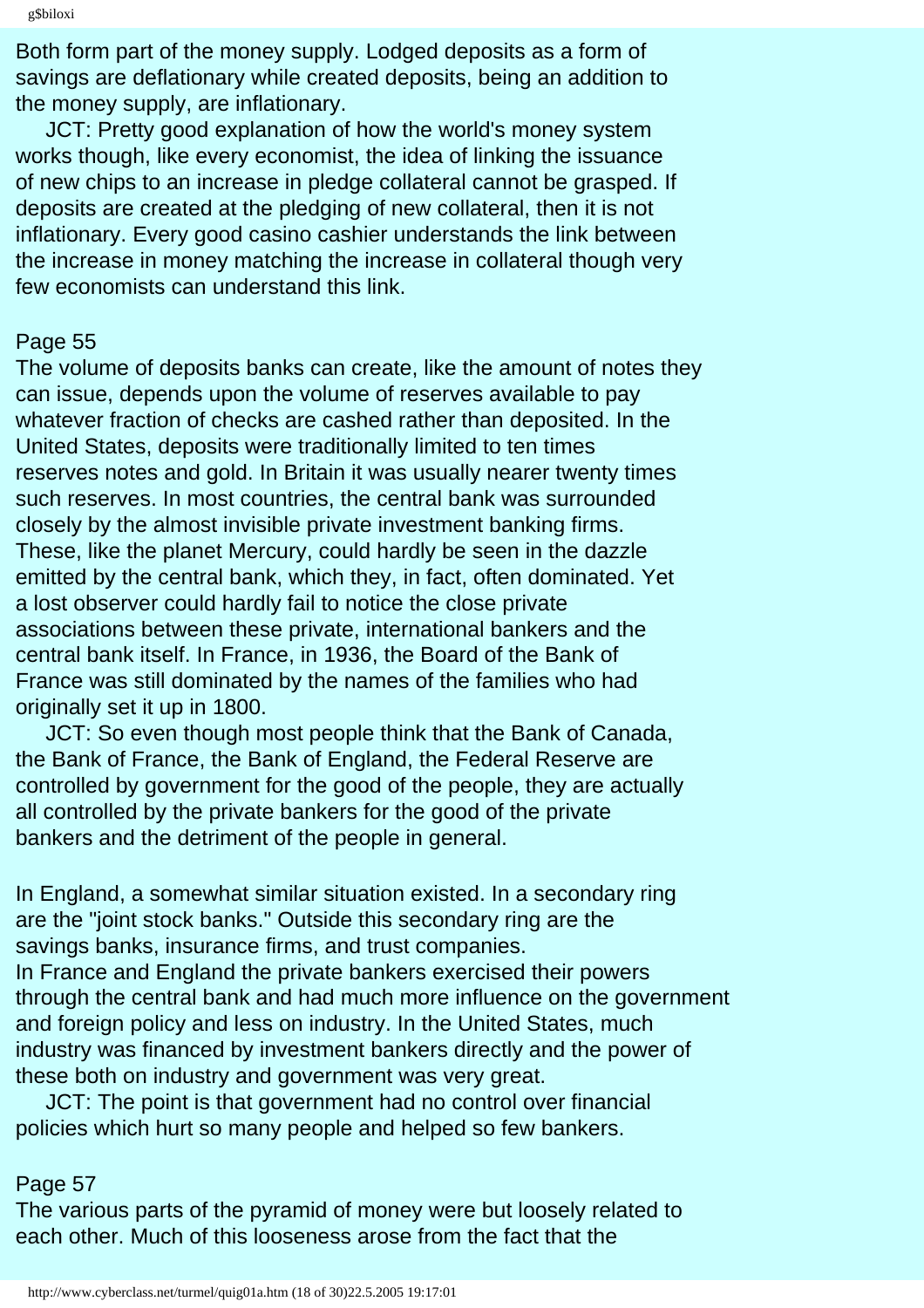Both form part of the money supply. Lodged deposits as a form of savings are deflationary while created deposits, being an addition to the money supply, are inflationary.

JCT: Pretty good explanation of how the world's money system works though, like every economist, the idea of linking the issuance of new chips to an increase in pledge collateral cannot be grasped. If deposits are created at the pledging of new collateral, then it is not inflationary. Every good casino cashier understands the link between the increase in money matching the increase in collateral though very few economists can understand this link.

Page 55

The volume of deposits banks can create, like the amount of notes they can issue, depends upon the volume of reserves available to pay whatever fraction of checks are cashed rather than deposited. In the United States, deposits were traditionally limited to ten times reserves notes and gold. In Britain it was usually nearer twenty times such reserves. In most countries, the central bank was surrounded closely by the almost invisible private investment banking firms. These, like the planet Mercury, could hardly be seen in the dazzle emitted by the central bank, which they, in fact, often dominated. Yet a lost observer could hardly fail to notice the close private associations between these private, international bankers and the central bank itself. In France, in 1936, the Board of the Bank of France was still dominated by the names of the families who had originally set it up in 1800.

JCT: So even though most people think that the Bank of Canada, the Bank of France, the Bank of England, the Federal Reserve are controlled by government for the good of the people, they are actually all controlled by the private bankers for the good of the private bankers and the detriment of the people in general.

In England, a somewhat similar situation existed. In a secondary ring are the "joint stock banks." Outside this secondary ring are the savings banks, insurance firms, and trust companies.
In France and England the private bankers exercised their powers through the central bank and had much more influence on the government and foreign policy and less on industry. In the United States, much industry was financed by investment bankers directly and the power of these both on industry and government was very great.

JCT: The point is that government had no control over financial policies which hurt so many people and helped so few bankers.

Page 57

The various parts of the pyramid of money were but loosely related to each other. Much of this looseness arose from the fact that the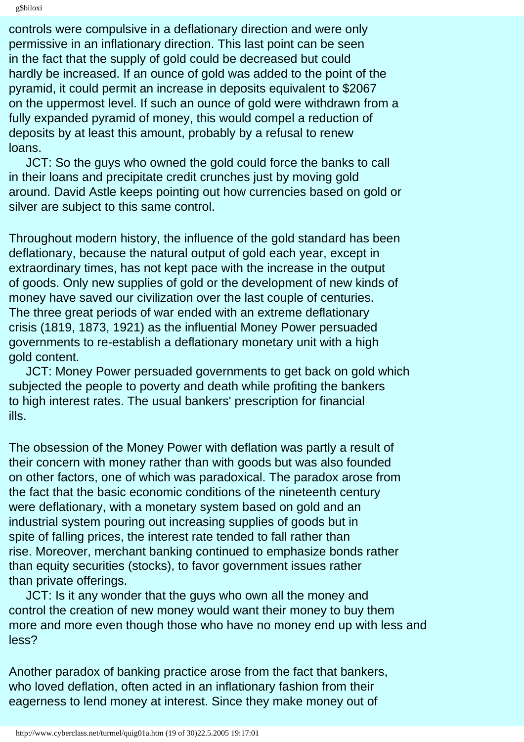controls were compulsive in a deflationary direction and were only permissive in an inflationary direction. This last point can be seen in the fact that the supply of gold could be decreased but could hardly be increased. If an ounce of gold was added to the point of the pyramid, it could permit an increase in deposits equivalent to $2067 on the uppermost level. If such an ounce of gold were withdrawn from a fully expanded pyramid of money, this would compel a reduction of deposits by at least this amount, probably by a refusal to renew loans.

JCT: So the guys who owned the gold could force the banks to call in their loans and precipitate credit crunches just by moving gold around. David Astle keeps pointing out how currencies based on gold or silver are subject to this same control.

Throughout modern history, the influence of the gold standard has been deflationary, because the natural output of gold each year, except in extraordinary times, has not kept pace with the increase in the output of goods. Only new supplies of gold or the development of new kinds of money have saved our civilization over the last couple of centuries. The three great periods of war ended with an extreme deflationary crisis (1819, 1873, 1921) as the influential Money Power persuaded governments to re-establish a deflationary monetary unit with a high gold content.

JCT: Money Power persuaded governments to get back on gold which subjected the people to poverty and death while profiting the bankers to high interest rates. The usual bankers' prescription for financial ills.

The obsession of the Money Power with deflation was partly a result of their concern with money rather than with goods but was also founded on other factors, one of which was paradoxical. The paradox arose from the fact that the basic economic conditions of the nineteenth century were deflationary, with a monetary system based on gold and an industrial system pouring out increasing supplies of goods but in spite of falling prices, the interest rate tended to fall rather than rise. Moreover, merchant banking continued to emphasize bonds rather than equity securities (stocks), to favor government issues rather than private offerings.

JCT: Is it any wonder that the guys who own all the money and control the creation of new money would want their money to buy them more and more even though those who have no money end up with less and less?

Another paradox of banking practice arose from the fact that bankers, who loved deflation, often acted in an inflationary fashion from their eagerness to lend money at interest. Since they make money out of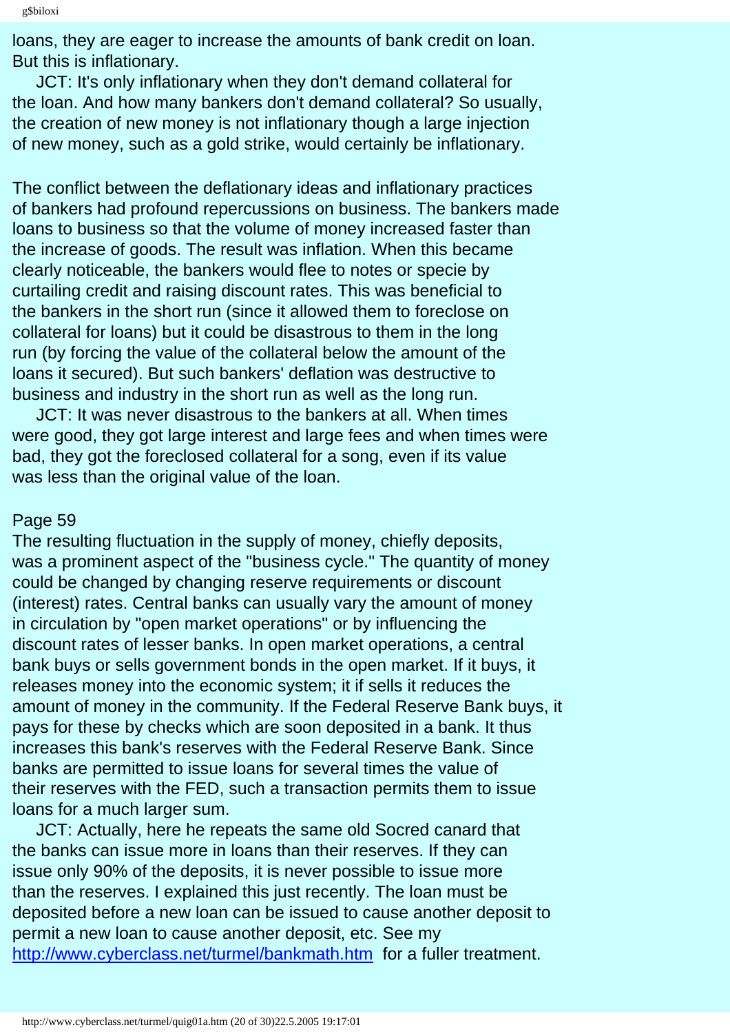loans, they are eager to increase the amounts of bank credit on loan. But this is inflationary.

JCT: It's only inflationary when they don't demand collateral for the loan. And how many bankers don't demand collateral? So usually, the creation of new money is not inflationary though a large injection of new money, such as a gold strike, would certainly be inflationary.

The conflict between the deflationary ideas and inflationary practices of bankers had profound repercussions on business. The bankers made loans to business so that the volume of money increased faster than the increase of goods. The result was inflation. When this became clearly noticeable, the bankers would flee to notes or specie by curtailing credit and raising discount rates. This was beneficial to the bankers in the short run (since it allowed them to foreclose on collateral for loans) but it could be disastrous to them in the long run (by forcing the value of the collateral below the amount of the loans it secured). But such bankers' deflation was destructive to business and industry in the short run as well as the long run.

JCT: It was never disastrous to the bankers at all. When times were good, they got large interest and large fees and when times were bad, they got the foreclosed collateral for a song, even if its value was less than the original value of the loan.

Page 59

The resulting fluctuation in the supply of money, chiefly deposits, was a prominent aspect of the "business cycle." The quantity of money could be changed by changing reserve requirements or discount (interest) rates. Central banks can usually vary the amount of money in circulation by "open market operations" or by influencing the discount rates of lesser banks. In open market operations, a central bank buys or sells government bonds in the open market. If it buys, it releases money into the economic system; it if sells it reduces the amount of money in the community. If the Federal Reserve Bank buys, it pays for these by checks which are soon deposited in a bank. It thus increases this bank's reserves with the Federal Reserve Bank. Since banks are permitted to issue loans for several times the value of their reserves with the FED, such a transaction permits them to issue loans for a much larger sum.

JCT: Actually, here he repeats the same old Socred canard that the banks can issue more in loans than their reserves. If they can issue only 90% of the deposits, it is never possible to issue more than the reserves. I explained this just recently. The loan must be deposited before a new loan can be issued to cause another deposit to permit a new loan to cause another deposit, etc. See my [http://www.cyberclass.net/turmel/bankmath.htm](http://www.cyberclass.net/turmel/bankmath.htm) for a fuller treatment.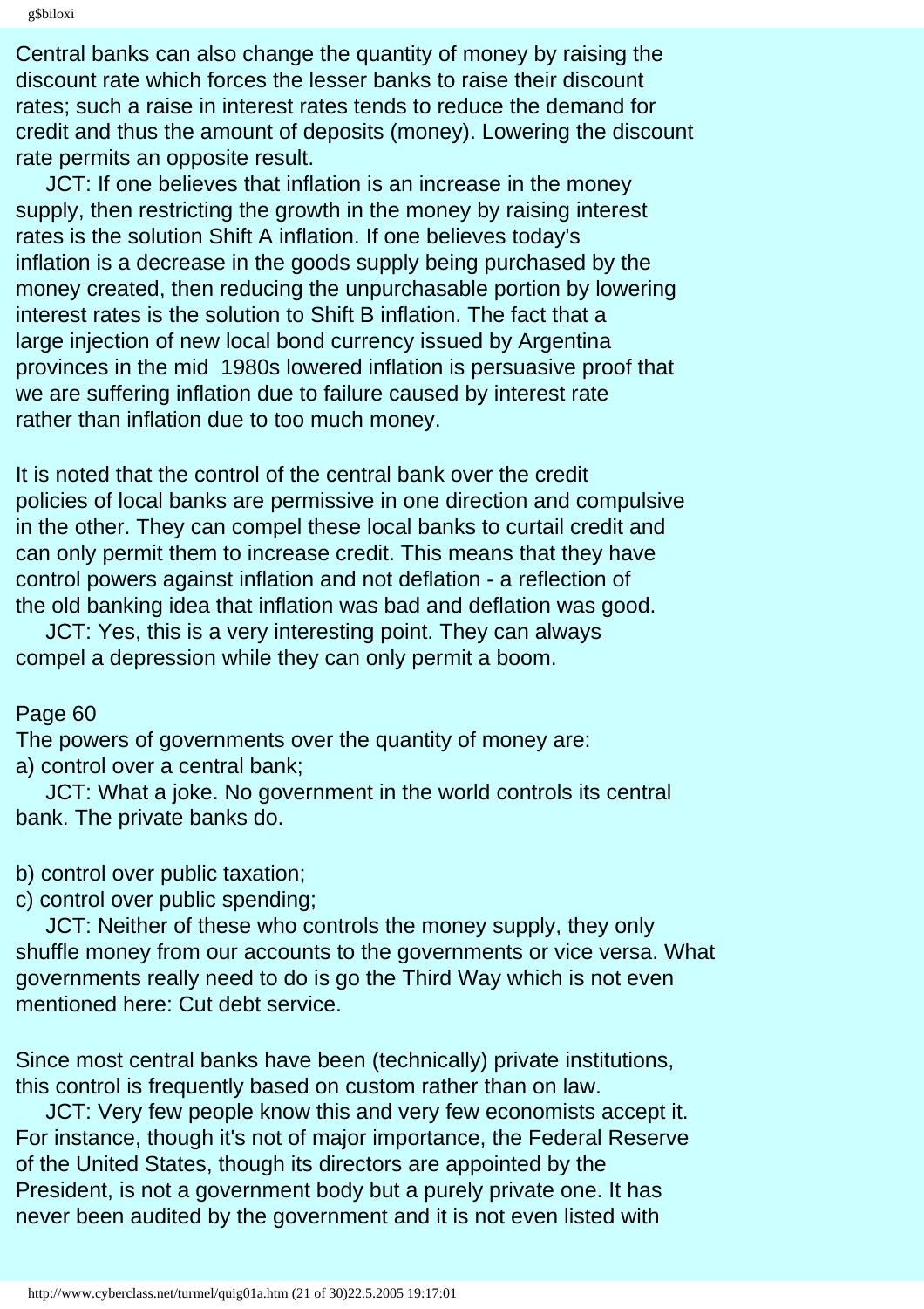Central banks can also change the quantity of money by raising the discount rate which forces the lesser banks to raise their discount rates; such a raise in interest rates tends to reduce the demand for credit and thus the amount of deposits (money). Lowering the discount rate permits an opposite result.

JCT: If one believes that inflation is an increase in the money supply, then restricting the growth in the money by raising interest rates is the solution Shift A inflation. If one believes today's inflation is a decrease in the goods supply being purchased by the money created, then reducing the unpurchasable portion by lowering interest rates is the solution to Shift B inflation. The fact that a large injection of new local bond currency issued by Argentina provinces in the mid 1980s lowered inflation is persuasive proof that we are suffering inflation due to failure caused by interest rate rather than inflation due to too much money.

It is noted that the control of the central bank over the credit policies of local banks are permissive in one direction and compulsive in the other. They can compel these local banks to curtail credit and can only permit them to increase credit. This means that they have control powers against inflation and not deflation - a reflection of the old banking idea that inflation was bad and deflation was good.

JCT: Yes, this is a very interesting point. They can always compel a depression while they can only permit a boom.

Page 60

The powers of governments over the quantity of money are:

a) control over a central bank;

JCT: What a joke. No government in the world controls its central bank. The private banks do.

b) control over public taxation;

c) control over public spending;

JCT: Neither of these who controls the money supply, they only shuffle money from our accounts to the governments or vice versa. What governments really need to do is go the Third Way which is not even mentioned here: Cut debt service.

Since most central banks have been (technically) private institutions, this control is frequently based on custom rather than on law.

JCT: Very few people know this and very few economists accept it. For instance, though it's not of major importance, the Federal Reserve of the United States, though its directors are appointed by the President, is not a government body but a purely private one. It has never been audited by the government and it is not even listed with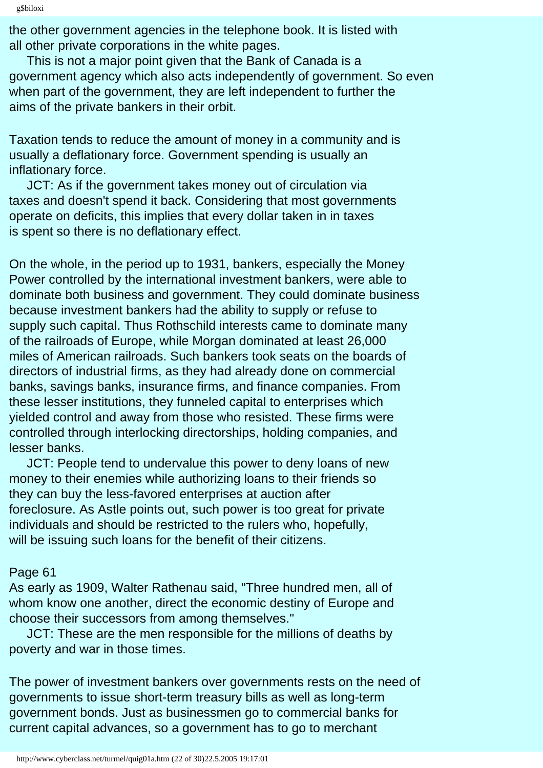the other government agencies in the telephone book. It is listed with all other private corporations in the white pages.

This is not a major point given that the Bank of Canada is a government agency which also acts independently of government. So even when part of the government, they are left independent to further the aims of the private bankers in their orbit.

Taxation tends to reduce the amount of money in a community and is usually a deflationary force. Government spending is usually an inflationary force.

JCT: As if the government takes money out of circulation via taxes and doesn't spend it back. Considering that most governments operate on deficits, this implies that every dollar taken in in taxes is spent so there is no deflationary effect.

On the whole, in the period up to 1931, bankers, especially the Money Power controlled by the international investment bankers, were able to dominate both business and government. They could dominate business because investment bankers had the ability to supply or refuse to supply such capital. Thus Rothschild interests came to dominate many of the railroads of Europe, while Morgan dominated at least 26,000 miles of American railroads. Such bankers took seats on the boards of directors of industrial firms, as they had already done on commercial banks, savings banks, insurance firms, and finance companies. From these lesser institutions, they funneled capital to enterprises which yielded control and away from those who resisted. These firms were controlled through interlocking directorships, holding companies, and lesser banks.

JCT: People tend to undervalue this power to deny loans of new money to their enemies while authorizing loans to their friends so they can buy the less-favored enterprises at auction after foreclosure. As Astle points out, such power is too great for private individuals and should be restricted to the rulers who, hopefully, will be issuing such loans for the benefit of their citizens.

Page 61

As early as 1909, Walter Rathenau said, "Three hundred men, all of whom know one another, direct the economic destiny of Europe and choose their successors from among themselves."

JCT: These are the men responsible for the millions of deaths by poverty and war in those times.

The power of investment bankers over governments rests on the need of governments to issue short-term treasury bills as well as long-term government bonds. Just as businessmen go to commercial banks for current capital advances, so a government has to go to merchant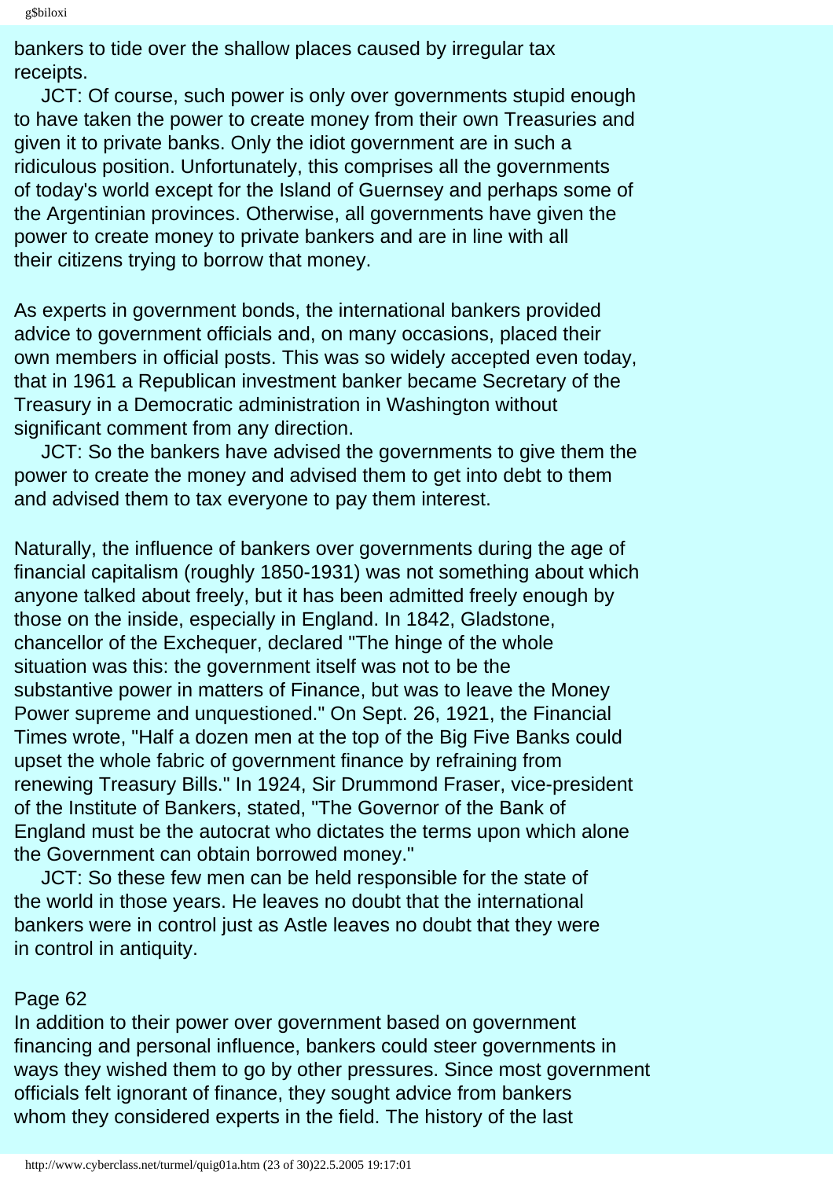bankers to tide over the shallow places caused by irregular tax receipts.

JCT: Of course, such power is only over governments stupid enough to have taken the power to create money from their own Treasuries and given it to private banks. Only the idiot government are in such a ridiculous position. Unfortunately, this comprises all the governments of today's world except for the Island of Guernsey and perhaps some of the Argentinian provinces. Otherwise, all governments have given the power to create money to private bankers and are in line with all their citizens trying to borrow that money.

As experts in government bonds, the international bankers provided advice to government officials and, on many occasions, placed their own members in official posts. This was so widely accepted even today, that in 1961 a Republican investment banker became Secretary of the Treasury in a Democratic administration in Washington without significant comment from any direction.

JCT: So the bankers have advised the governments to give them the power to create the money and advised them to get into debt to them and advised them to tax everyone to pay them interest.

Naturally, the influence of bankers over governments during the age of financial capitalism (roughly 1850-1931) was not something about which anyone talked about freely, but it has been admitted freely enough by those on the inside, especially in England. In 1842, Gladstone, chancellor of the Exchequer, declared "The hinge of the whole situation was this: the government itself was not to be the substantive power in matters of Finance, but was to leave the Money Power supreme and unquestioned." On Sept. 26, 1921, the Financial Times wrote, "Half a dozen men at the top of the Big Five Banks could upset the whole fabric of government finance by refraining from renewing Treasury Bills." In 1924, Sir Drummond Fraser, vice-president of the Institute of Bankers, stated, "The Governor of the Bank of England must be the autocrat who dictates the terms upon which alone the Government can obtain borrowed money."

JCT: So these few men can be held responsible for the state of the world in those years. He leaves no doubt that the international bankers were in control just as Astle leaves no doubt that they were in control in antiquity.

Page 62

In addition to their power over government based on government financing and personal influence, bankers could steer governments in ways they wished them to go by other pressures. Since most government officials felt ignorant of finance, they sought advice from bankers whom they considered experts in the field. The history of the last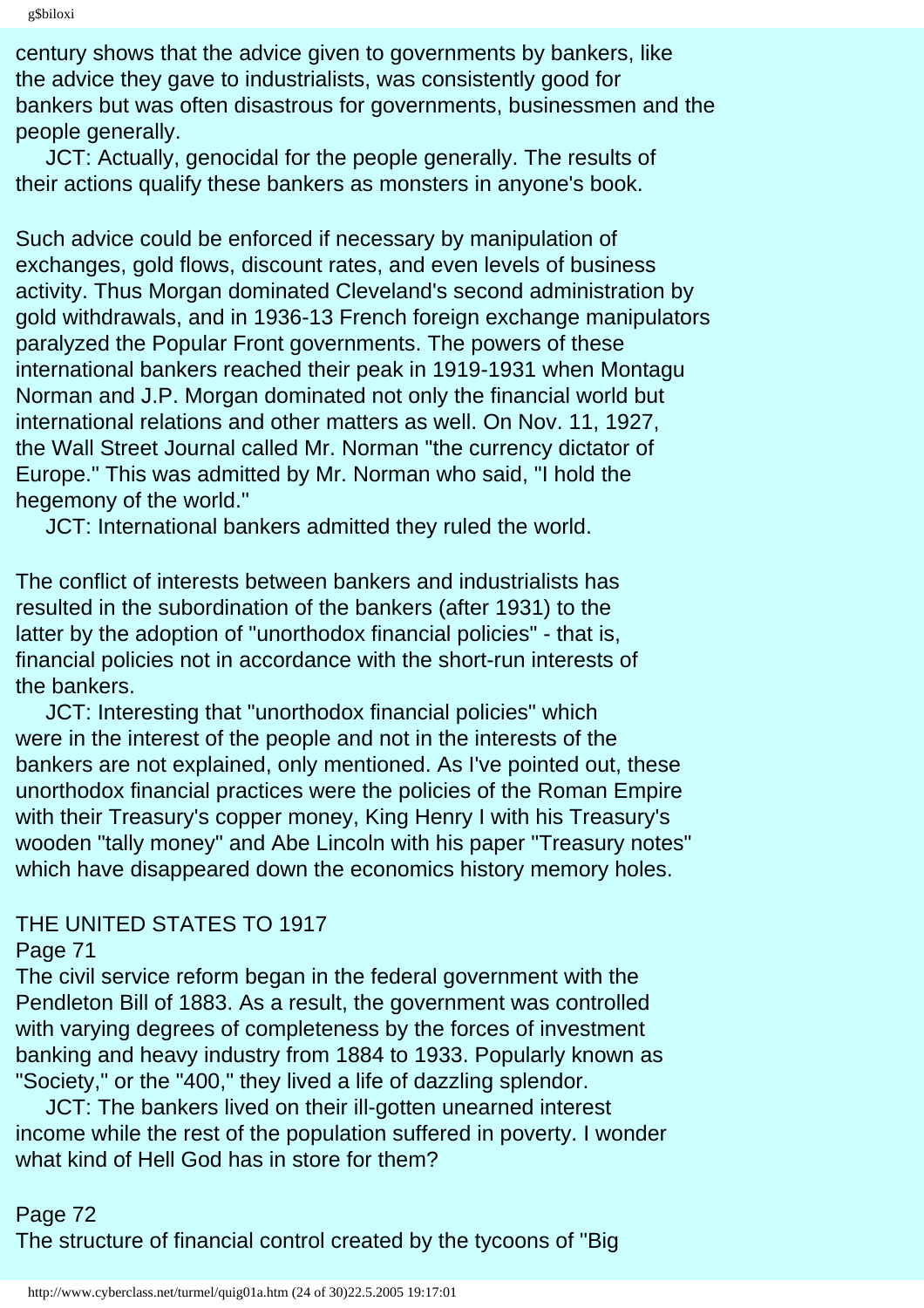century shows that the advice given to governments by bankers, like the advice they gave to industrialists, was consistently good for bankers but was often disastrous for governments, businessmen and the people generally.

JCT: Actually, genocidal for the people generally. The results of their actions qualify these bankers as monsters in anyone's book.

Such advice could be enforced if necessary by manipulation of exchanges, gold flows, discount rates, and even levels of business activity. Thus Morgan dominated Cleveland's second administration by gold withdrawals, and in 1936-13 French foreign exchange manipulators paralyzed the Popular Front governments. The powers of these international bankers reached their peak in 1919-1931 when Montagu Norman and J.P. Morgan dominated not only the financial world but international relations and other matters as well. On Nov. 11, 1927, the Wall Street Journal called Mr. Norman "the currency dictator of Europe." This was admitted by Mr. Norman who said, "I hold the hegemony of the world."

JCT: International bankers admitted they ruled the world.

The conflict of interests between bankers and industrialists has resulted in the subordination of the bankers (after 1931) to the latter by the adoption of "unorthodox financial policies" - that is, financial policies not in accordance with the short-run interests of the bankers.

JCT: Interesting that "unorthodox financial policies" which were in the interest of the people and not in the interests of the bankers are not explained, only mentioned. As I've pointed out, these unorthodox financial practices were the policies of the Roman Empire with their Treasury's copper money, King Henry I with his Treasury's wooden "tally money" and Abe Lincoln with his paper "Treasury notes" which have disappeared down the economics history memory holes.

THE UNITED STATES TO 1917

Page 71

The civil service reform began in the federal government with the Pendleton Bill of 1883. As a result, the government was controlled with varying degrees of completeness by the forces of investment banking and heavy industry from 1884 to 1933. Popularly known as "Society," or the "400," they lived a life of dazzling splendor.

JCT: The bankers lived on their ill-gotten unearned interest income while the rest of the population suffered in poverty. I wonder what kind of Hell God has in store for them?

Page 72

The structure of financial control created by the tycoons of "Big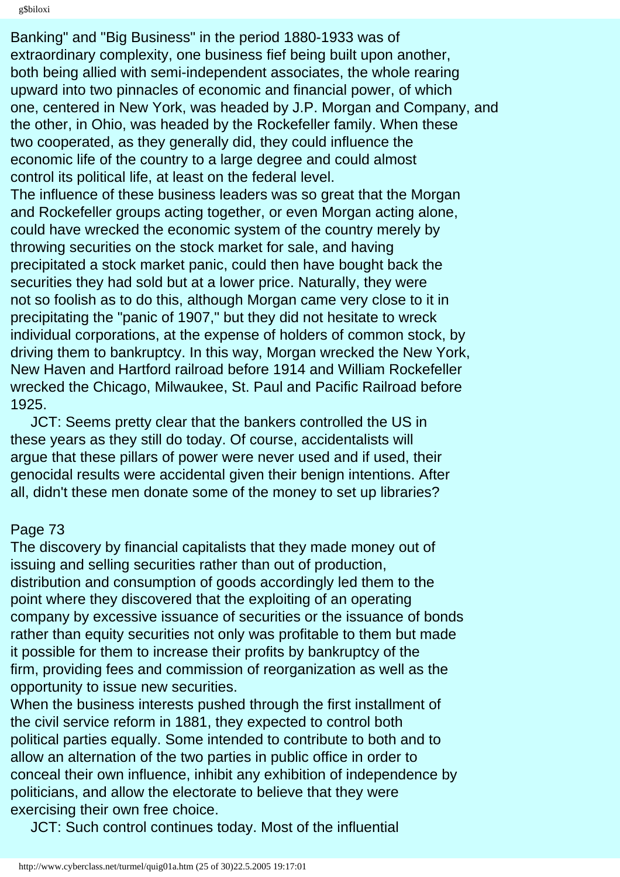Banking" and "Big Business" in the period 1880-1933 was of extraordinary complexity, one business fief being built upon another, both being allied with semi-independent associates, the whole rearing upward into two pinnacles of economic and financial power, of which one, centered in New York, was headed by J.P. Morgan and Company, and the other, in Ohio, was headed by the Rockefeller family. When these two cooperated, as they generally did, they could influence the economic life of the country to a large degree and could almost control its political life, at least on the federal level.

The influence of these business leaders was so great that the Morgan and Rockefeller groups acting together, or even Morgan acting alone, could have wrecked the economic system of the country merely by throwing securities on the stock market for sale, and having precipitated a stock market panic, could then have bought back the securities they had sold but at a lower price. Naturally, they were not so foolish as to do this, although Morgan came very close to it in precipitating the "panic of 1907," but they did not hesitate to wreck individual corporations, at the expense of holders of common stock, by driving them to bankruptcy. In this way, Morgan wrecked the New York, New Haven and Hartford railroad before 1914 and William Rockefeller wrecked the Chicago, Milwaukee, St. Paul and Pacific Railroad before 1925.

JCT: Seems pretty clear that the bankers controlled the US in these years as they still do today. Of course, accidentalists will argue that these pillars of power were never used and if used, their genocidal results were accidental given their benign intentions. After all, didn't these men donate some of the money to set up libraries?

Page 73

The discovery by financial capitalists that they made money out of issuing and selling securities rather than out of production, distribution and consumption of goods accordingly led them to the point where they discovered that the exploiting of an operating company by excessive issuance of securities or the issuance of bonds rather than equity securities not only was profitable to them but made it possible for them to increase their profits by bankruptcy of the firm, providing fees and commission of reorganization as well as the opportunity to issue new securities.

When the business interests pushed through the first installment of the civil service reform in 1881, they expected to control both political parties equally. Some intended to contribute to both and to allow an alternation of the two parties in public office in order to conceal their own influence, inhibit any exhibition of independence by politicians, and allow the electorate to believe that they were exercising their own free choice.

JCT: Such control continues today. Most of the influential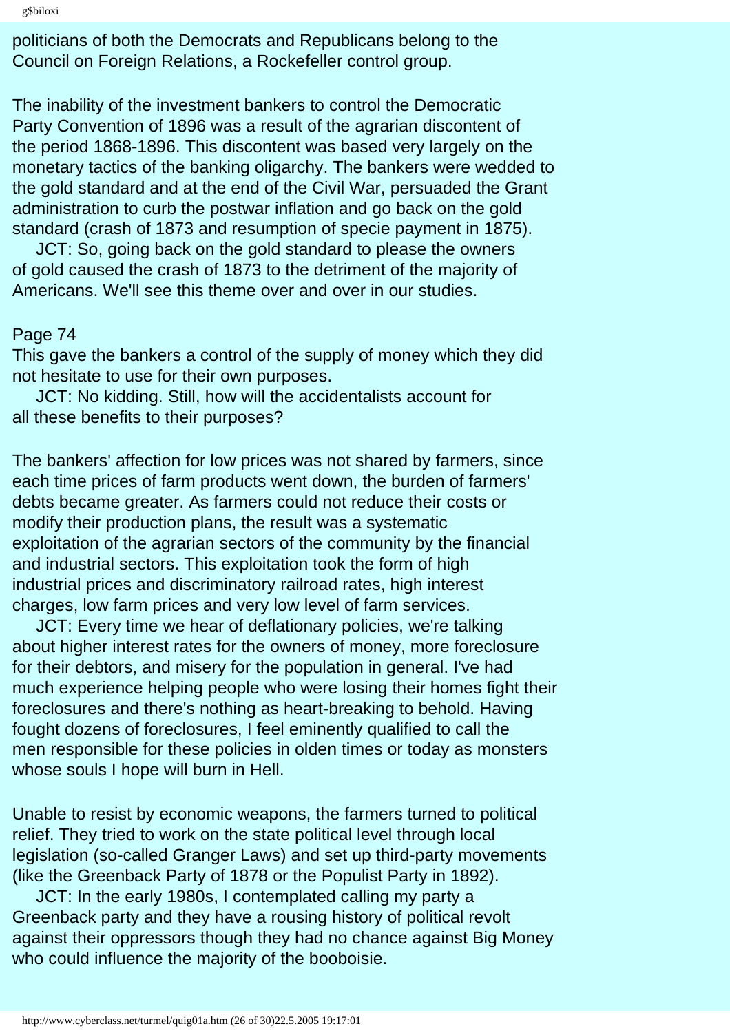politicians of both the Democrats and Republicans belong to the Council on Foreign Relations, a Rockefeller control group.

The inability of the investment bankers to control the Democratic Party Convention of 1896 was a result of the agrarian discontent of the period 1868-1896. This discontent was based very largely on the monetary tactics of the banking oligarchy. The bankers were wedded to the gold standard and at the end of the Civil War, persuaded the Grant administration to curb the postwar inflation and go back on the gold standard (crash of 1873 and resumption of specie payment in 1875).

JCT: So, going back on the gold standard to please the owners of gold caused the crash of 1873 to the detriment of the majority of Americans. We'll see this theme over and over in our studies.

Page 74

This gave the bankers a control of the supply of money which they did not hesitate to use for their own purposes.

JCT: No kidding. Still, how will the accidentalists account for all these benefits to their purposes?

The bankers' affection for low prices was not shared by farmers, since each time prices of farm products went down, the burden of farmers' debts became greater. As farmers could not reduce their costs or modify their production plans, the result was a systematic exploitation of the agrarian sectors of the community by the financial and industrial sectors. This exploitation took the form of high industrial prices and discriminatory railroad rates, high interest charges, low farm prices and very low level of farm services.

JCT: Every time we hear of deflationary policies, we're talking about higher interest rates for the owners of money, more foreclosure for their debtors, and misery for the population in general. I've had much experience helping people who were losing their homes fight their foreclosures and there's nothing as heart-breaking to behold. Having fought dozens of foreclosures, I feel eminently qualified to call the men responsible for these policies in olden times or today as monsters whose souls I hope will burn in Hell.

Unable to resist by economic weapons, the farmers turned to political relief. They tried to work on the state political level through local legislation (so-called Granger Laws) and set up third-party movements (like the Greenback Party of 1878 or the Populist Party in 1892).

JCT: In the early 1980s, I contemplated calling my party a Greenback party and they have a rousing history of political revolt against their oppressors though they had no chance against Big Money who could influence the majority of the booboisie.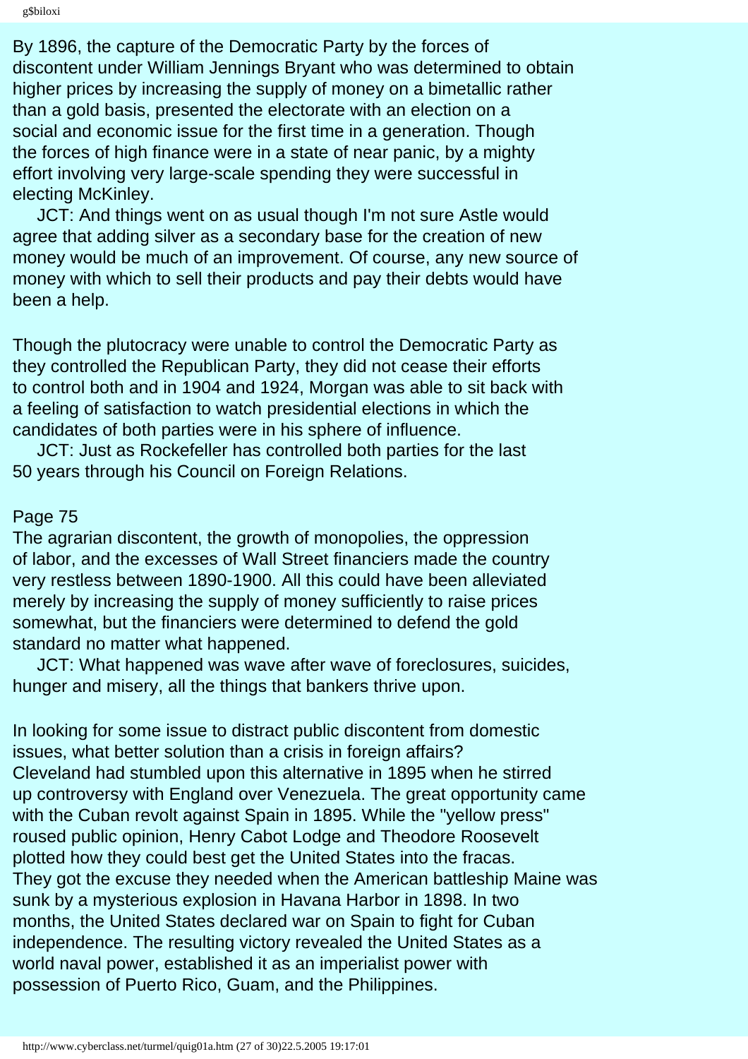By 1896, the capture of the Democratic Party by the forces of discontent under William Jennings Bryant who was determined to obtain higher prices by increasing the supply of money on a bimetallic rather than a gold basis, presented the electorate with an election on a social and economic issue for the first time in a generation. Though the forces of high finance were in a state of near panic, by a mighty effort involving very large-scale spending they were successful in electing McKinley.

JCT: And things went on as usual though I'm not sure Astle would agree that adding silver as a secondary base for the creation of new money would be much of an improvement. Of course, any new source of money with which to sell their products and pay their debts would have been a help.

Though the plutocracy were unable to control the Democratic Party as they controlled the Republican Party, they did not cease their efforts to control both and in 1904 and 1924, Morgan was able to sit back with a feeling of satisfaction to watch presidential elections in which the candidates of both parties were in his sphere of influence.

JCT: Just as Rockefeller has controlled both parties for the last 50 years through his Council on Foreign Relations.

Page 75

The agrarian discontent, the growth of monopolies, the oppression of labor, and the excesses of Wall Street financiers made the country very restless between 1890-1900. All this could have been alleviated merely by increasing the supply of money sufficiently to raise prices somewhat, but the financiers were determined to defend the gold standard no matter what happened.

JCT: What happened was wave after wave of foreclosures, suicides, hunger and misery, all the things that bankers thrive upon.

In looking for some issue to distract public discontent from domestic issues, what better solution than a crisis in foreign affairs? Cleveland had stumbled upon this alternative in 1895 when he stirred up controversy with England over Venezuela. The great opportunity came with the Cuban revolt against Spain in 1895. While the "yellow press" roused public opinion, Henry Cabot Lodge and Theodore Roosevelt plotted how they could best get the United States into the fracas. They got the excuse they needed when the American battleship Maine was sunk by a mysterious explosion in Havana Harbor in 1898. In two months, the United States declared war on Spain to fight for Cuban independence. The resulting victory revealed the United States as a world naval power, established it as an imperialist power with possession of Puerto Rico, Guam, and the Philippines.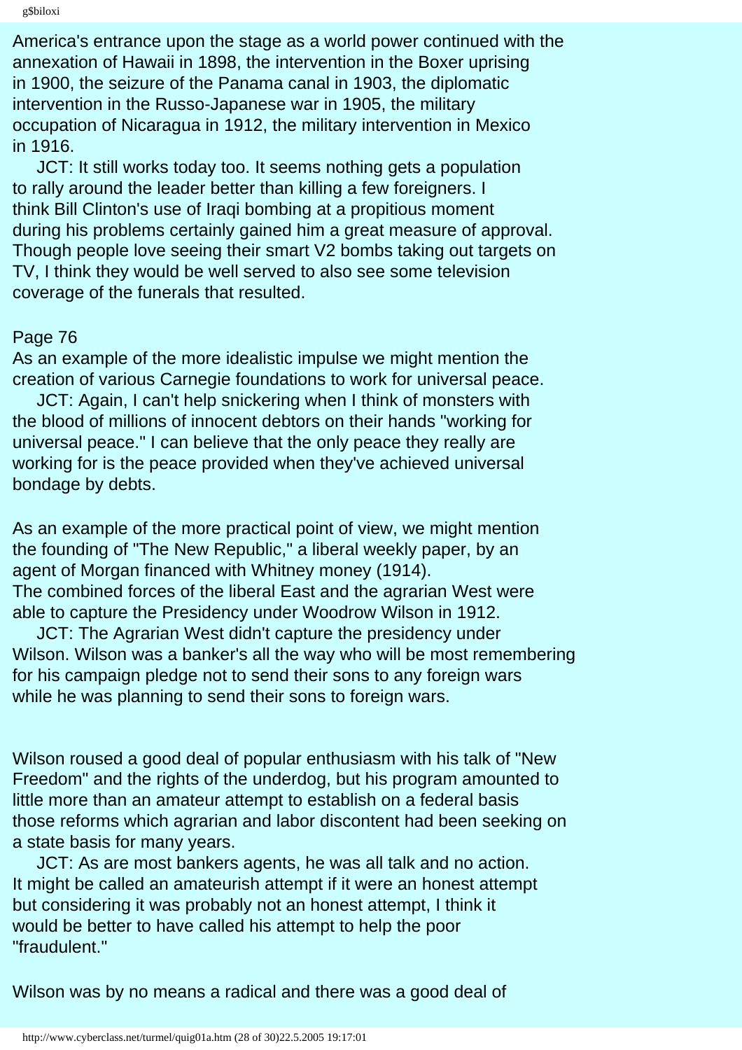America's entrance upon the stage as a world power continued with the annexation of Hawaii in 1898, the intervention in the Boxer uprising in 1900, the seizure of the Panama canal in 1903, the diplomatic intervention in the Russo-Japanese war in 1905, the military occupation of Nicaragua in 1912, the military intervention in Mexico in 1916.

JCT: It still works today too. It seems nothing gets a population to rally around the leader better than killing a few foreigners. I think Bill Clinton's use of Iraqi bombing at a propitious moment during his problems certainly gained him a great measure of approval. Though people love seeing their smart V2 bombs taking out targets on TV, I think they would be well served to also see some television coverage of the funerals that resulted.

Page 76

As an example of the more idealistic impulse we might mention the creation of various Carnegie foundations to work for universal peace.

JCT: Again, I can't help snickering when I think of monsters with the blood of millions of innocent debtors on their hands "working for universal peace." I can believe that the only peace they really are working for is the peace provided when they've achieved universal bondage by debts.

As an example of the more practical point of view, we might mention the founding of "The New Republic," a liberal weekly paper, by an agent of Morgan financed with Whitney money (1914). The combined forces of the liberal East and the agrarian West were able to capture the Presidency under Woodrow Wilson in 1912.

JCT: The Agrarian West didn't capture the presidency under Wilson. Wilson was a banker's all the way who will be most remembering for his campaign pledge not to send their sons to any foreign wars while he was planning to send their sons to foreign wars.

Wilson roused a good deal of popular enthusiasm with his talk of "New Freedom" and the rights of the underdog, but his program amounted to little more than an amateur attempt to establish on a federal basis those reforms which agrarian and labor discontent had been seeking on a state basis for many years.

JCT: As are most bankers agents, he was all talk and no action. It might be called an amateurish attempt if it were an honest attempt but considering it was probably not an honest attempt, I think it would be better to have called his attempt to help the poor "fraudulent."

Wilson was by no means a radical and there was a good deal of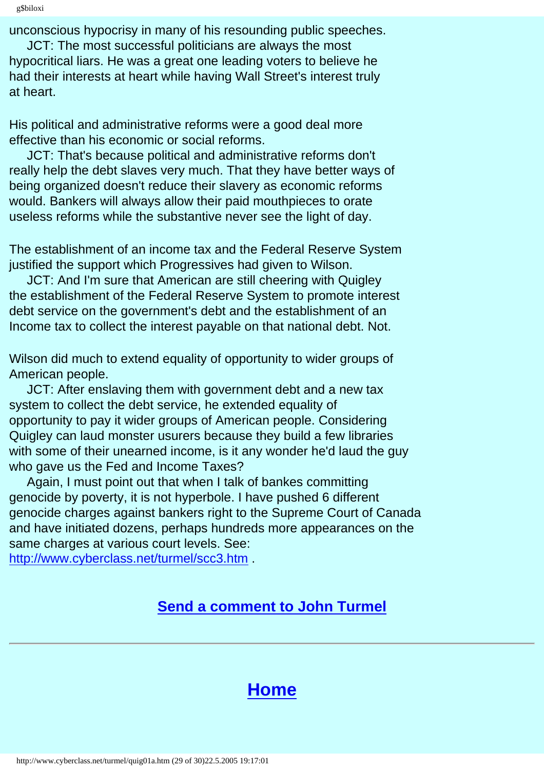unconscious hypocrisy in many of his resounding public speeches.

JCT: The most successful politicians are always the most hypocritical liars. He was a great one leading voters to believe he had their interests at heart while having Wall Street's interest truly at heart.

His political and administrative reforms were a good deal more effective than his economic or social reforms.

JCT: That's because political and administrative reforms don't really help the debt slaves very much. That they have better ways of being organized doesn't reduce their slavery as economic reforms would. Bankers will always allow their paid mouthpieces to orate useless reforms while the substantive never see the light of day.

The establishment of an income tax and the Federal Reserve System justified the support which Progressives had given to Wilson.

JCT: And I'm sure that American are still cheering with Quigley the establishment of the Federal Reserve System to promote interest debt service on the government's debt and the establishment of an Income tax to collect the interest payable on that national debt. Not.

Wilson did much to extend equality of opportunity to wider groups of American people.

JCT: After enslaving them with government debt and a new tax system to collect the debt service, he extended equality of opportunity to pay it wider groups of American people. Considering Quigley can laud monster usurers because they build a few libraries with some of their unearned income, is it any wonder he'd laud the guy who gave us the Fed and Income Taxes?

Again, I must point out that when I talk of bankes committing genocide by poverty, it is not hyperbole. I have pushed 6 different genocide charges against bankers right to the Supreme Court of Canada and have initiated dozens, perhaps hundreds more appearances on the same charges at various court levels. See: [http://www.cyberclass.net/turmel/scc3.htm](http://www.cyberclass.net/turmel/scc3.htm) .

**Send a comment to John Turmel**

---

## Home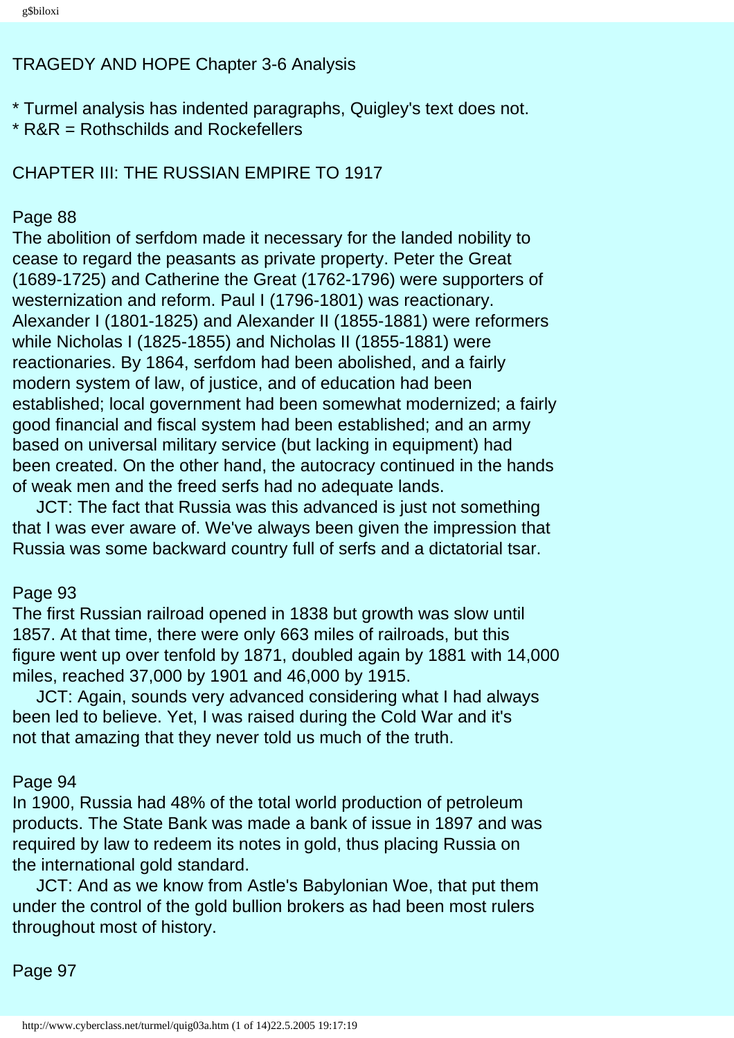TRAGEDY AND HOPE Chapter 3-6 Analysis

* Turmel analysis has indented paragraphs, Quigley's text does not.
* R&R = Rothschilds and Rockefellers

CHAPTER III: THE RUSSIAN EMPIRE TO 1917

Page 88
The abolition of serfdom made it necessary for the landed nobility to cease to regard the peasants as private property. Peter the Great (1689-1725) and Catherine the Great (1762-1796) were supporters of westernization and reform. Paul I (1796-1801) was reactionary. Alexander I (1801-1825) and Alexander II (1855-1881) were reformers while Nicholas I (1825-1855) and Nicholas II (1855-1881) were reactionaries. By 1864, serfdom had been abolished, and a fairly modern system of law, of justice, and of education had been established; local government had been somewhat modernized; a fairly good financial and fiscal system had been established; and an army based on universal military service (but lacking in equipment) had been created. On the other hand, the autocracy continued in the hands of weak men and the freed serfs had no adequate lands.

JCT: The fact that Russia was this advanced is just not something that I was ever aware of. We've always been given the impression that Russia was some backward country full of serfs and a dictatorial tsar.

Page 93
The first Russian railroad opened in 1838 but growth was slow until 1857. At that time, there were only 663 miles of railroads, but this figure went up over tenfold by 1871, doubled again by 1881 with 14,000 miles, reached 37,000 by 1901 and 46,000 by 1915.

JCT: Again, sounds very advanced considering what I had always been led to believe. Yet, I was raised during the Cold War and it's not that amazing that they never told us much of the truth.

Page 94
In 1900, Russia had 48% of the total world production of petroleum products. The State Bank was made a bank of issue in 1897 and was required by law to redeem its notes in gold, thus placing Russia on the international gold standard.

JCT: And as we know from Astle's Babylonian Woe, that put them under the control of the gold bullion brokers as had been most rulers throughout most of history.

Page 97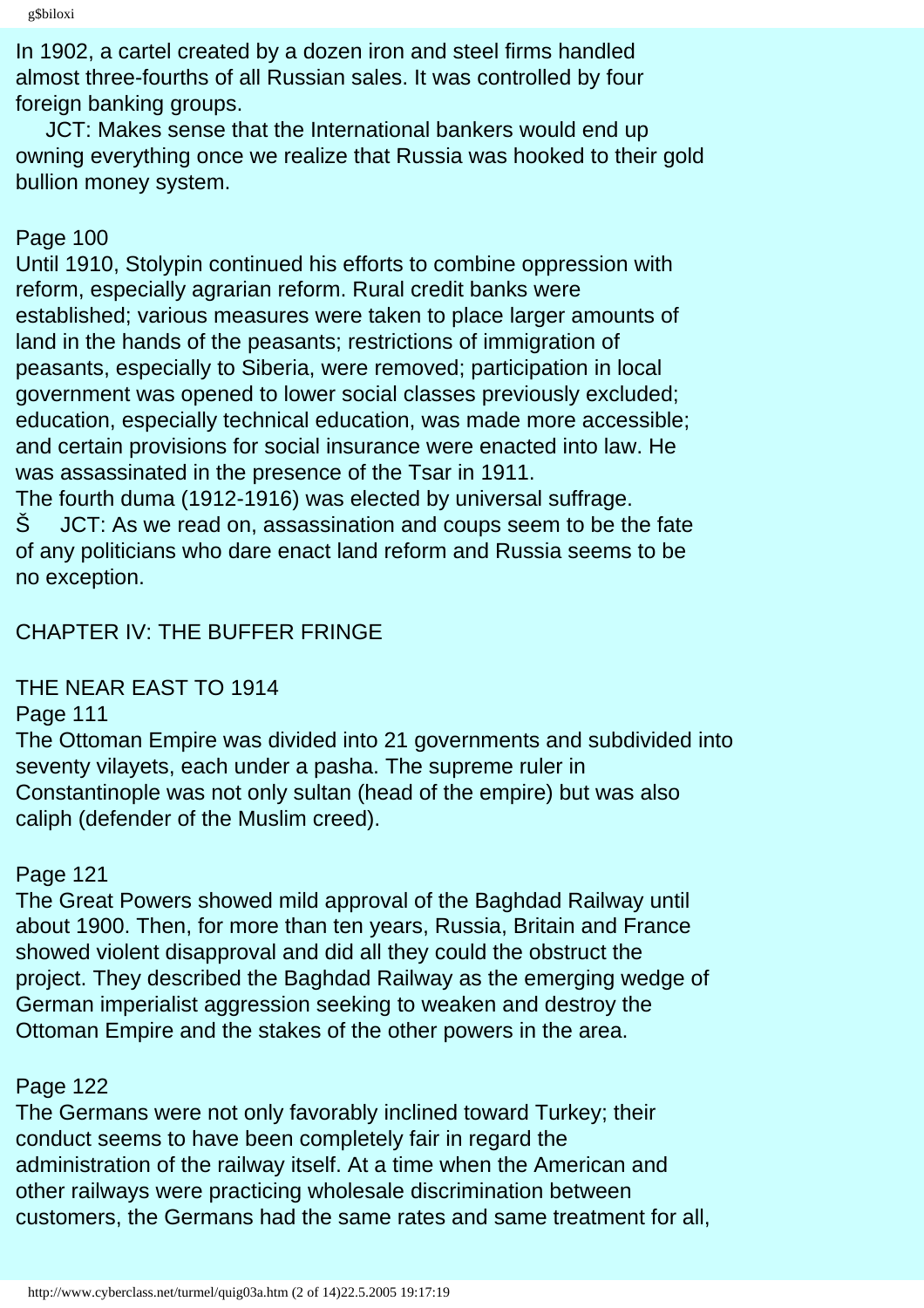In 1902, a cartel created by a dozen iron and steel firms handled almost three-fourths of all Russian sales. It was controlled by four foreign banking groups.

JCT: Makes sense that the International bankers would end up owning everything once we realize that Russia was hooked to their gold bullion money system.

Page 100

Until 1910, Stolypin continued his efforts to combine oppression with reform, especially agrarian reform. Rural credit banks were established; various measures were taken to place larger amounts of land in the hands of the peasants; restrictions of immigration of peasants, especially to Siberia, were removed; participation in local government was opened to lower social classes previously excluded; education, especially technical education, was made more accessible; and certain provisions for social insurance were enacted into law. He was assassinated in the presence of the Tsar in 1911.

The fourth duma (1912-1916) was elected by universal suffrage.

Š JCT: As we read on, assassination and coups seem to be the fate of any politicians who dare enact land reform and Russia seems to be no exception.

## CHAPTER IV: THE BUFFER FRINGE

### THE NEAR EAST TO 1914

Page 111

The Ottoman Empire was divided into 21 governments and subdivided into seventy vilayets, each under a pasha. The supreme ruler in Constantinople was not only sultan (head of the empire) but was also caliph (defender of the Muslim creed).

Page 121

The Great Powers showed mild approval of the Baghdad Railway until about 1900. Then, for more than ten years, Russia, Britain and France showed violent disapproval and did all they could the obstruct the project. They described the Baghdad Railway as the emerging wedge of German imperialist aggression seeking to weaken and destroy the Ottoman Empire and the stakes of the other powers in the area.

Page 122

The Germans were not only favorably inclined toward Turkey; their conduct seems to have been completely fair in regard the administration of the railway itself. At a time when the American and other railways were practicing wholesale discrimination between customers, the Germans had the same rates and same treatment for all,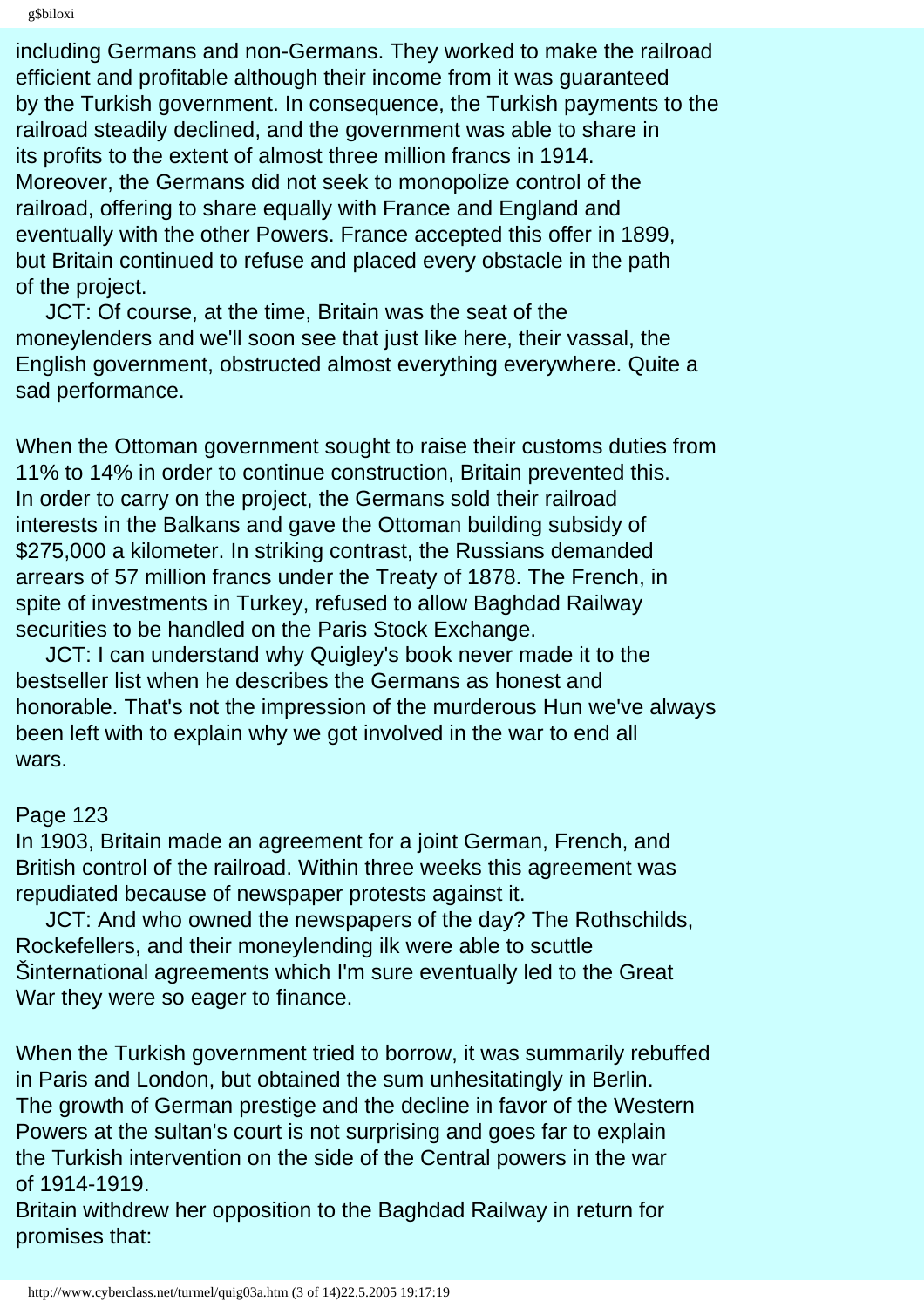including Germans and non-Germans. They worked to make the railroad efficient and profitable although their income from it was guaranteed by the Turkish government. In consequence, the Turkish payments to the railroad steadily declined, and the government was able to share in its profits to the extent of almost three million francs in 1914. Moreover, the Germans did not seek to monopolize control of the railroad, offering to share equally with France and England and eventually with the other Powers. France accepted this offer in 1899, but Britain continued to refuse and placed every obstacle in the path of the project.

JCT: Of course, at the time, Britain was the seat of the moneylenders and we'll soon see that just like here, their vassal, the English government, obstructed almost everything everywhere. Quite a sad performance.

When the Ottoman government sought to raise their customs duties from 11% to 14% in order to continue construction, Britain prevented this. In order to carry on the project, the Germans sold their railroad interests in the Balkans and gave the Ottoman building subsidy of $275,000 a kilometer. In striking contrast, the Russians demanded arrears of 57 million francs under the Treaty of 1878. The French, in spite of investments in Turkey, refused to allow Baghdad Railway securities to be handled on the Paris Stock Exchange.

JCT: I can understand why Quigley's book never made it to the bestseller list when he describes the Germans as honest and honorable. That's not the impression of the murderous Hun we've always been left with to explain why we got involved in the war to end all wars.

Page 123

In 1903, Britain made an agreement for a joint German, French, and British control of the railroad. Within three weeks this agreement was repudiated because of newspaper protests against it.

JCT: And who owned the newspapers of the day? The Rothschilds, Rockefellers, and their moneylending ilk were able to scuttle Šinternational agreements which I'm sure eventually led to the Great War they were so eager to finance.

When the Turkish government tried to borrow, it was summarily rebuffed in Paris and London, but obtained the sum unhesitatingly in Berlin. The growth of German prestige and the decline in favor of the Western Powers at the sultan's court is not surprising and goes far to explain the Turkish intervention on the side of the Central powers in the war of 1914-1919.

Britain withdrew her opposition to the Baghdad Railway in return for promises that: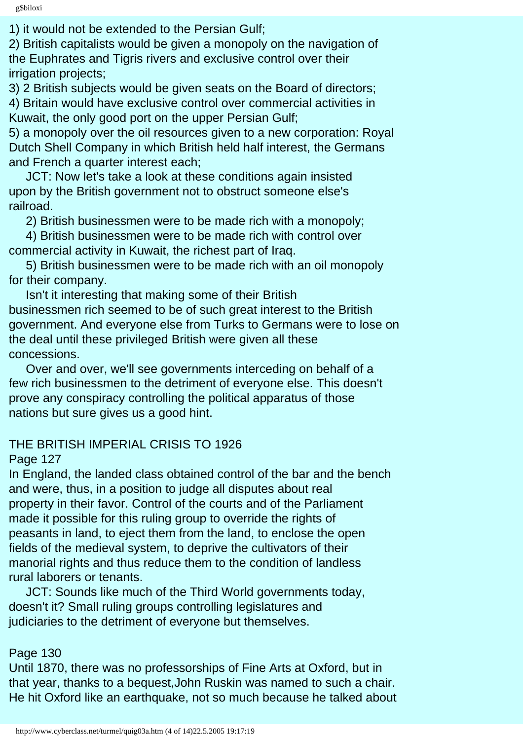1) it would not be extended to the Persian Gulf;
2) British capitalists would be given a monopoly on the navigation of the Euphrates and Tigris rivers and exclusive control over their irrigation projects;
3) 2 British subjects would be given seats on the Board of directors;
4) Britain would have exclusive control over commercial activities in Kuwait, the only good port on the upper Persian Gulf;
5) a monopoly over the oil resources given to a new corporation: Royal Dutch Shell Company in which British held half interest, the Germans and French a quarter interest each;

JCT: Now let's take a look at these conditions again insisted upon by the British government not to obstruct someone else's railroad.

2) British businessmen were to be made rich with a monopoly;

4) British businessmen were to be made rich with control over commercial activity in Kuwait, the richest part of Iraq.

5) British businessmen were to be made rich with an oil monopoly for their company.

Isn't it interesting that making some of their British businessmen rich seemed to be of such great interest to the British government. And everyone else from Turks to Germans were to lose on the deal until these privileged British were given all these concessions.

Over and over, we'll see governments interceding on behalf of a few rich businessmen to the detriment of everyone else. This doesn't prove any conspiracy controlling the political apparatus of those nations but sure gives us a good hint.

## THE BRITISH IMPERIAL CRISIS TO 1926

Page 127

In England, the landed class obtained control of the bar and the bench and were, thus, in a position to judge all disputes about real property in their favor. Control of the courts and of the Parliament made it possible for this ruling group to override the rights of peasants in land, to eject them from the land, to enclose the open fields of the medieval system, to deprive the cultivators of their manorial rights and thus reduce them to the condition of landless rural laborers or tenants.

JCT: Sounds like much of the Third World governments today, doesn't it? Small ruling groups controlling legislatures and judiciaries to the detriment of everyone but themselves.

Page 130

Until 1870, there was no professorships of Fine Arts at Oxford, but in that year, thanks to a bequest,John Ruskin was named to such a chair. He hit Oxford like an earthquake, not so much because he talked about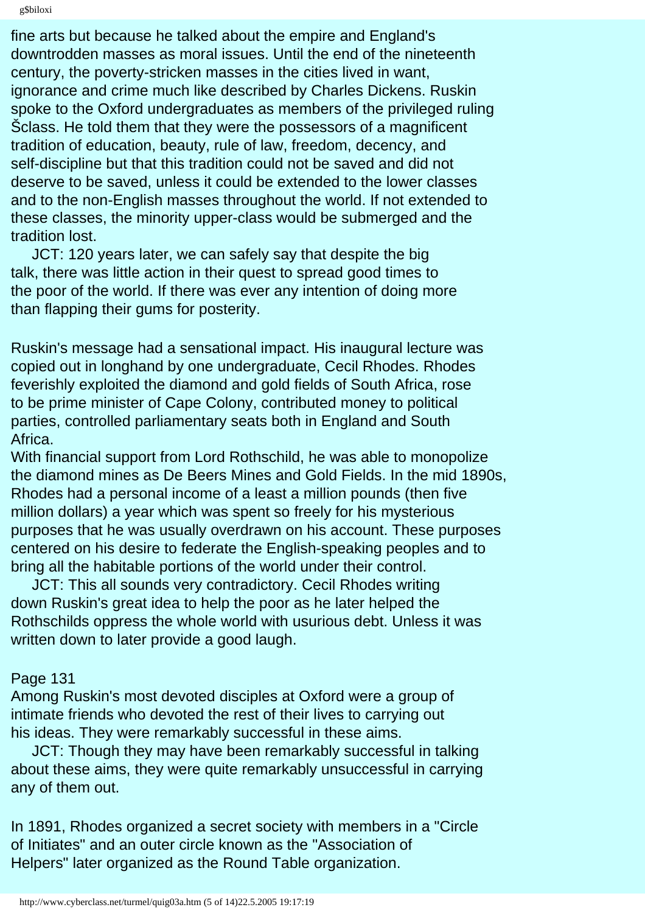fine arts but because he talked about the empire and England's downtrodden masses as moral issues. Until the end of the nineteenth century, the poverty-stricken masses in the cities lived in want, ignorance and crime much like described by Charles Dickens. Ruskin spoke to the Oxford undergraduates as members of the privileged ruling Šclass. He told them that they were the possessors of a magnificent tradition of education, beauty, rule of law, freedom, decency, and self-discipline but that this tradition could not be saved and did not deserve to be saved, unless it could be extended to the lower classes and to the non-English masses throughout the world. If not extended to these classes, the minority upper-class would be submerged and the tradition lost.

JCT: 120 years later, we can safely say that despite the big talk, there was little action in their quest to spread good times to the poor of the world. If there was ever any intention of doing more than flapping their gums for posterity.

Ruskin's message had a sensational impact. His inaugural lecture was copied out in longhand by one undergraduate, Cecil Rhodes. Rhodes feverishly exploited the diamond and gold fields of South Africa, rose to be prime minister of Cape Colony, contributed money to political parties, controlled parliamentary seats both in England and South Africa.

With financial support from Lord Rothschild, he was able to monopolize the diamond mines as De Beers Mines and Gold Fields. In the mid 1890s, Rhodes had a personal income of a least a million pounds (then five million dollars) a year which was spent so freely for his mysterious purposes that he was usually overdrawn on his account. These purposes centered on his desire to federate the English-speaking peoples and to bring all the habitable portions of the world under their control.

JCT: This all sounds very contradictory. Cecil Rhodes writing down Ruskin's great idea to help the poor as he later helped the Rothschilds oppress the whole world with usurious debt. Unless it was written down to later provide a good laugh.

Page 131

Among Ruskin's most devoted disciples at Oxford were a group of intimate friends who devoted the rest of their lives to carrying out his ideas. They were remarkably successful in these aims.

JCT: Though they may have been remarkably successful in talking about these aims, they were quite remarkably unsuccessful in carrying any of them out.

In 1891, Rhodes organized a secret society with members in a "Circle of Initiates" and an outer circle known as the "Association of Helpers" later organized as the Round Table organization.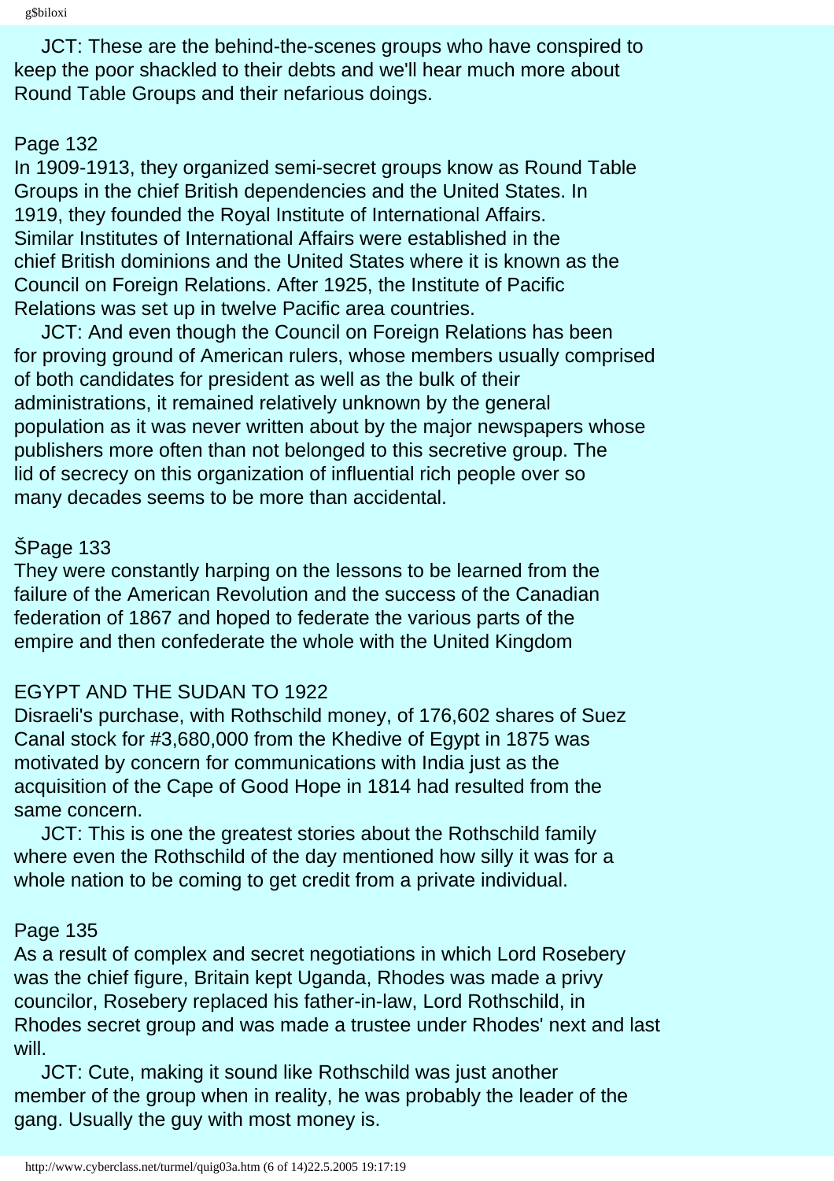JCT: These are the behind-the-scenes groups who have conspired to keep the poor shackled to their debts and we'll hear much more about Round Table Groups and their nefarious doings.

Page 132

In 1909-1913, they organized semi-secret groups know as Round Table Groups in the chief British dependencies and the United States. In 1919, they founded the Royal Institute of International Affairs. Similar Institutes of International Affairs were established in the chief British dominions and the United States where it is known as the Council on Foreign Relations. After 1925, the Institute of Pacific Relations was set up in twelve Pacific area countries.

JCT: And even though the Council on Foreign Relations has been for proving ground of American rulers, whose members usually comprised of both candidates for president as well as the bulk of their administrations, it remained relatively unknown by the general population as it was never written about by the major newspapers whose publishers more often than not belonged to this secretive group. The lid of secrecy on this organization of influential rich people over so many decades seems to be more than accidental.

ŠPage 133

They were constantly harping on the lessons to be learned from the failure of the American Revolution and the success of the Canadian federation of 1867 and hoped to federate the various parts of the empire and then confederate the whole with the United Kingdom

EGYPT AND THE SUDAN TO 1922

Disraeli's purchase, with Rothschild money, of 176,602 shares of Suez Canal stock for #3,680,000 from the Khedive of Egypt in 1875 was motivated by concern for communications with India just as the acquisition of the Cape of Good Hope in 1814 had resulted from the same concern.

JCT: This is one the greatest stories about the Rothschild family where even the Rothschild of the day mentioned how silly it was for a whole nation to be coming to get credit from a private individual.

Page 135

As a result of complex and secret negotiations in which Lord Rosebery was the chief figure, Britain kept Uganda, Rhodes was made a privy councilor, Rosebery replaced his father-in-law, Lord Rothschild, in Rhodes secret group and was made a trustee under Rhodes' next and last will.

JCT: Cute, making it sound like Rothschild was just another member of the group when in reality, he was probably the leader of the gang. Usually the guy with most money is.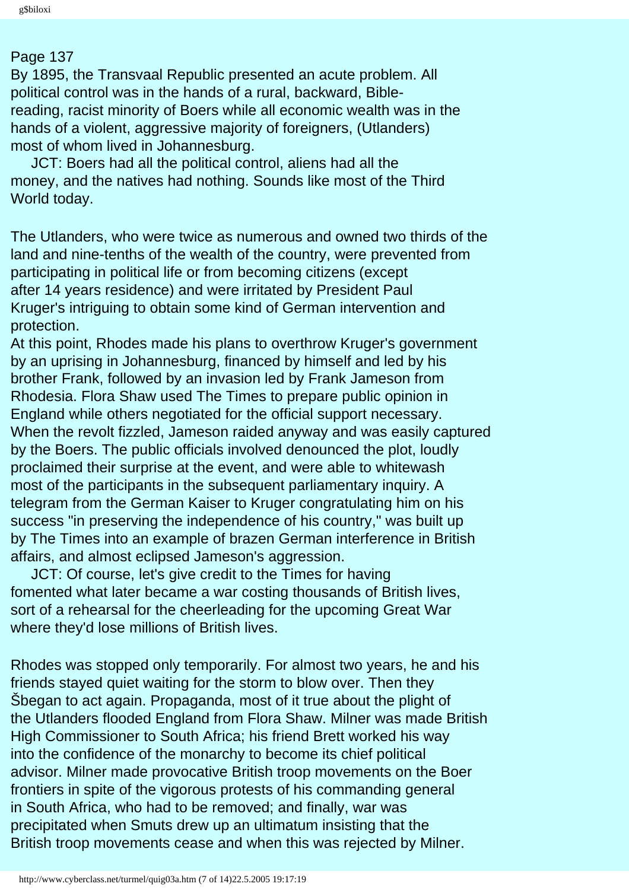Page 137

By 1895, the Transvaal Republic presented an acute problem. All political control was in the hands of a rural, backward, Bible-reading, racist minority of Boers while all economic wealth was in the hands of a violent, aggressive majority of foreigners, (Utlanders) most of whom lived in Johannesburg.

JCT: Boers had all the political control, aliens had all the money, and the natives had nothing. Sounds like most of the Third World today.

The Utlanders, who were twice as numerous and owned two thirds of the land and nine-tenths of the wealth of the country, were prevented from participating in political life or from becoming citizens (except after 14 years residence) and were irritated by President Paul Kruger's intriguing to obtain some kind of German intervention and protection.

At this point, Rhodes made his plans to overthrow Kruger's government by an uprising in Johannesburg, financed by himself and led by his brother Frank, followed by an invasion led by Frank Jameson from Rhodesia. Flora Shaw used The Times to prepare public opinion in England while others negotiated for the official support necessary. When the revolt fizzled, Jameson raided anyway and was easily captured by the Boers. The public officials involved denounced the plot, loudly proclaimed their surprise at the event, and were able to whitewash most of the participants in the subsequent parliamentary inquiry. A telegram from the German Kaiser to Kruger congratulating him on his success "in preserving the independence of his country," was built up by The Times into an example of brazen German interference in British affairs, and almost eclipsed Jameson's aggression.

JCT: Of course, let's give credit to the Times for having fomented what later became a war costing thousands of British lives, sort of a rehearsal for the cheerleading for the upcoming Great War where they'd lose millions of British lives.

Rhodes was stopped only temporarily. For almost two years, he and his friends stayed quiet waiting for the storm to blow over. Then they Šbegan to act again. Propaganda, most of it true about the plight of the Utlanders flooded England from Flora Shaw. Milner was made British High Commissioner to South Africa; his friend Brett worked his way into the confidence of the monarchy to become its chief political advisor. Milner made provocative British troop movements on the Boer frontiers in spite of the vigorous protests of his commanding general in South Africa, who had to be removed; and finally, war was precipitated when Smuts drew up an ultimatum insisting that the British troop movements cease and when this was rejected by Milner.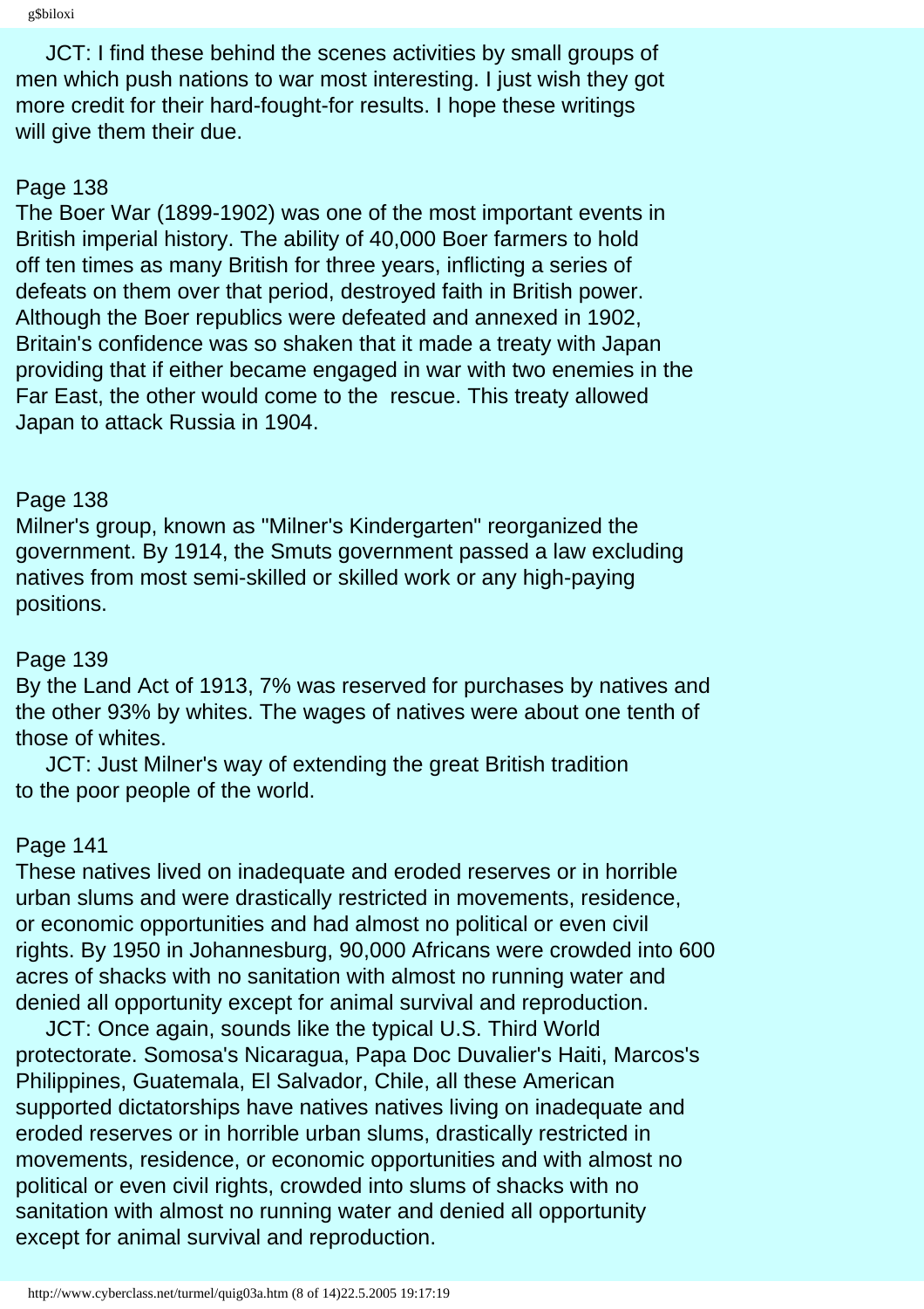JCT: I find these behind the scenes activities by small groups of men which push nations to war most interesting. I just wish they got more credit for their hard-fought-for results. I hope these writings will give them their due.

Page 138
The Boer War (1899-1902) was one of the most important events in British imperial history. The ability of 40,000 Boer farmers to hold off ten times as many British for three years, inflicting a series of defeats on them over that period, destroyed faith in British power. Although the Boer republics were defeated and annexed in 1902, Britain's confidence was so shaken that it made a treaty with Japan providing that if either became engaged in war with two enemies in the Far East, the other would come to the rescue. This treaty allowed Japan to attack Russia in 1904.

Page 138
Milner's group, known as "Milner's Kindergarten" reorganized the government. By 1914, the Smuts government passed a law excluding natives from most semi-skilled or skilled work or any high-paying positions.

Page 139
By the Land Act of 1913, 7% was reserved for purchases by natives and the other 93% by whites. The wages of natives were about one tenth of those of whites.

JCT: Just Milner's way of extending the great British tradition to the poor people of the world.

Page 141
These natives lived on inadequate and eroded reserves or in horrible urban slums and were drastically restricted in movements, residence, or economic opportunities and had almost no political or even civil rights. By 1950 in Johannesburg, 90,000 Africans were crowded into 600 acres of shacks with no sanitation with almost no running water and denied all opportunity except for animal survival and reproduction.

JCT: Once again, sounds like the typical U.S. Third World protectorate. Somosa's Nicaragua, Papa Doc Duvalier's Haiti, Marcos's Philippines, Guatemala, El Salvador, Chile, all these American supported dictatorships have natives natives living on inadequate and eroded reserves or in horrible urban slums, drastically restricted in movements, residence, or economic opportunities and with almost no political or even civil rights, crowded into slums of shacks with no sanitation with almost no running water and denied all opportunity except for animal survival and reproduction.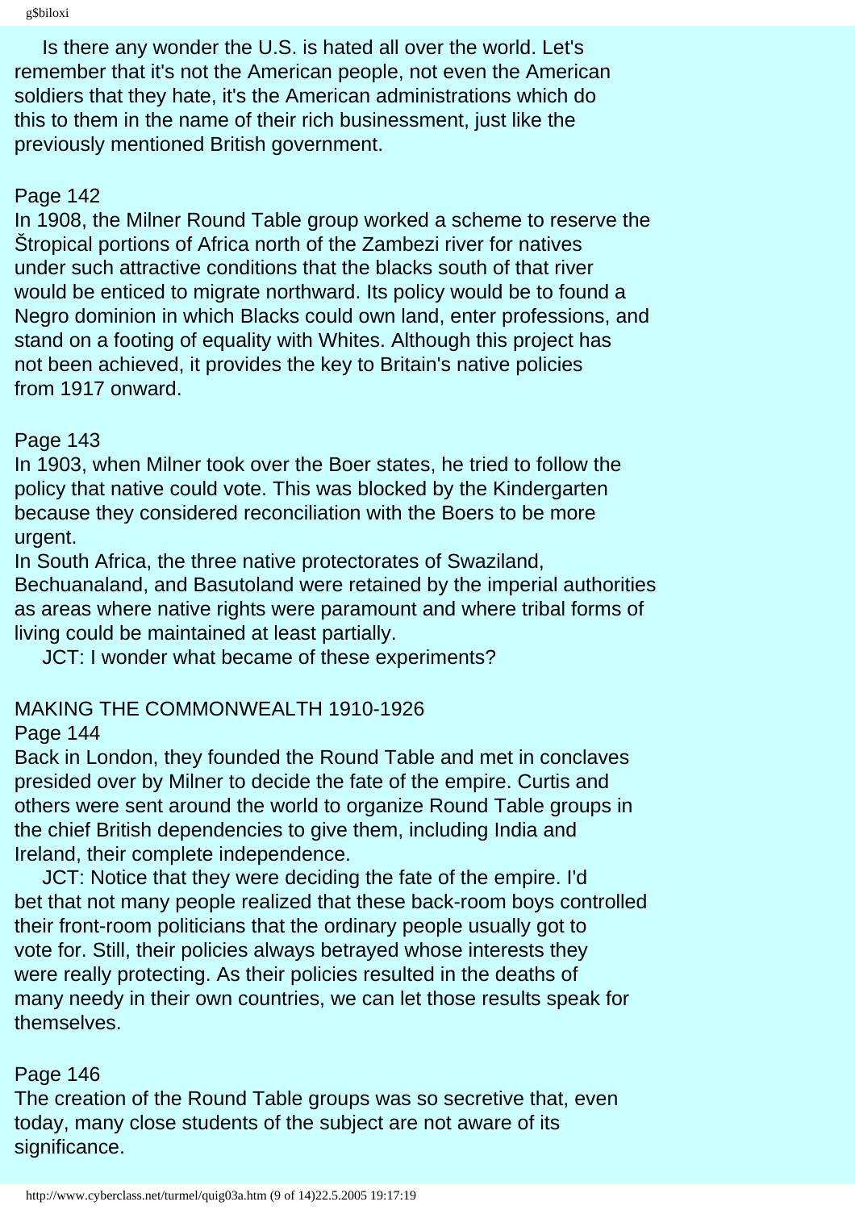Is there any wonder the U.S. is hated all over the world. Let's remember that it's not the American people, not even the American soldiers that they hate, it's the American administrations which do this to them in the name of their rich businessment, just like the previously mentioned British government.

Page 142
In 1908, the Milner Round Table group worked a scheme to reserve the Štropical portions of Africa north of the Zambezi river for natives under such attractive conditions that the blacks south of that river would be enticed to migrate northward. Its policy would be to found a Negro dominion in which Blacks could own land, enter professions, and stand on a footing of equality with Whites. Although this project has not been achieved, it provides the key to Britain's native policies from 1917 onward.

Page 143
In 1903, when Milner took over the Boer states, he tried to follow the policy that native could vote. This was blocked by the Kindergarten because they considered reconciliation with the Boers to be more urgent.
In South Africa, the three native protectorates of Swaziland, Bechuanaland, and Basutoland were retained by the imperial authorities as areas where native rights were paramount and where tribal forms of living could be maintained at least partially.
JCT: I wonder what became of these experiments?

MAKING THE COMMONWEALTH 1910-1926
Page 144
Back in London, they founded the Round Table and met in conclaves presided over by Milner to decide the fate of the empire. Curtis and others were sent around the world to organize Round Table groups in the chief British dependencies to give them, including India and Ireland, their complete independence.
JCT: Notice that they were deciding the fate of the empire. I'd bet that not many people realized that these back-room boys controlled their front-room politicians that the ordinary people usually got to vote for. Still, their policies always betrayed whose interests they were really protecting. As their policies resulted in the deaths of many needy in their own countries, we can let those results speak for themselves.

Page 146
The creation of the Round Table groups was so secretive that, even today, many close students of the subject are not aware of its significance.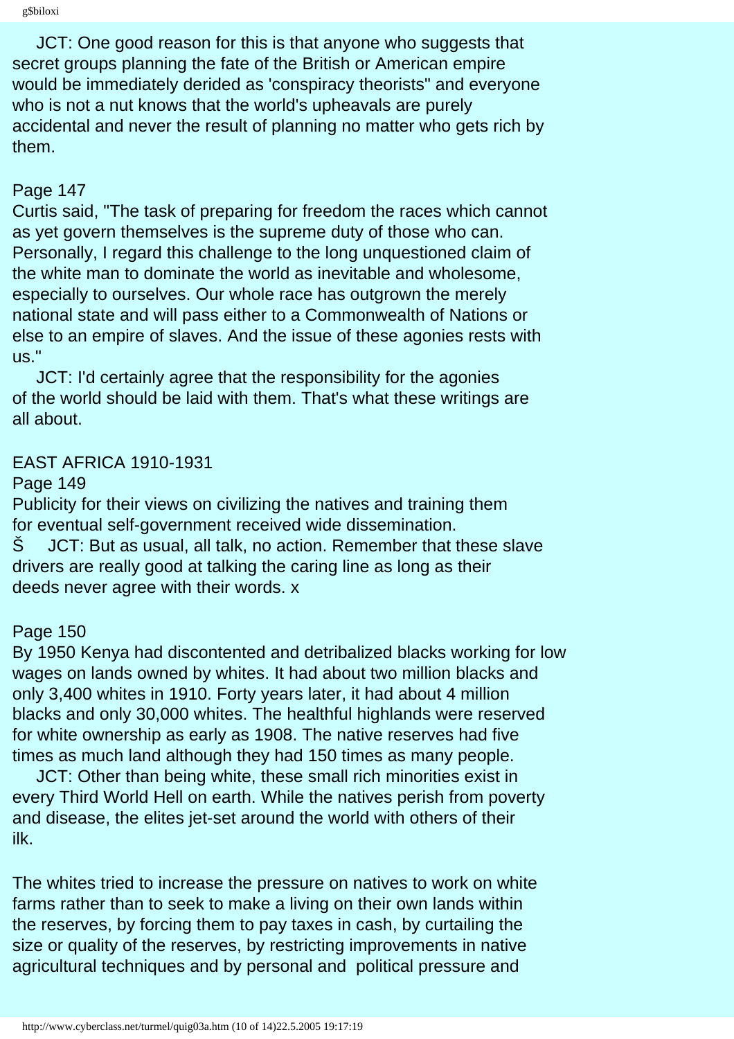JCT: One good reason for this is that anyone who suggests that secret groups planning the fate of the British or American empire would be immediately derided as 'conspiracy theorists" and everyone who is not a nut knows that the world's upheavals are purely accidental and never the result of planning no matter who gets rich by them.

Page 147
Curtis said, "The task of preparing for freedom the races which cannot as yet govern themselves is the supreme duty of those who can. Personally, I regard this challenge to the long unquestioned claim of the white man to dominate the world as inevitable and wholesome, especially to ourselves. Our whole race has outgrown the merely national state and will pass either to a Commonwealth of Nations or else to an empire of slaves. And the issue of these agonies rests with us."

JCT: I'd certainly agree that the responsibility for the agonies of the world should be laid with them. That's what these writings are all about.

EAST AFRICA 1910-1931
Page 149
Publicity for their views on civilizing the natives and training them for eventual self-government received wide dissemination.
Š JCT: But as usual, all talk, no action. Remember that these slave drivers are really good at talking the caring line as long as their deeds never agree with their words. x

Page 150
By 1950 Kenya had discontented and detribalized blacks working for low wages on lands owned by whites. It had about two million blacks and only 3,400 whites in 1910. Forty years later, it had about 4 million blacks and only 30,000 whites. The healthful highlands were reserved for white ownership as early as 1908. The native reserves had five times as much land although they had 150 times as many people.

JCT: Other than being white, these small rich minorities exist in every Third World Hell on earth. While the natives perish from poverty and disease, the elites jet-set around the world with others of their ilk.

The whites tried to increase the pressure on natives to work on white farms rather than to seek to make a living on their own lands within the reserves, by forcing them to pay taxes in cash, by curtailing the size or quality of the reserves, by restricting improvements in native agricultural techniques and by personal and political pressure and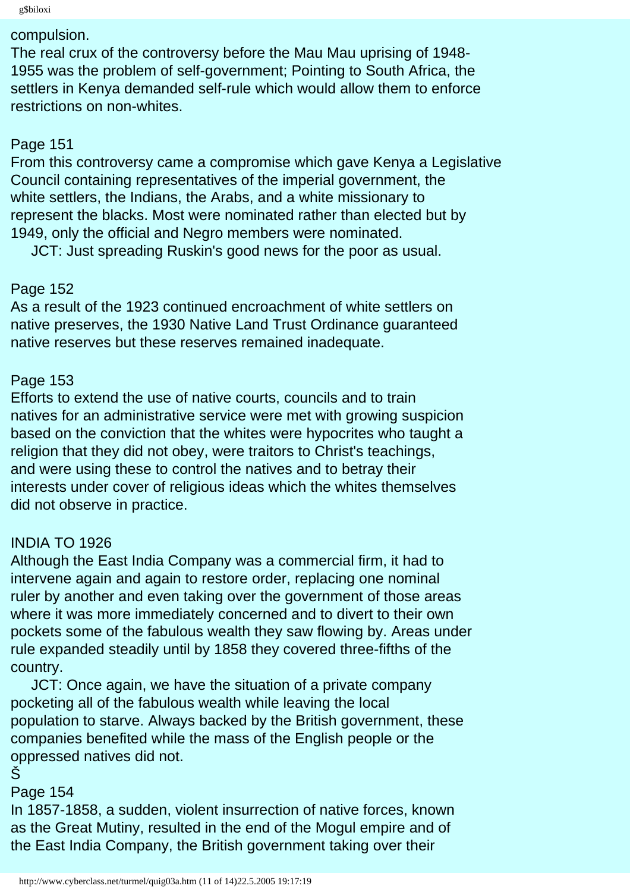compulsion.
The real crux of the controversy before the Mau Mau uprising of 1948-1955 was the problem of self-government; Pointing to South Africa, the settlers in Kenya demanded self-rule which would allow them to enforce restrictions on non-whites.

Page 151
From this controversy came a compromise which gave Kenya a Legislative Council containing representatives of the imperial government, the white settlers, the Indians, the Arabs, and a white missionary to represent the blacks. Most were nominated rather than elected but by 1949, only the official and Negro members were nominated.
JCT: Just spreading Ruskin's good news for the poor as usual.

Page 152
As a result of the 1923 continued encroachment of white settlers on native preserves, the 1930 Native Land Trust Ordinance guaranteed native reserves but these reserves remained inadequate.

Page 153
Efforts to extend the use of native courts, councils and to train natives for an administrative service were met with growing suspicion based on the conviction that the whites were hypocrites who taught a religion that they did not obey, were traitors to Christ's teachings, and were using these to control the natives and to betray their interests under cover of religious ideas which the whites themselves did not observe in practice.

INDIA TO 1926
Although the East India Company was a commercial firm, it had to intervene again and again to restore order, replacing one nominal ruler by another and even taking over the government of those areas where it was more immediately concerned and to divert to their own pockets some of the fabulous wealth they saw flowing by. Areas under rule expanded steadily until by 1858 they covered three-fifths of the country.
JCT: Once again, we have the situation of a private company pocketing all of the fabulous wealth while leaving the local population to starve. Always backed by the British government, these companies benefited while the mass of the English people or the oppressed natives did not.
Š
Page 154
In 1857-1858, a sudden, violent insurrection of native forces, known as the Great Mutiny, resulted in the end of the Mogul empire and of the East India Company, the British government taking over their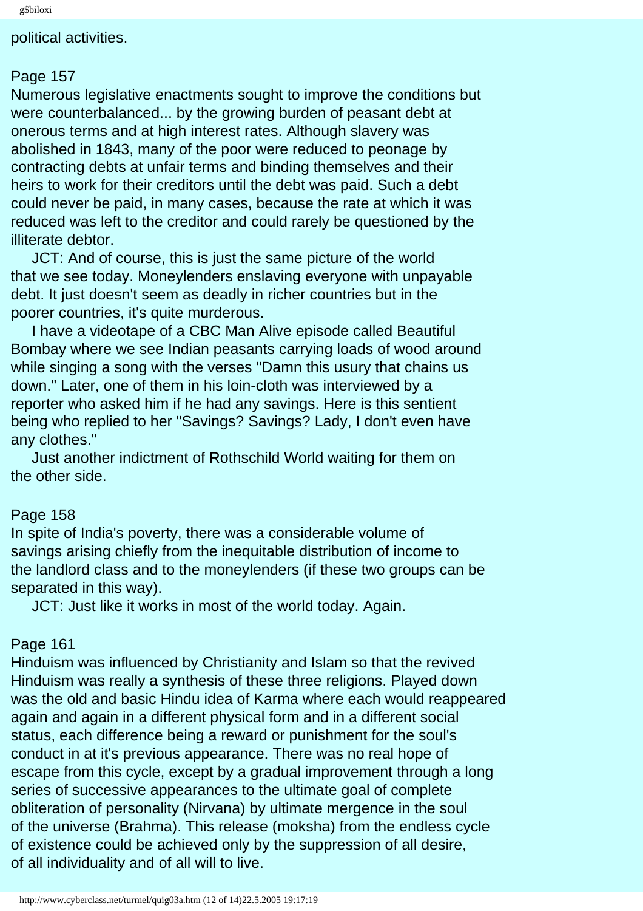political activities.

Page 157
Numerous legislative enactments sought to improve the conditions but were counterbalanced... by the growing burden of peasant debt at onerous terms and at high interest rates. Although slavery was abolished in 1843, many of the poor were reduced to peonage by contracting debts at unfair terms and binding themselves and their heirs to work for their creditors until the debt was paid. Such a debt could never be paid, in many cases, because the rate at which it was reduced was left to the creditor and could rarely be questioned by the illiterate debtor.

JCT: And of course, this is just the same picture of the world that we see today. Moneylenders enslaving everyone with unpayable debt. It just doesn't seem as deadly in richer countries but in the poorer countries, it's quite murderous.

I have a videotape of a CBC Man Alive episode called Beautiful Bombay where we see Indian peasants carrying loads of wood around while singing a song with the verses "Damn this usury that chains us down." Later, one of them in his loin-cloth was interviewed by a reporter who asked him if he had any savings. Here is this sentient being who replied to her "Savings? Savings? Lady, I don't even have any clothes."

Just another indictment of Rothschild World waiting for them on the other side.

Page 158
In spite of India's poverty, there was a considerable volume of savings arising chiefly from the inequitable distribution of income to the landlord class and to the moneylenders (if these two groups can be separated in this way).

JCT: Just like it works in most of the world today. Again.

Page 161
Hinduism was influenced by Christianity and Islam so that the revived Hinduism was really a synthesis of these three religions. Played down was the old and basic Hindu idea of Karma where each would reappeared again and again in a different physical form and in a different social status, each difference being a reward or punishment for the soul's conduct in at it's previous appearance. There was no real hope of escape from this cycle, except by a gradual improvement through a long series of successive appearances to the ultimate goal of complete obliteration of personality (Nirvana) by ultimate mergence in the soul of the universe (Brahma). This release (moksha) from the endless cycle of existence could be achieved only by the suppression of all desire, of all individuality and of all will to live.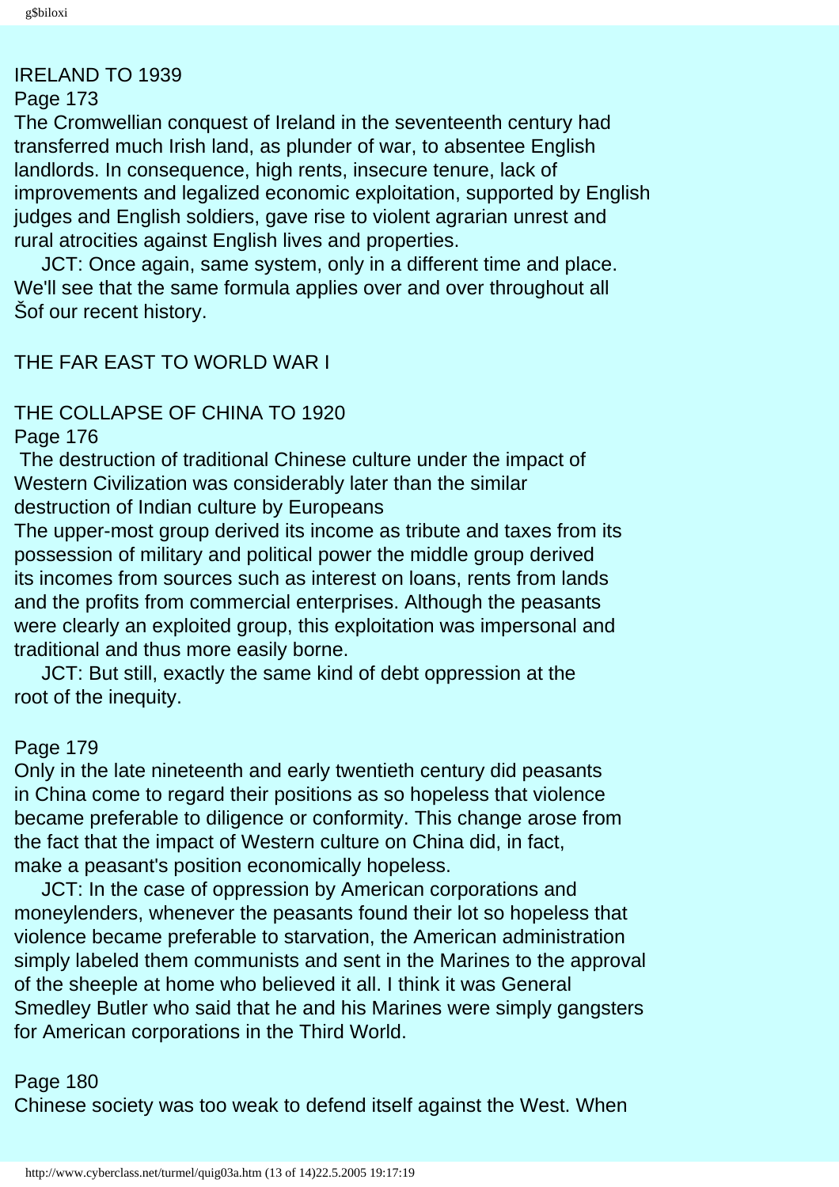IRELAND TO 1939

Page 173

The Cromwellian conquest of Ireland in the seventeenth century had transferred much Irish land, as plunder of war, to absentee English landlords. In consequence, high rents, insecure tenure, lack of improvements and legalized economic exploitation, supported by English judges and English soldiers, gave rise to violent agrarian unrest and rural atrocities against English lives and properties.

JCT: Once again, same system, only in a different time and place. We'll see that the same formula applies over and over throughout all Šof our recent history.

THE FAR EAST TO WORLD WAR I

THE COLLAPSE OF CHINA TO 1920

Page 176

The destruction of traditional Chinese culture under the impact of Western Civilization was considerably later than the similar destruction of Indian culture by Europeans

The upper-most group derived its income as tribute and taxes from its possession of military and political power the middle group derived its incomes from sources such as interest on loans, rents from lands and the profits from commercial enterprises. Although the peasants were clearly an exploited group, this exploitation was impersonal and traditional and thus more easily borne.

JCT: But still, exactly the same kind of debt oppression at the root of the inequity.

Page 179

Only in the late nineteenth and early twentieth century did peasants in China come to regard their positions as so hopeless that violence became preferable to diligence or conformity. This change arose from the fact that the impact of Western culture on China did, in fact, make a peasant's position economically hopeless.

JCT: In the case of oppression by American corporations and moneylenders, whenever the peasants found their lot so hopeless that violence became preferable to starvation, the American administration simply labeled them communists and sent in the Marines to the approval of the sheeple at home who believed it all. I think it was General Smedley Butler who said that he and his Marines were simply gangsters for American corporations in the Third World.

Page 180

Chinese society was too weak to defend itself against the West. When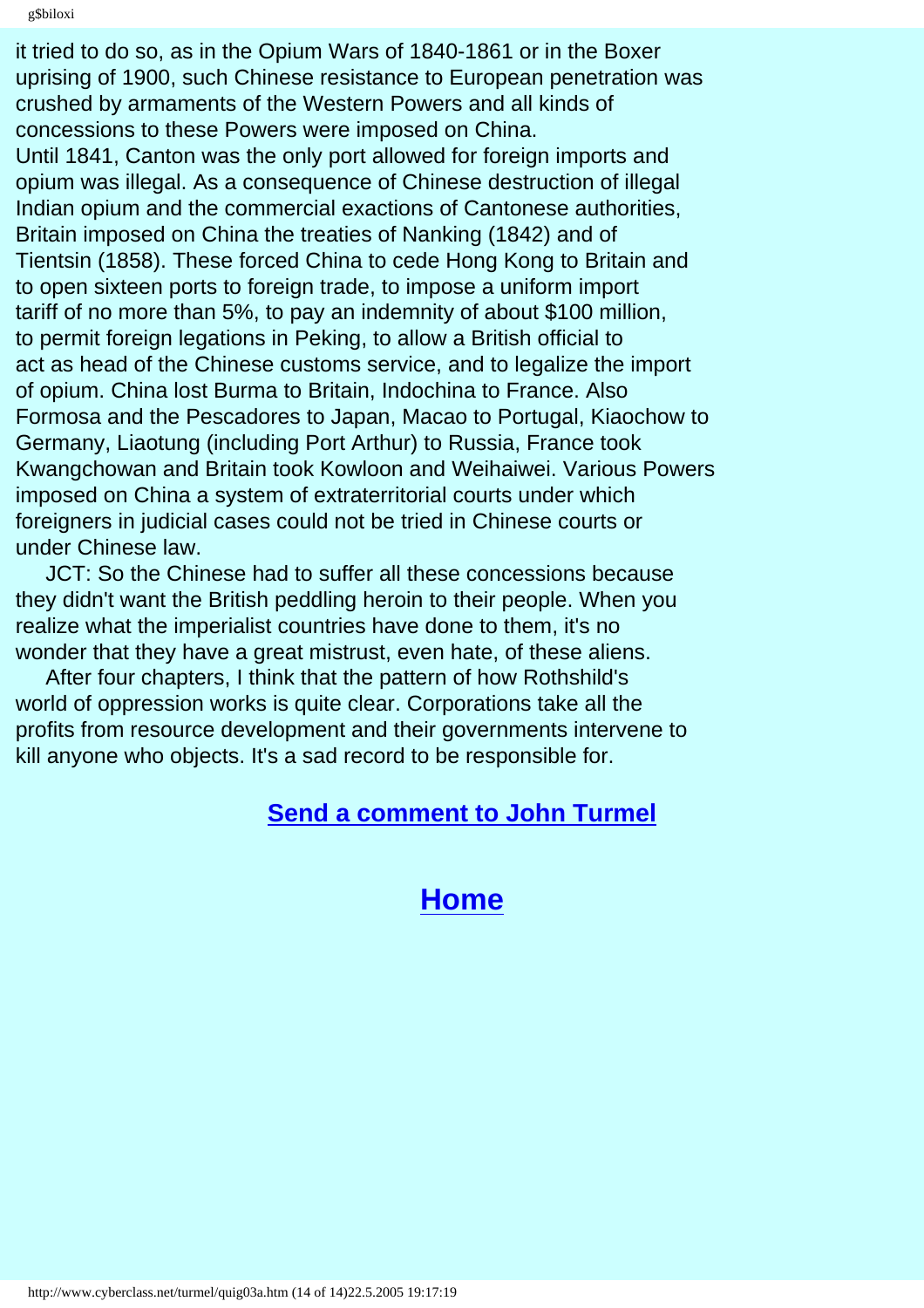it tried to do so, as in the Opium Wars of 1840-1861 or in the Boxer uprising of 1900, such Chinese resistance to European penetration was crushed by armaments of the Western Powers and all kinds of concessions to these Powers were imposed on China.
Until 1841, Canton was the only port allowed for foreign imports and opium was illegal. As a consequence of Chinese destruction of illegal Indian opium and the commercial exactions of Cantonese authorities, Britain imposed on China the treaties of Nanking (1842) and of Tientsin (1858). These forced China to cede Hong Kong to Britain and to open sixteen ports to foreign trade, to impose a uniform import tariff of no more than 5%, to pay an indemnity of about $100 million, to permit foreign legations in Peking, to allow a British official to act as head of the Chinese customs service, and to legalize the import of opium. China lost Burma to Britain, Indochina to France. Also Formosa and the Pescadores to Japan, Macao to Portugal, Kiaochow to Germany, Liaotung (including Port Arthur) to Russia, France took Kwangchowan and Britain took Kowloon and Weihaiwei. Various Powers imposed on China a system of extraterritorial courts under which foreigners in judicial cases could not be tried in Chinese courts or under Chinese law.

JCT: So the Chinese had to suffer all these concessions because they didn't want the British peddling heroin to their people. When you realize what the imperialist countries have done to them, it's no wonder that they have a great mistrust, even hate, of these aliens.

After four chapters, I think that the pattern of how Rothshild's world of oppression works is quite clear. Corporations take all the profits from resource development and their governments intervene to kill anyone who objects. It's a sad record to be responsible for.

**Send a comment to John Turmel**

## **Home**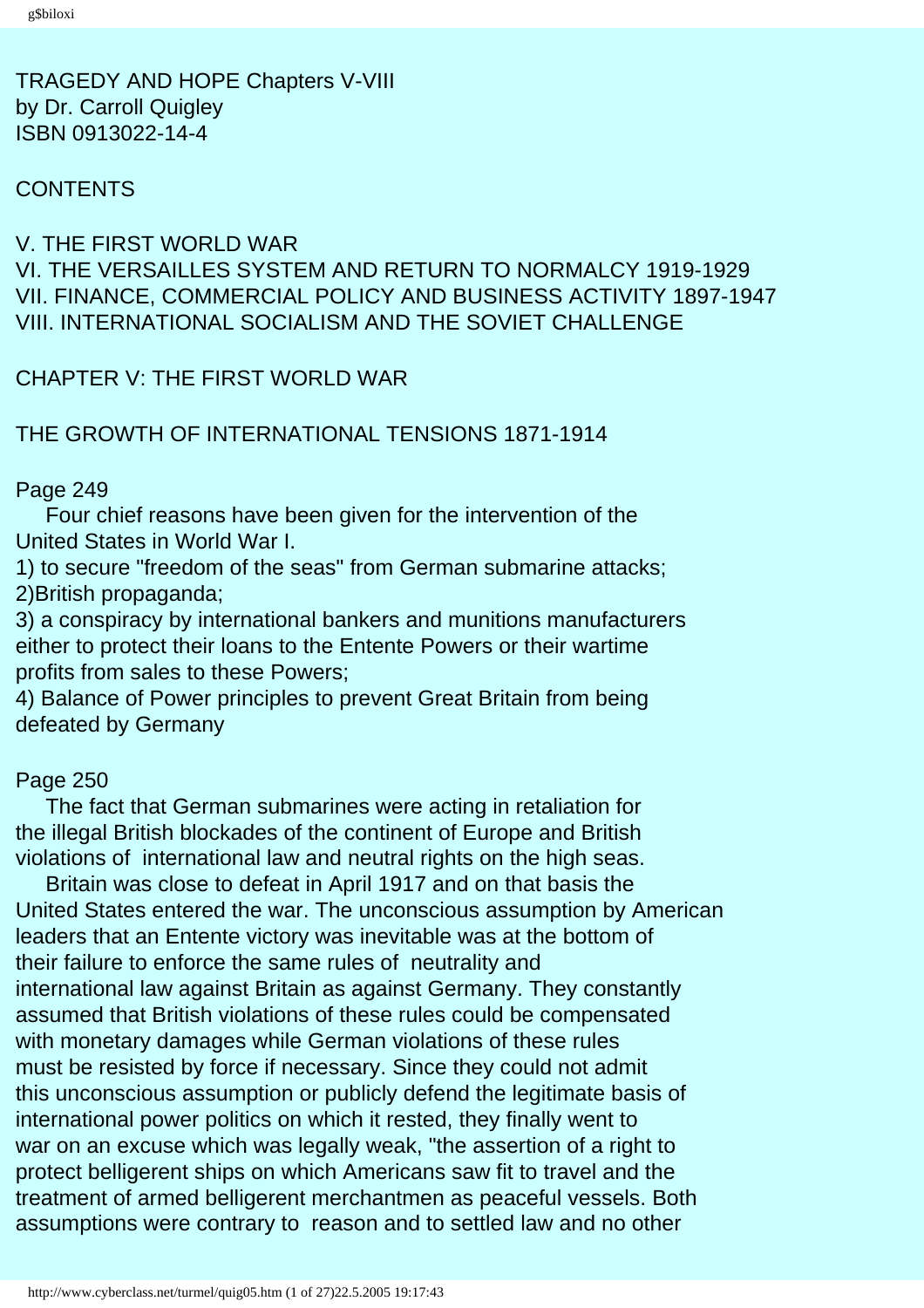TRAGEDY AND HOPE Chapters V-VIII
by Dr. Carroll Quigley
ISBN 0913022-14-4

CONTENTS

V. THE FIRST WORLD WAR
VI. THE VERSAILLES SYSTEM AND RETURN TO NORMALCY 1919-1929
VII. FINANCE, COMMERCIAL POLICY AND BUSINESS ACTIVITY 1897-1947
VIII. INTERNATIONAL SOCIALISM AND THE SOVIET CHALLENGE

## CHAPTER V: THE FIRST WORLD WAR

### THE GROWTH OF INTERNATIONAL TENSIONS 1871-1914

Page 249

Four chief reasons have been given for the intervention of the United States in World War I.
1) to secure "freedom of the seas" from German submarine attacks;
2)British propaganda;
3) a conspiracy by international bankers and munitions manufacturers either to protect their loans to the Entente Powers or their wartime profits from sales to these Powers;
4) Balance of Power principles to prevent Great Britain from being defeated by Germany

Page 250

The fact that German submarines were acting in retaliation for the illegal British blockades of the continent of Europe and British violations of international law and neutral rights on the high seas.

Britain was close to defeat in April 1917 and on that basis the United States entered the war. The unconscious assumption by American leaders that an Entente victory was inevitable was at the bottom of their failure to enforce the same rules of neutrality and international law against Britain as against Germany. They constantly assumed that British violations of these rules could be compensated with monetary damages while German violations of these rules must be resisted by force if necessary. Since they could not admit this unconscious assumption or publicly defend the legitimate basis of international power politics on which it rested, they finally went to war on an excuse which was legally weak, "the assertion of a right to protect belligerent ships on which Americans saw fit to travel and the treatment of armed belligerent merchantmen as peaceful vessels. Both assumptions were contrary to reason and to settled law and no other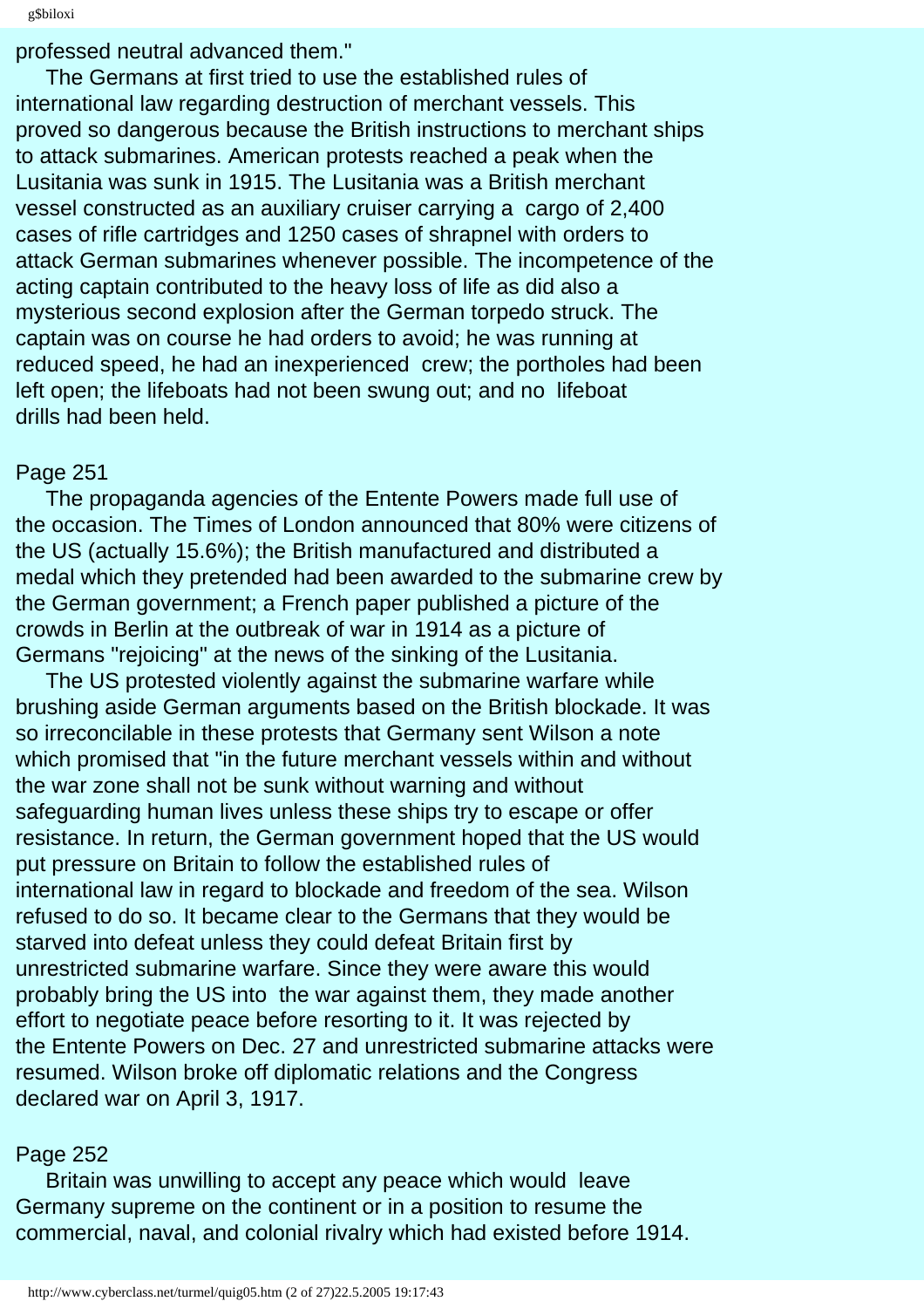professed neutral advanced them."

The Germans at first tried to use the established rules of international law regarding destruction of merchant vessels. This proved so dangerous because the British instructions to merchant ships to attack submarines. American protests reached a peak when the Lusitania was sunk in 1915. The Lusitania was a British merchant vessel constructed as an auxiliary cruiser carrying a cargo of 2,400 cases of rifle cartridges and 1250 cases of shrapnel with orders to attack German submarines whenever possible. The incompetence of the acting captain contributed to the heavy loss of life as did also a mysterious second explosion after the German torpedo struck. The captain was on course he had orders to avoid; he was running at reduced speed, he had an inexperienced crew; the portholes had been left open; the lifeboats had not been swung out; and no lifeboat drills had been held.

Page 251

The propaganda agencies of the Entente Powers made full use of the occasion. The Times of London announced that 80% were citizens of the US (actually 15.6%); the British manufactured and distributed a medal which they pretended had been awarded to the submarine crew by the German government; a French paper published a picture of the crowds in Berlin at the outbreak of war in 1914 as a picture of Germans "rejoicing" at the news of the sinking of the Lusitania.

The US protested violently against the submarine warfare while brushing aside German arguments based on the British blockade. It was so irreconcilable in these protests that Germany sent Wilson a note which promised that "in the future merchant vessels within and without the war zone shall not be sunk without warning and without safeguarding human lives unless these ships try to escape or offer resistance. In return, the German government hoped that the US would put pressure on Britain to follow the established rules of international law in regard to blockade and freedom of the sea. Wilson refused to do so. It became clear to the Germans that they would be starved into defeat unless they could defeat Britain first by unrestricted submarine warfare. Since they were aware this would probably bring the US into the war against them, they made another effort to negotiate peace before resorting to it. It was rejected by the Entente Powers on Dec. 27 and unrestricted submarine attacks were resumed. Wilson broke off diplomatic relations and the Congress declared war on April 3, 1917.

Page 252

Britain was unwilling to accept any peace which would leave Germany supreme on the continent or in a position to resume the commercial, naval, and colonial rivalry which had existed before 1914.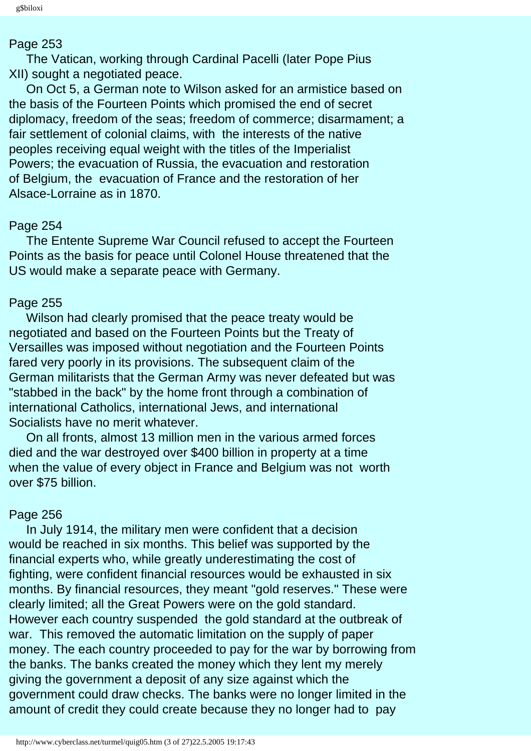Page 253

The Vatican, working through Cardinal Pacelli (later Pope Pius XII) sought a negotiated peace.

On Oct 5, a German note to Wilson asked for an armistice based on the basis of the Fourteen Points which promised the end of secret diplomacy, freedom of the seas; freedom of commerce; disarmament; a fair settlement of colonial claims, with the interests of the native peoples receiving equal weight with the titles of the Imperialist Powers; the evacuation of Russia, the evacuation and restoration of Belgium, the evacuation of France and the restoration of her Alsace-Lorraine as in 1870.

Page 254

The Entente Supreme War Council refused to accept the Fourteen Points as the basis for peace until Colonel House threatened that the US would make a separate peace with Germany.

Page 255

Wilson had clearly promised that the peace treaty would be negotiated and based on the Fourteen Points but the Treaty of Versailles was imposed without negotiation and the Fourteen Points fared very poorly in its provisions. The subsequent claim of the German militarists that the German Army was never defeated but was "stabbed in the back" by the home front through a combination of international Catholics, international Jews, and international Socialists have no merit whatever.

On all fronts, almost 13 million men in the various armed forces died and the war destroyed over $400 billion in property at a time when the value of every object in France and Belgium was not worth over $75 billion.

Page 256

In July 1914, the military men were confident that a decision would be reached in six months. This belief was supported by the financial experts who, while greatly underestimating the cost of fighting, were confident financial resources would be exhausted in six months. By financial resources, they meant "gold reserves." These were clearly limited; all the Great Powers were on the gold standard. However each country suspended the gold standard at the outbreak of war. This removed the automatic limitation on the supply of paper money. The each country proceeded to pay for the war by borrowing from the banks. The banks created the money which they lent my merely giving the government a deposit of any size against which the government could draw checks. The banks were no longer limited in the amount of credit they could create because they no longer had to pay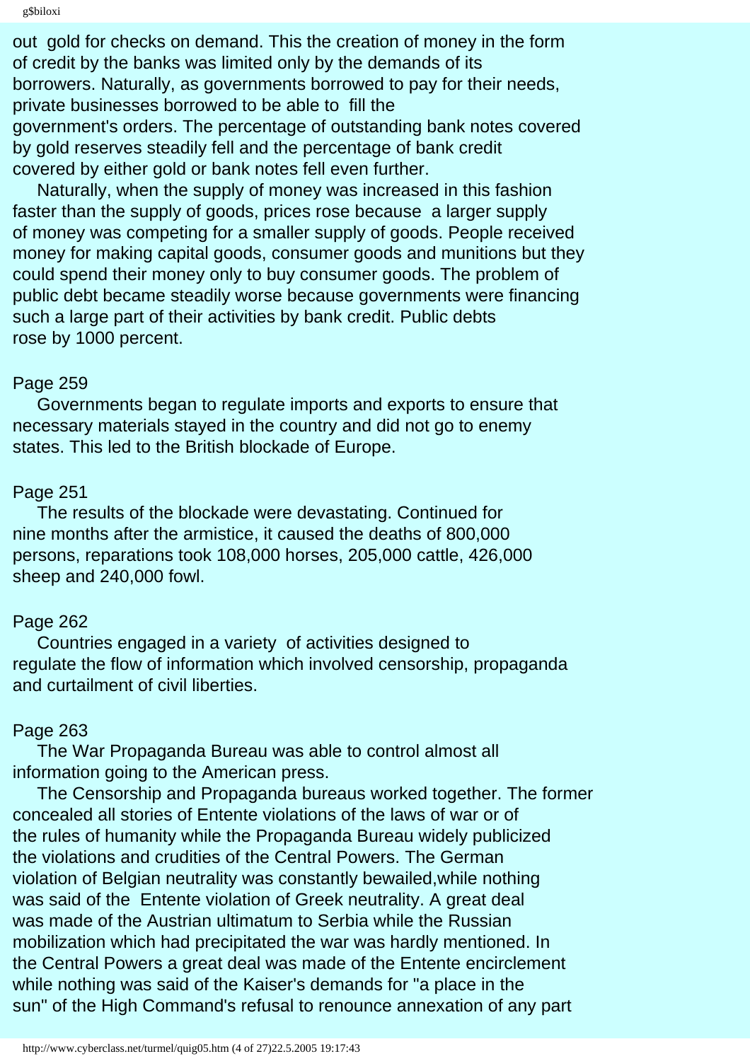out gold for checks on demand. This the creation of money in the form of credit by the banks was limited only by the demands of its borrowers. Naturally, as governments borrowed to pay for their needs, private businesses borrowed to be able to fill the government's orders. The percentage of outstanding bank notes covered by gold reserves steadily fell and the percentage of bank credit covered by either gold or bank notes fell even further.

Naturally, when the supply of money was increased in this fashion faster than the supply of goods, prices rose because a larger supply of money was competing for a smaller supply of goods. People received money for making capital goods, consumer goods and munitions but they could spend their money only to buy consumer goods. The problem of public debt became steadily worse because governments were financing such a large part of their activities by bank credit. Public debts rose by 1000 percent.

Page 259

Governments began to regulate imports and exports to ensure that necessary materials stayed in the country and did not go to enemy states. This led to the British blockade of Europe.

Page 251

The results of the blockade were devastating. Continued for nine months after the armistice, it caused the deaths of 800,000 persons, reparations took 108,000 horses, 205,000 cattle, 426,000 sheep and 240,000 fowl.

Page 262

Countries engaged in a variety of activities designed to regulate the flow of information which involved censorship, propaganda and curtailment of civil liberties.

Page 263

The War Propaganda Bureau was able to control almost all information going to the American press.

The Censorship and Propaganda bureaus worked together. The former concealed all stories of Entente violations of the laws of war or of the rules of humanity while the Propaganda Bureau widely publicized the violations and crudities of the Central Powers. The German violation of Belgian neutrality was constantly bewailed,while nothing was said of the Entente violation of Greek neutrality. A great deal was made of the Austrian ultimatum to Serbia while the Russian mobilization which had precipitated the war was hardly mentioned. In the Central Powers a great deal was made of the Entente encirclement while nothing was said of the Kaiser's demands for "a place in the sun" of the High Command's refusal to renounce annexation of any part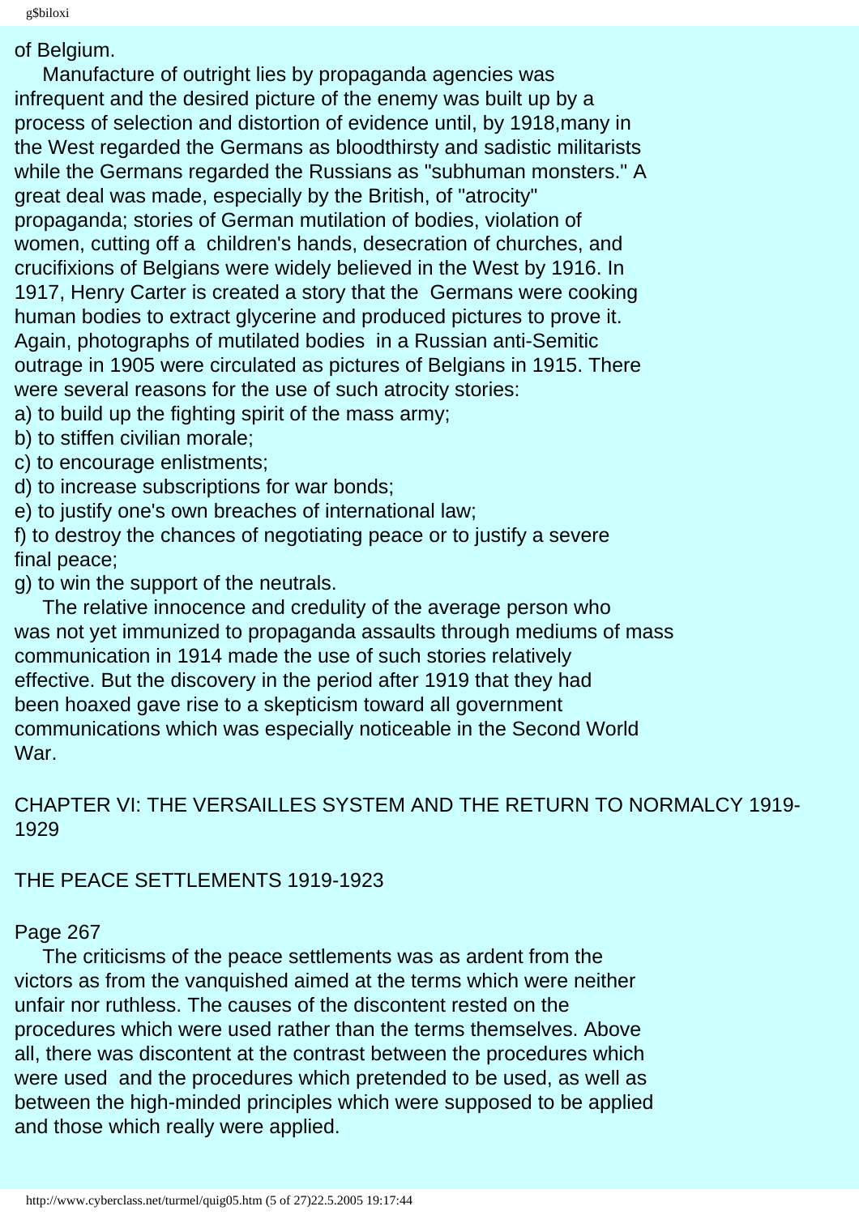of Belgium.

Manufacture of outright lies by propaganda agencies was infrequent and the desired picture of the enemy was built up by a process of selection and distortion of evidence until, by 1918,many in the West regarded the Germans as bloodthirsty and sadistic militarists while the Germans regarded the Russians as "subhuman monsters." A great deal was made, especially by the British, of "atrocity" propaganda; stories of German mutilation of bodies, violation of women, cutting off a children's hands, desecration of churches, and crucifixions of Belgians were widely believed in the West by 1916. In 1917, Henry Carter is created a story that the Germans were cooking human bodies to extract glycerine and produced pictures to prove it. Again, photographs of mutilated bodies in a Russian anti-Semitic outrage in 1905 were circulated as pictures of Belgians in 1915. There were several reasons for the use of such atrocity stories:

a) to build up the fighting spirit of the mass army;
b) to stiffen civilian morale;
c) to encourage enlistments;
d) to increase subscriptions for war bonds;
e) to justify one's own breaches of international law;
f) to destroy the chances of negotiating peace or to justify a severe final peace;
g) to win the support of the neutrals.

The relative innocence and credulity of the average person who was not yet immunized to propaganda assaults through mediums of mass communication in 1914 made the use of such stories relatively effective. But the discovery in the period after 1919 that they had been hoaxed gave rise to a skepticism toward all government communications which was especially noticeable in the Second World War.

## CHAPTER VI: THE VERSAILLES SYSTEM AND THE RETURN TO NORMALCY 1919-1929

### THE PEACE SETTLEMENTS 1919-1923

Page 267

The criticisms of the peace settlements was as ardent from the victors as from the vanquished aimed at the terms which were neither unfair nor ruthless. The causes of the discontent rested on the procedures which were used rather than the terms themselves. Above all, there was discontent at the contrast between the procedures which were used and the procedures which pretended to be used, as well as between the high-minded principles which were supposed to be applied and those which really were applied.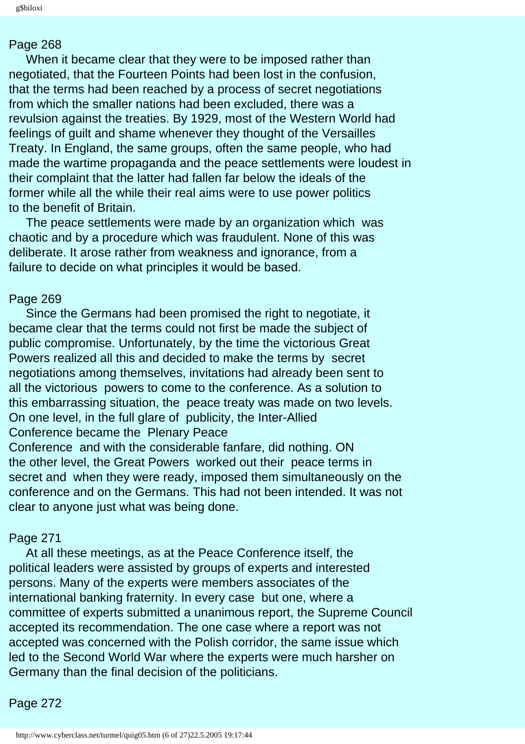Page 268

When it became clear that they were to be imposed rather than negotiated, that the Fourteen Points had been lost in the confusion, that the terms had been reached by a process of secret negotiations from which the smaller nations had been excluded, there was a revulsion against the treaties. By 1929, most of the Western World had feelings of guilt and shame whenever they thought of the Versailles Treaty. In England, the same groups, often the same people, who had made the wartime propaganda and the peace settlements were loudest in their complaint that the latter had fallen far below the ideals of the former while all the while their real aims were to use power politics to the benefit of Britain.

The peace settlements were made by an organization which was chaotic and by a procedure which was fraudulent. None of this was deliberate. It arose rather from weakness and ignorance, from a failure to decide on what principles it would be based.

Page 269

Since the Germans had been promised the right to negotiate, it became clear that the terms could not first be made the subject of public compromise. Unfortunately, by the time the victorious Great Powers realized all this and decided to make the terms by secret negotiations among themselves, invitations had already been sent to all the victorious powers to come to the conference. As a solution to this embarrassing situation, the peace treaty was made on two levels. On one level, in the full glare of publicity, the Inter-Allied Conference became the Plenary Peace Conference and with the considerable fanfare, did nothing. ON the other level, the Great Powers worked out their peace terms in secret and when they were ready, imposed them simultaneously on the conference and on the Germans. This had not been intended. It was not clear to anyone just what was being done.

Page 271

At all these meetings, as at the Peace Conference itself, the political leaders were assisted by groups of experts and interested persons. Many of the experts were members associates of the international banking fraternity. In every case but one, where a committee of experts submitted a unanimous report, the Supreme Council accepted its recommendation. The one case where a report was not accepted was concerned with the Polish corridor, the same issue which led to the Second World War where the experts were much harsher on Germany than the final decision of the politicians.

Page 272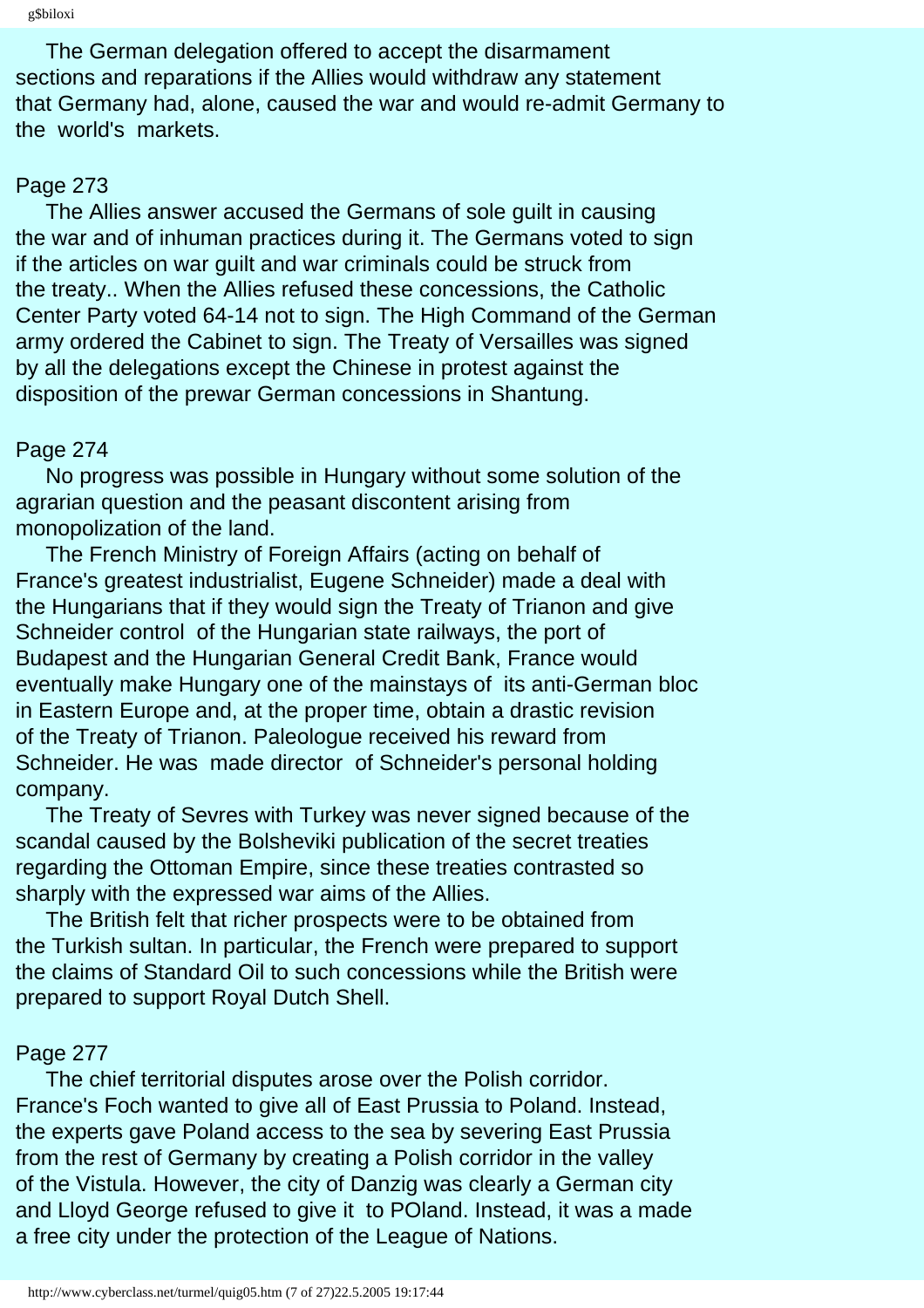The German delegation offered to accept the disarmament sections and reparations if the Allies would withdraw any statement that Germany had, alone, caused the war and would re-admit Germany to the world's markets.

Page 273

The Allies answer accused the Germans of sole guilt in causing the war and of inhuman practices during it. The Germans voted to sign if the articles on war guilt and war criminals could be struck from the treaty.. When the Allies refused these concessions, the Catholic Center Party voted 64-14 not to sign. The High Command of the German army ordered the Cabinet to sign. The Treaty of Versailles was signed by all the delegations except the Chinese in protest against the disposition of the prewar German concessions in Shantung.

Page 274

No progress was possible in Hungary without some solution of the agrarian question and the peasant discontent arising from monopolization of the land.

The French Ministry of Foreign Affairs (acting on behalf of France's greatest industrialist, Eugene Schneider) made a deal with the Hungarians that if they would sign the Treaty of Trianon and give Schneider control of the Hungarian state railways, the port of Budapest and the Hungarian General Credit Bank, France would eventually make Hungary one of the mainstays of its anti-German bloc in Eastern Europe and, at the proper time, obtain a drastic revision of the Treaty of Trianon. Paleologue received his reward from Schneider. He was made director of Schneider's personal holding company.

The Treaty of Sevres with Turkey was never signed because of the scandal caused by the Bolsheviki publication of the secret treaties regarding the Ottoman Empire, since these treaties contrasted so sharply with the expressed war aims of the Allies.

The British felt that richer prospects were to be obtained from the Turkish sultan. In particular, the French were prepared to support the claims of Standard Oil to such concessions while the British were prepared to support Royal Dutch Shell.

Page 277

The chief territorial disputes arose over the Polish corridor. France's Foch wanted to give all of East Prussia to Poland. Instead, the experts gave Poland access to the sea by severing East Prussia from the rest of Germany by creating a Polish corridor in the valley of the Vistula. However, the city of Danzig was clearly a German city and Lloyd George refused to give it to POland. Instead, it was a made a free city under the protection of the League of Nations.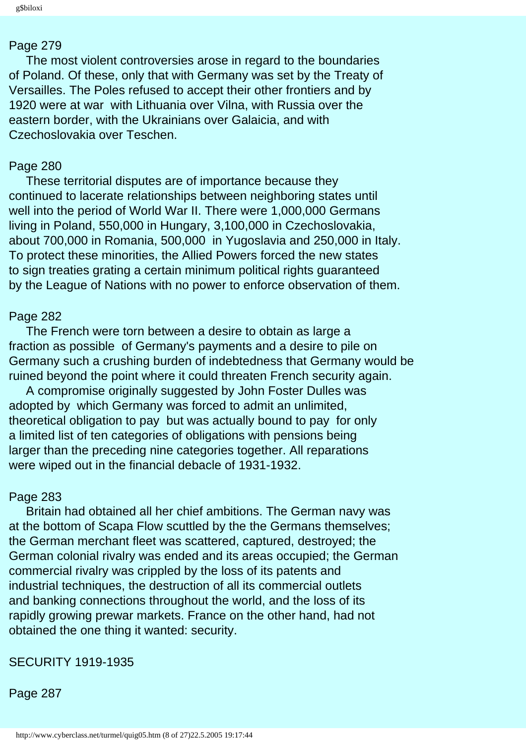Page 279

The most violent controversies arose in regard to the boundaries of Poland. Of these, only that with Germany was set by the Treaty of Versailles. The Poles refused to accept their other frontiers and by 1920 were at war with Lithuania over Vilna, with Russia over the eastern border, with the Ukrainians over Galaicia, and with Czechoslovakia over Teschen.

Page 280

These territorial disputes are of importance because they continued to lacerate relationships between neighboring states until well into the period of World War II. There were 1,000,000 Germans living in Poland, 550,000 in Hungary, 3,100,000 in Czechoslovakia, about 700,000 in Romania, 500,000 in Yugoslavia and 250,000 in Italy. To protect these minorities, the Allied Powers forced the new states to sign treaties grating a certain minimum political rights guaranteed by the League of Nations with no power to enforce observation of them.

Page 282

The French were torn between a desire to obtain as large a fraction as possible of Germany's payments and a desire to pile on Germany such a crushing burden of indebtedness that Germany would be ruined beyond the point where it could threaten French security again.

A compromise originally suggested by John Foster Dulles was adopted by which Germany was forced to admit an unlimited, theoretical obligation to pay but was actually bound to pay for only a limited list of ten categories of obligations with pensions being larger than the preceding nine categories together. All reparations were wiped out in the financial debacle of 1931-1932.

Page 283

Britain had obtained all her chief ambitions. The German navy was at the bottom of Scapa Flow scuttled by the the Germans themselves; the German merchant fleet was scattered, captured, destroyed; the German colonial rivalry was ended and its areas occupied; the German commercial rivalry was crippled by the loss of its patents and industrial techniques, the destruction of all its commercial outlets and banking connections throughout the world, and the loss of its rapidly growing prewar markets. France on the other hand, had not obtained the one thing it wanted: security.

## SECURITY 1919-1935

Page 287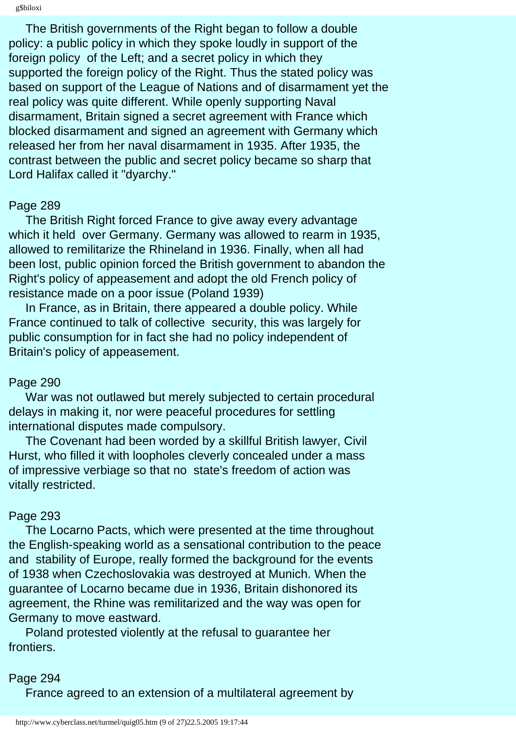The British governments of the Right began to follow a double policy: a public policy in which they spoke loudly in support of the foreign policy of the Left; and a secret policy in which they supported the foreign policy of the Right. Thus the stated policy was based on support of the League of Nations and of disarmament yet the real policy was quite different. While openly supporting Naval disarmament, Britain signed a secret agreement with France which blocked disarmament and signed an agreement with Germany which released her from her naval disarmament in 1935. After 1935, the contrast between the public and secret policy became so sharp that Lord Halifax called it "dyarchy."

Page 289

The British Right forced France to give away every advantage which it held over Germany. Germany was allowed to rearm in 1935, allowed to remilitarize the Rhineland in 1936. Finally, when all had been lost, public opinion forced the British government to abandon the Right's policy of appeasement and adopt the old French policy of resistance made on a poor issue (Poland 1939)

In France, as in Britain, there appeared a double policy. While France continued to talk of collective security, this was largely for public consumption for in fact she had no policy independent of Britain's policy of appeasement.

Page 290

War was not outlawed but merely subjected to certain procedural delays in making it, nor were peaceful procedures for settling international disputes made compulsory.

The Covenant had been worded by a skillful British lawyer, Civil Hurst, who filled it with loopholes cleverly concealed under a mass of impressive verbiage so that no state's freedom of action was vitally restricted.

Page 293

The Locarno Pacts, which were presented at the time throughout the English-speaking world as a sensational contribution to the peace and stability of Europe, really formed the background for the events of 1938 when Czechoslovakia was destroyed at Munich. When the guarantee of Locarno became due in 1936, Britain dishonored its agreement, the Rhine was remilitarized and the way was open for Germany to move eastward.

Poland protested violently at the refusal to guarantee her frontiers.

Page 294

France agreed to an extension of a multilateral agreement by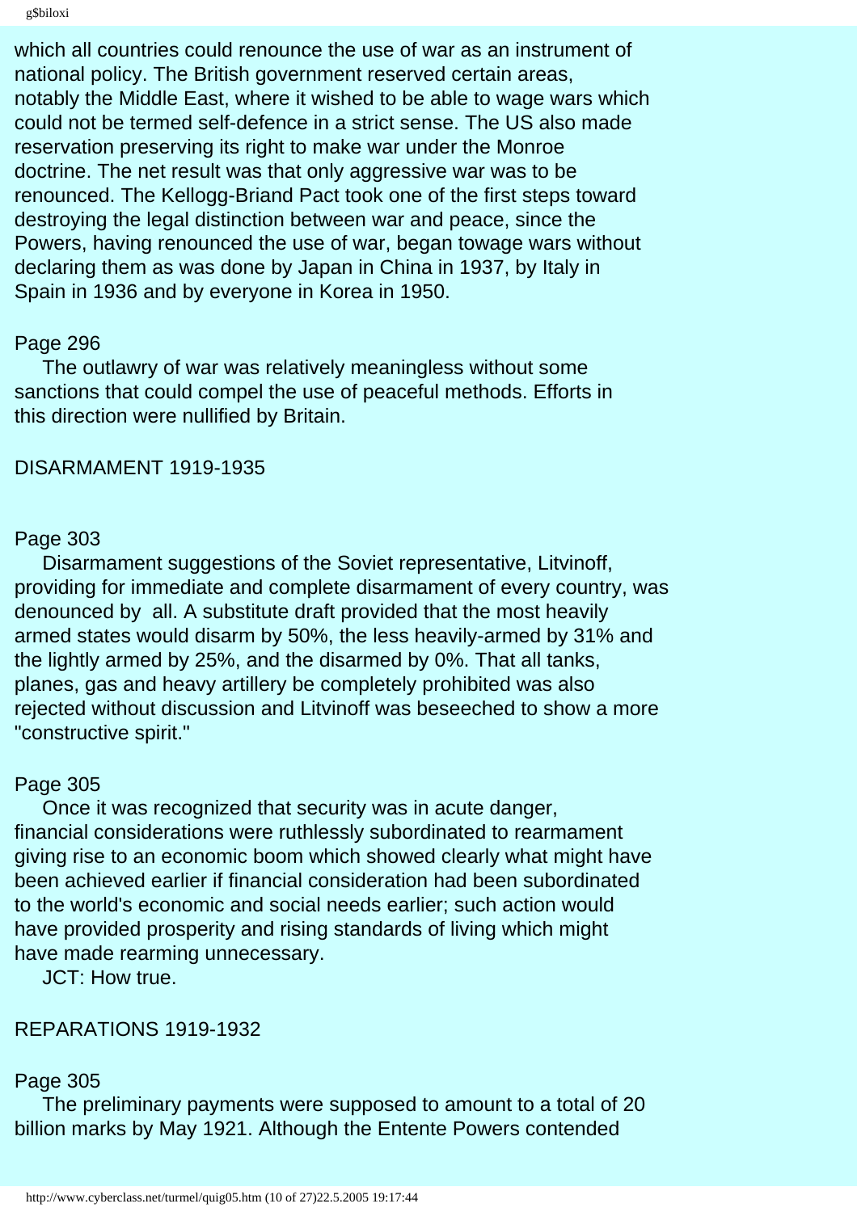which all countries could renounce the use of war as an instrument of national policy. The British government reserved certain areas, notably the Middle East, where it wished to be able to wage wars which could not be termed self-defence in a strict sense. The US also made reservation preserving its right to make war under the Monroe doctrine. The net result was that only aggressive war was to be renounced. The Kellogg-Briand Pact took one of the first steps toward destroying the legal distinction between war and peace, since the Powers, having renounced the use of war, began towage wars without declaring them as was done by Japan in China in 1937, by Italy in Spain in 1936 and by everyone in Korea in 1950.

Page 296

The outlawry of war was relatively meaningless without some sanctions that could compel the use of peaceful methods. Efforts in this direction were nullified by Britain.

DISARMAMENT 1919-1935

Page 303

Disarmament suggestions of the Soviet representative, Litvinoff, providing for immediate and complete disarmament of every country, was denounced by all. A substitute draft provided that the most heavily armed states would disarm by 50%, the less heavily-armed by 31% and the lightly armed by 25%, and the disarmed by 0%. That all tanks, planes, gas and heavy artillery be completely prohibited was also rejected without discussion and Litvinoff was beseeched to show a more "constructive spirit."

Page 305

Once it was recognized that security was in acute danger, financial considerations were ruthlessly subordinated to rearmament giving rise to an economic boom which showed clearly what might have been achieved earlier if financial consideration had been subordinated to the world's economic and social needs earlier; such action would have provided prosperity and rising standards of living which might have made rearming unnecessary.

JCT: How true.

REPARATIONS 1919-1932

Page 305

The preliminary payments were supposed to amount to a total of 20 billion marks by May 1921. Although the Entente Powers contended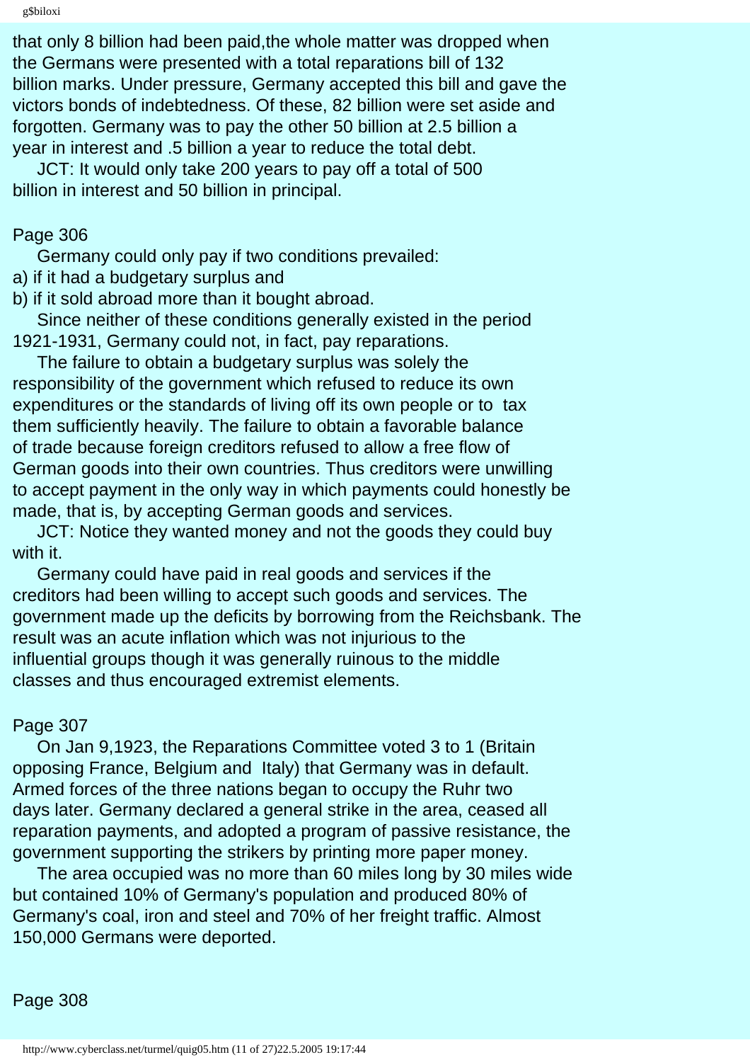that only 8 billion had been paid,the whole matter was dropped when the Germans were presented with a total reparations bill of 132 billion marks. Under pressure, Germany accepted this bill and gave the victors bonds of indebtedness. Of these, 82 billion were set aside and forgotten. Germany was to pay the other 50 billion at 2.5 billion a year in interest and .5 billion a year to reduce the total debt.

JCT: It would only take 200 years to pay off a total of 500 billion in interest and 50 billion in principal.

Page 306

Germany could only pay if two conditions prevailed:
a) if it had a budgetary surplus and
b) if it sold abroad more than it bought abroad.

Since neither of these conditions generally existed in the period 1921-1931, Germany could not, in fact, pay reparations.

The failure to obtain a budgetary surplus was solely the responsibility of the government which refused to reduce its own expenditures or the standards of living off its own people or to tax them sufficiently heavily. The failure to obtain a favorable balance of trade because foreign creditors refused to allow a free flow of German goods into their own countries. Thus creditors were unwilling to accept payment in the only way in which payments could honestly be made, that is, by accepting German goods and services.

JCT: Notice they wanted money and not the goods they could buy with it.

Germany could have paid in real goods and services if the creditors had been willing to accept such goods and services. The government made up the deficits by borrowing from the Reichsbank. The result was an acute inflation which was not injurious to the influential groups though it was generally ruinous to the middle classes and thus encouraged extremist elements.

Page 307

On Jan 9,1923, the Reparations Committee voted 3 to 1 (Britain opposing France, Belgium and Italy) that Germany was in default. Armed forces of the three nations began to occupy the Ruhr two days later. Germany declared a general strike in the area, ceased all reparation payments, and adopted a program of passive resistance, the government supporting the strikers by printing more paper money.

The area occupied was no more than 60 miles long by 30 miles wide but contained 10% of Germany's population and produced 80% of Germany's coal, iron and steel and 70% of her freight traffic. Almost 150,000 Germans were deported.

Page 308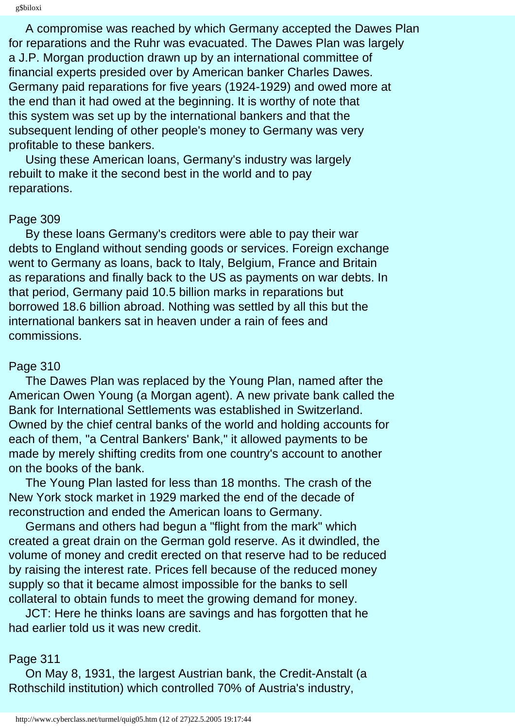A compromise was reached by which Germany accepted the Dawes Plan for reparations and the Ruhr was evacuated. The Dawes Plan was largely a J.P. Morgan production drawn up by an international committee of financial experts presided over by American banker Charles Dawes. Germany paid reparations for five years (1924-1929) and owed more at the end than it had owed at the beginning. It is worthy of note that this system was set up by the international bankers and that the subsequent lending of other people's money to Germany was very profitable to these bankers.

Using these American loans, Germany's industry was largely rebuilt to make it the second best in the world and to pay reparations.

Page 309

By these loans Germany's creditors were able to pay their war debts to England without sending goods or services. Foreign exchange went to Germany as loans, back to Italy, Belgium, France and Britain as reparations and finally back to the US as payments on war debts. In that period, Germany paid 10.5 billion marks in reparations but borrowed 18.6 billion abroad. Nothing was settled by all this but the international bankers sat in heaven under a rain of fees and commissions.

Page 310

The Dawes Plan was replaced by the Young Plan, named after the American Owen Young (a Morgan agent). A new private bank called the Bank for International Settlements was established in Switzerland. Owned by the chief central banks of the world and holding accounts for each of them, "a Central Bankers' Bank," it allowed payments to be made by merely shifting credits from one country's account to another on the books of the bank.

The Young Plan lasted for less than 18 months. The crash of the New York stock market in 1929 marked the end of the decade of reconstruction and ended the American loans to Germany.

Germans and others had begun a "flight from the mark" which created a great drain on the German gold reserve. As it dwindled, the volume of money and credit erected on that reserve had to be reduced by raising the interest rate. Prices fell because of the reduced money supply so that it became almost impossible for the banks to sell collateral to obtain funds to meet the growing demand for money.

JCT: Here he thinks loans are savings and has forgotten that he had earlier told us it was new credit.

Page 311

On May 8, 1931, the largest Austrian bank, the Credit-Anstalt (a Rothschild institution) which controlled 70% of Austria's industry,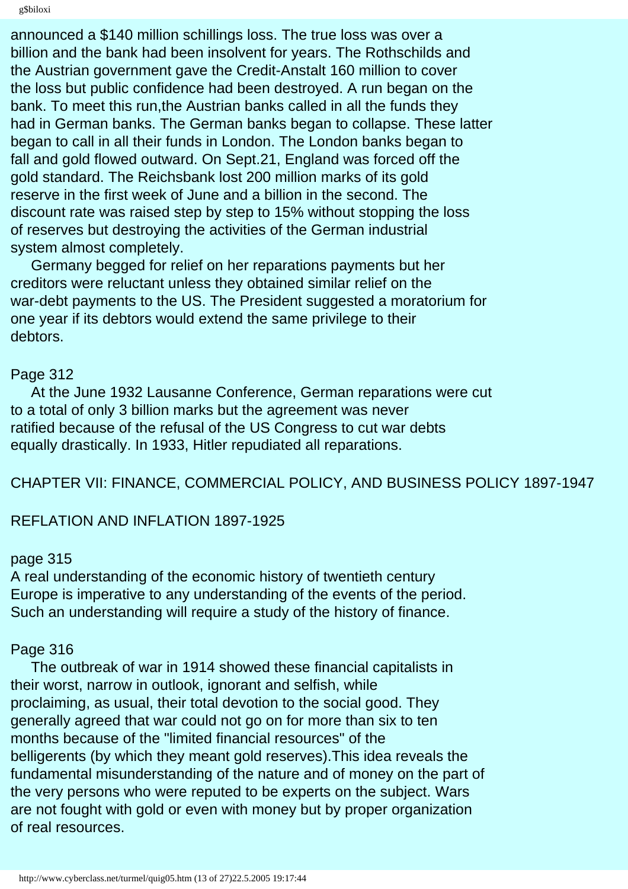announced a $140 million schillings loss. The true loss was over a billion and the bank had been insolvent for years. The Rothschilds and the Austrian government gave the Credit-Anstalt 160 million to cover the loss but public confidence had been destroyed. A run began on the bank. To meet this run,the Austrian banks called in all the funds they had in German banks. The German banks began to collapse. These latter began to call in all their funds in London. The London banks began to fall and gold flowed outward. On Sept.21, England was forced off the gold standard. The Reichsbank lost 200 million marks of its gold reserve in the first week of June and a billion in the second. The discount rate was raised step by step to 15% without stopping the loss of reserves but destroying the activities of the German industrial system almost completely.

Germany begged for relief on her reparations payments but her creditors were reluctant unless they obtained similar relief on the war-debt payments to the US. The President suggested a moratorium for one year if its debtors would extend the same privilege to their debtors.

Page 312

At the June 1932 Lausanne Conference, German reparations were cut to a total of only 3 billion marks but the agreement was never ratified because of the refusal of the US Congress to cut war debts equally drastically. In 1933, Hitler repudiated all reparations.

## CHAPTER VII: FINANCE, COMMERCIAL POLICY, AND BUSINESS POLICY 1897-1947

### REFLATION AND INFLATION 1897-1925

page 315

A real understanding of the economic history of twentieth century Europe is imperative to any understanding of the events of the period. Such an understanding will require a study of the history of finance.

Page 316

The outbreak of war in 1914 showed these financial capitalists in their worst, narrow in outlook, ignorant and selfish, while proclaiming, as usual, their total devotion to the social good. They generally agreed that war could not go on for more than six to ten months because of the "limited financial resources" of the belligerents (by which they meant gold reserves).This idea reveals the fundamental misunderstanding of the nature and of money on the part of the very persons who were reputed to be experts on the subject. Wars are not fought with gold or even with money but by proper organization of real resources.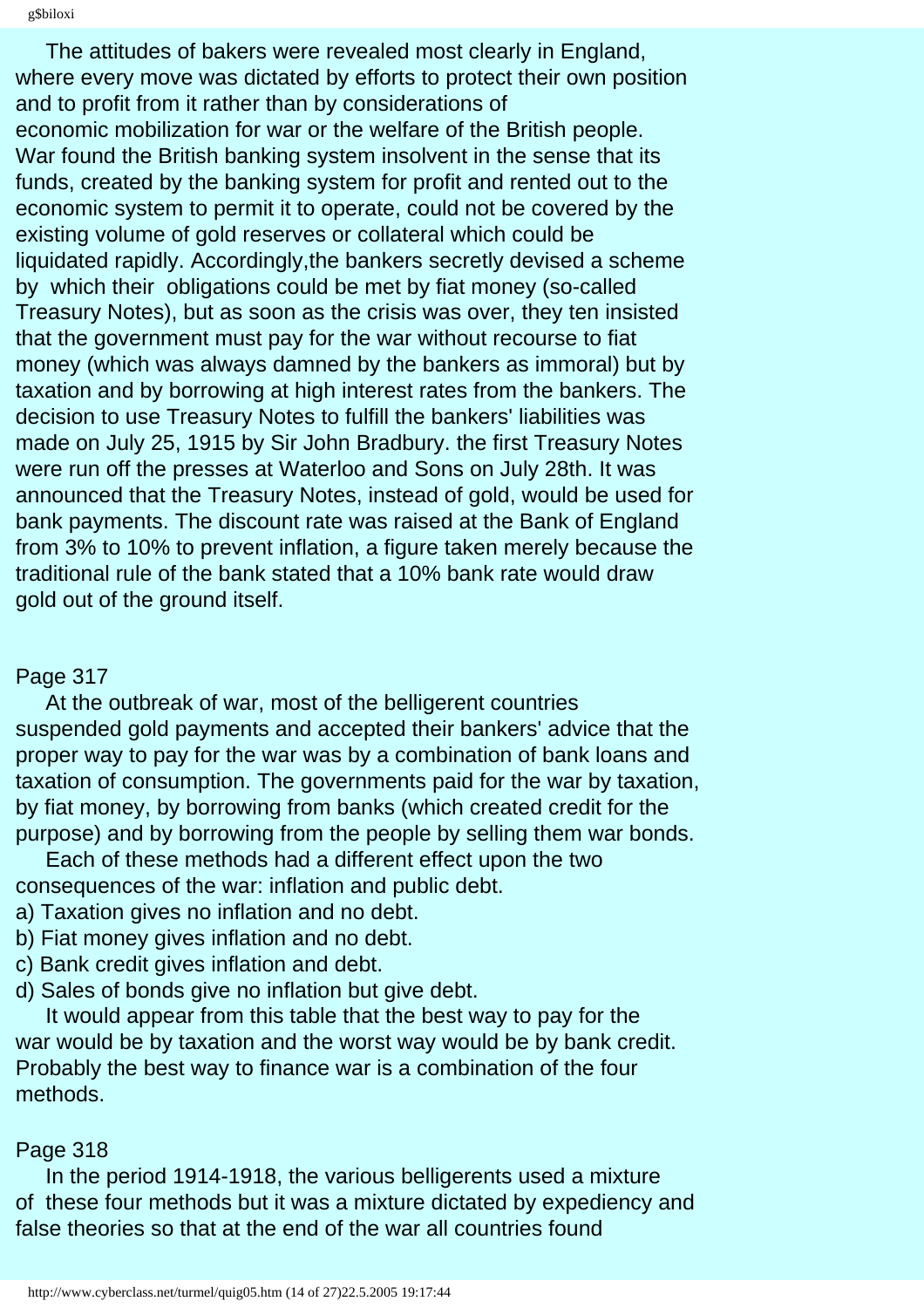The attitudes of bakers were revealed most clearly in England, where every move was dictated by efforts to protect their own position and to profit from it rather than by considerations of economic mobilization for war or the welfare of the British people. War found the British banking system insolvent in the sense that its funds, created by the banking system for profit and rented out to the economic system to permit it to operate, could not be covered by the existing volume of gold reserves or collateral which could be liquidated rapidly. Accordingly,the bankers secretly devised a scheme by which their obligations could be met by fiat money (so-called Treasury Notes), but as soon as the crisis was over, they ten insisted that the government must pay for the war without recourse to fiat money (which was always damned by the bankers as immoral) but by taxation and by borrowing at high interest rates from the bankers. The decision to use Treasury Notes to fulfill the bankers' liabilities was made on July 25, 1915 by Sir John Bradbury. the first Treasury Notes were run off the presses at Waterloo and Sons on July 28th. It was announced that the Treasury Notes, instead of gold, would be used for bank payments. The discount rate was raised at the Bank of England from 3% to 10% to prevent inflation, a figure taken merely because the traditional rule of the bank stated that a 10% bank rate would draw gold out of the ground itself.

Page 317

At the outbreak of war, most of the belligerent countries suspended gold payments and accepted their bankers' advice that the proper way to pay for the war was by a combination of bank loans and taxation of consumption. The governments paid for the war by taxation, by fiat money, by borrowing from banks (which created credit for the purpose) and by borrowing from the people by selling them war bonds.

Each of these methods had a different effect upon the two consequences of the war: inflation and public debt.

a) Taxation gives no inflation and no debt.
b) Fiat money gives inflation and no debt.
c) Bank credit gives inflation and debt.
d) Sales of bonds give no inflation but give debt.

It would appear from this table that the best way to pay for the war would be by taxation and the worst way would be by bank credit. Probably the best way to finance war is a combination of the four methods.

Page 318

In the period 1914-1918, the various belligerents used a mixture of these four methods but it was a mixture dictated by expediency and false theories so that at the end of the war all countries found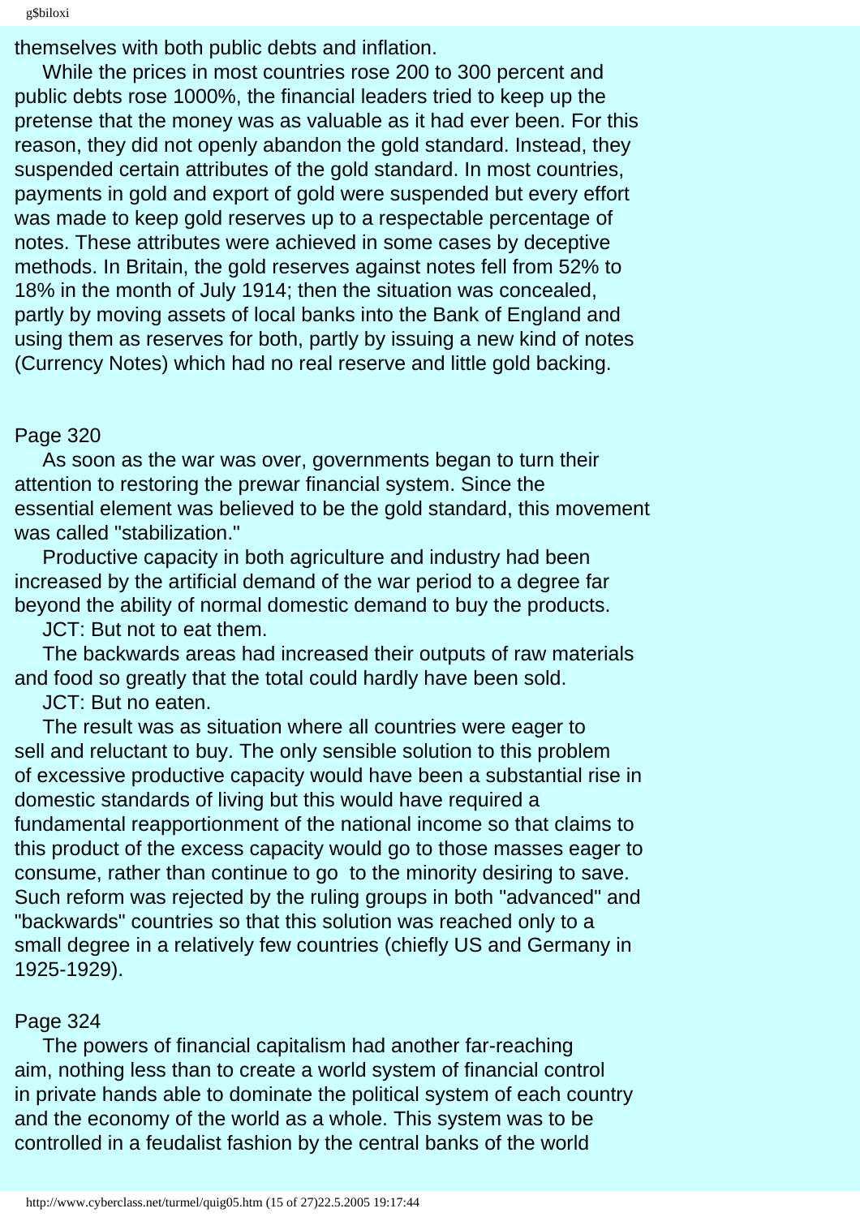themselves with both public debts and inflation.

While the prices in most countries rose 200 to 300 percent and public debts rose 1000%, the financial leaders tried to keep up the pretense that the money was as valuable as it had ever been. For this reason, they did not openly abandon the gold standard. Instead, they suspended certain attributes of the gold standard. In most countries, payments in gold and export of gold were suspended but every effort was made to keep gold reserves up to a respectable percentage of notes. These attributes were achieved in some cases by deceptive methods. In Britain, the gold reserves against notes fell from 52% to 18% in the month of July 1914; then the situation was concealed, partly by moving assets of local banks into the Bank of England and using them as reserves for both, partly by issuing a new kind of notes (Currency Notes) which had no real reserve and little gold backing.

Page 320

As soon as the war was over, governments began to turn their attention to restoring the prewar financial system. Since the essential element was believed to be the gold standard, this movement was called "stabilization."

Productive capacity in both agriculture and industry had been increased by the artificial demand of the war period to a degree far beyond the ability of normal domestic demand to buy the products.

JCT: But not to eat them.

The backwards areas had increased their outputs of raw materials and food so greatly that the total could hardly have been sold.

JCT: But no eaten.

The result was as situation where all countries were eager to sell and reluctant to buy. The only sensible solution to this problem of excessive productive capacity would have been a substantial rise in domestic standards of living but this would have required a fundamental reapportionment of the national income so that claims to this product of the excess capacity would go to those masses eager to consume, rather than continue to go to the minority desiring to save. Such reform was rejected by the ruling groups in both "advanced" and "backwards" countries so that this solution was reached only to a small degree in a relatively few countries (chiefly US and Germany in 1925-1929).

Page 324

The powers of financial capitalism had another far-reaching aim, nothing less than to create a world system of financial control in private hands able to dominate the political system of each country and the economy of the world as a whole. This system was to be controlled in a feudalist fashion by the central banks of the world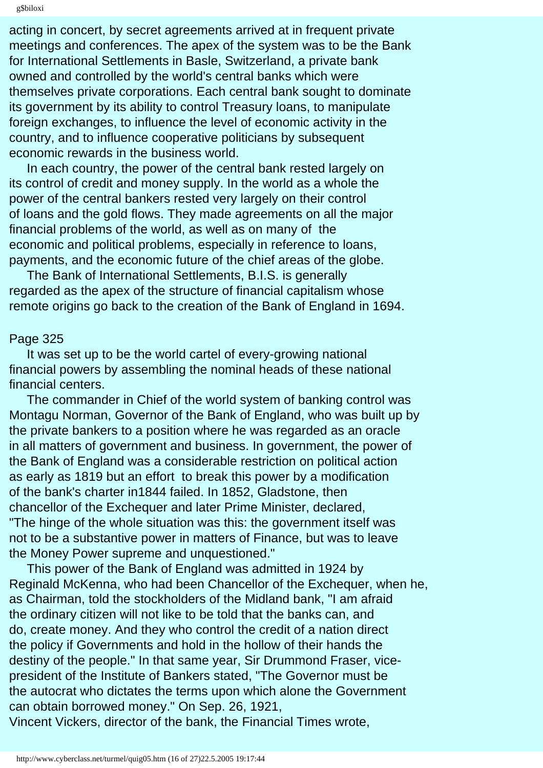acting in concert, by secret agreements arrived at in frequent private meetings and conferences. The apex of the system was to be the Bank for International Settlements in Basle, Switzerland, a private bank owned and controlled by the world's central banks which were themselves private corporations. Each central bank sought to dominate its government by its ability to control Treasury loans, to manipulate foreign exchanges, to influence the level of economic activity in the country, and to influence cooperative politicians by subsequent economic rewards in the business world.

In each country, the power of the central bank rested largely on its control of credit and money supply. In the world as a whole the power of the central bankers rested very largely on their control of loans and the gold flows. They made agreements on all the major financial problems of the world, as well as on many of the economic and political problems, especially in reference to loans, payments, and the economic future of the chief areas of the globe.

The Bank of International Settlements, B.I.S. is generally regarded as the apex of the structure of financial capitalism whose remote origins go back to the creation of the Bank of England in 1694.

Page 325

It was set up to be the world cartel of every-growing national financial powers by assembling the nominal heads of these national financial centers.

The commander in Chief of the world system of banking control was Montagu Norman, Governor of the Bank of England, who was built up by the private bankers to a position where he was regarded as an oracle in all matters of government and business. In government, the power of the Bank of England was a considerable restriction on political action as early as 1819 but an effort to break this power by a modification of the bank's charter in1844 failed. In 1852, Gladstone, then chancellor of the Exchequer and later Prime Minister, declared, "The hinge of the whole situation was this: the government itself was not to be a substantive power in matters of Finance, but was to leave the Money Power supreme and unquestioned."

This power of the Bank of England was admitted in 1924 by Reginald McKenna, who had been Chancellor of the Exchequer, when he, as Chairman, told the stockholders of the Midland bank, "I am afraid the ordinary citizen will not like to be told that the banks can, and do, create money. And they who control the credit of a nation direct the policy if Governments and hold in the hollow of their hands the destiny of the people." In that same year, Sir Drummond Fraser, vice-president of the Institute of Bankers stated, "The Governor must be the autocrat who dictates the terms upon which alone the Government can obtain borrowed money." On Sep. 26, 1921, Vincent Vickers, director of the bank, the Financial Times wrote,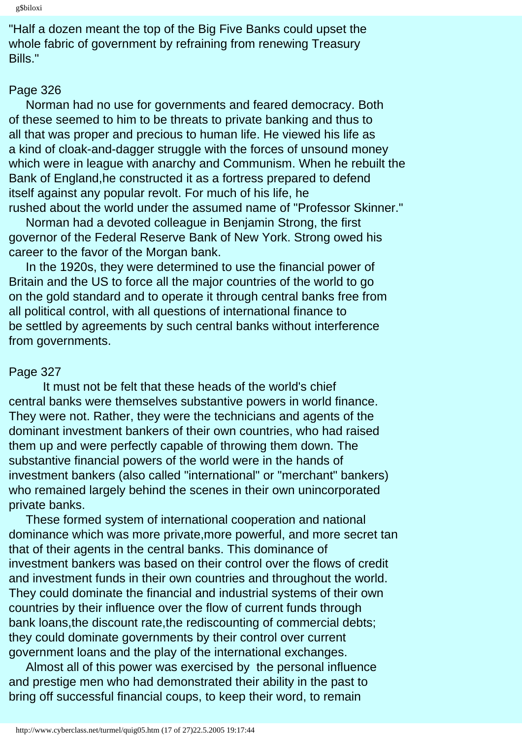"Half a dozen meant the top of the Big Five Banks could upset the whole fabric of government by refraining from renewing Treasury Bills."

Page 326

Norman had no use for governments and feared democracy. Both of these seemed to him to be threats to private banking and thus to all that was proper and precious to human life. He viewed his life as a kind of cloak-and-dagger struggle with the forces of unsound money which were in league with anarchy and Communism. When he rebuilt the Bank of England,he constructed it as a fortress prepared to defend itself against any popular revolt. For much of his life, he rushed about the world under the assumed name of "Professor Skinner."

Norman had a devoted colleague in Benjamin Strong, the first governor of the Federal Reserve Bank of New York. Strong owed his career to the favor of the Morgan bank.

In the 1920s, they were determined to use the financial power of Britain and the US to force all the major countries of the world to go on the gold standard and to operate it through central banks free from all political control, with all questions of international finance to be settled by agreements by such central banks without interference from governments.

Page 327

It must not be felt that these heads of the world's chief central banks were themselves substantive powers in world finance. They were not. Rather, they were the technicians and agents of the dominant investment bankers of their own countries, who had raised them up and were perfectly capable of throwing them down. The substantive financial powers of the world were in the hands of investment bankers (also called "international" or "merchant" bankers) who remained largely behind the scenes in their own unincorporated private banks.

These formed system of international cooperation and national dominance which was more private,more powerful, and more secret tan that of their agents in the central banks. This dominance of investment bankers was based on their control over the flows of credit and investment funds in their own countries and throughout the world. They could dominate the financial and industrial systems of their own countries by their influence over the flow of current funds through bank loans,the discount rate,the rediscounting of commercial debts; they could dominate governments by their control over current government loans and the play of the international exchanges.

Almost all of this power was exercised by the personal influence and prestige men who had demonstrated their ability in the past to bring off successful financial coups, to keep their word, to remain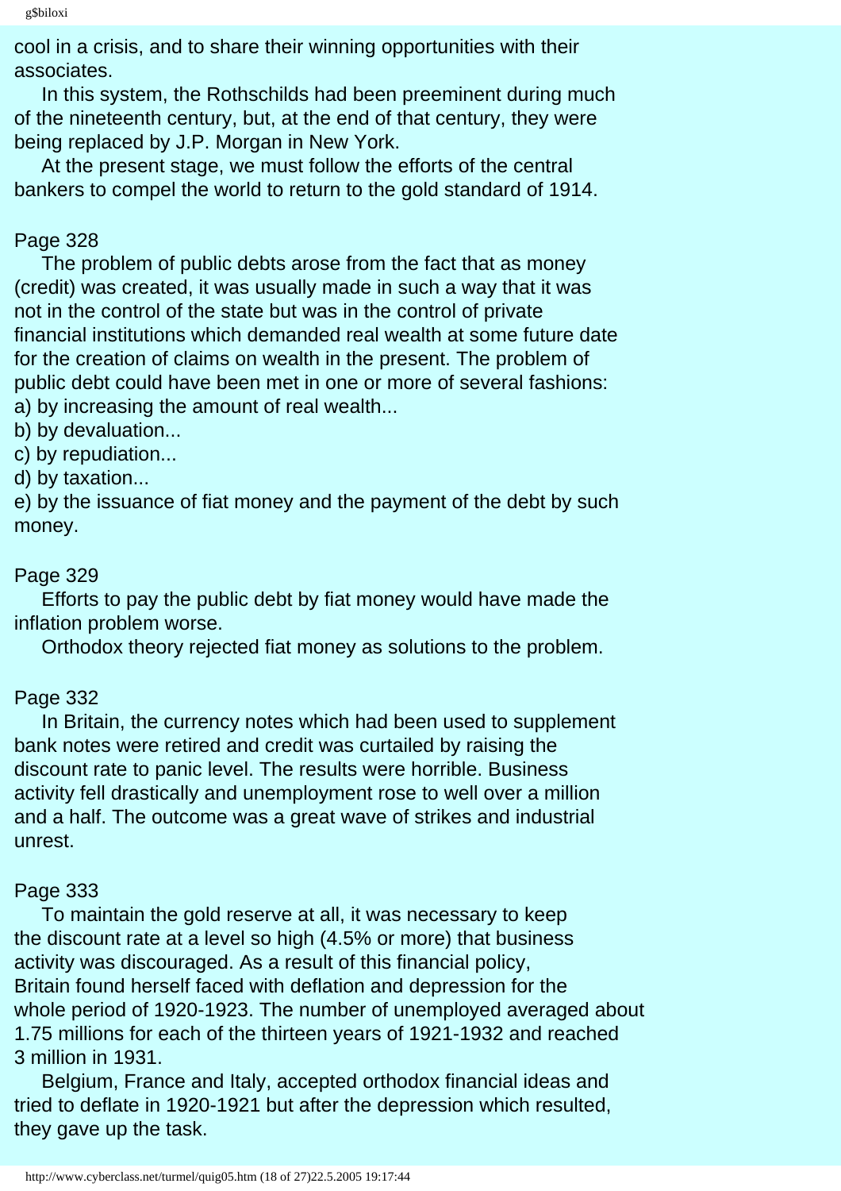cool in a crisis, and to share their winning opportunities with their associates.

In this system, the Rothschilds had been preeminent during much of the nineteenth century, but, at the end of that century, they were being replaced by J.P. Morgan in New York.

At the present stage, we must follow the efforts of the central bankers to compel the world to return to the gold standard of 1914.

Page 328

The problem of public debts arose from the fact that as money (credit) was created, it was usually made in such a way that it was not in the control of the state but was in the control of private financial institutions which demanded real wealth at some future date for the creation of claims on wealth in the present. The problem of public debt could have been met in one or more of several fashions:
a) by increasing the amount of real wealth...
b) by devaluation...
c) by repudiation...
d) by taxation...
e) by the issuance of fiat money and the payment of the debt by such money.

Page 329

Efforts to pay the public debt by fiat money would have made the inflation problem worse.

Orthodox theory rejected fiat money as solutions to the problem.

Page 332

In Britain, the currency notes which had been used to supplement bank notes were retired and credit was curtailed by raising the discount rate to panic level. The results were horrible. Business activity fell drastically and unemployment rose to well over a million and a half. The outcome was a great wave of strikes and industrial unrest.

Page 333

To maintain the gold reserve at all, it was necessary to keep the discount rate at a level so high (4.5% or more) that business activity was discouraged. As a result of this financial policy, Britain found herself faced with deflation and depression for the whole period of 1920-1923. The number of unemployed averaged about 1.75 millions for each of the thirteen years of 1921-1932 and reached 3 million in 1931.

Belgium, France and Italy, accepted orthodox financial ideas and tried to deflate in 1920-1921 but after the depression which resulted, they gave up the task.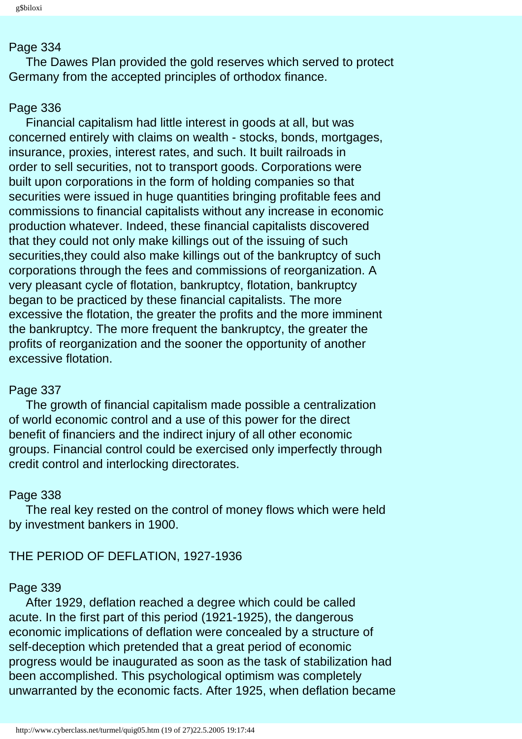Page 334

The Dawes Plan provided the gold reserves which served to protect Germany from the accepted principles of orthodox finance.

Page 336

Financial capitalism had little interest in goods at all, but was concerned entirely with claims on wealth - stocks, bonds, mortgages, insurance, proxies, interest rates, and such. It built railroads in order to sell securities, not to transport goods. Corporations were built upon corporations in the form of holding companies so that securities were issued in huge quantities bringing profitable fees and commissions to financial capitalists without any increase in economic production whatever. Indeed, these financial capitalists discovered that they could not only make killings out of the issuing of such securities,they could also make killings out of the bankruptcy of such corporations through the fees and commissions of reorganization. A very pleasant cycle of flotation, bankruptcy, flotation, bankruptcy began to be practiced by these financial capitalists. The more excessive the flotation, the greater the profits and the more imminent the bankruptcy. The more frequent the bankruptcy, the greater the profits of reorganization and the sooner the opportunity of another excessive flotation.

Page 337

The growth of financial capitalism made possible a centralization of world economic control and a use of this power for the direct benefit of financiers and the indirect injury of all other economic groups. Financial control could be exercised only imperfectly through credit control and interlocking directorates.

Page 338

The real key rested on the control of money flows which were held by investment bankers in 1900.

## THE PERIOD OF DEFLATION, 1927-1936

Page 339

After 1929, deflation reached a degree which could be called acute. In the first part of this period (1921-1925), the dangerous economic implications of deflation were concealed by a structure of self-deception which pretended that a great period of economic progress would be inaugurated as soon as the task of stabilization had been accomplished. This psychological optimism was completely unwarranted by the economic facts. After 1925, when deflation became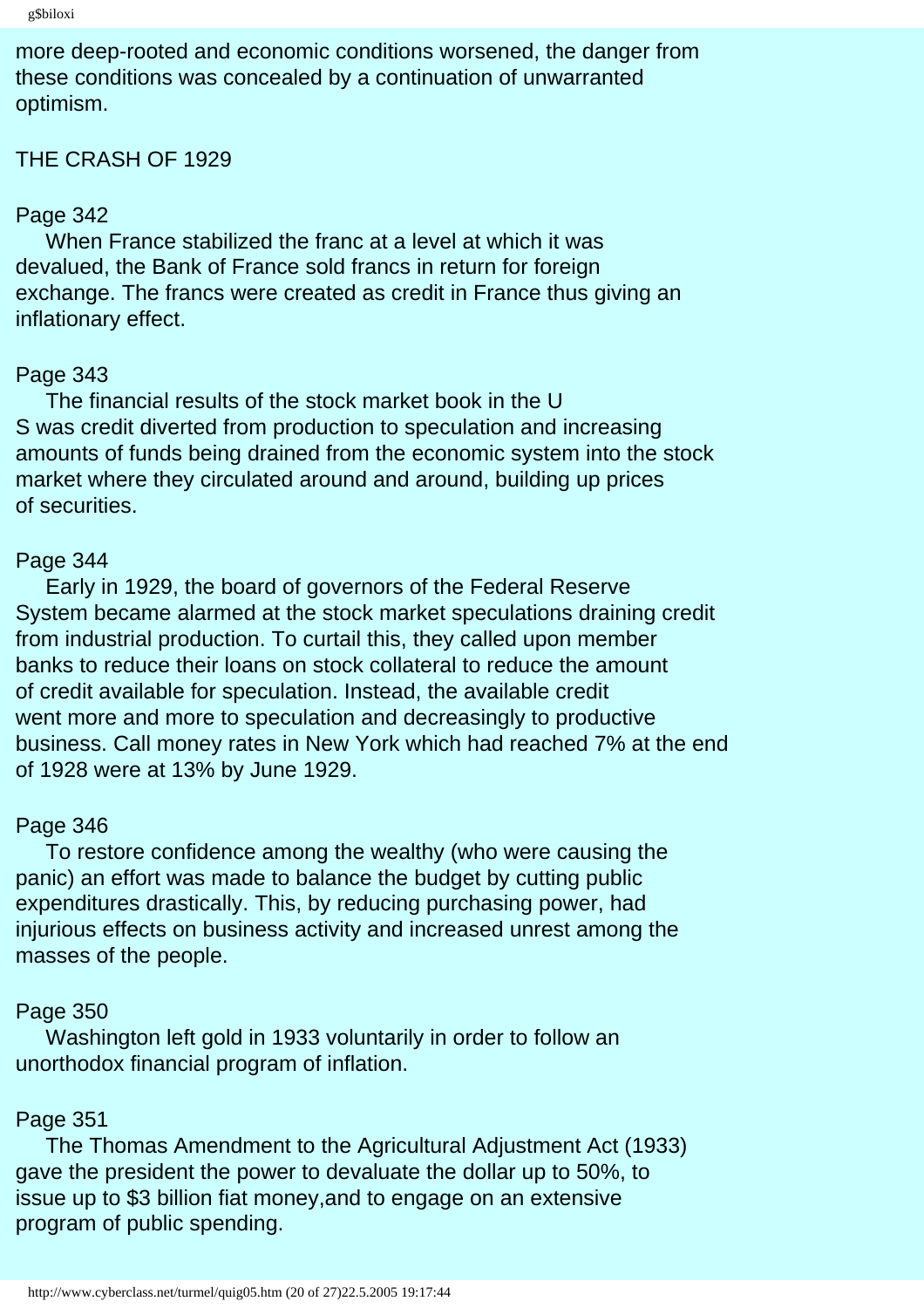more deep-rooted and economic conditions worsened, the danger from these conditions was concealed by a continuation of unwarranted optimism.

## THE CRASH OF 1929

Page 342

When France stabilized the franc at a level at which it was devalued, the Bank of France sold francs in return for foreign exchange. The francs were created as credit in France thus giving an inflationary effect.

Page 343

The financial results of the stock market book in the U S was credit diverted from production to speculation and increasing amounts of funds being drained from the economic system into the stock market where they circulated around and around, building up prices of securities.

Page 344

Early in 1929, the board of governors of the Federal Reserve System became alarmed at the stock market speculations draining credit from industrial production. To curtail this, they called upon member banks to reduce their loans on stock collateral to reduce the amount of credit available for speculation. Instead, the available credit went more and more to speculation and decreasingly to productive business. Call money rates in New York which had reached 7% at the end of 1928 were at 13% by June 1929.

Page 346

To restore confidence among the wealthy (who were causing the panic) an effort was made to balance the budget by cutting public expenditures drastically. This, by reducing purchasing power, had injurious effects on business activity and increased unrest among the masses of the people.

Page 350

Washington left gold in 1933 voluntarily in order to follow an unorthodox financial program of inflation.

Page 351

The Thomas Amendment to the Agricultural Adjustment Act (1933) gave the president the power to devaluate the dollar up to 50%, to issue up to $3 billion fiat money,and to engage on an extensive program of public spending.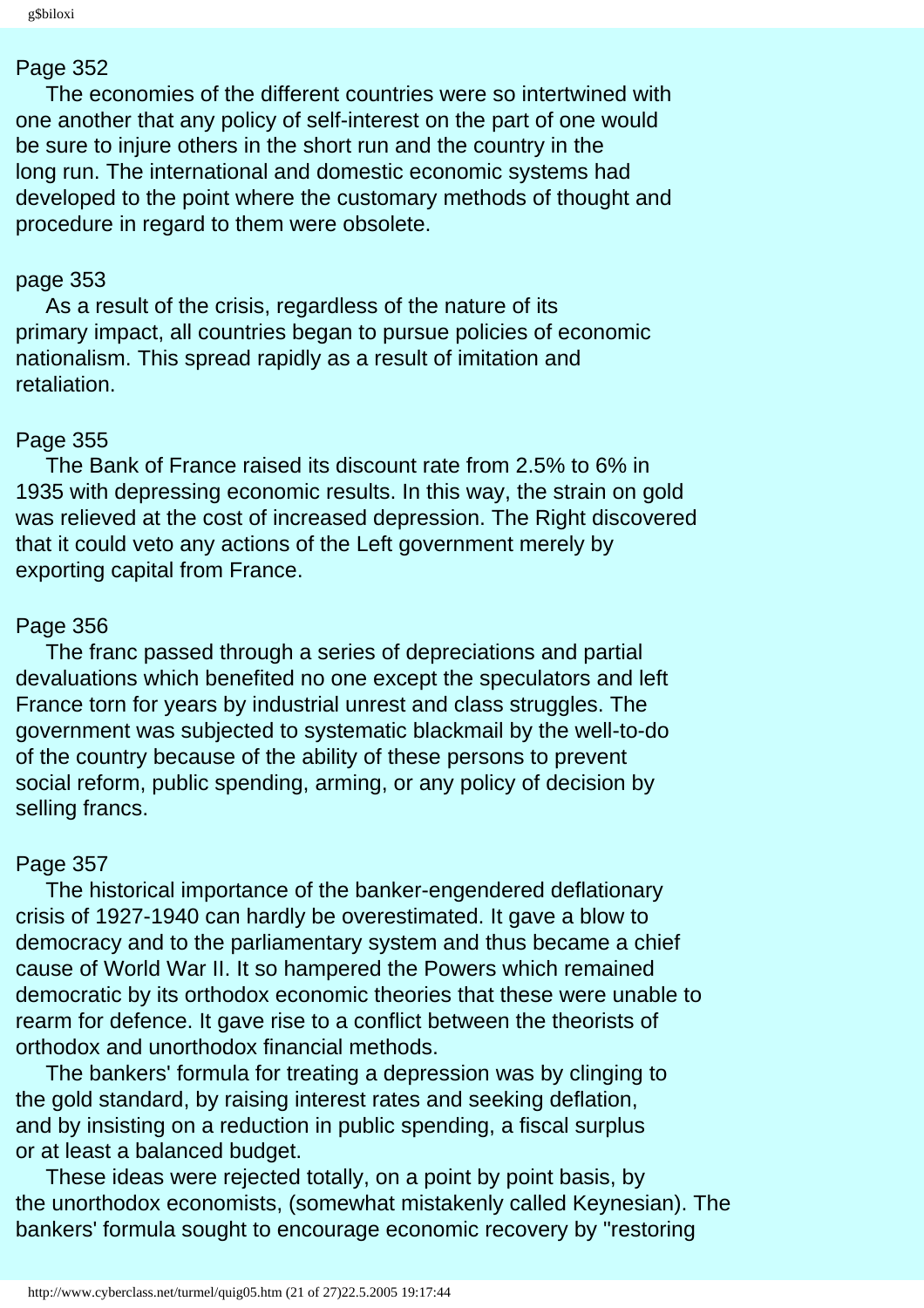Page 352

The economies of the different countries were so intertwined with one another that any policy of self-interest on the part of one would be sure to injure others in the short run and the country in the long run. The international and domestic economic systems had developed to the point where the customary methods of thought and procedure in regard to them were obsolete.

page 353

As a result of the crisis, regardless of the nature of its primary impact, all countries began to pursue policies of economic nationalism. This spread rapidly as a result of imitation and retaliation.

Page 355

The Bank of France raised its discount rate from 2.5% to 6% in 1935 with depressing economic results. In this way, the strain on gold was relieved at the cost of increased depression. The Right discovered that it could veto any actions of the Left government merely by exporting capital from France.

Page 356

The franc passed through a series of depreciations and partial devaluations which benefited no one except the speculators and left France torn for years by industrial unrest and class struggles. The government was subjected to systematic blackmail by the well-to-do of the country because of the ability of these persons to prevent social reform, public spending, arming, or any policy of decision by selling francs.

Page 357

The historical importance of the banker-engendered deflationary crisis of 1927-1940 can hardly be overestimated. It gave a blow to democracy and to the parliamentary system and thus became a chief cause of World War II. It so hampered the Powers which remained democratic by its orthodox economic theories that these were unable to rearm for defence. It gave rise to a conflict between the theorists of orthodox and unorthodox financial methods.

The bankers' formula for treating a depression was by clinging to the gold standard, by raising interest rates and seeking deflation, and by insisting on a reduction in public spending, a fiscal surplus or at least a balanced budget.

These ideas were rejected totally, on a point by point basis, by the unorthodox economists, (somewhat mistakenly called Keynesian). The bankers' formula sought to encourage economic recovery by "restoring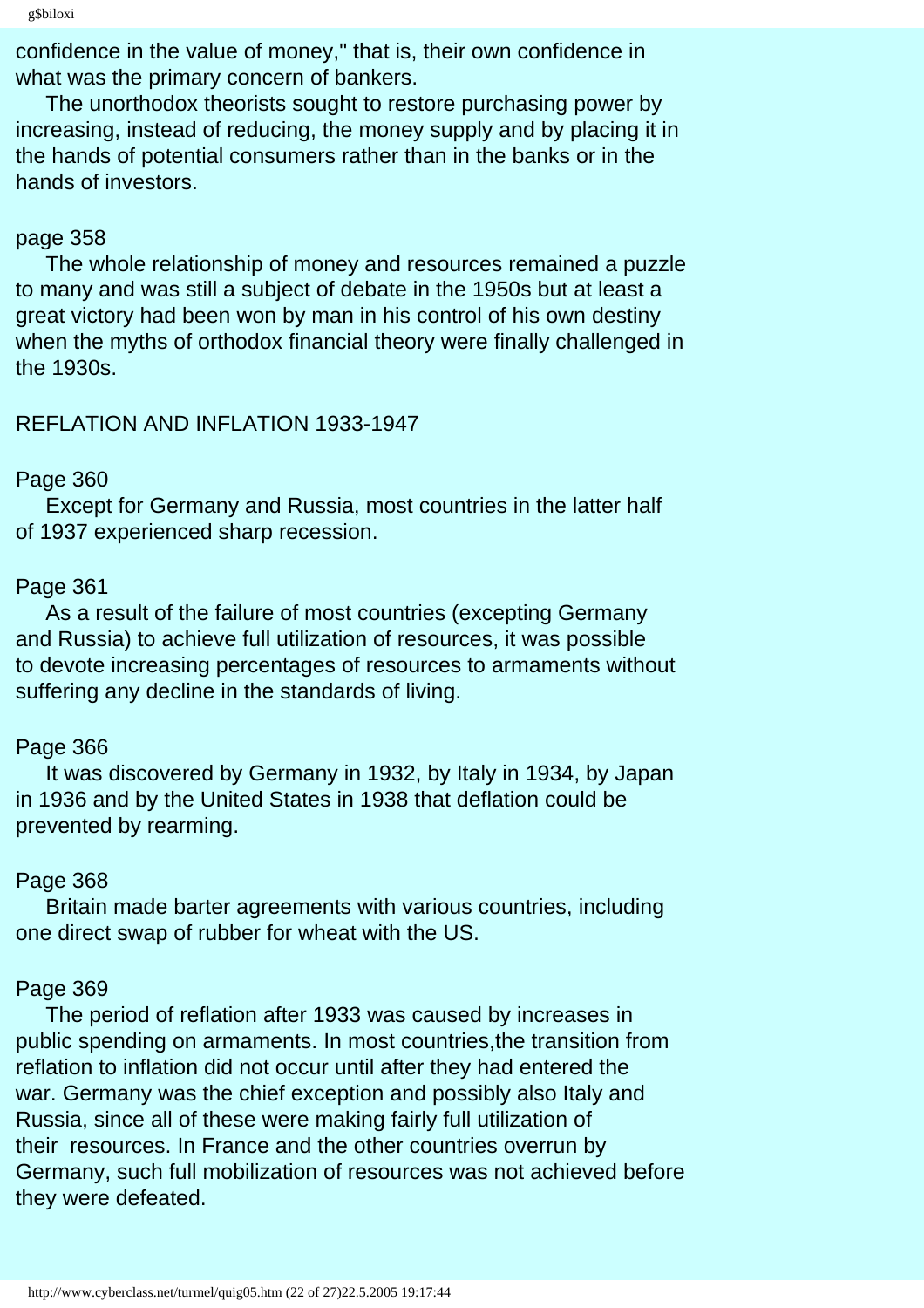confidence in the value of money," that is, their own confidence in what was the primary concern of bankers.

The unorthodox theorists sought to restore purchasing power by increasing, instead of reducing, the money supply and by placing it in the hands of potential consumers rather than in the banks or in the hands of investors.

page 358

The whole relationship of money and resources remained a puzzle to many and was still a subject of debate in the 1950s but at least a great victory had been won by man in his control of his own destiny when the myths of orthodox financial theory were finally challenged in the 1930s.

REFLATION AND INFLATION 1933-1947

Page 360

Except for Germany and Russia, most countries in the latter half of 1937 experienced sharp recession.

Page 361

As a result of the failure of most countries (excepting Germany and Russia) to achieve full utilization of resources, it was possible to devote increasing percentages of resources to armaments without suffering any decline in the standards of living.

Page 366

It was discovered by Germany in 1932, by Italy in 1934, by Japan in 1936 and by the United States in 1938 that deflation could be prevented by rearming.

Page 368

Britain made barter agreements with various countries, including one direct swap of rubber for wheat with the US.

Page 369

The period of reflation after 1933 was caused by increases in public spending on armaments. In most countries,the transition from reflation to inflation did not occur until after they had entered the war. Germany was the chief exception and possibly also Italy and Russia, since all of these were making fairly full utilization of their resources. In France and the other countries overrun by Germany, such full mobilization of resources was not achieved before they were defeated.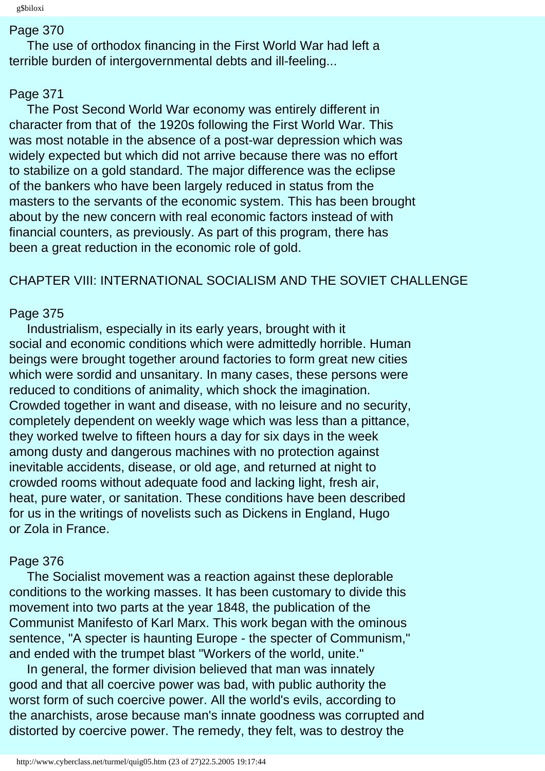Page 370

The use of orthodox financing in the First World War had left a terrible burden of intergovernmental debts and ill-feeling...

Page 371

The Post Second World War economy was entirely different in character from that of the 1920s following the First World War. This was most notable in the absence of a post-war depression which was widely expected but which did not arrive because there was no effort to stabilize on a gold standard. The major difference was the eclipse of the bankers who have been largely reduced in status from the masters to the servants of the economic system. This has been brought about by the new concern with real economic factors instead of with financial counters, as previously. As part of this program, there has been a great reduction in the economic role of gold.

## CHAPTER VIII: INTERNATIONAL SOCIALISM AND THE SOVIET CHALLENGE

Page 375

Industrialism, especially in its early years, brought with it social and economic conditions which were admittedly horrible. Human beings were brought together around factories to form great new cities which were sordid and unsanitary. In many cases, these persons were reduced to conditions of animality, which shock the imagination. Crowded together in want and disease, with no leisure and no security, completely dependent on weekly wage which was less than a pittance, they worked twelve to fifteen hours a day for six days in the week among dusty and dangerous machines with no protection against inevitable accidents, disease, or old age, and returned at night to crowded rooms without adequate food and lacking light, fresh air, heat, pure water, or sanitation. These conditions have been described for us in the writings of novelists such as Dickens in England, Hugo or Zola in France.

Page 376

The Socialist movement was a reaction against these deplorable conditions to the working masses. It has been customary to divide this movement into two parts at the year 1848, the publication of the Communist Manifesto of Karl Marx. This work began with the ominous sentence, "A specter is haunting Europe - the specter of Communism," and ended with the trumpet blast "Workers of the world, unite."

In general, the former division believed that man was innately good and that all coercive power was bad, with public authority the worst form of such coercive power. All the world's evils, according to the anarchists, arose because man's innate goodness was corrupted and distorted by coercive power. The remedy, they felt, was to destroy the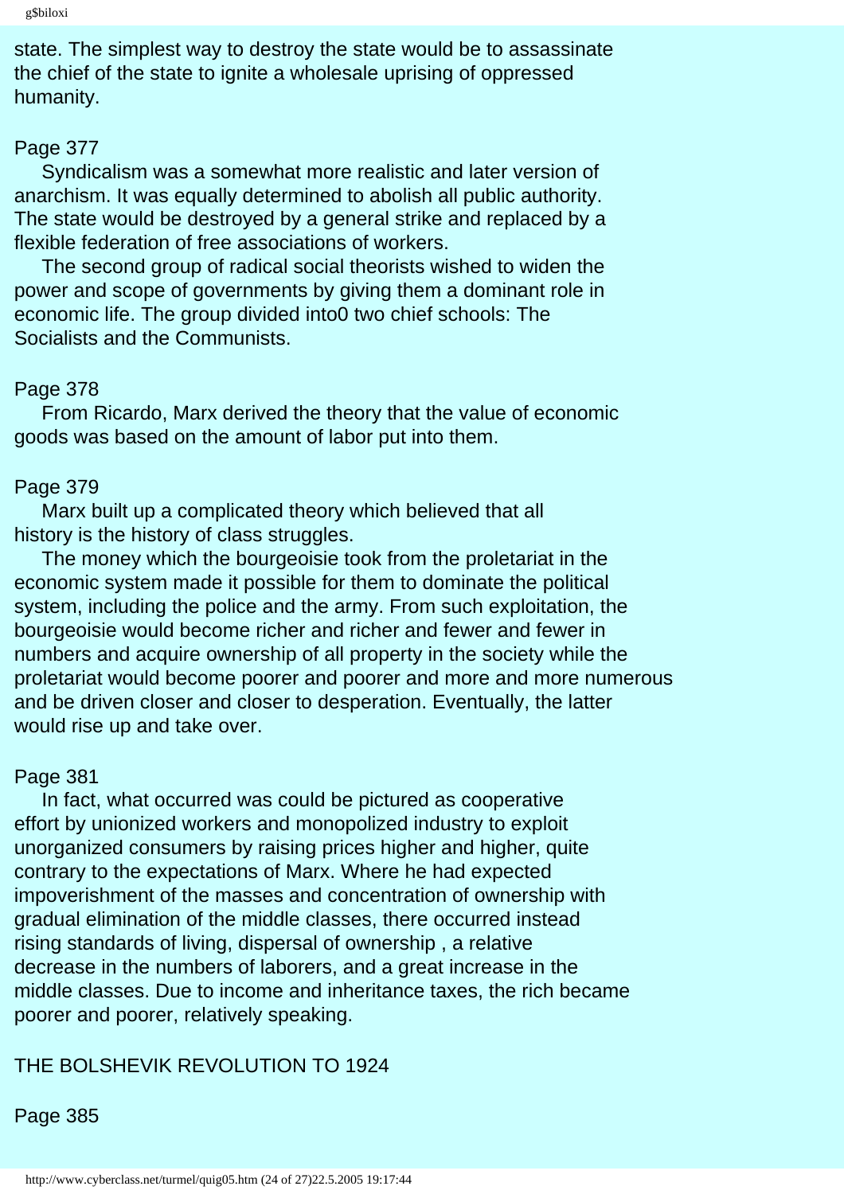state. The simplest way to destroy the state would be to assassinate the chief of the state to ignite a wholesale uprising of oppressed humanity.

Page 377

Syndicalism was a somewhat more realistic and later version of anarchism. It was equally determined to abolish all public authority. The state would be destroyed by a general strike and replaced by a flexible federation of free associations of workers.

The second group of radical social theorists wished to widen the power and scope of governments by giving them a dominant role in economic life. The group divided into0 two chief schools: The Socialists and the Communists.

Page 378

From Ricardo, Marx derived the theory that the value of economic goods was based on the amount of labor put into them.

Page 379

Marx built up a complicated theory which believed that all history is the history of class struggles.

The money which the bourgeoisie took from the proletariat in the economic system made it possible for them to dominate the political system, including the police and the army. From such exploitation, the bourgeoisie would become richer and richer and fewer and fewer in numbers and acquire ownership of all property in the society while the proletariat would become poorer and poorer and more and more numerous and be driven closer and closer to desperation. Eventually, the latter would rise up and take over.

Page 381

In fact, what occurred was could be pictured as cooperative effort by unionized workers and monopolized industry to exploit unorganized consumers by raising prices higher and higher, quite contrary to the expectations of Marx. Where he had expected impoverishment of the masses and concentration of ownership with gradual elimination of the middle classes, there occurred instead rising standards of living, dispersal of ownership , a relative decrease in the numbers of laborers, and a great increase in the middle classes. Due to income and inheritance taxes, the rich became poorer and poorer, relatively speaking.

THE BOLSHEVIK REVOLUTION TO 1924

Page 385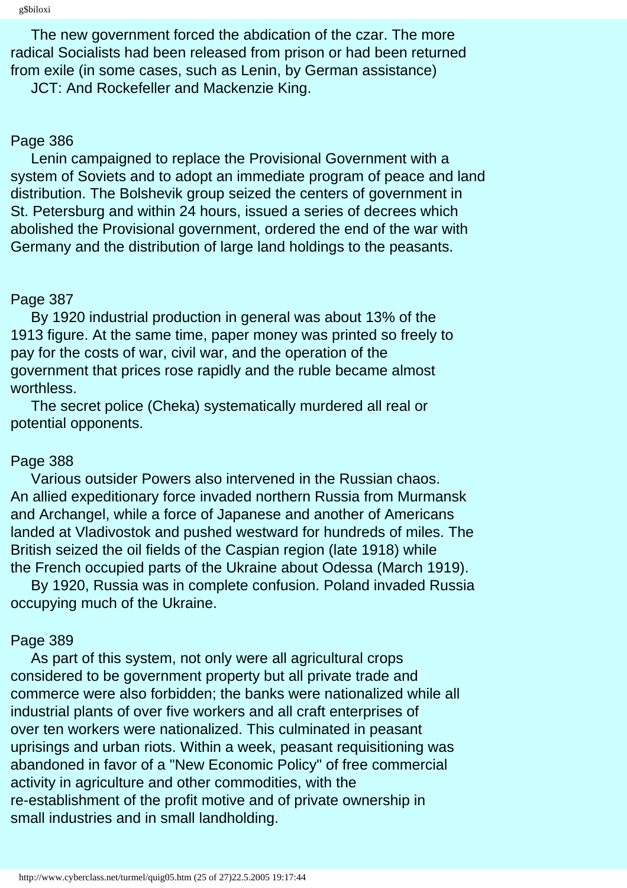The new government forced the abdication of the czar. The more radical Socialists had been released from prison or had been returned from exile (in some cases, such as Lenin, by German assistance)

JCT: And Rockefeller and Mackenzie King.

Page 386

Lenin campaigned to replace the Provisional Government with a system of Soviets and to adopt an immediate program of peace and land distribution. The Bolshevik group seized the centers of government in St. Petersburg and within 24 hours, issued a series of decrees which abolished the Provisional government, ordered the end of the war with Germany and the distribution of large land holdings to the peasants.

Page 387

By 1920 industrial production in general was about 13% of the 1913 figure. At the same time, paper money was printed so freely to pay for the costs of war, civil war, and the operation of the government that prices rose rapidly and the ruble became almost worthless.

The secret police (Cheka) systematically murdered all real or potential opponents.

Page 388

Various outsider Powers also intervened in the Russian chaos. An allied expeditionary force invaded northern Russia from Murmansk and Archangel, while a force of Japanese and another of Americans landed at Vladivostok and pushed westward for hundreds of miles. The British seized the oil fields of the Caspian region (late 1918) while the French occupied parts of the Ukraine about Odessa (March 1919).

By 1920, Russia was in complete confusion. Poland invaded Russia occupying much of the Ukraine.

Page 389

As part of this system, not only were all agricultural crops considered to be government property but all private trade and commerce were also forbidden; the banks were nationalized while all industrial plants of over five workers and all craft enterprises of over ten workers were nationalized. This culminated in peasant uprisings and urban riots. Within a week, peasant requisitioning was abandoned in favor of a "New Economic Policy" of free commercial activity in agriculture and other commodities, with the re-establishment of the profit motive and of private ownership in small industries and in small landholding.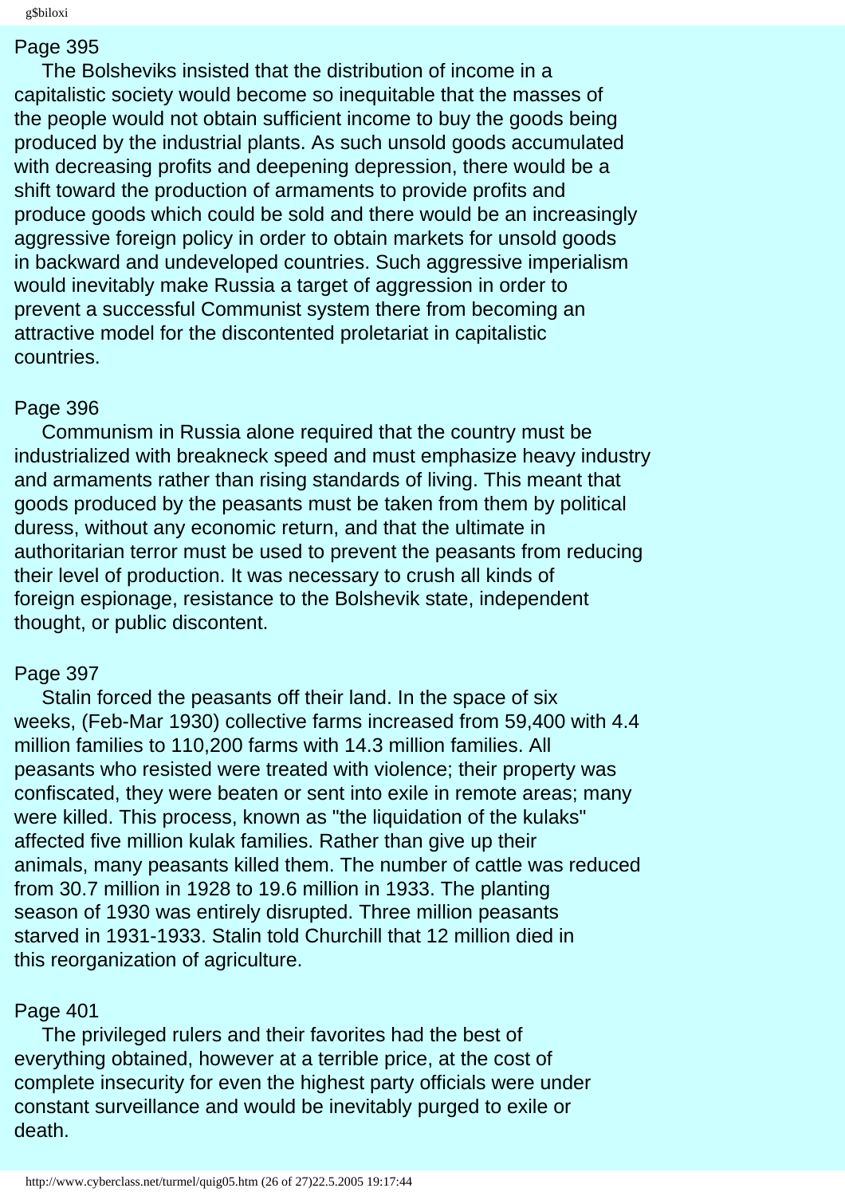Page 395

The Bolsheviks insisted that the distribution of income in a capitalistic society would become so inequitable that the masses of the people would not obtain sufficient income to buy the goods being produced by the industrial plants. As such unsold goods accumulated with decreasing profits and deepening depression, there would be a shift toward the production of armaments to provide profits and produce goods which could be sold and there would be an increasingly aggressive foreign policy in order to obtain markets for unsold goods in backward and undeveloped countries. Such aggressive imperialism would inevitably make Russia a target of aggression in order to prevent a successful Communist system there from becoming an attractive model for the discontented proletariat in capitalistic countries.

Page 396

Communism in Russia alone required that the country must be industrialized with breakneck speed and must emphasize heavy industry and armaments rather than rising standards of living. This meant that goods produced by the peasants must be taken from them by political duress, without any economic return, and that the ultimate in authoritarian terror must be used to prevent the peasants from reducing their level of production. It was necessary to crush all kinds of foreign espionage, resistance to the Bolshevik state, independent thought, or public discontent.

Page 397

Stalin forced the peasants off their land. In the space of six weeks, (Feb-Mar 1930) collective farms increased from 59,400 with 4.4 million families to 110,200 farms with 14.3 million families. All peasants who resisted were treated with violence; their property was confiscated, they were beaten or sent into exile in remote areas; many were killed. This process, known as "the liquidation of the kulaks" affected five million kulak families. Rather than give up their animals, many peasants killed them. The number of cattle was reduced from 30.7 million in 1928 to 19.6 million in 1933. The planting season of 1930 was entirely disrupted. Three million peasants starved in 1931-1933. Stalin told Churchill that 12 million died in this reorganization of agriculture.

Page 401

The privileged rulers and their favorites had the best of everything obtained, however at a terrible price, at the cost of complete insecurity for even the highest party officials were under constant surveillance and would be inevitably purged to exile or death.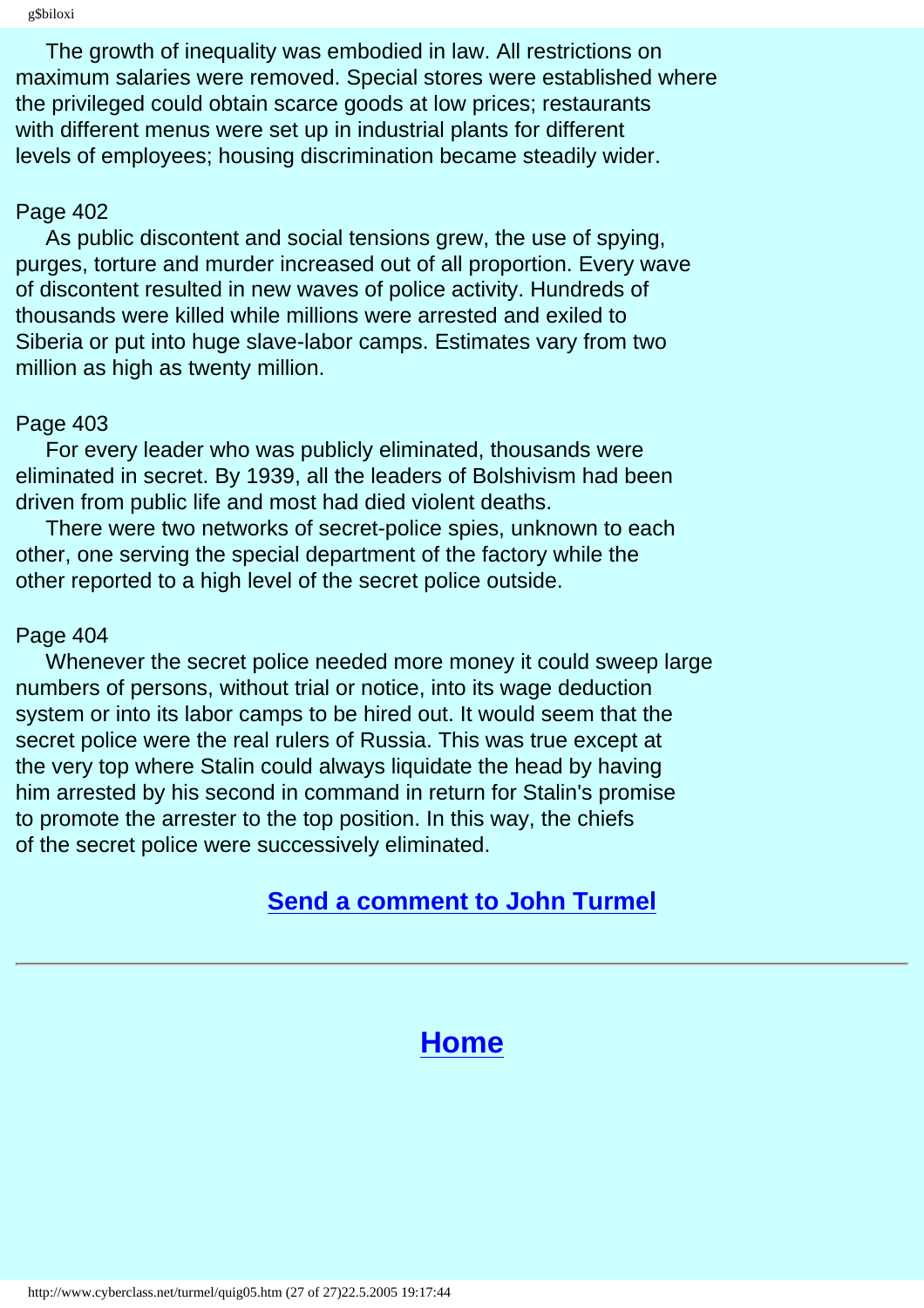The growth of inequality was embodied in law. All restrictions on maximum salaries were removed. Special stores were established where the privileged could obtain scarce goods at low prices; restaurants with different menus were set up in industrial plants for different levels of employees; housing discrimination became steadily wider.

Page 402

As public discontent and social tensions grew, the use of spying, purges, torture and murder increased out of all proportion. Every wave of discontent resulted in new waves of police activity. Hundreds of thousands were killed while millions were arrested and exiled to Siberia or put into huge slave-labor camps. Estimates vary from two million as high as twenty million.

Page 403

For every leader who was publicly eliminated, thousands were eliminated in secret. By 1939, all the leaders of Bolshivism had been driven from public life and most had died violent deaths.

There were two networks of secret-police spies, unknown to each other, one serving the special department of the factory while the other reported to a high level of the secret police outside.

Page 404

Whenever the secret police needed more money it could sweep large numbers of persons, without trial or notice, into its wage deduction system or into its labor camps to be hired out. It would seem that the secret police were the real rulers of Russia. This was true except at the very top where Stalin could always liquidate the head by having him arrested by his second in command in return for Stalin's promise to promote the arrester to the top position. In this way, the chiefs of the secret police were successively eliminated.

**Send a comment to John Turmel**

---

## Home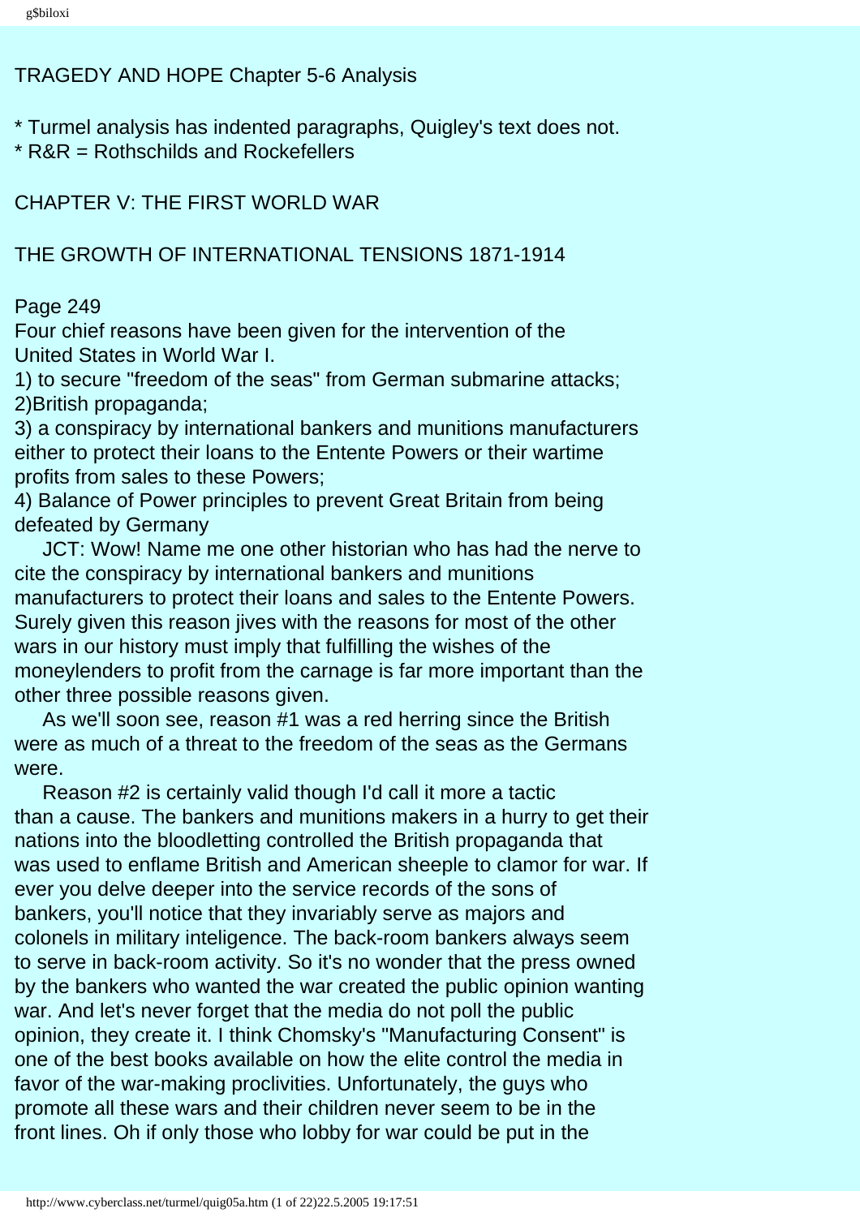TRAGEDY AND HOPE Chapter 5-6 Analysis

* Turmel analysis has indented paragraphs, Quigley's text does not.
* R&R = Rothschilds and Rockefellers

CHAPTER V: THE FIRST WORLD WAR

THE GROWTH OF INTERNATIONAL TENSIONS 1871-1914

Page 249
Four chief reasons have been given for the intervention of the United States in World War I.
1) to secure "freedom of the seas" from German submarine attacks;
2)British propaganda;
3) a conspiracy by international bankers and munitions manufacturers either to protect their loans to the Entente Powers or their wartime profits from sales to these Powers;
4) Balance of Power principles to prevent Great Britain from being defeated by Germany

JCT: Wow! Name me one other historian who has had the nerve to cite the conspiracy by international bankers and munitions manufacturers to protect their loans and sales to the Entente Powers. Surely given this reason jives with the reasons for most of the other wars in our history must imply that fulfilling the wishes of the moneylenders to profit from the carnage is far more important than the other three possible reasons given.

As we'll soon see, reason #1 was a red herring since the British were as much of a threat to the freedom of the seas as the Germans were.

Reason #2 is certainly valid though I'd call it more a tactic than a cause. The bankers and munitions makers in a hurry to get their nations into the bloodletting controlled the British propaganda that was used to enflame British and American sheeple to clamor for war. If ever you delve deeper into the service records of the sons of bankers, you'll notice that they invariably serve as majors and colonels in military inteligence. The back-room bankers always seem to serve in back-room activity. So it's no wonder that the press owned by the bankers who wanted the war created the public opinion wanting war. And let's never forget that the media do not poll the public opinion, they create it. I think Chomsky's "Manufacturing Consent" is one of the best books available on how the elite control the media in favor of the war-making proclivities. Unfortunately, the guys who promote all these wars and their children never seem to be in the front lines. Oh if only those who lobby for war could be put in the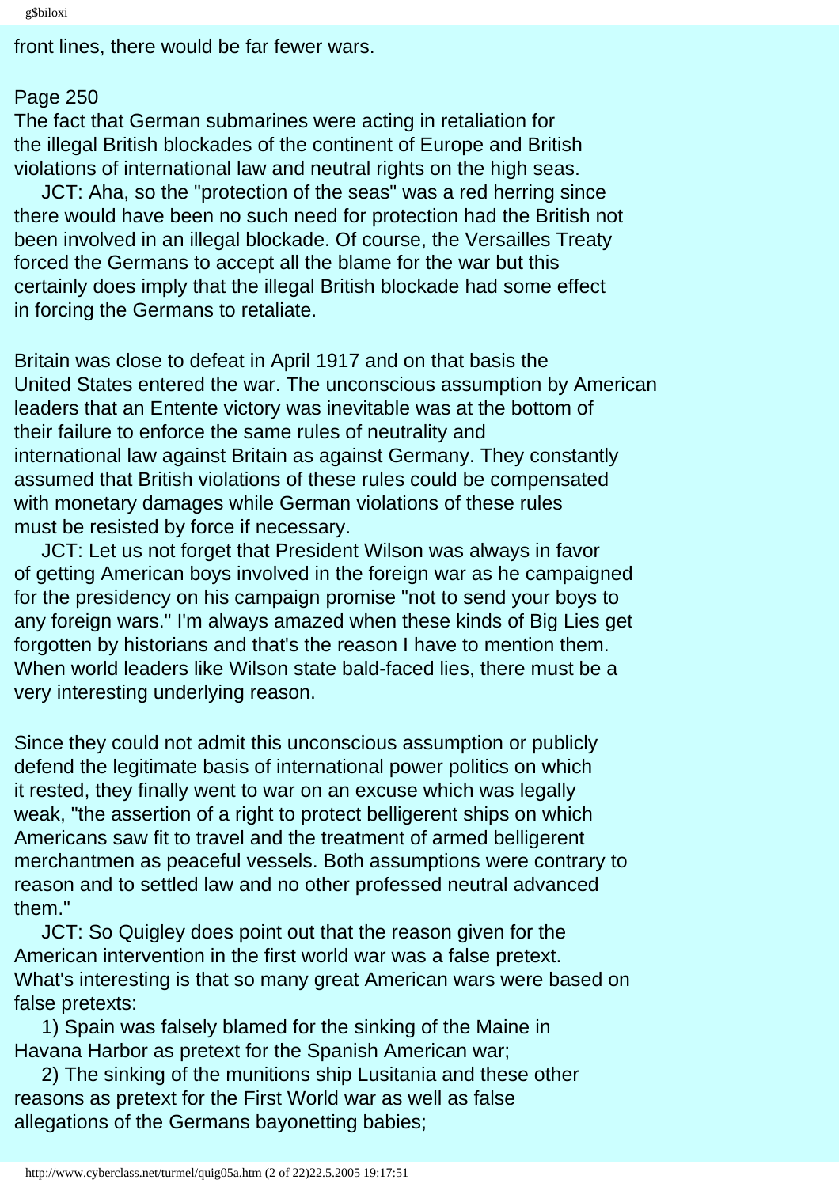front lines, there would be far fewer wars.

Page 250

The fact that German submarines were acting in retaliation for the illegal British blockades of the continent of Europe and British violations of international law and neutral rights on the high seas.

JCT: Aha, so the "protection of the seas" was a red herring since there would have been no such need for protection had the British not been involved in an illegal blockade. Of course, the Versailles Treaty forced the Germans to accept all the blame for the war but this certainly does imply that the illegal British blockade had some effect in forcing the Germans to retaliate.

Britain was close to defeat in April 1917 and on that basis the United States entered the war. The unconscious assumption by American leaders that an Entente victory was inevitable was at the bottom of their failure to enforce the same rules of neutrality and international law against Britain as against Germany. They constantly assumed that British violations of these rules could be compensated with monetary damages while German violations of these rules must be resisted by force if necessary.

JCT: Let us not forget that President Wilson was always in favor of getting American boys involved in the foreign war as he campaigned for the presidency on his campaign promise "not to send your boys to any foreign wars." I'm always amazed when these kinds of Big Lies get forgotten by historians and that's the reason I have to mention them. When world leaders like Wilson state bald-faced lies, there must be a very interesting underlying reason.

Since they could not admit this unconscious assumption or publicly defend the legitimate basis of international power politics on which it rested, they finally went to war on an excuse which was legally weak, "the assertion of a right to protect belligerent ships on which Americans saw fit to travel and the treatment of armed belligerent merchantmen as peaceful vessels. Both assumptions were contrary to reason and to settled law and no other professed neutral advanced them."

JCT: So Quigley does point out that the reason given for the American intervention in the first world war was a false pretext. What's interesting is that so many great American wars were based on false pretexts:

1) Spain was falsely blamed for the sinking of the Maine in Havana Harbor as pretext for the Spanish American war;

2) The sinking of the munitions ship Lusitania and these other reasons as pretext for the First World war as well as false allegations of the Germans bayonetting babies;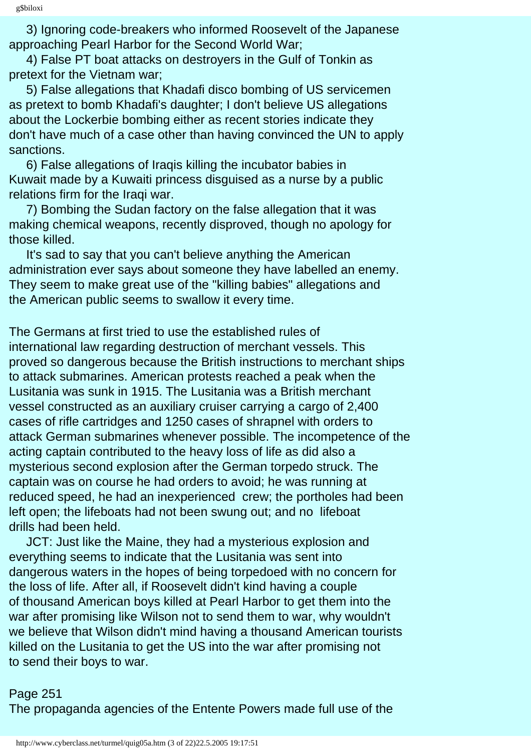3) Ignoring code-breakers who informed Roosevelt of the Japanese approaching Pearl Harbor for the Second World War;

4) False PT boat attacks on destroyers in the Gulf of Tonkin as pretext for the Vietnam war;

5) False allegations that Khadafi disco bombing of US servicemen as pretext to bomb Khadafi's daughter; I don't believe US allegations about the Lockerbie bombing either as recent stories indicate they don't have much of a case other than having convinced the UN to apply sanctions.

6) False allegations of Iraqis killing the incubator babies in Kuwait made by a Kuwaiti princess disguised as a nurse by a public relations firm for the Iraqi war.

7) Bombing the Sudan factory on the false allegation that it was making chemical weapons, recently disproved, though no apology for those killed.

It's sad to say that you can't believe anything the American administration ever says about someone they have labelled an enemy. They seem to make great use of the "killing babies" allegations and the American public seems to swallow it every time.

The Germans at first tried to use the established rules of international law regarding destruction of merchant vessels. This proved so dangerous because the British instructions to merchant ships to attack submarines. American protests reached a peak when the Lusitania was sunk in 1915. The Lusitania was a British merchant vessel constructed as an auxiliary cruiser carrying a cargo of 2,400 cases of rifle cartridges and 1250 cases of shrapnel with orders to attack German submarines whenever possible. The incompetence of the acting captain contributed to the heavy loss of life as did also a mysterious second explosion after the German torpedo struck. The captain was on course he had orders to avoid; he was running at reduced speed, he had an inexperienced crew; the portholes had been left open; the lifeboats had not been swung out; and no lifeboat drills had been held.

JCT: Just like the Maine, they had a mysterious explosion and everything seems to indicate that the Lusitania was sent into dangerous waters in the hopes of being torpedoed with no concern for the loss of life. After all, if Roosevelt didn't kind having a couple of thousand American boys killed at Pearl Harbor to get them into the war after promising like Wilson not to send them to war, why wouldn't we believe that Wilson didn't mind having a thousand American tourists killed on the Lusitania to get the US into the war after promising not to send their boys to war.

Page 251

The propaganda agencies of the Entente Powers made full use of the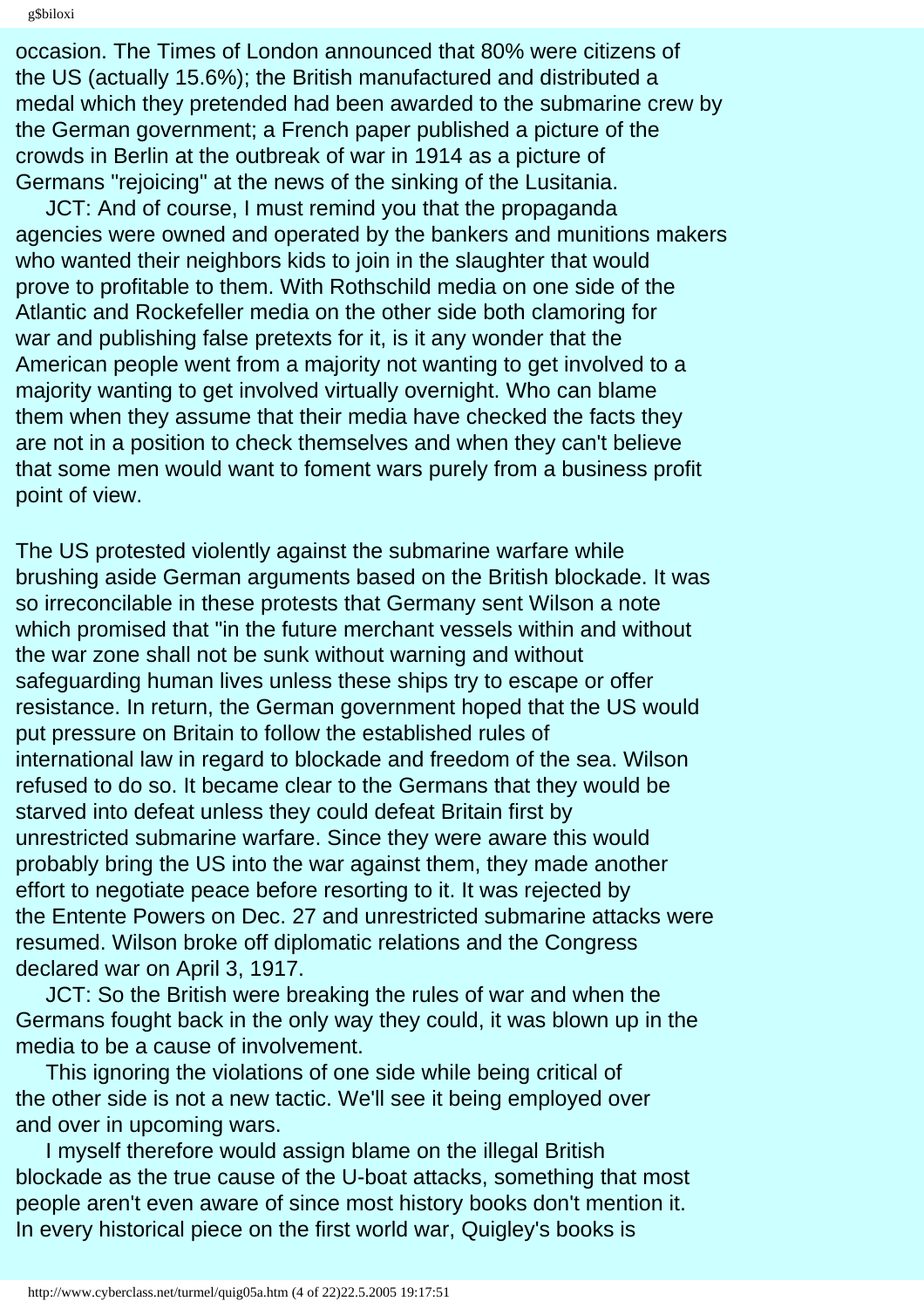occasion. The Times of London announced that 80% were citizens of the US (actually 15.6%); the British manufactured and distributed a medal which they pretended had been awarded to the submarine crew by the German government; a French paper published a picture of the crowds in Berlin at the outbreak of war in 1914 as a picture of Germans "rejoicing" at the news of the sinking of the Lusitania.

JCT: And of course, I must remind you that the propaganda agencies were owned and operated by the bankers and munitions makers who wanted their neighbors kids to join in the slaughter that would prove to profitable to them. With Rothschild media on one side of the Atlantic and Rockefeller media on the other side both clamoring for war and publishing false pretexts for it, is it any wonder that the American people went from a majority not wanting to get involved to a majority wanting to get involved virtually overnight. Who can blame them when they assume that their media have checked the facts they are not in a position to check themselves and when they can't believe that some men would want to foment wars purely from a business profit point of view.

The US protested violently against the submarine warfare while brushing aside German arguments based on the British blockade. It was so irreconcilable in these protests that Germany sent Wilson a note which promised that "in the future merchant vessels within and without the war zone shall not be sunk without warning and without safeguarding human lives unless these ships try to escape or offer resistance. In return, the German government hoped that the US would put pressure on Britain to follow the established rules of international law in regard to blockade and freedom of the sea. Wilson refused to do so. It became clear to the Germans that they would be starved into defeat unless they could defeat Britain first by unrestricted submarine warfare. Since they were aware this would probably bring the US into the war against them, they made another effort to negotiate peace before resorting to it. It was rejected by the Entente Powers on Dec. 27 and unrestricted submarine attacks were resumed. Wilson broke off diplomatic relations and the Congress declared war on April 3, 1917.

JCT: So the British were breaking the rules of war and when the Germans fought back in the only way they could, it was blown up in the media to be a cause of involvement.

This ignoring the violations of one side while being critical of the other side is not a new tactic. We'll see it being employed over and over in upcoming wars.

I myself therefore would assign blame on the illegal British blockade as the true cause of the U-boat attacks, something that most people aren't even aware of since most history books don't mention it. In every historical piece on the first world war, Quigley's books is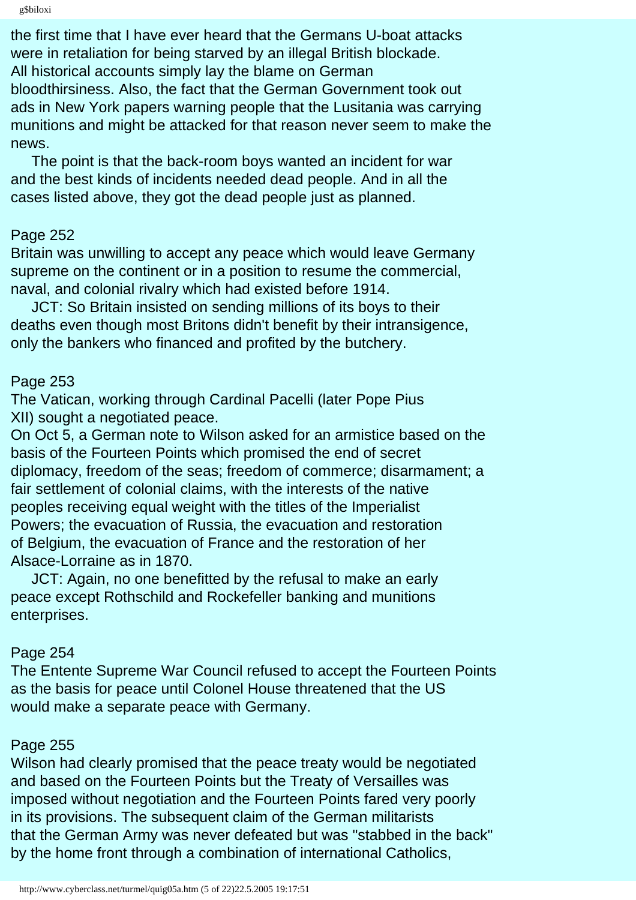the first time that I have ever heard that the Germans U-boat attacks were in retaliation for being starved by an illegal British blockade. All historical accounts simply lay the blame on German bloodthirsiness. Also, the fact that the German Government took out ads in New York papers warning people that the Lusitania was carrying munitions and might be attacked for that reason never seem to make the news.

The point is that the back-room boys wanted an incident for war and the best kinds of incidents needed dead people. And in all the cases listed above, they got the dead people just as planned.

Page 252

Britain was unwilling to accept any peace which would leave Germany supreme on the continent or in a position to resume the commercial, naval, and colonial rivalry which had existed before 1914.

JCT: So Britain insisted on sending millions of its boys to their deaths even though most Britons didn't benefit by their intransigence, only the bankers who financed and profited by the butchery.

Page 253

The Vatican, working through Cardinal Pacelli (later Pope Pius XII) sought a negotiated peace.

On Oct 5, a German note to Wilson asked for an armistice based on the basis of the Fourteen Points which promised the end of secret diplomacy, freedom of the seas; freedom of commerce; disarmament; a fair settlement of colonial claims, with the interests of the native peoples receiving equal weight with the titles of the Imperialist Powers; the evacuation of Russia, the evacuation and restoration of Belgium, the evacuation of France and the restoration of her Alsace-Lorraine as in 1870.

JCT: Again, no one benefitted by the refusal to make an early peace except Rothschild and Rockefeller banking and munitions enterprises.

Page 254

The Entente Supreme War Council refused to accept the Fourteen Points as the basis for peace until Colonel House threatened that the US would make a separate peace with Germany.

Page 255

Wilson had clearly promised that the peace treaty would be negotiated and based on the Fourteen Points but the Treaty of Versailles was imposed without negotiation and the Fourteen Points fared very poorly in its provisions. The subsequent claim of the German militarists that the German Army was never defeated but was "stabbed in the back" by the home front through a combination of international Catholics,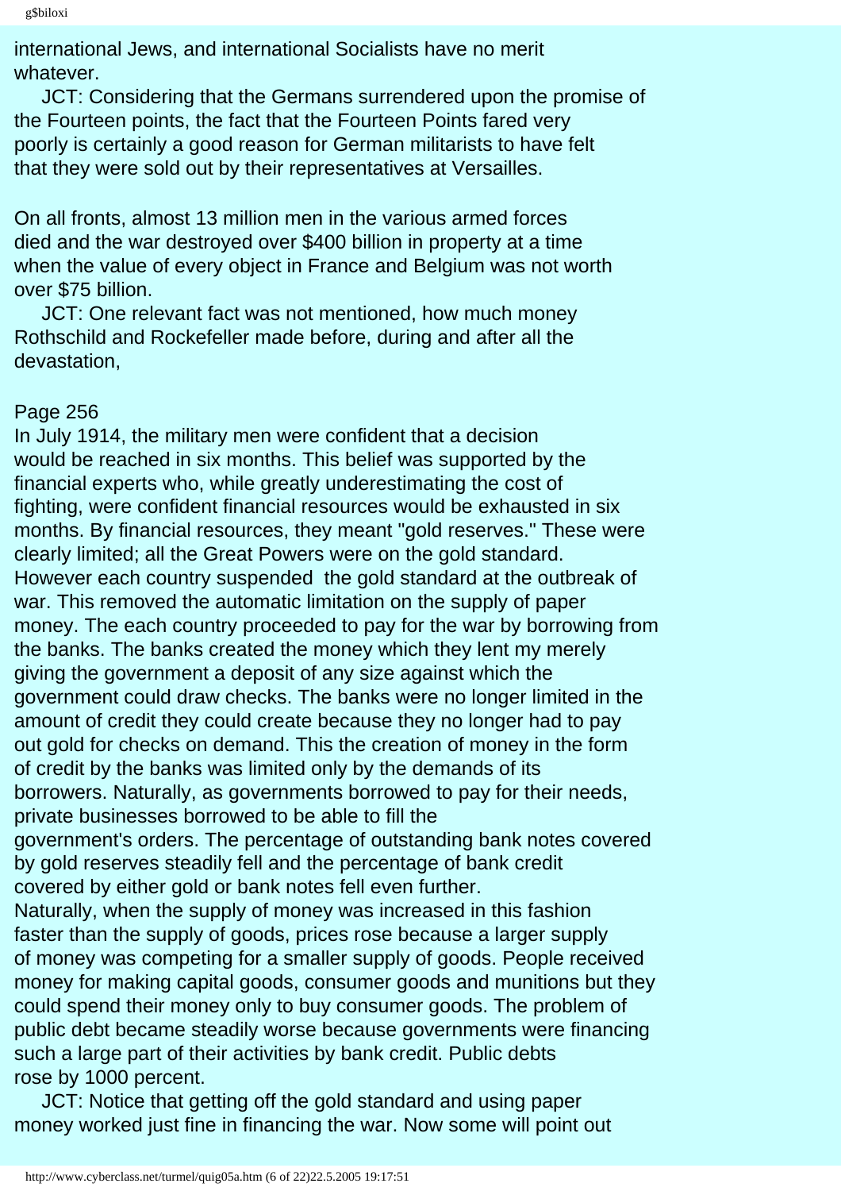international Jews, and international Socialists have no merit whatever.

JCT: Considering that the Germans surrendered upon the promise of the Fourteen points, the fact that the Fourteen Points fared very poorly is certainly a good reason for German militarists to have felt that they were sold out by their representatives at Versailles.

On all fronts, almost 13 million men in the various armed forces died and the war destroyed over $400 billion in property at a time when the value of every object in France and Belgium was not worth over $75 billion.

JCT: One relevant fact was not mentioned, how much money Rothschild and Rockefeller made before, during and after all the devastation,

Page 256

In July 1914, the military men were confident that a decision would be reached in six months. This belief was supported by the financial experts who, while greatly underestimating the cost of fighting, were confident financial resources would be exhausted in six months. By financial resources, they meant "gold reserves." These were clearly limited; all the Great Powers were on the gold standard. However each country suspended the gold standard at the outbreak of war. This removed the automatic limitation on the supply of paper money. The each country proceeded to pay for the war by borrowing from the banks. The banks created the money which they lent my merely giving the government a deposit of any size against which the government could draw checks. The banks were no longer limited in the amount of credit they could create because they no longer had to pay out gold for checks on demand. This the creation of money in the form of credit by the banks was limited only by the demands of its borrowers. Naturally, as governments borrowed to pay for their needs, private businesses borrowed to be able to fill the government's orders. The percentage of outstanding bank notes covered by gold reserves steadily fell and the percentage of bank credit covered by either gold or bank notes fell even further. Naturally, when the supply of money was increased in this fashion faster than the supply of goods, prices rose because a larger supply of money was competing for a smaller supply of goods. People received money for making capital goods, consumer goods and munitions but they could spend their money only to buy consumer goods. The problem of public debt became steadily worse because governments were financing such a large part of their activities by bank credit. Public debts rose by 1000 percent.

JCT: Notice that getting off the gold standard and using paper money worked just fine in financing the war. Now some will point out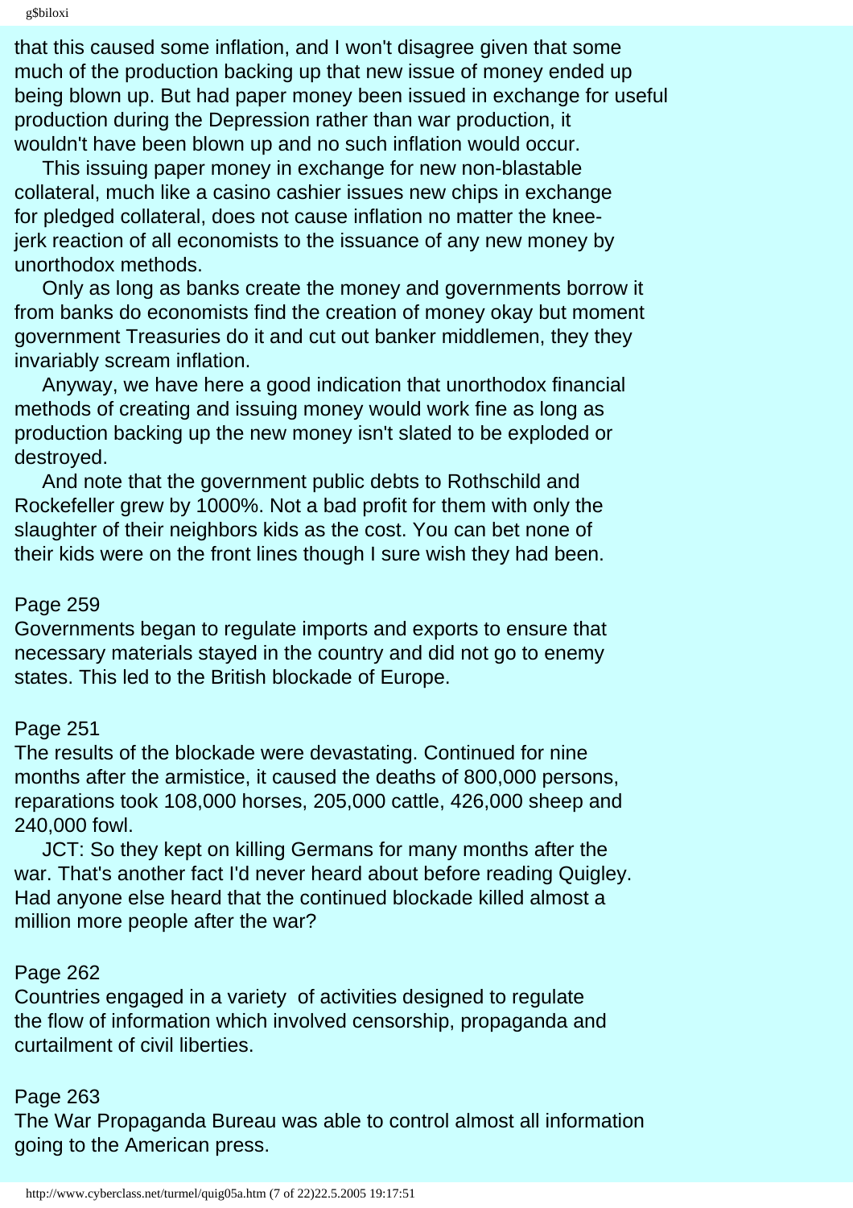that this caused some inflation, and I won't disagree given that some much of the production backing up that new issue of money ended up being blown up. But had paper money been issued in exchange for useful production during the Depression rather than war production, it wouldn't have been blown up and no such inflation would occur.

This issuing paper money in exchange for new non-blastable collateral, much like a casino cashier issues new chips in exchange for pledged collateral, does not cause inflation no matter the knee-jerk reaction of all economists to the issuance of any new money by unorthodox methods.

Only as long as banks create the money and governments borrow it from banks do economists find the creation of money okay but moment government Treasuries do it and cut out banker middlemen, they they invariably scream inflation.

Anyway, we have here a good indication that unorthodox financial methods of creating and issuing money would work fine as long as production backing up the new money isn't slated to be exploded or destroyed.

And note that the government public debts to Rothschild and Rockefeller grew by 1000%. Not a bad profit for them with only the slaughter of their neighbors kids as the cost. You can bet none of their kids were on the front lines though I sure wish they had been.

Page 259
Governments began to regulate imports and exports to ensure that necessary materials stayed in the country and did not go to enemy states. This led to the British blockade of Europe.

Page 251
The results of the blockade were devastating. Continued for nine months after the armistice, it caused the deaths of 800,000 persons, reparations took 108,000 horses, 205,000 cattle, 426,000 sheep and 240,000 fowl.

JCT: So they kept on killing Germans for many months after the war. That's another fact I'd never heard about before reading Quigley. Had anyone else heard that the continued blockade killed almost a million more people after the war?

Page 262
Countries engaged in a variety of activities designed to regulate the flow of information which involved censorship, propaganda and curtailment of civil liberties.

Page 263
The War Propaganda Bureau was able to control almost all information going to the American press.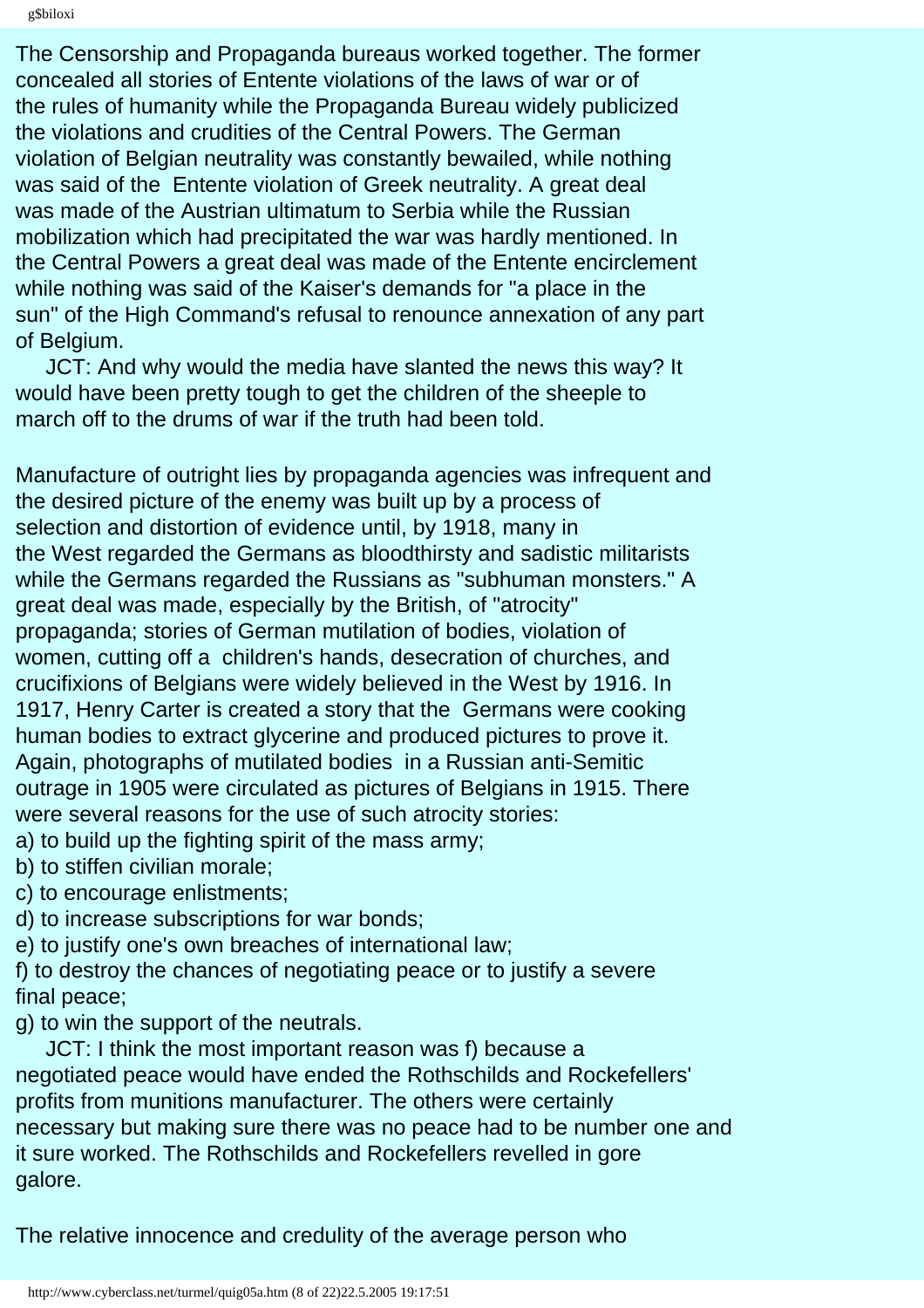The Censorship and Propaganda bureaus worked together. The former concealed all stories of Entente violations of the laws of war or of the rules of humanity while the Propaganda Bureau widely publicized the violations and crudities of the Central Powers. The German violation of Belgian neutrality was constantly bewailed, while nothing was said of the Entente violation of Greek neutrality. A great deal was made of the Austrian ultimatum to Serbia while the Russian mobilization which had precipitated the war was hardly mentioned. In the Central Powers a great deal was made of the Entente encirclement while nothing was said of the Kaiser's demands for "a place in the sun" of the High Command's refusal to renounce annexation of any part of Belgium.

JCT: And why would the media have slanted the news this way? It would have been pretty tough to get the children of the sheeple to march off to the drums of war if the truth had been told.

Manufacture of outright lies by propaganda agencies was infrequent and the desired picture of the enemy was built up by a process of selection and distortion of evidence until, by 1918, many in the West regarded the Germans as bloodthirsty and sadistic militarists while the Germans regarded the Russians as "subhuman monsters." A great deal was made, especially by the British, of "atrocity" propaganda; stories of German mutilation of bodies, violation of women, cutting off a children's hands, desecration of churches, and crucifixions of Belgians were widely believed in the West by 1916. In 1917, Henry Carter is created a story that the Germans were cooking human bodies to extract glycerine and produced pictures to prove it. Again, photographs of mutilated bodies in a Russian anti-Semitic outrage in 1905 were circulated as pictures of Belgians in 1915. There were several reasons for the use of such atrocity stories:

a) to build up the fighting spirit of the mass army;
b) to stiffen civilian morale;
c) to encourage enlistments;
d) to increase subscriptions for war bonds;
e) to justify one's own breaches of international law;
f) to destroy the chances of negotiating peace or to justify a severe final peace;
g) to win the support of the neutrals.

JCT: I think the most important reason was f) because a negotiated peace would have ended the Rothschilds and Rockefellers' profits from munitions manufacturer. The others were certainly necessary but making sure there was no peace had to be number one and it sure worked. The Rothschilds and Rockefellers revelled in gore galore.

The relative innocence and credulity of the average person who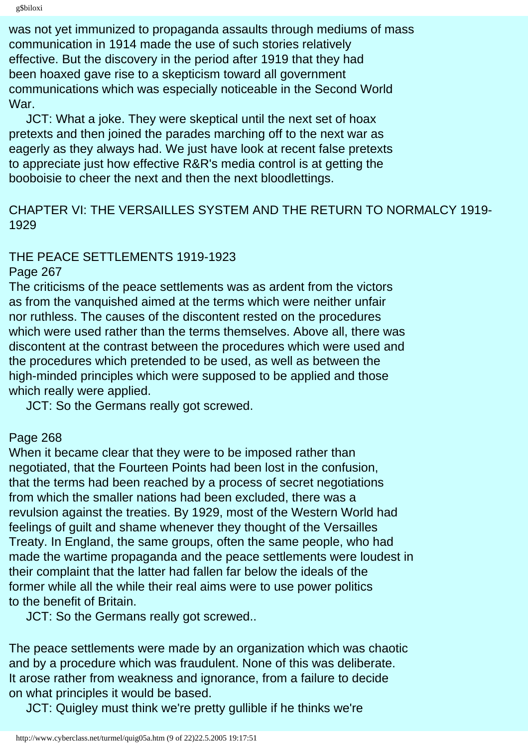was not yet immunized to propaganda assaults through mediums of mass communication in 1914 made the use of such stories relatively effective. But the discovery in the period after 1919 that they had been hoaxed gave rise to a skepticism toward all government communications which was especially noticeable in the Second World War.

JCT: What a joke. They were skeptical until the next set of hoax pretexts and then joined the parades marching off to the next war as eagerly as they always had. We just have look at recent false pretexts to appreciate just how effective R&R's media control is at getting the booboisie to cheer the next and then the next bloodlettings.

## CHAPTER VI: THE VERSAILLES SYSTEM AND THE RETURN TO NORMALCY 1919-1929

### THE PEACE SETTLEMENTS 1919-1923

Page 267

The criticisms of the peace settlements was as ardent from the victors as from the vanquished aimed at the terms which were neither unfair nor ruthless. The causes of the discontent rested on the procedures which were used rather than the terms themselves. Above all, there was discontent at the contrast between the procedures which were used and the procedures which pretended to be used, as well as between the high-minded principles which were supposed to be applied and those which really were applied.

JCT: So the Germans really got screwed.

Page 268

When it became clear that they were to be imposed rather than negotiated, that the Fourteen Points had been lost in the confusion, that the terms had been reached by a process of secret negotiations from which the smaller nations had been excluded, there was a revulsion against the treaties. By 1929, most of the Western World had feelings of guilt and shame whenever they thought of the Versailles Treaty. In England, the same groups, often the same people, who had made the wartime propaganda and the peace settlements were loudest in their complaint that the latter had fallen far below the ideals of the former while all the while their real aims were to use power politics to the benefit of Britain.

JCT: So the Germans really got screwed..

The peace settlements were made by an organization which was chaotic and by a procedure which was fraudulent. None of this was deliberate. It arose rather from weakness and ignorance, from a failure to decide on what principles it would be based.

JCT: Quigley must think we're pretty gullible if he thinks we're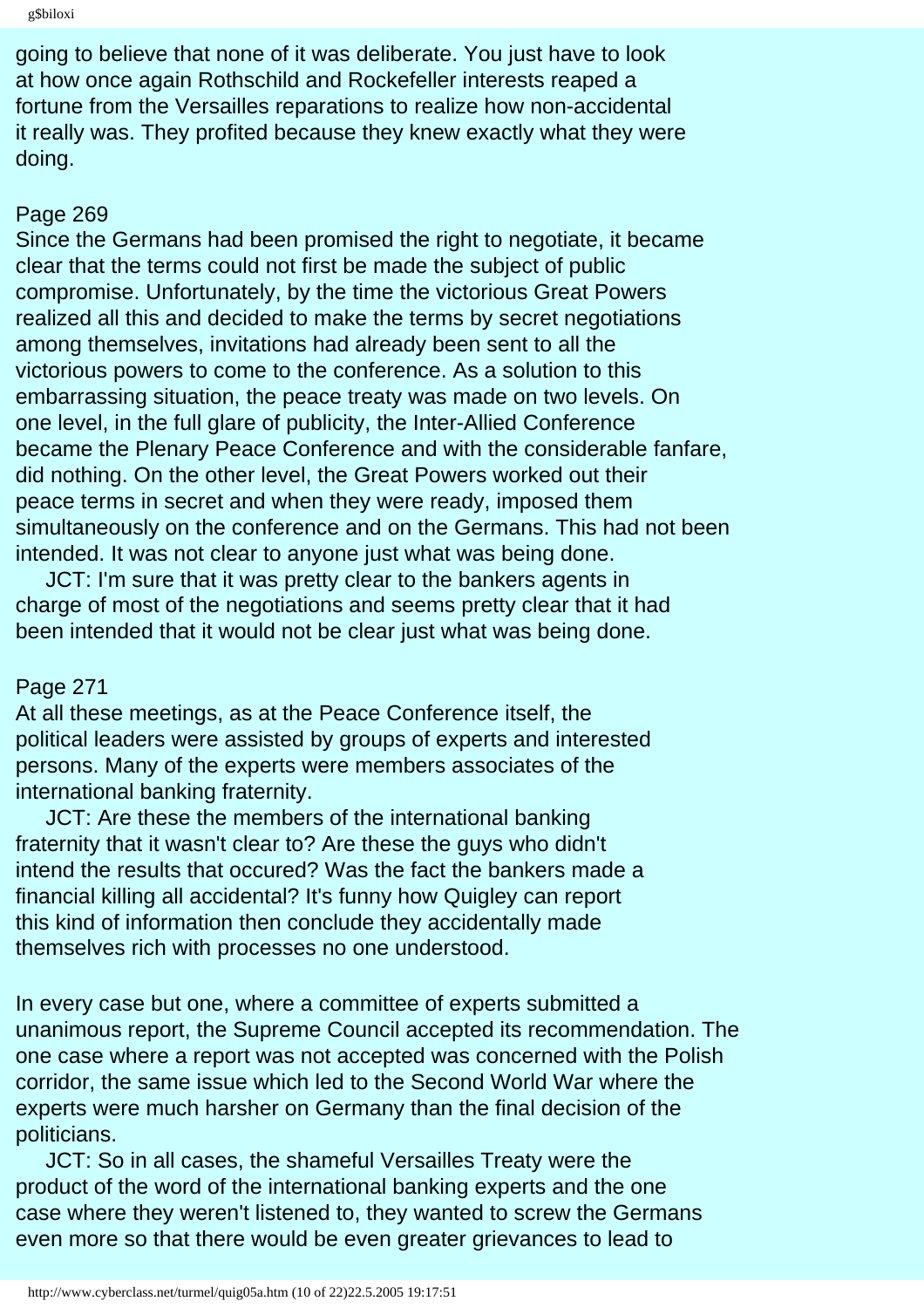going to believe that none of it was deliberate. You just have to look at how once again Rothschild and Rockefeller interests reaped a fortune from the Versailles reparations to realize how non-accidental it really was. They profited because they knew exactly what they were doing.

Page 269
Since the Germans had been promised the right to negotiate, it became clear that the terms could not first be made the subject of public compromise. Unfortunately, by the time the victorious Great Powers realized all this and decided to make the terms by secret negotiations among themselves, invitations had already been sent to all the victorious powers to come to the conference. As a solution to this embarrassing situation, the peace treaty was made on two levels. On one level, in the full glare of publicity, the Inter-Allied Conference became the Plenary Peace Conference and with the considerable fanfare, did nothing. On the other level, the Great Powers worked out their peace terms in secret and when they were ready, imposed them simultaneously on the conference and on the Germans. This had not been intended. It was not clear to anyone just what was being done.

JCT: I'm sure that it was pretty clear to the bankers agents in charge of most of the negotiations and seems pretty clear that it had been intended that it would not be clear just what was being done.

Page 271
At all these meetings, as at the Peace Conference itself, the political leaders were assisted by groups of experts and interested persons. Many of the experts were members associates of the international banking fraternity.

JCT: Are these the members of the international banking fraternity that it wasn't clear to? Are these the guys who didn't intend the results that occured? Was the fact the bankers made a financial killing all accidental? It's funny how Quigley can report this kind of information then conclude they accidentally made themselves rich with processes no one understood.

In every case but one, where a committee of experts submitted a unanimous report, the Supreme Council accepted its recommendation. The one case where a report was not accepted was concerned with the Polish corridor, the same issue which led to the Second World War where the experts were much harsher on Germany than the final decision of the politicians.

JCT: So in all cases, the shameful Versailles Treaty were the product of the word of the international banking experts and the one case where they weren't listened to, they wanted to screw the Germans even more so that there would be even greater grievances to lead to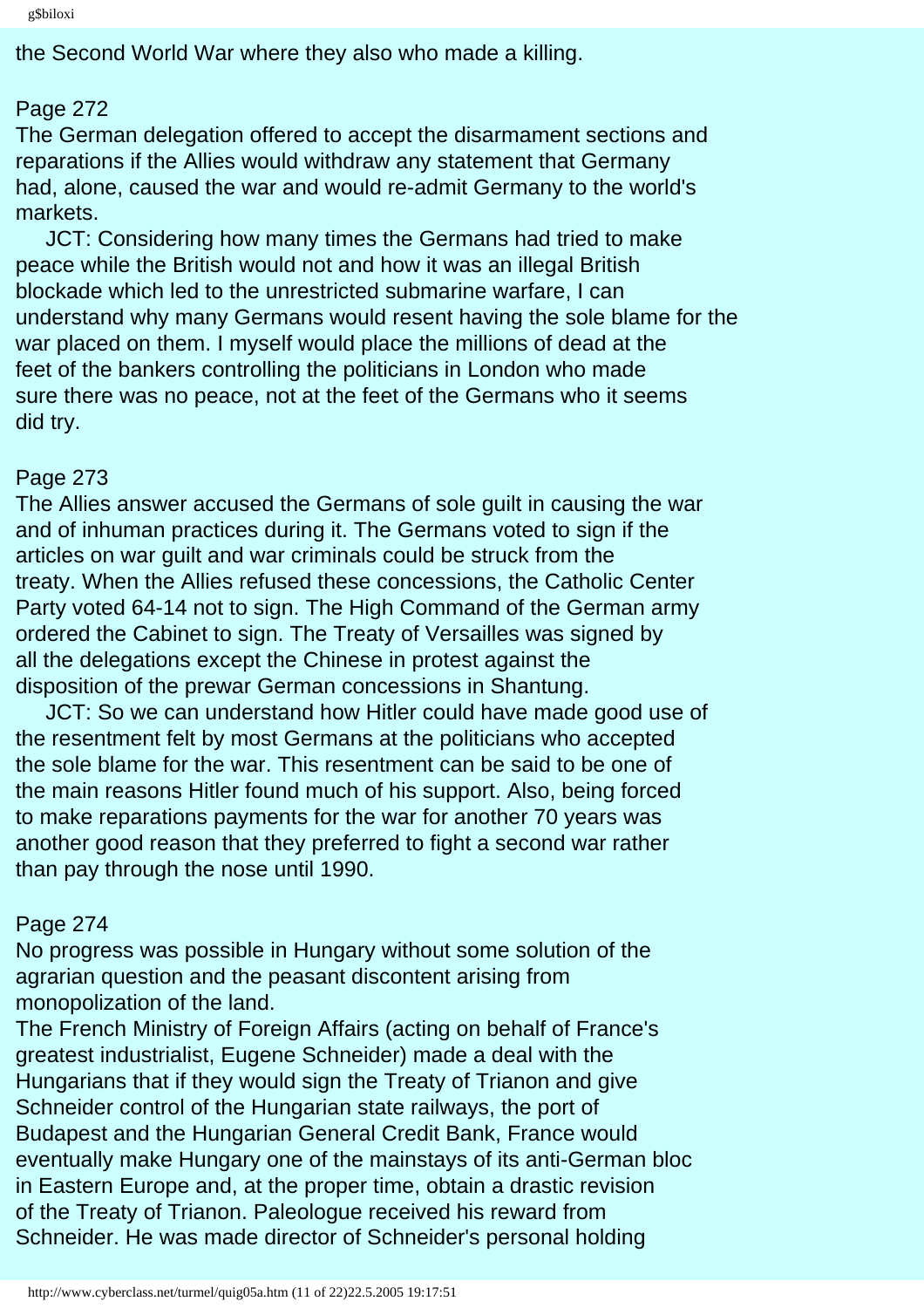the Second World War where they also who made a killing.

Page 272

The German delegation offered to accept the disarmament sections and reparations if the Allies would withdraw any statement that Germany had, alone, caused the war and would re-admit Germany to the world's markets.

JCT: Considering how many times the Germans had tried to make peace while the British would not and how it was an illegal British blockade which led to the unrestricted submarine warfare, I can understand why many Germans would resent having the sole blame for the war placed on them. I myself would place the millions of dead at the feet of the bankers controlling the politicians in London who made sure there was no peace, not at the feet of the Germans who it seems did try.

Page 273

The Allies answer accused the Germans of sole guilt in causing the war and of inhuman practices during it. The Germans voted to sign if the articles on war guilt and war criminals could be struck from the treaty. When the Allies refused these concessions, the Catholic Center Party voted 64-14 not to sign. The High Command of the German army ordered the Cabinet to sign. The Treaty of Versailles was signed by all the delegations except the Chinese in protest against the disposition of the prewar German concessions in Shantung.

JCT: So we can understand how Hitler could have made good use of the resentment felt by most Germans at the politicians who accepted the sole blame for the war. This resentment can be said to be one of the main reasons Hitler found much of his support. Also, being forced to make reparations payments for the war for another 70 years was another good reason that they preferred to fight a second war rather than pay through the nose until 1990.

Page 274

No progress was possible in Hungary without some solution of the agrarian question and the peasant discontent arising from monopolization of the land.

The French Ministry of Foreign Affairs (acting on behalf of France's greatest industrialist, Eugene Schneider) made a deal with the Hungarians that if they would sign the Treaty of Trianon and give Schneider control of the Hungarian state railways, the port of Budapest and the Hungarian General Credit Bank, France would eventually make Hungary one of the mainstays of its anti-German bloc in Eastern Europe and, at the proper time, obtain a drastic revision of the Treaty of Trianon. Paleologue received his reward from Schneider. He was made director of Schneider's personal holding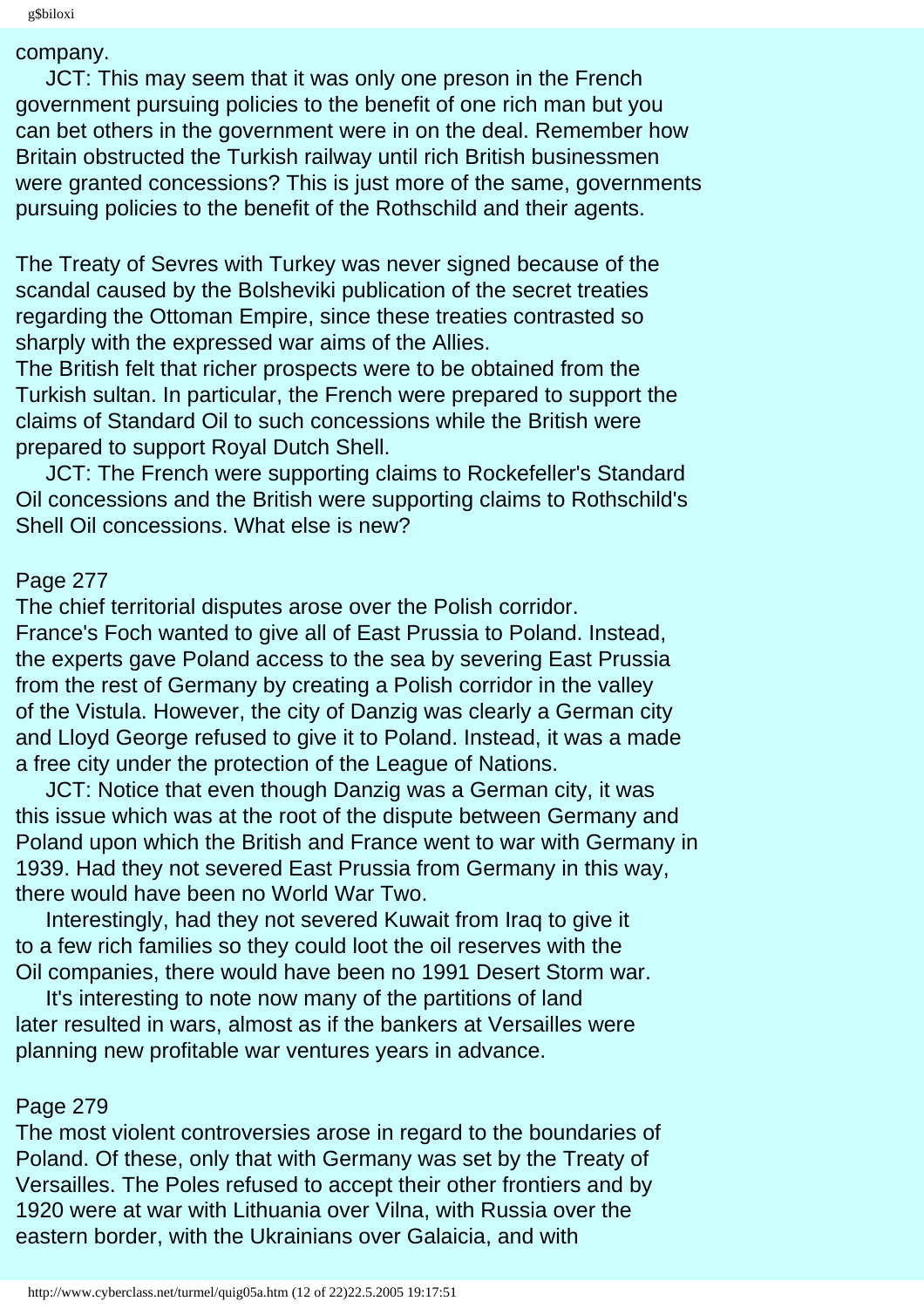company.

JCT: This may seem that it was only one preson in the French government pursuing policies to the benefit of one rich man but you can bet others in the government were in on the deal. Remember how Britain obstructed the Turkish railway until rich British businessmen were granted concessions? This is just more of the same, governments pursuing policies to the benefit of the Rothschild and their agents.

The Treaty of Sevres with Turkey was never signed because of the scandal caused by the Bolsheviki publication of the secret treaties regarding the Ottoman Empire, since these treaties contrasted so sharply with the expressed war aims of the Allies.
The British felt that richer prospects were to be obtained from the Turkish sultan. In particular, the French were prepared to support the claims of Standard Oil to such concessions while the British were prepared to support Royal Dutch Shell.

JCT: The French were supporting claims to Rockefeller's Standard Oil concessions and the British were supporting claims to Rothschild's Shell Oil concessions. What else is new?

Page 277
The chief territorial disputes arose over the Polish corridor. France's Foch wanted to give all of East Prussia to Poland. Instead, the experts gave Poland access to the sea by severing East Prussia from the rest of Germany by creating a Polish corridor in the valley of the Vistula. However, the city of Danzig was clearly a German city and Lloyd George refused to give it to Poland. Instead, it was a made a free city under the protection of the League of Nations.

JCT: Notice that even though Danzig was a German city, it was this issue which was at the root of the dispute between Germany and Poland upon which the British and France went to war with Germany in 1939. Had they not severed East Prussia from Germany in this way, there would have been no World War Two.

Interestingly, had they not severed Kuwait from Iraq to give it to a few rich families so they could loot the oil reserves with the Oil companies, there would have been no 1991 Desert Storm war.

It's interesting to note now many of the partitions of land later resulted in wars, almost as if the bankers at Versailles were planning new profitable war ventures years in advance.

Page 279
The most violent controversies arose in regard to the boundaries of Poland. Of these, only that with Germany was set by the Treaty of Versailles. The Poles refused to accept their other frontiers and by 1920 were at war with Lithuania over Vilna, with Russia over the eastern border, with the Ukrainians over Galaicia, and with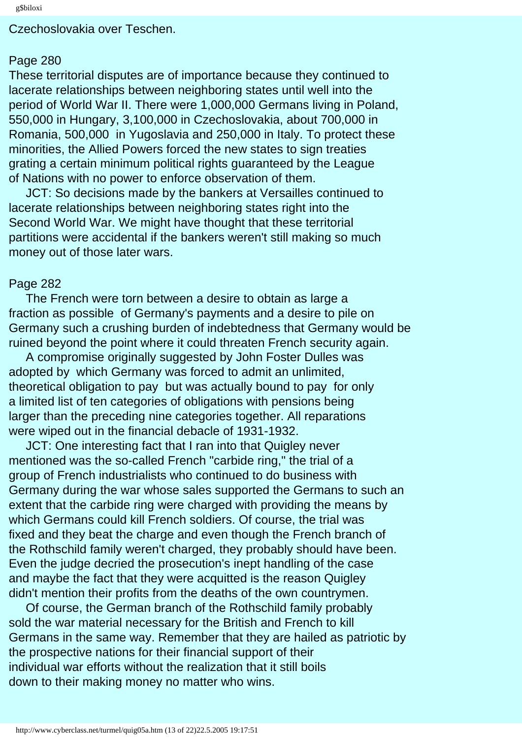Czechoslovakia over Teschen.

Page 280

These territorial disputes are of importance because they continued to lacerate relationships between neighboring states until well into the period of World War II. There were 1,000,000 Germans living in Poland, 550,000 in Hungary, 3,100,000 in Czechoslovakia, about 700,000 in Romania, 500,000 in Yugoslavia and 250,000 in Italy. To protect these minorities, the Allied Powers forced the new states to sign treaties grating a certain minimum political rights guaranteed by the League of Nations with no power to enforce observation of them.

JCT: So decisions made by the bankers at Versailles continued to lacerate relationships between neighboring states right into the Second World War. We might have thought that these territorial partitions were accidental if the bankers weren't still making so much money out of those later wars.

Page 282

The French were torn between a desire to obtain as large a fraction as possible of Germany's payments and a desire to pile on Germany such a crushing burden of indebtedness that Germany would be ruined beyond the point where it could threaten French security again.

A compromise originally suggested by John Foster Dulles was adopted by which Germany was forced to admit an unlimited, theoretical obligation to pay but was actually bound to pay for only a limited list of ten categories of obligations with pensions being larger than the preceding nine categories together. All reparations were wiped out in the financial debacle of 1931-1932.

JCT: One interesting fact that I ran into that Quigley never mentioned was the so-called French "carbide ring," the trial of a group of French industrialists who continued to do business with Germany during the war whose sales supported the Germans to such an extent that the carbide ring were charged with providing the means by which Germans could kill French soldiers. Of course, the trial was fixed and they beat the charge and even though the French branch of the Rothschild family weren't charged, they probably should have been. Even the judge decried the prosecution's inept handling of the case and maybe the fact that they were acquitted is the reason Quigley didn't mention their profits from the deaths of the own countrymen.

Of course, the German branch of the Rothschild family probably sold the war material necessary for the British and French to kill Germans in the same way. Remember that they are hailed as patriotic by the prospective nations for their financial support of their individual war efforts without the realization that it still boils down to their making money no matter who wins.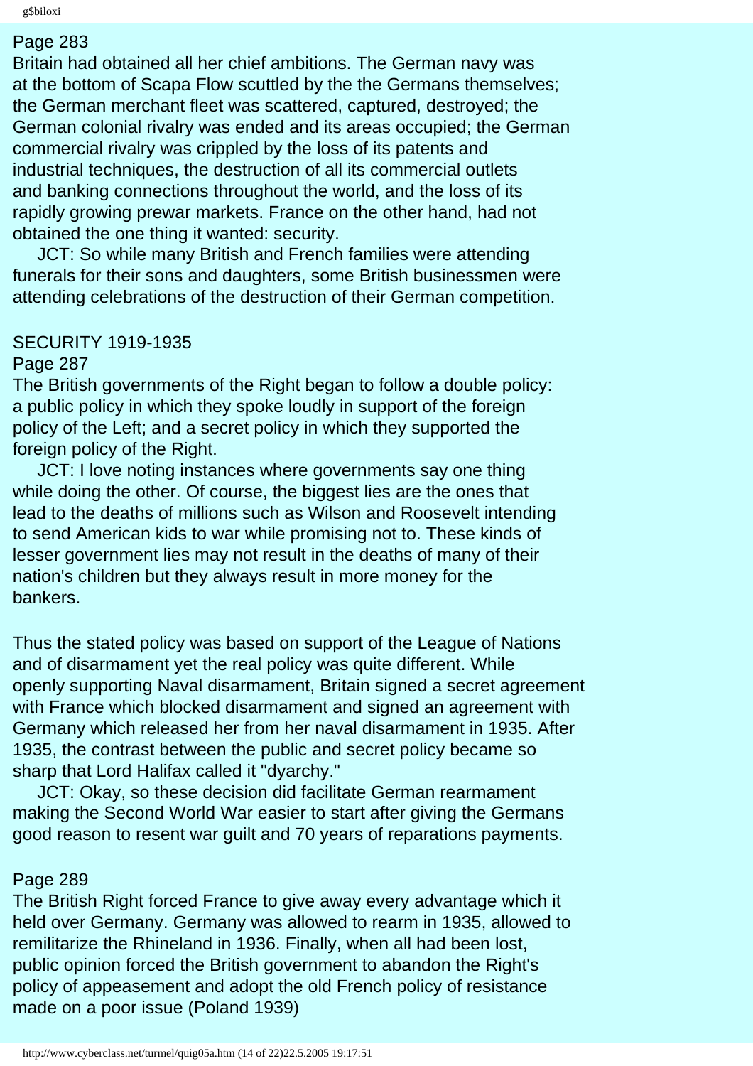Page 283

Britain had obtained all her chief ambitions. The German navy was at the bottom of Scapa Flow scuttled by the the Germans themselves; the German merchant fleet was scattered, captured, destroyed; the German colonial rivalry was ended and its areas occupied; the German commercial rivalry was crippled by the loss of its patents and industrial techniques, the destruction of all its commercial outlets and banking connections throughout the world, and the loss of its rapidly growing prewar markets. France on the other hand, had not obtained the one thing it wanted: security.

JCT: So while many British and French families were attending funerals for their sons and daughters, some British businessmen were attending celebrations of the destruction of their German competition.

SECURITY 1919-1935

Page 287

The British governments of the Right began to follow a double policy: a public policy in which they spoke loudly in support of the foreign policy of the Left; and a secret policy in which they supported the foreign policy of the Right.

JCT: I love noting instances where governments say one thing while doing the other. Of course, the biggest lies are the ones that lead to the deaths of millions such as Wilson and Roosevelt intending to send American kids to war while promising not to. These kinds of lesser government lies may not result in the deaths of many of their nation's children but they always result in more money for the bankers.

Thus the stated policy was based on support of the League of Nations and of disarmament yet the real policy was quite different. While openly supporting Naval disarmament, Britain signed a secret agreement with France which blocked disarmament and signed an agreement with Germany which released her from her naval disarmament in 1935. After 1935, the contrast between the public and secret policy became so sharp that Lord Halifax called it "dyarchy."

JCT: Okay, so these decision did facilitate German rearmament making the Second World War easier to start after giving the Germans good reason to resent war guilt and 70 years of reparations payments.

Page 289

The British Right forced France to give away every advantage which it held over Germany. Germany was allowed to rearm in 1935, allowed to remilitarize the Rhineland in 1936. Finally, when all had been lost, public opinion forced the British government to abandon the Right's policy of appeasement and adopt the old French policy of resistance made on a poor issue (Poland 1939)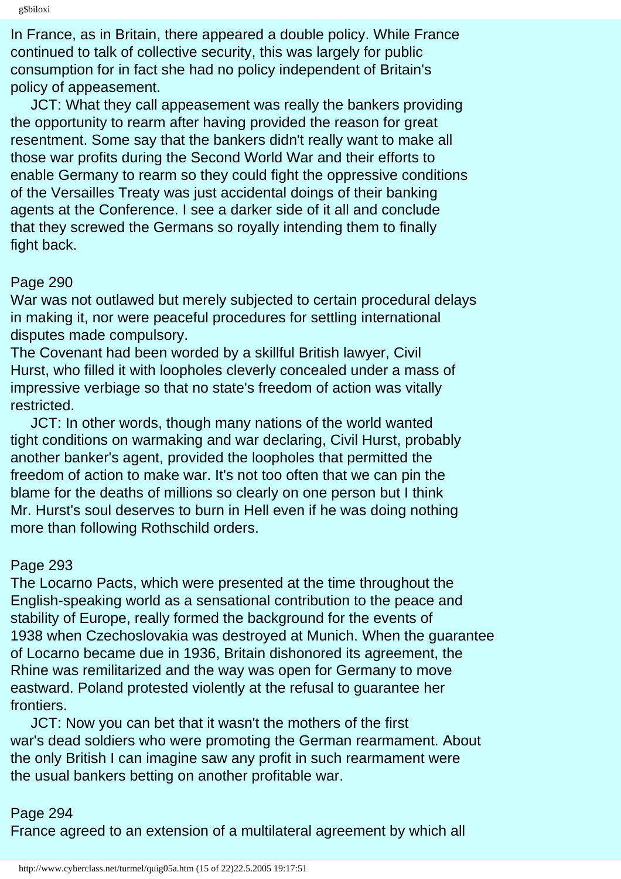In France, as in Britain, there appeared a double policy. While France continued to talk of collective security, this was largely for public consumption for in fact she had no policy independent of Britain's policy of appeasement.

JCT: What they call appeasement was really the bankers providing the opportunity to rearm after having provided the reason for great resentment. Some say that the bankers didn't really want to make all those war profits during the Second World War and their efforts to enable Germany to rearm so they could fight the oppressive conditions of the Versailles Treaty was just accidental doings of their banking agents at the Conference. I see a darker side of it all and conclude that they screwed the Germans so royally intending them to finally fight back.

Page 290

War was not outlawed but merely subjected to certain procedural delays in making it, nor were peaceful procedures for settling international disputes made compulsory.

The Covenant had been worded by a skillful British lawyer, Civil Hurst, who filled it with loopholes cleverly concealed under a mass of impressive verbiage so that no state's freedom of action was vitally restricted.

JCT: In other words, though many nations of the world wanted tight conditions on warmaking and war declaring, Civil Hurst, probably another banker's agent, provided the loopholes that permitted the freedom of action to make war. It's not too often that we can pin the blame for the deaths of millions so clearly on one person but I think Mr. Hurst's soul deserves to burn in Hell even if he was doing nothing more than following Rothschild orders.

Page 293

The Locarno Pacts, which were presented at the time throughout the English-speaking world as a sensational contribution to the peace and stability of Europe, really formed the background for the events of 1938 when Czechoslovakia was destroyed at Munich. When the guarantee of Locarno became due in 1936, Britain dishonored its agreement, the Rhine was remilitarized and the way was open for Germany to move eastward. Poland protested violently at the refusal to guarantee her frontiers.

JCT: Now you can bet that it wasn't the mothers of the first war's dead soldiers who were promoting the German rearmament. About the only British I can imagine saw any profit in such rearmament were the usual bankers betting on another profitable war.

Page 294

France agreed to an extension of a multilateral agreement by which all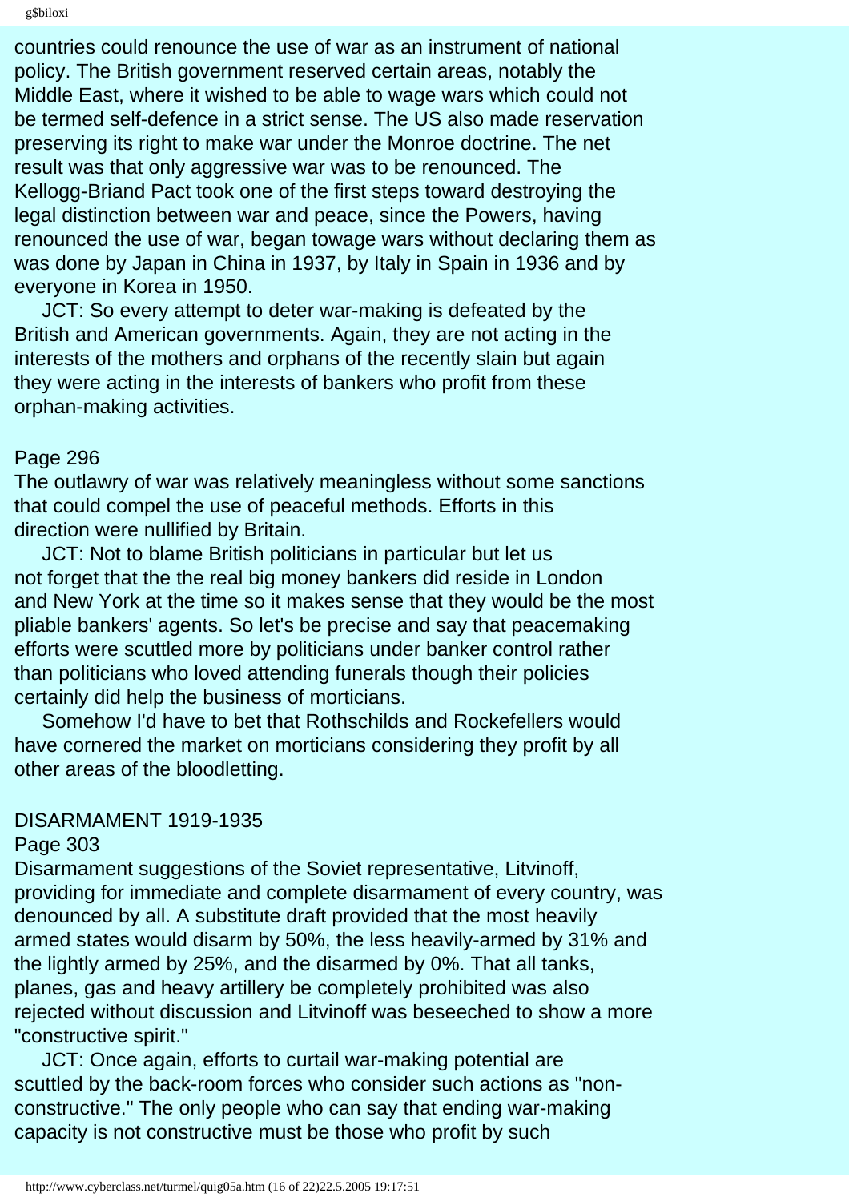countries could renounce the use of war as an instrument of national policy. The British government reserved certain areas, notably the Middle East, where it wished to be able to wage wars which could not be termed self-defence in a strict sense. The US also made reservation preserving its right to make war under the Monroe doctrine. The net result was that only aggressive war was to be renounced. The Kellogg-Briand Pact took one of the first steps toward destroying the legal distinction between war and peace, since the Powers, having renounced the use of war, began towage wars without declaring them as was done by Japan in China in 1937, by Italy in Spain in 1936 and by everyone in Korea in 1950.

JCT: So every attempt to deter war-making is defeated by the British and American governments. Again, they are not acting in the interests of the mothers and orphans of the recently slain but again they were acting in the interests of bankers who profit from these orphan-making activities.

Page 296

The outlawry of war was relatively meaningless without some sanctions that could compel the use of peaceful methods. Efforts in this direction were nullified by Britain.

JCT: Not to blame British politicians in particular but let us not forget that the the real big money bankers did reside in London and New York at the time so it makes sense that they would be the most pliable bankers' agents. So let's be precise and say that peacemaking efforts were scuttled more by politicians under banker control rather than politicians who loved attending funerals though their policies certainly did help the business of morticians.

Somehow I'd have to bet that Rothschilds and Rockefellers would have cornered the market on morticians considering they profit by all other areas of the bloodletting.

DISARMAMENT 1919-1935

Page 303

Disarmament suggestions of the Soviet representative, Litvinoff, providing for immediate and complete disarmament of every country, was denounced by all. A substitute draft provided that the most heavily armed states would disarm by 50%, the less heavily-armed by 31% and the lightly armed by 25%, and the disarmed by 0%. That all tanks, planes, gas and heavy artillery be completely prohibited was also rejected without discussion and Litvinoff was beseeched to show a more "constructive spirit."

JCT: Once again, efforts to curtail war-making potential are scuttled by the back-room forces who consider such actions as "non-constructive." The only people who can say that ending war-making capacity is not constructive must be those who profit by such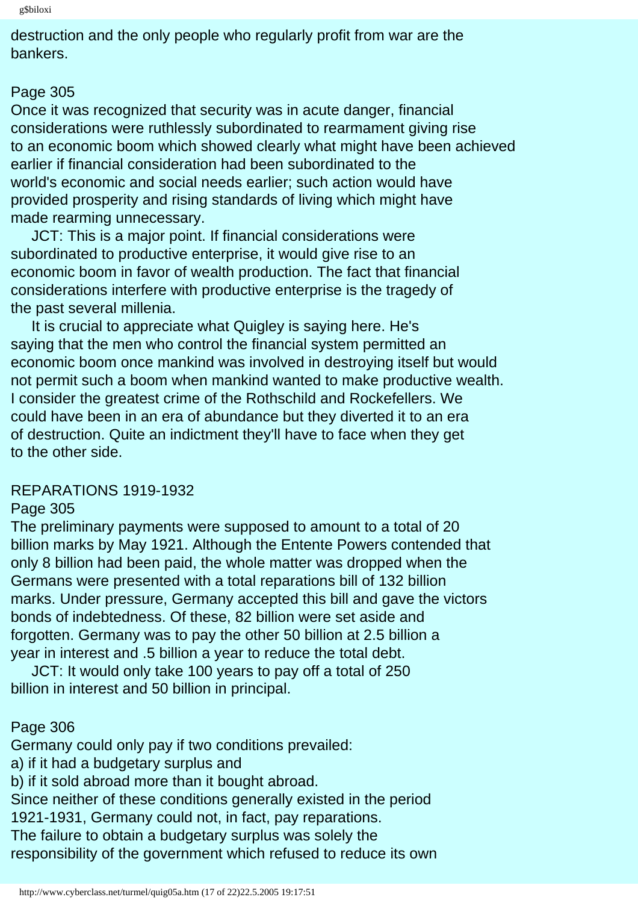destruction and the only people who regularly profit from war are the bankers.

Page 305
Once it was recognized that security was in acute danger, financial considerations were ruthlessly subordinated to rearmament giving rise to an economic boom which showed clearly what might have been achieved earlier if financial consideration had been subordinated to the world's economic and social needs earlier; such action would have provided prosperity and rising standards of living which might have made rearming unnecessary.

JCT: This is a major point. If financial considerations were subordinated to productive enterprise, it would give rise to an economic boom in favor of wealth production. The fact that financial considerations interfere with productive enterprise is the tragedy of the past several millenia.

It is crucial to appreciate what Quigley is saying here. He's saying that the men who control the financial system permitted an economic boom once mankind was involved in destroying itself but would not permit such a boom when mankind wanted to make productive wealth. I consider the greatest crime of the Rothschild and Rockefellers. We could have been in an era of abundance but they diverted it to an era of destruction. Quite an indictment they'll have to face when they get to the other side.

REPARATIONS 1919-1932
Page 305
The preliminary payments were supposed to amount to a total of 20 billion marks by May 1921. Although the Entente Powers contended that only 8 billion had been paid, the whole matter was dropped when the Germans were presented with a total reparations bill of 132 billion marks. Under pressure, Germany accepted this bill and gave the victors bonds of indebtedness. Of these, 82 billion were set aside and forgotten. Germany was to pay the other 50 billion at 2.5 billion a year in interest and .5 billion a year to reduce the total debt.

JCT: It would only take 100 years to pay off a total of 250 billion in interest and 50 billion in principal.

Page 306
Germany could only pay if two conditions prevailed:
a) if it had a budgetary surplus and
b) if it sold abroad more than it bought abroad.
Since neither of these conditions generally existed in the period 1921-1931, Germany could not, in fact, pay reparations.
The failure to obtain a budgetary surplus was solely the responsibility of the government which refused to reduce its own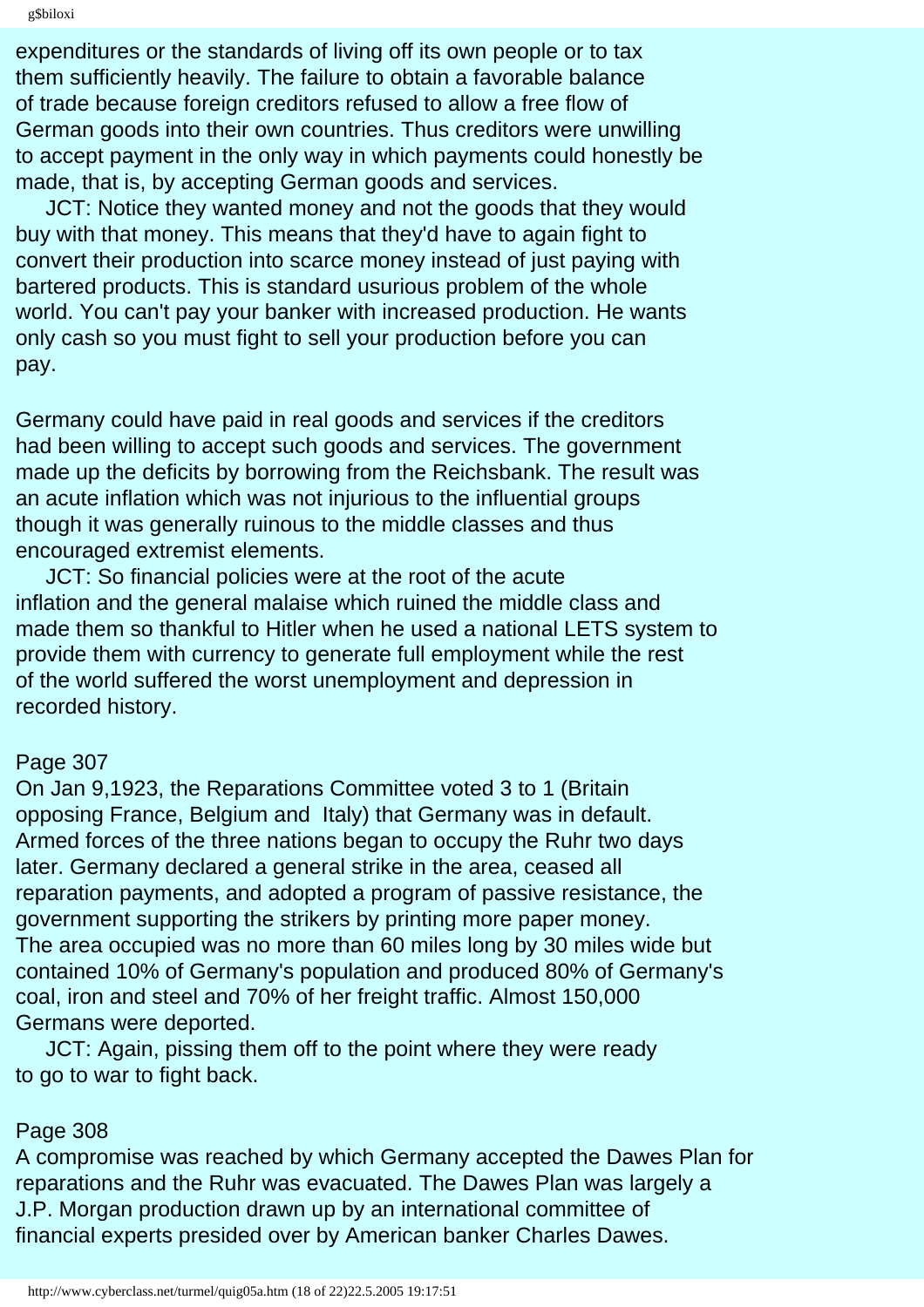expenditures or the standards of living off its own people or to tax them sufficiently heavily. The failure to obtain a favorable balance of trade because foreign creditors refused to allow a free flow of German goods into their own countries. Thus creditors were unwilling to accept payment in the only way in which payments could honestly be made, that is, by accepting German goods and services.

JCT: Notice they wanted money and not the goods that they would buy with that money. This means that they'd have to again fight to convert their production into scarce money instead of just paying with bartered products. This is standard usurious problem of the whole world. You can't pay your banker with increased production. He wants only cash so you must fight to sell your production before you can pay.

Germany could have paid in real goods and services if the creditors had been willing to accept such goods and services. The government made up the deficits by borrowing from the Reichsbank. The result was an acute inflation which was not injurious to the influential groups though it was generally ruinous to the middle classes and thus encouraged extremist elements.

JCT: So financial policies were at the root of the acute inflation and the general malaise which ruined the middle class and made them so thankful to Hitler when he used a national LETS system to provide them with currency to generate full employment while the rest of the world suffered the worst unemployment and depression in recorded history.

Page 307

On Jan 9,1923, the Reparations Committee voted 3 to 1 (Britain opposing France, Belgium and Italy) that Germany was in default. Armed forces of the three nations began to occupy the Ruhr two days later. Germany declared a general strike in the area, ceased all reparation payments, and adopted a program of passive resistance, the government supporting the strikers by printing more paper money. The area occupied was no more than 60 miles long by 30 miles wide but contained 10% of Germany's population and produced 80% of Germany's coal, iron and steel and 70% of her freight traffic. Almost 150,000 Germans were deported.

JCT: Again, pissing them off to the point where they were ready to go to war to fight back.

Page 308

A compromise was reached by which Germany accepted the Dawes Plan for reparations and the Ruhr was evacuated. The Dawes Plan was largely a J.P. Morgan production drawn up by an international committee of financial experts presided over by American banker Charles Dawes.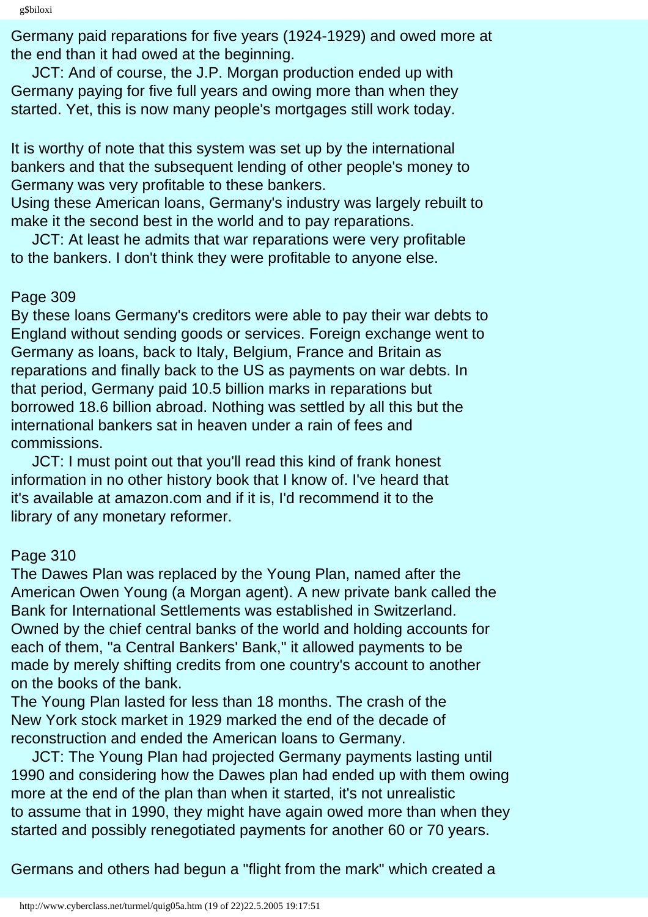Germany paid reparations for five years (1924-1929) and owed more at the end than it had owed at the beginning.

JCT: And of course, the J.P. Morgan production ended up with Germany paying for five full years and owing more than when they started. Yet, this is now many people's mortgages still work today.

It is worthy of note that this system was set up by the international bankers and that the subsequent lending of other people's money to Germany was very profitable to these bankers.
Using these American loans, Germany's industry was largely rebuilt to make it the second best in the world and to pay reparations.

JCT: At least he admits that war reparations were very profitable to the bankers. I don't think they were profitable to anyone else.

Page 309
By these loans Germany's creditors were able to pay their war debts to England without sending goods or services. Foreign exchange went to Germany as loans, back to Italy, Belgium, France and Britain as reparations and finally back to the US as payments on war debts. In that period, Germany paid 10.5 billion marks in reparations but borrowed 18.6 billion abroad. Nothing was settled by all this but the international bankers sat in heaven under a rain of fees and commissions.

JCT: I must point out that you'll read this kind of frank honest information in no other history book that I know of. I've heard that it's available at amazon.com and if it is, I'd recommend it to the library of any monetary reformer.

Page 310
The Dawes Plan was replaced by the Young Plan, named after the American Owen Young (a Morgan agent). A new private bank called the Bank for International Settlements was established in Switzerland. Owned by the chief central banks of the world and holding accounts for each of them, "a Central Bankers' Bank," it allowed payments to be made by merely shifting credits from one country's account to another on the books of the bank.
The Young Plan lasted for less than 18 months. The crash of the New York stock market in 1929 marked the end of the decade of reconstruction and ended the American loans to Germany.

JCT: The Young Plan had projected Germany payments lasting until 1990 and considering how the Dawes plan had ended up with them owing more at the end of the plan than when it started, it's not unrealistic to assume that in 1990, they might have again owed more than when they started and possibly renegotiated payments for another 60 or 70 years.

Germans and others had begun a "flight from the mark" which created a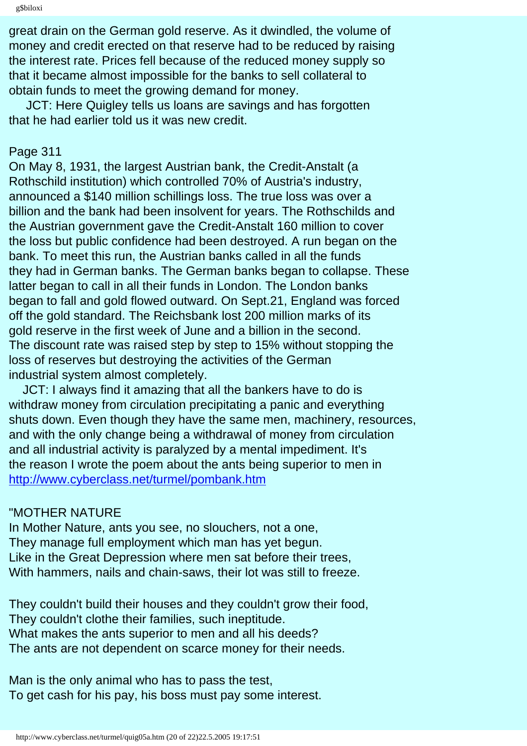great drain on the German gold reserve. As it dwindled, the volume of money and credit erected on that reserve had to be reduced by raising the interest rate. Prices fell because of the reduced money supply so that it became almost impossible for the banks to sell collateral to obtain funds to meet the growing demand for money.

JCT: Here Quigley tells us loans are savings and has forgotten that he had earlier told us it was new credit.

Page 311

On May 8, 1931, the largest Austrian bank, the Credit-Anstalt (a Rothschild institution) which controlled 70% of Austria's industry, announced a $140 million schillings loss. The true loss was over a billion and the bank had been insolvent for years. The Rothschilds and the Austrian government gave the Credit-Anstalt 160 million to cover the loss but public confidence had been destroyed. A run began on the bank. To meet this run, the Austrian banks called in all the funds they had in German banks. The German banks began to collapse. These latter began to call in all their funds in London. The London banks began to fall and gold flowed outward. On Sept.21, England was forced off the gold standard. The Reichsbank lost 200 million marks of its gold reserve in the first week of June and a billion in the second. The discount rate was raised step by step to 15% without stopping the loss of reserves but destroying the activities of the German industrial system almost completely.

JCT: I always find it amazing that all the bankers have to do is withdraw money from circulation precipitating a panic and everything shuts down. Even though they have the same men, machinery, resources, and with the only change being a withdrawal of money from circulation and all industrial activity is paralyzed by a mental impediment. It's the reason I wrote the poem about the ants being superior to men in http://www.cyberclass.net/turmel/pombank.htm

"MOTHER NATURE

In Mother Nature, ants you see, no slouchers, not a one,
They manage full employment which man has yet begun.
Like in the Great Depression where men sat before their trees,
With hammers, nails and chain-saws, their lot was still to freeze.

They couldn't build their houses and they couldn't grow their food,
They couldn't clothe their families, such ineptitude.
What makes the ants superior to men and all his deeds?
The ants are not dependent on scarce money for their needs.

Man is the only animal who has to pass the test,
To get cash for his pay, his boss must pay some interest.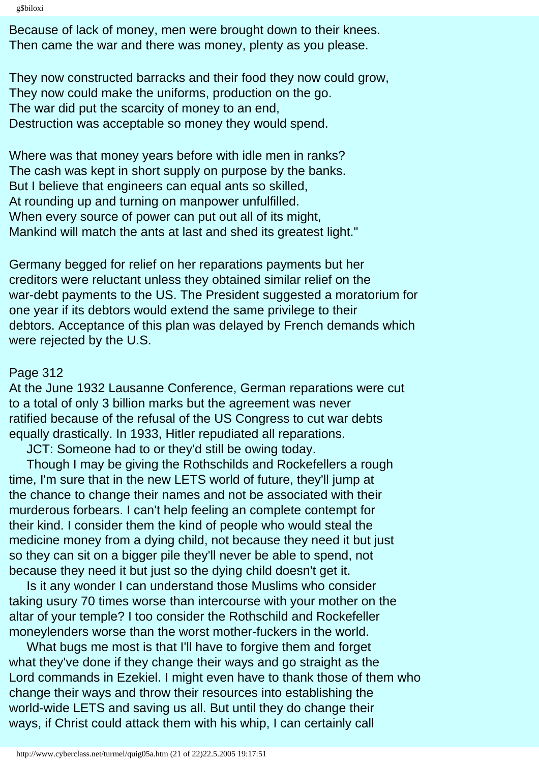Because of lack of money, men were brought down to their knees.
Then came the war and there was money, plenty as you please.

They now constructed barracks and their food they now could grow,
They now could make the uniforms, production on the go.
The war did put the scarcity of money to an end,
Destruction was acceptable so money they would spend.

Where was that money years before with idle men in ranks?
The cash was kept in short supply on purpose by the banks.
But I believe that engineers can equal ants so skilled,
At rounding up and turning on manpower unfulfilled.
When every source of power can put out all of its might,
Mankind will match the ants at last and shed its greatest light."

Germany begged for relief on her reparations payments but her creditors were reluctant unless they obtained similar relief on the war-debt payments to the US. The President suggested a moratorium for one year if its debtors would extend the same privilege to their debtors. Acceptance of this plan was delayed by French demands which were rejected by the U.S.

Page 312

At the June 1932 Lausanne Conference, German reparations were cut to a total of only 3 billion marks but the agreement was never ratified because of the refusal of the US Congress to cut war debts equally drastically. In 1933, Hitler repudiated all reparations.

JCT: Someone had to or they'd still be owing today.

Though I may be giving the Rothschilds and Rockefellers a rough time, I'm sure that in the new LETS world of future, they'll jump at the chance to change their names and not be associated with their murderous forbears. I can't help feeling an complete contempt for their kind. I consider them the kind of people who would steal the medicine money from a dying child, not because they need it but just so they can sit on a bigger pile they'll never be able to spend, not because they need it but just so the dying child doesn't get it.

Is it any wonder I can understand those Muslims who consider taking usury 70 times worse than intercourse with your mother on the altar of your temple? I too consider the Rothschild and Rockefeller moneylenders worse than the worst mother-fuckers in the world.

What bugs me most is that I'll have to forgive them and forget what they've done if they change their ways and go straight as the Lord commands in Ezekiel. I might even have to thank those of them who change their ways and throw their resources into establishing the world-wide LETS and saving us all. But until they do change their ways, if Christ could attack them with his whip, I can certainly call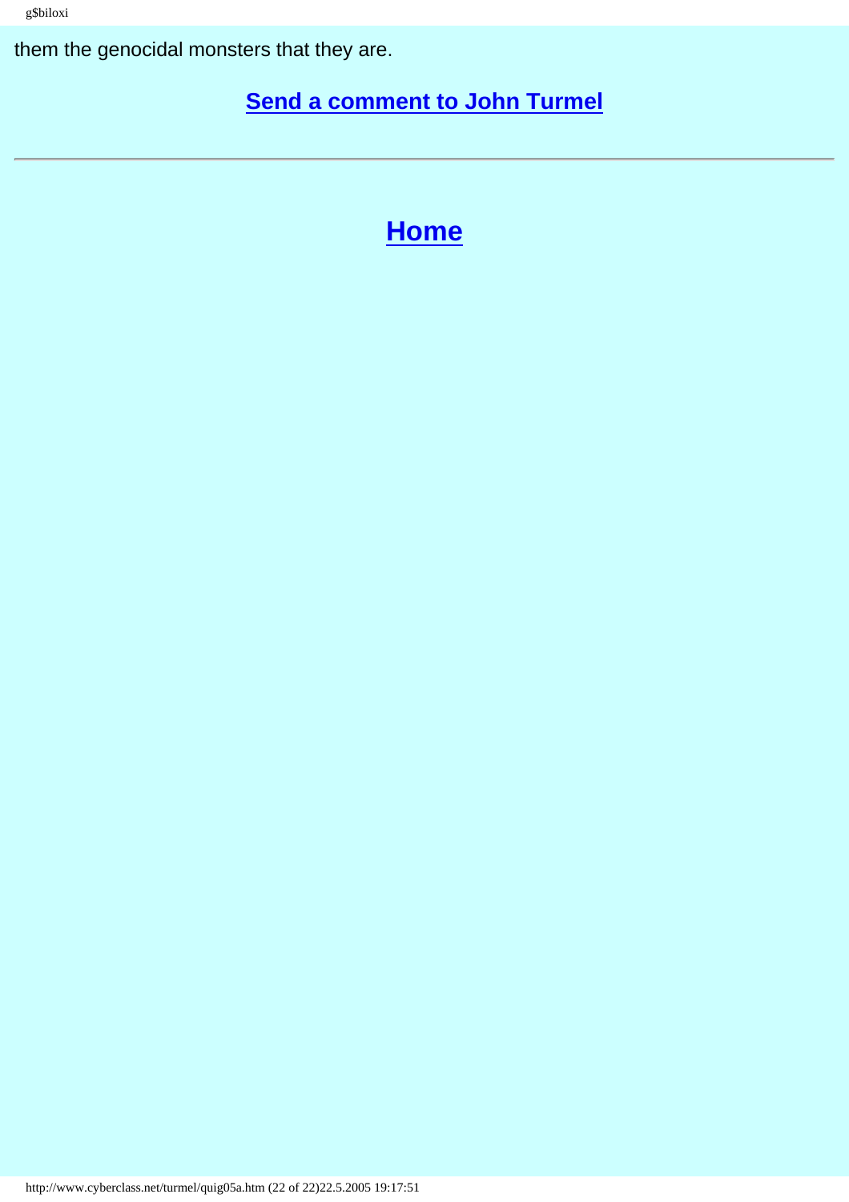them the genocidal monsters that they are.

**Send a comment to John Turmel**

---

## Home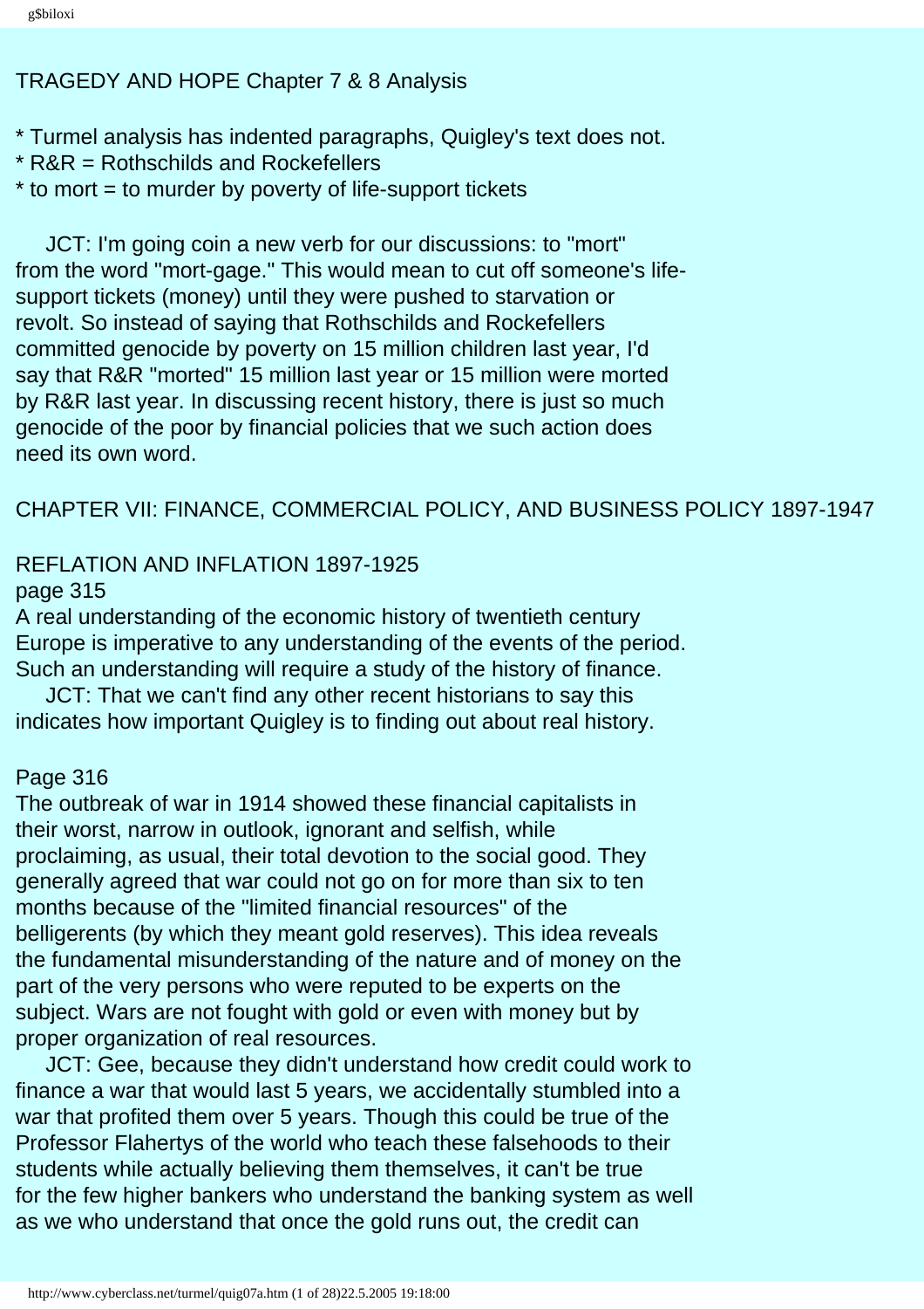TRAGEDY AND HOPE Chapter 7 & 8 Analysis

* Turmel analysis has indented paragraphs, Quigley's text does not.
* R&R = Rothschilds and Rockefellers
* to mort = to murder by poverty of life-support tickets

JCT: I'm going coin a new verb for our discussions: to "mort" from the word "mort-gage." This would mean to cut off someone's life-support tickets (money) until they were pushed to starvation or revolt. So instead of saying that Rothschilds and Rockefellers committed genocide by poverty on 15 million children last year, I'd say that R&R "morted" 15 million last year or 15 million were morted by R&R last year. In discussing recent history, there is just so much genocide of the poor by financial policies that we such action does need its own word.

CHAPTER VII: FINANCE, COMMERCIAL POLICY, AND BUSINESS POLICY 1897-1947

REFLATION AND INFLATION 1897-1925

page 315

A real understanding of the economic history of twentieth century Europe is imperative to any understanding of the events of the period. Such an understanding will require a study of the history of finance.

JCT: That we can't find any other recent historians to say this indicates how important Quigley is to finding out about real history.

Page 316

The outbreak of war in 1914 showed these financial capitalists in their worst, narrow in outlook, ignorant and selfish, while proclaiming, as usual, their total devotion to the social good. They generally agreed that war could not go on for more than six to ten months because of the "limited financial resources" of the belligerents (by which they meant gold reserves). This idea reveals the fundamental misunderstanding of the nature and of money on the part of the very persons who were reputed to be experts on the subject. Wars are not fought with gold or even with money but by proper organization of real resources.

JCT: Gee, because they didn't understand how credit could work to finance a war that would last 5 years, we accidentally stumbled into a war that profited them over 5 years. Though this could be true of the Professor Flahertys of the world who teach these falsehoods to their students while actually believing them themselves, it can't be true for the few higher bankers who understand the banking system as well as we who understand that once the gold runs out, the credit can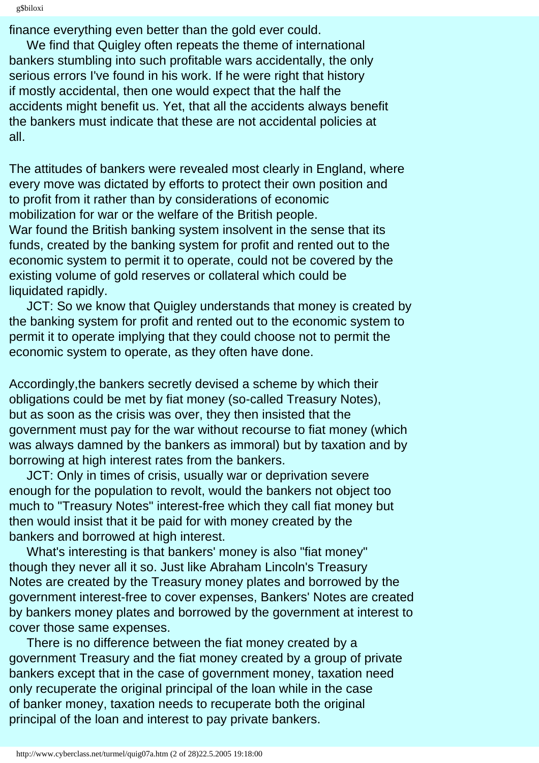finance everything even better than the gold ever could.

We find that Quigley often repeats the theme of international bankers stumbling into such profitable wars accidentally, the only serious errors I've found in his work. If he were right that history if mostly accidental, then one would expect that the half the accidents might benefit us. Yet, that all the accidents always benefit the bankers must indicate that these are not accidental policies at all.

The attitudes of bankers were revealed most clearly in England, where every move was dictated by efforts to protect their own position and to profit from it rather than by considerations of economic mobilization for war or the welfare of the British people. War found the British banking system insolvent in the sense that its funds, created by the banking system for profit and rented out to the economic system to permit it to operate, could not be covered by the existing volume of gold reserves or collateral which could be liquidated rapidly.

JCT: So we know that Quigley understands that money is created by the banking system for profit and rented out to the economic system to permit it to operate implying that they could choose not to permit the economic system to operate, as they often have done.

Accordingly,the bankers secretly devised a scheme by which their obligations could be met by fiat money (so-called Treasury Notes), but as soon as the crisis was over, they then insisted that the government must pay for the war without recourse to fiat money (which was always damned by the bankers as immoral) but by taxation and by borrowing at high interest rates from the bankers.

JCT: Only in times of crisis, usually war or deprivation severe enough for the population to revolt, would the bankers not object too much to "Treasury Notes" interest-free which they call fiat money but then would insist that it be paid for with money created by the bankers and borrowed at high interest.

What's interesting is that bankers' money is also "fiat money" though they never all it so. Just like Abraham Lincoln's Treasury Notes are created by the Treasury money plates and borrowed by the government interest-free to cover expenses, Bankers' Notes are created by bankers money plates and borrowed by the government at interest to cover those same expenses.

There is no difference between the fiat money created by a government Treasury and the fiat money created by a group of private bankers except that in the case of government money, taxation need only recuperate the original principal of the loan while in the case of banker money, taxation needs to recuperate both the original principal of the loan and interest to pay private bankers.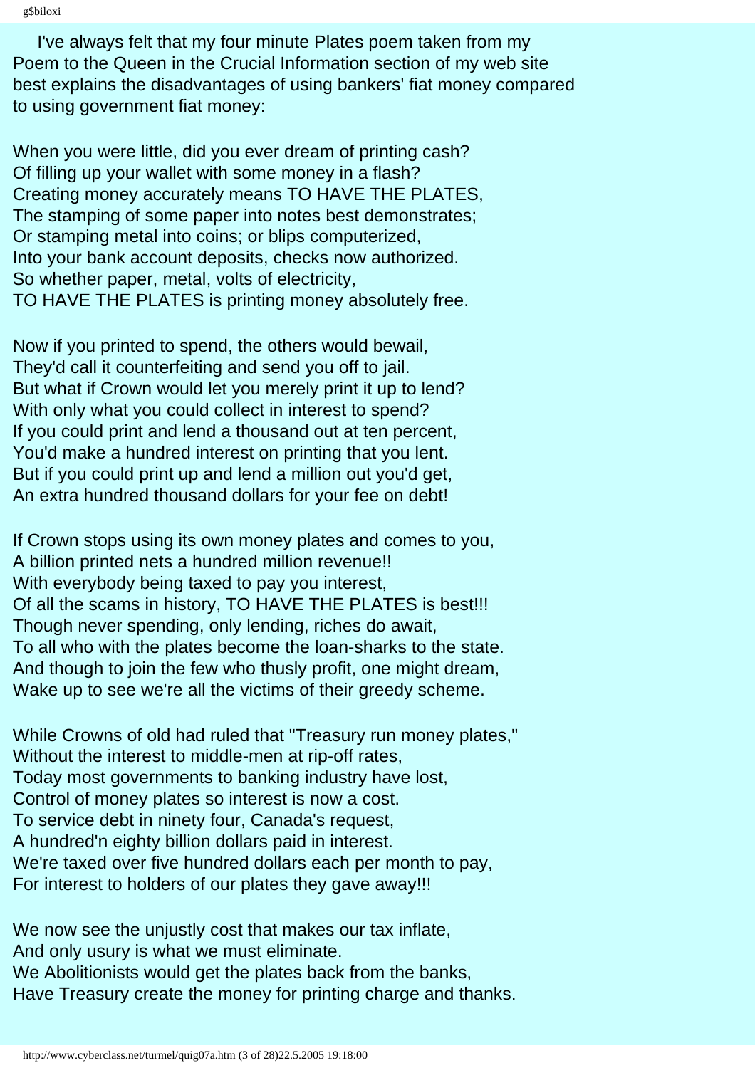I've always felt that my four minute Plates poem taken from my Poem to the Queen in the Crucial Information section of my web site best explains the disadvantages of using bankers' fiat money compared to using government fiat money:

When you were little, did you ever dream of printing cash?  
Of filling up your wallet with some money in a flash?  
Creating money accurately means TO HAVE THE PLATES,  
The stamping of some paper into notes best demonstrates;  
Or stamping metal into coins; or blips computerized,  
Into your bank account deposits, checks now authorized.  
So whether paper, metal, volts of electricity,  
TO HAVE THE PLATES is printing money absolutely free.

Now if you printed to spend, the others would bewail,  
They'd call it counterfeiting and send you off to jail.  
But what if Crown would let you merely print it up to lend?  
With only what you could collect in interest to spend?  
If you could print and lend a thousand out at ten percent,  
You'd make a hundred interest on printing that you lent.  
But if you could print up and lend a million out you'd get,  
An extra hundred thousand dollars for your fee on debt!

If Crown stops using its own money plates and comes to you,  
A billion printed nets a hundred million revenue!!  
With everybody being taxed to pay you interest,  
Of all the scams in history, TO HAVE THE PLATES is best!!!  
Though never spending, only lending, riches do await,  
To all who with the plates become the loan-sharks to the state.  
And though to join the few who thusly profit, one might dream,  
Wake up to see we're all the victims of their greedy scheme.

While Crowns of old had ruled that "Treasury run money plates,"  
Without the interest to middle-men at rip-off rates,  
Today most governments to banking industry have lost,  
Control of money plates so interest is now a cost.  
To service debt in ninety four, Canada's request,  
A hundred'n eighty billion dollars paid in interest.  
We're taxed over five hundred dollars each per month to pay,  
For interest to holders of our plates they gave away!!!

We now see the unjustly cost that makes our tax inflate,  
And only usury is what we must eliminate.  
We Abolitionists would get the plates back from the banks,  
Have Treasury create the money for printing charge and thanks.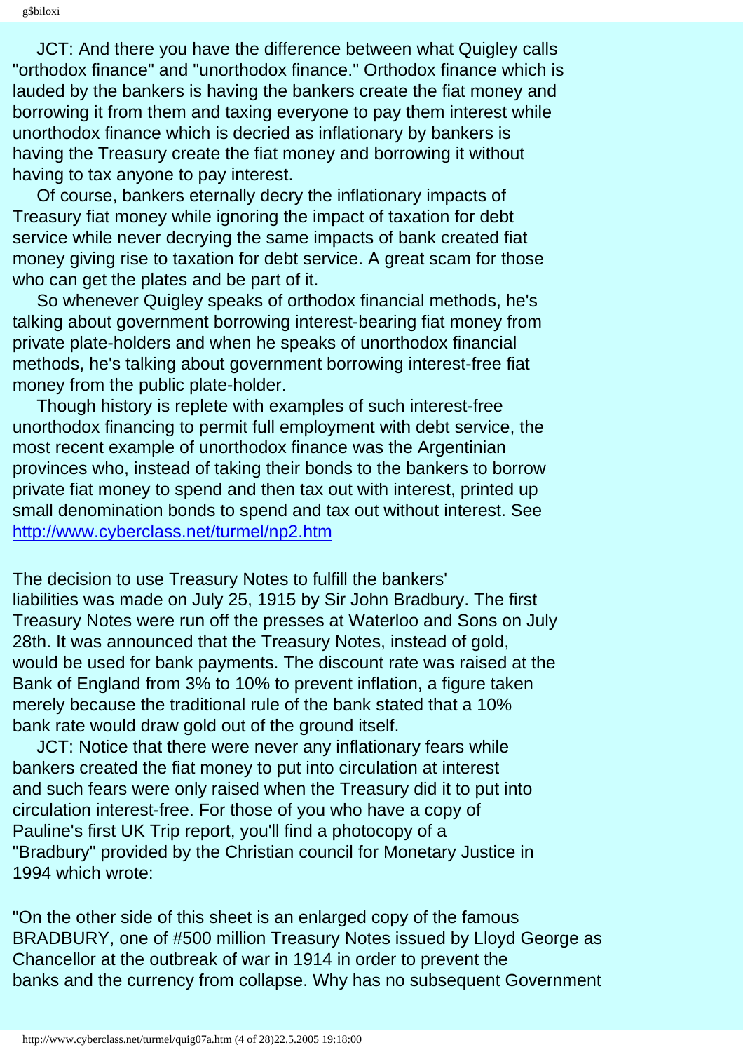JCT: And there you have the difference between what Quigley calls "orthodox finance" and "unorthodox finance." Orthodox finance which is lauded by the bankers is having the bankers create the fiat money and borrowing it from them and taxing everyone to pay them interest while unorthodox finance which is decried as inflationary by bankers is having the Treasury create the fiat money and borrowing it without having to tax anyone to pay interest.

Of course, bankers eternally decry the inflationary impacts of Treasury fiat money while ignoring the impact of taxation for debt service while never decrying the same impacts of bank created fiat money giving rise to taxation for debt service. A great scam for those who can get the plates and be part of it.

So whenever Quigley speaks of orthodox financial methods, he's talking about government borrowing interest-bearing fiat money from private plate-holders and when he speaks of unorthodox financial methods, he's talking about government borrowing interest-free fiat money from the public plate-holder.

Though history is replete with examples of such interest-free unorthodox financing to permit full employment with debt service, the most recent example of unorthodox finance was the Argentinian provinces who, instead of taking their bonds to the bankers to borrow private fiat money to spend and then tax out with interest, printed up small denomination bonds to spend and tax out without interest. See http://www.cyberclass.net/turmel/np2.htm

The decision to use Treasury Notes to fulfill the bankers' liabilities was made on July 25, 1915 by Sir John Bradbury. The first Treasury Notes were run off the presses at Waterloo and Sons on July 28th. It was announced that the Treasury Notes, instead of gold, would be used for bank payments. The discount rate was raised at the Bank of England from 3% to 10% to prevent inflation, a figure taken merely because the traditional rule of the bank stated that a 10% bank rate would draw gold out of the ground itself.

JCT: Notice that there were never any inflationary fears while bankers created the fiat money to put into circulation at interest and such fears were only raised when the Treasury did it to put into circulation interest-free. For those of you who have a copy of Pauline's first UK Trip report, you'll find a photocopy of a "Bradbury" provided by the Christian council for Monetary Justice in 1994 which wrote:

"On the other side of this sheet is an enlarged copy of the famous BRADBURY, one of #500 million Treasury Notes issued by Lloyd George as Chancellor at the outbreak of war in 1914 in order to prevent the banks and the currency from collapse. Why has no subsequent Government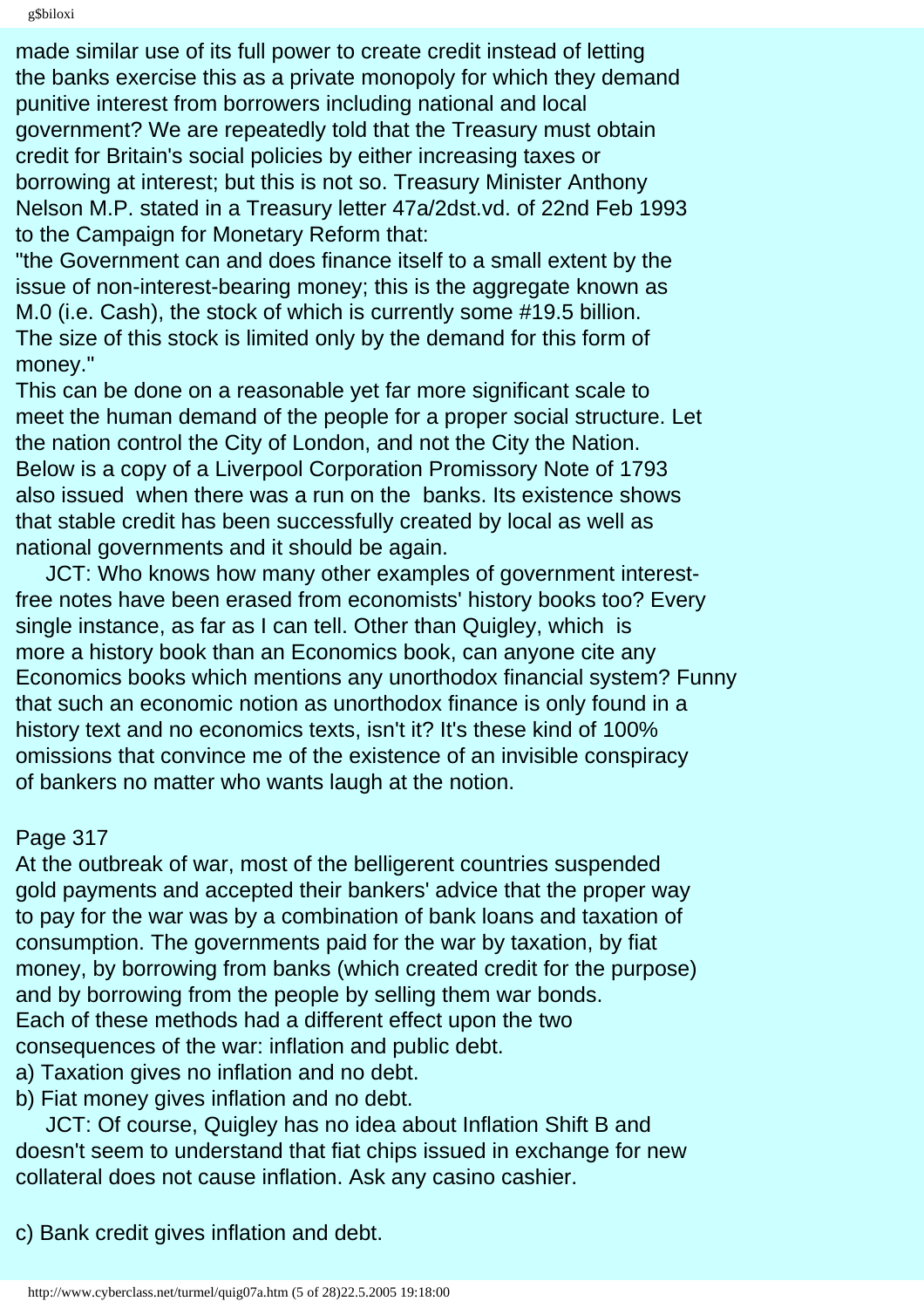made similar use of its full power to create credit instead of letting the banks exercise this as a private monopoly for which they demand punitive interest from borrowers including national and local government? We are repeatedly told that the Treasury must obtain credit for Britain's social policies by either increasing taxes or borrowing at interest; but this is not so. Treasury Minister Anthony Nelson M.P. stated in a Treasury letter 47a/2dst.vd. of 22nd Feb 1993 to the Campaign for Monetary Reform that:

"the Government can and does finance itself to a small extent by the issue of non-interest-bearing money; this is the aggregate known as M.0 (i.e. Cash), the stock of which is currently some #19.5 billion. The size of this stock is limited only by the demand for this form of money."

This can be done on a reasonable yet far more significant scale to meet the human demand of the people for a proper social structure. Let the nation control the City of London, and not the City the Nation. Below is a copy of a Liverpool Corporation Promissory Note of 1793 also issued when there was a run on the banks. Its existence shows that stable credit has been successfully created by local as well as national governments and it should be again.

JCT: Who knows how many other examples of government interest-free notes have been erased from economists' history books too? Every single instance, as far as I can tell. Other than Quigley, which is more a history book than an Economics book, can anyone cite any Economics books which mentions any unorthodox financial system? Funny that such an economic notion as unorthodox finance is only found in a history text and no economics texts, isn't it? It's these kind of 100% omissions that convince me of the existence of an invisible conspiracy of bankers no matter who wants laugh at the notion.

Page 317

At the outbreak of war, most of the belligerent countries suspended gold payments and accepted their bankers' advice that the proper way to pay for the war was by a combination of bank loans and taxation of consumption. The governments paid for the war by taxation, by fiat money, by borrowing from banks (which created credit for the purpose) and by borrowing from the people by selling them war bonds. Each of these methods had a different effect upon the two consequences of the war: inflation and public debt.

a) Taxation gives no inflation and no debt.

b) Fiat money gives inflation and no debt.

JCT: Of course, Quigley has no idea about Inflation Shift B and doesn't seem to understand that fiat chips issued in exchange for new collateral does not cause inflation. Ask any casino cashier.

c) Bank credit gives inflation and debt.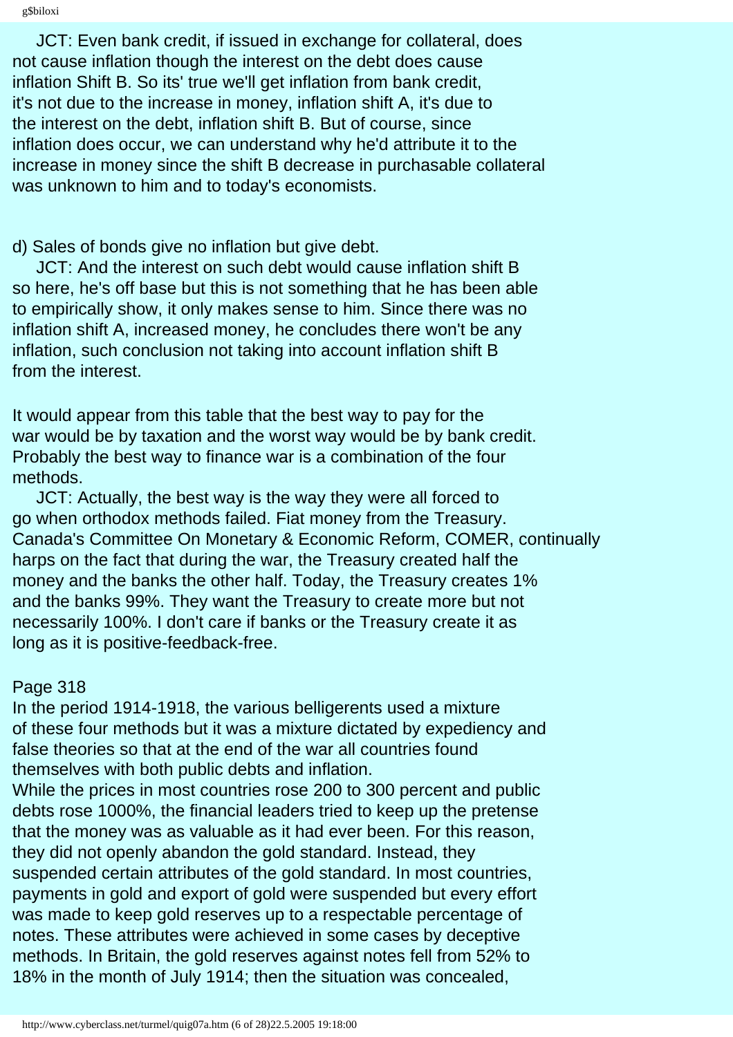JCT: Even bank credit, if issued in exchange for collateral, does not cause inflation though the interest on the debt does cause inflation Shift B. So its' true we'll get inflation from bank credit, it's not due to the increase in money, inflation shift A, it's due to the interest on the debt, inflation shift B. But of course, since inflation does occur, we can understand why he'd attribute it to the increase in money since the shift B decrease in purchasable collateral was unknown to him and to today's economists.

d) Sales of bonds give no inflation but give debt.

JCT: And the interest on such debt would cause inflation shift B so here, he's off base but this is not something that he has been able to empirically show, it only makes sense to him. Since there was no inflation shift A, increased money, he concludes there won't be any inflation, such conclusion not taking into account inflation shift B from the interest.

It would appear from this table that the best way to pay for the war would be by taxation and the worst way would be by bank credit. Probably the best way to finance war is a combination of the four methods.

JCT: Actually, the best way is the way they were all forced to go when orthodox methods failed. Fiat money from the Treasury. Canada's Committee On Monetary & Economic Reform, COMER, continually harps on the fact that during the war, the Treasury created half the money and the banks the other half. Today, the Treasury creates 1% and the banks 99%. They want the Treasury to create more but not necessarily 100%. I don't care if banks or the Treasury create it as long as it is positive-feedback-free.

Page 318

In the period 1914-1918, the various belligerents used a mixture of these four methods but it was a mixture dictated by expediency and false theories so that at the end of the war all countries found themselves with both public debts and inflation.

While the prices in most countries rose 200 to 300 percent and public debts rose 1000%, the financial leaders tried to keep up the pretense that the money was as valuable as it had ever been. For this reason, they did not openly abandon the gold standard. Instead, they suspended certain attributes of the gold standard. In most countries, payments in gold and export of gold were suspended but every effort was made to keep gold reserves up to a respectable percentage of notes. These attributes were achieved in some cases by deceptive methods. In Britain, the gold reserves against notes fell from 52% to 18% in the month of July 1914; then the situation was concealed,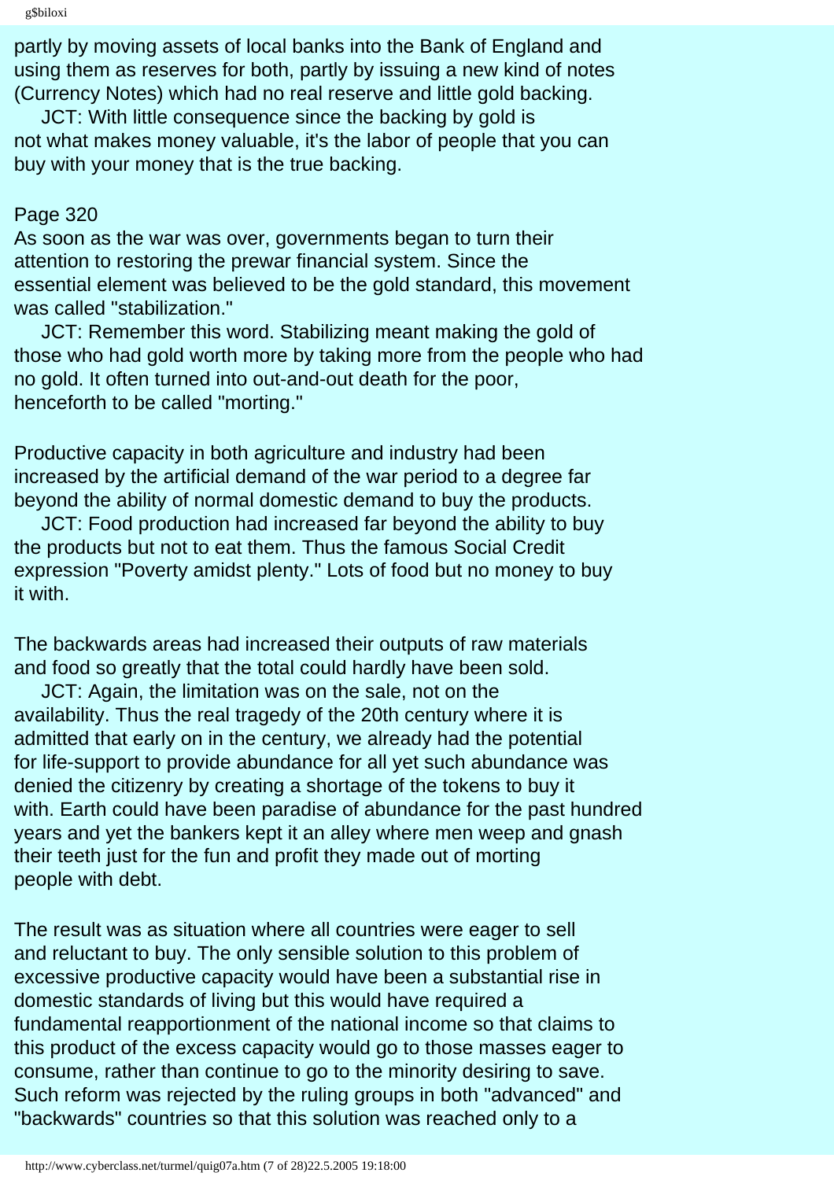partly by moving assets of local banks into the Bank of England and using them as reserves for both, partly by issuing a new kind of notes (Currency Notes) which had no real reserve and little gold backing.

JCT: With little consequence since the backing by gold is not what makes money valuable, it's the labor of people that you can buy with your money that is the true backing.

Page 320

As soon as the war was over, governments began to turn their attention to restoring the prewar financial system. Since the essential element was believed to be the gold standard, this movement was called "stabilization."

JCT: Remember this word. Stabilizing meant making the gold of those who had gold worth more by taking more from the people who had no gold. It often turned into out-and-out death for the poor, henceforth to be called "morting."

Productive capacity in both agriculture and industry had been increased by the artificial demand of the war period to a degree far beyond the ability of normal domestic demand to buy the products.

JCT: Food production had increased far beyond the ability to buy the products but not to eat them. Thus the famous Social Credit expression "Poverty amidst plenty." Lots of food but no money to buy it with.

The backwards areas had increased their outputs of raw materials and food so greatly that the total could hardly have been sold.

JCT: Again, the limitation was on the sale, not on the availability. Thus the real tragedy of the 20th century where it is admitted that early on in the century, we already had the potential for life-support to provide abundance for all yet such abundance was denied the citizenry by creating a shortage of the tokens to buy it with. Earth could have been paradise of abundance for the past hundred years and yet the bankers kept it an alley where men weep and gnash their teeth just for the fun and profit they made out of morting people with debt.

The result was as situation where all countries were eager to sell and reluctant to buy. The only sensible solution to this problem of excessive productive capacity would have been a substantial rise in domestic standards of living but this would have required a fundamental reapportionment of the national income so that claims to this product of the excess capacity would go to those masses eager to consume, rather than continue to go to the minority desiring to save. Such reform was rejected by the ruling groups in both "advanced" and "backwards" countries so that this solution was reached only to a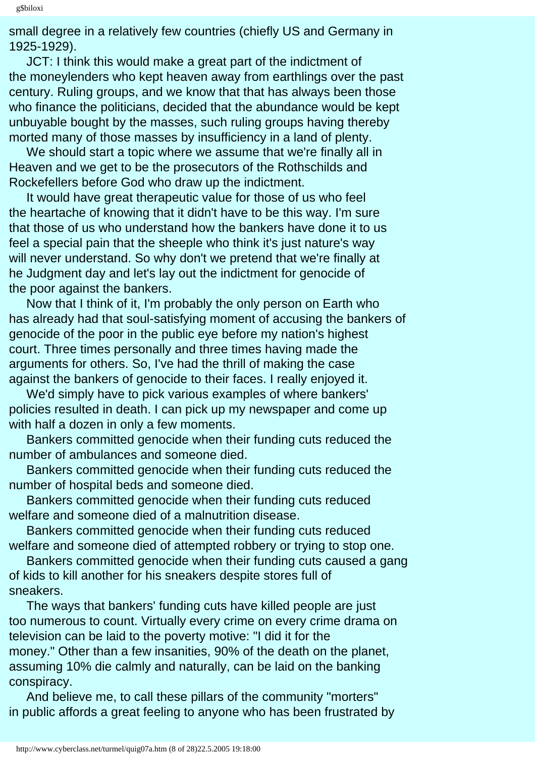small degree in a relatively few countries (chiefly US and Germany in 1925-1929).

JCT: I think this would make a great part of the indictment of the moneylenders who kept heaven away from earthlings over the past century. Ruling groups, and we know that that has always been those who finance the politicians, decided that the abundance would be kept unbuyable bought by the masses, such ruling groups having thereby morted many of those masses by insufficiency in a land of plenty.

We should start a topic where we assume that we're finally all in Heaven and we get to be the prosecutors of the Rothschilds and Rockefellers before God who draw up the indictment.

It would have great therapeutic value for those of us who feel the heartache of knowing that it didn't have to be this way. I'm sure that those of us who understand how the bankers have done it to us feel a special pain that the sheeple who think it's just nature's way will never understand. So why don't we pretend that we're finally at he Judgment day and let's lay out the indictment for genocide of the poor against the bankers.

Now that I think of it, I'm probably the only person on Earth who has already had that soul-satisfying moment of accusing the bankers of genocide of the poor in the public eye before my nation's highest court. Three times personally and three times having made the arguments for others. So, I've had the thrill of making the case against the bankers of genocide to their faces. I really enjoyed it.

We'd simply have to pick various examples of where bankers' policies resulted in death. I can pick up my newspaper and come up with half a dozen in only a few moments.

Bankers committed genocide when their funding cuts reduced the number of ambulances and someone died.

Bankers committed genocide when their funding cuts reduced the number of hospital beds and someone died.

Bankers committed genocide when their funding cuts reduced welfare and someone died of a malnutrition disease.

Bankers committed genocide when their funding cuts reduced welfare and someone died of attempted robbery or trying to stop one.

Bankers committed genocide when their funding cuts caused a gang of kids to kill another for his sneakers despite stores full of sneakers.

The ways that bankers' funding cuts have killed people are just too numerous to count. Virtually every crime on every crime drama on television can be laid to the poverty motive: "I did it for the money." Other than a few insanities, 90% of the death on the planet, assuming 10% die calmly and naturally, can be laid on the banking conspiracy.

And believe me, to call these pillars of the community "morters" in public affords a great feeling to anyone who has been frustrated by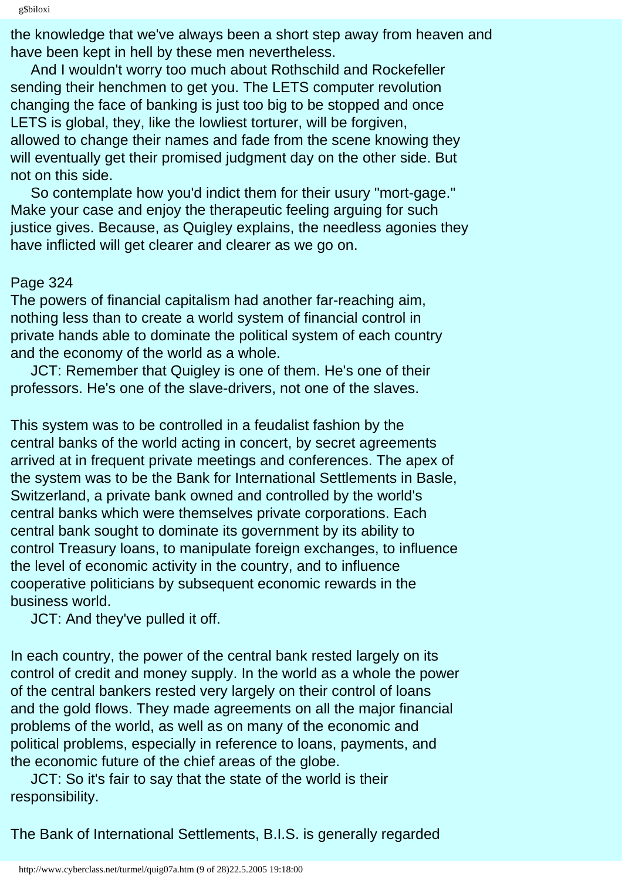the knowledge that we've always been a short step away from heaven and have been kept in hell by these men nevertheless.

And I wouldn't worry too much about Rothschild and Rockefeller sending their henchmen to get you. The LETS computer revolution changing the face of banking is just too big to be stopped and once LETS is global, they, like the lowliest torturer, will be forgiven, allowed to change their names and fade from the scene knowing they will eventually get their promised judgment day on the other side. But not on this side.

So contemplate how you'd indict them for their usury "mort-gage." Make your case and enjoy the therapeutic feeling arguing for such justice gives. Because, as Quigley explains, the needless agonies they have inflicted will get clearer and clearer as we go on.

Page 324

The powers of financial capitalism had another far-reaching aim, nothing less than to create a world system of financial control in private hands able to dominate the political system of each country and the economy of the world as a whole.

JCT: Remember that Quigley is one of them. He's one of their professors. He's one of the slave-drivers, not one of the slaves.

This system was to be controlled in a feudalist fashion by the central banks of the world acting in concert, by secret agreements arrived at in frequent private meetings and conferences. The apex of the system was to be the Bank for International Settlements in Basle, Switzerland, a private bank owned and controlled by the world's central banks which were themselves private corporations. Each central bank sought to dominate its government by its ability to control Treasury loans, to manipulate foreign exchanges, to influence the level of economic activity in the country, and to influence cooperative politicians by subsequent economic rewards in the business world.

JCT: And they've pulled it off.

In each country, the power of the central bank rested largely on its control of credit and money supply. In the world as a whole the power of the central bankers rested very largely on their control of loans and the gold flows. They made agreements on all the major financial problems of the world, as well as on many of the economic and political problems, especially in reference to loans, payments, and the economic future of the chief areas of the globe.

JCT: So it's fair to say that the state of the world is their responsibility.

The Bank of International Settlements, B.I.S. is generally regarded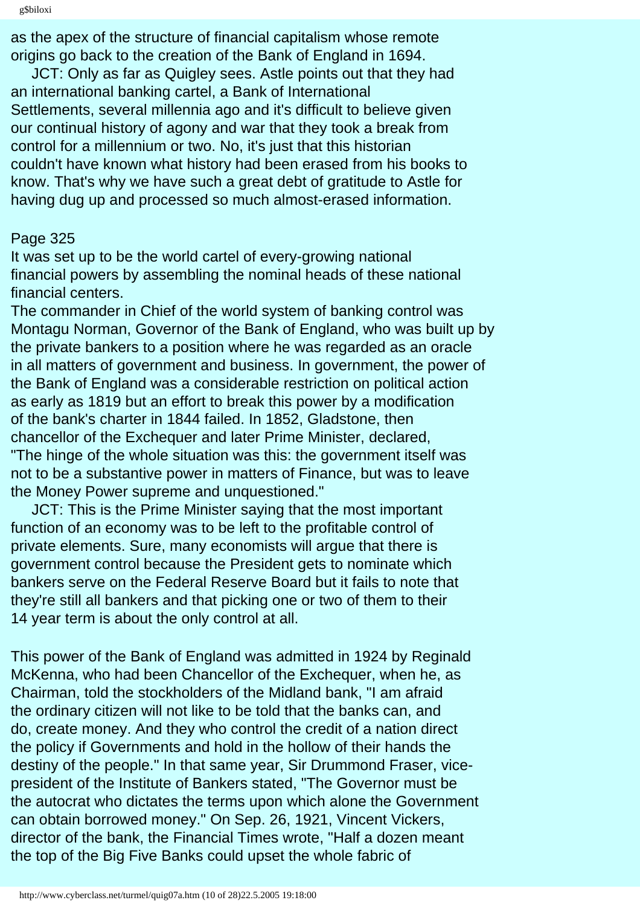as the apex of the structure of financial capitalism whose remote origins go back to the creation of the Bank of England in 1694.

JCT: Only as far as Quigley sees. Astle points out that they had an international banking cartel, a Bank of International Settlements, several millennia ago and it's difficult to believe given our continual history of agony and war that they took a break from control for a millennium or two. No, it's just that this historian couldn't have known what history had been erased from his books to know. That's why we have such a great debt of gratitude to Astle for having dug up and processed so much almost-erased information.

Page 325

It was set up to be the world cartel of every-growing national financial powers by assembling the nominal heads of these national financial centers.

The commander in Chief of the world system of banking control was Montagu Norman, Governor of the Bank of England, who was built up by the private bankers to a position where he was regarded as an oracle in all matters of government and business. In government, the power of the Bank of England was a considerable restriction on political action as early as 1819 but an effort to break this power by a modification of the bank's charter in 1844 failed. In 1852, Gladstone, then chancellor of the Exchequer and later Prime Minister, declared, "The hinge of the whole situation was this: the government itself was not to be a substantive power in matters of Finance, but was to leave the Money Power supreme and unquestioned."

JCT: This is the Prime Minister saying that the most important function of an economy was to be left to the profitable control of private elements. Sure, many economists will argue that there is government control because the President gets to nominate which bankers serve on the Federal Reserve Board but it fails to note that they're still all bankers and that picking one or two of them to their 14 year term is about the only control at all.

This power of the Bank of England was admitted in 1924 by Reginald McKenna, who had been Chancellor of the Exchequer, when he, as Chairman, told the stockholders of the Midland bank, "I am afraid the ordinary citizen will not like to be told that the banks can, and do, create money. And they who control the credit of a nation direct the policy if Governments and hold in the hollow of their hands the destiny of the people." In that same year, Sir Drummond Fraser, vice-president of the Institute of Bankers stated, "The Governor must be the autocrat who dictates the terms upon which alone the Government can obtain borrowed money." On Sep. 26, 1921, Vincent Vickers, director of the bank, the Financial Times wrote, "Half a dozen meant the top of the Big Five Banks could upset the whole fabric of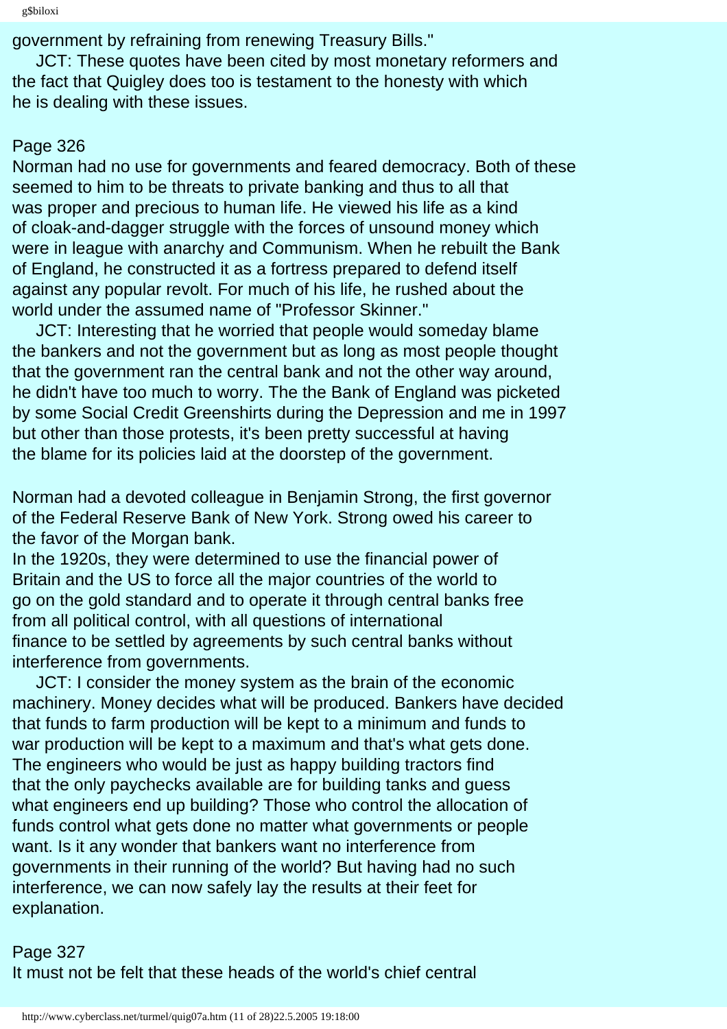government by refraining from renewing Treasury Bills."

JCT: These quotes have been cited by most monetary reformers and the fact that Quigley does too is testament to the honesty with which he is dealing with these issues.

Page 326

Norman had no use for governments and feared democracy. Both of these seemed to him to be threats to private banking and thus to all that was proper and precious to human life. He viewed his life as a kind of cloak-and-dagger struggle with the forces of unsound money which were in league with anarchy and Communism. When he rebuilt the Bank of England, he constructed it as a fortress prepared to defend itself against any popular revolt. For much of his life, he rushed about the world under the assumed name of "Professor Skinner."

JCT: Interesting that he worried that people would someday blame the bankers and not the government but as long as most people thought that the government ran the central bank and not the other way around, he didn't have too much to worry. The the Bank of England was picketed by some Social Credit Greenshirts during the Depression and me in 1997 but other than those protests, it's been pretty successful at having the blame for its policies laid at the doorstep of the government.

Norman had a devoted colleague in Benjamin Strong, the first governor of the Federal Reserve Bank of New York. Strong owed his career to the favor of the Morgan bank.
In the 1920s, they were determined to use the financial power of Britain and the US to force all the major countries of the world to go on the gold standard and to operate it through central banks free from all political control, with all questions of international finance to be settled by agreements by such central banks without interference from governments.

JCT: I consider the money system as the brain of the economic machinery. Money decides what will be produced. Bankers have decided that funds to farm production will be kept to a minimum and funds to war production will be kept to a maximum and that's what gets done. The engineers who would be just as happy building tractors find that the only paychecks available are for building tanks and guess what engineers end up building? Those who control the allocation of funds control what gets done no matter what governments or people want. Is it any wonder that bankers want no interference from governments in their running of the world? But having had no such interference, we can now safely lay the results at their feet for explanation.

Page 327

It must not be felt that these heads of the world's chief central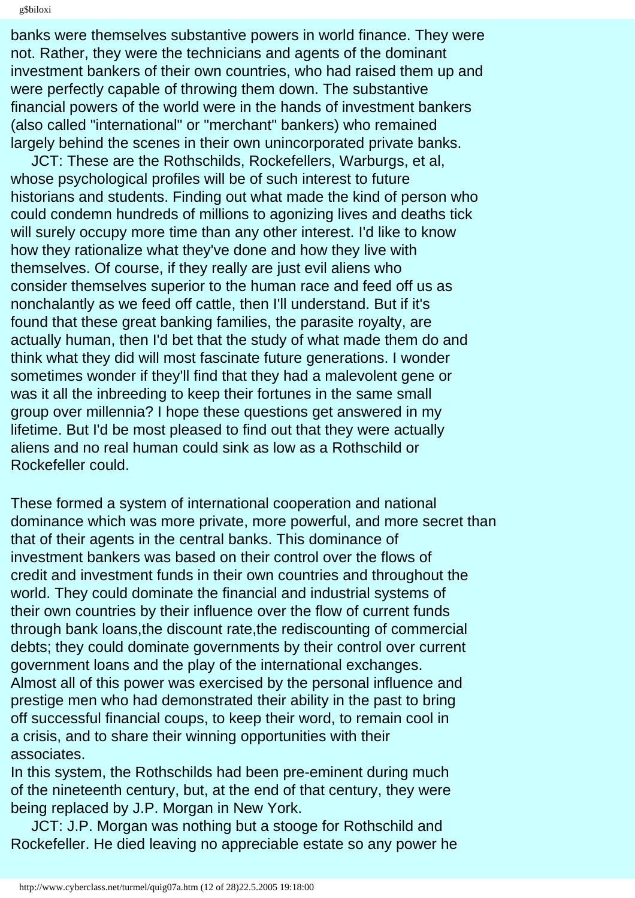banks were themselves substantive powers in world finance. They were not. Rather, they were the technicians and agents of the dominant investment bankers of their own countries, who had raised them up and were perfectly capable of throwing them down. The substantive financial powers of the world were in the hands of investment bankers (also called "international" or "merchant" bankers) who remained largely behind the scenes in their own unincorporated private banks.

JCT: These are the Rothschilds, Rockefellers, Warburgs, et al, whose psychological profiles will be of such interest to future historians and students. Finding out what made the kind of person who could condemn hundreds of millions to agonizing lives and deaths tick will surely occupy more time than any other interest. I'd like to know how they rationalize what they've done and how they live with themselves. Of course, if they really are just evil aliens who consider themselves superior to the human race and feed off us as nonchalantly as we feed off cattle, then I'll understand. But if it's found that these great banking families, the parasite royalty, are actually human, then I'd bet that the study of what made them do and think what they did will most fascinate future generations. I wonder sometimes wonder if they'll find that they had a malevolent gene or was it all the inbreeding to keep their fortunes in the same small group over millennia? I hope these questions get answered in my lifetime. But I'd be most pleased to find out that they were actually aliens and no real human could sink as low as a Rothschild or Rockefeller could.

These formed a system of international cooperation and national dominance which was more private, more powerful, and more secret than that of their agents in the central banks. This dominance of investment bankers was based on their control over the flows of credit and investment funds in their own countries and throughout the world. They could dominate the financial and industrial systems of their own countries by their influence over the flow of current funds through bank loans,the discount rate,the rediscounting of commercial debts; they could dominate governments by their control over current government loans and the play of the international exchanges. Almost all of this power was exercised by the personal influence and prestige men who had demonstrated their ability in the past to bring off successful financial coups, to keep their word, to remain cool in a crisis, and to share their winning opportunities with their associates.
In this system, the Rothschilds had been pre-eminent during much of the nineteenth century, but, at the end of that century, they were being replaced by J.P. Morgan in New York.

JCT: J.P. Morgan was nothing but a stooge for Rothschild and Rockefeller. He died leaving no appreciable estate so any power he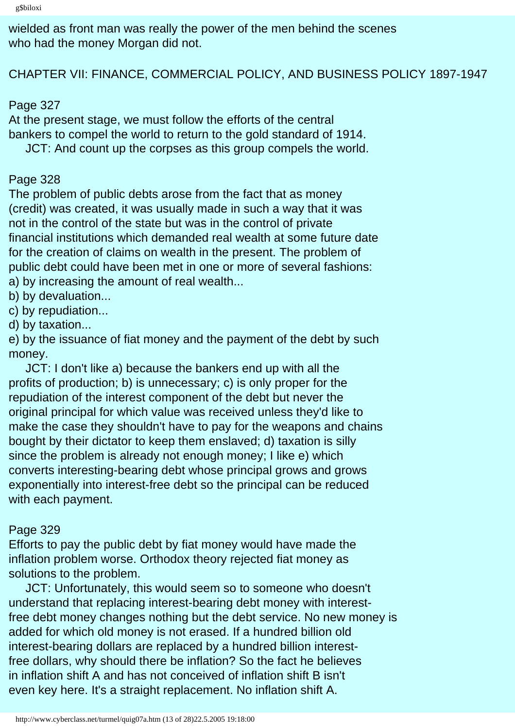wielded as front man was really the power of the men behind the scenes who had the money Morgan did not.

## CHAPTER VII: FINANCE, COMMERCIAL POLICY, AND BUSINESS POLICY 1897-1947

Page 327

At the present stage, we must follow the efforts of the central bankers to compel the world to return to the gold standard of 1914.

JCT: And count up the corpses as this group compels the world.

Page 328

The problem of public debts arose from the fact that as money (credit) was created, it was usually made in such a way that it was not in the control of the state but was in the control of private financial institutions which demanded real wealth at some future date for the creation of claims on wealth in the present. The problem of public debt could have been met in one or more of several fashions:

a) by increasing the amount of real wealth...
b) by devaluation...
c) by repudiation...
d) by taxation...
e) by the issuance of fiat money and the payment of the debt by such money.

JCT: I don't like a) because the bankers end up with all the profits of production; b) is unnecessary; c) is only proper for the repudiation of the interest component of the debt but never the original principal for which value was received unless they'd like to make the case they shouldn't have to pay for the weapons and chains bought by their dictator to keep them enslaved; d) taxation is silly since the problem is already not enough money; I like e) which converts interesting-bearing debt whose principal grows and grows exponentially into interest-free debt so the principal can be reduced with each payment.

Page 329

Efforts to pay the public debt by fiat money would have made the inflation problem worse. Orthodox theory rejected fiat money as solutions to the problem.

JCT: Unfortunately, this would seem so to someone who doesn't understand that replacing interest-bearing debt money with interest-free debt money changes nothing but the debt service. No new money is added for which old money is not erased. If a hundred billion old interest-bearing dollars are replaced by a hundred billion interest-free dollars, why should there be inflation? So the fact he believes in inflation shift A and has not conceived of inflation shift B isn't even key here. It's a straight replacement. No inflation shift A.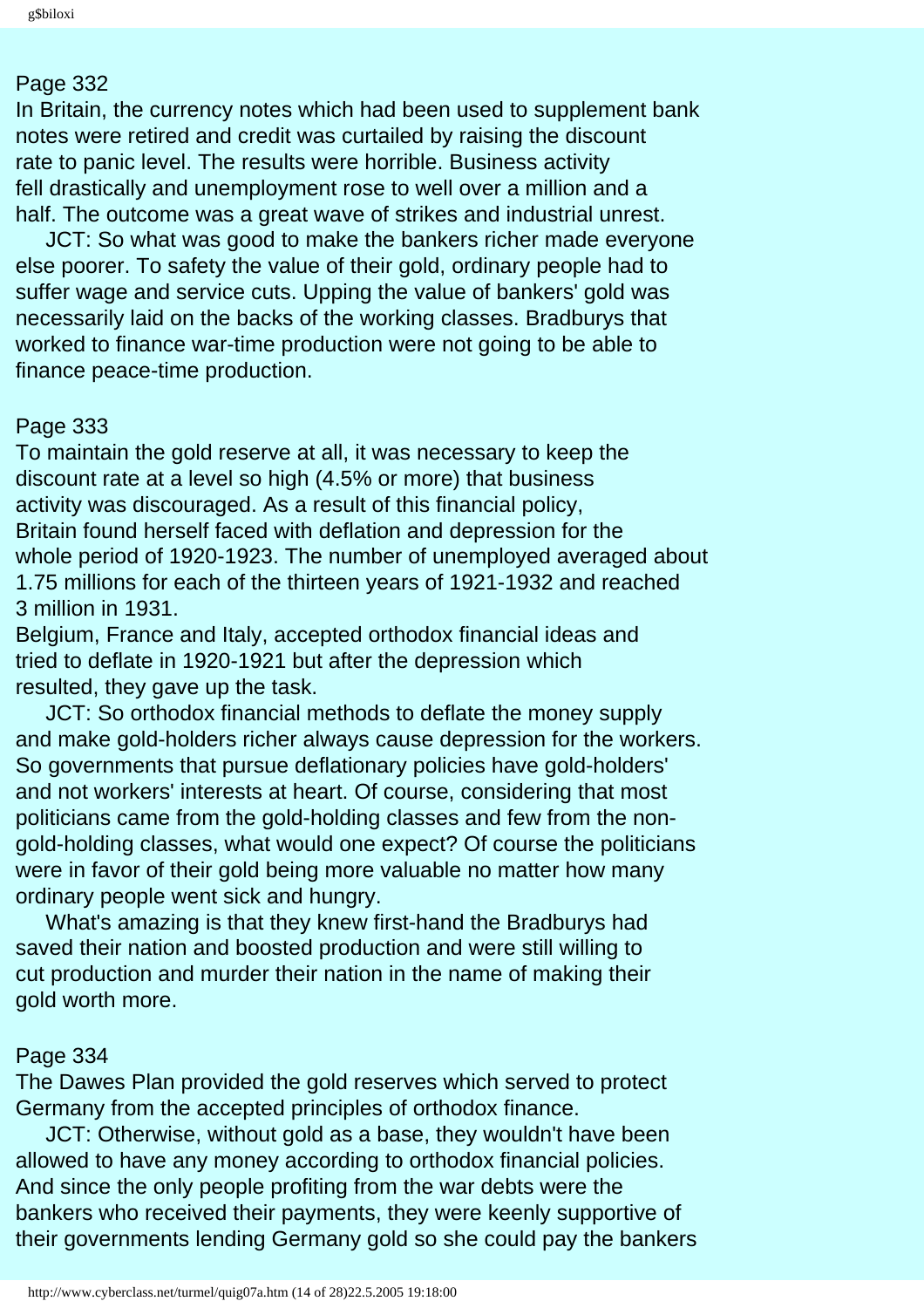Page 332

In Britain, the currency notes which had been used to supplement bank notes were retired and credit was curtailed by raising the discount rate to panic level. The results were horrible. Business activity fell drastically and unemployment rose to well over a million and a half. The outcome was a great wave of strikes and industrial unrest.

JCT: So what was good to make the bankers richer made everyone else poorer. To safety the value of their gold, ordinary people had to suffer wage and service cuts. Upping the value of bankers' gold was necessarily laid on the backs of the working classes. Bradburys that worked to finance war-time production were not going to be able to finance peace-time production.

Page 333

To maintain the gold reserve at all, it was necessary to keep the discount rate at a level so high (4.5% or more) that business activity was discouraged. As a result of this financial policy, Britain found herself faced with deflation and depression for the whole period of 1920-1923. The number of unemployed averaged about 1.75 millions for each of the thirteen years of 1921-1932 and reached 3 million in 1931.

Belgium, France and Italy, accepted orthodox financial ideas and tried to deflate in 1920-1921 but after the depression which resulted, they gave up the task.

JCT: So orthodox financial methods to deflate the money supply and make gold-holders richer always cause depression for the workers. So governments that pursue deflationary policies have gold-holders' and not workers' interests at heart. Of course, considering that most politicians came from the gold-holding classes and few from the non-gold-holding classes, what would one expect? Of course the politicians were in favor of their gold being more valuable no matter how many ordinary people went sick and hungry.

What's amazing is that they knew first-hand the Bradburys had saved their nation and boosted production and were still willing to cut production and murder their nation in the name of making their gold worth more.

Page 334

The Dawes Plan provided the gold reserves which served to protect Germany from the accepted principles of orthodox finance.

JCT: Otherwise, without gold as a base, they wouldn't have been allowed to have any money according to orthodox financial policies. And since the only people profiting from the war debts were the bankers who received their payments, they were keenly supportive of their governments lending Germany gold so she could pay the bankers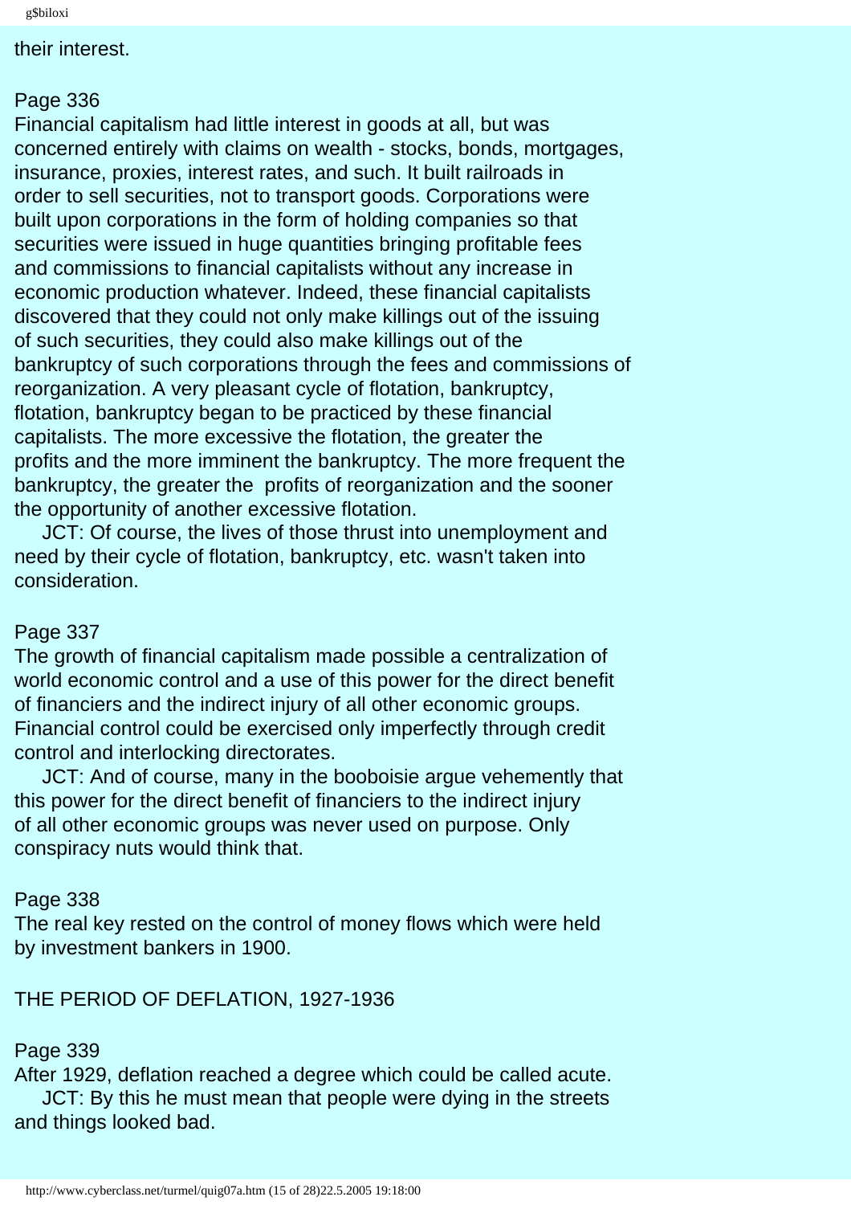their interest.

Page 336
Financial capitalism had little interest in goods at all, but was concerned entirely with claims on wealth - stocks, bonds, mortgages, insurance, proxies, interest rates, and such. It built railroads in order to sell securities, not to transport goods. Corporations were built upon corporations in the form of holding companies so that securities were issued in huge quantities bringing profitable fees and commissions to financial capitalists without any increase in economic production whatever. Indeed, these financial capitalists discovered that they could not only make killings out of the issuing of such securities, they could also make killings out of the bankruptcy of such corporations through the fees and commissions of reorganization. A very pleasant cycle of flotation, bankruptcy, flotation, bankruptcy began to be practiced by these financial capitalists. The more excessive the flotation, the greater the profits and the more imminent the bankruptcy. The more frequent the bankruptcy, the greater the profits of reorganization and the sooner the opportunity of another excessive flotation.

JCT: Of course, the lives of those thrust into unemployment and need by their cycle of flotation, bankruptcy, etc. wasn't taken into consideration.

Page 337
The growth of financial capitalism made possible a centralization of world economic control and a use of this power for the direct benefit of financiers and the indirect injury of all other economic groups. Financial control could be exercised only imperfectly through credit control and interlocking directorates.

JCT: And of course, many in the booboisie argue vehemently that this power for the direct benefit of financiers to the indirect injury of all other economic groups was never used on purpose. Only conspiracy nuts would think that.

Page 338
The real key rested on the control of money flows which were held by investment bankers in 1900.

THE PERIOD OF DEFLATION, 1927-1936

Page 339
After 1929, deflation reached a degree which could be called acute.

JCT: By this he must mean that people were dying in the streets and things looked bad.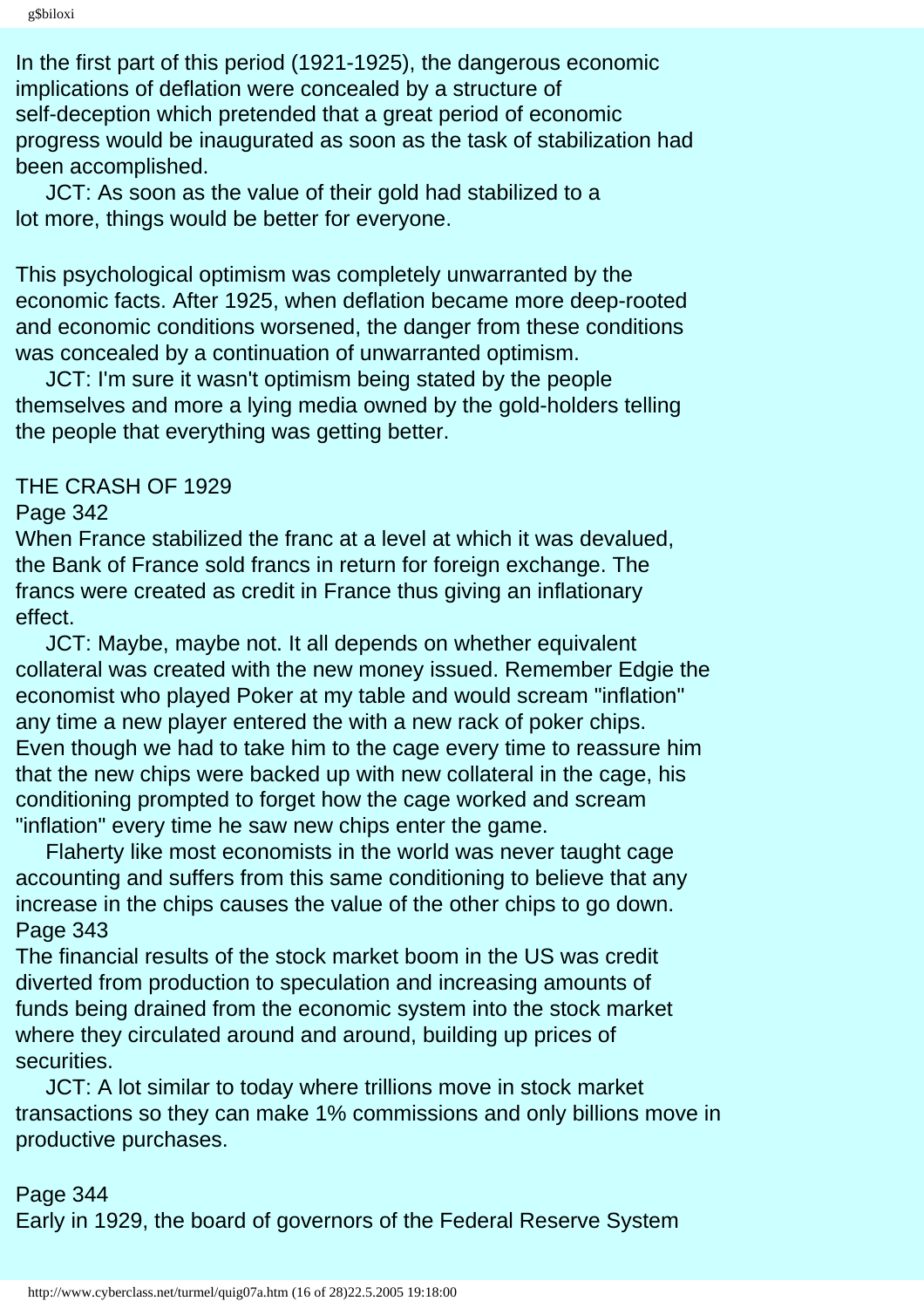In the first part of this period (1921-1925), the dangerous economic implications of deflation were concealed by a structure of self-deception which pretended that a great period of economic progress would be inaugurated as soon as the task of stabilization had been accomplished.

JCT: As soon as the value of their gold had stabilized to a lot more, things would be better for everyone.

This psychological optimism was completely unwarranted by the economic facts. After 1925, when deflation became more deep-rooted and economic conditions worsened, the danger from these conditions was concealed by a continuation of unwarranted optimism.

JCT: I'm sure it wasn't optimism being stated by the people themselves and more a lying media owned by the gold-holders telling the people that everything was getting better.

## THE CRASH OF 1929

Page 342

When France stabilized the franc at a level at which it was devalued, the Bank of France sold francs in return for foreign exchange. The francs were created as credit in France thus giving an inflationary effect.

JCT: Maybe, maybe not. It all depends on whether equivalent collateral was created with the new money issued. Remember Edgie the economist who played Poker at my table and would scream "inflation" any time a new player entered the with a new rack of poker chips. Even though we had to take him to the cage every time to reassure him that the new chips were backed up with new collateral in the cage, his conditioning prompted to forget how the cage worked and scream "inflation" every time he saw new chips enter the game.

Flaherty like most economists in the world was never taught cage accounting and suffers from this same conditioning to believe that any increase in the chips causes the value of the other chips to go down.

Page 343

The financial results of the stock market boom in the US was credit diverted from production to speculation and increasing amounts of funds being drained from the economic system into the stock market where they circulated around and around, building up prices of securities.

JCT: A lot similar to today where trillions move in stock market transactions so they can make 1% commissions and only billions move in productive purchases.

Page 344

Early in 1929, the board of governors of the Federal Reserve System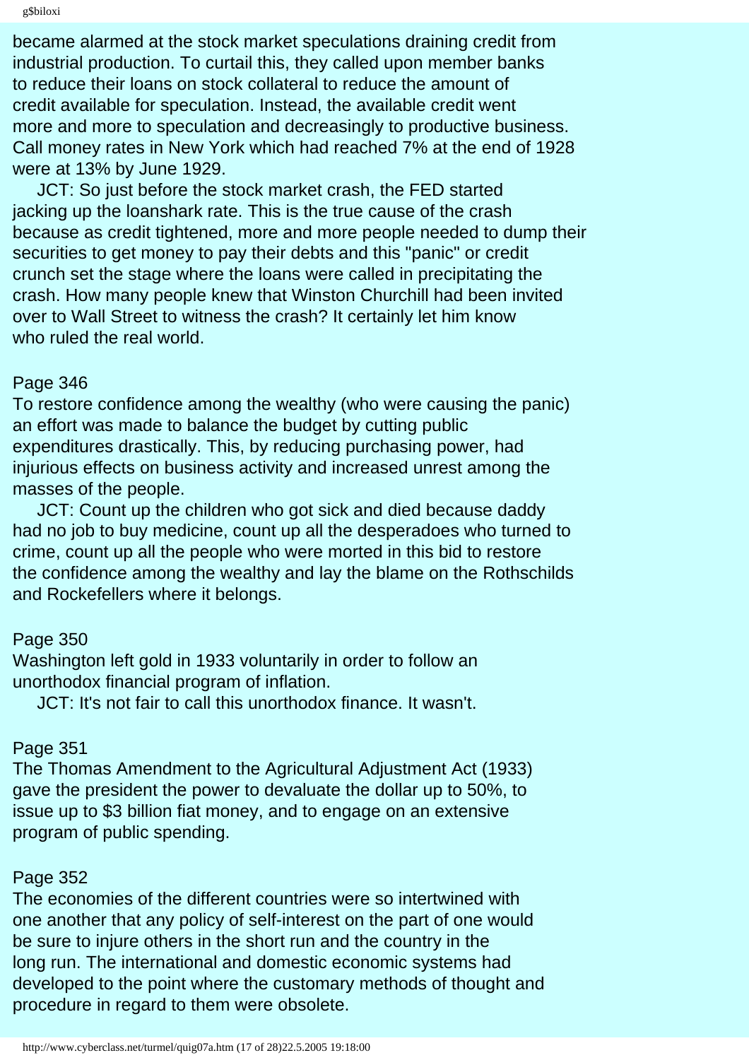became alarmed at the stock market speculations draining credit from industrial production. To curtail this, they called upon member banks to reduce their loans on stock collateral to reduce the amount of credit available for speculation. Instead, the available credit went more and more to speculation and decreasingly to productive business. Call money rates in New York which had reached 7% at the end of 1928 were at 13% by June 1929.

JCT: So just before the stock market crash, the FED started jacking up the loanshark rate. This is the true cause of the crash because as credit tightened, more and more people needed to dump their securities to get money to pay their debts and this "panic" or credit crunch set the stage where the loans were called in precipitating the crash. How many people knew that Winston Churchill had been invited over to Wall Street to witness the crash? It certainly let him know who ruled the real world.

Page 346

To restore confidence among the wealthy (who were causing the panic) an effort was made to balance the budget by cutting public expenditures drastically. This, by reducing purchasing power, had injurious effects on business activity and increased unrest among the masses of the people.

JCT: Count up the children who got sick and died because daddy had no job to buy medicine, count up all the desperadoes who turned to crime, count up all the people who were morted in this bid to restore the confidence among the wealthy and lay the blame on the Rothschilds and Rockefellers where it belongs.

Page 350

Washington left gold in 1933 voluntarily in order to follow an unorthodox financial program of inflation.

JCT: It's not fair to call this unorthodox finance. It wasn't.

Page 351

The Thomas Amendment to the Agricultural Adjustment Act (1933) gave the president the power to devaluate the dollar up to 50%, to issue up to $3 billion fiat money, and to engage on an extensive program of public spending.

Page 352

The economies of the different countries were so intertwined with one another that any policy of self-interest on the part of one would be sure to injure others in the short run and the country in the long run. The international and domestic economic systems had developed to the point where the customary methods of thought and procedure in regard to them were obsolete.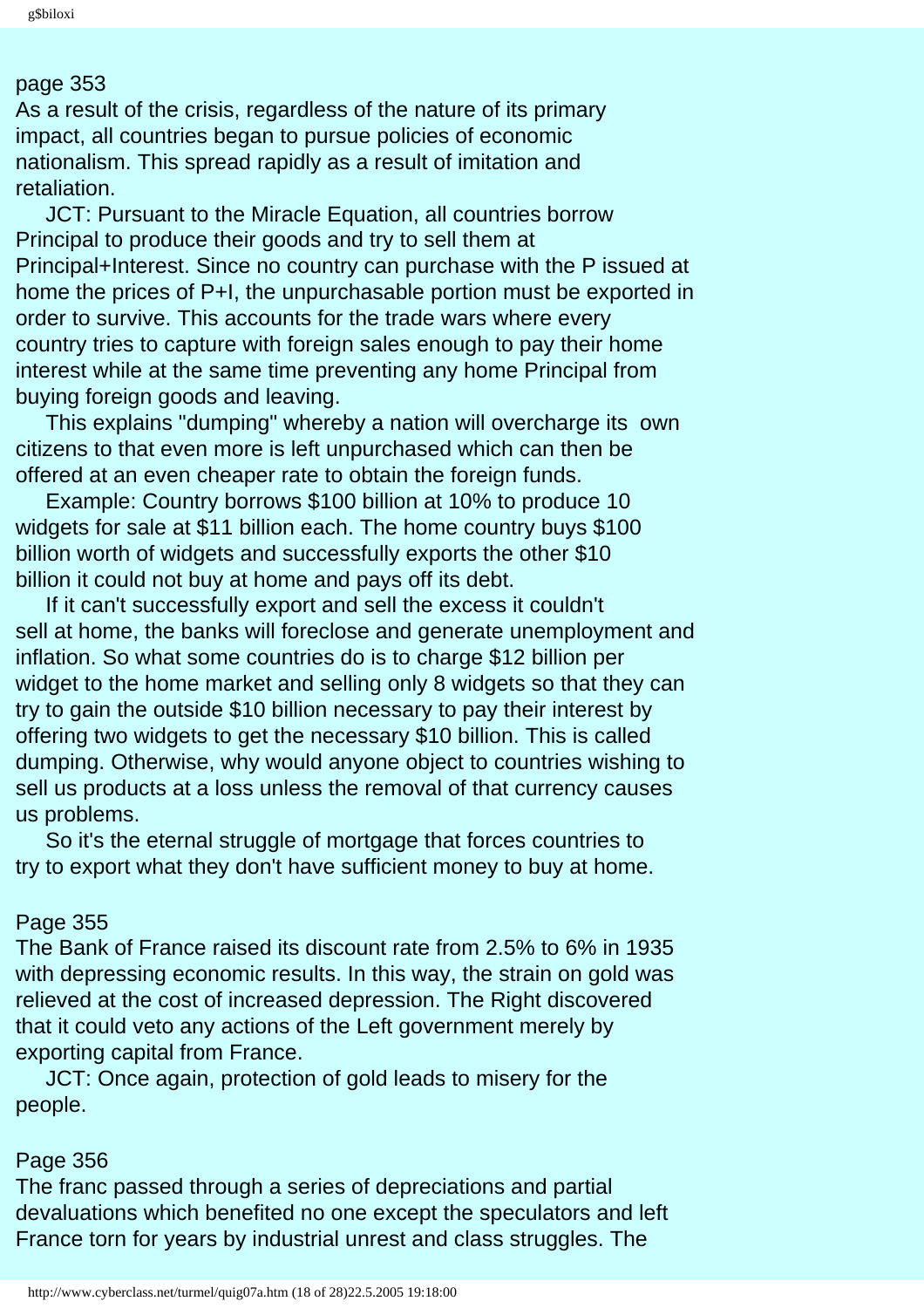page 353

As a result of the crisis, regardless of the nature of its primary impact, all countries began to pursue policies of economic nationalism. This spread rapidly as a result of imitation and retaliation.

JCT: Pursuant to the Miracle Equation, all countries borrow Principal to produce their goods and try to sell them at Principal+Interest. Since no country can purchase with the P issued at home the prices of P+I, the unpurchasable portion must be exported in order to survive. This accounts for the trade wars where every country tries to capture with foreign sales enough to pay their home interest while at the same time preventing any home Principal from buying foreign goods and leaving.

This explains "dumping" whereby a nation will overcharge its own citizens to that even more is left unpurchased which can then be offered at an even cheaper rate to obtain the foreign funds.

Example: Country borrows $100 billion at 10% to produce 10 widgets for sale at $11 billion each. The home country buys $100 billion worth of widgets and successfully exports the other $10 billion it could not buy at home and pays off its debt.

If it can't successfully export and sell the excess it couldn't sell at home, the banks will foreclose and generate unemployment and inflation. So what some countries do is to charge $12 billion per widget to the home market and selling only 8 widgets so that they can try to gain the outside $10 billion necessary to pay their interest by offering two widgets to get the necessary $10 billion. This is called dumping. Otherwise, why would anyone object to countries wishing to sell us products at a loss unless the removal of that currency causes us problems.

So it's the eternal struggle of mortgage that forces countries to try to export what they don't have sufficient money to buy at home.

Page 355

The Bank of France raised its discount rate from 2.5% to 6% in 1935 with depressing economic results. In this way, the strain on gold was relieved at the cost of increased depression. The Right discovered that it could veto any actions of the Left government merely by exporting capital from France.

JCT: Once again, protection of gold leads to misery for the people.

Page 356

The franc passed through a series of depreciations and partial devaluations which benefited no one except the speculators and left France torn for years by industrial unrest and class struggles. The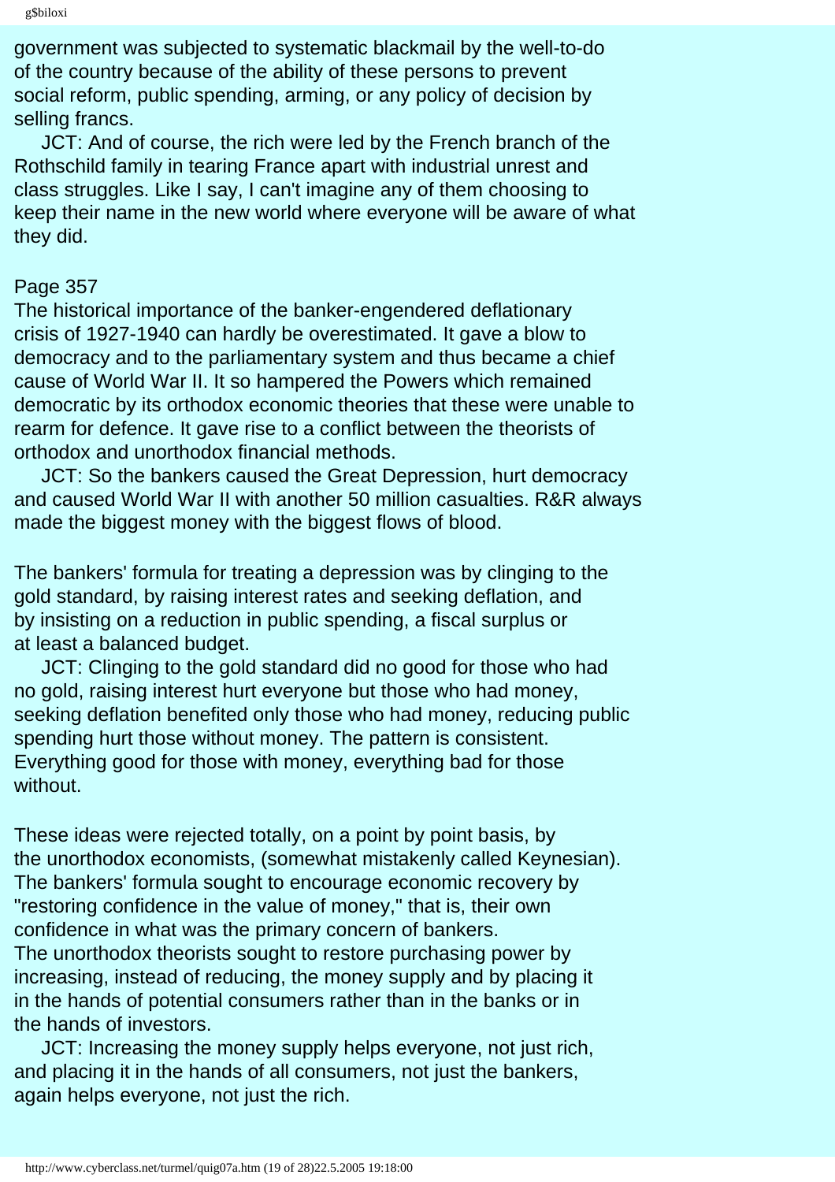government was subjected to systematic blackmail by the well-to-do of the country because of the ability of these persons to prevent social reform, public spending, arming, or any policy of decision by selling francs.

JCT: And of course, the rich were led by the French branch of the Rothschild family in tearing France apart with industrial unrest and class struggles. Like I say, I can't imagine any of them choosing to keep their name in the new world where everyone will be aware of what they did.

Page 357

The historical importance of the banker-engendered deflationary crisis of 1927-1940 can hardly be overestimated. It gave a blow to democracy and to the parliamentary system and thus became a chief cause of World War II. It so hampered the Powers which remained democratic by its orthodox economic theories that these were unable to rearm for defence. It gave rise to a conflict between the theorists of orthodox and unorthodox financial methods.

JCT: So the bankers caused the Great Depression, hurt democracy and caused World War II with another 50 million casualties. R&R always made the biggest money with the biggest flows of blood.

The bankers' formula for treating a depression was by clinging to the gold standard, by raising interest rates and seeking deflation, and by insisting on a reduction in public spending, a fiscal surplus or at least a balanced budget.

JCT: Clinging to the gold standard did no good for those who had no gold, raising interest hurt everyone but those who had money, seeking deflation benefited only those who had money, reducing public spending hurt those without money. The pattern is consistent. Everything good for those with money, everything bad for those without.

These ideas were rejected totally, on a point by point basis, by the unorthodox economists, (somewhat mistakenly called Keynesian). The bankers' formula sought to encourage economic recovery by "restoring confidence in the value of money," that is, their own confidence in what was the primary concern of bankers. The unorthodox theorists sought to restore purchasing power by increasing, instead of reducing, the money supply and by placing it in the hands of potential consumers rather than in the banks or in the hands of investors.

JCT: Increasing the money supply helps everyone, not just rich, and placing it in the hands of all consumers, not just the bankers, again helps everyone, not just the rich.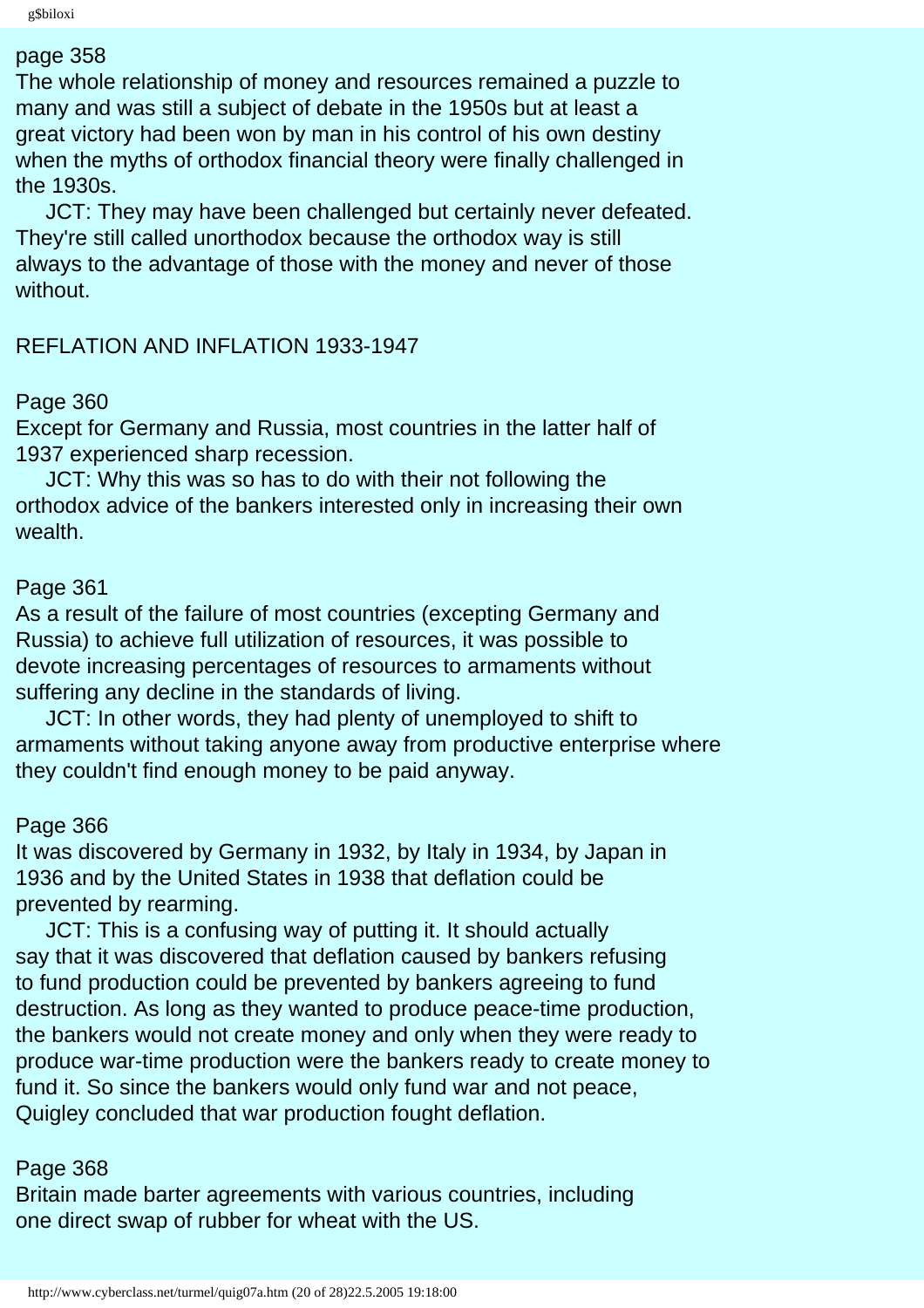page 358
The whole relationship of money and resources remained a puzzle to many and was still a subject of debate in the 1950s but at least a great victory had been won by man in his control of his own destiny when the myths of orthodox financial theory were finally challenged in the 1930s.

JCT: They may have been challenged but certainly never defeated. They're still called unorthodox because the orthodox way is still always to the advantage of those with the money and never of those without.

## REFLATION AND INFLATION 1933-1947

Page 360
Except for Germany and Russia, most countries in the latter half of 1937 experienced sharp recession.

JCT: Why this was so has to do with their not following the orthodox advice of the bankers interested only in increasing their own wealth.

Page 361
As a result of the failure of most countries (excepting Germany and Russia) to achieve full utilization of resources, it was possible to devote increasing percentages of resources to armaments without suffering any decline in the standards of living.

JCT: In other words, they had plenty of unemployed to shift to armaments without taking anyone away from productive enterprise where they couldn't find enough money to be paid anyway.

Page 366
It was discovered by Germany in 1932, by Italy in 1934, by Japan in 1936 and by the United States in 1938 that deflation could be prevented by rearming.

JCT: This is a confusing way of putting it. It should actually say that it was discovered that deflation caused by bankers refusing to fund production could be prevented by bankers agreeing to fund destruction. As long as they wanted to produce peace-time production, the bankers would not create money and only when they were ready to produce war-time production were the bankers ready to create money to fund it. So since the bankers would only fund war and not peace, Quigley concluded that war production fought deflation.

Page 368
Britain made barter agreements with various countries, including one direct swap of rubber for wheat with the US.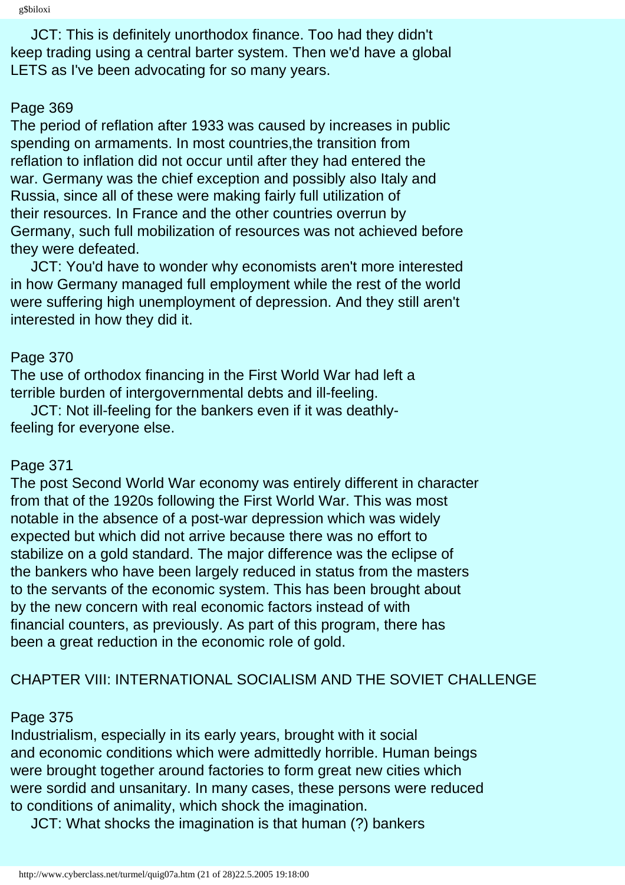JCT: This is definitely unorthodox finance. Too had they didn't keep trading using a central barter system. Then we'd have a global LETS as I've been advocating for so many years.

Page 369
The period of reflation after 1933 was caused by increases in public spending on armaments. In most countries,the transition from reflation to inflation did not occur until after they had entered the war. Germany was the chief exception and possibly also Italy and Russia, since all of these were making fairly full utilization of their resources. In France and the other countries overrun by Germany, such full mobilization of resources was not achieved before they were defeated.
JCT: You'd have to wonder why economists aren't more interested in how Germany managed full employment while the rest of the world were suffering high unemployment of depression. And they still aren't interested in how they did it.

Page 370
The use of orthodox financing in the First World War had left a terrible burden of intergovernmental debts and ill-feeling.
JCT: Not ill-feeling for the bankers even if it was deathly-feeling for everyone else.

Page 371
The post Second World War economy was entirely different in character from that of the 1920s following the First World War. This was most notable in the absence of a post-war depression which was widely expected but which did not arrive because there was no effort to stabilize on a gold standard. The major difference was the eclipse of the bankers who have been largely reduced in status from the masters to the servants of the economic system. This has been brought about by the new concern with real economic factors instead of with financial counters, as previously. As part of this program, there has been a great reduction in the economic role of gold.

## CHAPTER VIII: INTERNATIONAL SOCIALISM AND THE SOVIET CHALLENGE

Page 375
Industrialism, especially in its early years, brought with it social and economic conditions which were admittedly horrible. Human beings were brought together around factories to form great new cities which were sordid and unsanitary. In many cases, these persons were reduced to conditions of animality, which shock the imagination.
JCT: What shocks the imagination is that human (?) bankers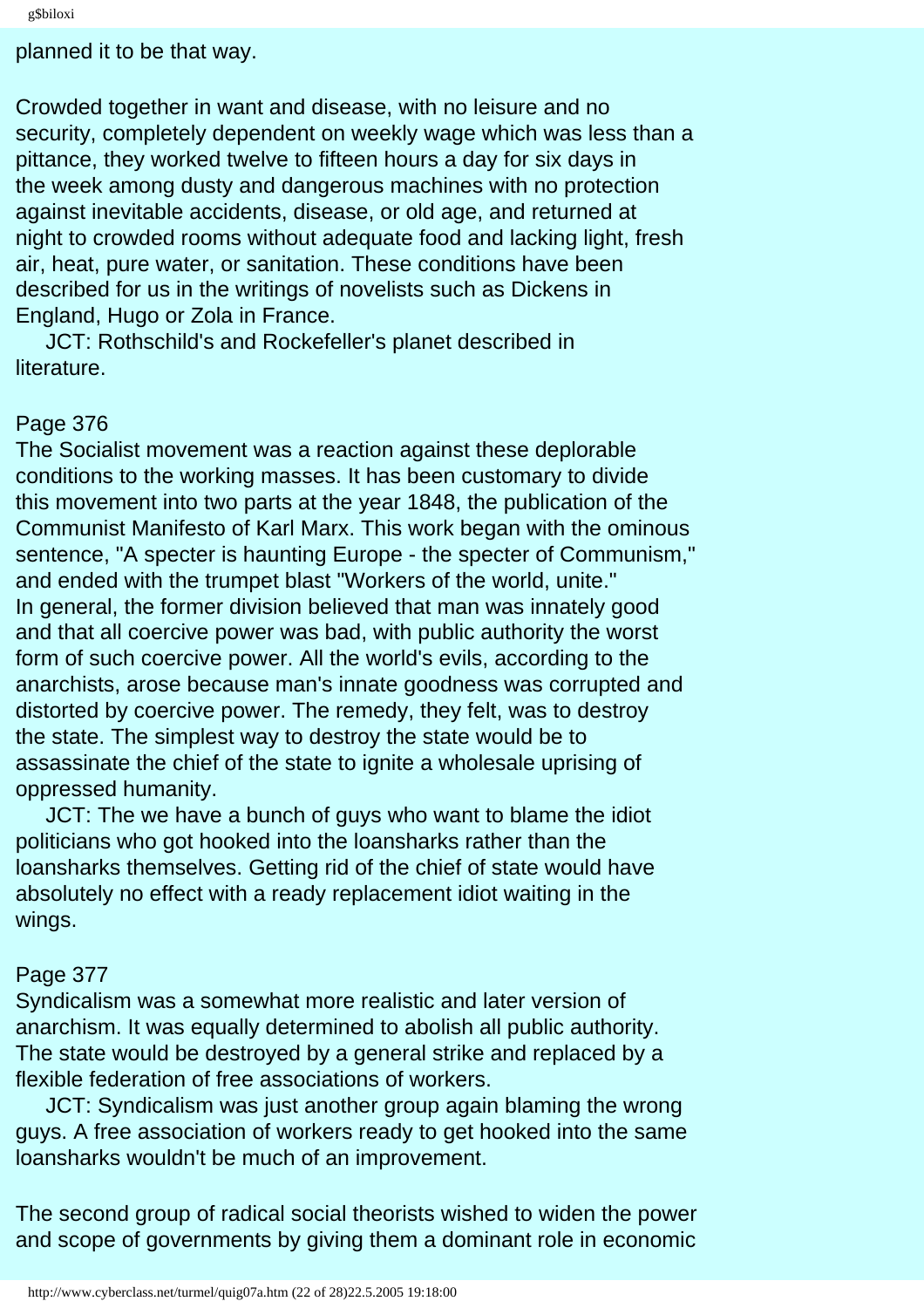planned it to be that way.

Crowded together in want and disease, with no leisure and no security, completely dependent on weekly wage which was less than a pittance, they worked twelve to fifteen hours a day for six days in the week among dusty and dangerous machines with no protection against inevitable accidents, disease, or old age, and returned at night to crowded rooms without adequate food and lacking light, fresh air, heat, pure water, or sanitation. These conditions have been described for us in the writings of novelists such as Dickens in England, Hugo or Zola in France.

JCT: Rothschild's and Rockefeller's planet described in literature.

Page 376

The Socialist movement was a reaction against these deplorable conditions to the working masses. It has been customary to divide this movement into two parts at the year 1848, the publication of the Communist Manifesto of Karl Marx. This work began with the ominous sentence, "A specter is haunting Europe - the specter of Communism," and ended with the trumpet blast "Workers of the world, unite." In general, the former division believed that man was innately good and that all coercive power was bad, with public authority the worst form of such coercive power. All the world's evils, according to the anarchists, arose because man's innate goodness was corrupted and distorted by coercive power. The remedy, they felt, was to destroy the state. The simplest way to destroy the state would be to assassinate the chief of the state to ignite a wholesale uprising of oppressed humanity.

JCT: The we have a bunch of guys who want to blame the idiot politicians who got hooked into the loansharks rather than the loansharks themselves. Getting rid of the chief of state would have absolutely no effect with a ready replacement idiot waiting in the wings.

Page 377

Syndicalism was a somewhat more realistic and later version of anarchism. It was equally determined to abolish all public authority. The state would be destroyed by a general strike and replaced by a flexible federation of free associations of workers.

JCT: Syndicalism was just another group again blaming the wrong guys. A free association of workers ready to get hooked into the same loansharks wouldn't be much of an improvement.

The second group of radical social theorists wished to widen the power and scope of governments by giving them a dominant role in economic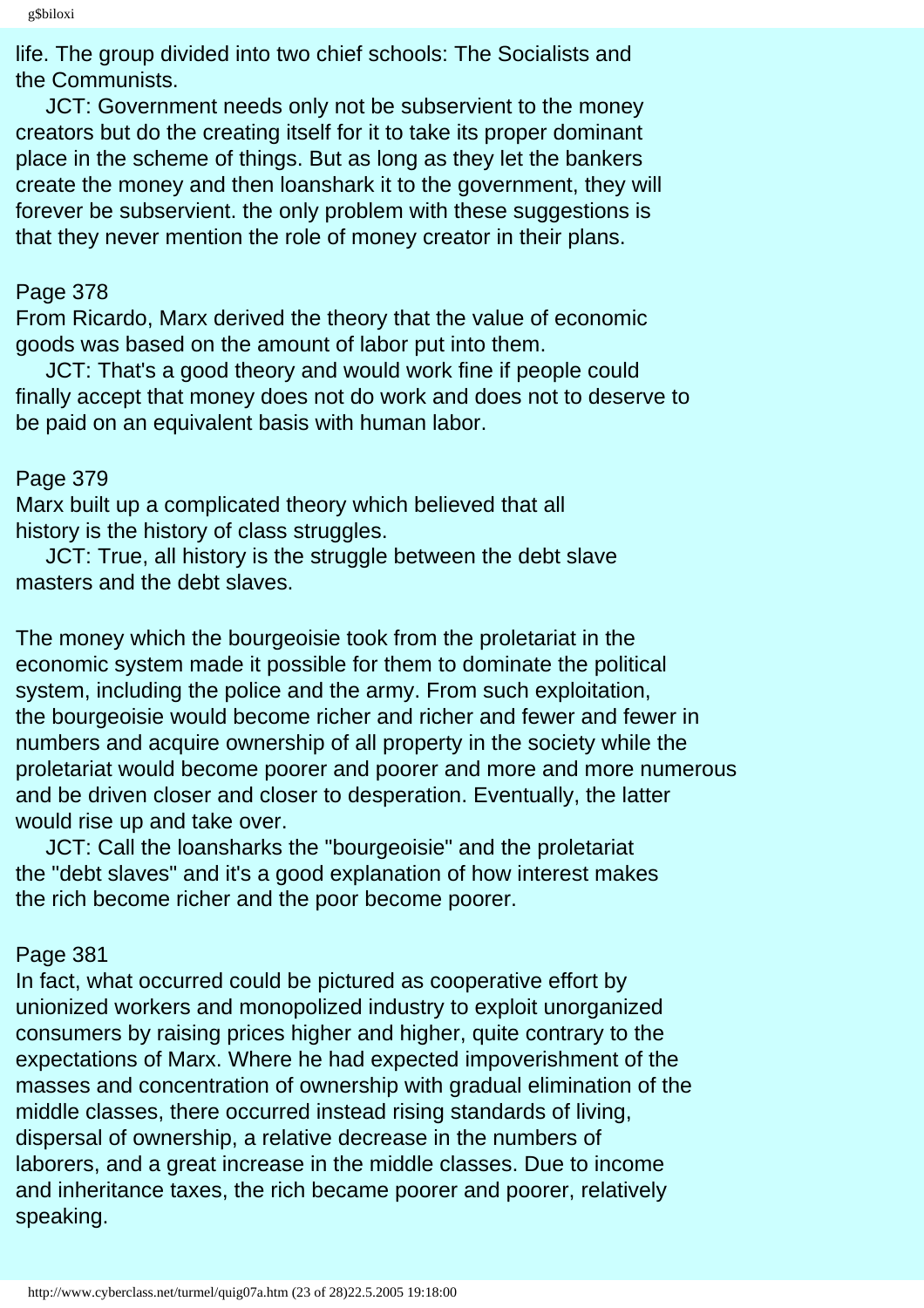life. The group divided into two chief schools: The Socialists and the Communists.

JCT: Government needs only not be subservient to the money creators but do the creating itself for it to take its proper dominant place in the scheme of things. But as long as they let the bankers create the money and then loanshark it to the government, they will forever be subservient. the only problem with these suggestions is that they never mention the role of money creator in their plans.

Page 378

From Ricardo, Marx derived the theory that the value of economic goods was based on the amount of labor put into them.

JCT: That's a good theory and would work fine if people could finally accept that money does not do work and does not to deserve to be paid on an equivalent basis with human labor.

Page 379

Marx built up a complicated theory which believed that all history is the history of class struggles.

JCT: True, all history is the struggle between the debt slave masters and the debt slaves.

The money which the bourgeoisie took from the proletariat in the economic system made it possible for them to dominate the political system, including the police and the army. From such exploitation, the bourgeoisie would become richer and richer and fewer and fewer in numbers and acquire ownership of all property in the society while the proletariat would become poorer and poorer and more and more numerous and be driven closer and closer to desperation. Eventually, the latter would rise up and take over.

JCT: Call the loansharks the "bourgeoisie" and the proletariat the "debt slaves" and it's a good explanation of how interest makes the rich become richer and the poor become poorer.

Page 381

In fact, what occurred could be pictured as cooperative effort by unionized workers and monopolized industry to exploit unorganized consumers by raising prices higher and higher, quite contrary to the expectations of Marx. Where he had expected impoverishment of the masses and concentration of ownership with gradual elimination of the middle classes, there occurred instead rising standards of living, dispersal of ownership, a relative decrease in the numbers of laborers, and a great increase in the middle classes. Due to income and inheritance taxes, the rich became poorer and poorer, relatively speaking.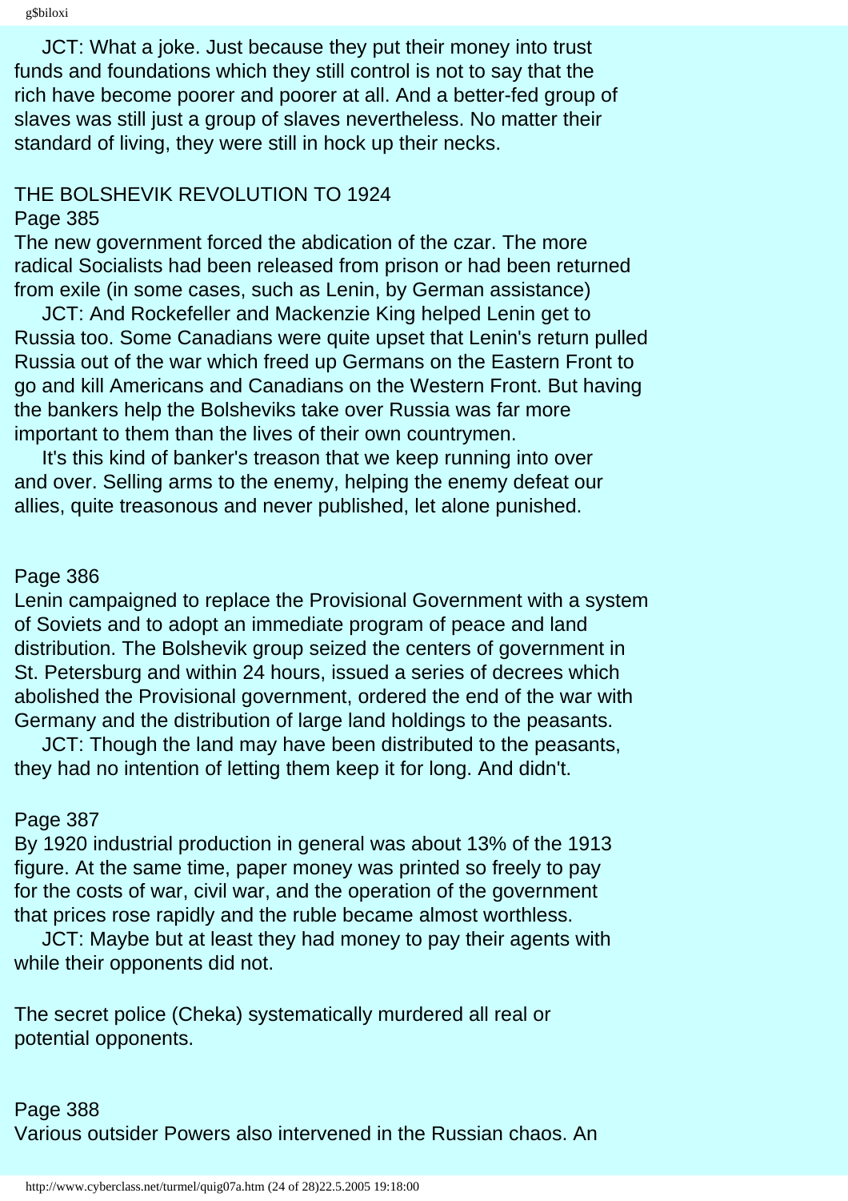JCT: What a joke. Just because they put their money into trust funds and foundations which they still control is not to say that the rich have become poorer and poorer at all. And a better-fed group of slaves was still just a group of slaves nevertheless. No matter their standard of living, they were still in hock up their necks.

THE BOLSHEVIK REVOLUTION TO 1924

Page 385

The new government forced the abdication of the czar. The more radical Socialists had been released from prison or had been returned from exile (in some cases, such as Lenin, by German assistance)

JCT: And Rockefeller and Mackenzie King helped Lenin get to Russia too. Some Canadians were quite upset that Lenin's return pulled Russia out of the war which freed up Germans on the Eastern Front to go and kill Americans and Canadians on the Western Front. But having the bankers help the Bolsheviks take over Russia was far more important to them than the lives of their own countrymen.

It's this kind of banker's treason that we keep running into over and over. Selling arms to the enemy, helping the enemy defeat our allies, quite treasonous and never published, let alone punished.

Page 386

Lenin campaigned to replace the Provisional Government with a system of Soviets and to adopt an immediate program of peace and land distribution. The Bolshevik group seized the centers of government in St. Petersburg and within 24 hours, issued a series of decrees which abolished the Provisional government, ordered the end of the war with Germany and the distribution of large land holdings to the peasants.

JCT: Though the land may have been distributed to the peasants, they had no intention of letting them keep it for long. And didn't.

Page 387

By 1920 industrial production in general was about 13% of the 1913 figure. At the same time, paper money was printed so freely to pay for the costs of war, civil war, and the operation of the government that prices rose rapidly and the ruble became almost worthless.

JCT: Maybe but at least they had money to pay their agents with while their opponents did not.

The secret police (Cheka) systematically murdered all real or potential opponents.

Page 388

Various outsider Powers also intervened in the Russian chaos. An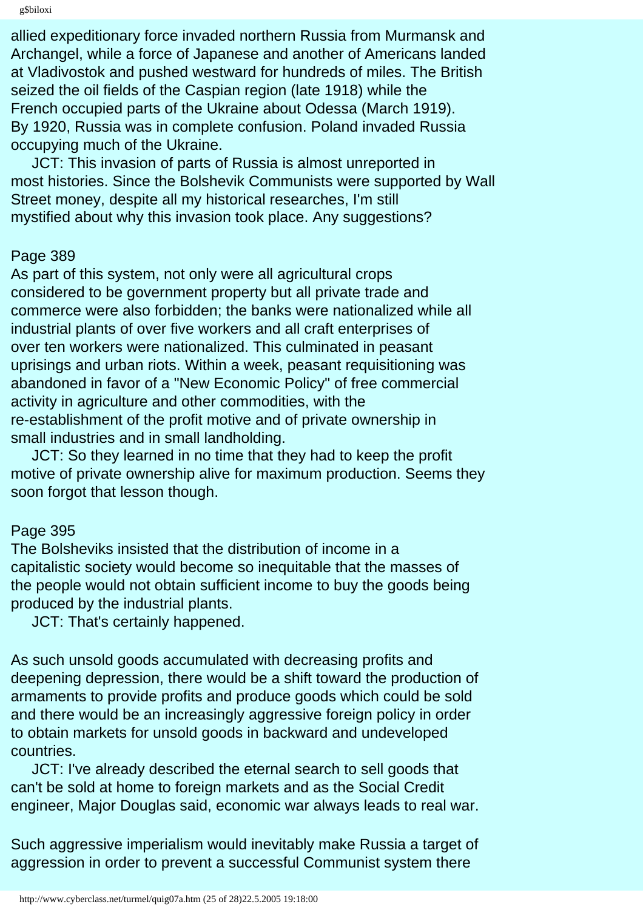allied expeditionary force invaded northern Russia from Murmansk and Archangel, while a force of Japanese and another of Americans landed at Vladivostok and pushed westward for hundreds of miles. The British seized the oil fields of the Caspian region (late 1918) while the French occupied parts of the Ukraine about Odessa (March 1919). By 1920, Russia was in complete confusion. Poland invaded Russia occupying much of the Ukraine.

JCT: This invasion of parts of Russia is almost unreported in most histories. Since the Bolshevik Communists were supported by Wall Street money, despite all my historical researches, I'm still mystified about why this invasion took place. Any suggestions?

Page 389

As part of this system, not only were all agricultural crops considered to be government property but all private trade and commerce were also forbidden; the banks were nationalized while all industrial plants of over five workers and all craft enterprises of over ten workers were nationalized. This culminated in peasant uprisings and urban riots. Within a week, peasant requisitioning was abandoned in favor of a "New Economic Policy" of free commercial activity in agriculture and other commodities, with the re-establishment of the profit motive and of private ownership in small industries and in small landholding.

JCT: So they learned in no time that they had to keep the profit motive of private ownership alive for maximum production. Seems they soon forgot that lesson though.

Page 395

The Bolsheviks insisted that the distribution of income in a capitalistic society would become so inequitable that the masses of the people would not obtain sufficient income to buy the goods being produced by the industrial plants.

JCT: That's certainly happened.

As such unsold goods accumulated with decreasing profits and deepening depression, there would be a shift toward the production of armaments to provide profits and produce goods which could be sold and there would be an increasingly aggressive foreign policy in order to obtain markets for unsold goods in backward and undeveloped countries.

JCT: I've already described the eternal search to sell goods that can't be sold at home to foreign markets and as the Social Credit engineer, Major Douglas said, economic war always leads to real war.

Such aggressive imperialism would inevitably make Russia a target of aggression in order to prevent a successful Communist system there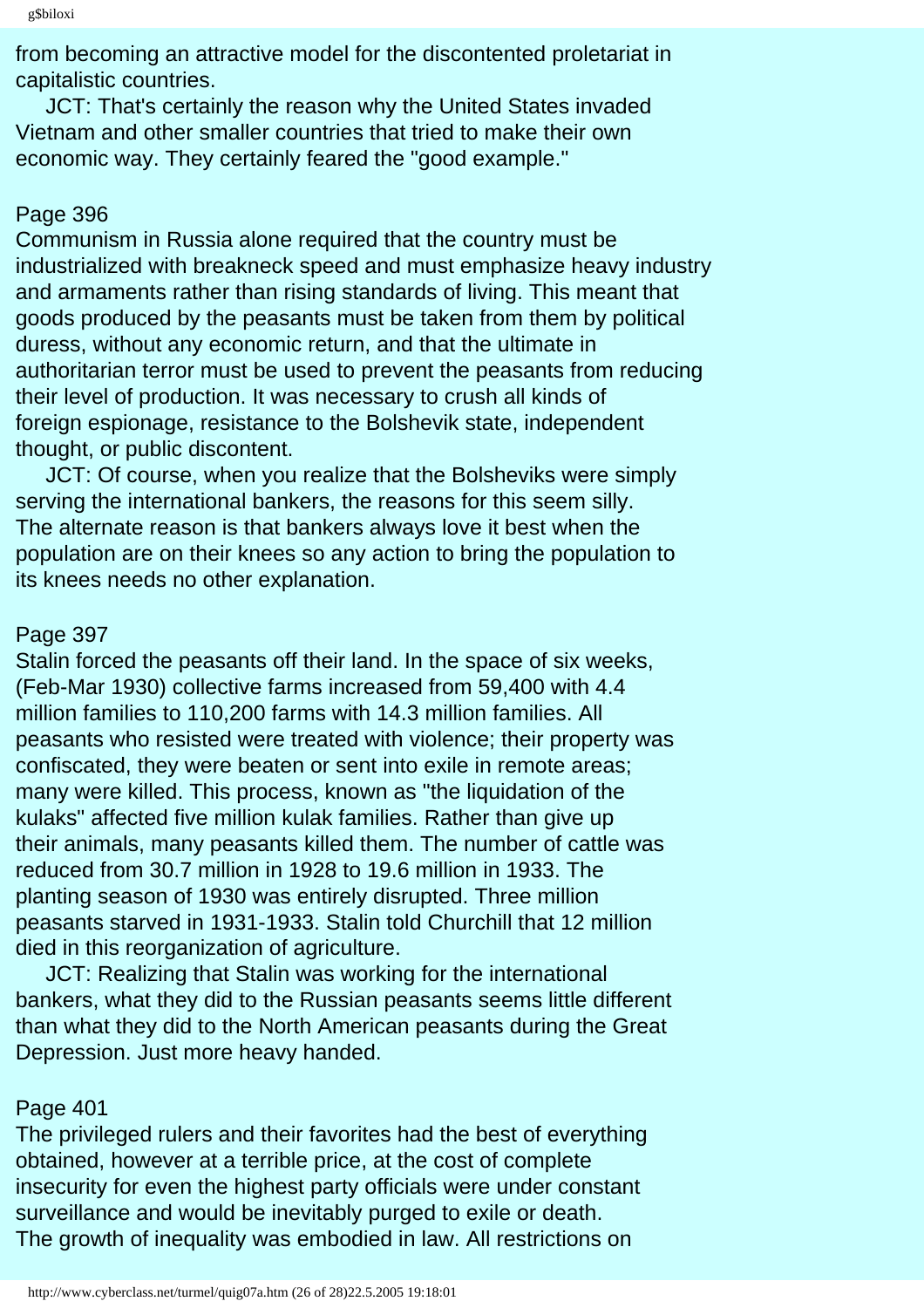from becoming an attractive model for the discontented proletariat in capitalistic countries.

JCT: That's certainly the reason why the United States invaded Vietnam and other smaller countries that tried to make their own economic way. They certainly feared the "good example."

Page 396

Communism in Russia alone required that the country must be industrialized with breakneck speed and must emphasize heavy industry and armaments rather than rising standards of living. This meant that goods produced by the peasants must be taken from them by political duress, without any economic return, and that the ultimate in authoritarian terror must be used to prevent the peasants from reducing their level of production. It was necessary to crush all kinds of foreign espionage, resistance to the Bolshevik state, independent thought, or public discontent.

JCT: Of course, when you realize that the Bolsheviks were simply serving the international bankers, the reasons for this seem silly. The alternate reason is that bankers always love it best when the population are on their knees so any action to bring the population to its knees needs no other explanation.

Page 397

Stalin forced the peasants off their land. In the space of six weeks, (Feb-Mar 1930) collective farms increased from 59,400 with 4.4 million families to 110,200 farms with 14.3 million families. All peasants who resisted were treated with violence; their property was confiscated, they were beaten or sent into exile in remote areas; many were killed. This process, known as "the liquidation of the kulaks" affected five million kulak families. Rather than give up their animals, many peasants killed them. The number of cattle was reduced from 30.7 million in 1928 to 19.6 million in 1933. The planting season of 1930 was entirely disrupted. Three million peasants starved in 1931-1933. Stalin told Churchill that 12 million died in this reorganization of agriculture.

JCT: Realizing that Stalin was working for the international bankers, what they did to the Russian peasants seems little different than what they did to the North American peasants during the Great Depression. Just more heavy handed.

Page 401

The privileged rulers and their favorites had the best of everything obtained, however at a terrible price, at the cost of complete insecurity for even the highest party officials were under constant surveillance and would be inevitably purged to exile or death. The growth of inequality was embodied in law. All restrictions on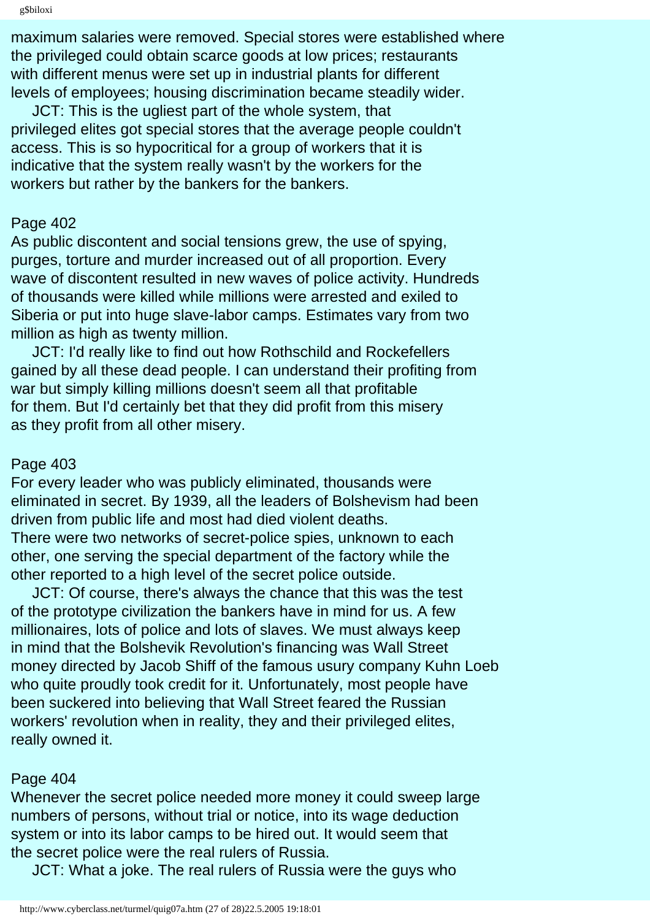maximum salaries were removed. Special stores were established where the privileged could obtain scarce goods at low prices; restaurants with different menus were set up in industrial plants for different levels of employees; housing discrimination became steadily wider.

JCT: This is the ugliest part of the whole system, that privileged elites got special stores that the average people couldn't access. This is so hypocritical for a group of workers that it is indicative that the system really wasn't by the workers for the workers but rather by the bankers for the bankers.

Page 402

As public discontent and social tensions grew, the use of spying, purges, torture and murder increased out of all proportion. Every wave of discontent resulted in new waves of police activity. Hundreds of thousands were killed while millions were arrested and exiled to Siberia or put into huge slave-labor camps. Estimates vary from two million as high as twenty million.

JCT: I'd really like to find out how Rothschild and Rockefellers gained by all these dead people. I can understand their profiting from war but simply killing millions doesn't seem all that profitable for them. But I'd certainly bet that they did profit from this misery as they profit from all other misery.

Page 403

For every leader who was publicly eliminated, thousands were eliminated in secret. By 1939, all the leaders of Bolshevism had been driven from public life and most had died violent deaths.
There were two networks of secret-police spies, unknown to each other, one serving the special department of the factory while the other reported to a high level of the secret police outside.

JCT: Of course, there's always the chance that this was the test of the prototype civilization the bankers have in mind for us. A few millionaires, lots of police and lots of slaves. We must always keep in mind that the Bolshevik Revolution's financing was Wall Street money directed by Jacob Shiff of the famous usury company Kuhn Loeb who quite proudly took credit for it. Unfortunately, most people have been suckered into believing that Wall Street feared the Russian workers' revolution when in reality, they and their privileged elites, really owned it.

Page 404

Whenever the secret police needed more money it could sweep large numbers of persons, without trial or notice, into its wage deduction system or into its labor camps to be hired out. It would seem that the secret police were the real rulers of Russia.

JCT: What a joke. The real rulers of Russia were the guys who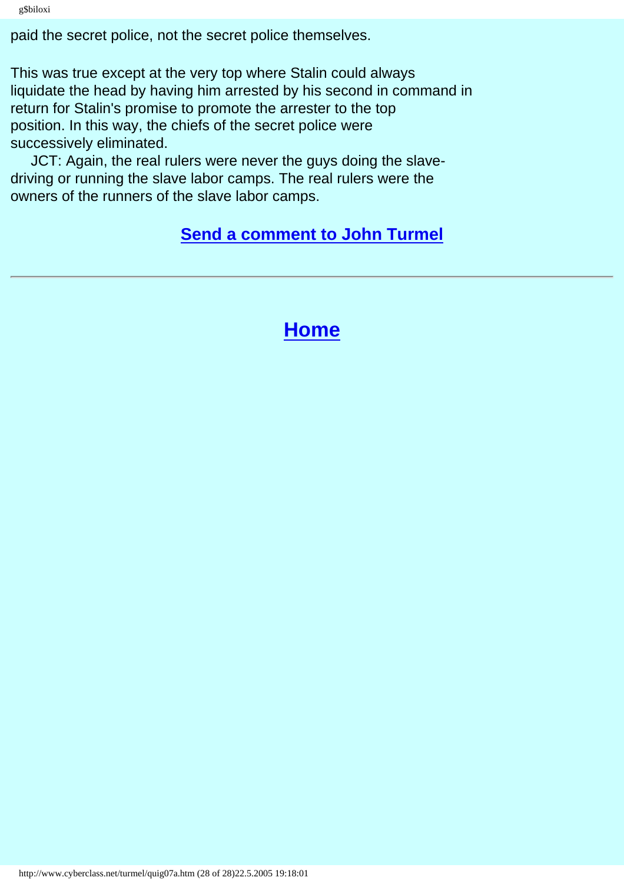paid the secret police, not the secret police themselves.

This was true except at the very top where Stalin could always liquidate the head by having him arrested by his second in command in return for Stalin's promise to promote the arrester to the top position. In this way, the chiefs of the secret police were successively eliminated.

JCT: Again, the real rulers were never the guys doing the slave-driving or running the slave labor camps. The real rulers were the owners of the runners of the slave labor camps.

**Send a comment to John Turmel**

---

## Home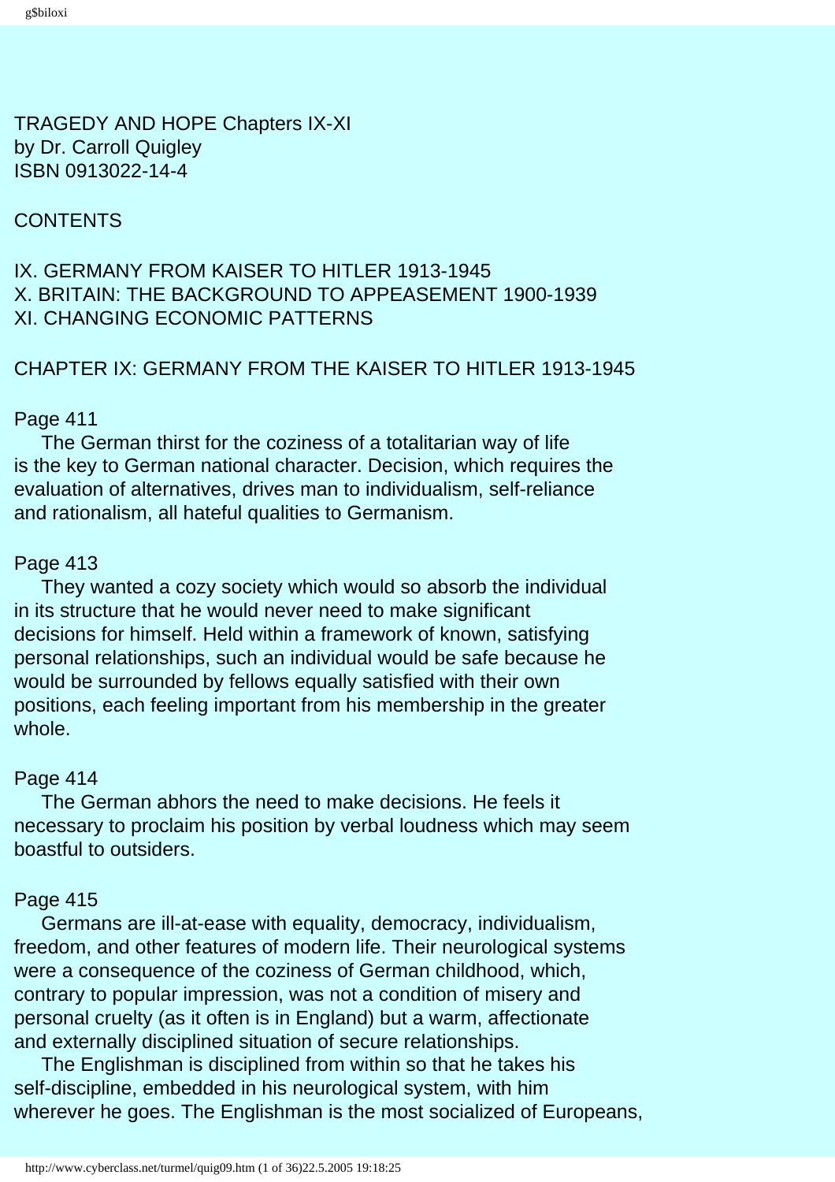TRAGEDY AND HOPE Chapters IX-XI
by Dr. Carroll Quigley
ISBN 0913022-14-4

CONTENTS

IX. GERMANY FROM KAISER TO HITLER 1913-1945
X. BRITAIN: THE BACKGROUND TO APPEASEMENT 1900-1939
XI. CHANGING ECONOMIC PATTERNS

## CHAPTER IX: GERMANY FROM THE KAISER TO HITLER 1913-1945

Page 411

The German thirst for the coziness of a totalitarian way of life is the key to German national character. Decision, which requires the evaluation of alternatives, drives man to individualism, self-reliance and rationalism, all hateful qualities to Germanism.

Page 413

They wanted a cozy society which would so absorb the individual in its structure that he would never need to make significant decisions for himself. Held within a framework of known, satisfying personal relationships, such an individual would be safe because he would be surrounded by fellows equally satisfied with their own positions, each feeling important from his membership in the greater whole.

Page 414

The German abhors the need to make decisions. He feels it necessary to proclaim his position by verbal loudness which may seem boastful to outsiders.

Page 415

Germans are ill-at-ease with equality, democracy, individualism, freedom, and other features of modern life. Their neurological systems were a consequence of the coziness of German childhood, which, contrary to popular impression, was not a condition of misery and personal cruelty (as it often is in England) but a warm, affectionate and externally disciplined situation of secure relationships.

The Englishman is disciplined from within so that he takes his self-discipline, embedded in his neurological system, with him wherever he goes. The Englishman is the most socialized of Europeans,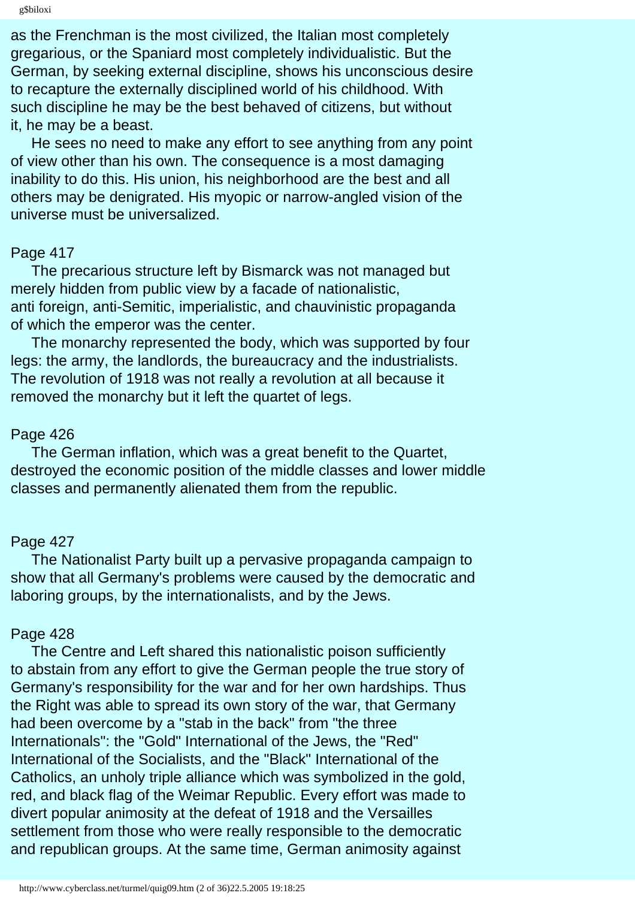as the Frenchman is the most civilized, the Italian most completely gregarious, or the Spaniard most completely individualistic. But the German, by seeking external discipline, shows his unconscious desire to recapture the externally disciplined world of his childhood. With such discipline he may be the best behaved of citizens, but without it, he may be a beast.

He sees no need to make any effort to see anything from any point of view other than his own. The consequence is a most damaging inability to do this. His union, his neighborhood are the best and all others may be denigrated. His myopic or narrow-angled vision of the universe must be universalized.

Page 417

The precarious structure left by Bismarck was not managed but merely hidden from public view by a facade of nationalistic, anti foreign, anti-Semitic, imperialistic, and chauvinistic propaganda of which the emperor was the center.

The monarchy represented the body, which was supported by four legs: the army, the landlords, the bureaucracy and the industrialists. The revolution of 1918 was not really a revolution at all because it removed the monarchy but it left the quartet of legs.

Page 426

The German inflation, which was a great benefit to the Quartet, destroyed the economic position of the middle classes and lower middle classes and permanently alienated them from the republic.

Page 427

The Nationalist Party built up a pervasive propaganda campaign to show that all Germany's problems were caused by the democratic and laboring groups, by the internationalists, and by the Jews.

Page 428

The Centre and Left shared this nationalistic poison sufficiently to abstain from any effort to give the German people the true story of Germany's responsibility for the war and for her own hardships. Thus the Right was able to spread its own story of the war, that Germany had been overcome by a "stab in the back" from "the three Internationals": the "Gold" International of the Jews, the "Red" International of the Socialists, and the "Black" International of the Catholics, an unholy triple alliance which was symbolized in the gold, red, and black flag of the Weimar Republic. Every effort was made to divert popular animosity at the defeat of 1918 and the Versailles settlement from those who were really responsible to the democratic and republican groups. At the same time, German animosity against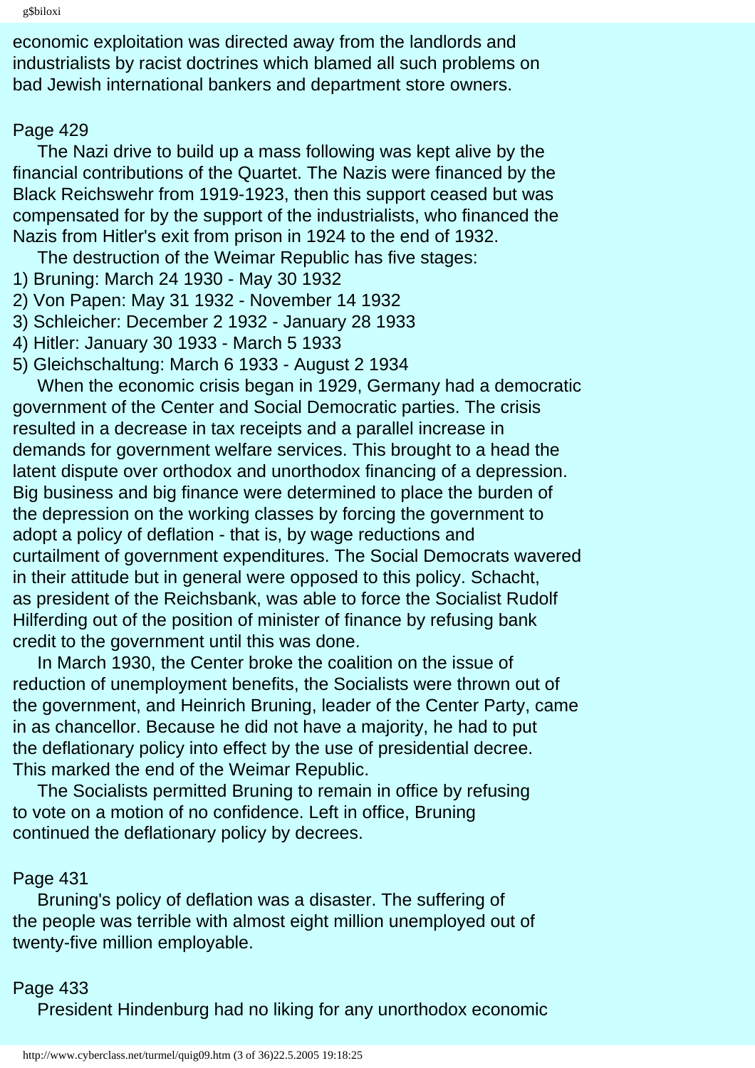economic exploitation was directed away from the landlords and industrialists by racist doctrines which blamed all such problems on bad Jewish international bankers and department store owners.

Page 429

The Nazi drive to build up a mass following was kept alive by the financial contributions of the Quartet. The Nazis were financed by the Black Reichswehr from 1919-1923, then this support ceased but was compensated for by the support of the industrialists, who financed the Nazis from Hitler's exit from prison in 1924 to the end of 1932.

The destruction of the Weimar Republic has five stages:

1) Bruning: March 24 1930 - May 30 1932
2) Von Papen: May 31 1932 - November 14 1932
3) Schleicher: December 2 1932 - January 28 1933
4) Hitler: January 30 1933 - March 5 1933
5) Gleichschaltung: March 6 1933 - August 2 1934

When the economic crisis began in 1929, Germany had a democratic government of the Center and Social Democratic parties. The crisis resulted in a decrease in tax receipts and a parallel increase in demands for government welfare services. This brought to a head the latent dispute over orthodox and unorthodox financing of a depression. Big business and big finance were determined to place the burden of the depression on the working classes by forcing the government to adopt a policy of deflation - that is, by wage reductions and curtailment of government expenditures. The Social Democrats wavered in their attitude but in general were opposed to this policy. Schacht, as president of the Reichsbank, was able to force the Socialist Rudolf Hilferding out of the position of minister of finance by refusing bank credit to the government until this was done.

In March 1930, the Center broke the coalition on the issue of reduction of unemployment benefits, the Socialists were thrown out of the government, and Heinrich Bruning, leader of the Center Party, came in as chancellor. Because he did not have a majority, he had to put the deflationary policy into effect by the use of presidential decree. This marked the end of the Weimar Republic.

The Socialists permitted Bruning to remain in office by refusing to vote on a motion of no confidence. Left in office, Bruning continued the deflationary policy by decrees.

Page 431

Bruning's policy of deflation was a disaster. The suffering of the people was terrible with almost eight million unemployed out of twenty-five million employable.

Page 433

President Hindenburg had no liking for any unorthodox economic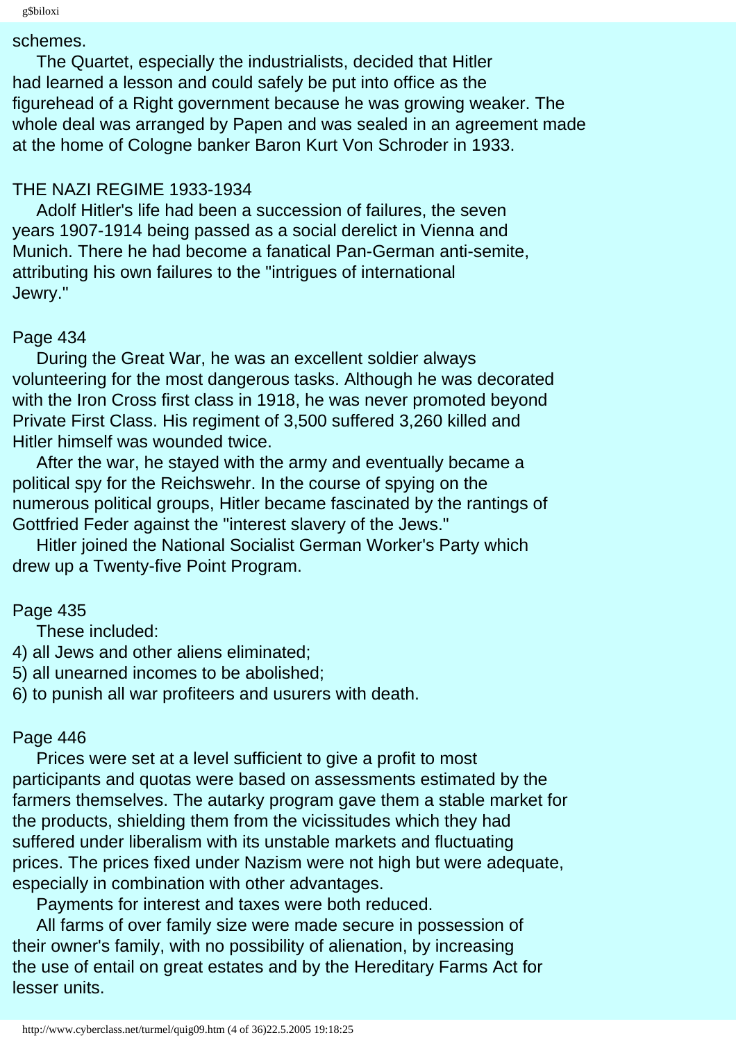schemes.

The Quartet, especially the industrialists, decided that Hitler had learned a lesson and could safely be put into office as the figurehead of a Right government because he was growing weaker. The whole deal was arranged by Papen and was sealed in an agreement made at the home of Cologne banker Baron Kurt Von Schroder in 1933.

THE NAZI REGIME 1933-1934

Adolf Hitler's life had been a succession of failures, the seven years 1907-1914 being passed as a social derelict in Vienna and Munich. There he had become a fanatical Pan-German anti-semite, attributing his own failures to the "intrigues of international Jewry."

Page 434

During the Great War, he was an excellent soldier always volunteering for the most dangerous tasks. Although he was decorated with the Iron Cross first class in 1918, he was never promoted beyond Private First Class. His regiment of 3,500 suffered 3,260 killed and Hitler himself was wounded twice.

After the war, he stayed with the army and eventually became a political spy for the Reichswehr. In the course of spying on the numerous political groups, Hitler became fascinated by the rantings of Gottfried Feder against the "interest slavery of the Jews."

Hitler joined the National Socialist German Worker's Party which drew up a Twenty-five Point Program.

Page 435

These included:

4) all Jews and other aliens eliminated;
5) all unearned incomes to be abolished;
6) to punish all war profiteers and usurers with death.

Page 446

Prices were set at a level sufficient to give a profit to most participants and quotas were based on assessments estimated by the farmers themselves. The autarky program gave them a stable market for the products, shielding them from the vicissitudes which they had suffered under liberalism with its unstable markets and fluctuating prices. The prices fixed under Nazism were not high but were adequate, especially in combination with other advantages.

Payments for interest and taxes were both reduced.

All farms of over family size were made secure in possession of their owner's family, with no possibility of alienation, by increasing the use of entail on great estates and by the Hereditary Farms Act for lesser units.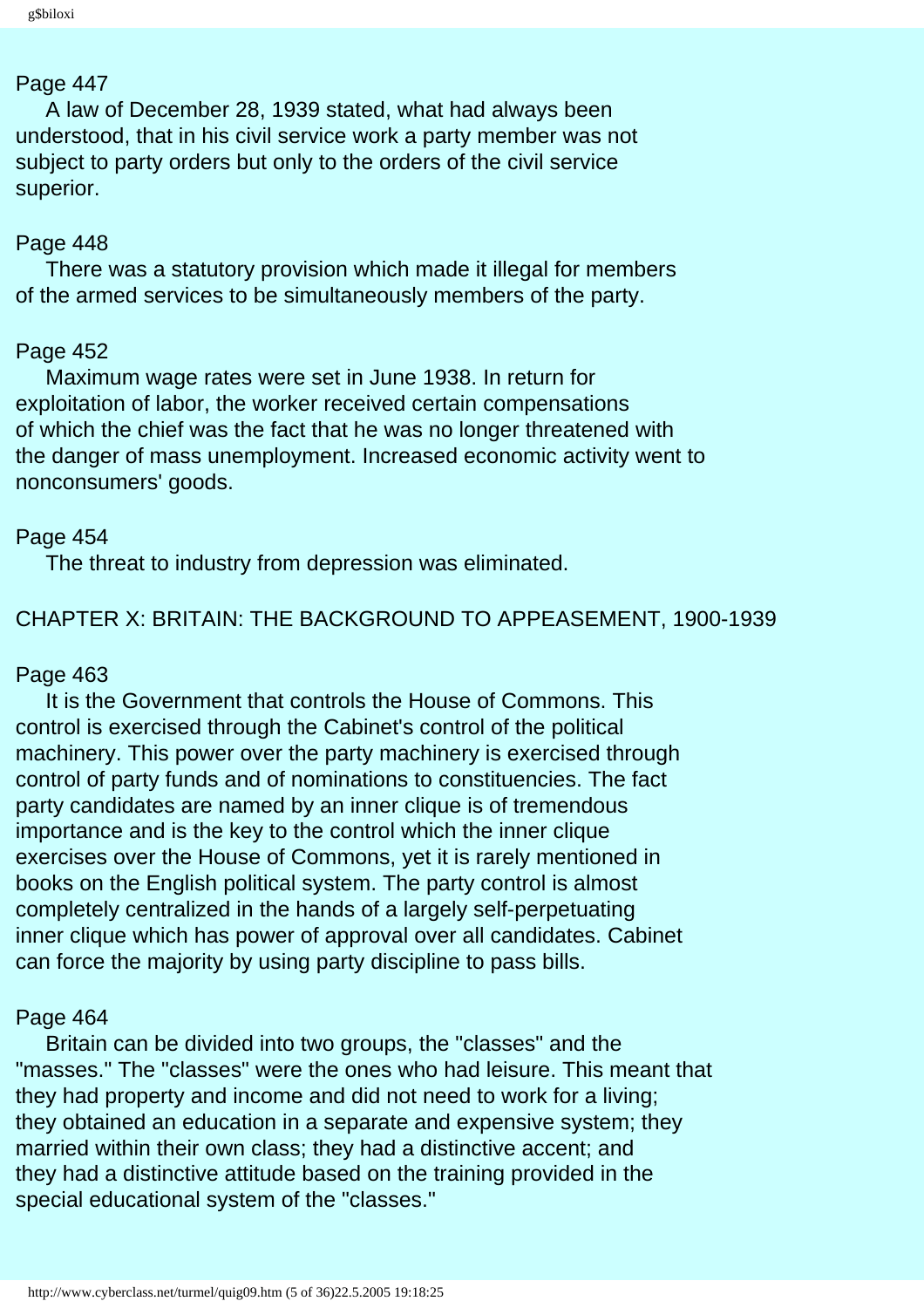Page 447

A law of December 28, 1939 stated, what had always been understood, that in his civil service work a party member was not subject to party orders but only to the orders of the civil service superior.

Page 448

There was a statutory provision which made it illegal for members of the armed services to be simultaneously members of the party.

Page 452

Maximum wage rates were set in June 1938. In return for exploitation of labor, the worker received certain compensations of which the chief was the fact that he was no longer threatened with the danger of mass unemployment. Increased economic activity went to nonconsumers' goods.

Page 454

The threat to industry from depression was eliminated.

## CHAPTER X: BRITAIN: THE BACKGROUND TO APPEASEMENT, 1900-1939

Page 463

It is the Government that controls the House of Commons. This control is exercised through the Cabinet's control of the political machinery. This power over the party machinery is exercised through control of party funds and of nominations to constituencies. The fact party candidates are named by an inner clique is of tremendous importance and is the key to the control which the inner clique exercises over the House of Commons, yet it is rarely mentioned in books on the English political system. The party control is almost completely centralized in the hands of a largely self-perpetuating inner clique which has power of approval over all candidates. Cabinet can force the majority by using party discipline to pass bills.

Page 464

Britain can be divided into two groups, the "classes" and the "masses." The "classes" were the ones who had leisure. This meant that they had property and income and did not need to work for a living; they obtained an education in a separate and expensive system; they married within their own class; they had a distinctive accent; and they had a distinctive attitude based on the training provided in the special educational system of the "classes."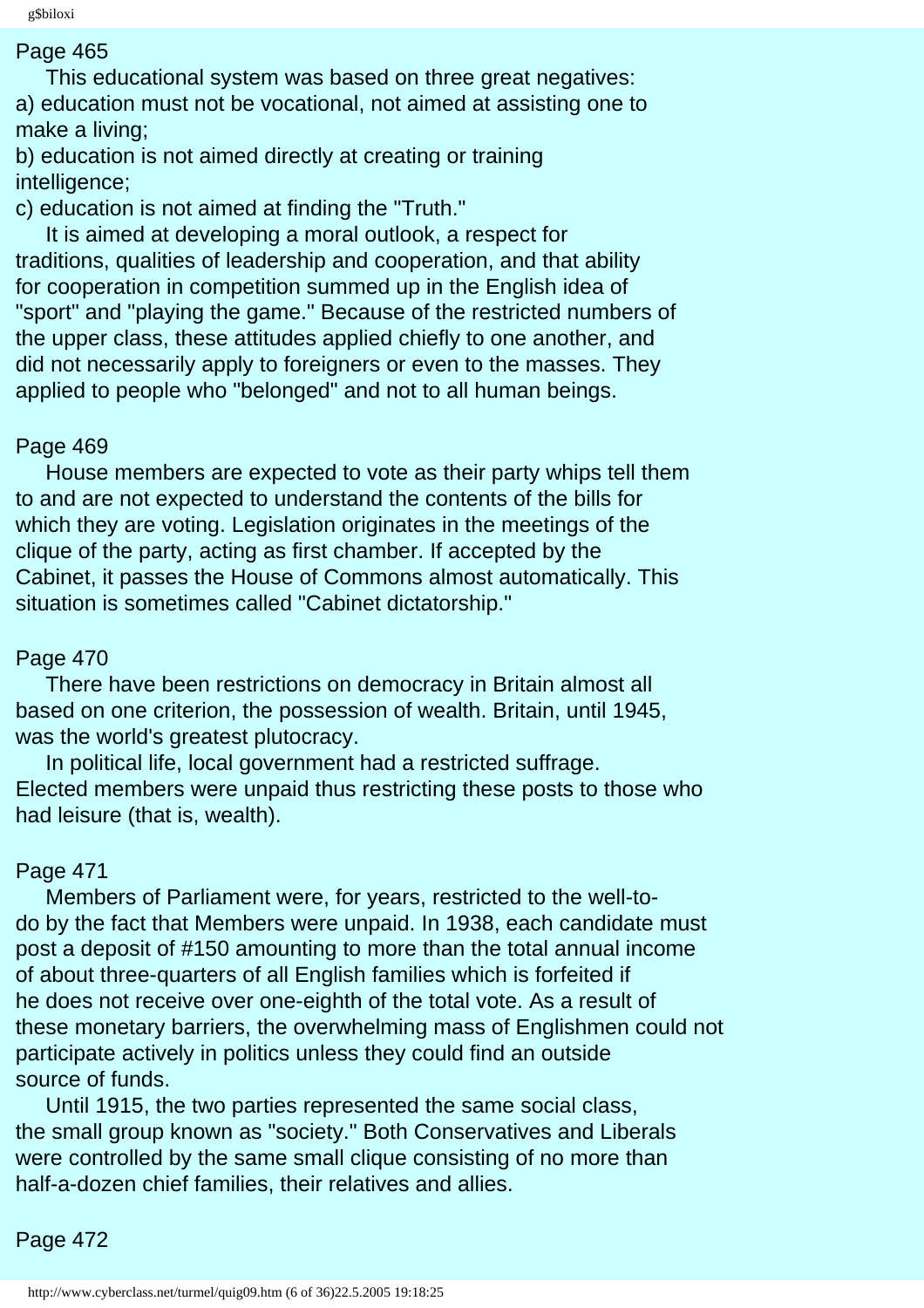Page 465

This educational system was based on three great negatives:
a) education must not be vocational, not aimed at assisting one to make a living;
b) education is not aimed directly at creating or training intelligence;
c) education is not aimed at finding the "Truth."

It is aimed at developing a moral outlook, a respect for traditions, qualities of leadership and cooperation, and that ability for cooperation in competition summed up in the English idea of "sport" and "playing the game." Because of the restricted numbers of the upper class, these attitudes applied chiefly to one another, and did not necessarily apply to foreigners or even to the masses. They applied to people who "belonged" and not to all human beings.

Page 469

House members are expected to vote as their party whips tell them to and are not expected to understand the contents of the bills for which they are voting. Legislation originates in the meetings of the clique of the party, acting as first chamber. If accepted by the Cabinet, it passes the House of Commons almost automatically. This situation is sometimes called "Cabinet dictatorship."

Page 470

There have been restrictions on democracy in Britain almost all based on one criterion, the possession of wealth. Britain, until 1945, was the world's greatest plutocracy.

In political life, local government had a restricted suffrage. Elected members were unpaid thus restricting these posts to those who had leisure (that is, wealth).

Page 471

Members of Parliament were, for years, restricted to the well-to-do by the fact that Members were unpaid. In 1938, each candidate must post a deposit of #150 amounting to more than the total annual income of about three-quarters of all English families which is forfeited if he does not receive over one-eighth of the total vote. As a result of these monetary barriers, the overwhelming mass of Englishmen could not participate actively in politics unless they could find an outside source of funds.

Until 1915, the two parties represented the same social class, the small group known as "society." Both Conservatives and Liberals were controlled by the same small clique consisting of no more than half-a-dozen chief families, their relatives and allies.

Page 472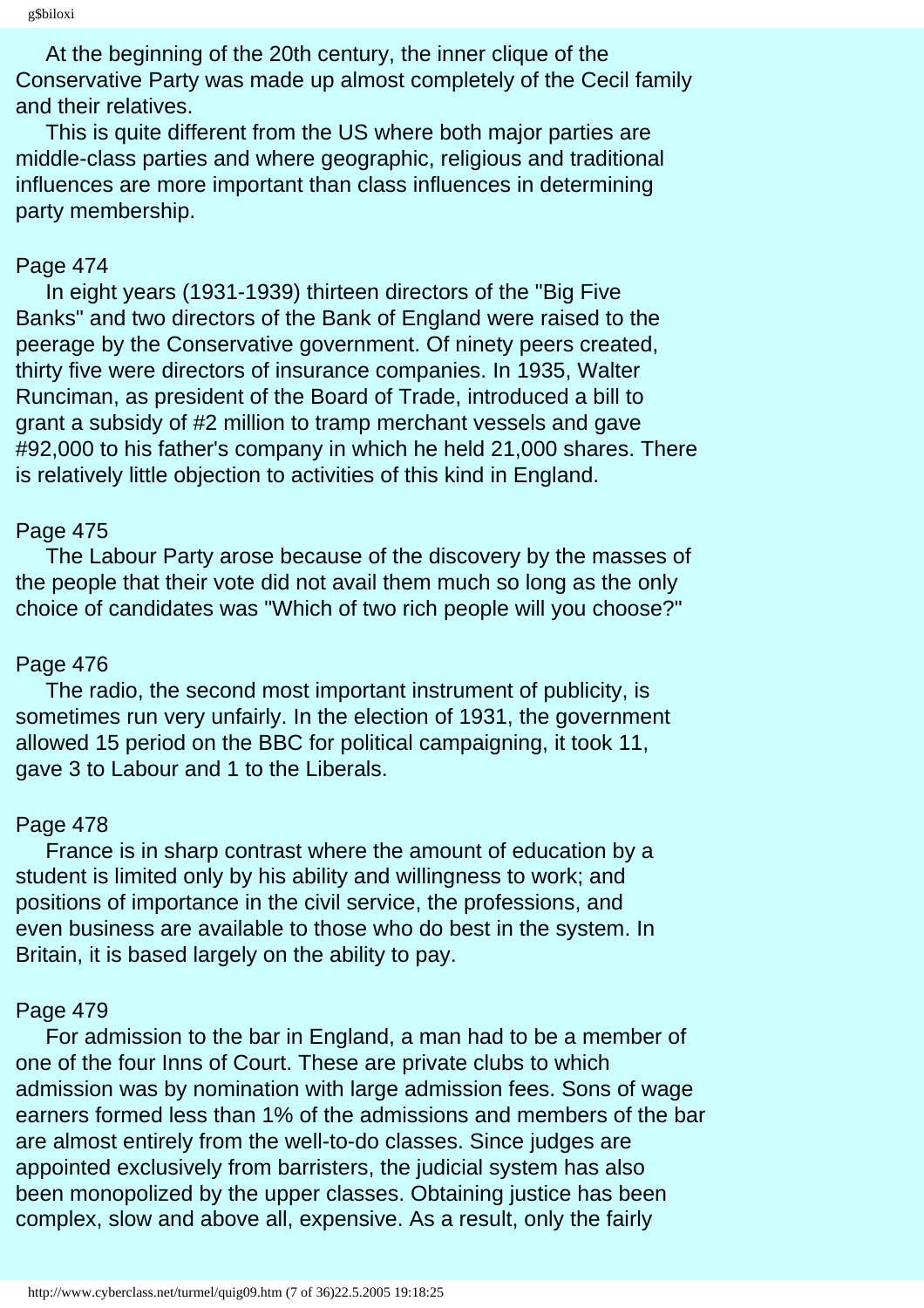At the beginning of the 20th century, the inner clique of the Conservative Party was made up almost completely of the Cecil family and their relatives.

This is quite different from the US where both major parties are middle-class parties and where geographic, religious and traditional influences are more important than class influences in determining party membership.

Page 474

In eight years (1931-1939) thirteen directors of the "Big Five Banks" and two directors of the Bank of England were raised to the peerage by the Conservative government. Of ninety peers created, thirty five were directors of insurance companies. In 1935, Walter Runciman, as president of the Board of Trade, introduced a bill to grant a subsidy of #2 million to tramp merchant vessels and gave #92,000 to his father's company in which he held 21,000 shares. There is relatively little objection to activities of this kind in England.

Page 475

The Labour Party arose because of the discovery by the masses of the people that their vote did not avail them much so long as the only choice of candidates was "Which of two rich people will you choose?"

Page 476

The radio, the second most important instrument of publicity, is sometimes run very unfairly. In the election of 1931, the government allowed 15 period on the BBC for political campaigning, it took 11, gave 3 to Labour and 1 to the Liberals.

Page 478

France is in sharp contrast where the amount of education by a student is limited only by his ability and willingness to work; and positions of importance in the civil service, the professions, and even business are available to those who do best in the system. In Britain, it is based largely on the ability to pay.

Page 479

For admission to the bar in England, a man had to be a member of one of the four Inns of Court. These are private clubs to which admission was by nomination with large admission fees. Sons of wage earners formed less than 1% of the admissions and members of the bar are almost entirely from the well-to-do classes. Since judges are appointed exclusively from barristers, the judicial system has also been monopolized by the upper classes. Obtaining justice has been complex, slow and above all, expensive. As a result, only the fairly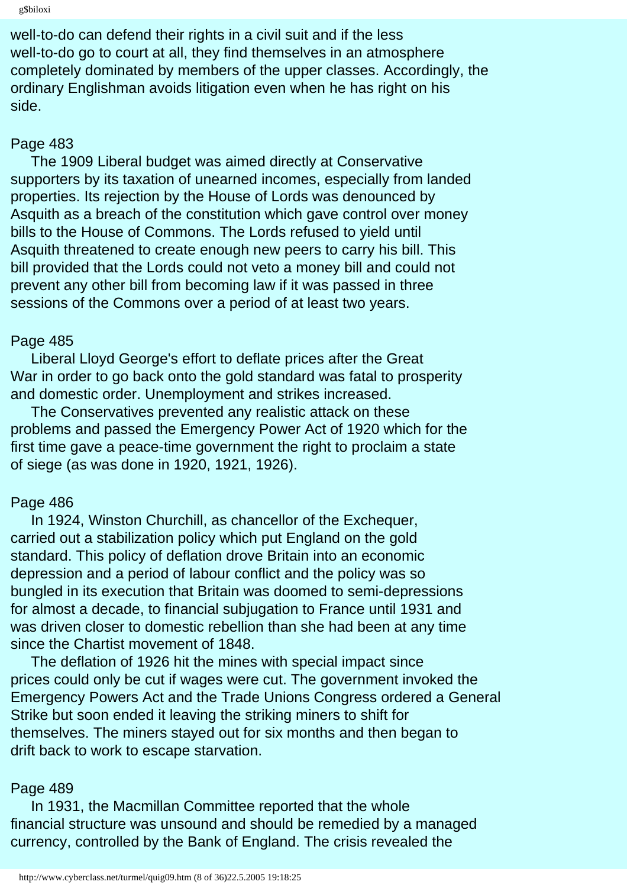well-to-do can defend their rights in a civil suit and if the less well-to-do go to court at all, they find themselves in an atmosphere completely dominated by members of the upper classes. Accordingly, the ordinary Englishman avoids litigation even when he has right on his side.

Page 483

The 1909 Liberal budget was aimed directly at Conservative supporters by its taxation of unearned incomes, especially from landed properties. Its rejection by the House of Lords was denounced by Asquith as a breach of the constitution which gave control over money bills to the House of Commons. The Lords refused to yield until Asquith threatened to create enough new peers to carry his bill. This bill provided that the Lords could not veto a money bill and could not prevent any other bill from becoming law if it was passed in three sessions of the Commons over a period of at least two years.

Page 485

Liberal Lloyd George's effort to deflate prices after the Great War in order to go back onto the gold standard was fatal to prosperity and domestic order. Unemployment and strikes increased.

The Conservatives prevented any realistic attack on these problems and passed the Emergency Power Act of 1920 which for the first time gave a peace-time government the right to proclaim a state of siege (as was done in 1920, 1921, 1926).

Page 486

In 1924, Winston Churchill, as chancellor of the Exchequer, carried out a stabilization policy which put England on the gold standard. This policy of deflation drove Britain into an economic depression and a period of labour conflict and the policy was so bungled in its execution that Britain was doomed to semi-depressions for almost a decade, to financial subjugation to France until 1931 and was driven closer to domestic rebellion than she had been at any time since the Chartist movement of 1848.

The deflation of 1926 hit the mines with special impact since prices could only be cut if wages were cut. The government invoked the Emergency Powers Act and the Trade Unions Congress ordered a General Strike but soon ended it leaving the striking miners to shift for themselves. The miners stayed out for six months and then began to drift back to work to escape starvation.

Page 489

In 1931, the Macmillan Committee reported that the whole financial structure was unsound and should be remedied by a managed currency, controlled by the Bank of England. The crisis revealed the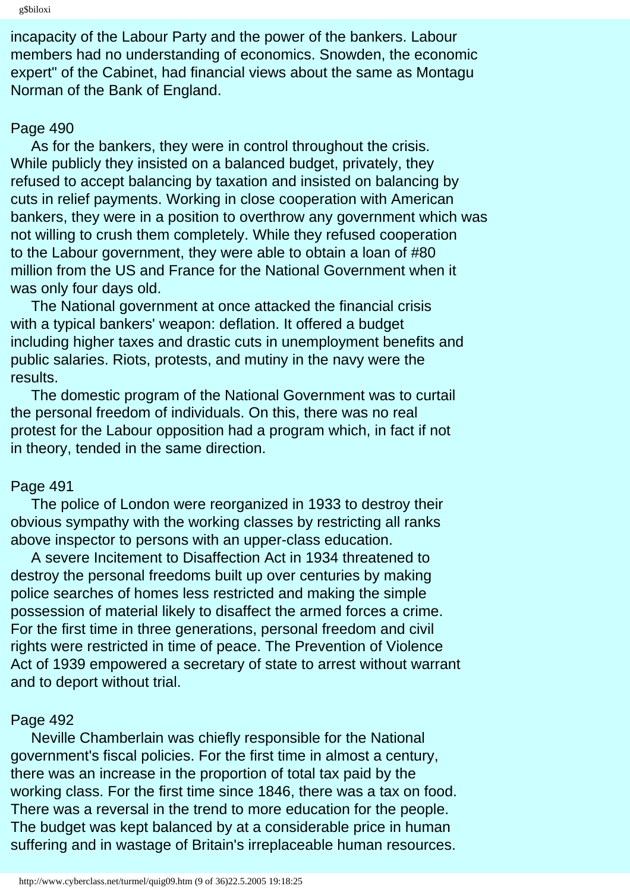incapacity of the Labour Party and the power of the bankers. Labour members had no understanding of economics. Snowden, the economic expert" of the Cabinet, had financial views about the same as Montagu Norman of the Bank of England.

Page 490

As for the bankers, they were in control throughout the crisis. While publicly they insisted on a balanced budget, privately, they refused to accept balancing by taxation and insisted on balancing by cuts in relief payments. Working in close cooperation with American bankers, they were in a position to overthrow any government which was not willing to crush them completely. While they refused cooperation to the Labour government, they were able to obtain a loan of #80 million from the US and France for the National Government when it was only four days old.

The National government at once attacked the financial crisis with a typical bankers' weapon: deflation. It offered a budget including higher taxes and drastic cuts in unemployment benefits and public salaries. Riots, protests, and mutiny in the navy were the results.

The domestic program of the National Government was to curtail the personal freedom of individuals. On this, there was no real protest for the Labour opposition had a program which, in fact if not in theory, tended in the same direction.

Page 491

The police of London were reorganized in 1933 to destroy their obvious sympathy with the working classes by restricting all ranks above inspector to persons with an upper-class education.

A severe Incitement to Disaffection Act in 1934 threatened to destroy the personal freedoms built up over centuries by making police searches of homes less restricted and making the simple possession of material likely to disaffect the armed forces a crime. For the first time in three generations, personal freedom and civil rights were restricted in time of peace. The Prevention of Violence Act of 1939 empowered a secretary of state to arrest without warrant and to deport without trial.

Page 492

Neville Chamberlain was chiefly responsible for the National government's fiscal policies. For the first time in almost a century, there was an increase in the proportion of total tax paid by the working class. For the first time since 1846, there was a tax on food. There was a reversal in the trend to more education for the people. The budget was kept balanced by at a considerable price in human suffering and in wastage of Britain's irreplaceable human resources.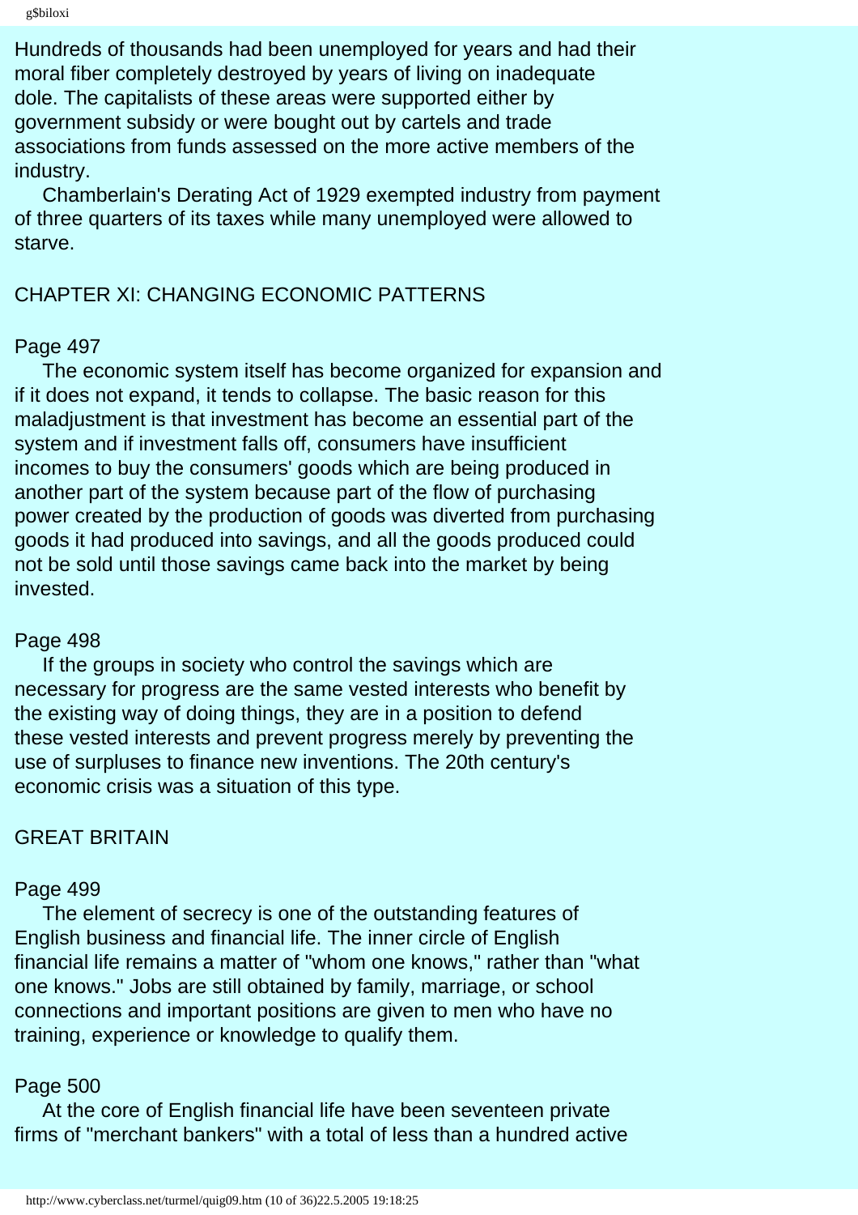Hundreds of thousands had been unemployed for years and had their moral fiber completely destroyed by years of living on inadequate dole. The capitalists of these areas were supported either by government subsidy or were bought out by cartels and trade associations from funds assessed on the more active members of the industry.

Chamberlain's Derating Act of 1929 exempted industry from payment of three quarters of its taxes while many unemployed were allowed to starve.

## CHAPTER XI: CHANGING ECONOMIC PATTERNS

Page 497

The economic system itself has become organized for expansion and if it does not expand, it tends to collapse. The basic reason for this maladjustment is that investment has become an essential part of the system and if investment falls off, consumers have insufficient incomes to buy the consumers' goods which are being produced in another part of the system because part of the flow of purchasing power created by the production of goods was diverted from purchasing goods it had produced into savings, and all the goods produced could not be sold until those savings came back into the market by being invested.

Page 498

If the groups in society who control the savings which are necessary for progress are the same vested interests who benefit by the existing way of doing things, they are in a position to defend these vested interests and prevent progress merely by preventing the use of surpluses to finance new inventions. The 20th century's economic crisis was a situation of this type.

## GREAT BRITAIN

Page 499

The element of secrecy is one of the outstanding features of English business and financial life. The inner circle of English financial life remains a matter of "whom one knows," rather than "what one knows." Jobs are still obtained by family, marriage, or school connections and important positions are given to men who have no training, experience or knowledge to qualify them.

Page 500

At the core of English financial life have been seventeen private firms of "merchant bankers" with a total of less than a hundred active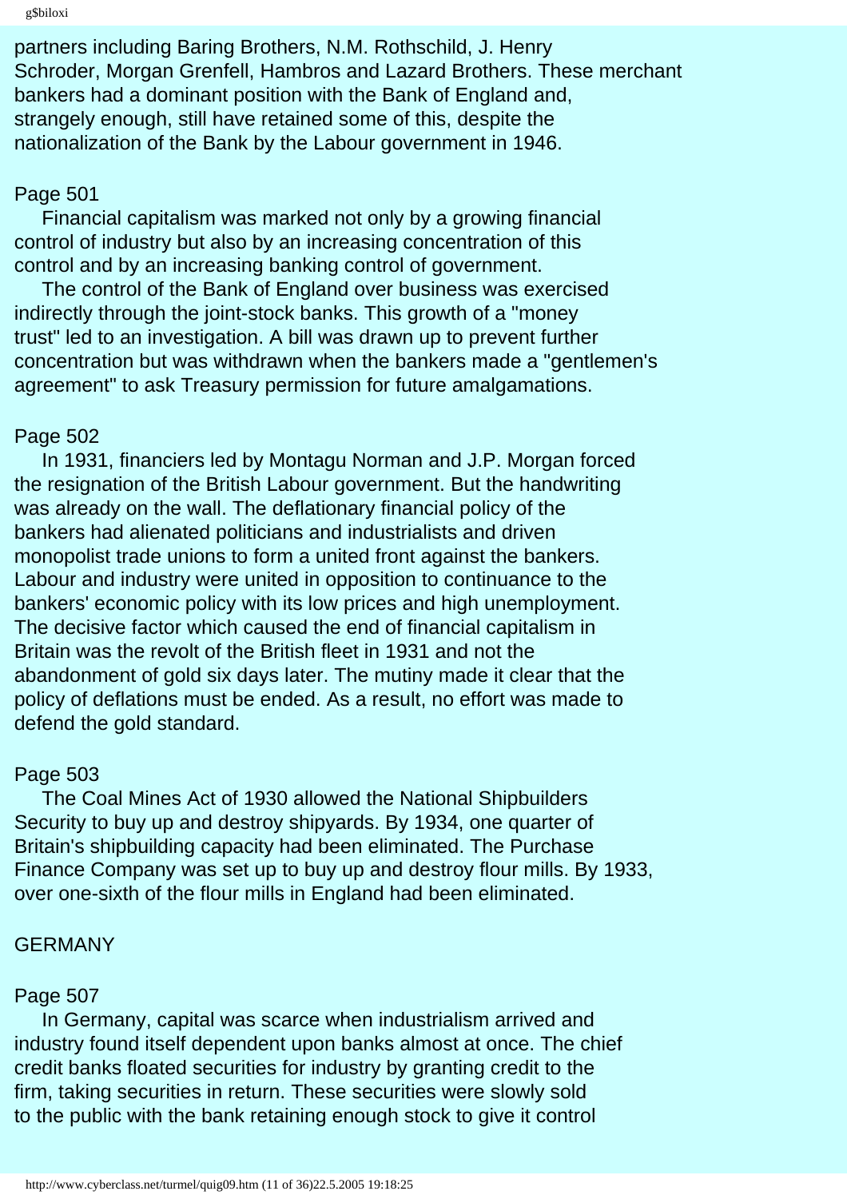partners including Baring Brothers, N.M. Rothschild, J. Henry Schroder, Morgan Grenfell, Hambros and Lazard Brothers. These merchant bankers had a dominant position with the Bank of England and, strangely enough, still have retained some of this, despite the nationalization of the Bank by the Labour government in 1946.

Page 501

Financial capitalism was marked not only by a growing financial control of industry but also by an increasing concentration of this control and by an increasing banking control of government.

The control of the Bank of England over business was exercised indirectly through the joint-stock banks. This growth of a "money trust" led to an investigation. A bill was drawn up to prevent further concentration but was withdrawn when the bankers made a "gentlemen's agreement" to ask Treasury permission for future amalgamations.

Page 502

In 1931, financiers led by Montagu Norman and J.P. Morgan forced the resignation of the British Labour government. But the handwriting was already on the wall. The deflationary financial policy of the bankers had alienated politicians and industrialists and driven monopolist trade unions to form a united front against the bankers. Labour and industry were united in opposition to continuance to the bankers' economic policy with its low prices and high unemployment. The decisive factor which caused the end of financial capitalism in Britain was the revolt of the British fleet in 1931 and not the abandonment of gold six days later. The mutiny made it clear that the policy of deflations must be ended. As a result, no effort was made to defend the gold standard.

Page 503

The Coal Mines Act of 1930 allowed the National Shipbuilders Security to buy up and destroy shipyards. By 1934, one quarter of Britain's shipbuilding capacity had been eliminated. The Purchase Finance Company was set up to buy up and destroy flour mills. By 1933, over one-sixth of the flour mills in England had been eliminated.

## GERMANY

Page 507

In Germany, capital was scarce when industrialism arrived and industry found itself dependent upon banks almost at once. The chief credit banks floated securities for industry by granting credit to the firm, taking securities in return. These securities were slowly sold to the public with the bank retaining enough stock to give it control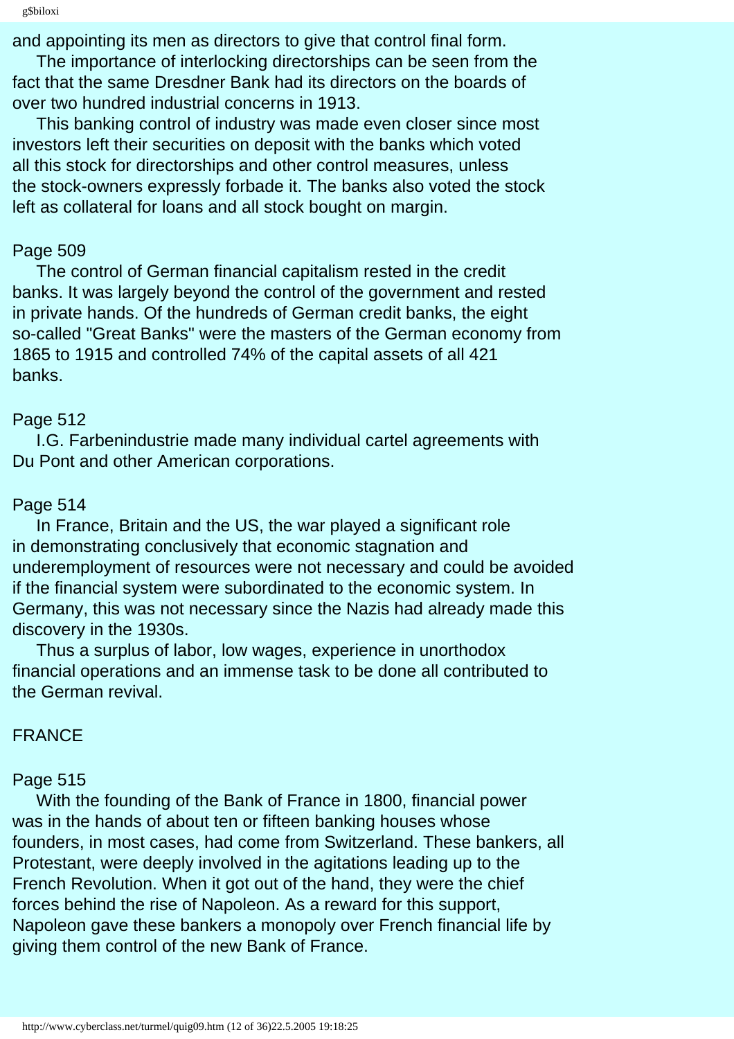and appointing its men as directors to give that control final form.

The importance of interlocking directorships can be seen from the fact that the same Dresdner Bank had its directors on the boards of over two hundred industrial concerns in 1913.

This banking control of industry was made even closer since most investors left their securities on deposit with the banks which voted all this stock for directorships and other control measures, unless the stock-owners expressly forbade it. The banks also voted the stock left as collateral for loans and all stock bought on margin.

Page 509

The control of German financial capitalism rested in the credit banks. It was largely beyond the control of the government and rested in private hands. Of the hundreds of German credit banks, the eight so-called "Great Banks" were the masters of the German economy from 1865 to 1915 and controlled 74% of the capital assets of all 421 banks.

Page 512

I.G. Farbenindustrie made many individual cartel agreements with Du Pont and other American corporations.

Page 514

In France, Britain and the US, the war played a significant role in demonstrating conclusively that economic stagnation and underemployment of resources were not necessary and could be avoided if the financial system were subordinated to the economic system. In Germany, this was not necessary since the Nazis had already made this discovery in the 1930s.

Thus a surplus of labor, low wages, experience in unorthodox financial operations and an immense task to be done all contributed to the German revival.

## FRANCE

Page 515

With the founding of the Bank of France in 1800, financial power was in the hands of about ten or fifteen banking houses whose founders, in most cases, had come from Switzerland. These bankers, all Protestant, were deeply involved in the agitations leading up to the French Revolution. When it got out of the hand, they were the chief forces behind the rise of Napoleon. As a reward for this support, Napoleon gave these bankers a monopoly over French financial life by giving them control of the new Bank of France.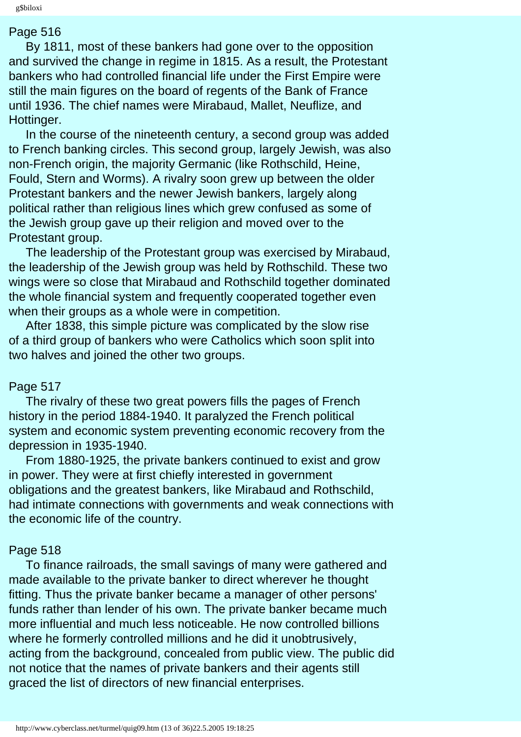Page 516

By 1811, most of these bankers had gone over to the opposition and survived the change in regime in 1815. As a result, the Protestant bankers who had controlled financial life under the First Empire were still the main figures on the board of regents of the Bank of France until 1936. The chief names were Mirabaud, Mallet, Neuflize, and Hottinger.

In the course of the nineteenth century, a second group was added to French banking circles. This second group, largely Jewish, was also non-French origin, the majority Germanic (like Rothschild, Heine, Fould, Stern and Worms). A rivalry soon grew up between the older Protestant bankers and the newer Jewish bankers, largely along political rather than religious lines which grew confused as some of the Jewish group gave up their religion and moved over to the Protestant group.

The leadership of the Protestant group was exercised by Mirabaud, the leadership of the Jewish group was held by Rothschild. These two wings were so close that Mirabaud and Rothschild together dominated the whole financial system and frequently cooperated together even when their groups as a whole were in competition.

After 1838, this simple picture was complicated by the slow rise of a third group of bankers who were Catholics which soon split into two halves and joined the other two groups.

Page 517

The rivalry of these two great powers fills the pages of French history in the period 1884-1940. It paralyzed the French political system and economic system preventing economic recovery from the depression in 1935-1940.

From 1880-1925, the private bankers continued to exist and grow in power. They were at first chiefly interested in government obligations and the greatest bankers, like Mirabaud and Rothschild, had intimate connections with governments and weak connections with the economic life of the country.

Page 518

To finance railroads, the small savings of many were gathered and made available to the private banker to direct wherever he thought fitting. Thus the private banker became a manager of other persons' funds rather than lender of his own. The private banker became much more influential and much less noticeable. He now controlled billions where he formerly controlled millions and he did it unobtrusively, acting from the background, concealed from public view. The public did not notice that the names of private bankers and their agents still graced the list of directors of new financial enterprises.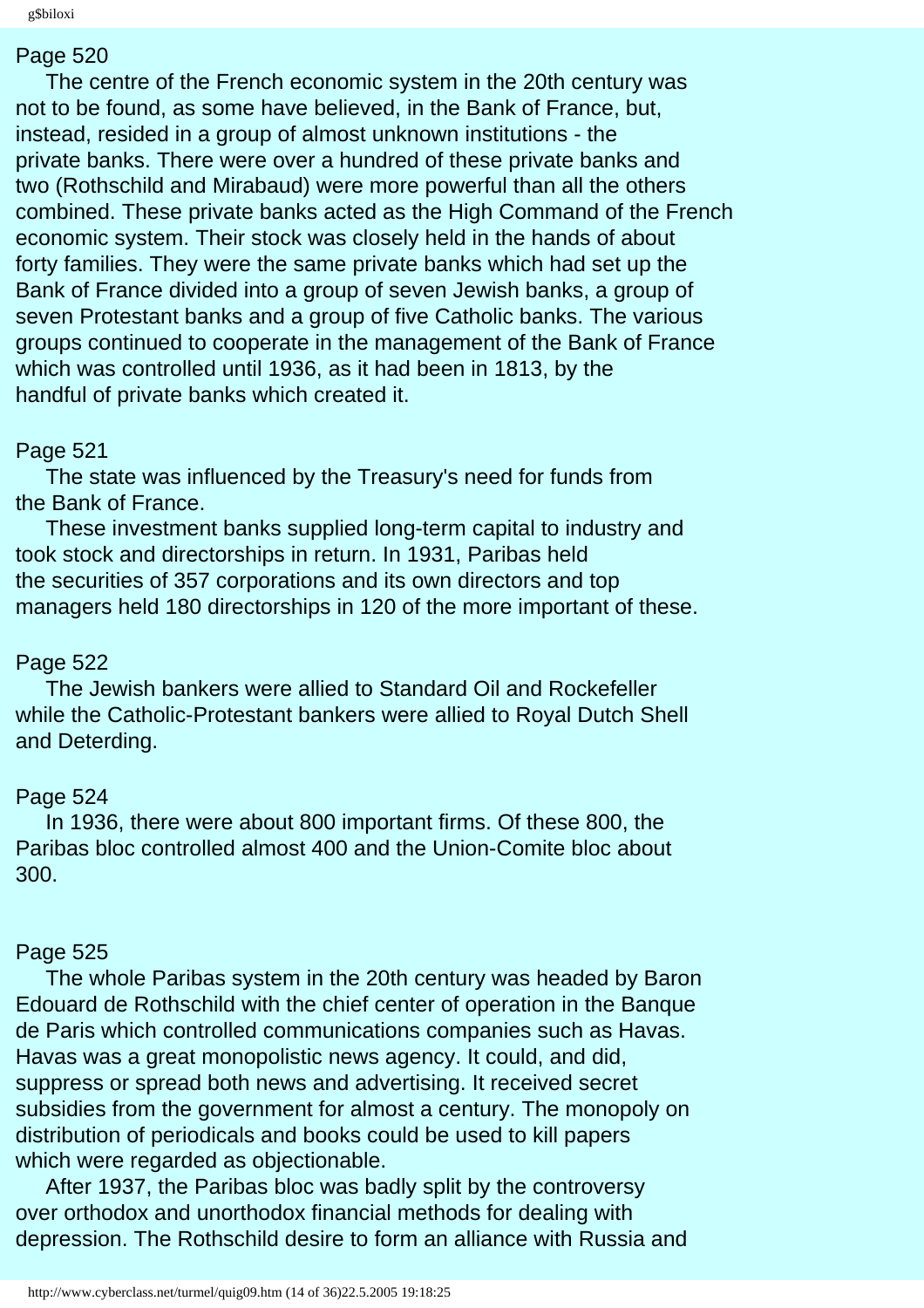Page 520

The centre of the French economic system in the 20th century was not to be found, as some have believed, in the Bank of France, but, instead, resided in a group of almost unknown institutions - the private banks. There were over a hundred of these private banks and two (Rothschild and Mirabaud) were more powerful than all the others combined. These private banks acted as the High Command of the French economic system. Their stock was closely held in the hands of about forty families. They were the same private banks which had set up the Bank of France divided into a group of seven Jewish banks, a group of seven Protestant banks and a group of five Catholic banks. The various groups continued to cooperate in the management of the Bank of France which was controlled until 1936, as it had been in 1813, by the handful of private banks which created it.

Page 521

The state was influenced by the Treasury's need for funds from the Bank of France.

These investment banks supplied long-term capital to industry and took stock and directorships in return. In 1931, Paribas held the securities of 357 corporations and its own directors and top managers held 180 directorships in 120 of the more important of these.

Page 522

The Jewish bankers were allied to Standard Oil and Rockefeller while the Catholic-Protestant bankers were allied to Royal Dutch Shell and Deterding.

Page 524

In 1936, there were about 800 important firms. Of these 800, the Paribas bloc controlled almost 400 and the Union-Comite bloc about 300.

Page 525

The whole Paribas system in the 20th century was headed by Baron Edouard de Rothschild with the chief center of operation in the Banque de Paris which controlled communications companies such as Havas. Havas was a great monopolistic news agency. It could, and did, suppress or spread both news and advertising. It received secret subsidies from the government for almost a century. The monopoly on distribution of periodicals and books could be used to kill papers which were regarded as objectionable.

After 1937, the Paribas bloc was badly split by the controversy over orthodox and unorthodox financial methods for dealing with depression. The Rothschild desire to form an alliance with Russia and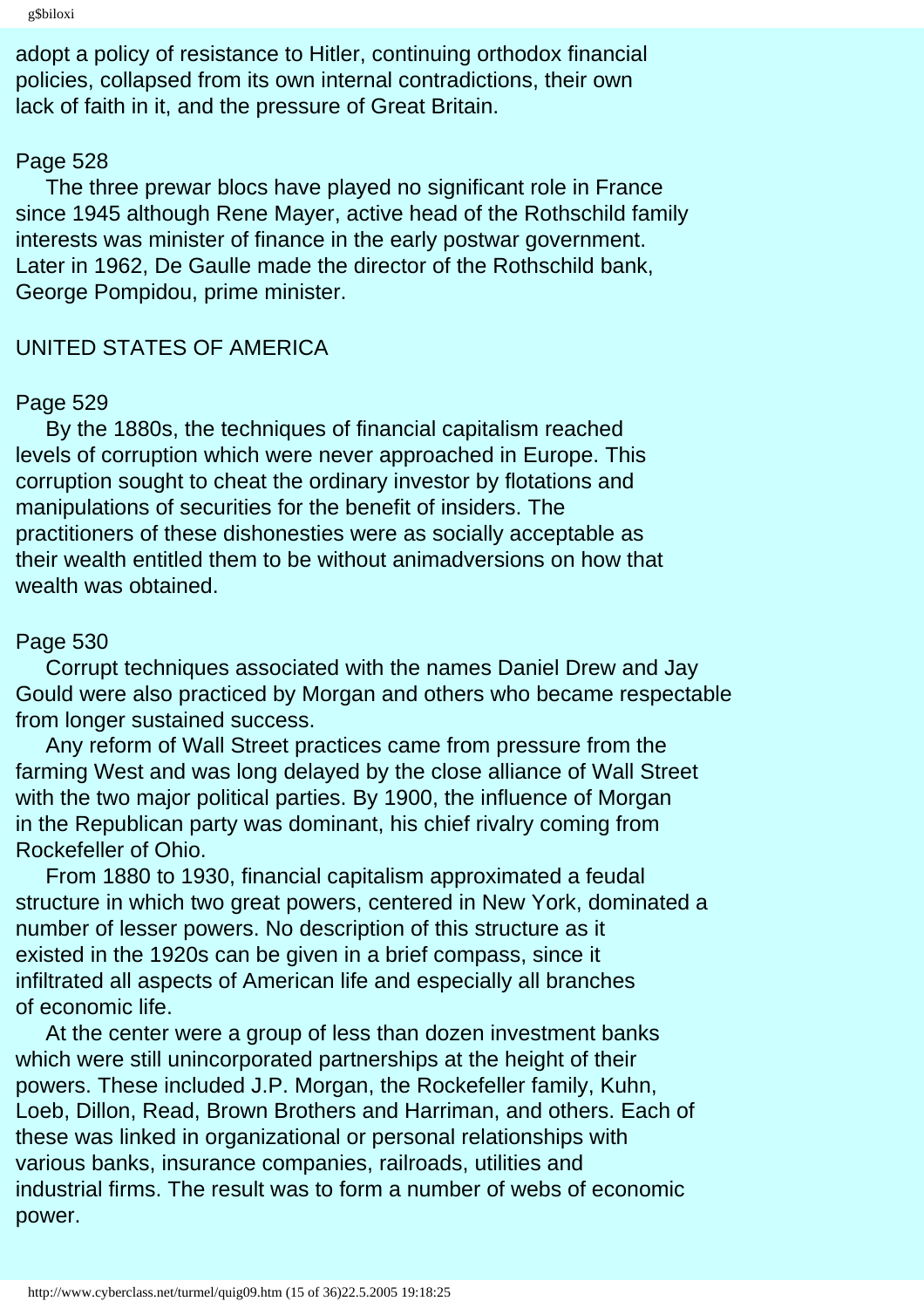adopt a policy of resistance to Hitler, continuing orthodox financial policies, collapsed from its own internal contradictions, their own lack of faith in it, and the pressure of Great Britain.

Page 528

The three prewar blocs have played no significant role in France since 1945 although Rene Mayer, active head of the Rothschild family interests was minister of finance in the early postwar government. Later in 1962, De Gaulle made the director of the Rothschild bank, George Pompidou, prime minister.

## UNITED STATES OF AMERICA

Page 529

By the 1880s, the techniques of financial capitalism reached levels of corruption which were never approached in Europe. This corruption sought to cheat the ordinary investor by flotations and manipulations of securities for the benefit of insiders. The practitioners of these dishonesties were as socially acceptable as their wealth entitled them to be without animadversions on how that wealth was obtained.

Page 530

Corrupt techniques associated with the names Daniel Drew and Jay Gould were also practiced by Morgan and others who became respectable from longer sustained success.

Any reform of Wall Street practices came from pressure from the farming West and was long delayed by the close alliance of Wall Street with the two major political parties. By 1900, the influence of Morgan in the Republican party was dominant, his chief rivalry coming from Rockefeller of Ohio.

From 1880 to 1930, financial capitalism approximated a feudal structure in which two great powers, centered in New York, dominated a number of lesser powers. No description of this structure as it existed in the 1920s can be given in a brief compass, since it infiltrated all aspects of American life and especially all branches of economic life.

At the center were a group of less than dozen investment banks which were still unincorporated partnerships at the height of their powers. These included J.P. Morgan, the Rockefeller family, Kuhn, Loeb, Dillon, Read, Brown Brothers and Harriman, and others. Each of these was linked in organizational or personal relationships with various banks, insurance companies, railroads, utilities and industrial firms. The result was to form a number of webs of economic power.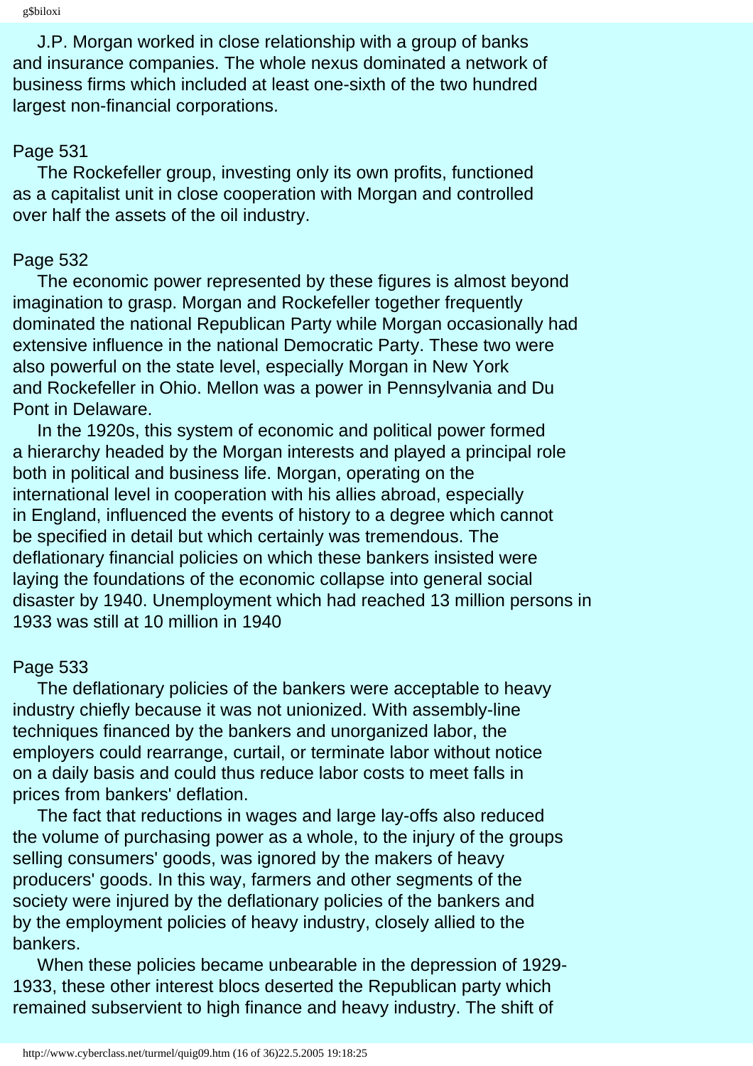J.P. Morgan worked in close relationship with a group of banks and insurance companies. The whole nexus dominated a network of business firms which included at least one-sixth of the two hundred largest non-financial corporations.

Page 531

The Rockefeller group, investing only its own profits, functioned as a capitalist unit in close cooperation with Morgan and controlled over half the assets of the oil industry.

Page 532

The economic power represented by these figures is almost beyond imagination to grasp. Morgan and Rockefeller together frequently dominated the national Republican Party while Morgan occasionally had extensive influence in the national Democratic Party. These two were also powerful on the state level, especially Morgan in New York and Rockefeller in Ohio. Mellon was a power in Pennsylvania and Du Pont in Delaware.

In the 1920s, this system of economic and political power formed a hierarchy headed by the Morgan interests and played a principal role both in political and business life. Morgan, operating on the international level in cooperation with his allies abroad, especially in England, influenced the events of history to a degree which cannot be specified in detail but which certainly was tremendous. The deflationary financial policies on which these bankers insisted were laying the foundations of the economic collapse into general social disaster by 1940. Unemployment which had reached 13 million persons in 1933 was still at 10 million in 1940

Page 533

The deflationary policies of the bankers were acceptable to heavy industry chiefly because it was not unionized. With assembly-line techniques financed by the bankers and unorganized labor, the employers could rearrange, curtail, or terminate labor without notice on a daily basis and could thus reduce labor costs to meet falls in prices from bankers' deflation.

The fact that reductions in wages and large lay-offs also reduced the volume of purchasing power as a whole, to the injury of the groups selling consumers' goods, was ignored by the makers of heavy producers' goods. In this way, farmers and other segments of the society were injured by the deflationary policies of the bankers and by the employment policies of heavy industry, closely allied to the bankers.

When these policies became unbearable in the depression of 1929-1933, these other interest blocs deserted the Republican party which remained subservient to high finance and heavy industry. The shift of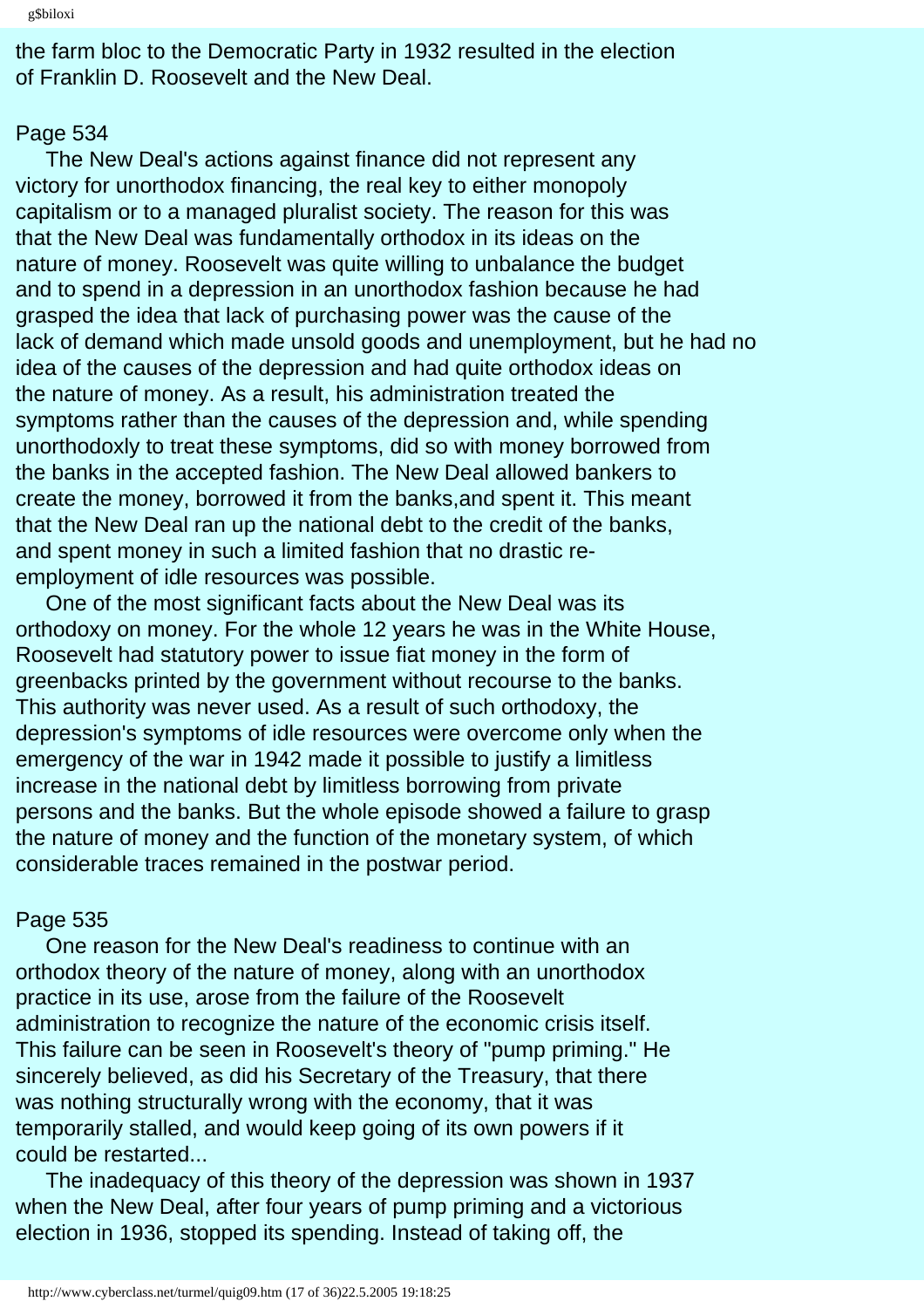the farm bloc to the Democratic Party in 1932 resulted in the election of Franklin D. Roosevelt and the New Deal.

Page 534

The New Deal's actions against finance did not represent any victory for unorthodox financing, the real key to either monopoly capitalism or to a managed pluralist society. The reason for this was that the New Deal was fundamentally orthodox in its ideas on the nature of money. Roosevelt was quite willing to unbalance the budget and to spend in a depression in an unorthodox fashion because he had grasped the idea that lack of purchasing power was the cause of the lack of demand which made unsold goods and unemployment, but he had no idea of the causes of the depression and had quite orthodox ideas on the nature of money. As a result, his administration treated the symptoms rather than the causes of the depression and, while spending unorthodoxly to treat these symptoms, did so with money borrowed from the banks in the accepted fashion. The New Deal allowed bankers to create the money, borrowed it from the banks,and spent it. This meant that the New Deal ran up the national debt to the credit of the banks, and spent money in such a limited fashion that no drastic re-employment of idle resources was possible.

One of the most significant facts about the New Deal was its orthodoxy on money. For the whole 12 years he was in the White House, Roosevelt had statutory power to issue fiat money in the form of greenbacks printed by the government without recourse to the banks. This authority was never used. As a result of such orthodoxy, the depression's symptoms of idle resources were overcome only when the emergency of the war in 1942 made it possible to justify a limitless increase in the national debt by limitless borrowing from private persons and the banks. But the whole episode showed a failure to grasp the nature of money and the function of the monetary system, of which considerable traces remained in the postwar period.

Page 535

One reason for the New Deal's readiness to continue with an orthodox theory of the nature of money, along with an unorthodox practice in its use, arose from the failure of the Roosevelt administration to recognize the nature of the economic crisis itself. This failure can be seen in Roosevelt's theory of "pump priming." He sincerely believed, as did his Secretary of the Treasury, that there was nothing structurally wrong with the economy, that it was temporarily stalled, and would keep going of its own powers if it could be restarted...

The inadequacy of this theory of the depression was shown in 1937 when the New Deal, after four years of pump priming and a victorious election in 1936, stopped its spending. Instead of taking off, the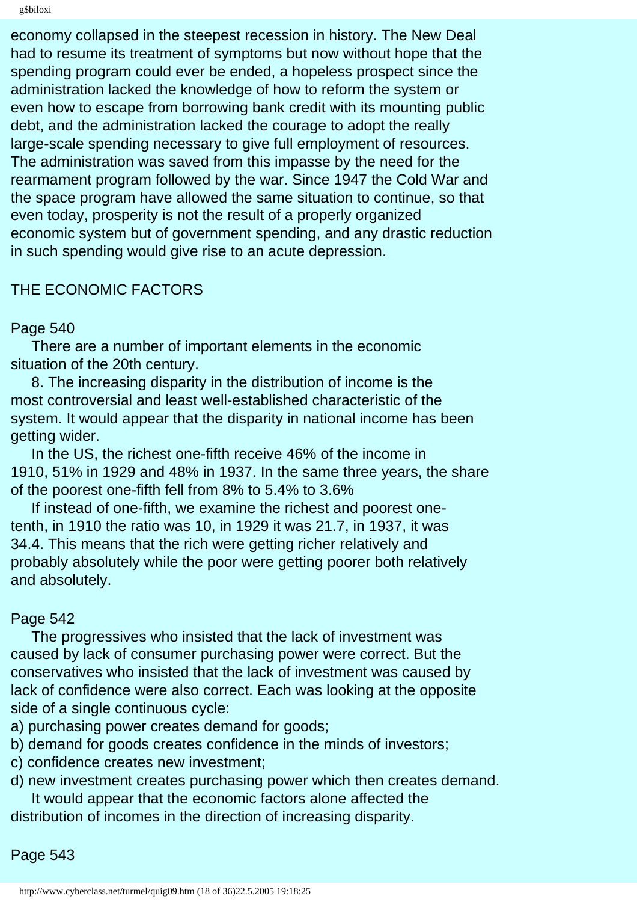economy collapsed in the steepest recession in history. The New Deal had to resume its treatment of symptoms but now without hope that the spending program could ever be ended, a hopeless prospect since the administration lacked the knowledge of how to reform the system or even how to escape from borrowing bank credit with its mounting public debt, and the administration lacked the courage to adopt the really large-scale spending necessary to give full employment of resources. The administration was saved from this impasse by the need for the rearmament program followed by the war. Since 1947 the Cold War and the space program have allowed the same situation to continue, so that even today, prosperity is not the result of a properly organized economic system but of government spending, and any drastic reduction in such spending would give rise to an acute depression.

THE ECONOMIC FACTORS

Page 540

There are a number of important elements in the economic situation of the 20th century.

8. The increasing disparity in the distribution of income is the most controversial and least well-established characteristic of the system. It would appear that the disparity in national income has been getting wider.

In the US, the richest one-fifth receive 46% of the income in 1910, 51% in 1929 and 48% in 1937. In the same three years, the share of the poorest one-fifth fell from 8% to 5.4% to 3.6%

If instead of one-fifth, we examine the richest and poorest one-tenth, in 1910 the ratio was 10, in 1929 it was 21.7, in 1937, it was 34.4. This means that the rich were getting richer relatively and probably absolutely while the poor were getting poorer both relatively and absolutely.

Page 542

The progressives who insisted that the lack of investment was caused by lack of consumer purchasing power were correct. But the conservatives who insisted that the lack of investment was caused by lack of confidence were also correct. Each was looking at the opposite side of a single continuous cycle:

a) purchasing power creates demand for goods;
b) demand for goods creates confidence in the minds of investors;
c) confidence creates new investment;
d) new investment creates purchasing power which then creates demand.

It would appear that the economic factors alone affected the distribution of incomes in the direction of increasing disparity.

Page 543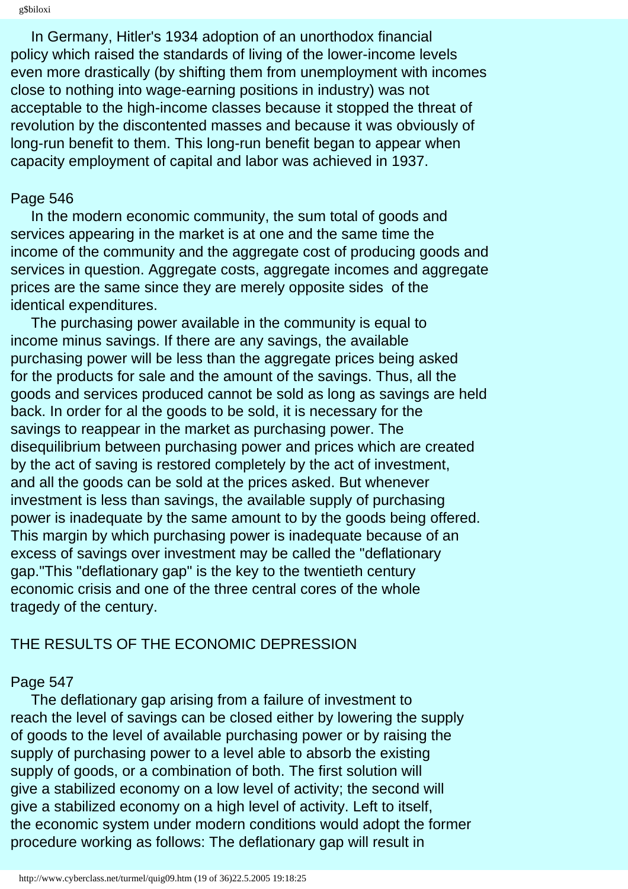In Germany, Hitler's 1934 adoption of an unorthodox financial policy which raised the standards of living of the lower-income levels even more drastically (by shifting them from unemployment with incomes close to nothing into wage-earning positions in industry) was not acceptable to the high-income classes because it stopped the threat of revolution by the discontented masses and because it was obviously of long-run benefit to them. This long-run benefit began to appear when capacity employment of capital and labor was achieved in 1937.

Page 546

In the modern economic community, the sum total of goods and services appearing in the market is at one and the same time the income of the community and the aggregate cost of producing goods and services in question. Aggregate costs, aggregate incomes and aggregate prices are the same since they are merely opposite sides of the identical expenditures.

The purchasing power available in the community is equal to income minus savings. If there are any savings, the available purchasing power will be less than the aggregate prices being asked for the products for sale and the amount of the savings. Thus, all the goods and services produced cannot be sold as long as savings are held back. In order for al the goods to be sold, it is necessary for the savings to reappear in the market as purchasing power. The disequilibrium between purchasing power and prices which are created by the act of saving is restored completely by the act of investment, and all the goods can be sold at the prices asked. But whenever investment is less than savings, the available supply of purchasing power is inadequate by the same amount to by the goods being offered. This margin by which purchasing power is inadequate because of an excess of savings over investment may be called the "deflationary gap."This "deflationary gap" is the key to the twentieth century economic crisis and one of the three central cores of the whole tragedy of the century.

## THE RESULTS OF THE ECONOMIC DEPRESSION

Page 547

The deflationary gap arising from a failure of investment to reach the level of savings can be closed either by lowering the supply of goods to the level of available purchasing power or by raising the supply of purchasing power to a level able to absorb the existing supply of goods, or a combination of both. The first solution will give a stabilized economy on a low level of activity; the second will give a stabilized economy on a high level of activity. Left to itself, the economic system under modern conditions would adopt the former procedure working as follows: The deflationary gap will result in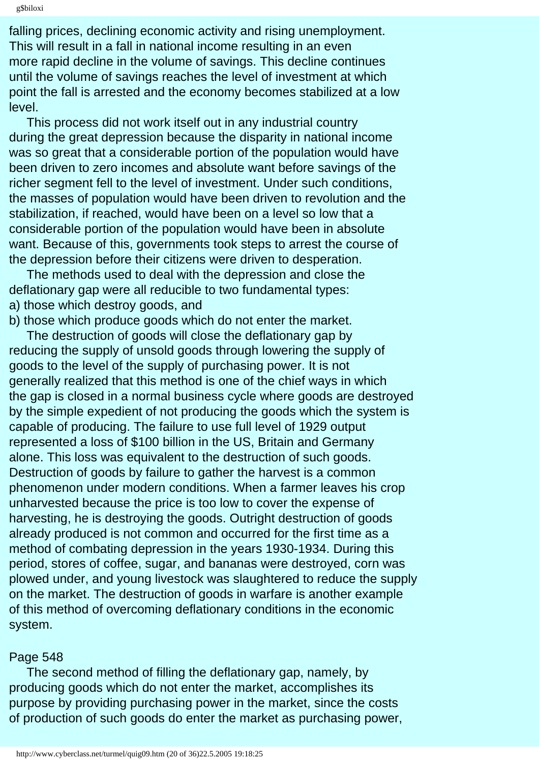falling prices, declining economic activity and rising unemployment. This will result in a fall in national income resulting in an even more rapid decline in the volume of savings. This decline continues until the volume of savings reaches the level of investment at which point the fall is arrested and the economy becomes stabilized at a low level.

This process did not work itself out in any industrial country during the great depression because the disparity in national income was so great that a considerable portion of the population would have been driven to zero incomes and absolute want before savings of the richer segment fell to the level of investment. Under such conditions, the masses of population would have been driven to revolution and the stabilization, if reached, would have been on a level so low that a considerable portion of the population would have been in absolute want. Because of this, governments took steps to arrest the course of the depression before their citizens were driven to desperation.

The methods used to deal with the depression and close the deflationary gap were all reducible to two fundamental types:

a) those which destroy goods, and

b) those which produce goods which do not enter the market.

The destruction of goods will close the deflationary gap by reducing the supply of unsold goods through lowering the supply of goods to the level of the supply of purchasing power. It is not generally realized that this method is one of the chief ways in which the gap is closed in a normal business cycle where goods are destroyed by the simple expedient of not producing the goods which the system is capable of producing. The failure to use full level of 1929 output represented a loss of $100 billion in the US, Britain and Germany alone. This loss was equivalent to the destruction of such goods. Destruction of goods by failure to gather the harvest is a common phenomenon under modern conditions. When a farmer leaves his crop unharvested because the price is too low to cover the expense of harvesting, he is destroying the goods. Outright destruction of goods already produced is not common and occurred for the first time as a method of combating depression in the years 1930-1934. During this period, stores of coffee, sugar, and bananas were destroyed, corn was plowed under, and young livestock was slaughtered to reduce the supply on the market. The destruction of goods in warfare is another example of this method of overcoming deflationary conditions in the economic system.

Page 548

The second method of filling the deflationary gap, namely, by producing goods which do not enter the market, accomplishes its purpose by providing purchasing power in the market, since the costs of production of such goods do enter the market as purchasing power,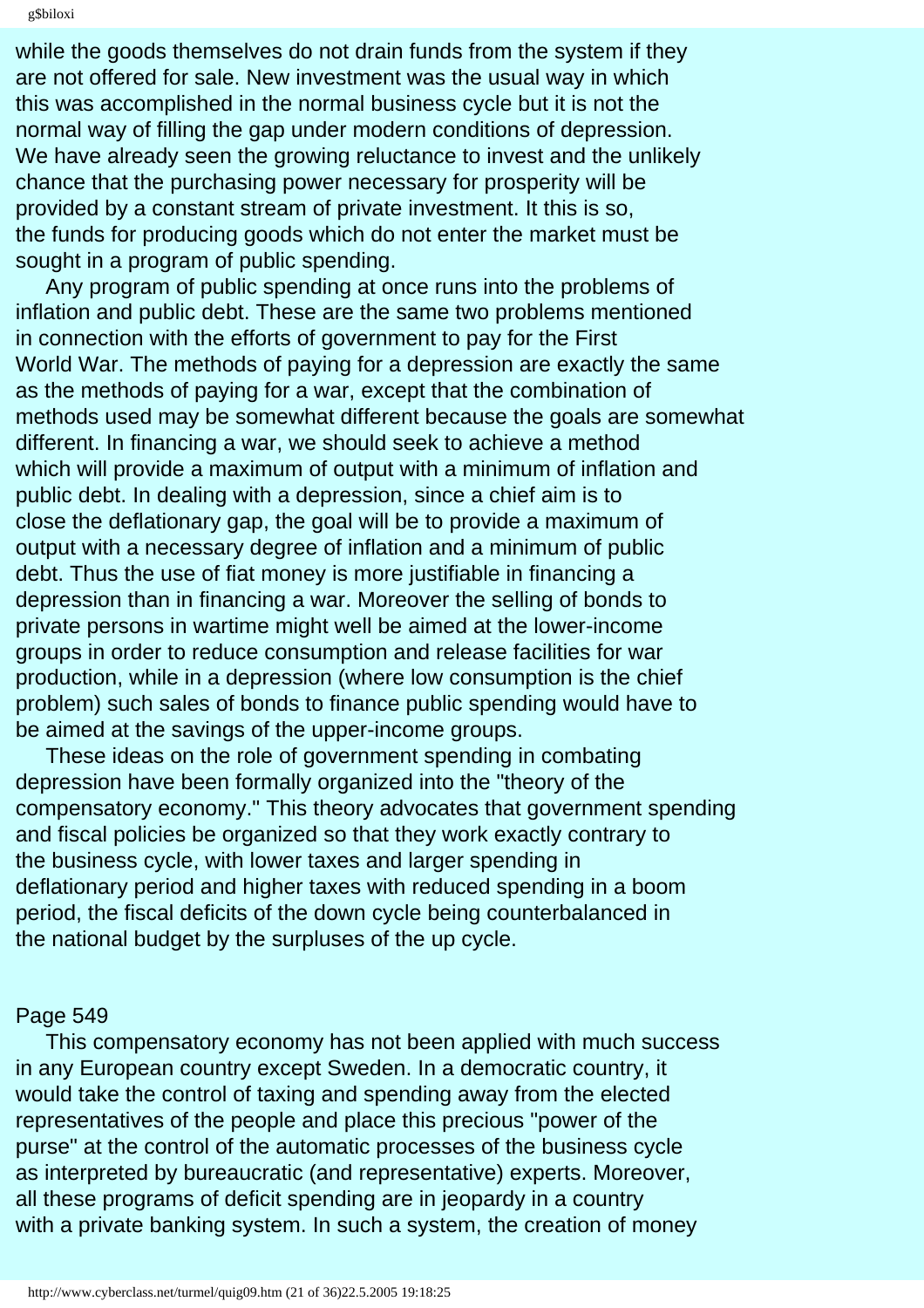while the goods themselves do not drain funds from the system if they are not offered for sale. New investment was the usual way in which this was accomplished in the normal business cycle but it is not the normal way of filling the gap under modern conditions of depression. We have already seen the growing reluctance to invest and the unlikely chance that the purchasing power necessary for prosperity will be provided by a constant stream of private investment. It this is so, the funds for producing goods which do not enter the market must be sought in a program of public spending.

Any program of public spending at once runs into the problems of inflation and public debt. These are the same two problems mentioned in connection with the efforts of government to pay for the First World War. The methods of paying for a depression are exactly the same as the methods of paying for a war, except that the combination of methods used may be somewhat different because the goals are somewhat different. In financing a war, we should seek to achieve a method which will provide a maximum of output with a minimum of inflation and public debt. In dealing with a depression, since a chief aim is to close the deflationary gap, the goal will be to provide a maximum of output with a necessary degree of inflation and a minimum of public debt. Thus the use of fiat money is more justifiable in financing a depression than in financing a war. Moreover the selling of bonds to private persons in wartime might well be aimed at the lower-income groups in order to reduce consumption and release facilities for war production, while in a depression (where low consumption is the chief problem) such sales of bonds to finance public spending would have to be aimed at the savings of the upper-income groups.

These ideas on the role of government spending in combating depression have been formally organized into the "theory of the compensatory economy." This theory advocates that government spending and fiscal policies be organized so that they work exactly contrary to the business cycle, with lower taxes and larger spending in deflationary period and higher taxes with reduced spending in a boom period, the fiscal deficits of the down cycle being counterbalanced in the national budget by the surpluses of the up cycle.

Page 549

This compensatory economy has not been applied with much success in any European country except Sweden. In a democratic country, it would take the control of taxing and spending away from the elected representatives of the people and place this precious "power of the purse" at the control of the automatic processes of the business cycle as interpreted by bureaucratic (and representative) experts. Moreover, all these programs of deficit spending are in jeopardy in a country with a private banking system. In such a system, the creation of money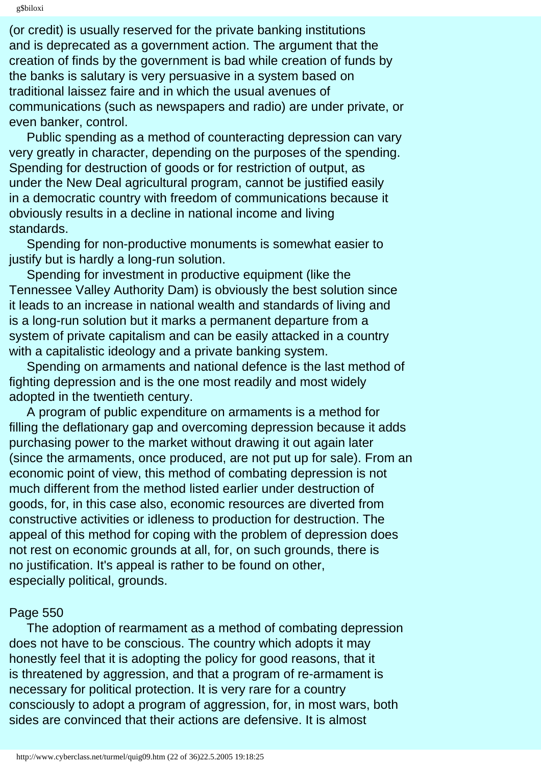(or credit) is usually reserved for the private banking institutions and is deprecated as a government action. The argument that the creation of finds by the government is bad while creation of funds by the banks is salutary is very persuasive in a system based on traditional laissez faire and in which the usual avenues of communications (such as newspapers and radio) are under private, or even banker, control.

Public spending as a method of counteracting depression can vary very greatly in character, depending on the purposes of the spending. Spending for destruction of goods or for restriction of output, as under the New Deal agricultural program, cannot be justified easily in a democratic country with freedom of communications because it obviously results in a decline in national income and living standards.

Spending for non-productive monuments is somewhat easier to justify but is hardly a long-run solution.

Spending for investment in productive equipment (like the Tennessee Valley Authority Dam) is obviously the best solution since it leads to an increase in national wealth and standards of living and is a long-run solution but it marks a permanent departure from a system of private capitalism and can be easily attacked in a country with a capitalistic ideology and a private banking system.

Spending on armaments and national defence is the last method of fighting depression and is the one most readily and most widely adopted in the twentieth century.

A program of public expenditure on armaments is a method for filling the deflationary gap and overcoming depression because it adds purchasing power to the market without drawing it out again later (since the armaments, once produced, are not put up for sale). From an economic point of view, this method of combating depression is not much different from the method listed earlier under destruction of goods, for, in this case also, economic resources are diverted from constructive activities or idleness to production for destruction. The appeal of this method for coping with the problem of depression does not rest on economic grounds at all, for, on such grounds, there is no justification. It's appeal is rather to be found on other, especially political, grounds.

Page 550

The adoption of rearmament as a method of combating depression does not have to be conscious. The country which adopts it may honestly feel that it is adopting the policy for good reasons, that it is threatened by aggression, and that a program of re-armament is necessary for political protection. It is very rare for a country consciously to adopt a program of aggression, for, in most wars, both sides are convinced that their actions are defensive. It is almost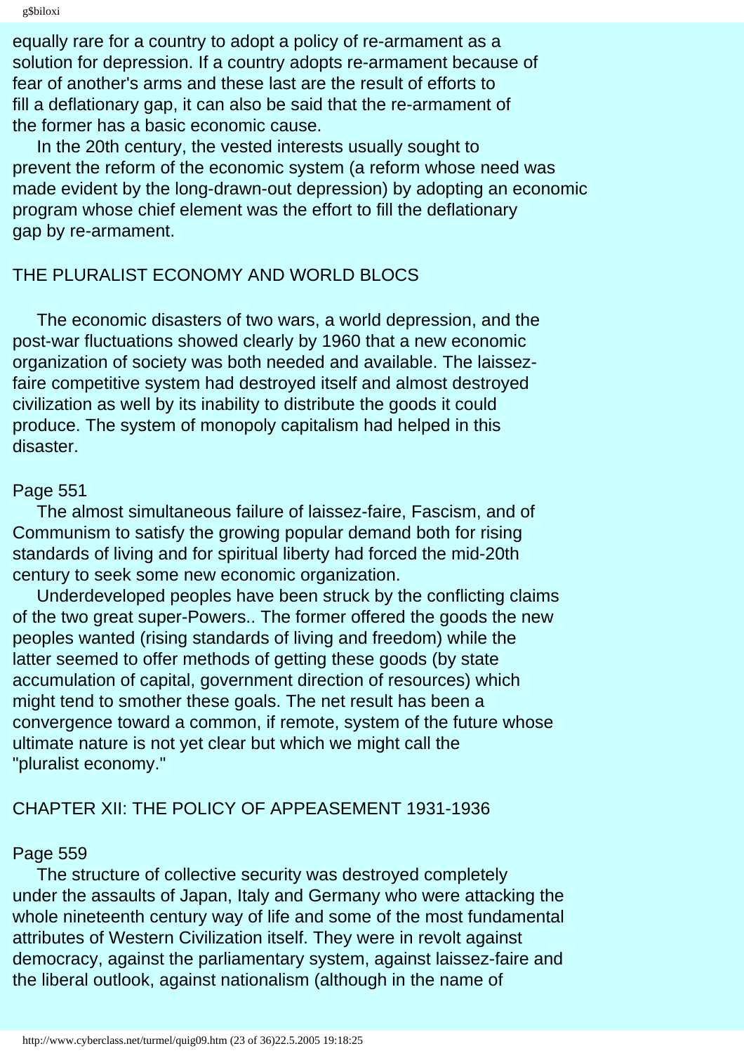equally rare for a country to adopt a policy of re-armament as a solution for depression. If a country adopts re-armament because of fear of another's arms and these last are the result of efforts to fill a deflationary gap, it can also be said that the re-armament of the former has a basic economic cause.

In the 20th century, the vested interests usually sought to prevent the reform of the economic system (a reform whose need was made evident by the long-drawn-out depression) by adopting an economic program whose chief element was the effort to fill the deflationary gap by re-armament.

## THE PLURALIST ECONOMY AND WORLD BLOCS

The economic disasters of two wars, a world depression, and the post-war fluctuations showed clearly by 1960 that a new economic organization of society was both needed and available. The laissez-faire competitive system had destroyed itself and almost destroyed civilization as well by its inability to distribute the goods it could produce. The system of monopoly capitalism had helped in this disaster.

Page 551

The almost simultaneous failure of laissez-faire, Fascism, and of Communism to satisfy the growing popular demand both for rising standards of living and for spiritual liberty had forced the mid-20th century to seek some new economic organization.

Underdeveloped peoples have been struck by the conflicting claims of the two great super-Powers.. The former offered the goods the new peoples wanted (rising standards of living and freedom) while the latter seemed to offer methods of getting these goods (by state accumulation of capital, government direction of resources) which might tend to smother these goals. The net result has been a convergence toward a common, if remote, system of the future whose ultimate nature is not yet clear but which we might call the "pluralist economy."

## CHAPTER XII: THE POLICY OF APPEASEMENT 1931-1936

Page 559

The structure of collective security was destroyed completely under the assaults of Japan, Italy and Germany who were attacking the whole nineteenth century way of life and some of the most fundamental attributes of Western Civilization itself. They were in revolt against democracy, against the parliamentary system, against laissez-faire and the liberal outlook, against nationalism (although in the name of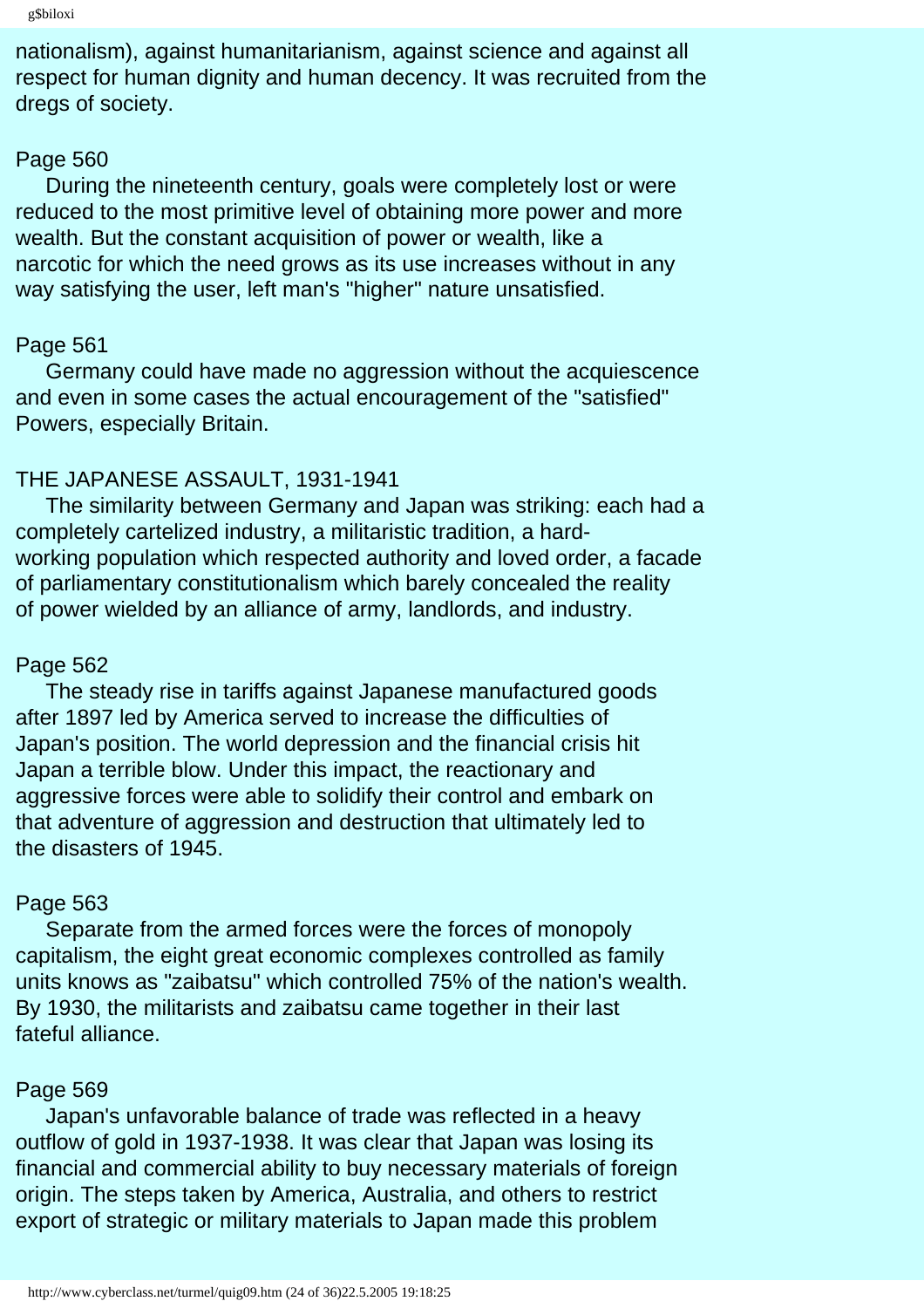nationalism), against humanitarianism, against science and against all respect for human dignity and human decency. It was recruited from the dregs of society.

Page 560

During the nineteenth century, goals were completely lost or were reduced to the most primitive level of obtaining more power and more wealth. But the constant acquisition of power or wealth, like a narcotic for which the need grows as its use increases without in any way satisfying the user, left man's "higher" nature unsatisfied.

Page 561

Germany could have made no aggression without the acquiescence and even in some cases the actual encouragement of the "satisfied" Powers, especially Britain.

THE JAPANESE ASSAULT, 1931-1941

The similarity between Germany and Japan was striking: each had a completely cartelized industry, a militaristic tradition, a hard-working population which respected authority and loved order, a facade of parliamentary constitutionalism which barely concealed the reality of power wielded by an alliance of army, landlords, and industry.

Page 562

The steady rise in tariffs against Japanese manufactured goods after 1897 led by America served to increase the difficulties of Japan's position. The world depression and the financial crisis hit Japan a terrible blow. Under this impact, the reactionary and aggressive forces were able to solidify their control and embark on that adventure of aggression and destruction that ultimately led to the disasters of 1945.

Page 563

Separate from the armed forces were the forces of monopoly capitalism, the eight great economic complexes controlled as family units knows as "zaibatsu" which controlled 75% of the nation's wealth. By 1930, the militarists and zaibatsu came together in their last fateful alliance.

Page 569

Japan's unfavorable balance of trade was reflected in a heavy outflow of gold in 1937-1938. It was clear that Japan was losing its financial and commercial ability to buy necessary materials of foreign origin. The steps taken by America, Australia, and others to restrict export of strategic or military materials to Japan made this problem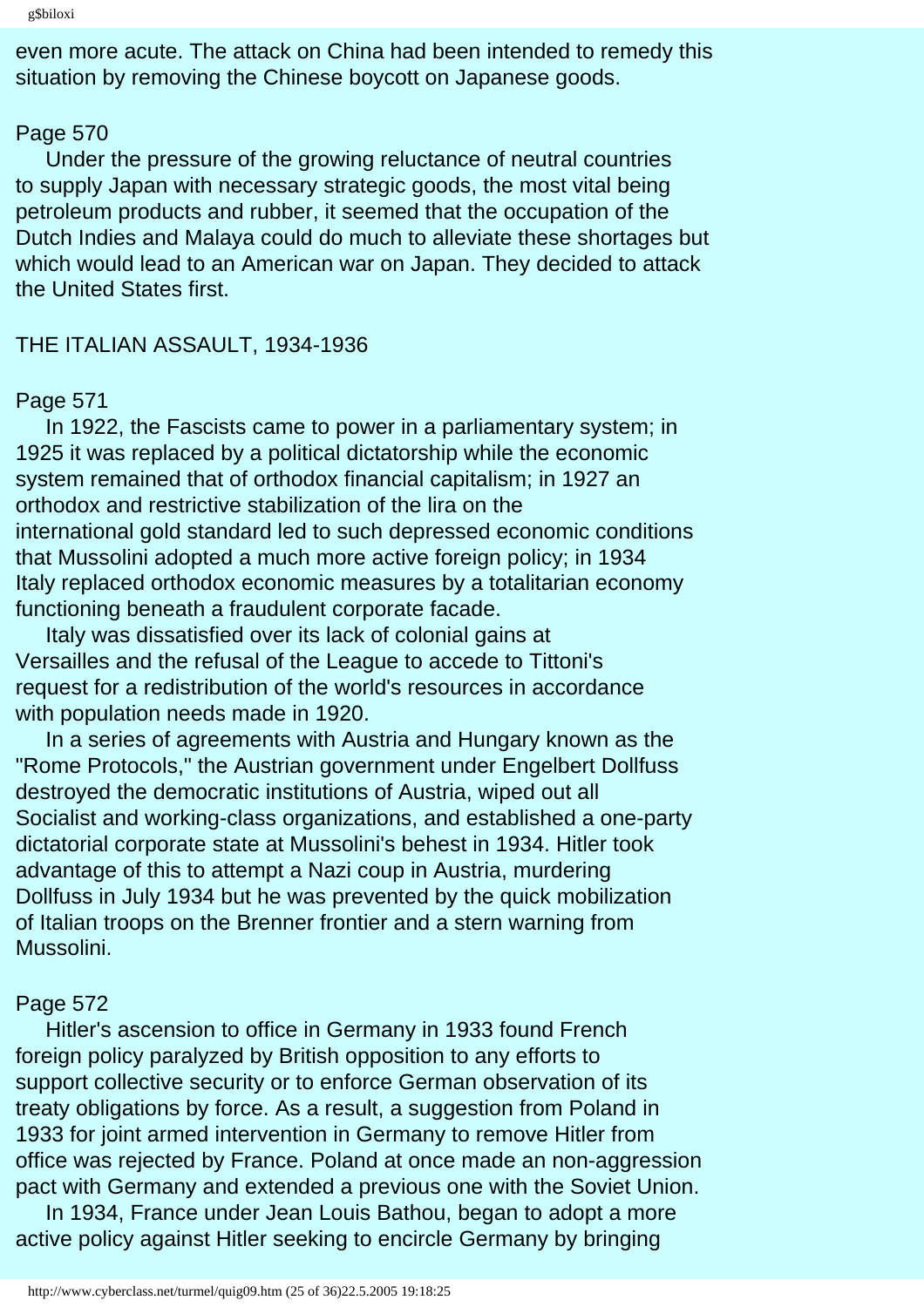even more acute. The attack on China had been intended to remedy this situation by removing the Chinese boycott on Japanese goods.

Page 570

Under the pressure of the growing reluctance of neutral countries to supply Japan with necessary strategic goods, the most vital being petroleum products and rubber, it seemed that the occupation of the Dutch Indies and Malaya could do much to alleviate these shortages but which would lead to an American war on Japan. They decided to attack the United States first.

THE ITALIAN ASSAULT, 1934-1936

Page 571

In 1922, the Fascists came to power in a parliamentary system; in 1925 it was replaced by a political dictatorship while the economic system remained that of orthodox financial capitalism; in 1927 an orthodox and restrictive stabilization of the lira on the international gold standard led to such depressed economic conditions that Mussolini adopted a much more active foreign policy; in 1934 Italy replaced orthodox economic measures by a totalitarian economy functioning beneath a fraudulent corporate facade.

Italy was dissatisfied over its lack of colonial gains at Versailles and the refusal of the League to accede to Tittoni's request for a redistribution of the world's resources in accordance with population needs made in 1920.

In a series of agreements with Austria and Hungary known as the "Rome Protocols," the Austrian government under Engelbert Dollfuss destroyed the democratic institutions of Austria, wiped out all Socialist and working-class organizations, and established a one-party dictatorial corporate state at Mussolini's behest in 1934. Hitler took advantage of this to attempt a Nazi coup in Austria, murdering Dollfuss in July 1934 but he was prevented by the quick mobilization of Italian troops on the Brenner frontier and a stern warning from Mussolini.

Page 572

Hitler's ascension to office in Germany in 1933 found French foreign policy paralyzed by British opposition to any efforts to support collective security or to enforce German observation of its treaty obligations by force. As a result, a suggestion from Poland in 1933 for joint armed intervention in Germany to remove Hitler from office was rejected by France. Poland at once made an non-aggression pact with Germany and extended a previous one with the Soviet Union.

In 1934, France under Jean Louis Bathou, began to adopt a more active policy against Hitler seeking to encircle Germany by bringing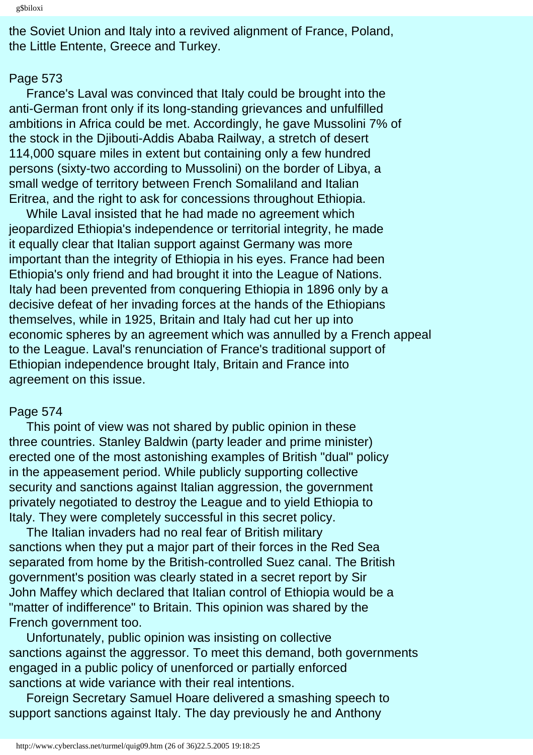the Soviet Union and Italy into a revived alignment of France, Poland, the Little Entente, Greece and Turkey.

Page 573

France's Laval was convinced that Italy could be brought into the anti-German front only if its long-standing grievances and unfulfilled ambitions in Africa could be met. Accordingly, he gave Mussolini 7% of the stock in the Djibouti-Addis Ababa Railway, a stretch of desert 114,000 square miles in extent but containing only a few hundred persons (sixty-two according to Mussolini) on the border of Libya, a small wedge of territory between French Somaliland and Italian Eritrea, and the right to ask for concessions throughout Ethiopia.

While Laval insisted that he had made no agreement which jeopardized Ethiopia's independence or territorial integrity, he made it equally clear that Italian support against Germany was more important than the integrity of Ethiopia in his eyes. France had been Ethiopia's only friend and had brought it into the League of Nations. Italy had been prevented from conquering Ethiopia in 1896 only by a decisive defeat of her invading forces at the hands of the Ethiopians themselves, while in 1925, Britain and Italy had cut her up into economic spheres by an agreement which was annulled by a French appeal to the League. Laval's renunciation of France's traditional support of Ethiopian independence brought Italy, Britain and France into agreement on this issue.

Page 574

This point of view was not shared by public opinion in these three countries. Stanley Baldwin (party leader and prime minister) erected one of the most astonishing examples of British "dual" policy in the appeasement period. While publicly supporting collective security and sanctions against Italian aggression, the government privately negotiated to destroy the League and to yield Ethiopia to Italy. They were completely successful in this secret policy.

The Italian invaders had no real fear of British military sanctions when they put a major part of their forces in the Red Sea separated from home by the British-controlled Suez canal. The British government's position was clearly stated in a secret report by Sir John Maffey which declared that Italian control of Ethiopia would be a "matter of indifference" to Britain. This opinion was shared by the French government too.

Unfortunately, public opinion was insisting on collective sanctions against the aggressor. To meet this demand, both governments engaged in a public policy of unenforced or partially enforced sanctions at wide variance with their real intentions.

Foreign Secretary Samuel Hoare delivered a smashing speech to support sanctions against Italy. The day previously he and Anthony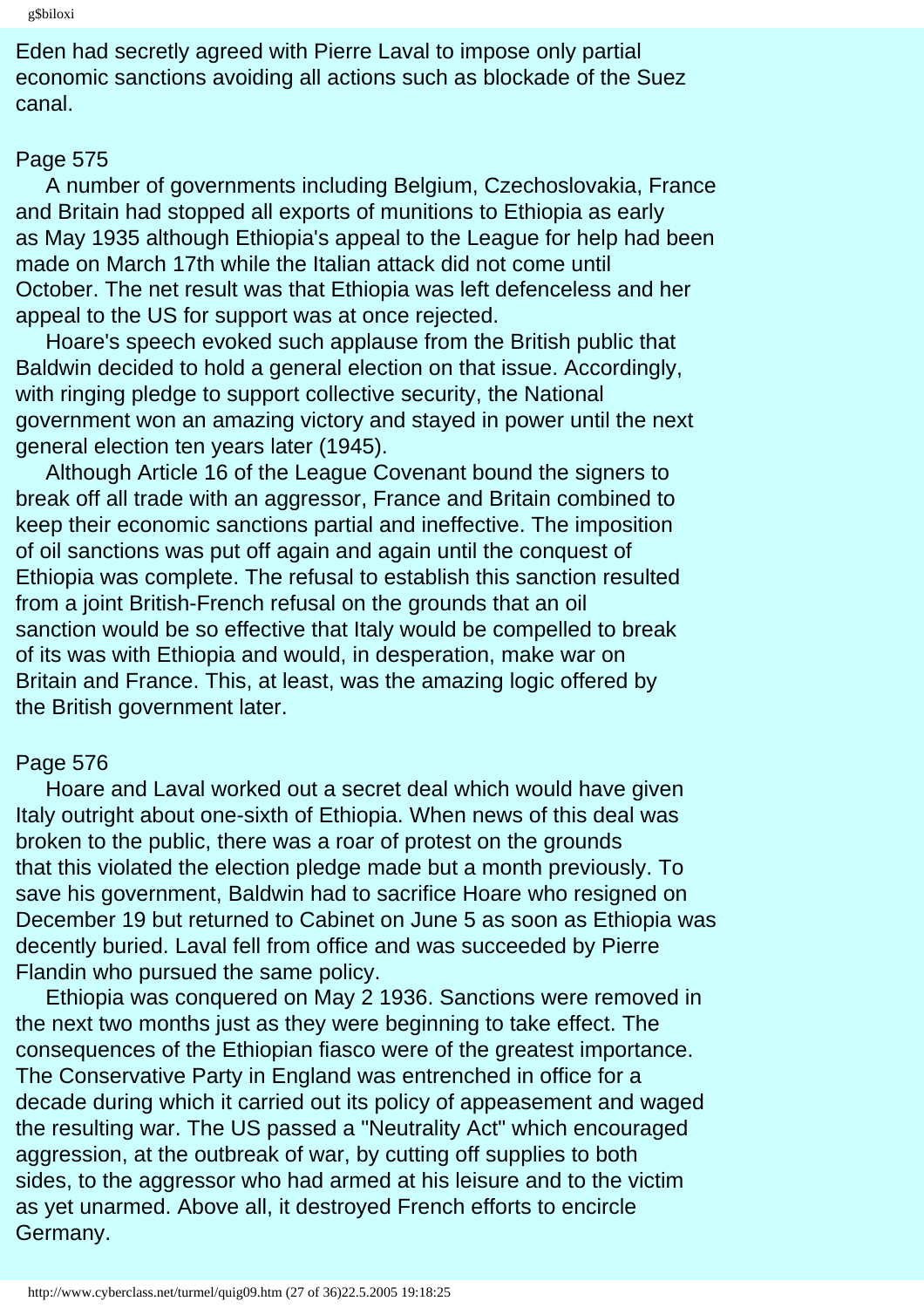Eden had secretly agreed with Pierre Laval to impose only partial economic sanctions avoiding all actions such as blockade of the Suez canal.

Page 575

A number of governments including Belgium, Czechoslovakia, France and Britain had stopped all exports of munitions to Ethiopia as early as May 1935 although Ethiopia's appeal to the League for help had been made on March 17th while the Italian attack did not come until October. The net result was that Ethiopia was left defenceless and her appeal to the US for support was at once rejected.

Hoare's speech evoked such applause from the British public that Baldwin decided to hold a general election on that issue. Accordingly, with ringing pledge to support collective security, the National government won an amazing victory and stayed in power until the next general election ten years later (1945).

Although Article 16 of the League Covenant bound the signers to break off all trade with an aggressor, France and Britain combined to keep their economic sanctions partial and ineffective. The imposition of oil sanctions was put off again and again until the conquest of Ethiopia was complete. The refusal to establish this sanction resulted from a joint British-French refusal on the grounds that an oil sanction would be so effective that Italy would be compelled to break of its was with Ethiopia and would, in desperation, make war on Britain and France. This, at least, was the amazing logic offered by the British government later.

Page 576

Hoare and Laval worked out a secret deal which would have given Italy outright about one-sixth of Ethiopia. When news of this deal was broken to the public, there was a roar of protest on the grounds that this violated the election pledge made but a month previously. To save his government, Baldwin had to sacrifice Hoare who resigned on December 19 but returned to Cabinet on June 5 as soon as Ethiopia was decently buried. Laval fell from office and was succeeded by Pierre Flandin who pursued the same policy.

Ethiopia was conquered on May 2 1936. Sanctions were removed in the next two months just as they were beginning to take effect. The consequences of the Ethiopian fiasco were of the greatest importance. The Conservative Party in England was entrenched in office for a decade during which it carried out its policy of appeasement and waged the resulting war. The US passed a "Neutrality Act" which encouraged aggression, at the outbreak of war, by cutting off supplies to both sides, to the aggressor who had armed at his leisure and to the victim as yet unarmed. Above all, it destroyed French efforts to encircle Germany.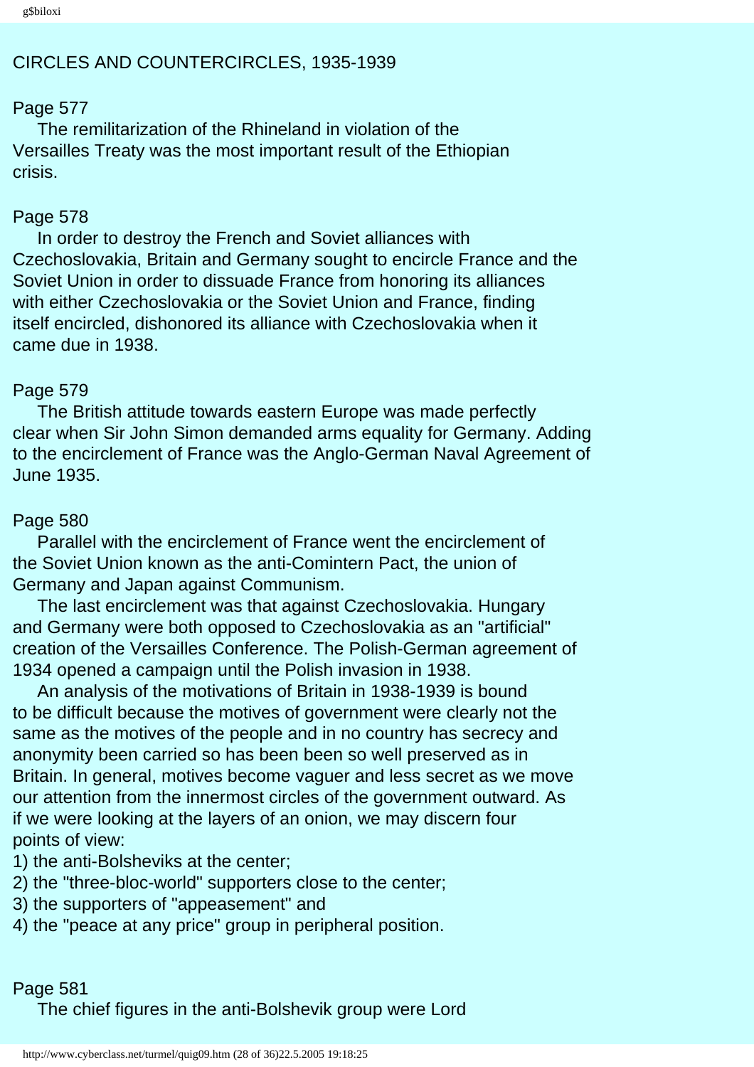CIRCLES AND COUNTERCIRCLES, 1935-1939

Page 577

The remilitarization of the Rhineland in violation of the Versailles Treaty was the most important result of the Ethiopian crisis.

Page 578

In order to destroy the French and Soviet alliances with Czechoslovakia, Britain and Germany sought to encircle France and the Soviet Union in order to dissuade France from honoring its alliances with either Czechoslovakia or the Soviet Union and France, finding itself encircled, dishonored its alliance with Czechoslovakia when it came due in 1938.

Page 579

The British attitude towards eastern Europe was made perfectly clear when Sir John Simon demanded arms equality for Germany. Adding to the encirclement of France was the Anglo-German Naval Agreement of June 1935.

Page 580

Parallel with the encirclement of France went the encirclement of the Soviet Union known as the anti-Comintern Pact, the union of Germany and Japan against Communism.

The last encirclement was that against Czechoslovakia. Hungary and Germany were both opposed to Czechoslovakia as an "artificial" creation of the Versailles Conference. The Polish-German agreement of 1934 opened a campaign until the Polish invasion in 1938.

An analysis of the motivations of Britain in 1938-1939 is bound to be difficult because the motives of government were clearly not the same as the motives of the people and in no country has secrecy and anonymity been carried so has been been so well preserved as in Britain. In general, motives become vaguer and less secret as we move our attention from the innermost circles of the government outward. As if we were looking at the layers of an onion, we may discern four points of view:

1) the anti-Bolsheviks at the center;
2) the "three-bloc-world" supporters close to the center;
3) the supporters of "appeasement" and
4) the "peace at any price" group in peripheral position.

Page 581

The chief figures in the anti-Bolshevik group were Lord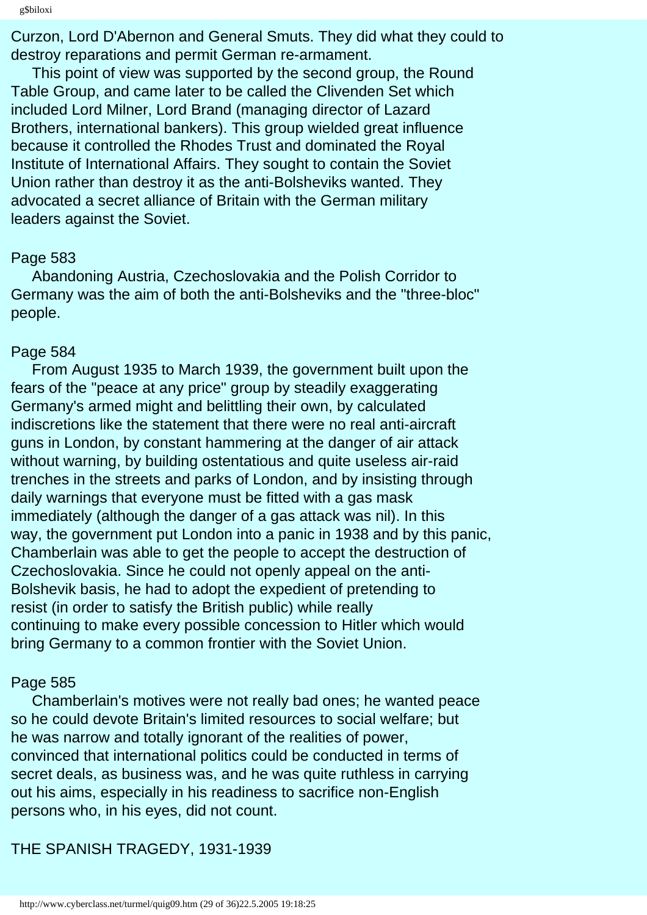Curzon, Lord D'Abernon and General Smuts. They did what they could to destroy reparations and permit German re-armament.

This point of view was supported by the second group, the Round Table Group, and came later to be called the Clivenden Set which included Lord Milner, Lord Brand (managing director of Lazard Brothers, international bankers). This group wielded great influence because it controlled the Rhodes Trust and dominated the Royal Institute of International Affairs. They sought to contain the Soviet Union rather than destroy it as the anti-Bolsheviks wanted. They advocated a secret alliance of Britain with the German military leaders against the Soviet.

Page 583

Abandoning Austria, Czechoslovakia and the Polish Corridor to Germany was the aim of both the anti-Bolsheviks and the "three-bloc" people.

Page 584

From August 1935 to March 1939, the government built upon the fears of the "peace at any price" group by steadily exaggerating Germany's armed might and belittling their own, by calculated indiscretions like the statement that there were no real anti-aircraft guns in London, by constant hammering at the danger of air attack without warning, by building ostentatious and quite useless air-raid trenches in the streets and parks of London, and by insisting through daily warnings that everyone must be fitted with a gas mask immediately (although the danger of a gas attack was nil). In this way, the government put London into a panic in 1938 and by this panic, Chamberlain was able to get the people to accept the destruction of Czechoslovakia. Since he could not openly appeal on the anti-Bolshevik basis, he had to adopt the expedient of pretending to resist (in order to satisfy the British public) while really continuing to make every possible concession to Hitler which would bring Germany to a common frontier with the Soviet Union.

Page 585

Chamberlain's motives were not really bad ones; he wanted peace so he could devote Britain's limited resources to social welfare; but he was narrow and totally ignorant of the realities of power, convinced that international politics could be conducted in terms of secret deals, as business was, and he was quite ruthless in carrying out his aims, especially in his readiness to sacrifice non-English persons who, in his eyes, did not count.

THE SPANISH TRAGEDY, 1931-1939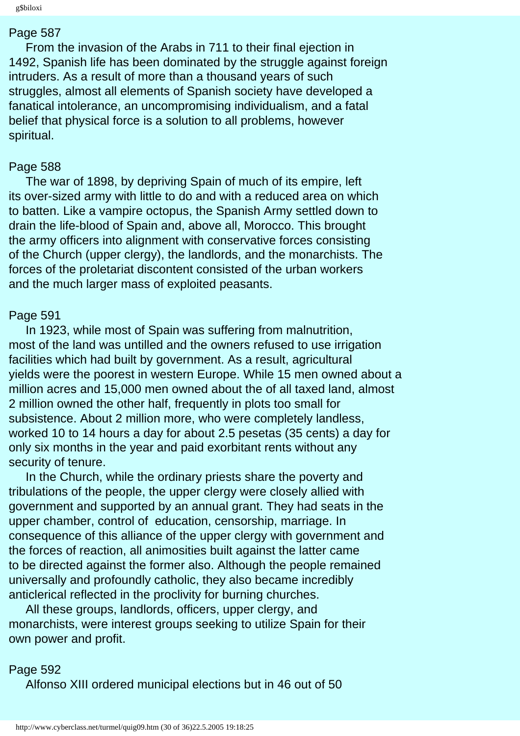Page 587

From the invasion of the Arabs in 711 to their final ejection in 1492, Spanish life has been dominated by the struggle against foreign intruders. As a result of more than a thousand years of such struggles, almost all elements of Spanish society have developed a fanatical intolerance, an uncompromising individualism, and a fatal belief that physical force is a solution to all problems, however spiritual.

Page 588

The war of 1898, by depriving Spain of much of its empire, left its over-sized army with little to do and with a reduced area on which to batten. Like a vampire octopus, the Spanish Army settled down to drain the life-blood of Spain and, above all, Morocco. This brought the army officers into alignment with conservative forces consisting of the Church (upper clergy), the landlords, and the monarchists. The forces of the proletariat discontent consisted of the urban workers and the much larger mass of exploited peasants.

Page 591

In 1923, while most of Spain was suffering from malnutrition, most of the land was untilled and the owners refused to use irrigation facilities which had built by government. As a result, agricultural yields were the poorest in western Europe. While 15 men owned about a million acres and 15,000 men owned about the of all taxed land, almost 2 million owned the other half, frequently in plots too small for subsistence. About 2 million more, who were completely landless, worked 10 to 14 hours a day for about 2.5 pesetas (35 cents) a day for only six months in the year and paid exorbitant rents without any security of tenure.

In the Church, while the ordinary priests share the poverty and tribulations of the people, the upper clergy were closely allied with government and supported by an annual grant. They had seats in the upper chamber, control of education, censorship, marriage. In consequence of this alliance of the upper clergy with government and the forces of reaction, all animosities built against the latter came to be directed against the former also. Although the people remained universally and profoundly catholic, they also became incredibly anticlerical reflected in the proclivity for burning churches.

All these groups, landlords, officers, upper clergy, and monarchists, were interest groups seeking to utilize Spain for their own power and profit.

Page 592

Alfonso XIII ordered municipal elections but in 46 out of 50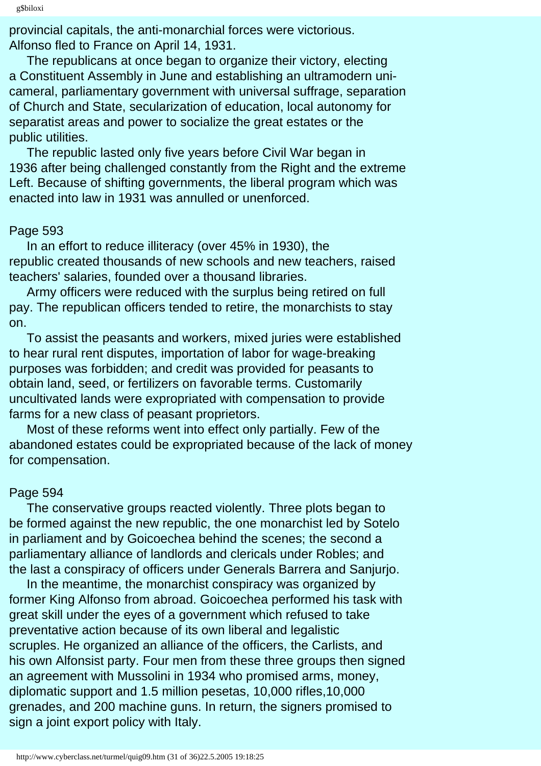provincial capitals, the anti-monarchial forces were victorious. Alfonso fled to France on April 14, 1931.

The republicans at once began to organize their victory, electing a Constituent Assembly in June and establishing an ultramodern unicameral, parliamentary government with universal suffrage, separation of Church and State, secularization of education, local autonomy for separatist areas and power to socialize the great estates or the public utilities.

The republic lasted only five years before Civil War began in 1936 after being challenged constantly from the Right and the extreme Left. Because of shifting governments, the liberal program which was enacted into law in 1931 was annulled or unenforced.

Page 593

In an effort to reduce illiteracy (over 45% in 1930), the republic created thousands of new schools and new teachers, raised teachers' salaries, founded over a thousand libraries.

Army officers were reduced with the surplus being retired on full pay. The republican officers tended to retire, the monarchists to stay on.

To assist the peasants and workers, mixed juries were established to hear rural rent disputes, importation of labor for wage-breaking purposes was forbidden; and credit was provided for peasants to obtain land, seed, or fertilizers on favorable terms. Customarily uncultivated lands were expropriated with compensation to provide farms for a new class of peasant proprietors.

Most of these reforms went into effect only partially. Few of the abandoned estates could be expropriated because of the lack of money for compensation.

Page 594

The conservative groups reacted violently. Three plots began to be formed against the new republic, the one monarchist led by Sotelo in parliament and by Goicoechea behind the scenes; the second a parliamentary alliance of landlords and clericals under Robles; and the last a conspiracy of officers under Generals Barrera and Sanjurjo.

In the meantime, the monarchist conspiracy was organized by former King Alfonso from abroad. Goicoechea performed his task with great skill under the eyes of a government which refused to take preventative action because of its own liberal and legalistic scruples. He organized an alliance of the officers, the Carlists, and his own Alfonsist party. Four men from these three groups then signed an agreement with Mussolini in 1934 who promised arms, money, diplomatic support and 1.5 million pesetas, 10,000 rifles,10,000 grenades, and 200 machine guns. In return, the signers promised to sign a joint export policy with Italy.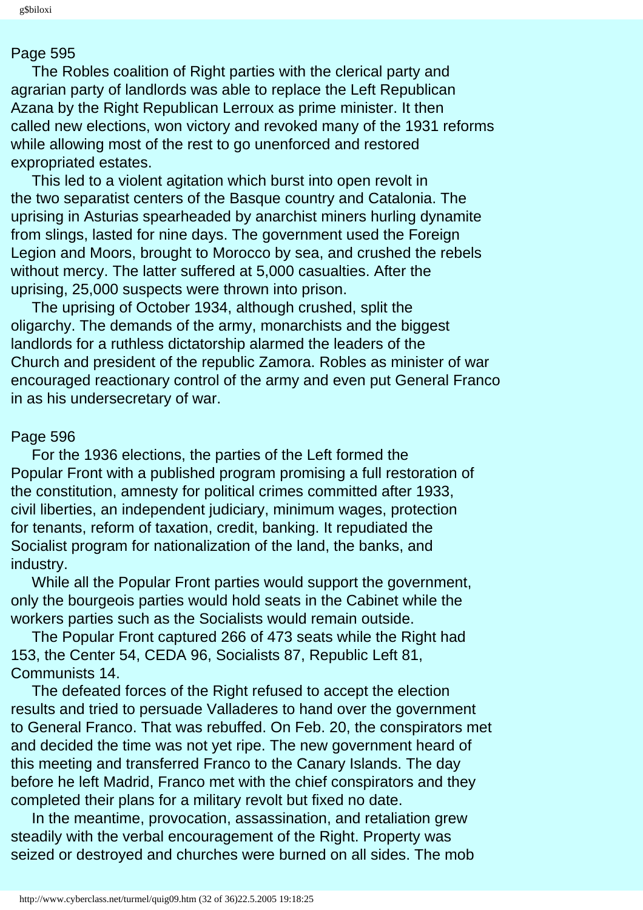Page 595

The Robles coalition of Right parties with the clerical party and agrarian party of landlords was able to replace the Left Republican Azana by the Right Republican Lerroux as prime minister. It then called new elections, won victory and revoked many of the 1931 reforms while allowing most of the rest to go unenforced and restored expropriated estates.

This led to a violent agitation which burst into open revolt in the two separatist centers of the Basque country and Catalonia. The uprising in Asturias spearheaded by anarchist miners hurling dynamite from slings, lasted for nine days. The government used the Foreign Legion and Moors, brought to Morocco by sea, and crushed the rebels without mercy. The latter suffered at 5,000 casualties. After the uprising, 25,000 suspects were thrown into prison.

The uprising of October 1934, although crushed, split the oligarchy. The demands of the army, monarchists and the biggest landlords for a ruthless dictatorship alarmed the leaders of the Church and president of the republic Zamora. Robles as minister of war encouraged reactionary control of the army and even put General Franco in as his undersecretary of war.

Page 596

For the 1936 elections, the parties of the Left formed the Popular Front with a published program promising a full restoration of the constitution, amnesty for political crimes committed after 1933, civil liberties, an independent judiciary, minimum wages, protection for tenants, reform of taxation, credit, banking. It repudiated the Socialist program for nationalization of the land, the banks, and industry.

While all the Popular Front parties would support the government, only the bourgeois parties would hold seats in the Cabinet while the workers parties such as the Socialists would remain outside.

The Popular Front captured 266 of 473 seats while the Right had 153, the Center 54, CEDA 96, Socialists 87, Republic Left 81, Communists 14.

The defeated forces of the Right refused to accept the election results and tried to persuade Valladeres to hand over the government to General Franco. That was rebuffed. On Feb. 20, the conspirators met and decided the time was not yet ripe. The new government heard of this meeting and transferred Franco to the Canary Islands. The day before he left Madrid, Franco met with the chief conspirators and they completed their plans for a military revolt but fixed no date.

In the meantime, provocation, assassination, and retaliation grew steadily with the verbal encouragement of the Right. Property was seized or destroyed and churches were burned on all sides. The mob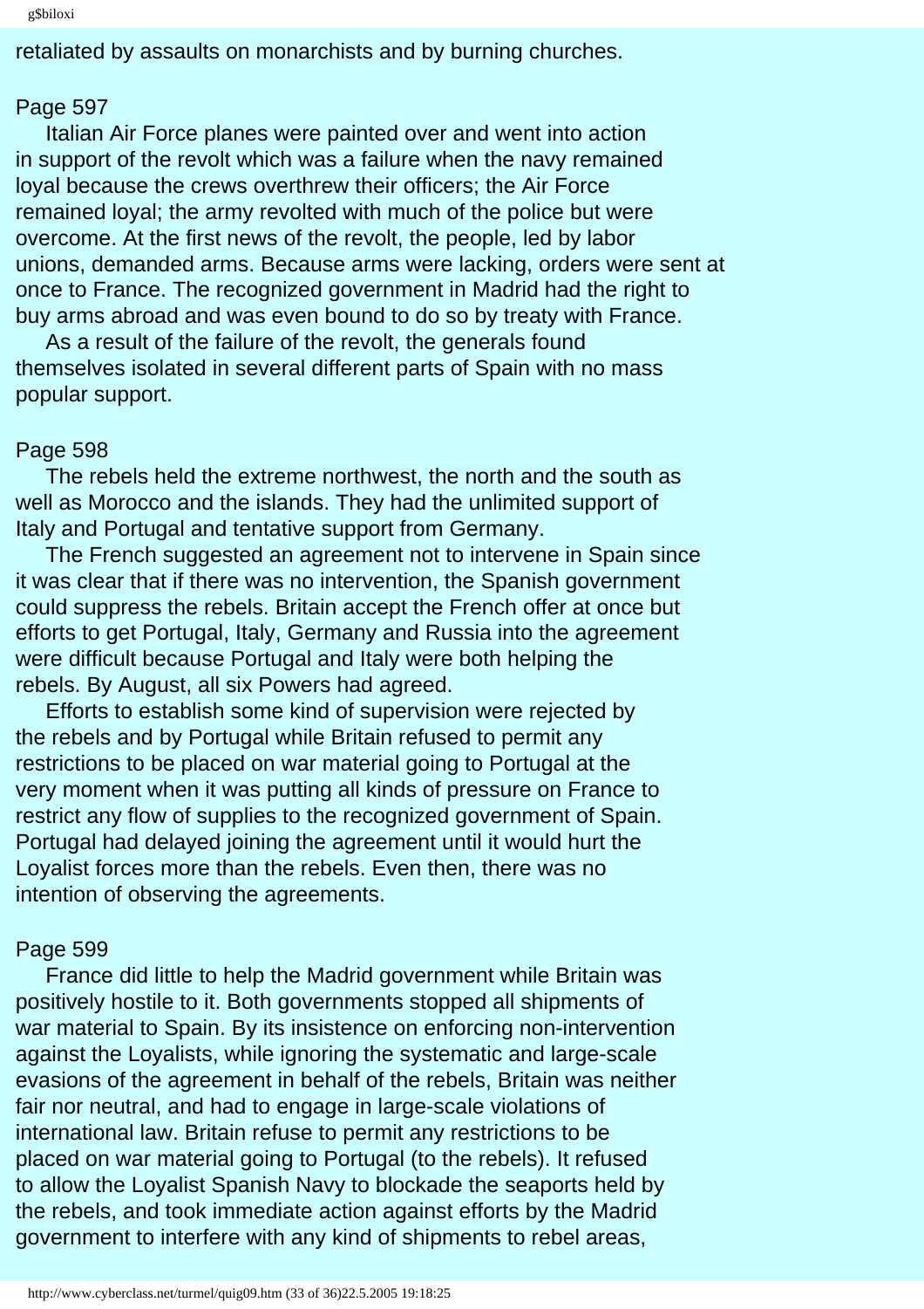retaliated by assaults on monarchists and by burning churches.

Page 597

Italian Air Force planes were painted over and went into action in support of the revolt which was a failure when the navy remained loyal because the crews overthrew their officers; the Air Force remained loyal; the army revolted with much of the police but were overcome. At the first news of the revolt, the people, led by labor unions, demanded arms. Because arms were lacking, orders were sent at once to France. The recognized government in Madrid had the right to buy arms abroad and was even bound to do so by treaty with France.

As a result of the failure of the revolt, the generals found themselves isolated in several different parts of Spain with no mass popular support.

Page 598

The rebels held the extreme northwest, the north and the south as well as Morocco and the islands. They had the unlimited support of Italy and Portugal and tentative support from Germany.

The French suggested an agreement not to intervene in Spain since it was clear that if there was no intervention, the Spanish government could suppress the rebels. Britain accept the French offer at once but efforts to get Portugal, Italy, Germany and Russia into the agreement were difficult because Portugal and Italy were both helping the rebels. By August, all six Powers had agreed.

Efforts to establish some kind of supervision were rejected by the rebels and by Portugal while Britain refused to permit any restrictions to be placed on war material going to Portugal at the very moment when it was putting all kinds of pressure on France to restrict any flow of supplies to the recognized government of Spain. Portugal had delayed joining the agreement until it would hurt the Loyalist forces more than the rebels. Even then, there was no intention of observing the agreements.

Page 599

France did little to help the Madrid government while Britain was positively hostile to it. Both governments stopped all shipments of war material to Spain. By its insistence on enforcing non-intervention against the Loyalists, while ignoring the systematic and large-scale evasions of the agreement in behalf of the rebels, Britain was neither fair nor neutral, and had to engage in large-scale violations of international law. Britain refuse to permit any restrictions to be placed on war material going to Portugal (to the rebels). It refused to allow the Loyalist Spanish Navy to blockade the seaports held by the rebels, and took immediate action against efforts by the Madrid government to interfere with any kind of shipments to rebel areas,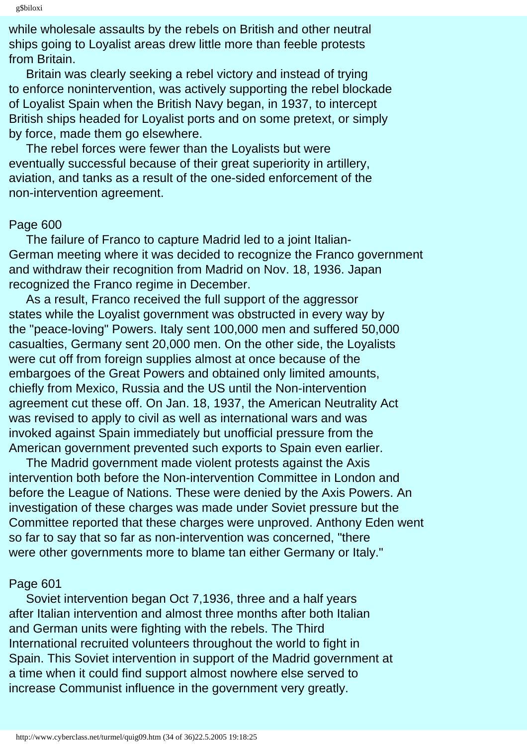while wholesale assaults by the rebels on British and other neutral ships going to Loyalist areas drew little more than feeble protests from Britain.

Britain was clearly seeking a rebel victory and instead of trying to enforce nonintervention, was actively supporting the rebel blockade of Loyalist Spain when the British Navy began, in 1937, to intercept British ships headed for Loyalist ports and on some pretext, or simply by force, made them go elsewhere.

The rebel forces were fewer than the Loyalists but were eventually successful because of their great superiority in artillery, aviation, and tanks as a result of the one-sided enforcement of the non-intervention agreement.

Page 600

The failure of Franco to capture Madrid led to a joint Italian-German meeting where it was decided to recognize the Franco government and withdraw their recognition from Madrid on Nov. 18, 1936. Japan recognized the Franco regime in December.

As a result, Franco received the full support of the aggressor states while the Loyalist government was obstructed in every way by the "peace-loving" Powers. Italy sent 100,000 men and suffered 50,000 casualties, Germany sent 20,000 men. On the other side, the Loyalists were cut off from foreign supplies almost at once because of the embargoes of the Great Powers and obtained only limited amounts, chiefly from Mexico, Russia and the US until the Non-intervention agreement cut these off. On Jan. 18, 1937, the American Neutrality Act was revised to apply to civil as well as international wars and was invoked against Spain immediately but unofficial pressure from the American government prevented such exports to Spain even earlier.

The Madrid government made violent protests against the Axis intervention both before the Non-intervention Committee in London and before the League of Nations. These were denied by the Axis Powers. An investigation of these charges was made under Soviet pressure but the Committee reported that these charges were unproved. Anthony Eden went so far to say that so far as non-intervention was concerned, "there were other governments more to blame tan either Germany or Italy."

Page 601

Soviet intervention began Oct 7,1936, three and a half years after Italian intervention and almost three months after both Italian and German units were fighting with the rebels. The Third International recruited volunteers throughout the world to fight in Spain. This Soviet intervention in support of the Madrid government at a time when it could find support almost nowhere else served to increase Communist influence in the government very greatly.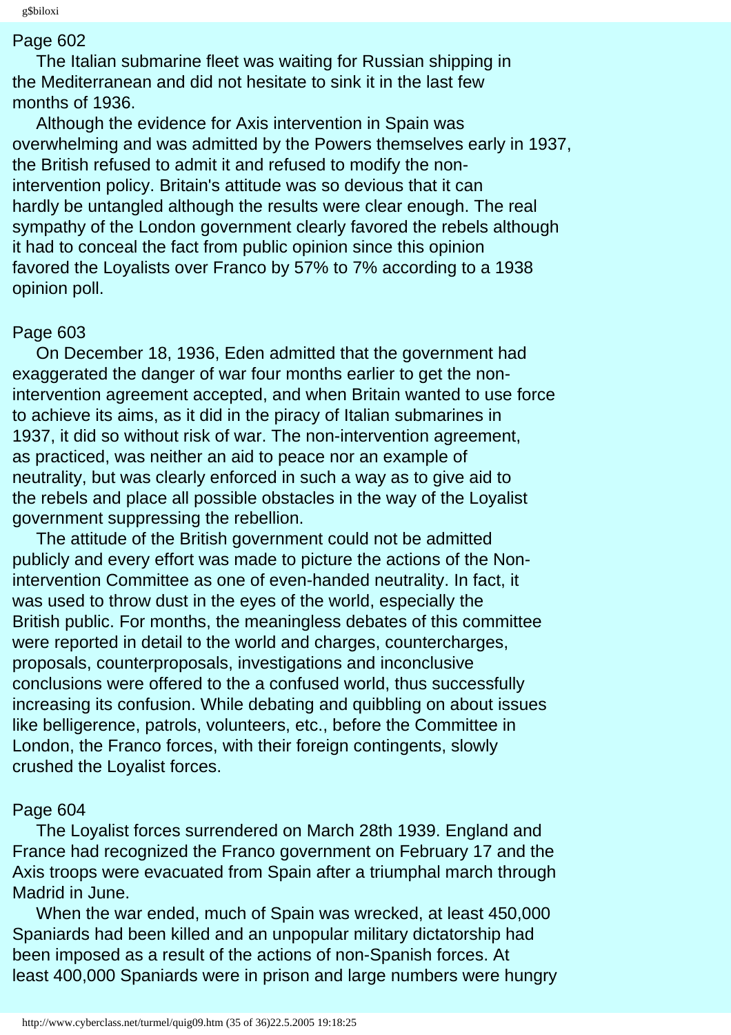Page 602

The Italian submarine fleet was waiting for Russian shipping in the Mediterranean and did not hesitate to sink it in the last few months of 1936.

Although the evidence for Axis intervention in Spain was overwhelming and was admitted by the Powers themselves early in 1937, the British refused to admit it and refused to modify the non-intervention policy. Britain's attitude was so devious that it can hardly be untangled although the results were clear enough. The real sympathy of the London government clearly favored the rebels although it had to conceal the fact from public opinion since this opinion favored the Loyalists over Franco by 57% to 7% according to a 1938 opinion poll.

Page 603

On December 18, 1936, Eden admitted that the government had exaggerated the danger of war four months earlier to get the non-intervention agreement accepted, and when Britain wanted to use force to achieve its aims, as it did in the piracy of Italian submarines in 1937, it did so without risk of war. The non-intervention agreement, as practiced, was neither an aid to peace nor an example of neutrality, but was clearly enforced in such a way as to give aid to the rebels and place all possible obstacles in the way of the Loyalist government suppressing the rebellion.

The attitude of the British government could not be admitted publicly and every effort was made to picture the actions of the Non-intervention Committee as one of even-handed neutrality. In fact, it was used to throw dust in the eyes of the world, especially the British public. For months, the meaningless debates of this committee were reported in detail to the world and charges, countercharges, proposals, counterproposals, investigations and inconclusive conclusions were offered to the a confused world, thus successfully increasing its confusion. While debating and quibbling on about issues like belligerence, patrols, volunteers, etc., before the Committee in London, the Franco forces, with their foreign contingents, slowly crushed the Loyalist forces.

Page 604

The Loyalist forces surrendered on March 28th 1939. England and France had recognized the Franco government on February 17 and the Axis troops were evacuated from Spain after a triumphal march through Madrid in June.

When the war ended, much of Spain was wrecked, at least 450,000 Spaniards had been killed and an unpopular military dictatorship had been imposed as a result of the actions of non-Spanish forces. At least 400,000 Spaniards were in prison and large numbers were hungry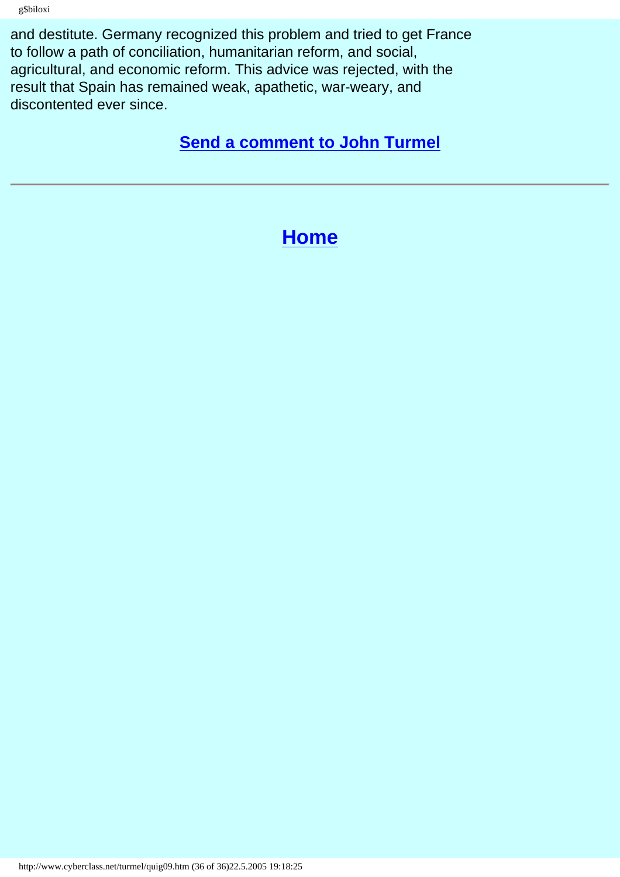and destitute. Germany recognized this problem and tried to get France to follow a path of conciliation, humanitarian reform, and social, agricultural, and economic reform. This advice was rejected, with the result that Spain has remained weak, apathetic, war-weary, and discontented ever since.

**Send a comment to John Turmel**

---

## Home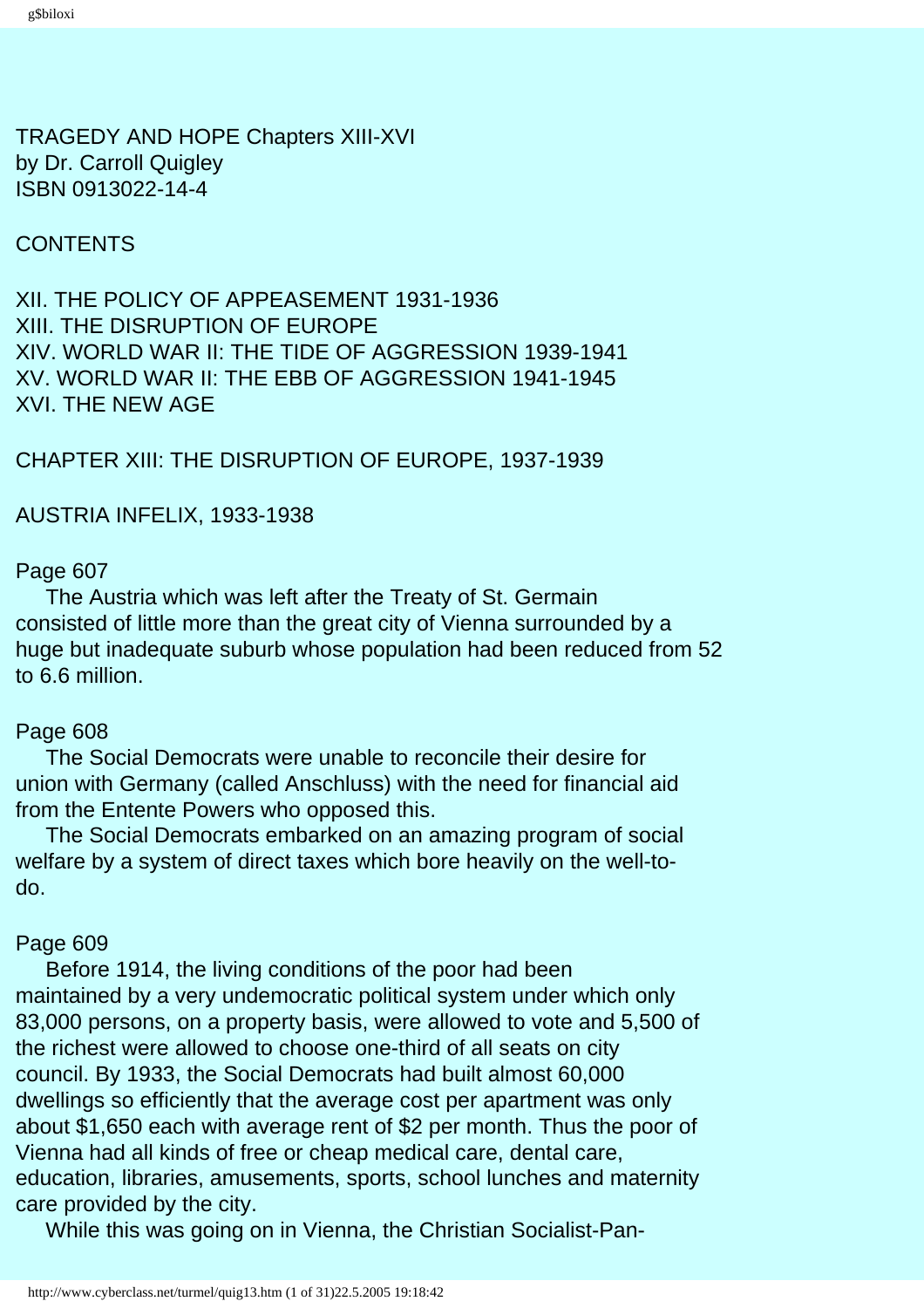TRAGEDY AND HOPE Chapters XIII-XVI
by Dr. Carroll Quigley
ISBN 0913022-14-4

CONTENTS

XII. THE POLICY OF APPEASEMENT 1931-1936
XIII. THE DISRUPTION OF EUROPE
XIV. WORLD WAR II: THE TIDE OF AGGRESSION 1939-1941
XV. WORLD WAR II: THE EBB OF AGGRESSION 1941-1945
XVI. THE NEW AGE

# CHAPTER XIII: THE DISRUPTION OF EUROPE, 1937-1939

## AUSTRIA INFELIX, 1933-1938

Page 607

The Austria which was left after the Treaty of St. Germain consisted of little more than the great city of Vienna surrounded by a huge but inadequate suburb whose population had been reduced from 52 to 6.6 million.

Page 608

The Social Democrats were unable to reconcile their desire for union with Germany (called Anschluss) with the need for financial aid from the Entente Powers who opposed this.

The Social Democrats embarked on an amazing program of social welfare by a system of direct taxes which bore heavily on the well-to-do.

Page 609

Before 1914, the living conditions of the poor had been maintained by a very undemocratic political system under which only 83,000 persons, on a property basis, were allowed to vote and 5,500 of the richest were allowed to choose one-third of all seats on city council. By 1933, the Social Democrats had built almost 60,000 dwellings so efficiently that the average cost per apartment was only about $1,650 each with average rent of $2 per month. Thus the poor of Vienna had all kinds of free or cheap medical care, dental care, education, libraries, amusements, sports, school lunches and maternity care provided by the city.

While this was going on in Vienna, the Christian Socialist-Pan-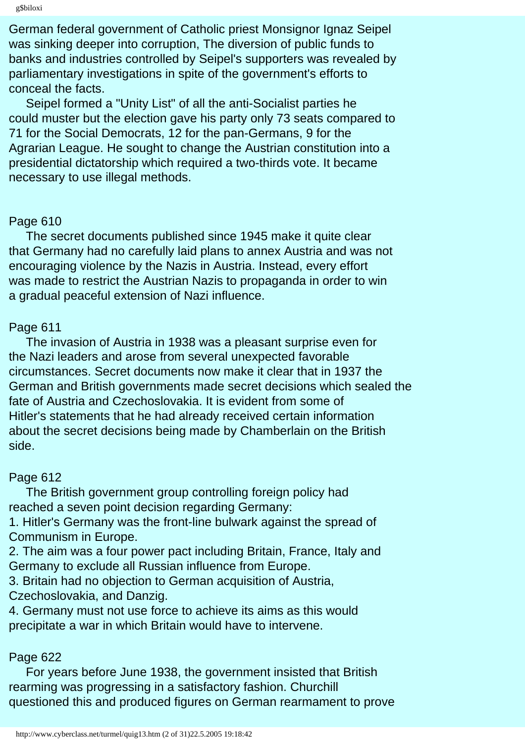German federal government of Catholic priest Monsignor Ignaz Seipel was sinking deeper into corruption, The diversion of public funds to banks and industries controlled by Seipel's supporters was revealed by parliamentary investigations in spite of the government's efforts to conceal the facts.

Seipel formed a "Unity List" of all the anti-Socialist parties he could muster but the election gave his party only 73 seats compared to 71 for the Social Democrats, 12 for the pan-Germans, 9 for the Agrarian League. He sought to change the Austrian constitution into a presidential dictatorship which required a two-thirds vote. It became necessary to use illegal methods.

Page 610

The secret documents published since 1945 make it quite clear that Germany had no carefully laid plans to annex Austria and was not encouraging violence by the Nazis in Austria. Instead, every effort was made to restrict the Austrian Nazis to propaganda in order to win a gradual peaceful extension of Nazi influence.

Page 611

The invasion of Austria in 1938 was a pleasant surprise even for the Nazi leaders and arose from several unexpected favorable circumstances. Secret documents now make it clear that in 1937 the German and British governments made secret decisions which sealed the fate of Austria and Czechoslovakia. It is evident from some of Hitler's statements that he had already received certain information about the secret decisions being made by Chamberlain on the British side.

Page 612

The British government group controlling foreign policy had reached a seven point decision regarding Germany:

1. Hitler's Germany was the front-line bulwark against the spread of Communism in Europe.
2. The aim was a four power pact including Britain, France, Italy and Germany to exclude all Russian influence from Europe.
3. Britain had no objection to German acquisition of Austria, Czechoslovakia, and Danzig.
4. Germany must not use force to achieve its aims as this would precipitate a war in which Britain would have to intervene.

Page 622

For years before June 1938, the government insisted that British rearming was progressing in a satisfactory fashion. Churchill questioned this and produced figures on German rearmament to prove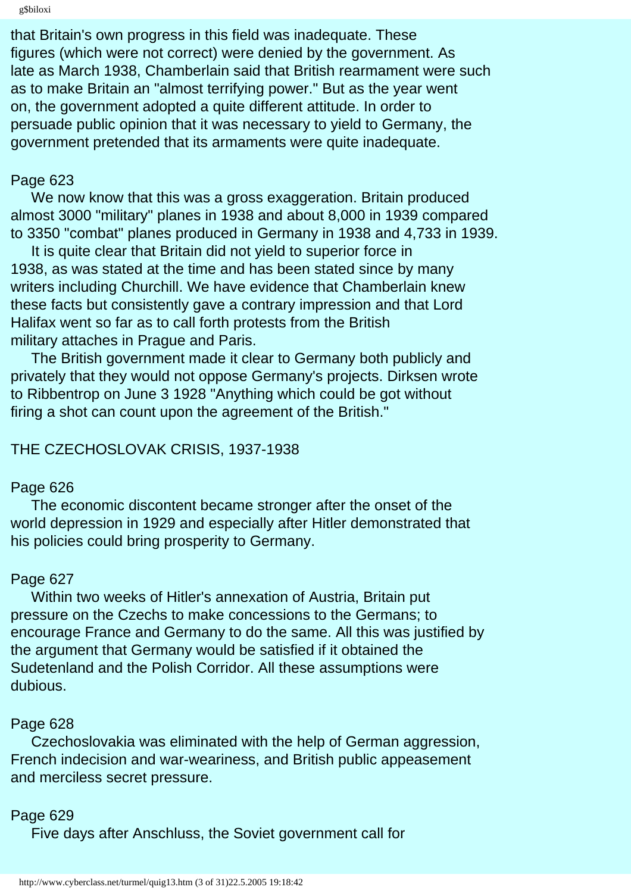that Britain's own progress in this field was inadequate. These figures (which were not correct) were denied by the government. As late as March 1938, Chamberlain said that British rearmament were such as to make Britain an "almost terrifying power." But as the year went on, the government adopted a quite different attitude. In order to persuade public opinion that it was necessary to yield to Germany, the government pretended that its armaments were quite inadequate.

Page 623

We now know that this was a gross exaggeration. Britain produced almost 3000 "military" planes in 1938 and about 8,000 in 1939 compared to 3350 "combat" planes produced in Germany in 1938 and 4,733 in 1939.

It is quite clear that Britain did not yield to superior force in 1938, as was stated at the time and has been stated since by many writers including Churchill. We have evidence that Chamberlain knew these facts but consistently gave a contrary impression and that Lord Halifax went so far as to call forth protests from the British military attaches in Prague and Paris.

The British government made it clear to Germany both publicly and privately that they would not oppose Germany's projects. Dirksen wrote to Ribbentrop on June 3 1928 "Anything which could be got without firing a shot can count upon the agreement of the British."

THE CZECHOSLOVAK CRISIS, 1937-1938

Page 626

The economic discontent became stronger after the onset of the world depression in 1929 and especially after Hitler demonstrated that his policies could bring prosperity to Germany.

Page 627

Within two weeks of Hitler's annexation of Austria, Britain put pressure on the Czechs to make concessions to the Germans; to encourage France and Germany to do the same. All this was justified by the argument that Germany would be satisfied if it obtained the Sudetenland and the Polish Corridor. All these assumptions were dubious.

Page 628

Czechoslovakia was eliminated with the help of German aggression, French indecision and war-weariness, and British public appeasement and merciless secret pressure.

Page 629

Five days after Anschluss, the Soviet government call for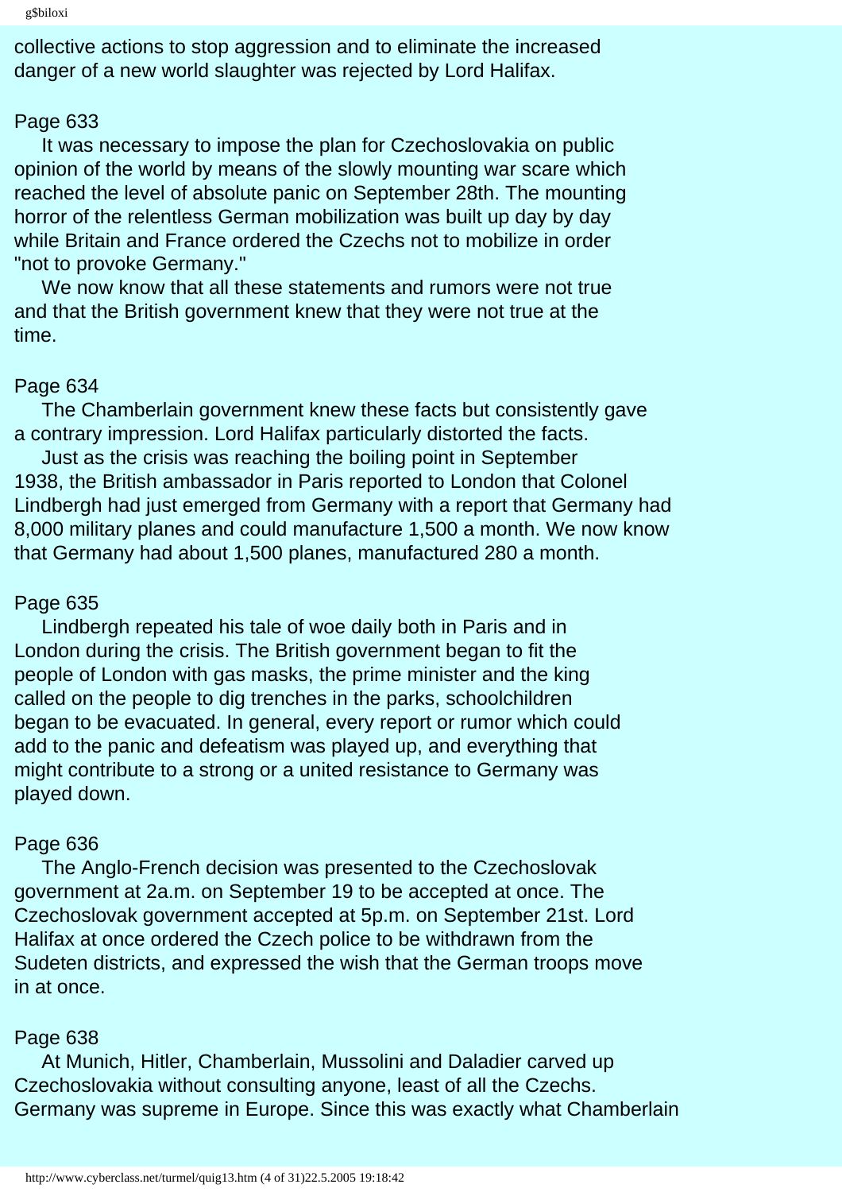collective actions to stop aggression and to eliminate the increased danger of a new world slaughter was rejected by Lord Halifax.

Page 633

It was necessary to impose the plan for Czechoslovakia on public opinion of the world by means of the slowly mounting war scare which reached the level of absolute panic on September 28th. The mounting horror of the relentless German mobilization was built up day by day while Britain and France ordered the Czechs not to mobilize in order "not to provoke Germany."

We now know that all these statements and rumors were not true and that the British government knew that they were not true at the time.

Page 634

The Chamberlain government knew these facts but consistently gave a contrary impression. Lord Halifax particularly distorted the facts.

Just as the crisis was reaching the boiling point in September 1938, the British ambassador in Paris reported to London that Colonel Lindbergh had just emerged from Germany with a report that Germany had 8,000 military planes and could manufacture 1,500 a month. We now know that Germany had about 1,500 planes, manufactured 280 a month.

Page 635

Lindbergh repeated his tale of woe daily both in Paris and in London during the crisis. The British government began to fit the people of London with gas masks, the prime minister and the king called on the people to dig trenches in the parks, schoolchildren began to be evacuated. In general, every report or rumor which could add to the panic and defeatism was played up, and everything that might contribute to a strong or a united resistance to Germany was played down.

Page 636

The Anglo-French decision was presented to the Czechoslovak government at 2a.m. on September 19 to be accepted at once. The Czechoslovak government accepted at 5p.m. on September 21st. Lord Halifax at once ordered the Czech police to be withdrawn from the Sudeten districts, and expressed the wish that the German troops move in at once.

Page 638

At Munich, Hitler, Chamberlain, Mussolini and Daladier carved up Czechoslovakia without consulting anyone, least of all the Czechs. Germany was supreme in Europe. Since this was exactly what Chamberlain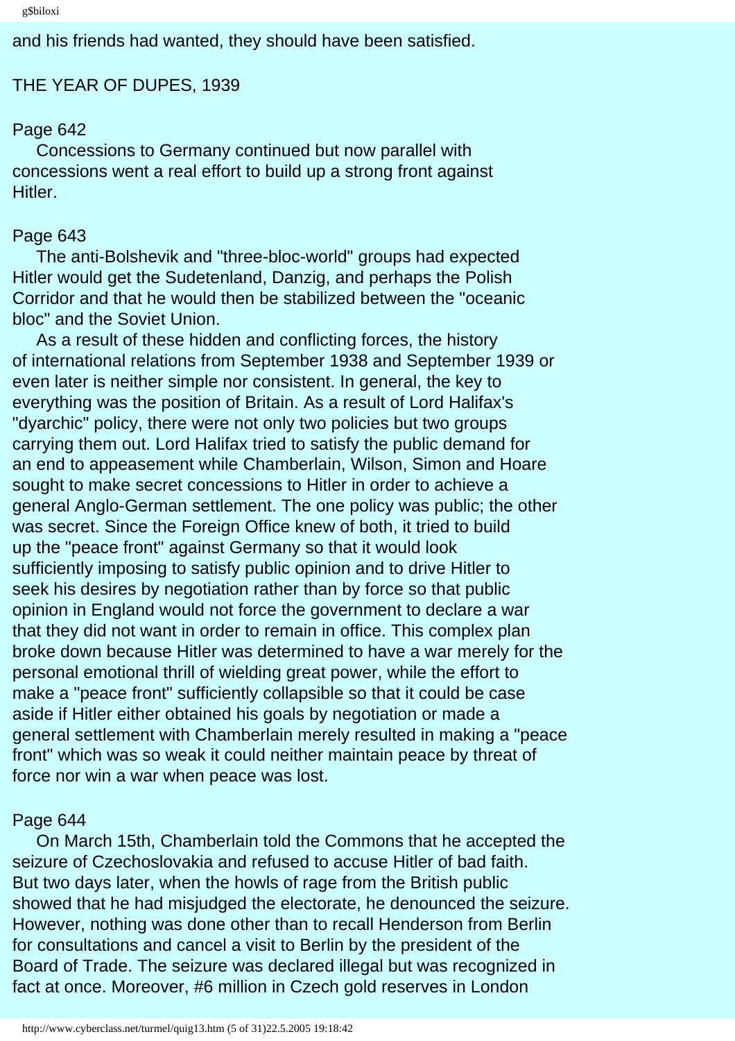and his friends had wanted, they should have been satisfied.

THE YEAR OF DUPES, 1939

Page 642

Concessions to Germany continued but now parallel with concessions went a real effort to build up a strong front against Hitler.

Page 643

The anti-Bolshevik and "three-bloc-world" groups had expected Hitler would get the Sudetenland, Danzig, and perhaps the Polish Corridor and that he would then be stabilized between the "oceanic bloc" and the Soviet Union.

As a result of these hidden and conflicting forces, the history of international relations from September 1938 and September 1939 or even later is neither simple nor consistent. In general, the key to everything was the position of Britain. As a result of Lord Halifax's "dyarchic" policy, there were not only two policies but two groups carrying them out. Lord Halifax tried to satisfy the public demand for an end to appeasement while Chamberlain, Wilson, Simon and Hoare sought to make secret concessions to Hitler in order to achieve a general Anglo-German settlement. The one policy was public; the other was secret. Since the Foreign Office knew of both, it tried to build up the "peace front" against Germany so that it would look sufficiently imposing to satisfy public opinion and to drive Hitler to seek his desires by negotiation rather than by force so that public opinion in England would not force the government to declare a war that they did not want in order to remain in office. This complex plan broke down because Hitler was determined to have a war merely for the personal emotional thrill of wielding great power, while the effort to make a "peace front" sufficiently collapsible so that it could be case aside if Hitler either obtained his goals by negotiation or made a general settlement with Chamberlain merely resulted in making a "peace front" which was so weak it could neither maintain peace by threat of force nor win a war when peace was lost.

Page 644

On March 15th, Chamberlain told the Commons that he accepted the seizure of Czechoslovakia and refused to accuse Hitler of bad faith. But two days later, when the howls of rage from the British public showed that he had misjudged the electorate, he denounced the seizure. However, nothing was done other than to recall Henderson from Berlin for consultations and cancel a visit to Berlin by the president of the Board of Trade. The seizure was declared illegal but was recognized in fact at once. Moreover, #6 million in Czech gold reserves in London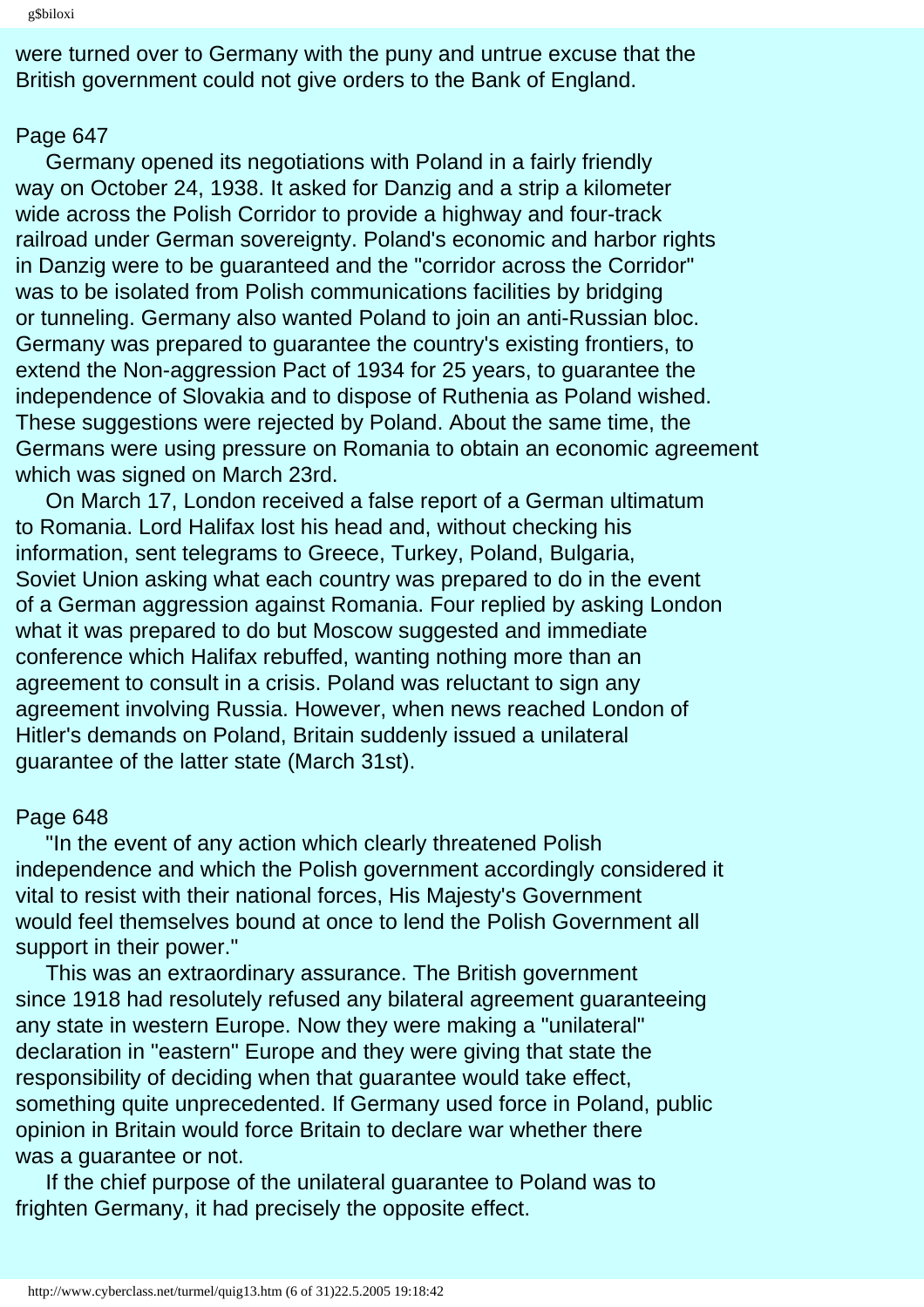were turned over to Germany with the puny and untrue excuse that the British government could not give orders to the Bank of England.

Page 647

Germany opened its negotiations with Poland in a fairly friendly way on October 24, 1938. It asked for Danzig and a strip a kilometer wide across the Polish Corridor to provide a highway and four-track railroad under German sovereignty. Poland's economic and harbor rights in Danzig were to be guaranteed and the "corridor across the Corridor" was to be isolated from Polish communications facilities by bridging or tunneling. Germany also wanted Poland to join an anti-Russian bloc. Germany was prepared to guarantee the country's existing frontiers, to extend the Non-aggression Pact of 1934 for 25 years, to guarantee the independence of Slovakia and to dispose of Ruthenia as Poland wished. These suggestions were rejected by Poland. About the same time, the Germans were using pressure on Romania to obtain an economic agreement which was signed on March 23rd.

On March 17, London received a false report of a German ultimatum to Romania. Lord Halifax lost his head and, without checking his information, sent telegrams to Greece, Turkey, Poland, Bulgaria, Soviet Union asking what each country was prepared to do in the event of a German aggression against Romania. Four replied by asking London what it was prepared to do but Moscow suggested and immediate conference which Halifax rebuffed, wanting nothing more than an agreement to consult in a crisis. Poland was reluctant to sign any agreement involving Russia. However, when news reached London of Hitler's demands on Poland, Britain suddenly issued a unilateral guarantee of the latter state (March 31st).

Page 648

"In the event of any action which clearly threatened Polish independence and which the Polish government accordingly considered it vital to resist with their national forces, His Majesty's Government would feel themselves bound at once to lend the Polish Government all support in their power."

This was an extraordinary assurance. The British government since 1918 had resolutely refused any bilateral agreement guaranteeing any state in western Europe. Now they were making a "unilateral" declaration in "eastern" Europe and they were giving that state the responsibility of deciding when that guarantee would take effect, something quite unprecedented. If Germany used force in Poland, public opinion in Britain would force Britain to declare war whether there was a guarantee or not.

If the chief purpose of the unilateral guarantee to Poland was to frighten Germany, it had precisely the opposite effect.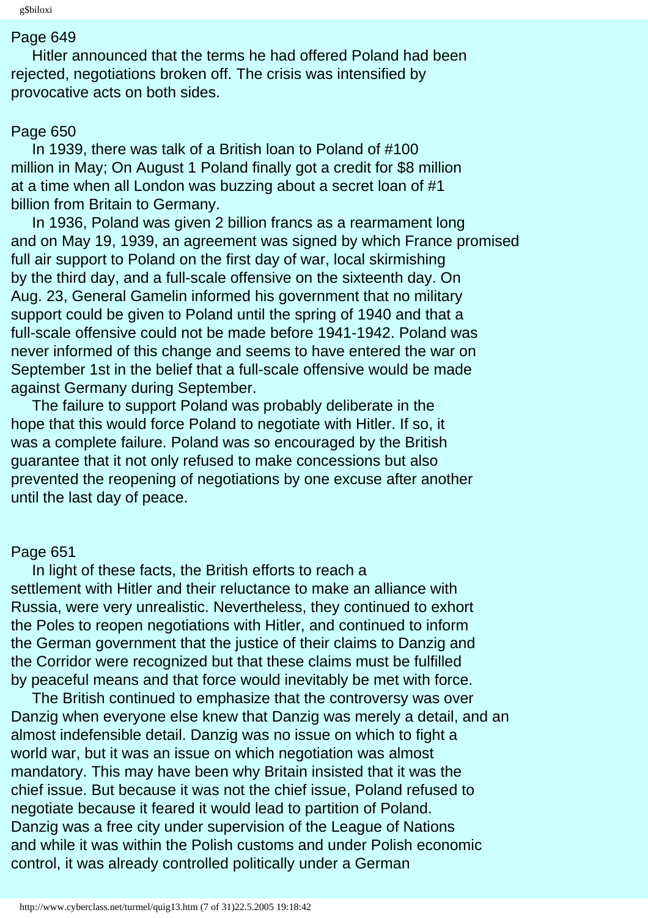Page 649

Hitler announced that the terms he had offered Poland had been rejected, negotiations broken off. The crisis was intensified by provocative acts on both sides.

Page 650

In 1939, there was talk of a British loan to Poland of #100 million in May; On August 1 Poland finally got a credit for $8 million at a time when all London was buzzing about a secret loan of #1 billion from Britain to Germany.

In 1936, Poland was given 2 billion francs as a rearmament long and on May 19, 1939, an agreement was signed by which France promised full air support to Poland on the first day of war, local skirmishing by the third day, and a full-scale offensive on the sixteenth day. On Aug. 23, General Gamelin informed his government that no military support could be given to Poland until the spring of 1940 and that a full-scale offensive could not be made before 1941-1942. Poland was never informed of this change and seems to have entered the war on September 1st in the belief that a full-scale offensive would be made against Germany during September.

The failure to support Poland was probably deliberate in the hope that this would force Poland to negotiate with Hitler. If so, it was a complete failure. Poland was so encouraged by the British guarantee that it not only refused to make concessions but also prevented the reopening of negotiations by one excuse after another until the last day of peace.

Page 651

In light of these facts, the British efforts to reach a settlement with Hitler and their reluctance to make an alliance with Russia, were very unrealistic. Nevertheless, they continued to exhort the Poles to reopen negotiations with Hitler, and continued to inform the German government that the justice of their claims to Danzig and the Corridor were recognized but that these claims must be fulfilled by peaceful means and that force would inevitably be met with force.

The British continued to emphasize that the controversy was over Danzig when everyone else knew that Danzig was merely a detail, and an almost indefensible detail. Danzig was no issue on which to fight a world war, but it was an issue on which negotiation was almost mandatory. This may have been why Britain insisted that it was the chief issue. But because it was not the chief issue, Poland refused to negotiate because it feared it would lead to partition of Poland. Danzig was a free city under supervision of the League of Nations and while it was within the Polish customs and under Polish economic control, it was already controlled politically under a German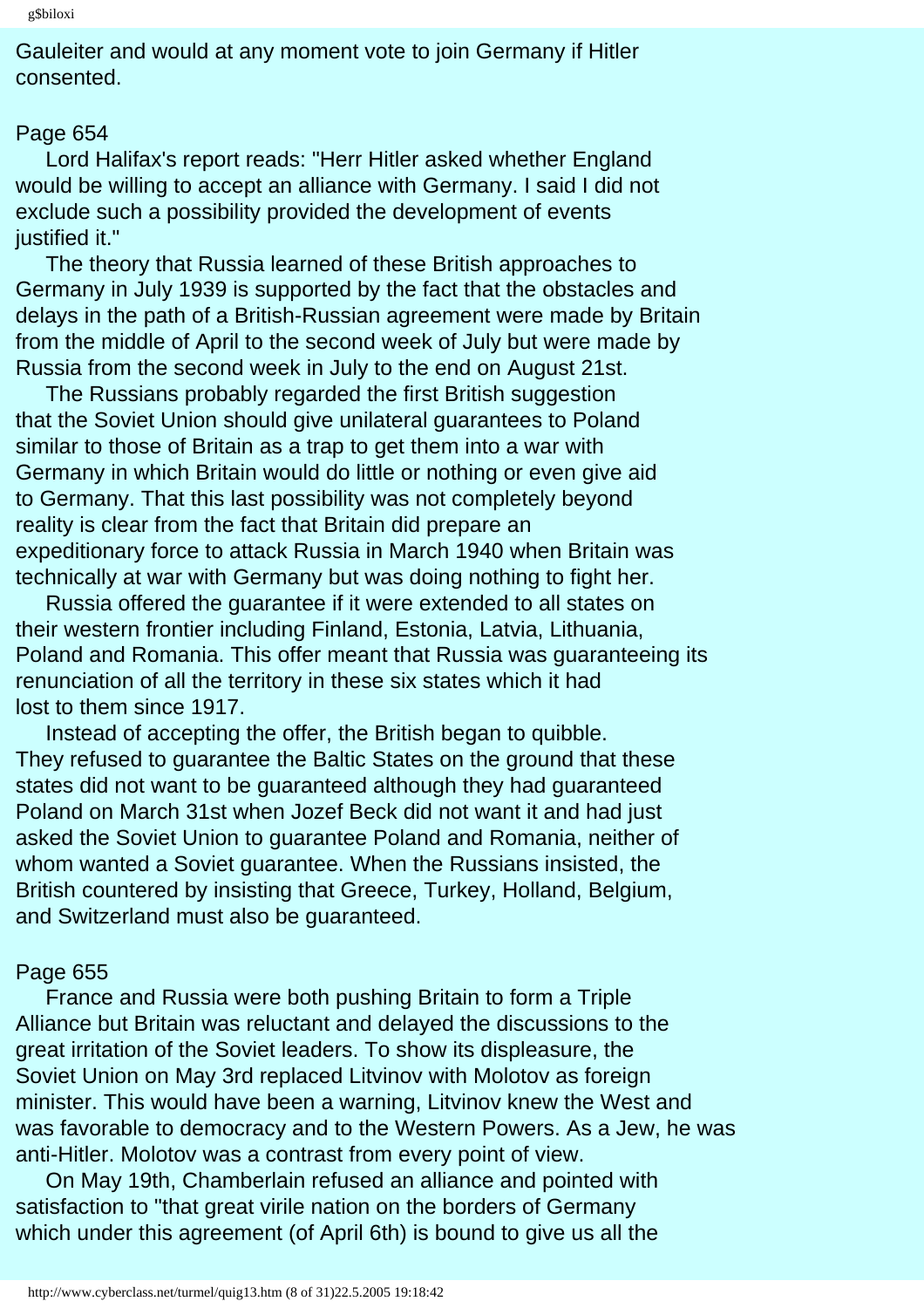Gauleiter and would at any moment vote to join Germany if Hitler consented.

Page 654

Lord Halifax's report reads: "Herr Hitler asked whether England would be willing to accept an alliance with Germany. I said I did not exclude such a possibility provided the development of events justified it."

The theory that Russia learned of these British approaches to Germany in July 1939 is supported by the fact that the obstacles and delays in the path of a British-Russian agreement were made by Britain from the middle of April to the second week of July but were made by Russia from the second week in July to the end on August 21st.

The Russians probably regarded the first British suggestion that the Soviet Union should give unilateral guarantees to Poland similar to those of Britain as a trap to get them into a war with Germany in which Britain would do little or nothing or even give aid to Germany. That this last possibility was not completely beyond reality is clear from the fact that Britain did prepare an expeditionary force to attack Russia in March 1940 when Britain was technically at war with Germany but was doing nothing to fight her.

Russia offered the guarantee if it were extended to all states on their western frontier including Finland, Estonia, Latvia, Lithuania, Poland and Romania. This offer meant that Russia was guaranteeing its renunciation of all the territory in these six states which it had lost to them since 1917.

Instead of accepting the offer, the British began to quibble. They refused to guarantee the Baltic States on the ground that these states did not want to be guaranteed although they had guaranteed Poland on March 31st when Jozef Beck did not want it and had just asked the Soviet Union to guarantee Poland and Romania, neither of whom wanted a Soviet guarantee. When the Russians insisted, the British countered by insisting that Greece, Turkey, Holland, Belgium, and Switzerland must also be guaranteed.

Page 655

France and Russia were both pushing Britain to form a Triple Alliance but Britain was reluctant and delayed the discussions to the great irritation of the Soviet leaders. To show its displeasure, the Soviet Union on May 3rd replaced Litvinov with Molotov as foreign minister. This would have been a warning, Litvinov knew the West and was favorable to democracy and to the Western Powers. As a Jew, he was anti-Hitler. Molotov was a contrast from every point of view.

On May 19th, Chamberlain refused an alliance and pointed with satisfaction to "that great virile nation on the borders of Germany which under this agreement (of April 6th) is bound to give us all the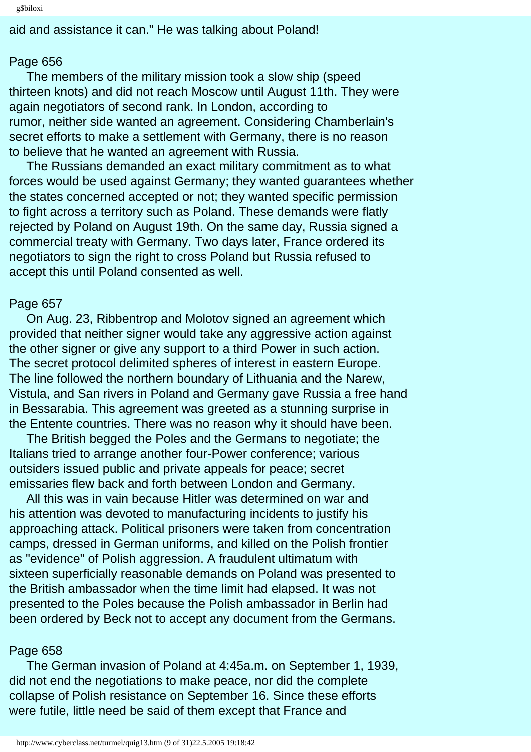aid and assistance it can." He was talking about Poland!

Page 656

The members of the military mission took a slow ship (speed thirteen knots) and did not reach Moscow until August 11th. They were again negotiators of second rank. In London, according to rumor, neither side wanted an agreement. Considering Chamberlain's secret efforts to make a settlement with Germany, there is no reason to believe that he wanted an agreement with Russia.

The Russians demanded an exact military commitment as to what forces would be used against Germany; they wanted guarantees whether the states concerned accepted or not; they wanted specific permission to fight across a territory such as Poland. These demands were flatly rejected by Poland on August 19th. On the same day, Russia signed a commercial treaty with Germany. Two days later, France ordered its negotiators to sign the right to cross Poland but Russia refused to accept this until Poland consented as well.

Page 657

On Aug. 23, Ribbentrop and Molotov signed an agreement which provided that neither signer would take any aggressive action against the other signer or give any support to a third Power in such action. The secret protocol delimited spheres of interest in eastern Europe. The line followed the northern boundary of Lithuania and the Narew, Vistula, and San rivers in Poland and Germany gave Russia a free hand in Bessarabia. This agreement was greeted as a stunning surprise in the Entente countries. There was no reason why it should have been.

The British begged the Poles and the Germans to negotiate; the Italians tried to arrange another four-Power conference; various outsiders issued public and private appeals for peace; secret emissaries flew back and forth between London and Germany.

All this was in vain because Hitler was determined on war and his attention was devoted to manufacturing incidents to justify his approaching attack. Political prisoners were taken from concentration camps, dressed in German uniforms, and killed on the Polish frontier as "evidence" of Polish aggression. A fraudulent ultimatum with sixteen superficially reasonable demands on Poland was presented to the British ambassador when the time limit had elapsed. It was not presented to the Poles because the Polish ambassador in Berlin had been ordered by Beck not to accept any document from the Germans.

Page 658

The German invasion of Poland at 4:45a.m. on September 1, 1939, did not end the negotiations to make peace, nor did the complete collapse of Polish resistance on September 16. Since these efforts were futile, little need be said of them except that France and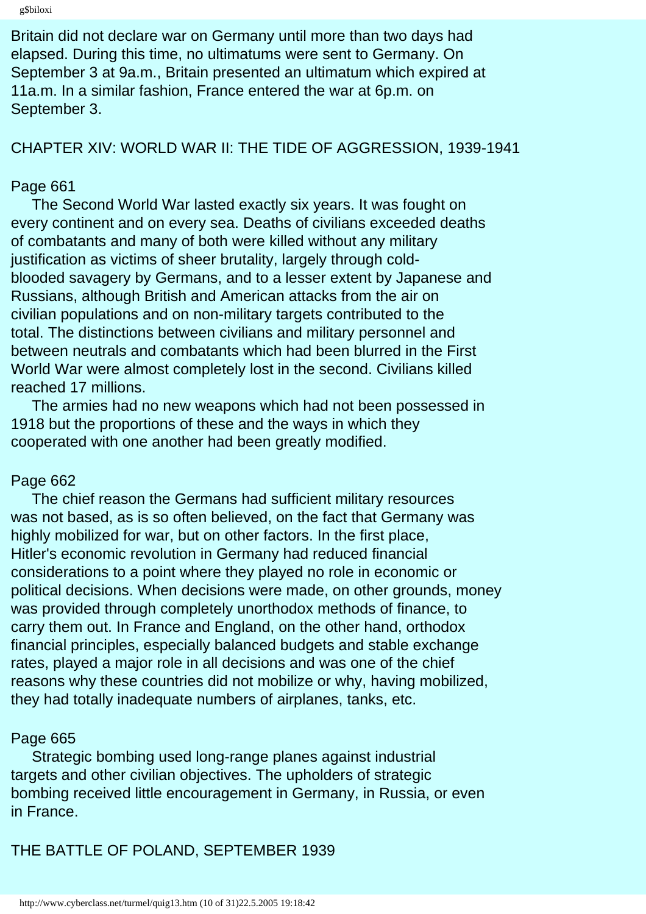Britain did not declare war on Germany until more than two days had elapsed. During this time, no ultimatums were sent to Germany. On September 3 at 9a.m., Britain presented an ultimatum which expired at 11a.m. In a similar fashion, France entered the war at 6p.m. on September 3.

## CHAPTER XIV: WORLD WAR II: THE TIDE OF AGGRESSION, 1939-1941

Page 661

The Second World War lasted exactly six years. It was fought on every continent and on every sea. Deaths of civilians exceeded deaths of combatants and many of both were killed without any military justification as victims of sheer brutality, largely through cold-blooded savagery by Germans, and to a lesser extent by Japanese and Russians, although British and American attacks from the air on civilian populations and on non-military targets contributed to the total. The distinctions between civilians and military personnel and between neutrals and combatants which had been blurred in the First World War were almost completely lost in the second. Civilians killed reached 17 millions.

The armies had no new weapons which had not been possessed in 1918 but the proportions of these and the ways in which they cooperated with one another had been greatly modified.

Page 662

The chief reason the Germans had sufficient military resources was not based, as is so often believed, on the fact that Germany was highly mobilized for war, but on other factors. In the first place, Hitler's economic revolution in Germany had reduced financial considerations to a point where they played no role in economic or political decisions. When decisions were made, on other grounds, money was provided through completely unorthodox methods of finance, to carry them out. In France and England, on the other hand, orthodox financial principles, especially balanced budgets and stable exchange rates, played a major role in all decisions and was one of the chief reasons why these countries did not mobilize or why, having mobilized, they had totally inadequate numbers of airplanes, tanks, etc.

Page 665

Strategic bombing used long-range planes against industrial targets and other civilian objectives. The upholders of strategic bombing received little encouragement in Germany, in Russia, or even in France.

## THE BATTLE OF POLAND, SEPTEMBER 1939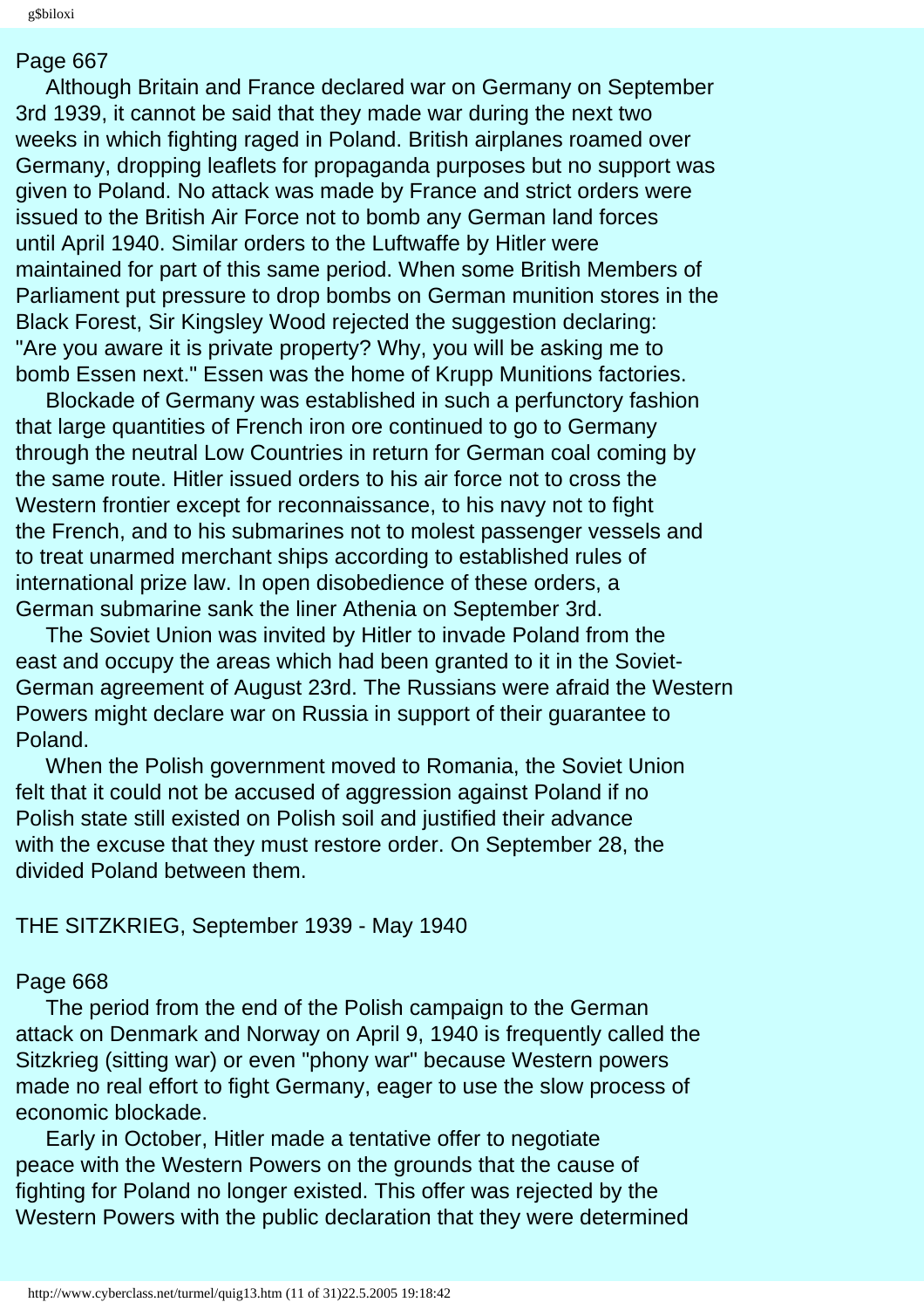Page 667

Although Britain and France declared war on Germany on September 3rd 1939, it cannot be said that they made war during the next two weeks in which fighting raged in Poland. British airplanes roamed over Germany, dropping leaflets for propaganda purposes but no support was given to Poland. No attack was made by France and strict orders were issued to the British Air Force not to bomb any German land forces until April 1940. Similar orders to the Luftwaffe by Hitler were maintained for part of this same period. When some British Members of Parliament put pressure to drop bombs on German munition stores in the Black Forest, Sir Kingsley Wood rejected the suggestion declaring: "Are you aware it is private property? Why, you will be asking me to bomb Essen next." Essen was the home of Krupp Munitions factories.

Blockade of Germany was established in such a perfunctory fashion that large quantities of French iron ore continued to go to Germany through the neutral Low Countries in return for German coal coming by the same route. Hitler issued orders to his air force not to cross the Western frontier except for reconnaissance, to his navy not to fight the French, and to his submarines not to molest passenger vessels and to treat unarmed merchant ships according to established rules of international prize law. In open disobedience of these orders, a German submarine sank the liner Athenia on September 3rd.

The Soviet Union was invited by Hitler to invade Poland from the east and occupy the areas which had been granted to it in the Soviet-German agreement of August 23rd. The Russians were afraid the Western Powers might declare war on Russia in support of their guarantee to Poland.

When the Polish government moved to Romania, the Soviet Union felt that it could not be accused of aggression against Poland if no Polish state still existed on Polish soil and justified their advance with the excuse that they must restore order. On September 28, the divided Poland between them.

## THE SITZKRIEG, September 1939 - May 1940

Page 668

The period from the end of the Polish campaign to the German attack on Denmark and Norway on April 9, 1940 is frequently called the Sitzkrieg (sitting war) or even "phony war" because Western powers made no real effort to fight Germany, eager to use the slow process of economic blockade.

Early in October, Hitler made a tentative offer to negotiate peace with the Western Powers on the grounds that the cause of fighting for Poland no longer existed. This offer was rejected by the Western Powers with the public declaration that they were determined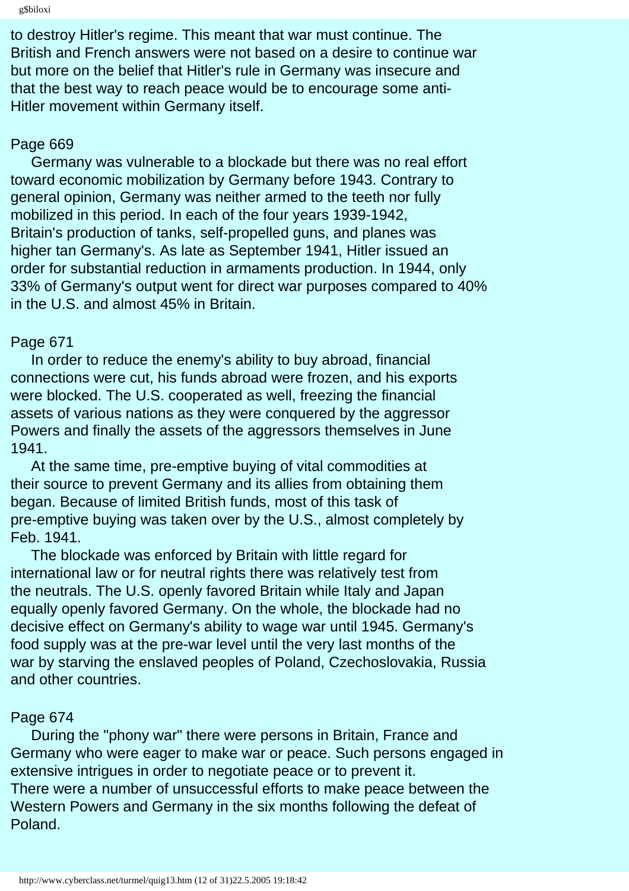to destroy Hitler's regime. This meant that war must continue. The British and French answers were not based on a desire to continue war but more on the belief that Hitler's rule in Germany was insecure and that the best way to reach peace would be to encourage some anti-Hitler movement within Germany itself.

Page 669

Germany was vulnerable to a blockade but there was no real effort toward economic mobilization by Germany before 1943. Contrary to general opinion, Germany was neither armed to the teeth nor fully mobilized in this period. In each of the four years 1939-1942, Britain's production of tanks, self-propelled guns, and planes was higher tan Germany's. As late as September 1941, Hitler issued an order for substantial reduction in armaments production. In 1944, only 33% of Germany's output went for direct war purposes compared to 40% in the U.S. and almost 45% in Britain.

Page 671

In order to reduce the enemy's ability to buy abroad, financial connections were cut, his funds abroad were frozen, and his exports were blocked. The U.S. cooperated as well, freezing the financial assets of various nations as they were conquered by the aggressor Powers and finally the assets of the aggressors themselves in June 1941.

At the same time, pre-emptive buying of vital commodities at their source to prevent Germany and its allies from obtaining them began. Because of limited British funds, most of this task of pre-emptive buying was taken over by the U.S., almost completely by Feb. 1941.

The blockade was enforced by Britain with little regard for international law or for neutral rights there was relatively test from the neutrals. The U.S. openly favored Britain while Italy and Japan equally openly favored Germany. On the whole, the blockade had no decisive effect on Germany's ability to wage war until 1945. Germany's food supply was at the pre-war level until the very last months of the war by starving the enslaved peoples of Poland, Czechoslovakia, Russia and other countries.

Page 674

During the "phony war" there were persons in Britain, France and Germany who were eager to make war or peace. Such persons engaged in extensive intrigues in order to negotiate peace or to prevent it. There were a number of unsuccessful efforts to make peace between the Western Powers and Germany in the six months following the defeat of Poland.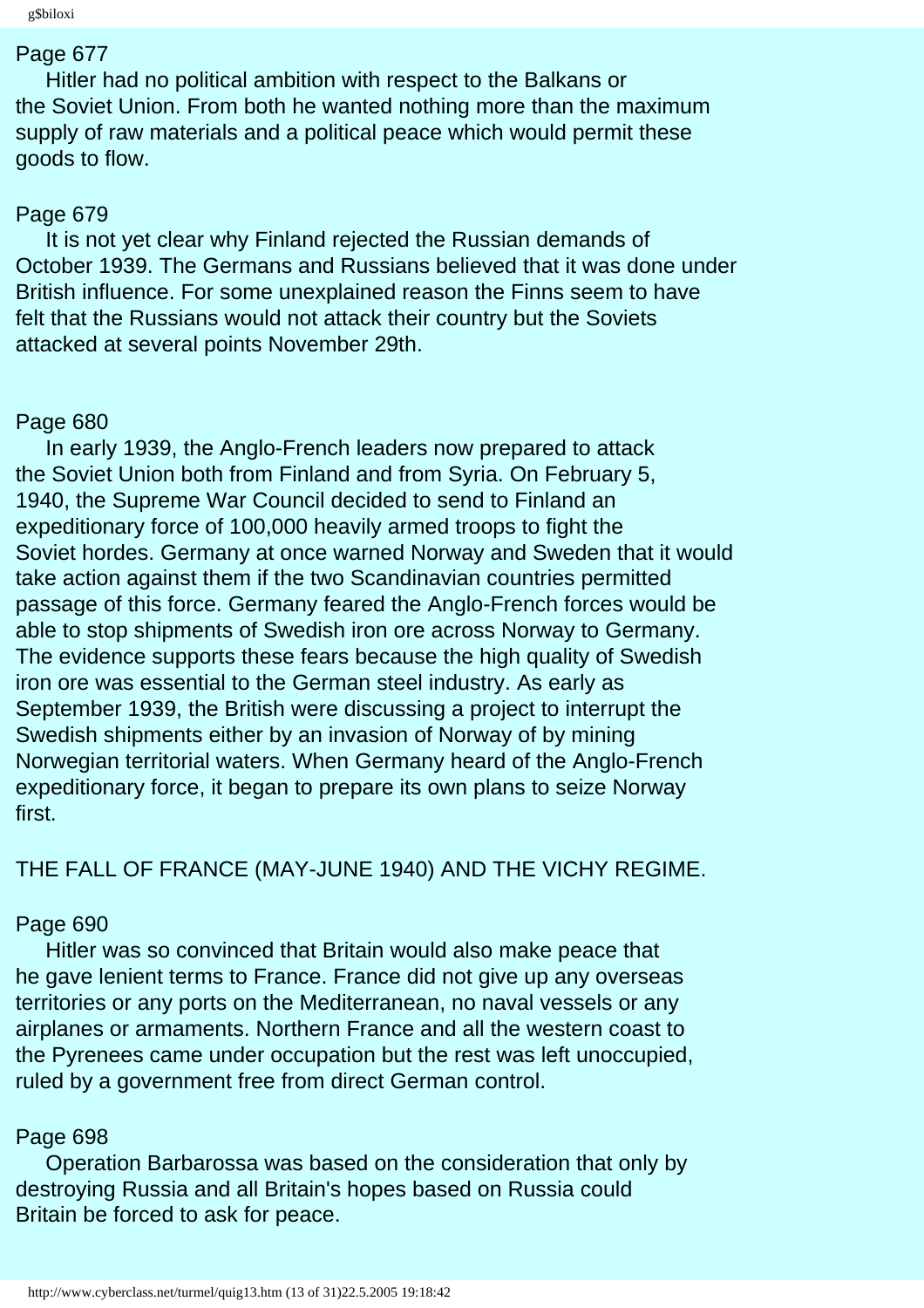Page 677

Hitler had no political ambition with respect to the Balkans or the Soviet Union. From both he wanted nothing more than the maximum supply of raw materials and a political peace which would permit these goods to flow.

Page 679

It is not yet clear why Finland rejected the Russian demands of October 1939. The Germans and Russians believed that it was done under British influence. For some unexplained reason the Finns seem to have felt that the Russians would not attack their country but the Soviets attacked at several points November 29th.

Page 680

In early 1939, the Anglo-French leaders now prepared to attack the Soviet Union both from Finland and from Syria. On February 5, 1940, the Supreme War Council decided to send to Finland an expeditionary force of 100,000 heavily armed troops to fight the Soviet hordes. Germany at once warned Norway and Sweden that it would take action against them if the two Scandinavian countries permitted passage of this force. Germany feared the Anglo-French forces would be able to stop shipments of Swedish iron ore across Norway to Germany. The evidence supports these fears because the high quality of Swedish iron ore was essential to the German steel industry. As early as September 1939, the British were discussing a project to interrupt the Swedish shipments either by an invasion of Norway of by mining Norwegian territorial waters. When Germany heard of the Anglo-French expeditionary force, it began to prepare its own plans to seize Norway first.

## THE FALL OF FRANCE (MAY-JUNE 1940) AND THE VICHY REGIME.

Page 690

Hitler was so convinced that Britain would also make peace that he gave lenient terms to France. France did not give up any overseas territories or any ports on the Mediterranean, no naval vessels or any airplanes or armaments. Northern France and all the western coast to the Pyrenees came under occupation but the rest was left unoccupied, ruled by a government free from direct German control.

Page 698

Operation Barbarossa was based on the consideration that only by destroying Russia and all Britain's hopes based on Russia could Britain be forced to ask for peace.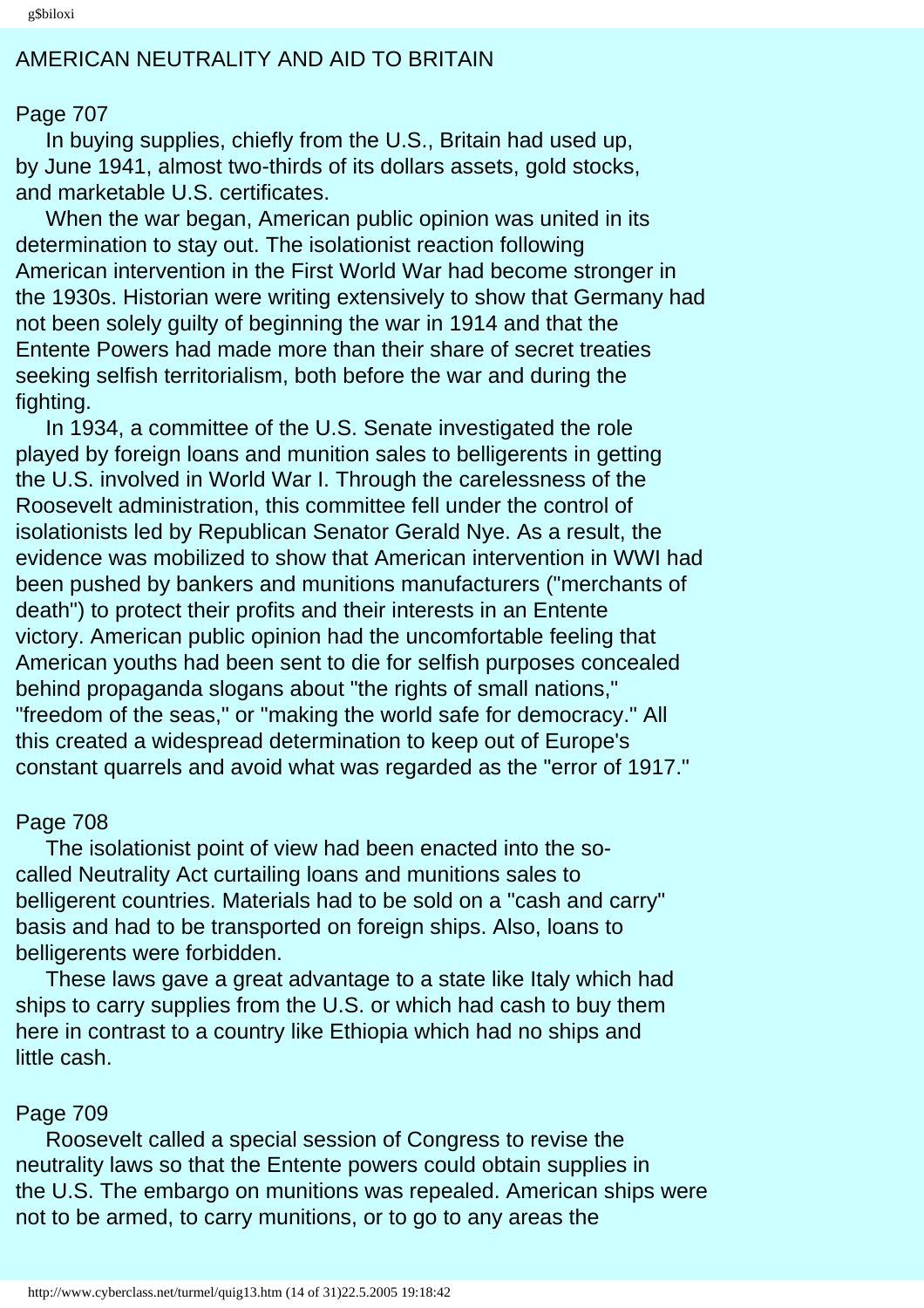## AMERICAN NEUTRALITY AND AID TO BRITAIN

Page 707

In buying supplies, chiefly from the U.S., Britain had used up, by June 1941, almost two-thirds of its dollars assets, gold stocks, and marketable U.S. certificates.

When the war began, American public opinion was united in its determination to stay out. The isolationist reaction following American intervention in the First World War had become stronger in the 1930s. Historian were writing extensively to show that Germany had not been solely guilty of beginning the war in 1914 and that the Entente Powers had made more than their share of secret treaties seeking selfish territorialism, both before the war and during the fighting.

In 1934, a committee of the U.S. Senate investigated the role played by foreign loans and munition sales to belligerents in getting the U.S. involved in World War I. Through the carelessness of the Roosevelt administration, this committee fell under the control of isolationists led by Republican Senator Gerald Nye. As a result, the evidence was mobilized to show that American intervention in WWI had been pushed by bankers and munitions manufacturers ("merchants of death") to protect their profits and their interests in an Entente victory. American public opinion had the uncomfortable feeling that American youths had been sent to die for selfish purposes concealed behind propaganda slogans about "the rights of small nations," "freedom of the seas," or "making the world safe for democracy." All this created a widespread determination to keep out of Europe's constant quarrels and avoid what was regarded as the "error of 1917."

Page 708

The isolationist point of view had been enacted into the so-called Neutrality Act curtailing loans and munitions sales to belligerent countries. Materials had to be sold on a "cash and carry" basis and had to be transported on foreign ships. Also, loans to belligerents were forbidden.

These laws gave a great advantage to a state like Italy which had ships to carry supplies from the U.S. or which had cash to buy them here in contrast to a country like Ethiopia which had no ships and little cash.

Page 709

Roosevelt called a special session of Congress to revise the neutrality laws so that the Entente powers could obtain supplies in the U.S. The embargo on munitions was repealed. American ships were not to be armed, to carry munitions, or to go to any areas the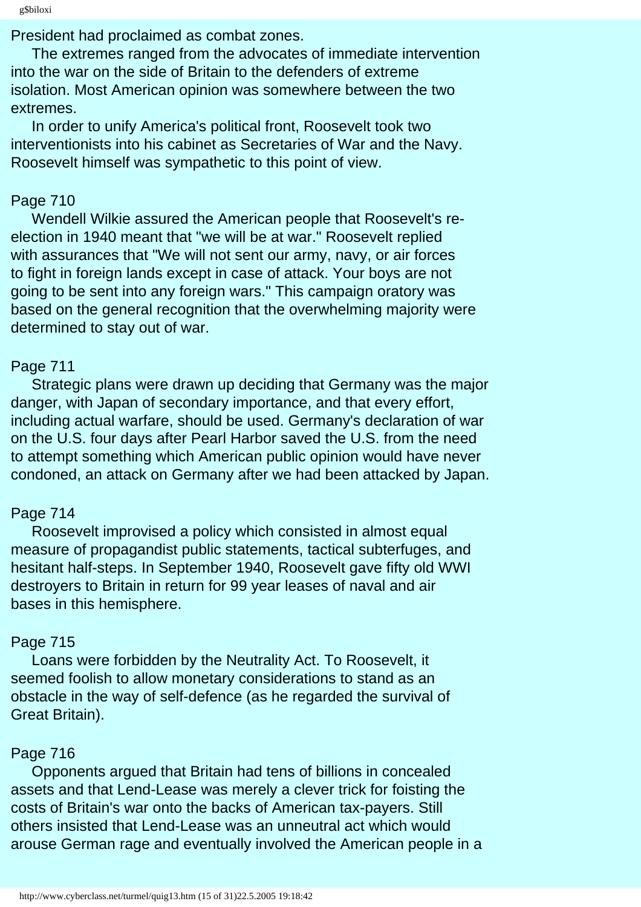President had proclaimed as combat zones.

The extremes ranged from the advocates of immediate intervention into the war on the side of Britain to the defenders of extreme isolation. Most American opinion was somewhere between the two extremes.

In order to unify America's political front, Roosevelt took two interventionists into his cabinet as Secretaries of War and the Navy. Roosevelt himself was sympathetic to this point of view.

Page 710

Wendell Wilkie assured the American people that Roosevelt's re-election in 1940 meant that "we will be at war." Roosevelt replied with assurances that "We will not sent our army, navy, or air forces to fight in foreign lands except in case of attack. Your boys are not going to be sent into any foreign wars." This campaign oratory was based on the general recognition that the overwhelming majority were determined to stay out of war.

Page 711

Strategic plans were drawn up deciding that Germany was the major danger, with Japan of secondary importance, and that every effort, including actual warfare, should be used. Germany's declaration of war on the U.S. four days after Pearl Harbor saved the U.S. from the need to attempt something which American public opinion would have never condoned, an attack on Germany after we had been attacked by Japan.

Page 714

Roosevelt improvised a policy which consisted in almost equal measure of propagandist public statements, tactical subterfuges, and hesitant half-steps. In September 1940, Roosevelt gave fifty old WWI destroyers to Britain in return for 99 year leases of naval and air bases in this hemisphere.

Page 715

Loans were forbidden by the Neutrality Act. To Roosevelt, it seemed foolish to allow monetary considerations to stand as an obstacle in the way of self-defence (as he regarded the survival of Great Britain).

Page 716

Opponents argued that Britain had tens of billions in concealed assets and that Lend-Lease was merely a clever trick for foisting the costs of Britain's war onto the backs of American tax-payers. Still others insisted that Lend-Lease was an unneutral act which would arouse German rage and eventually involved the American people in a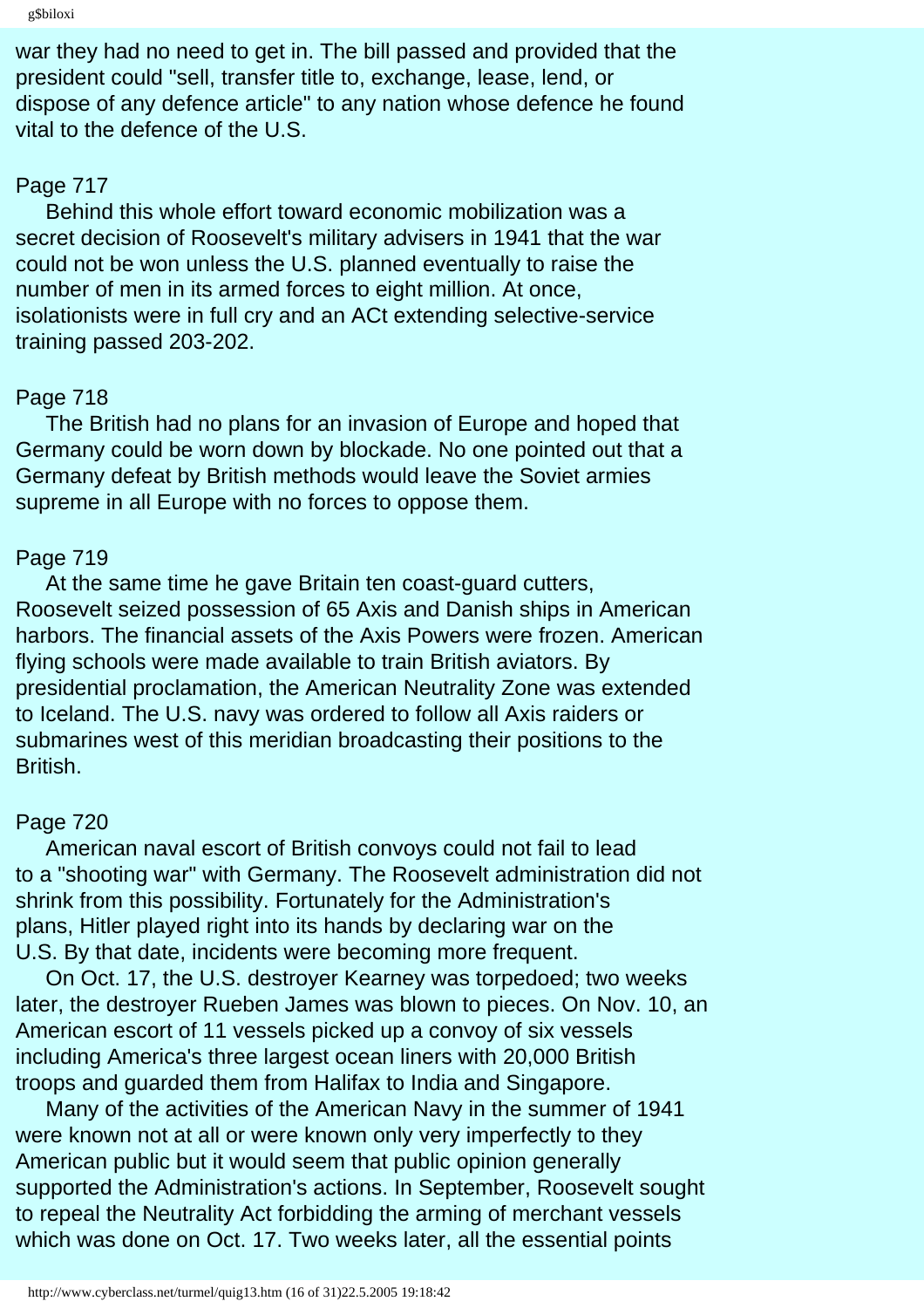war they had no need to get in. The bill passed and provided that the president could "sell, transfer title to, exchange, lease, lend, or dispose of any defence article" to any nation whose defence he found vital to the defence of the U.S.

Page 717

Behind this whole effort toward economic mobilization was a secret decision of Roosevelt's military advisers in 1941 that the war could not be won unless the U.S. planned eventually to raise the number of men in its armed forces to eight million. At once, isolationists were in full cry and an ACt extending selective-service training passed 203-202.

Page 718

The British had no plans for an invasion of Europe and hoped that Germany could be worn down by blockade. No one pointed out that a Germany defeat by British methods would leave the Soviet armies supreme in all Europe with no forces to oppose them.

Page 719

At the same time he gave Britain ten coast-guard cutters, Roosevelt seized possession of 65 Axis and Danish ships in American harbors. The financial assets of the Axis Powers were frozen. American flying schools were made available to train British aviators. By presidential proclamation, the American Neutrality Zone was extended to Iceland. The U.S. navy was ordered to follow all Axis raiders or submarines west of this meridian broadcasting their positions to the British.

Page 720

American naval escort of British convoys could not fail to lead to a "shooting war" with Germany. The Roosevelt administration did not shrink from this possibility. Fortunately for the Administration's plans, Hitler played right into its hands by declaring war on the U.S. By that date, incidents were becoming more frequent.

On Oct. 17, the U.S. destroyer Kearney was torpedoed; two weeks later, the destroyer Rueben James was blown to pieces. On Nov. 10, an American escort of 11 vessels picked up a convoy of six vessels including America's three largest ocean liners with 20,000 British troops and guarded them from Halifax to India and Singapore.

Many of the activities of the American Navy in the summer of 1941 were known not at all or were known only very imperfectly to they American public but it would seem that public opinion generally supported the Administration's actions. In September, Roosevelt sought to repeal the Neutrality Act forbidding the arming of merchant vessels which was done on Oct. 17. Two weeks later, all the essential points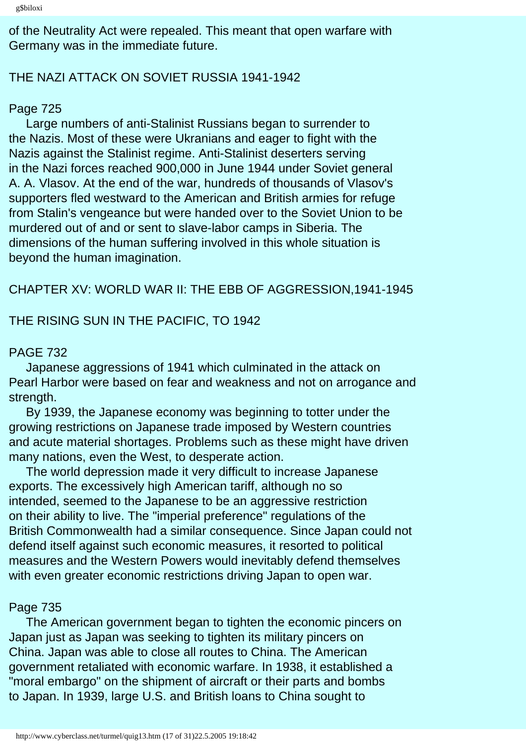of the Neutrality Act were repealed. This meant that open warfare with Germany was in the immediate future.

## THE NAZI ATTACK ON SOVIET RUSSIA 1941-1942

Page 725

Large numbers of anti-Stalinist Russians began to surrender to the Nazis. Most of these were Ukranians and eager to fight with the Nazis against the Stalinist regime. Anti-Stalinist deserters serving in the Nazi forces reached 900,000 in June 1944 under Soviet general A. A. Vlasov. At the end of the war, hundreds of thousands of Vlasov's supporters fled westward to the American and British armies for refuge from Stalin's vengeance but were handed over to the Soviet Union to be murdered out of and or sent to slave-labor camps in Siberia. The dimensions of the human suffering involved in this whole situation is beyond the human imagination.

# CHAPTER XV: WORLD WAR II: THE EBB OF AGGRESSION,1941-1945

## THE RISING SUN IN THE PACIFIC, TO 1942

PAGE 732

Japanese aggressions of 1941 which culminated in the attack on Pearl Harbor were based on fear and weakness and not on arrogance and strength.

By 1939, the Japanese economy was beginning to totter under the growing restrictions on Japanese trade imposed by Western countries and acute material shortages. Problems such as these might have driven many nations, even the West, to desperate action.

The world depression made it very difficult to increase Japanese exports. The excessively high American tariff, although no so intended, seemed to the Japanese to be an aggressive restriction on their ability to live. The "imperial preference" regulations of the British Commonwealth had a similar consequence. Since Japan could not defend itself against such economic measures, it resorted to political measures and the Western Powers would inevitably defend themselves with even greater economic restrictions driving Japan to open war.

Page 735

The American government began to tighten the economic pincers on Japan just as Japan was seeking to tighten its military pincers on China. Japan was able to close all routes to China. The American government retaliated with economic warfare. In 1938, it established a "moral embargo" on the shipment of aircraft or their parts and bombs to Japan. In 1939, large U.S. and British loans to China sought to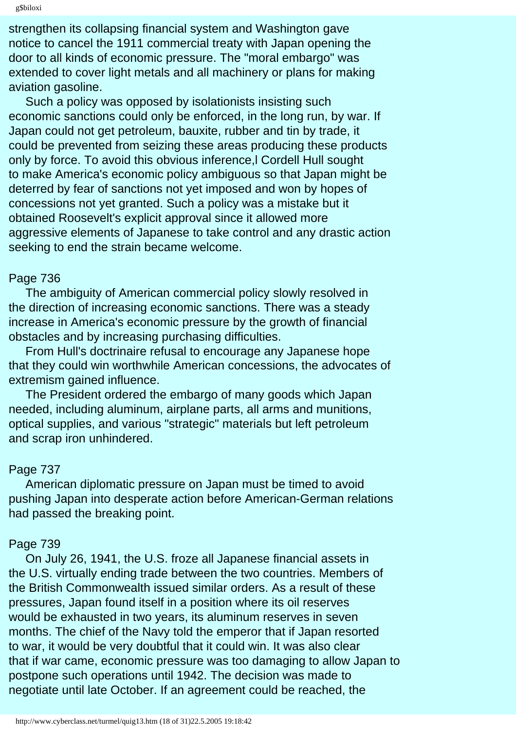strengthen its collapsing financial system and Washington gave notice to cancel the 1911 commercial treaty with Japan opening the door to all kinds of economic pressure. The "moral embargo" was extended to cover light metals and all machinery or plans for making aviation gasoline.

Such a policy was opposed by isolationists insisting such economic sanctions could only be enforced, in the long run, by war. If Japan could not get petroleum, bauxite, rubber and tin by trade, it could be prevented from seizing these areas producing these products only by force. To avoid this obvious inference,l Cordell Hull sought to make America's economic policy ambiguous so that Japan might be deterred by fear of sanctions not yet imposed and won by hopes of concessions not yet granted. Such a policy was a mistake but it obtained Roosevelt's explicit approval since it allowed more aggressive elements of Japanese to take control and any drastic action seeking to end the strain became welcome.

Page 736

The ambiguity of American commercial policy slowly resolved in the direction of increasing economic sanctions. There was a steady increase in America's economic pressure by the growth of financial obstacles and by increasing purchasing difficulties.

From Hull's doctrinaire refusal to encourage any Japanese hope that they could win worthwhile American concessions, the advocates of extremism gained influence.

The President ordered the embargo of many goods which Japan needed, including aluminum, airplane parts, all arms and munitions, optical supplies, and various "strategic" materials but left petroleum and scrap iron unhindered.

Page 737

American diplomatic pressure on Japan must be timed to avoid pushing Japan into desperate action before American-German relations had passed the breaking point.

Page 739

On July 26, 1941, the U.S. froze all Japanese financial assets in the U.S. virtually ending trade between the two countries. Members of the British Commonwealth issued similar orders. As a result of these pressures, Japan found itself in a position where its oil reserves would be exhausted in two years, its aluminum reserves in seven months. The chief of the Navy told the emperor that if Japan resorted to war, it would be very doubtful that it could win. It was also clear that if war came, economic pressure was too damaging to allow Japan to postpone such operations until 1942. The decision was made to negotiate until late October. If an agreement could be reached, the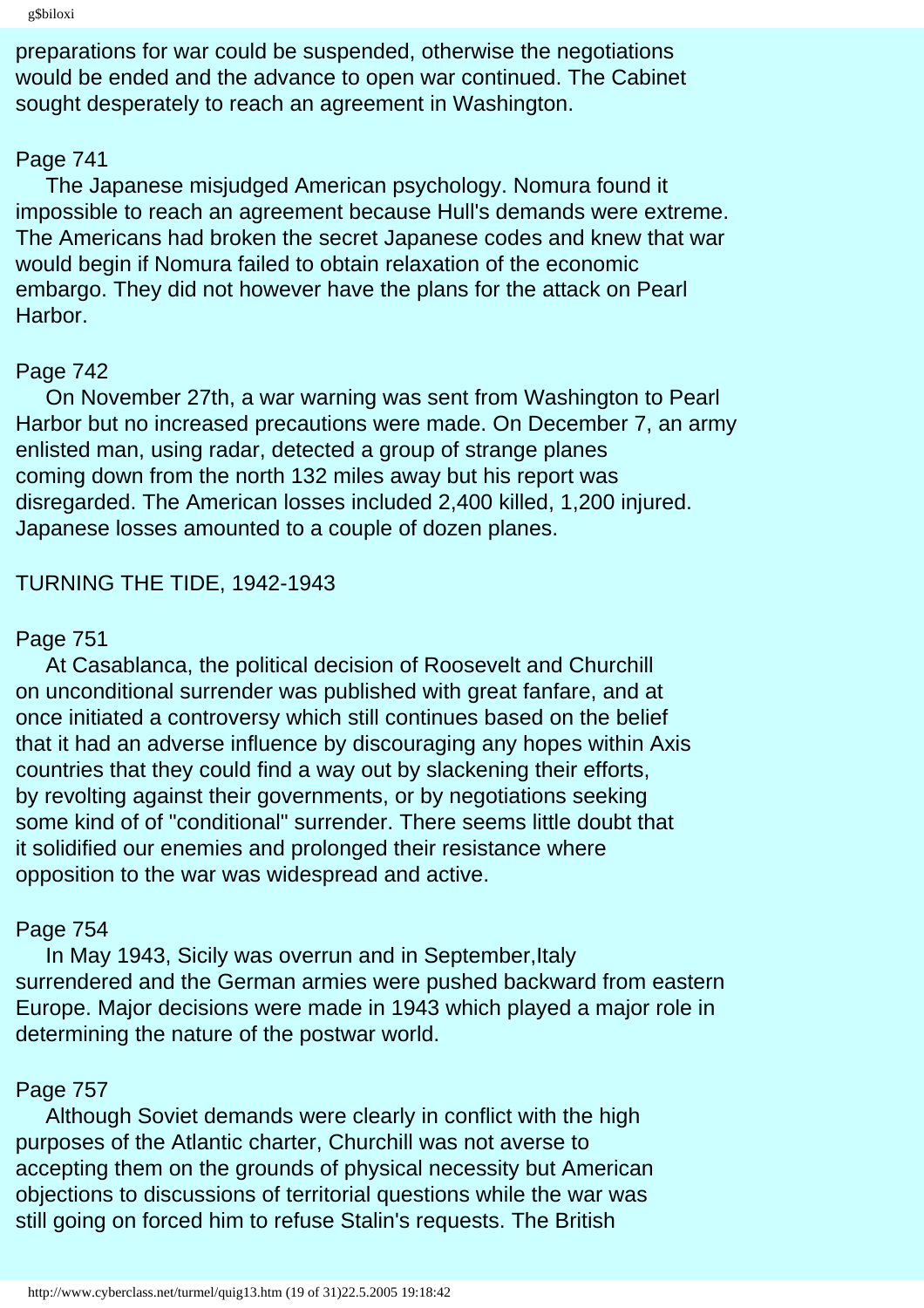preparations for war could be suspended, otherwise the negotiations would be ended and the advance to open war continued. The Cabinet sought desperately to reach an agreement in Washington.

Page 741

The Japanese misjudged American psychology. Nomura found it impossible to reach an agreement because Hull's demands were extreme. The Americans had broken the secret Japanese codes and knew that war would begin if Nomura failed to obtain relaxation of the economic embargo. They did not however have the plans for the attack on Pearl Harbor.

Page 742

On November 27th, a war warning was sent from Washington to Pearl Harbor but no increased precautions were made. On December 7, an army enlisted man, using radar, detected a group of strange planes coming down from the north 132 miles away but his report was disregarded. The American losses included 2,400 killed, 1,200 injured. Japanese losses amounted to a couple of dozen planes.

TURNING THE TIDE, 1942-1943

Page 751

At Casablanca, the political decision of Roosevelt and Churchill on unconditional surrender was published with great fanfare, and at once initiated a controversy which still continues based on the belief that it had an adverse influence by discouraging any hopes within Axis countries that they could find a way out by slackening their efforts, by revolting against their governments, or by negotiations seeking some kind of of "conditional" surrender. There seems little doubt that it solidified our enemies and prolonged their resistance where opposition to the war was widespread and active.

Page 754

In May 1943, Sicily was overrun and in September,Italy surrendered and the German armies were pushed backward from eastern Europe. Major decisions were made in 1943 which played a major role in determining the nature of the postwar world.

Page 757

Although Soviet demands were clearly in conflict with the high purposes of the Atlantic charter, Churchill was not averse to accepting them on the grounds of physical necessity but American objections to discussions of territorial questions while the war was still going on forced him to refuse Stalin's requests. The British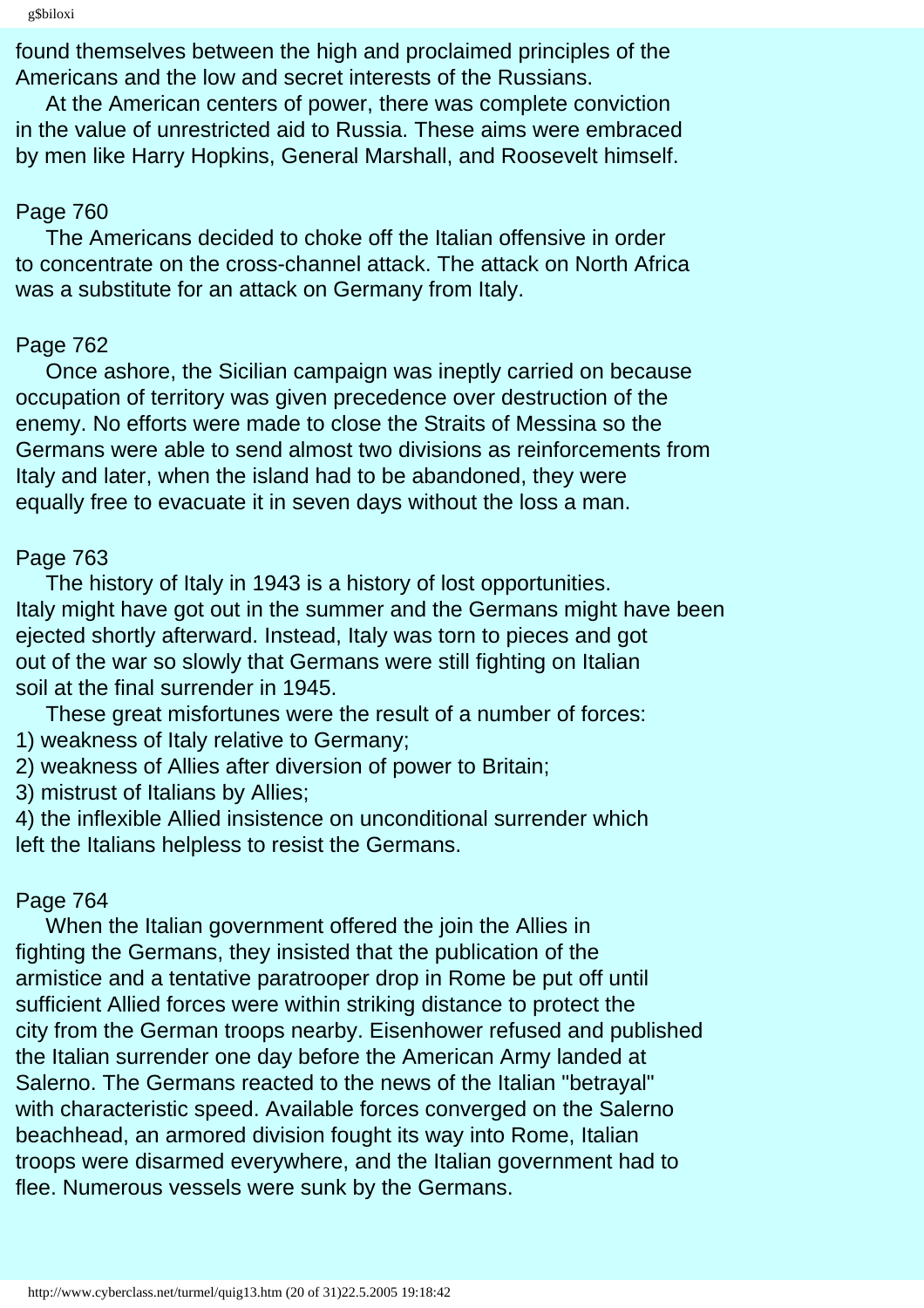found themselves between the high and proclaimed principles of the Americans and the low and secret interests of the Russians.

At the American centers of power, there was complete conviction in the value of unrestricted aid to Russia. These aims were embraced by men like Harry Hopkins, General Marshall, and Roosevelt himself.

Page 760

The Americans decided to choke off the Italian offensive in order to concentrate on the cross-channel attack. The attack on North Africa was a substitute for an attack on Germany from Italy.

Page 762

Once ashore, the Sicilian campaign was ineptly carried on because occupation of territory was given precedence over destruction of the enemy. No efforts were made to close the Straits of Messina so the Germans were able to send almost two divisions as reinforcements from Italy and later, when the island had to be abandoned, they were equally free to evacuate it in seven days without the loss a man.

Page 763

The history of Italy in 1943 is a history of lost opportunities. Italy might have got out in the summer and the Germans might have been ejected shortly afterward. Instead, Italy was torn to pieces and got out of the war so slowly that Germans were still fighting on Italian soil at the final surrender in 1945.

These great misfortunes were the result of a number of forces:

1) weakness of Italy relative to Germany;
2) weakness of Allies after diversion of power to Britain;
3) mistrust of Italians by Allies;
4) the inflexible Allied insistence on unconditional surrender which left the Italians helpless to resist the Germans.

Page 764

When the Italian government offered the join the Allies in fighting the Germans, they insisted that the publication of the armistice and a tentative paratrooper drop in Rome be put off until sufficient Allied forces were within striking distance to protect the city from the German troops nearby. Eisenhower refused and published the Italian surrender one day before the American Army landed at Salerno. The Germans reacted to the news of the Italian "betrayal" with characteristic speed. Available forces converged on the Salerno beachhead, an armored division fought its way into Rome, Italian troops were disarmed everywhere, and the Italian government had to flee. Numerous vessels were sunk by the Germans.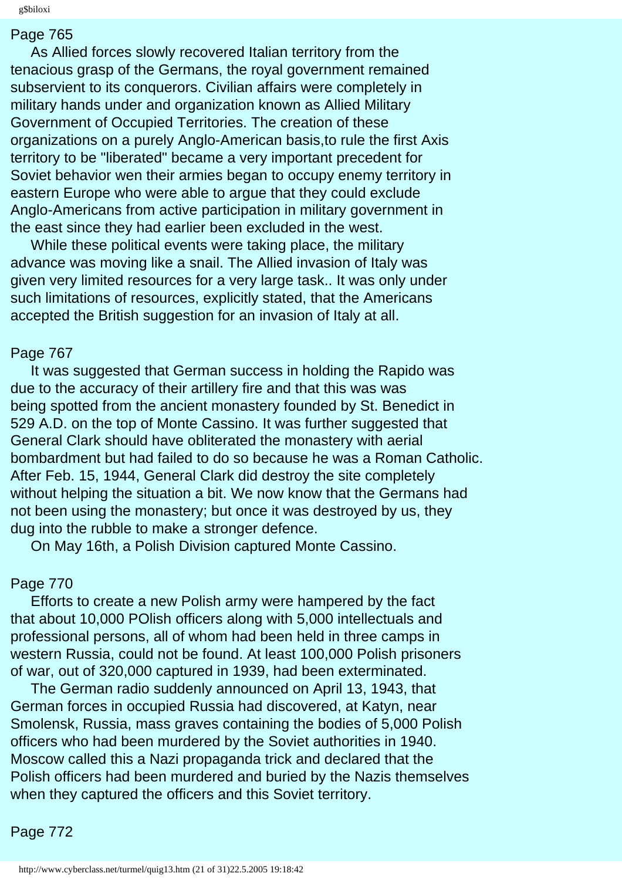Page 765

As Allied forces slowly recovered Italian territory from the tenacious grasp of the Germans, the royal government remained subservient to its conquerors. Civilian affairs were completely in military hands under and organization known as Allied Military Government of Occupied Territories. The creation of these organizations on a purely Anglo-American basis,to rule the first Axis territory to be "liberated" became a very important precedent for Soviet behavior wen their armies began to occupy enemy territory in eastern Europe who were able to argue that they could exclude Anglo-Americans from active participation in military government in the east since they had earlier been excluded in the west.

While these political events were taking place, the military advance was moving like a snail. The Allied invasion of Italy was given very limited resources for a very large task.. It was only under such limitations of resources, explicitly stated, that the Americans accepted the British suggestion for an invasion of Italy at all.

Page 767

It was suggested that German success in holding the Rapido was due to the accuracy of their artillery fire and that this was was being spotted from the ancient monastery founded by St. Benedict in 529 A.D. on the top of Monte Cassino. It was further suggested that General Clark should have obliterated the monastery with aerial bombardment but had failed to do so because he was a Roman Catholic. After Feb. 15, 1944, General Clark did destroy the site completely without helping the situation a bit. We now know that the Germans had not been using the monastery; but once it was destroyed by us, they dug into the rubble to make a stronger defence.

On May 16th, a Polish Division captured Monte Cassino.

Page 770

Efforts to create a new Polish army were hampered by the fact that about 10,000 POlish officers along with 5,000 intellectuals and professional persons, all of whom had been held in three camps in western Russia, could not be found. At least 100,000 Polish prisoners of war, out of 320,000 captured in 1939, had been exterminated.

The German radio suddenly announced on April 13, 1943, that German forces in occupied Russia had discovered, at Katyn, near Smolensk, Russia, mass graves containing the bodies of 5,000 Polish officers who had been murdered by the Soviet authorities in 1940. Moscow called this a Nazi propaganda trick and declared that the Polish officers had been murdered and buried by the Nazis themselves when they captured the officers and this Soviet territory.

Page 772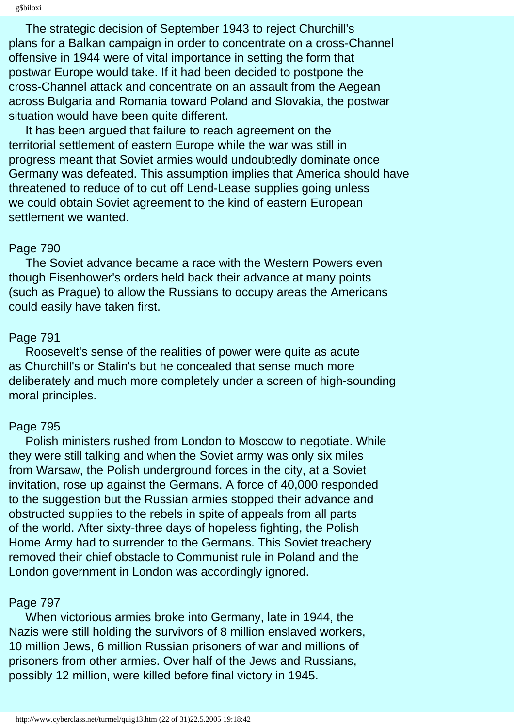The strategic decision of September 1943 to reject Churchill's plans for a Balkan campaign in order to concentrate on a cross-Channel offensive in 1944 were of vital importance in setting the form that postwar Europe would take. If it had been decided to postpone the cross-Channel attack and concentrate on an assault from the Aegean across Bulgaria and Romania toward Poland and Slovakia, the postwar situation would have been quite different.

It has been argued that failure to reach agreement on the territorial settlement of eastern Europe while the war was still in progress meant that Soviet armies would undoubtedly dominate once Germany was defeated. This assumption implies that America should have threatened to reduce of to cut off Lend-Lease supplies going unless we could obtain Soviet agreement to the kind of eastern European settlement we wanted.

Page 790

The Soviet advance became a race with the Western Powers even though Eisenhower's orders held back their advance at many points (such as Prague) to allow the Russians to occupy areas the Americans could easily have taken first.

Page 791

Roosevelt's sense of the realities of power were quite as acute as Churchill's or Stalin's but he concealed that sense much more deliberately and much more completely under a screen of high-sounding moral principles.

Page 795

Polish ministers rushed from London to Moscow to negotiate. While they were still talking and when the Soviet army was only six miles from Warsaw, the Polish underground forces in the city, at a Soviet invitation, rose up against the Germans. A force of 40,000 responded to the suggestion but the Russian armies stopped their advance and obstructed supplies to the rebels in spite of appeals from all parts of the world. After sixty-three days of hopeless fighting, the Polish Home Army had to surrender to the Germans. This Soviet treachery removed their chief obstacle to Communist rule in Poland and the London government in London was accordingly ignored.

Page 797

When victorious armies broke into Germany, late in 1944, the Nazis were still holding the survivors of 8 million enslaved workers, 10 million Jews, 6 million Russian prisoners of war and millions of prisoners from other armies. Over half of the Jews and Russians, possibly 12 million, were killed before final victory in 1945.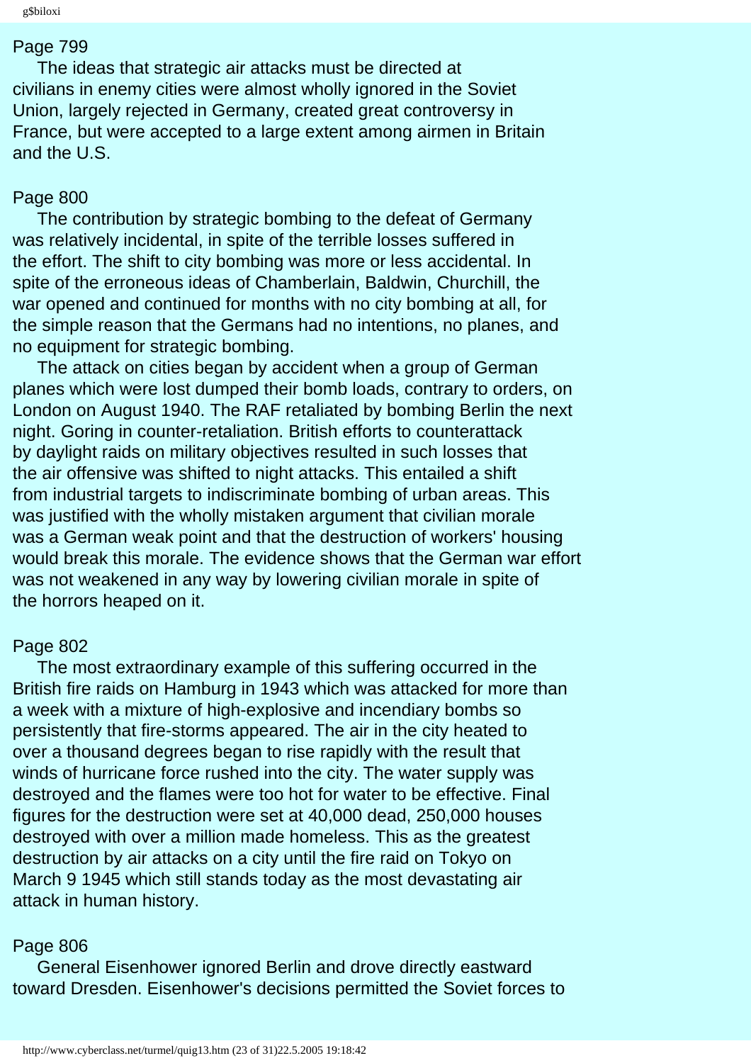Page 799

The ideas that strategic air attacks must be directed at civilians in enemy cities were almost wholly ignored in the Soviet Union, largely rejected in Germany, created great controversy in France, but were accepted to a large extent among airmen in Britain and the U.S.

Page 800

The contribution by strategic bombing to the defeat of Germany was relatively incidental, in spite of the terrible losses suffered in the effort. The shift to city bombing was more or less accidental. In spite of the erroneous ideas of Chamberlain, Baldwin, Churchill, the war opened and continued for months with no city bombing at all, for the simple reason that the Germans had no intentions, no planes, and no equipment for strategic bombing.

The attack on cities began by accident when a group of German planes which were lost dumped their bomb loads, contrary to orders, on London on August 1940. The RAF retaliated by bombing Berlin the next night. Goring in counter-retaliation. British efforts to counterattack by daylight raids on military objectives resulted in such losses that the air offensive was shifted to night attacks. This entailed a shift from industrial targets to indiscriminate bombing of urban areas. This was justified with the wholly mistaken argument that civilian morale was a German weak point and that the destruction of workers' housing would break this morale. The evidence shows that the German war effort was not weakened in any way by lowering civilian morale in spite of the horrors heaped on it.

Page 802

The most extraordinary example of this suffering occurred in the British fire raids on Hamburg in 1943 which was attacked for more than a week with a mixture of high-explosive and incendiary bombs so persistently that fire-storms appeared. The air in the city heated to over a thousand degrees began to rise rapidly with the result that winds of hurricane force rushed into the city. The water supply was destroyed and the flames were too hot for water to be effective. Final figures for the destruction were set at 40,000 dead, 250,000 houses destroyed with over a million made homeless. This as the greatest destruction by air attacks on a city until the fire raid on Tokyo on March 9 1945 which still stands today as the most devastating air attack in human history.

Page 806

General Eisenhower ignored Berlin and drove directly eastward toward Dresden. Eisenhower's decisions permitted the Soviet forces to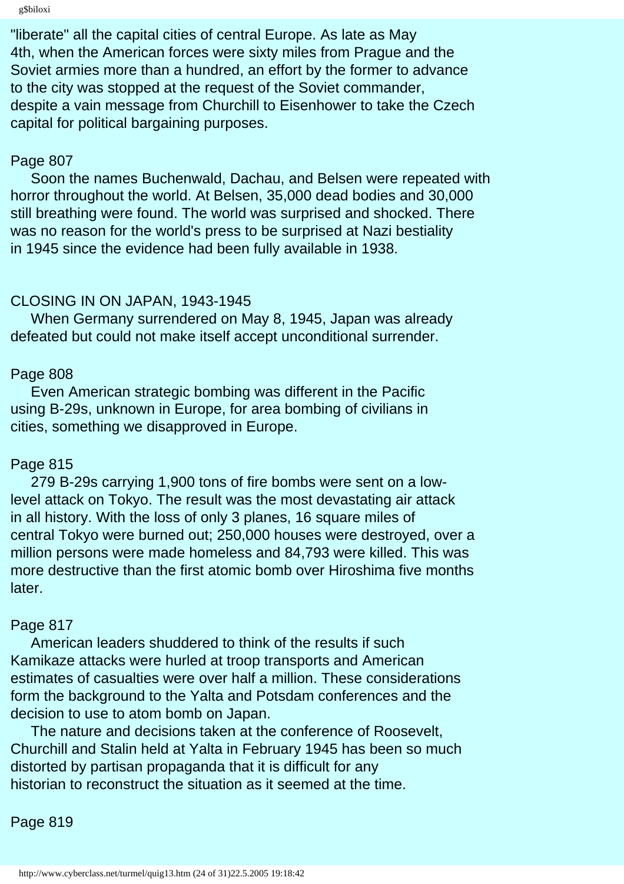"liberate" all the capital cities of central Europe. As late as May 4th, when the American forces were sixty miles from Prague and the Soviet armies more than a hundred, an effort by the former to advance to the city was stopped at the request of the Soviet commander, despite a vain message from Churchill to Eisenhower to take the Czech capital for political bargaining purposes.

Page 807

Soon the names Buchenwald, Dachau, and Belsen were repeated with horror throughout the world. At Belsen, 35,000 dead bodies and 30,000 still breathing were found. The world was surprised and shocked. There was no reason for the world's press to be surprised at Nazi bestiality in 1945 since the evidence had been fully available in 1938.

CLOSING IN ON JAPAN, 1943-1945

When Germany surrendered on May 8, 1945, Japan was already defeated but could not make itself accept unconditional surrender.

Page 808

Even American strategic bombing was different in the Pacific using B-29s, unknown in Europe, for area bombing of civilians in cities, something we disapproved in Europe.

Page 815

279 B-29s carrying 1,900 tons of fire bombs were sent on a low-level attack on Tokyo. The result was the most devastating air attack in all history. With the loss of only 3 planes, 16 square miles of central Tokyo were burned out; 250,000 houses were destroyed, over a million persons were made homeless and 84,793 were killed. This was more destructive than the first atomic bomb over Hiroshima five months later.

Page 817

American leaders shuddered to think of the results if such Kamikaze attacks were hurled at troop transports and American estimates of casualties were over half a million. These considerations form the background to the Yalta and Potsdam conferences and the decision to use to atom bomb on Japan.

The nature and decisions taken at the conference of Roosevelt, Churchill and Stalin held at Yalta in February 1945 has been so much distorted by partisan propaganda that it is difficult for any historian to reconstruct the situation as it seemed at the time.

Page 819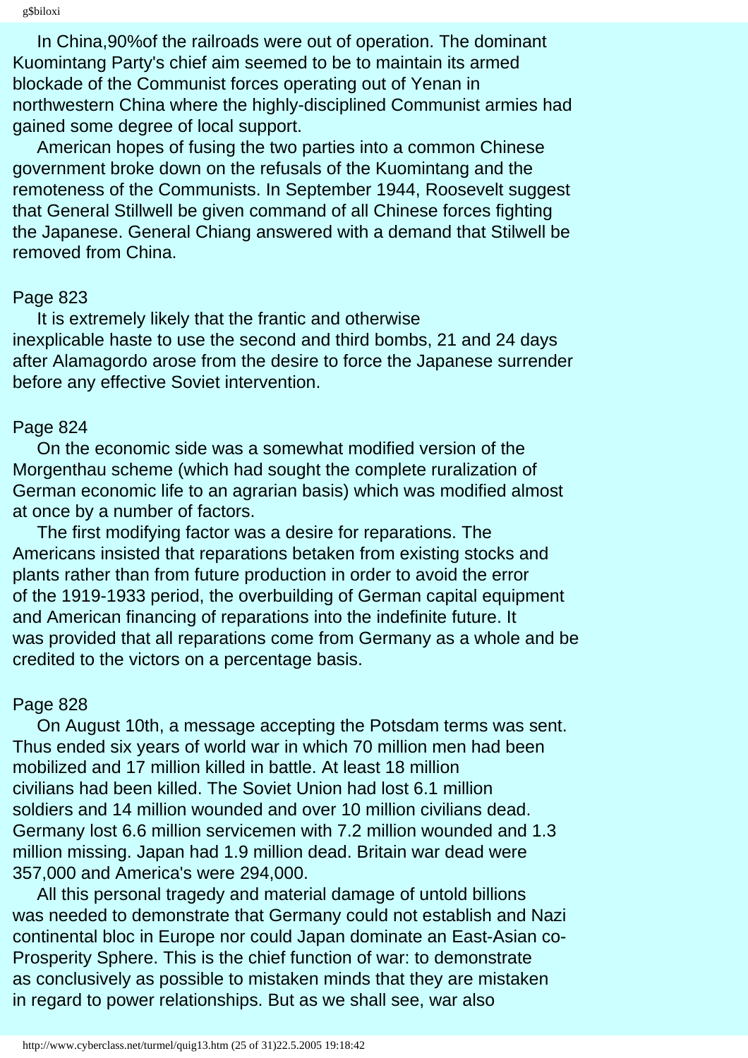In China,90%of the railroads were out of operation. The dominant Kuomintang Party's chief aim seemed to be to maintain its armed blockade of the Communist forces operating out of Yenan in northwestern China where the highly-disciplined Communist armies had gained some degree of local support.

American hopes of fusing the two parties into a common Chinese government broke down on the refusals of the Kuomintang and the remoteness of the Communists. In September 1944, Roosevelt suggest that General Stillwell be given command of all Chinese forces fighting the Japanese. General Chiang answered with a demand that Stilwell be removed from China.

Page 823

It is extremely likely that the frantic and otherwise inexplicable haste to use the second and third bombs, 21 and 24 days after Alamagordo arose from the desire to force the Japanese surrender before any effective Soviet intervention.

Page 824

On the economic side was a somewhat modified version of the Morgenthau scheme (which had sought the complete ruralization of German economic life to an agrarian basis) which was modified almost at once by a number of factors.

The first modifying factor was a desire for reparations. The Americans insisted that reparations betaken from existing stocks and plants rather than from future production in order to avoid the error of the 1919-1933 period, the overbuilding of German capital equipment and American financing of reparations into the indefinite future. It was provided that all reparations come from Germany as a whole and be credited to the victors on a percentage basis.

Page 828

On August 10th, a message accepting the Potsdam terms was sent. Thus ended six years of world war in which 70 million men had been mobilized and 17 million killed in battle. At least 18 million civilians had been killed. The Soviet Union had lost 6.1 million soldiers and 14 million wounded and over 10 million civilians dead. Germany lost 6.6 million servicemen with 7.2 million wounded and 1.3 million missing. Japan had 1.9 million dead. Britain war dead were 357,000 and America's were 294,000.

All this personal tragedy and material damage of untold billions was needed to demonstrate that Germany could not establish and Nazi continental bloc in Europe nor could Japan dominate an East-Asian co-Prosperity Sphere. This is the chief function of war: to demonstrate as conclusively as possible to mistaken minds that they are mistaken in regard to power relationships. But as we shall see, war also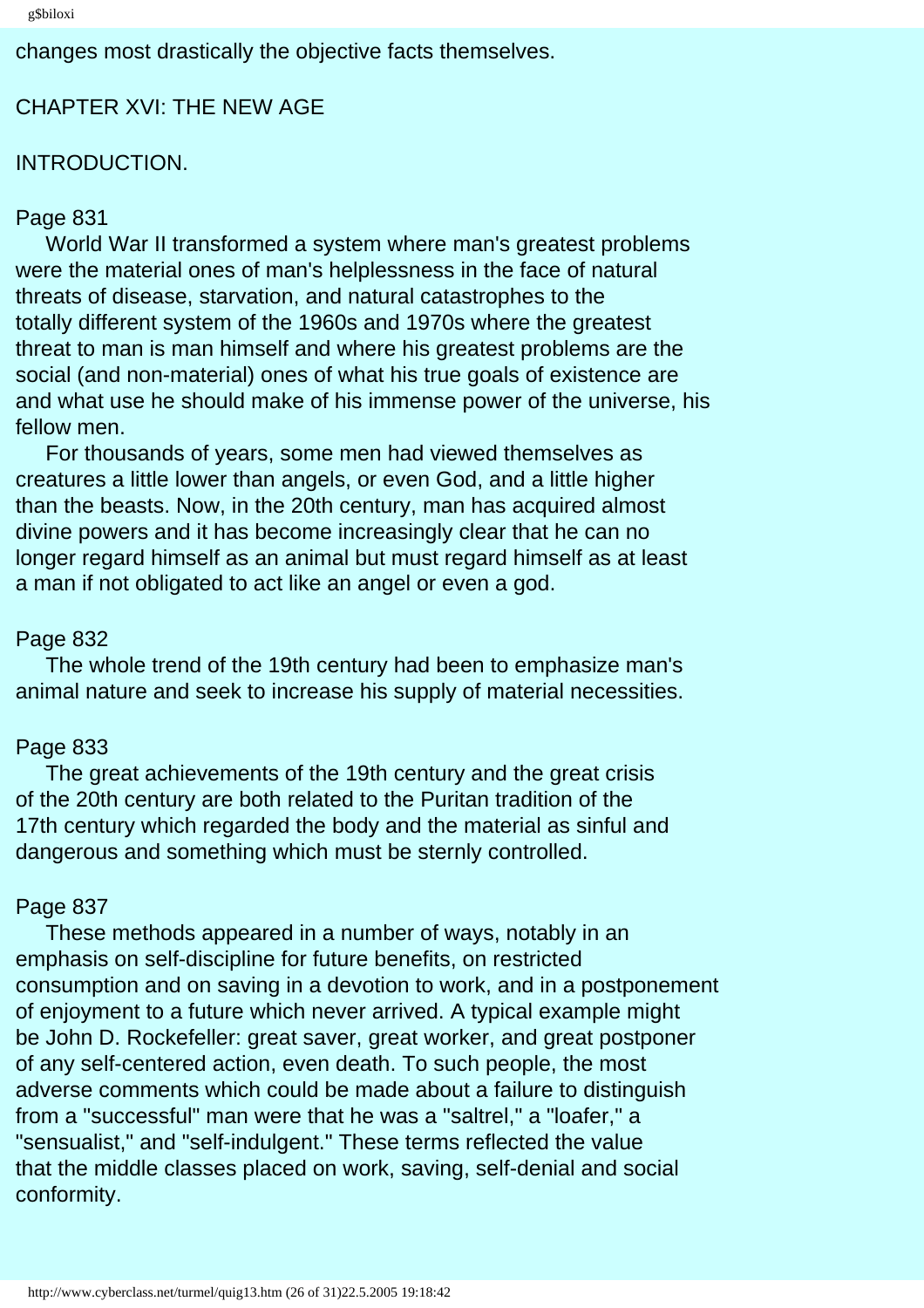changes most drastically the objective facts themselves.

## CHAPTER XVI: THE NEW AGE

### INTRODUCTION.

Page 831

World War II transformed a system where man's greatest problems were the material ones of man's helplessness in the face of natural threats of disease, starvation, and natural catastrophes to the totally different system of the 1960s and 1970s where the greatest threat to man is man himself and where his greatest problems are the social (and non-material) ones of what his true goals of existence are and what use he should make of his immense power of the universe, his fellow men.

For thousands of years, some men had viewed themselves as creatures a little lower than angels, or even God, and a little higher than the beasts. Now, in the 20th century, man has acquired almost divine powers and it has become increasingly clear that he can no longer regard himself as an animal but must regard himself as at least a man if not obligated to act like an angel or even a god.

Page 832

The whole trend of the 19th century had been to emphasize man's animal nature and seek to increase his supply of material necessities.

Page 833

The great achievements of the 19th century and the great crisis of the 20th century are both related to the Puritan tradition of the 17th century which regarded the body and the material as sinful and dangerous and something which must be sternly controlled.

Page 837

These methods appeared in a number of ways, notably in an emphasis on self-discipline for future benefits, on restricted consumption and on saving in a devotion to work, and in a postponement of enjoyment to a future which never arrived. A typical example might be John D. Rockefeller: great saver, great worker, and great postponer of any self-centered action, even death. To such people, the most adverse comments which could be made about a failure to distinguish from a "successful" man were that he was a "saltrel," a "loafer," a "sensualist," and "self-indulgent." These terms reflected the value that the middle classes placed on work, saving, self-denial and social conformity.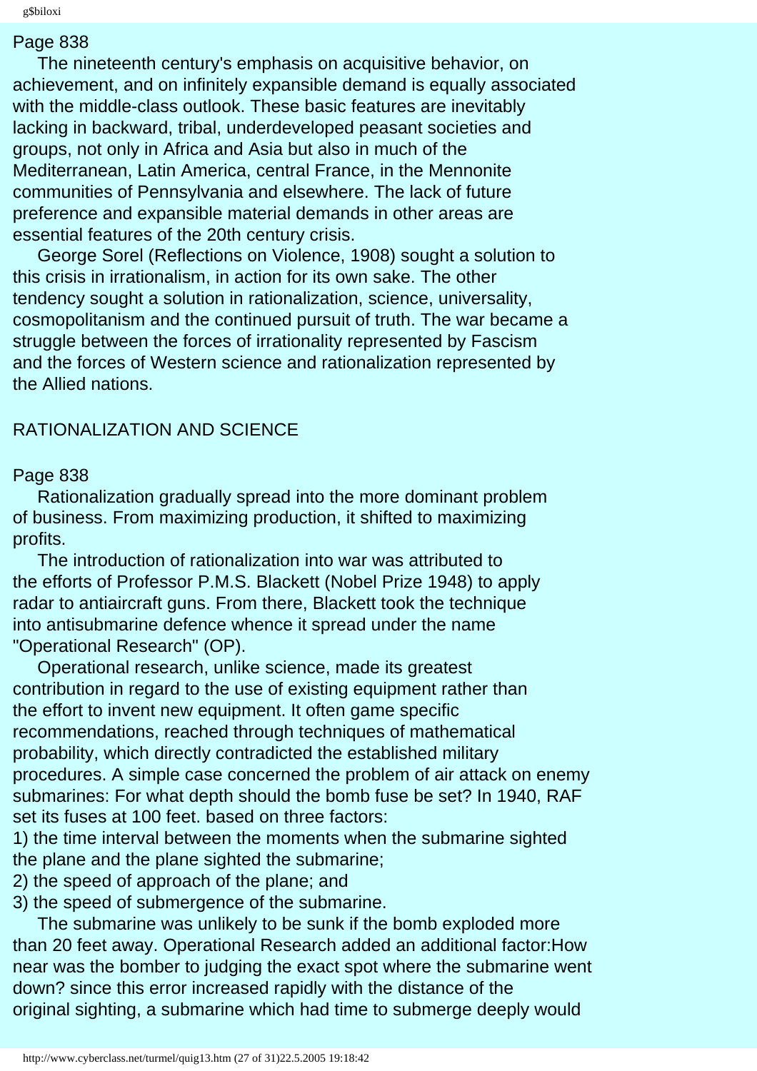Page 838

The nineteenth century's emphasis on acquisitive behavior, on achievement, and on infinitely expansible demand is equally associated with the middle-class outlook. These basic features are inevitably lacking in backward, tribal, underdeveloped peasant societies and groups, not only in Africa and Asia but also in much of the Mediterranean, Latin America, central France, in the Mennonite communities of Pennsylvania and elsewhere. The lack of future preference and expansible material demands in other areas are essential features of the 20th century crisis.

George Sorel (Reflections on Violence, 1908) sought a solution to this crisis in irrationalism, in action for its own sake. The other tendency sought a solution in rationalization, science, universality, cosmopolitanism and the continued pursuit of truth. The war became a struggle between the forces of irrationality represented by Fascism and the forces of Western science and rationalization represented by the Allied nations.

## RATIONALIZATION AND SCIENCE

Page 838

Rationalization gradually spread into the more dominant problem of business. From maximizing production, it shifted to maximizing profits.

The introduction of rationalization into war was attributed to the efforts of Professor P.M.S. Blackett (Nobel Prize 1948) to apply radar to antiaircraft guns. From there, Blackett took the technique into antisubmarine defence whence it spread under the name "Operational Research" (OP).

Operational research, unlike science, made its greatest contribution in regard to the use of existing equipment rather than the effort to invent new equipment. It often game specific recommendations, reached through techniques of mathematical probability, which directly contradicted the established military procedures. A simple case concerned the problem of air attack on enemy submarines: For what depth should the bomb fuse be set? In 1940, RAF set its fuses at 100 feet. based on three factors:

1) the time interval between the moments when the submarine sighted the plane and the plane sighted the submarine;
2) the speed of approach of the plane; and
3) the speed of submergence of the submarine.

The submarine was unlikely to be sunk if the bomb exploded more than 20 feet away. Operational Research added an additional factor:How near was the bomber to judging the exact spot where the submarine went down? since this error increased rapidly with the distance of the original sighting, a submarine which had time to submerge deeply would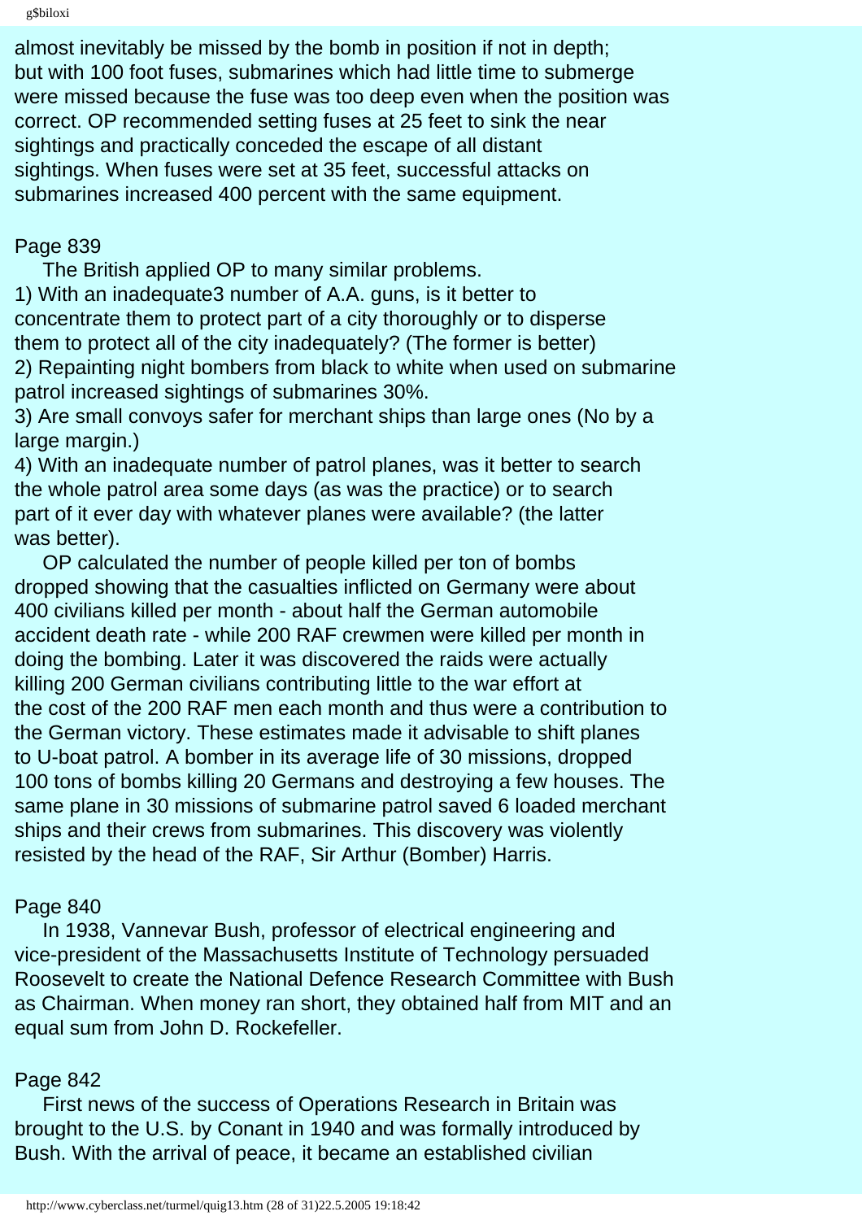almost inevitably be missed by the bomb in position if not in depth; but with 100 foot fuses, submarines which had little time to submerge were missed because the fuse was too deep even when the position was correct. OP recommended setting fuses at 25 feet to sink the near sightings and practically conceded the escape of all distant sightings. When fuses were set at 35 feet, successful attacks on submarines increased 400 percent with the same equipment.

Page 839

The British applied OP to many similar problems.
1) With an inadequate3 number of A.A. guns, is it better to concentrate them to protect part of a city thoroughly or to disperse them to protect all of the city inadequately? (The former is better)
2) Repainting night bombers from black to white when used on submarine patrol increased sightings of submarines 30%.
3) Are small convoys safer for merchant ships than large ones (No by a large margin.)
4) With an inadequate number of patrol planes, was it better to search the whole patrol area some days (as was the practice) or to search part of it ever day with whatever planes were available? (the latter was better).

OP calculated the number of people killed per ton of bombs dropped showing that the casualties inflicted on Germany were about 400 civilians killed per month - about half the German automobile accident death rate - while 200 RAF crewmen were killed per month in doing the bombing. Later it was discovered the raids were actually killing 200 German civilians contributing little to the war effort at the cost of the 200 RAF men each month and thus were a contribution to the German victory. These estimates made it advisable to shift planes to U-boat patrol. A bomber in its average life of 30 missions, dropped 100 tons of bombs killing 20 Germans and destroying a few houses. The same plane in 30 missions of submarine patrol saved 6 loaded merchant ships and their crews from submarines. This discovery was violently resisted by the head of the RAF, Sir Arthur (Bomber) Harris.

Page 840

In 1938, Vannevar Bush, professor of electrical engineering and vice-president of the Massachusetts Institute of Technology persuaded Roosevelt to create the National Defence Research Committee with Bush as Chairman. When money ran short, they obtained half from MIT and an equal sum from John D. Rockefeller.

Page 842

First news of the success of Operations Research in Britain was brought to the U.S. by Conant in 1940 and was formally introduced by Bush. With the arrival of peace, it became an established civilian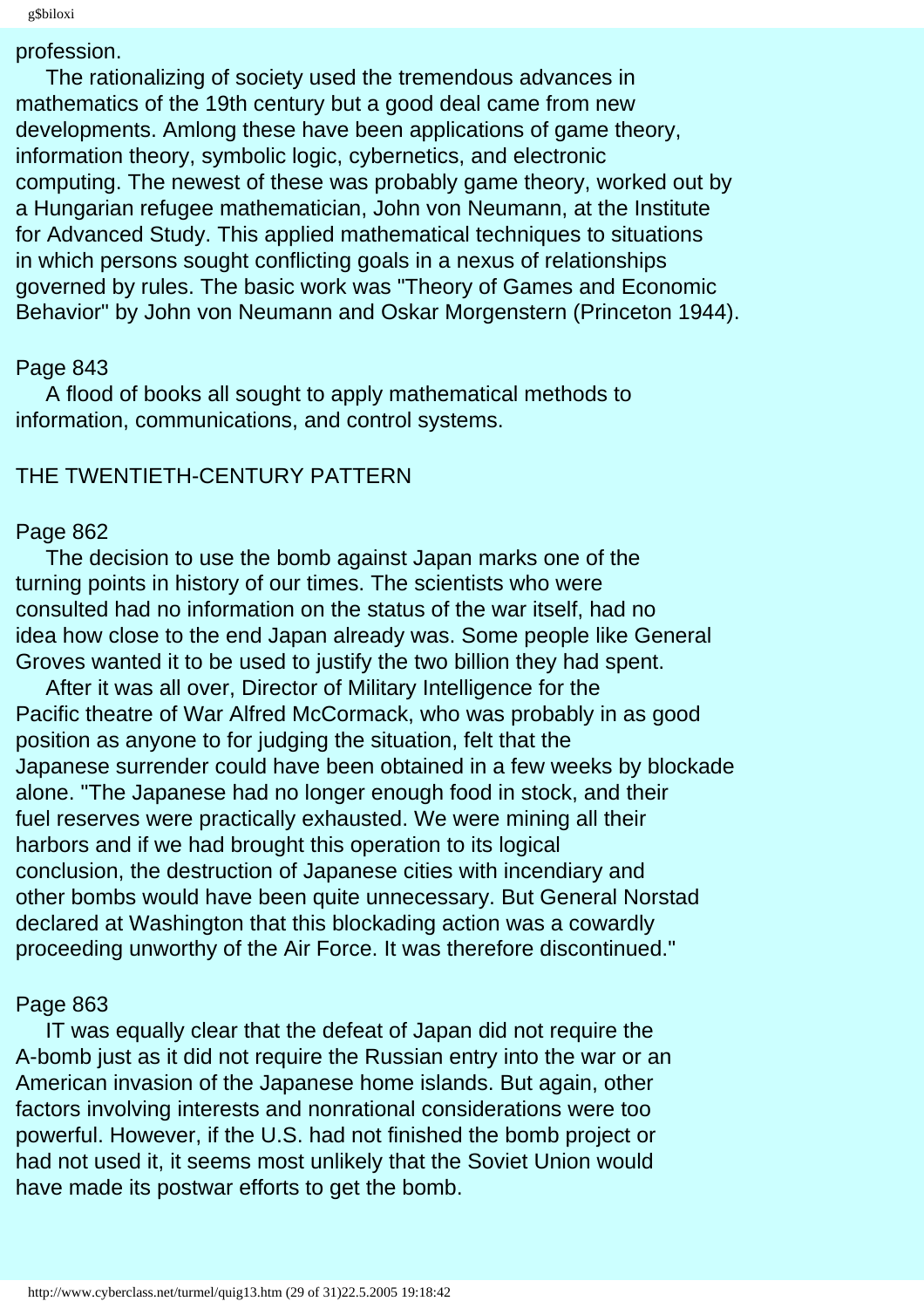profession.

The rationalizing of society used the tremendous advances in mathematics of the 19th century but a good deal came from new developments. Amlong these have been applications of game theory, information theory, symbolic logic, cybernetics, and electronic computing. The newest of these was probably game theory, worked out by a Hungarian refugee mathematician, John von Neumann, at the Institute for Advanced Study. This applied mathematical techniques to situations in which persons sought conflicting goals in a nexus of relationships governed by rules. The basic work was "Theory of Games and Economic Behavior" by John von Neumann and Oskar Morgenstern (Princeton 1944).

Page 843

A flood of books all sought to apply mathematical methods to information, communications, and control systems.

THE TWENTIETH-CENTURY PATTERN

Page 862

The decision to use the bomb against Japan marks one of the turning points in history of our times. The scientists who were consulted had no information on the status of the war itself, had no idea how close to the end Japan already was. Some people like General Groves wanted it to be used to justify the two billion they had spent.

After it was all over, Director of Military Intelligence for the Pacific theatre of War Alfred McCormack, who was probably in as good position as anyone to for judging the situation, felt that the Japanese surrender could have been obtained in a few weeks by blockade alone. "The Japanese had no longer enough food in stock, and their fuel reserves were practically exhausted. We were mining all their harbors and if we had brought this operation to its logical conclusion, the destruction of Japanese cities with incendiary and other bombs would have been quite unnecessary. But General Norstad declared at Washington that this blockading action was a cowardly proceeding unworthy of the Air Force. It was therefore discontinued."

Page 863

IT was equally clear that the defeat of Japan did not require the A-bomb just as it did not require the Russian entry into the war or an American invasion of the Japanese home islands. But again, other factors involving interests and nonrational considerations were too powerful. However, if the U.S. had not finished the bomb project or had not used it, it seems most unlikely that the Soviet Union would have made its postwar efforts to get the bomb.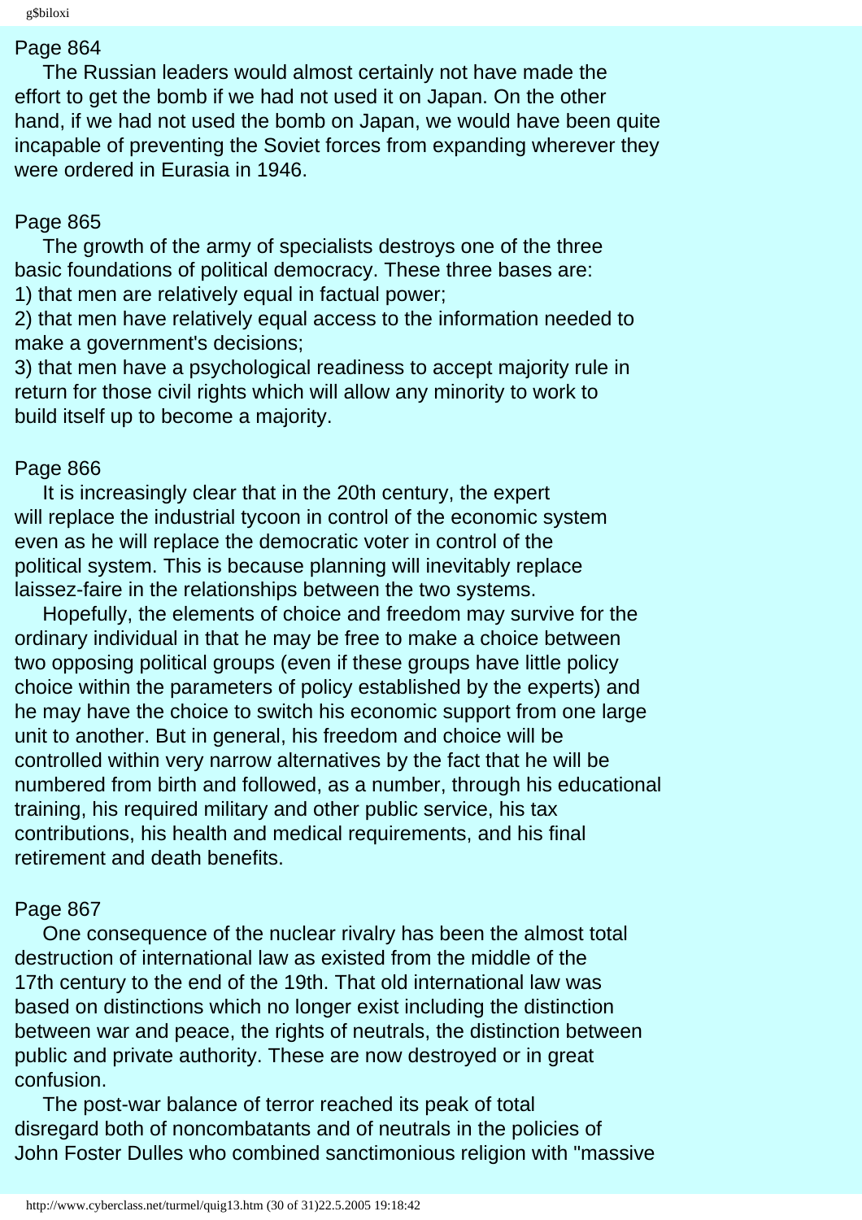Page 864

The Russian leaders would almost certainly not have made the effort to get the bomb if we had not used it on Japan. On the other hand, if we had not used the bomb on Japan, we would have been quite incapable of preventing the Soviet forces from expanding wherever they were ordered in Eurasia in 1946.

Page 865

The growth of the army of specialists destroys one of the three basic foundations of political democracy. These three bases are:
1) that men are relatively equal in factual power;
2) that men have relatively equal access to the information needed to make a government's decisions;
3) that men have a psychological readiness to accept majority rule in return for those civil rights which will allow any minority to work to build itself up to become a majority.

Page 866

It is increasingly clear that in the 20th century, the expert will replace the industrial tycoon in control of the economic system even as he will replace the democratic voter in control of the political system. This is because planning will inevitably replace laissez-faire in the relationships between the two systems.

Hopefully, the elements of choice and freedom may survive for the ordinary individual in that he may be free to make a choice between two opposing political groups (even if these groups have little policy choice within the parameters of policy established by the experts) and he may have the choice to switch his economic support from one large unit to another. But in general, his freedom and choice will be controlled within very narrow alternatives by the fact that he will be numbered from birth and followed, as a number, through his educational training, his required military and other public service, his tax contributions, his health and medical requirements, and his final retirement and death benefits.

Page 867

One consequence of the nuclear rivalry has been the almost total destruction of international law as existed from the middle of the 17th century to the end of the 19th. That old international law was based on distinctions which no longer exist including the distinction between war and peace, the rights of neutrals, the distinction between public and private authority. These are now destroyed or in great confusion.

The post-war balance of terror reached its peak of total disregard both of noncombatants and of neutrals in the policies of John Foster Dulles who combined sanctimonious religion with "massive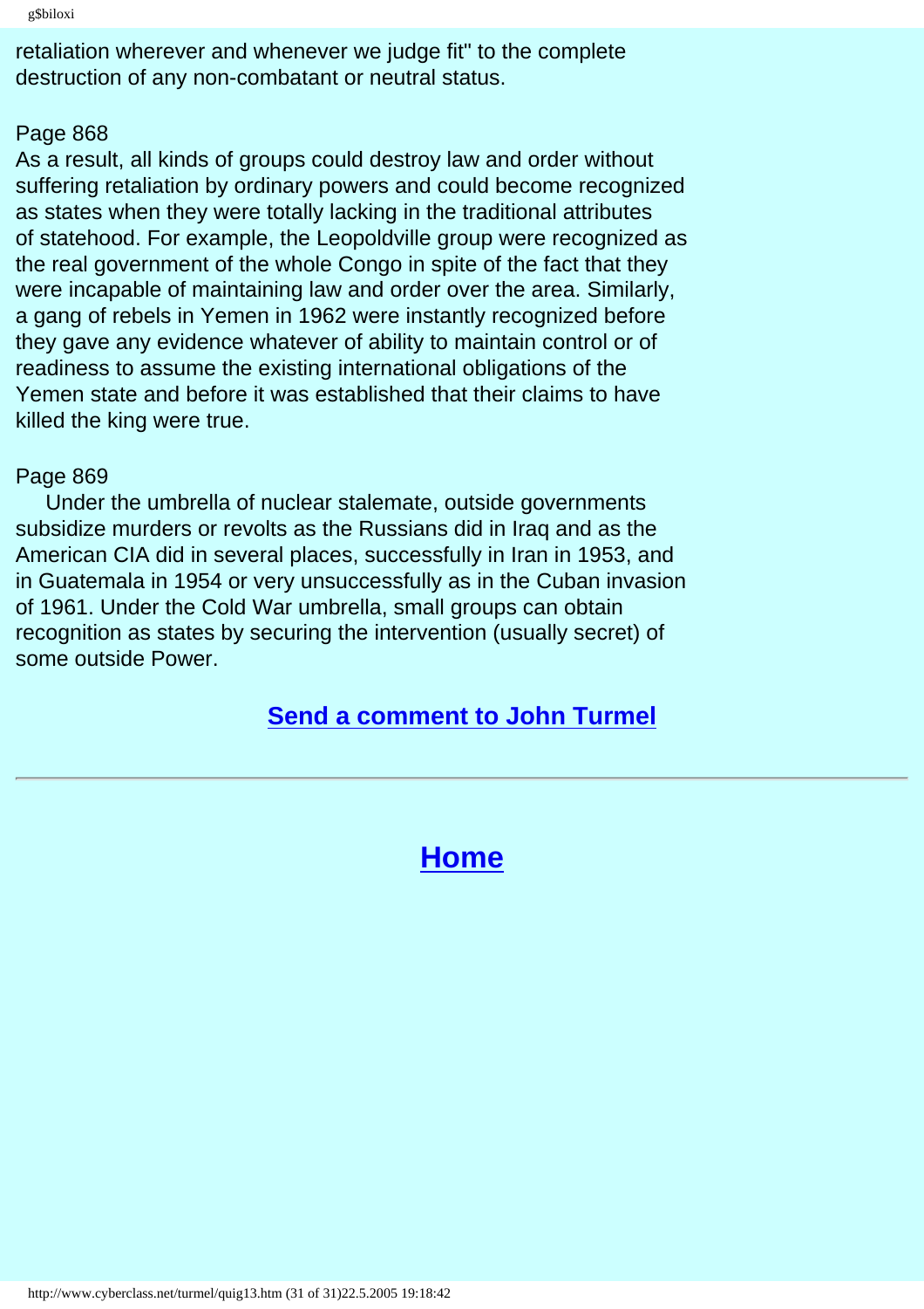retaliation wherever and whenever we judge fit" to the complete destruction of any non-combatant or neutral status.

Page 868

As a result, all kinds of groups could destroy law and order without suffering retaliation by ordinary powers and could become recognized as states when they were totally lacking in the traditional attributes of statehood. For example, the Leopoldville group were recognized as the real government of the whole Congo in spite of the fact that they were incapable of maintaining law and order over the area. Similarly, a gang of rebels in Yemen in 1962 were instantly recognized before they gave any evidence whatever of ability to maintain control or of readiness to assume the existing international obligations of the Yemen state and before it was established that their claims to have killed the king were true.

Page 869

Under the umbrella of nuclear stalemate, outside governments subsidize murders or revolts as the Russians did in Iraq and as the American CIA did in several places, successfully in Iran in 1953, and in Guatemala in 1954 or very unsuccessfully as in the Cuban invasion of 1961. Under the Cold War umbrella, small groups can obtain recognition as states by securing the intervention (usually secret) of some outside Power.

**Send a comment to John Turmel**

---

## Home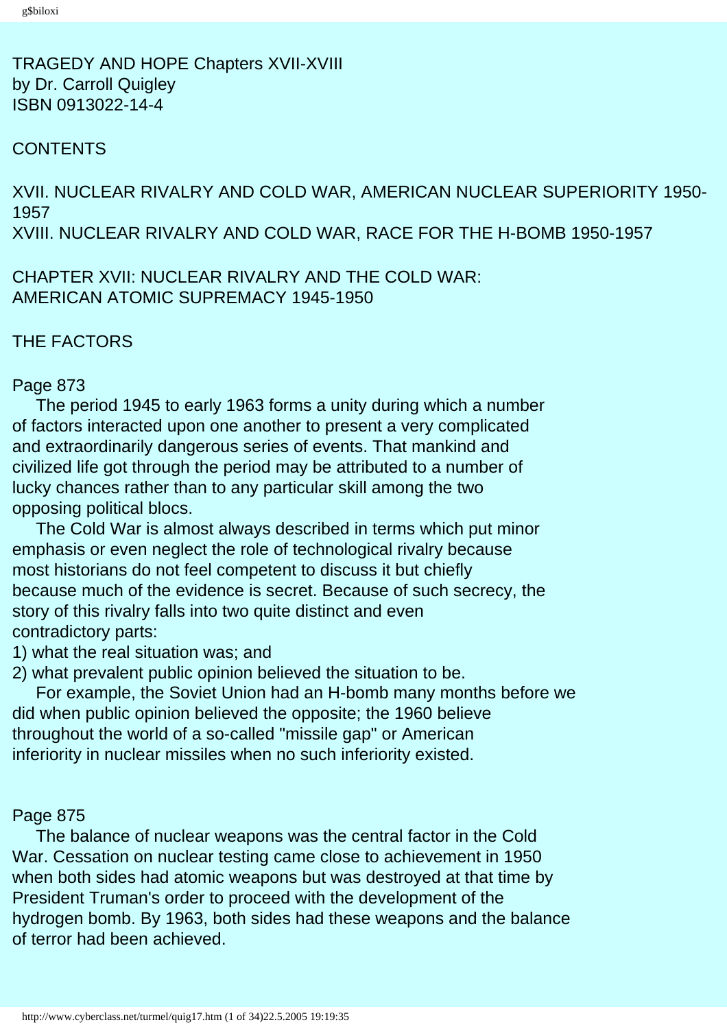TRAGEDY AND HOPE Chapters XVII-XVIII
by Dr. Carroll Quigley
ISBN 0913022-14-4

CONTENTS

XVII. NUCLEAR RIVALRY AND COLD WAR, AMERICAN NUCLEAR SUPERIORITY 1950-1957
XVIII. NUCLEAR RIVALRY AND COLD WAR, RACE FOR THE H-BOMB 1950-1957

## CHAPTER XVII: NUCLEAR RIVALRY AND THE COLD WAR: AMERICAN ATOMIC SUPREMACY 1945-1950

### THE FACTORS

Page 873

The period 1945 to early 1963 forms a unity during which a number of factors interacted upon one another to present a very complicated and extraordinarily dangerous series of events. That mankind and civilized life got through the period may be attributed to a number of lucky chances rather than to any particular skill among the two opposing political blocs.

The Cold War is almost always described in terms which put minor emphasis or even neglect the role of technological rivalry because most historians do not feel competent to discuss it but chiefly because much of the evidence is secret. Because of such secrecy, the story of this rivalry falls into two quite distinct and even contradictory parts:

1) what the real situation was; and
2) what prevalent public opinion believed the situation to be.

For example, the Soviet Union had an H-bomb many months before we did when public opinion believed the opposite; the 1960 believe throughout the world of a so-called "missile gap" or American inferiority in nuclear missiles when no such inferiority existed.

Page 875

The balance of nuclear weapons was the central factor in the Cold War. Cessation on nuclear testing came close to achievement in 1950 when both sides had atomic weapons but was destroyed at that time by President Truman's order to proceed with the development of the hydrogen bomb. By 1963, both sides had these weapons and the balance of terror had been achieved.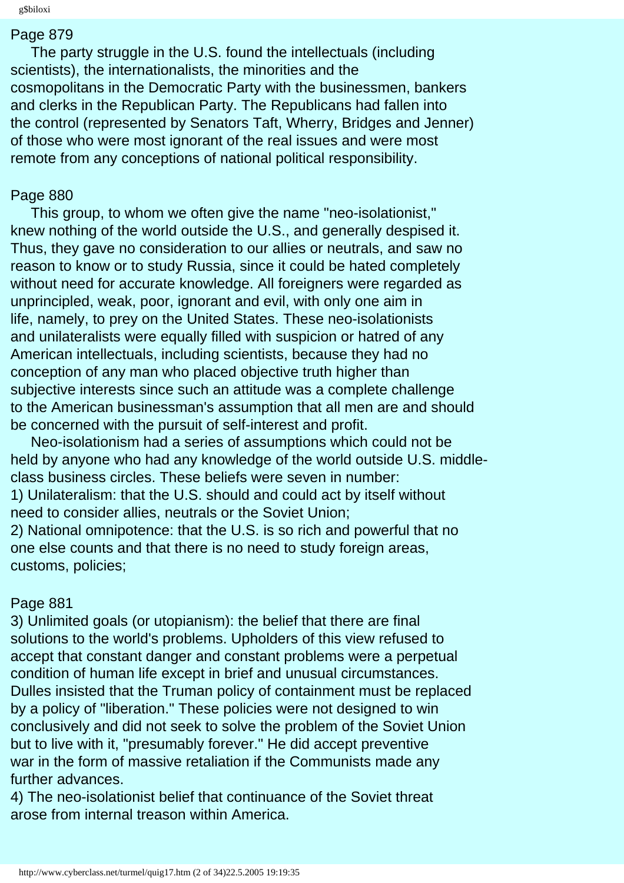Page 879

The party struggle in the U.S. found the intellectuals (including scientists), the internationalists, the minorities and the cosmopolitans in the Democratic Party with the businessmen, bankers and clerks in the Republican Party. The Republicans had fallen into the control (represented by Senators Taft, Wherry, Bridges and Jenner) of those who were most ignorant of the real issues and were most remote from any conceptions of national political responsibility.

Page 880

This group, to whom we often give the name "neo-isolationist," knew nothing of the world outside the U.S., and generally despised it. Thus, they gave no consideration to our allies or neutrals, and saw no reason to know or to study Russia, since it could be hated completely without need for accurate knowledge. All foreigners were regarded as unprincipled, weak, poor, ignorant and evil, with only one aim in life, namely, to prey on the United States. These neo-isolationists and unilateralists were equally filled with suspicion or hatred of any American intellectuals, including scientists, because they had no conception of any man who placed objective truth higher than subjective interests since such an attitude was a complete challenge to the American businessman's assumption that all men are and should be concerned with the pursuit of self-interest and profit.

Neo-isolationism had a series of assumptions which could not be held by anyone who had any knowledge of the world outside U.S. middle-class business circles. These beliefs were seven in number:

1) Unilateralism: that the U.S. should and could act by itself without need to consider allies, neutrals or the Soviet Union;
2) National omnipotence: that the U.S. is so rich and powerful that no one else counts and that there is no need to study foreign areas, customs, policies;

Page 881

3) Unlimited goals (or utopianism): the belief that there are final solutions to the world's problems. Upholders of this view refused to accept that constant danger and constant problems were a perpetual condition of human life except in brief and unusual circumstances. Dulles insisted that the Truman policy of containment must be replaced by a policy of "liberation." These policies were not designed to win conclusively and did not seek to solve the problem of the Soviet Union but to live with it, "presumably forever." He did accept preventive war in the form of massive retaliation if the Communists made any further advances.
4) The neo-isolationist belief that continuance of the Soviet threat arose from internal treason within America.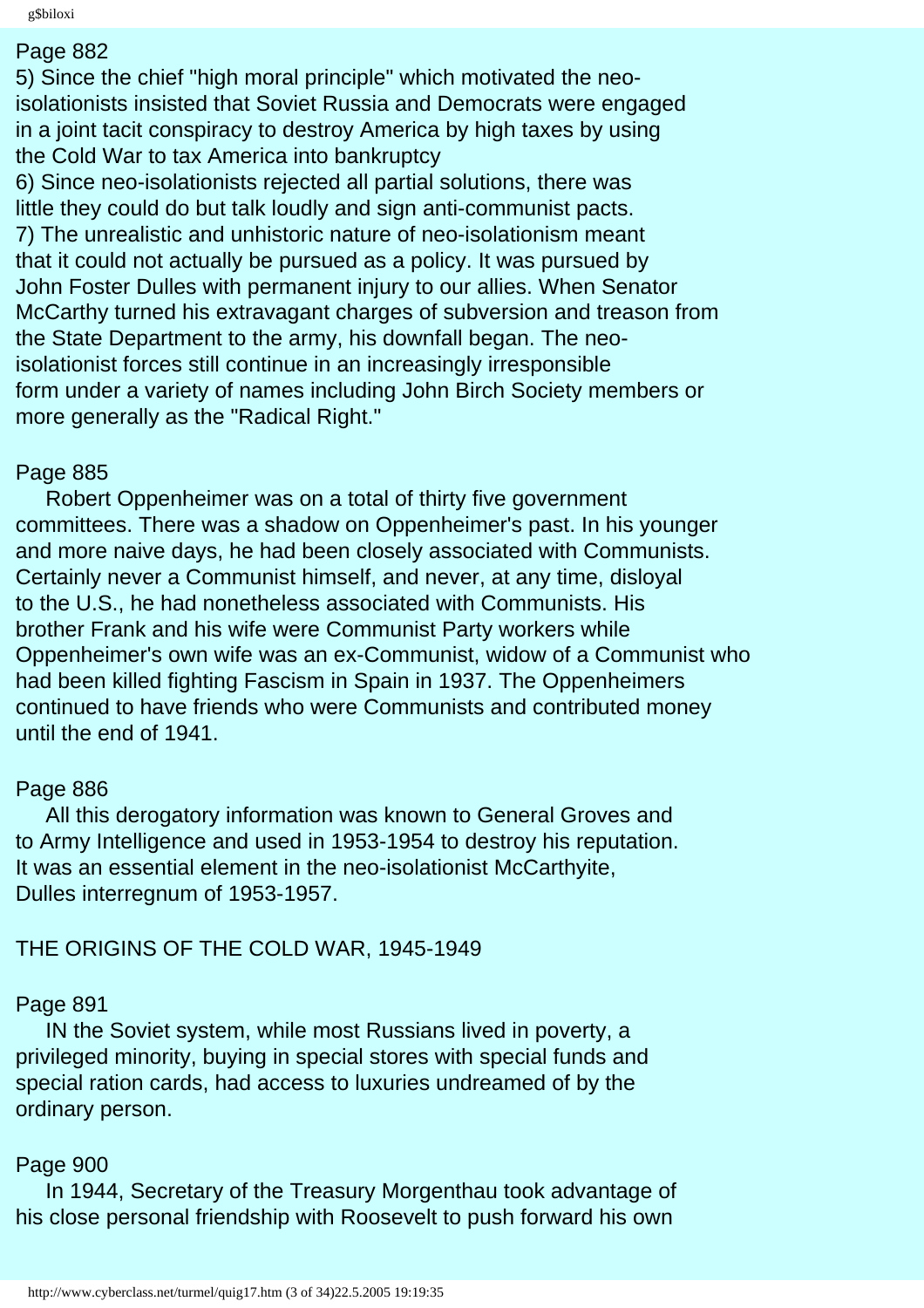Page 882

5) Since the chief "high moral principle" which motivated the neo-isolationists insisted that Soviet Russia and Democrats were engaged in a joint tacit conspiracy to destroy America by high taxes by using the Cold War to tax America into bankruptcy

6) Since neo-isolationists rejected all partial solutions, there was little they could do but talk loudly and sign anti-communist pacts.

7) The unrealistic and unhistoric nature of neo-isolationism meant that it could not actually be pursued as a policy. It was pursued by John Foster Dulles with permanent injury to our allies. When Senator McCarthy turned his extravagant charges of subversion and treason from the State Department to the army, his downfall began. The neo-isolationist forces still continue in an increasingly irresponsible form under a variety of names including John Birch Society members or more generally as the "Radical Right."

Page 885

Robert Oppenheimer was on a total of thirty five government committees. There was a shadow on Oppenheimer's past. In his younger and more naive days, he had been closely associated with Communists. Certainly never a Communist himself, and never, at any time, disloyal to the U.S., he had nonetheless associated with Communists. His brother Frank and his wife were Communist Party workers while Oppenheimer's own wife was an ex-Communist, widow of a Communist who had been killed fighting Fascism in Spain in 1937. The Oppenheimers continued to have friends who were Communists and contributed money until the end of 1941.

Page 886

All this derogatory information was known to General Groves and to Army Intelligence and used in 1953-1954 to destroy his reputation. It was an essential element in the neo-isolationist McCarthyite, Dulles interregnum of 1953-1957.

THE ORIGINS OF THE COLD WAR, 1945-1949

Page 891

IN the Soviet system, while most Russians lived in poverty, a privileged minority, buying in special stores with special funds and special ration cards, had access to luxuries undreamed of by the ordinary person.

Page 900

In 1944, Secretary of the Treasury Morgenthau took advantage of his close personal friendship with Roosevelt to push forward his own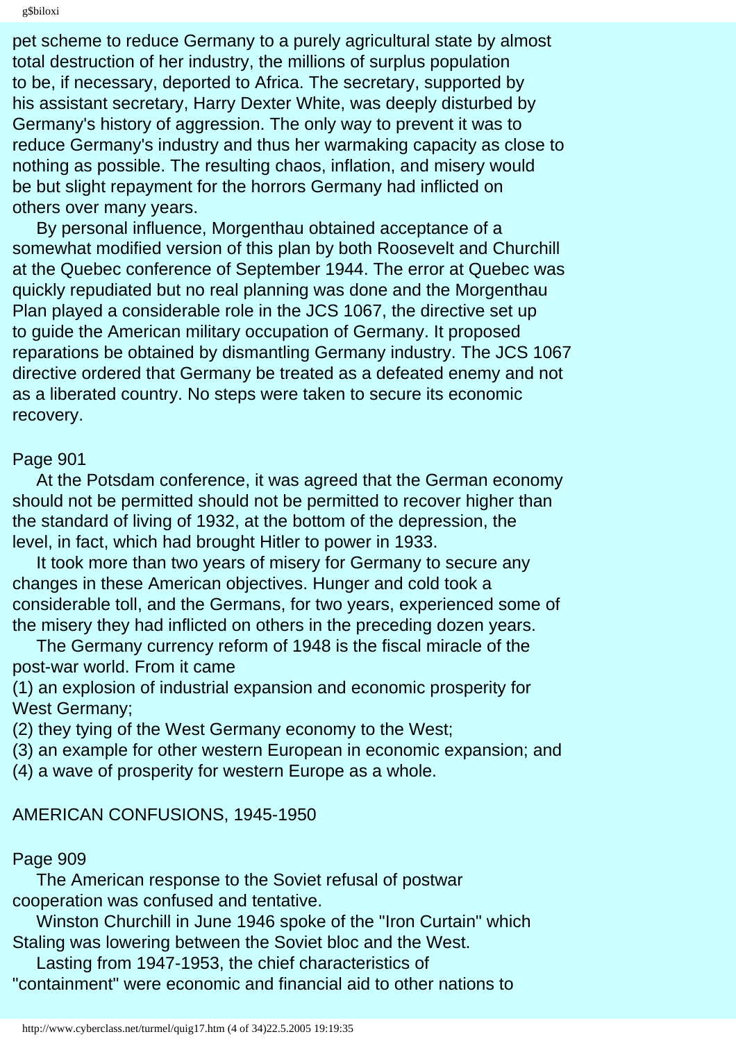pet scheme to reduce Germany to a purely agricultural state by almost total destruction of her industry, the millions of surplus population to be, if necessary, deported to Africa. The secretary, supported by his assistant secretary, Harry Dexter White, was deeply disturbed by Germany's history of aggression. The only way to prevent it was to reduce Germany's industry and thus her warmaking capacity as close to nothing as possible. The resulting chaos, inflation, and misery would be but slight repayment for the horrors Germany had inflicted on others over many years.

By personal influence, Morgenthau obtained acceptance of a somewhat modified version of this plan by both Roosevelt and Churchill at the Quebec conference of September 1944. The error at Quebec was quickly repudiated but no real planning was done and the Morgenthau Plan played a considerable role in the JCS 1067, the directive set up to guide the American military occupation of Germany. It proposed reparations be obtained by dismantling Germany industry. The JCS 1067 directive ordered that Germany be treated as a defeated enemy and not as a liberated country. No steps were taken to secure its economic recovery.

Page 901

At the Potsdam conference, it was agreed that the German economy should not be permitted should not be permitted to recover higher than the standard of living of 1932, at the bottom of the depression, the level, in fact, which had brought Hitler to power in 1933.

It took more than two years of misery for Germany to secure any changes in these American objectives. Hunger and cold took a considerable toll, and the Germans, for two years, experienced some of the misery they had inflicted on others in the preceding dozen years.

The Germany currency reform of 1948 is the fiscal miracle of the post-war world. From it came

(1) an explosion of industrial expansion and economic prosperity for West Germany;
(2) they tying of the West Germany economy to the West;
(3) an example for other western European in economic expansion; and
(4) a wave of prosperity for western Europe as a whole.

AMERICAN CONFUSIONS, 1945-1950

Page 909

The American response to the Soviet refusal of postwar cooperation was confused and tentative.

Winston Churchill in June 1946 spoke of the "Iron Curtain" which Staling was lowering between the Soviet bloc and the West.

Lasting from 1947-1953, the chief characteristics of "containment" were economic and financial aid to other nations to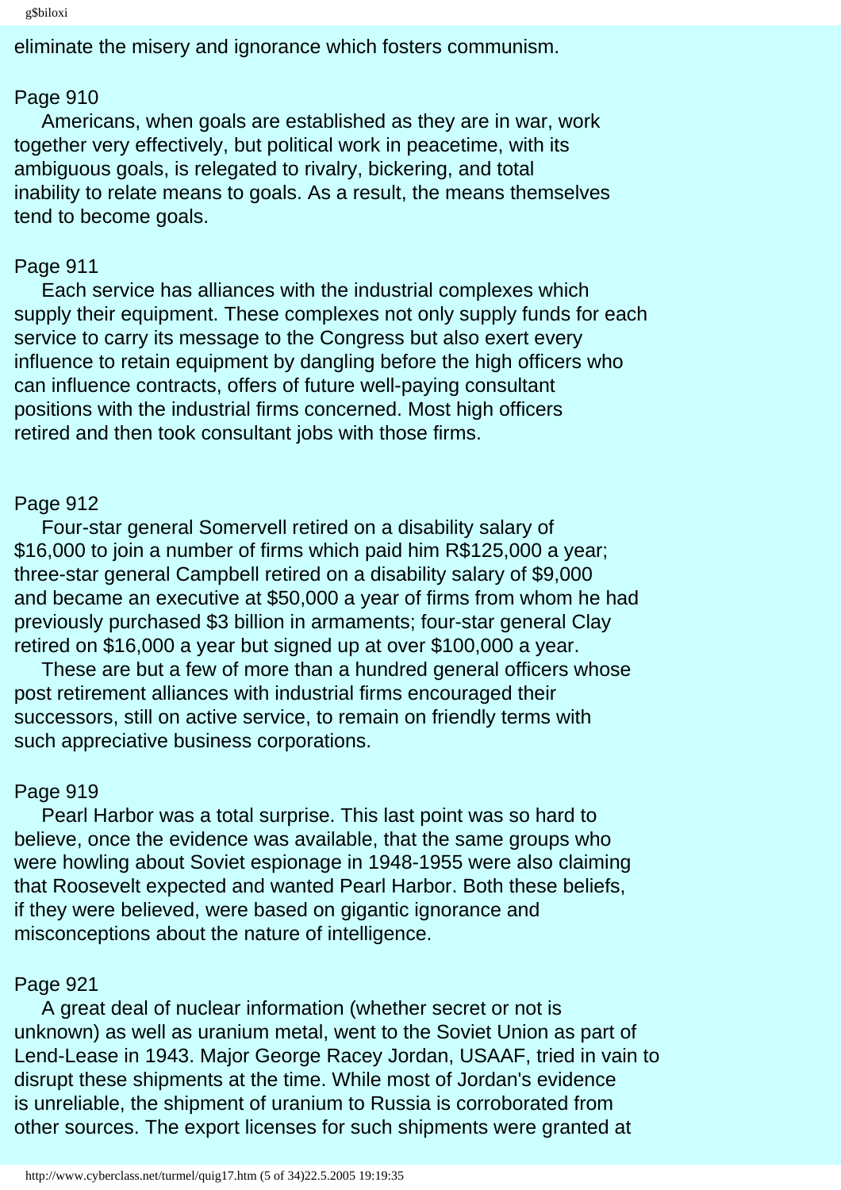eliminate the misery and ignorance which fosters communism.

Page 910

Americans, when goals are established as they are in war, work together very effectively, but political work in peacetime, with its ambiguous goals, is relegated to rivalry, bickering, and total inability to relate means to goals. As a result, the means themselves tend to become goals.

Page 911

Each service has alliances with the industrial complexes which supply their equipment. These complexes not only supply funds for each service to carry its message to the Congress but also exert every influence to retain equipment by dangling before the high officers who can influence contracts, offers of future well-paying consultant positions with the industrial firms concerned. Most high officers retired and then took consultant jobs with those firms.

Page 912

Four-star general Somervell retired on a disability salary of $16,000 to join a number of firms which paid him R$125,000 a year; three-star general Campbell retired on a disability salary of $9,000 and became an executive at $50,000 a year of firms from whom he had previously purchased $3 billion in armaments; four-star general Clay retired on $16,000 a year but signed up at over $100,000 a year.

These are but a few of more than a hundred general officers whose post retirement alliances with industrial firms encouraged their successors, still on active service, to remain on friendly terms with such appreciative business corporations.

Page 919

Pearl Harbor was a total surprise. This last point was so hard to believe, once the evidence was available, that the same groups who were howling about Soviet espionage in 1948-1955 were also claiming that Roosevelt expected and wanted Pearl Harbor. Both these beliefs, if they were believed, were based on gigantic ignorance and misconceptions about the nature of intelligence.

Page 921

A great deal of nuclear information (whether secret or not is unknown) as well as uranium metal, went to the Soviet Union as part of Lend-Lease in 1943. Major George Racey Jordan, USAAF, tried in vain to disrupt these shipments at the time. While most of Jordan's evidence is unreliable, the shipment of uranium to Russia is corroborated from other sources. The export licenses for such shipments were granted at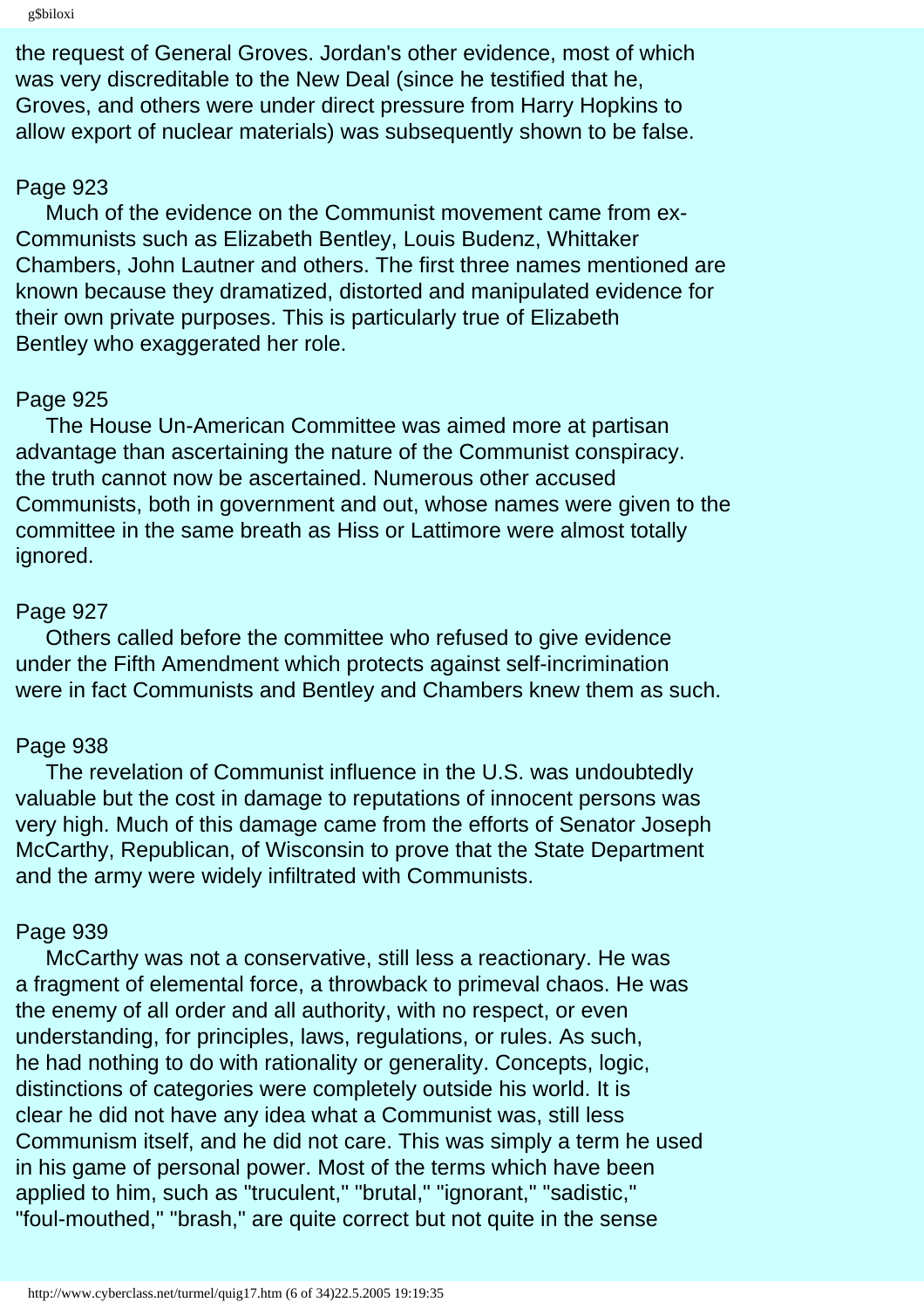the request of General Groves. Jordan's other evidence, most of which was very discreditable to the New Deal (since he testified that he, Groves, and others were under direct pressure from Harry Hopkins to allow export of nuclear materials) was subsequently shown to be false.

Page 923

Much of the evidence on the Communist movement came from ex-Communists such as Elizabeth Bentley, Louis Budenz, Whittaker Chambers, John Lautner and others. The first three names mentioned are known because they dramatized, distorted and manipulated evidence for their own private purposes. This is particularly true of Elizabeth Bentley who exaggerated her role.

Page 925

The House Un-American Committee was aimed more at partisan advantage than ascertaining the nature of the Communist conspiracy. the truth cannot now be ascertained. Numerous other accused Communists, both in government and out, whose names were given to the committee in the same breath as Hiss or Lattimore were almost totally ignored.

Page 927

Others called before the committee who refused to give evidence under the Fifth Amendment which protects against self-incrimination were in fact Communists and Bentley and Chambers knew them as such.

Page 938

The revelation of Communist influence in the U.S. was undoubtedly valuable but the cost in damage to reputations of innocent persons was very high. Much of this damage came from the efforts of Senator Joseph McCarthy, Republican, of Wisconsin to prove that the State Department and the army were widely infiltrated with Communists.

Page 939

McCarthy was not a conservative, still less a reactionary. He was a fragment of elemental force, a throwback to primeval chaos. He was the enemy of all order and all authority, with no respect, or even understanding, for principles, laws, regulations, or rules. As such, he had nothing to do with rationality or generality. Concepts, logic, distinctions of categories were completely outside his world. It is clear he did not have any idea what a Communist was, still less Communism itself, and he did not care. This was simply a term he used in his game of personal power. Most of the terms which have been applied to him, such as "truculent," "brutal," "ignorant," "sadistic," "foul-mouthed," "brash," are quite correct but not quite in the sense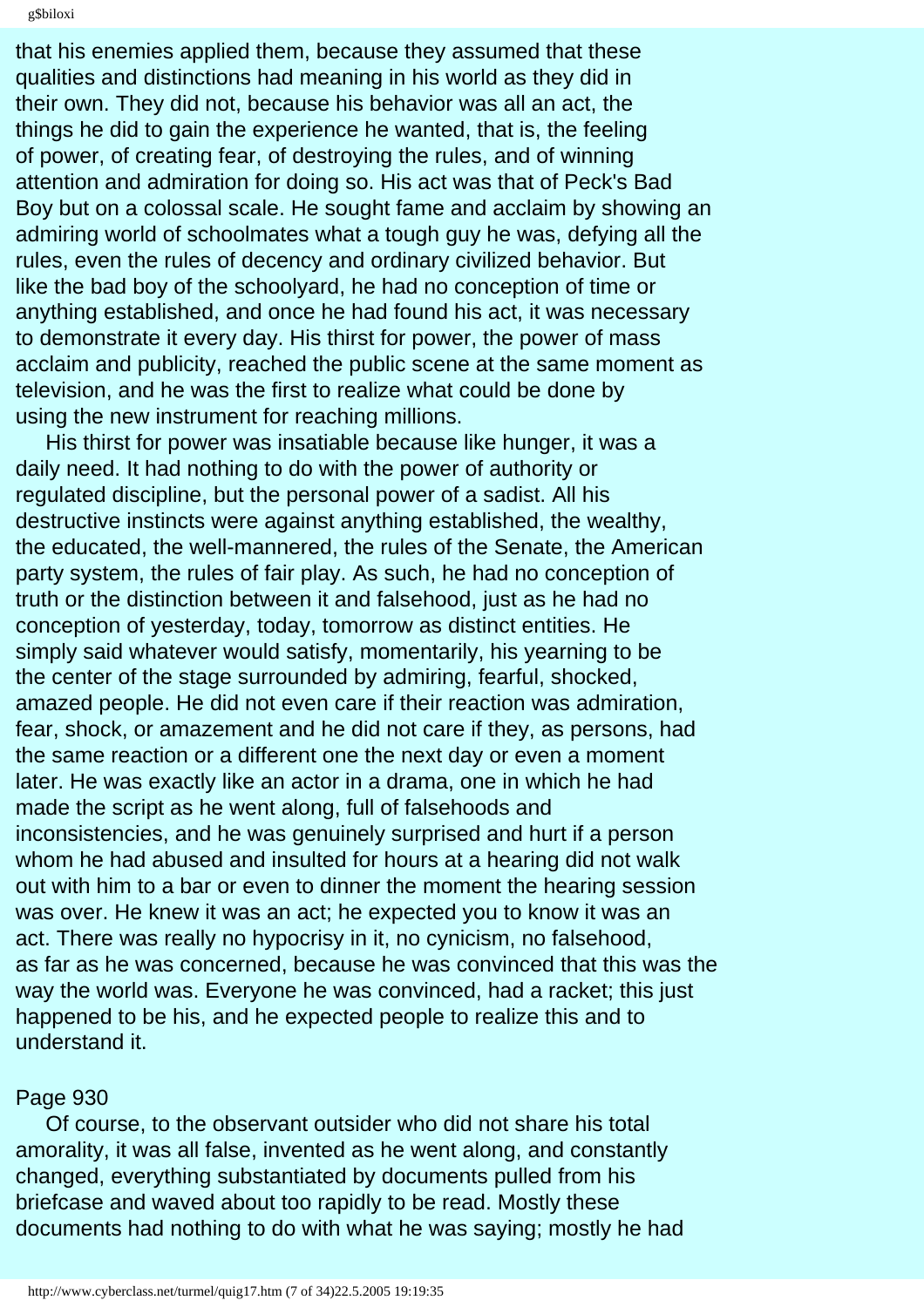that his enemies applied them, because they assumed that these qualities and distinctions had meaning in his world as they did in their own. They did not, because his behavior was all an act, the things he did to gain the experience he wanted, that is, the feeling of power, of creating fear, of destroying the rules, and of winning attention and admiration for doing so. His act was that of Peck's Bad Boy but on a colossal scale. He sought fame and acclaim by showing an admiring world of schoolmates what a tough guy he was, defying all the rules, even the rules of decency and ordinary civilized behavior. But like the bad boy of the schoolyard, he had no conception of time or anything established, and once he had found his act, it was necessary to demonstrate it every day. His thirst for power, the power of mass acclaim and publicity, reached the public scene at the same moment as television, and he was the first to realize what could be done by using the new instrument for reaching millions.

His thirst for power was insatiable because like hunger, it was a daily need. It had nothing to do with the power of authority or regulated discipline, but the personal power of a sadist. All his destructive instincts were against anything established, the wealthy, the educated, the well-mannered, the rules of the Senate, the American party system, the rules of fair play. As such, he had no conception of truth or the distinction between it and falsehood, just as he had no conception of yesterday, today, tomorrow as distinct entities. He simply said whatever would satisfy, momentarily, his yearning to be the center of the stage surrounded by admiring, fearful, shocked, amazed people. He did not even care if their reaction was admiration, fear, shock, or amazement and he did not care if they, as persons, had the same reaction or a different one the next day or even a moment later. He was exactly like an actor in a drama, one in which he had made the script as he went along, full of falsehoods and inconsistencies, and he was genuinely surprised and hurt if a person whom he had abused and insulted for hours at a hearing did not walk out with him to a bar or even to dinner the moment the hearing session was over. He knew it was an act; he expected you to know it was an act. There was really no hypocrisy in it, no cynicism, no falsehood, as far as he was concerned, because he was convinced that this was the way the world was. Everyone he was convinced, had a racket; this just happened to be his, and he expected people to realize this and to understand it.

Page 930

Of course, to the observant outsider who did not share his total amorality, it was all false, invented as he went along, and constantly changed, everything substantiated by documents pulled from his briefcase and waved about too rapidly to be read. Mostly these documents had nothing to do with what he was saying; mostly he had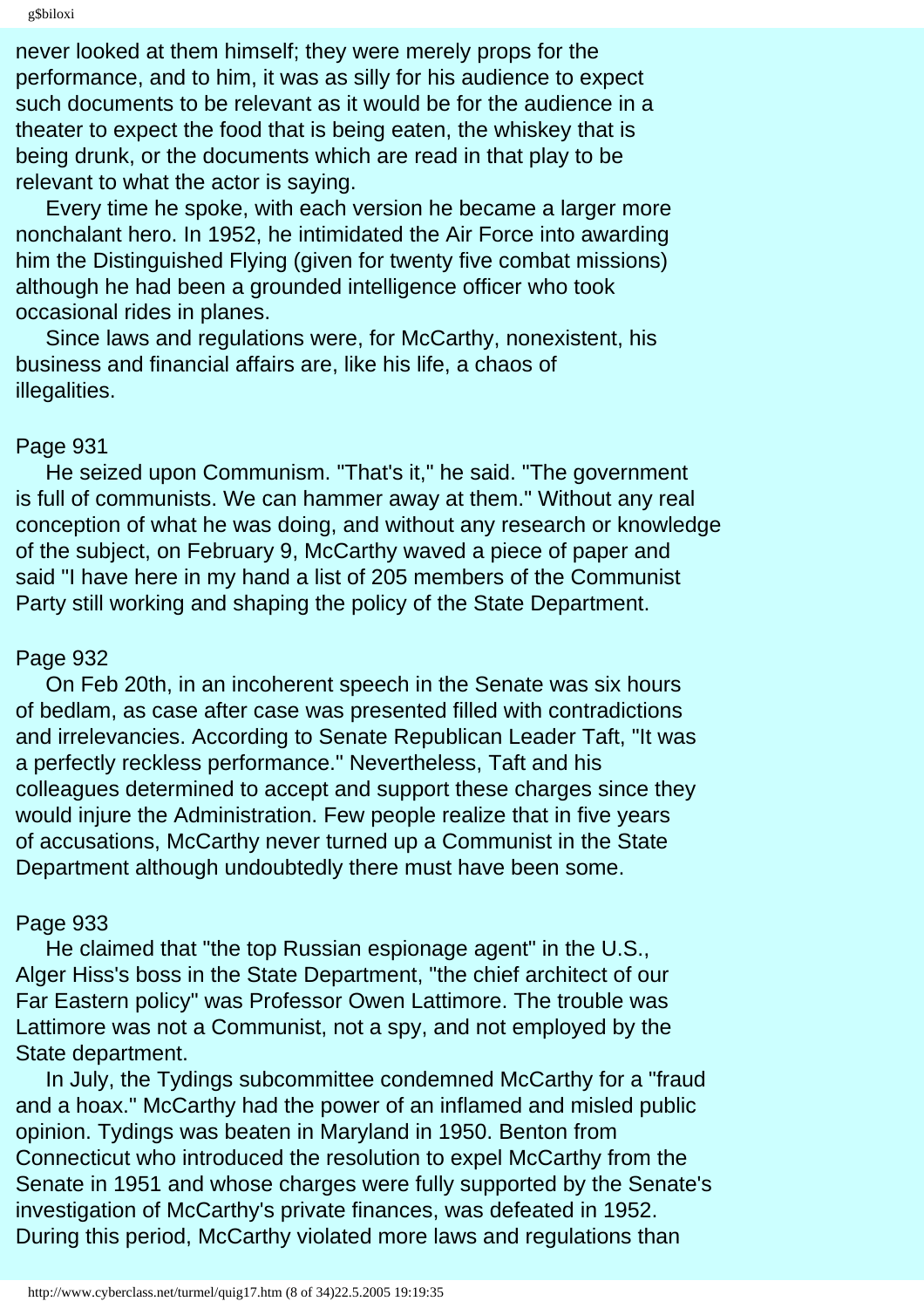never looked at them himself; they were merely props for the performance, and to him, it was as silly for his audience to expect such documents to be relevant as it would be for the audience in a theater to expect the food that is being eaten, the whiskey that is being drunk, or the documents which are read in that play to be relevant to what the actor is saying.

Every time he spoke, with each version he became a larger more nonchalant hero. In 1952, he intimidated the Air Force into awarding him the Distinguished Flying (given for twenty five combat missions) although he had been a grounded intelligence officer who took occasional rides in planes.

Since laws and regulations were, for McCarthy, nonexistent, his business and financial affairs are, like his life, a chaos of illegalities.

Page 931

He seized upon Communism. "That's it," he said. "The government is full of communists. We can hammer away at them." Without any real conception of what he was doing, and without any research or knowledge of the subject, on February 9, McCarthy waved a piece of paper and said "I have here in my hand a list of 205 members of the Communist Party still working and shaping the policy of the State Department.

Page 932

On Feb 20th, in an incoherent speech in the Senate was six hours of bedlam, as case after case was presented filled with contradictions and irrelevancies. According to Senate Republican Leader Taft, "It was a perfectly reckless performance." Nevertheless, Taft and his colleagues determined to accept and support these charges since they would injure the Administration. Few people realize that in five years of accusations, McCarthy never turned up a Communist in the State Department although undoubtedly there must have been some.

Page 933

He claimed that "the top Russian espionage agent" in the U.S., Alger Hiss's boss in the State Department, "the chief architect of our Far Eastern policy" was Professor Owen Lattimore. The trouble was Lattimore was not a Communist, not a spy, and not employed by the State department.

In July, the Tydings subcommittee condemned McCarthy for a "fraud and a hoax." McCarthy had the power of an inflamed and misled public opinion. Tydings was beaten in Maryland in 1950. Benton from Connecticut who introduced the resolution to expel McCarthy from the Senate in 1951 and whose charges were fully supported by the Senate's investigation of McCarthy's private finances, was defeated in 1952. During this period, McCarthy violated more laws and regulations than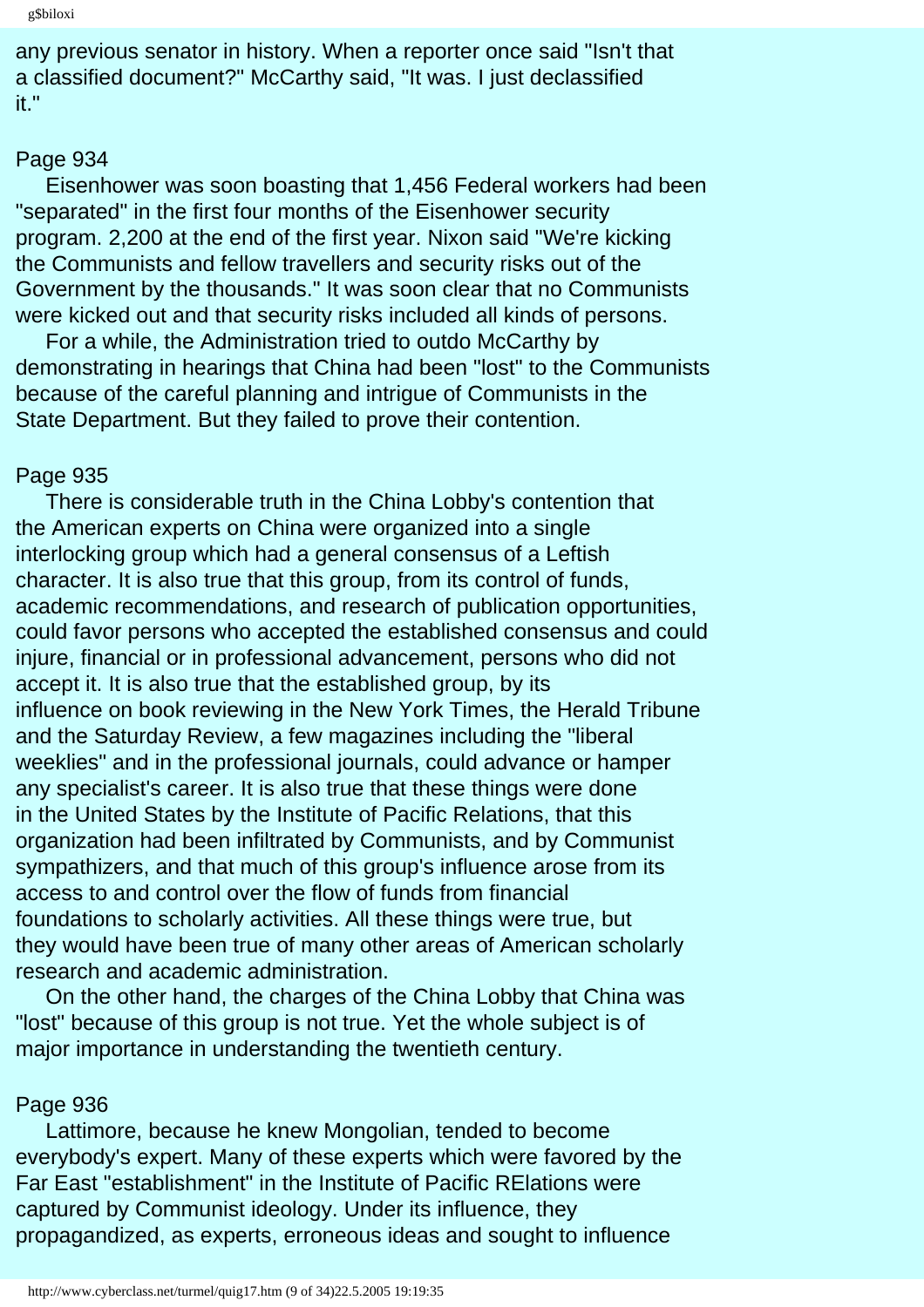any previous senator in history. When a reporter once said "Isn't that a classified document?" McCarthy said, "It was. I just declassified it."

Page 934

Eisenhower was soon boasting that 1,456 Federal workers had been "separated" in the first four months of the Eisenhower security program. 2,200 at the end of the first year. Nixon said "We're kicking the Communists and fellow travellers and security risks out of the Government by the thousands." It was soon clear that no Communists were kicked out and that security risks included all kinds of persons.

For a while, the Administration tried to outdo McCarthy by demonstrating in hearings that China had been "lost" to the Communists because of the careful planning and intrigue of Communists in the State Department. But they failed to prove their contention.

Page 935

There is considerable truth in the China Lobby's contention that the American experts on China were organized into a single interlocking group which had a general consensus of a Leftish character. It is also true that this group, from its control of funds, academic recommendations, and research of publication opportunities, could favor persons who accepted the established consensus and could injure, financial or in professional advancement, persons who did not accept it. It is also true that the established group, by its influence on book reviewing in the New York Times, the Herald Tribune and the Saturday Review, a few magazines including the "liberal weeklies" and in the professional journals, could advance or hamper any specialist's career. It is also true that these things were done in the United States by the Institute of Pacific Relations, that this organization had been infiltrated by Communists, and by Communist sympathizers, and that much of this group's influence arose from its access to and control over the flow of funds from financial foundations to scholarly activities. All these things were true, but they would have been true of many other areas of American scholarly research and academic administration.

On the other hand, the charges of the China Lobby that China was "lost" because of this group is not true. Yet the whole subject is of major importance in understanding the twentieth century.

Page 936

Lattimore, because he knew Mongolian, tended to become everybody's expert. Many of these experts which were favored by the Far East "establishment" in the Institute of Pacific RElations were captured by Communist ideology. Under its influence, they propagandized, as experts, erroneous ideas and sought to influence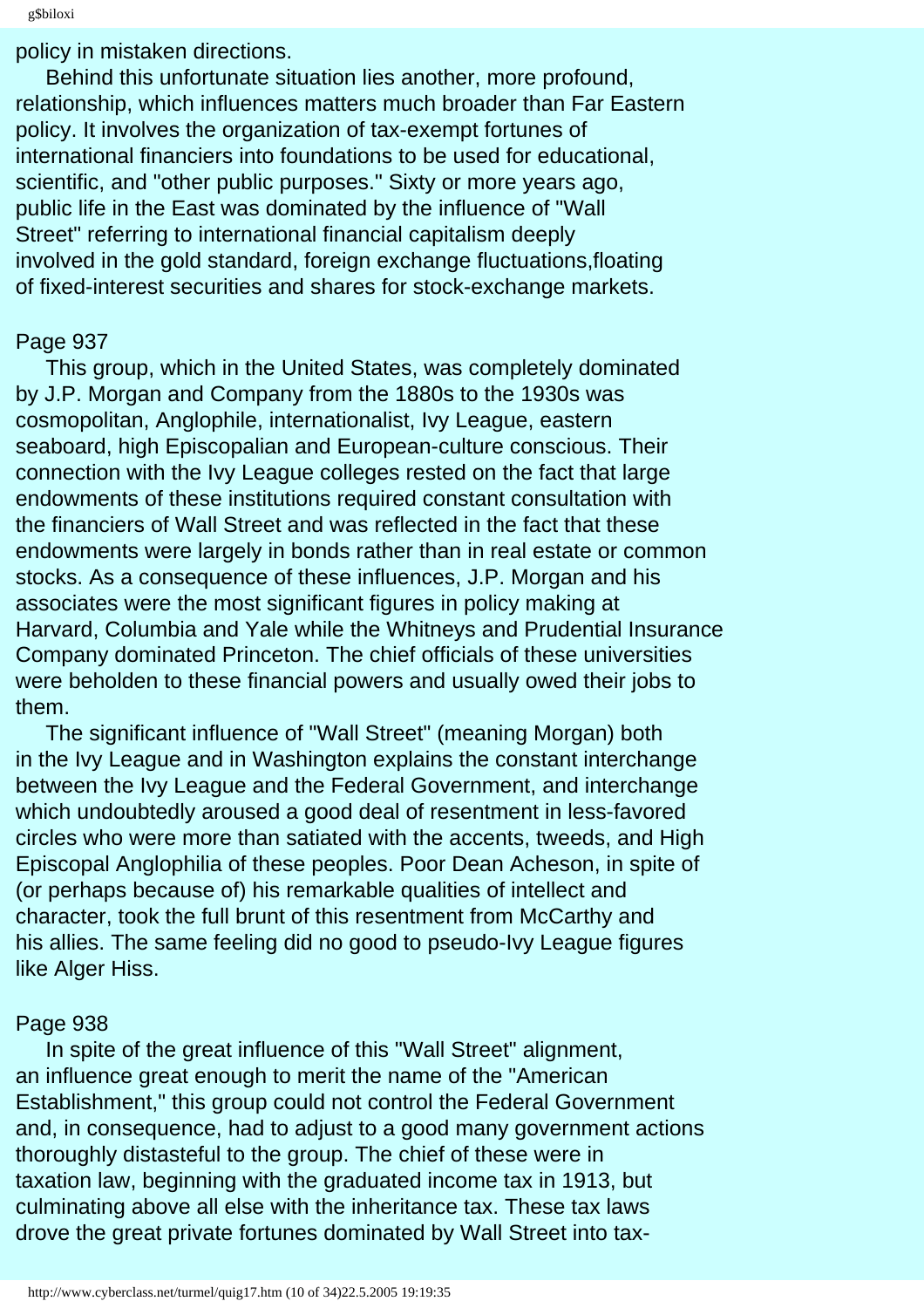policy in mistaken directions.

Behind this unfortunate situation lies another, more profound, relationship, which influences matters much broader than Far Eastern policy. It involves the organization of tax-exempt fortunes of international financiers into foundations to be used for educational, scientific, and "other public purposes." Sixty or more years ago, public life in the East was dominated by the influence of "Wall Street" referring to international financial capitalism deeply involved in the gold standard, foreign exchange fluctuations,floating of fixed-interest securities and shares for stock-exchange markets.

Page 937

This group, which in the United States, was completely dominated by J.P. Morgan and Company from the 1880s to the 1930s was cosmopolitan, Anglophile, internationalist, Ivy League, eastern seaboard, high Episcopalian and European-culture conscious. Their connection with the Ivy League colleges rested on the fact that large endowments of these institutions required constant consultation with the financiers of Wall Street and was reflected in the fact that these endowments were largely in bonds rather than in real estate or common stocks. As a consequence of these influences, J.P. Morgan and his associates were the most significant figures in policy making at Harvard, Columbia and Yale while the Whitneys and Prudential Insurance Company dominated Princeton. The chief officials of these universities were beholden to these financial powers and usually owed their jobs to them.

The significant influence of "Wall Street" (meaning Morgan) both in the Ivy League and in Washington explains the constant interchange between the Ivy League and the Federal Government, and interchange which undoubtedly aroused a good deal of resentment in less-favored circles who were more than satiated with the accents, tweeds, and High Episcopal Anglophilia of these peoples. Poor Dean Acheson, in spite of (or perhaps because of) his remarkable qualities of intellect and character, took the full brunt of this resentment from McCarthy and his allies. The same feeling did no good to pseudo-Ivy League figures like Alger Hiss.

Page 938

In spite of the great influence of this "Wall Street" alignment, an influence great enough to merit the name of the "American Establishment," this group could not control the Federal Government and, in consequence, had to adjust to a good many government actions thoroughly distasteful to the group. The chief of these were in taxation law, beginning with the graduated income tax in 1913, but culminating above all else with the inheritance tax. These tax laws drove the great private fortunes dominated by Wall Street into tax-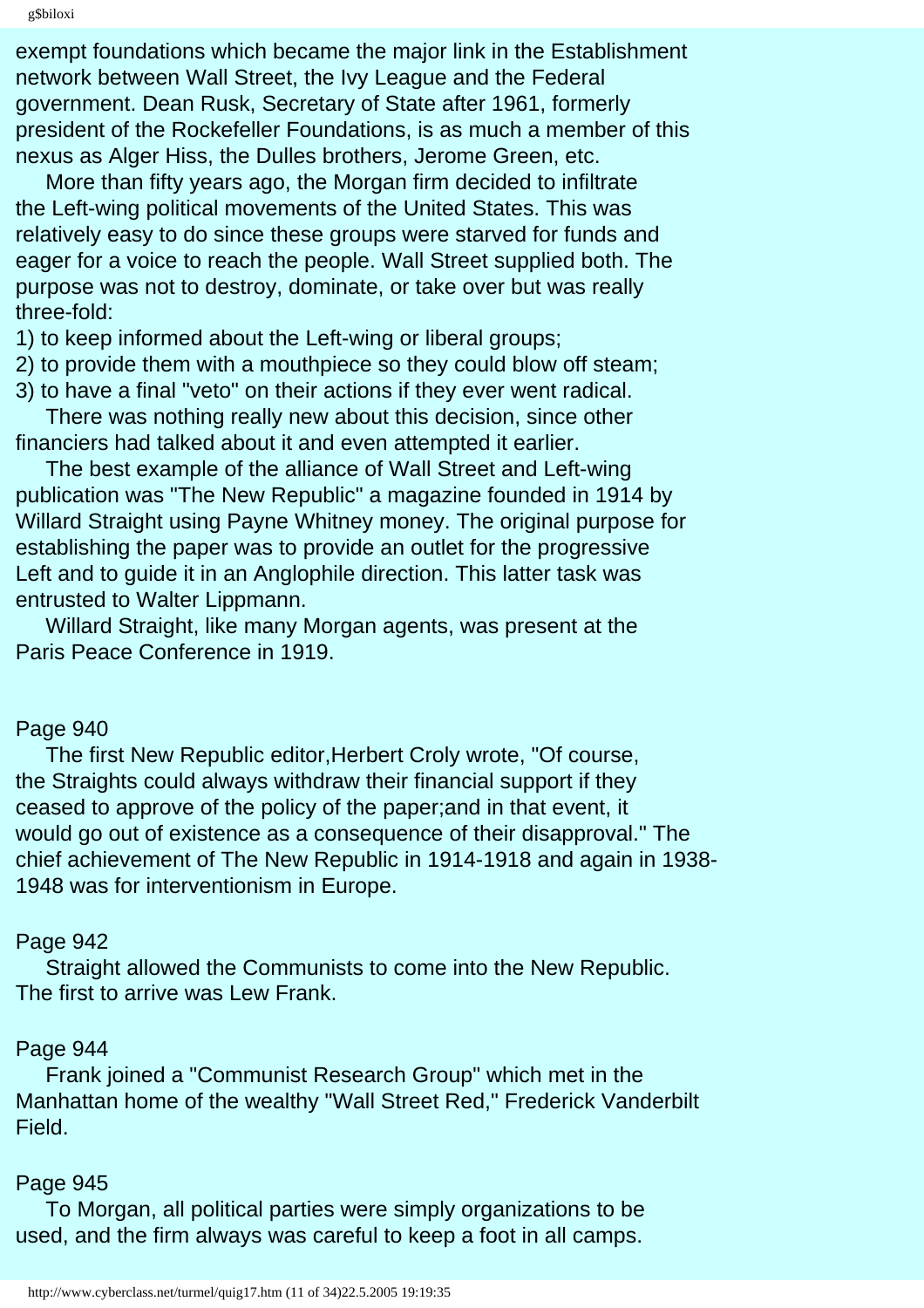exempt foundations which became the major link in the Establishment network between Wall Street, the Ivy League and the Federal government. Dean Rusk, Secretary of State after 1961, formerly president of the Rockefeller Foundations, is as much a member of this nexus as Alger Hiss, the Dulles brothers, Jerome Green, etc.

More than fifty years ago, the Morgan firm decided to infiltrate the Left-wing political movements of the United States. This was relatively easy to do since these groups were starved for funds and eager for a voice to reach the people. Wall Street supplied both. The purpose was not to destroy, dominate, or take over but was really three-fold:

1) to keep informed about the Left-wing or liberal groups;
2) to provide them with a mouthpiece so they could blow off steam;
3) to have a final "veto" on their actions if they ever went radical.

There was nothing really new about this decision, since other financiers had talked about it and even attempted it earlier.

The best example of the alliance of Wall Street and Left-wing publication was "The New Republic" a magazine founded in 1914 by Willard Straight using Payne Whitney money. The original purpose for establishing the paper was to provide an outlet for the progressive Left and to guide it in an Anglophile direction. This latter task was entrusted to Walter Lippmann.

Willard Straight, like many Morgan agents, was present at the Paris Peace Conference in 1919.

Page 940

The first New Republic editor,Herbert Croly wrote, "Of course, the Straights could always withdraw their financial support if they ceased to approve of the policy of the paper;and in that event, it would go out of existence as a consequence of their disapproval." The chief achievement of The New Republic in 1914-1918 and again in 1938-1948 was for interventionism in Europe.

Page 942

Straight allowed the Communists to come into the New Republic. The first to arrive was Lew Frank.

Page 944

Frank joined a "Communist Research Group" which met in the Manhattan home of the wealthy "Wall Street Red," Frederick Vanderbilt Field.

Page 945

To Morgan, all political parties were simply organizations to be used, and the firm always was careful to keep a foot in all camps.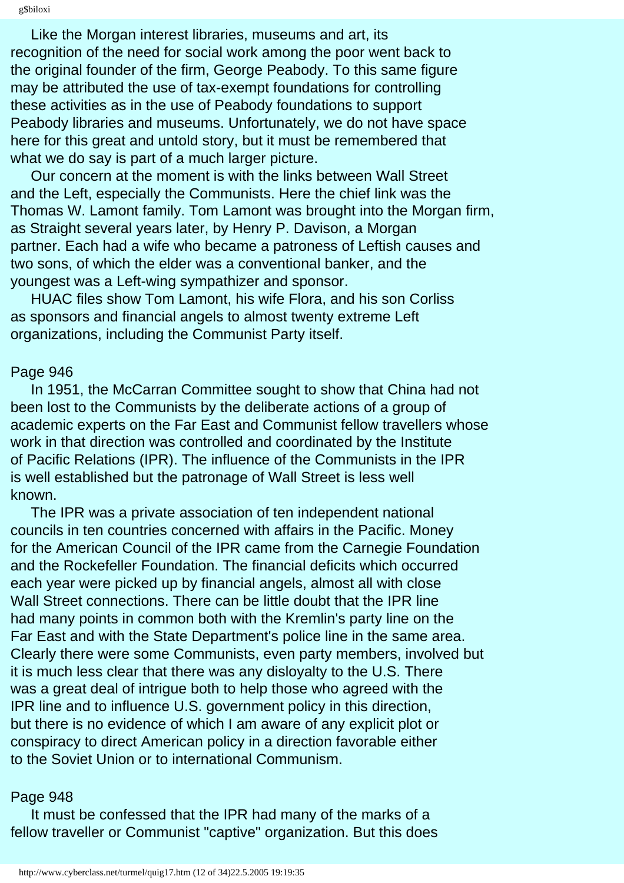Like the Morgan interest libraries, museums and art, its recognition of the need for social work among the poor went back to the original founder of the firm, George Peabody. To this same figure may be attributed the use of tax-exempt foundations for controlling these activities as in the use of Peabody foundations to support Peabody libraries and museums. Unfortunately, we do not have space here for this great and untold story, but it must be remembered that what we do say is part of a much larger picture.

Our concern at the moment is with the links between Wall Street and the Left, especially the Communists. Here the chief link was the Thomas W. Lamont family. Tom Lamont was brought into the Morgan firm, as Straight several years later, by Henry P. Davison, a Morgan partner. Each had a wife who became a patroness of Leftish causes and two sons, of which the elder was a conventional banker, and the youngest was a Left-wing sympathizer and sponsor.

HUAC files show Tom Lamont, his wife Flora, and his son Corliss as sponsors and financial angels to almost twenty extreme Left organizations, including the Communist Party itself.

Page 946

In 1951, the McCarran Committee sought to show that China had not been lost to the Communists by the deliberate actions of a group of academic experts on the Far East and Communist fellow travellers whose work in that direction was controlled and coordinated by the Institute of Pacific Relations (IPR). The influence of the Communists in the IPR is well established but the patronage of Wall Street is less well known.

The IPR was a private association of ten independent national councils in ten countries concerned with affairs in the Pacific. Money for the American Council of the IPR came from the Carnegie Foundation and the Rockefeller Foundation. The financial deficits which occurred each year were picked up by financial angels, almost all with close Wall Street connections. There can be little doubt that the IPR line had many points in common both with the Kremlin's party line on the Far East and with the State Department's police line in the same area. Clearly there were some Communists, even party members, involved but it is much less clear that there was any disloyalty to the U.S. There was a great deal of intrigue both to help those who agreed with the IPR line and to influence U.S. government policy in this direction, but there is no evidence of which I am aware of any explicit plot or conspiracy to direct American policy in a direction favorable either to the Soviet Union or to international Communism.

Page 948

It must be confessed that the IPR had many of the marks of a fellow traveller or Communist "captive" organization. But this does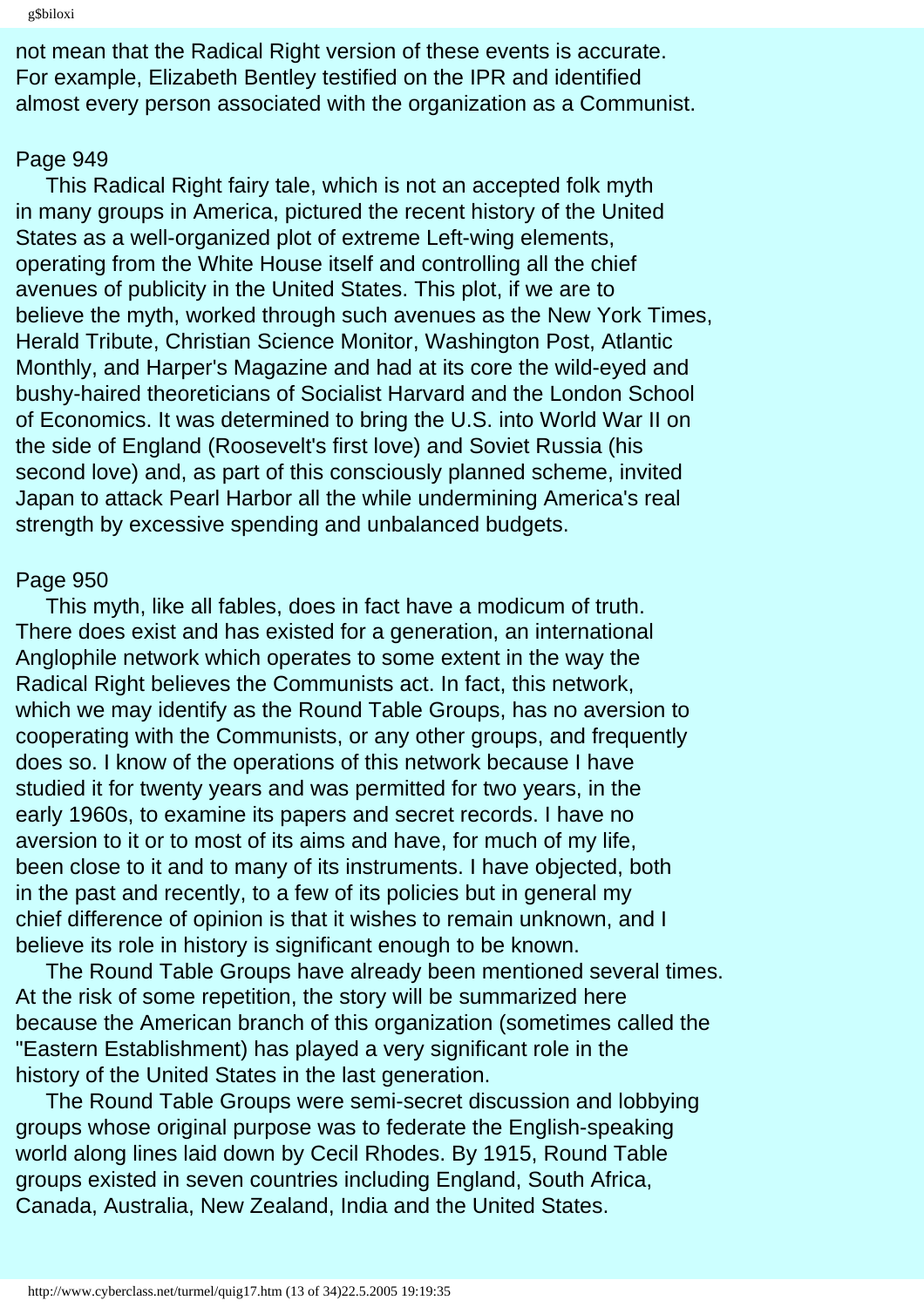not mean that the Radical Right version of these events is accurate. For example, Elizabeth Bentley testified on the IPR and identified almost every person associated with the organization as a Communist.

Page 949

This Radical Right fairy tale, which is not an accepted folk myth in many groups in America, pictured the recent history of the United States as a well-organized plot of extreme Left-wing elements, operating from the White House itself and controlling all the chief avenues of publicity in the United States. This plot, if we are to believe the myth, worked through such avenues as the New York Times, Herald Tribute, Christian Science Monitor, Washington Post, Atlantic Monthly, and Harper's Magazine and had at its core the wild-eyed and bushy-haired theoreticians of Socialist Harvard and the London School of Economics. It was determined to bring the U.S. into World War II on the side of England (Roosevelt's first love) and Soviet Russia (his second love) and, as part of this consciously planned scheme, invited Japan to attack Pearl Harbor all the while undermining America's real strength by excessive spending and unbalanced budgets.

Page 950

This myth, like all fables, does in fact have a modicum of truth. There does exist and has existed for a generation, an international Anglophile network which operates to some extent in the way the Radical Right believes the Communists act. In fact, this network, which we may identify as the Round Table Groups, has no aversion to cooperating with the Communists, or any other groups, and frequently does so. I know of the operations of this network because I have studied it for twenty years and was permitted for two years, in the early 1960s, to examine its papers and secret records. I have no aversion to it or to most of its aims and have, for much of my life, been close to it and to many of its instruments. I have objected, both in the past and recently, to a few of its policies but in general my chief difference of opinion is that it wishes to remain unknown, and I believe its role in history is significant enough to be known.

The Round Table Groups have already been mentioned several times. At the risk of some repetition, the story will be summarized here because the American branch of this organization (sometimes called the "Eastern Establishment) has played a very significant role in the history of the United States in the last generation.

The Round Table Groups were semi-secret discussion and lobbying groups whose original purpose was to federate the English-speaking world along lines laid down by Cecil Rhodes. By 1915, Round Table groups existed in seven countries including England, South Africa, Canada, Australia, New Zealand, India and the United States.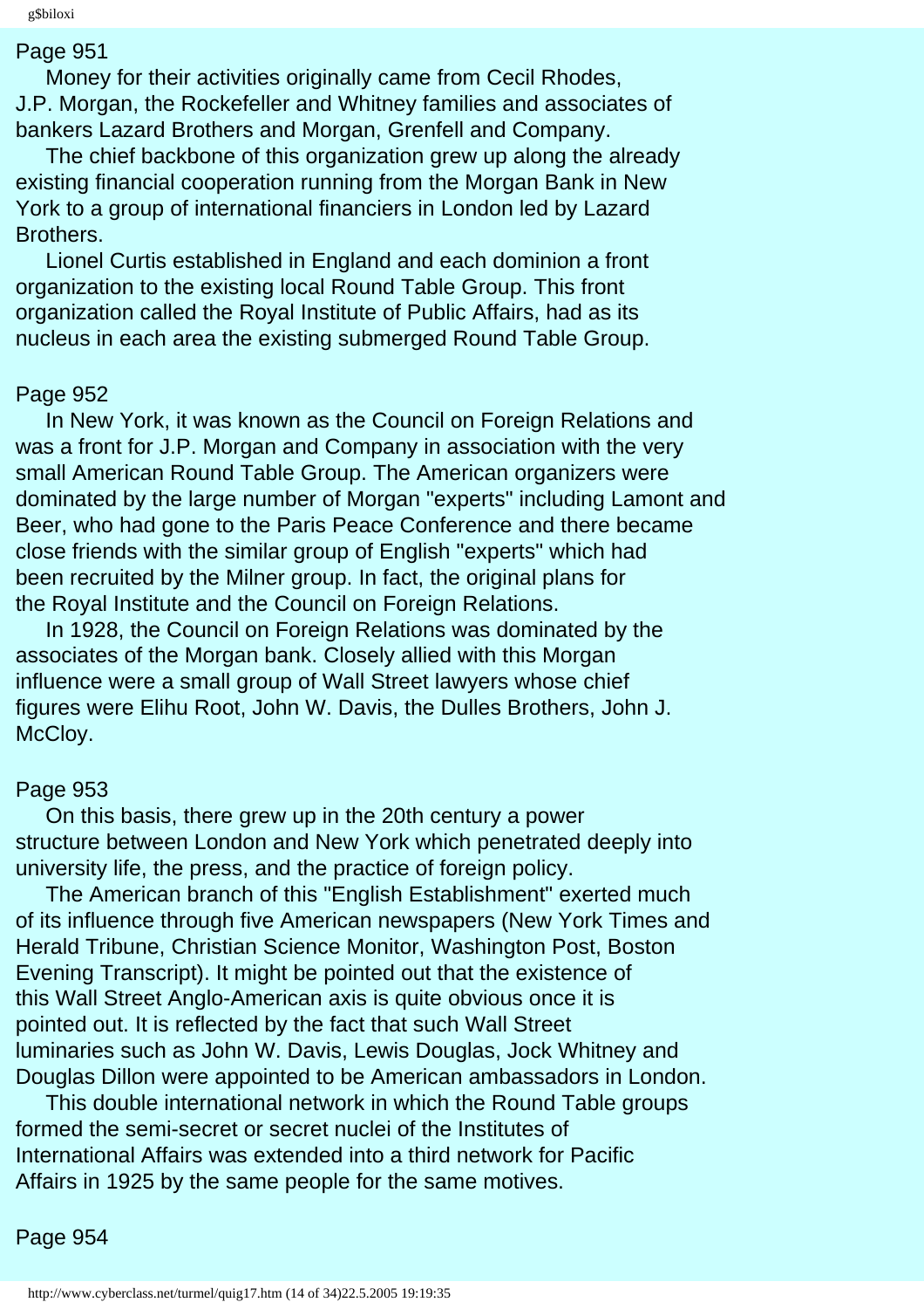Page 951

Money for their activities originally came from Cecil Rhodes, J.P. Morgan, the Rockefeller and Whitney families and associates of bankers Lazard Brothers and Morgan, Grenfell and Company.

The chief backbone of this organization grew up along the already existing financial cooperation running from the Morgan Bank in New York to a group of international financiers in London led by Lazard Brothers.

Lionel Curtis established in England and each dominion a front organization to the existing local Round Table Group. This front organization called the Royal Institute of Public Affairs, had as its nucleus in each area the existing submerged Round Table Group.

Page 952

In New York, it was known as the Council on Foreign Relations and was a front for J.P. Morgan and Company in association with the very small American Round Table Group. The American organizers were dominated by the large number of Morgan "experts" including Lamont and Beer, who had gone to the Paris Peace Conference and there became close friends with the similar group of English "experts" which had been recruited by the Milner group. In fact, the original plans for the Royal Institute and the Council on Foreign Relations.

In 1928, the Council on Foreign Relations was dominated by the associates of the Morgan bank. Closely allied with this Morgan influence were a small group of Wall Street lawyers whose chief figures were Elihu Root, John W. Davis, the Dulles Brothers, John J. McCloy.

Page 953

On this basis, there grew up in the 20th century a power structure between London and New York which penetrated deeply into university life, the press, and the practice of foreign policy.

The American branch of this "English Establishment" exerted much of its influence through five American newspapers (New York Times and Herald Tribune, Christian Science Monitor, Washington Post, Boston Evening Transcript). It might be pointed out that the existence of this Wall Street Anglo-American axis is quite obvious once it is pointed out. It is reflected by the fact that such Wall Street luminaries such as John W. Davis, Lewis Douglas, Jock Whitney and Douglas Dillon were appointed to be American ambassadors in London.

This double international network in which the Round Table groups formed the semi-secret or secret nuclei of the Institutes of International Affairs was extended into a third network for Pacific Affairs in 1925 by the same people for the same motives.

Page 954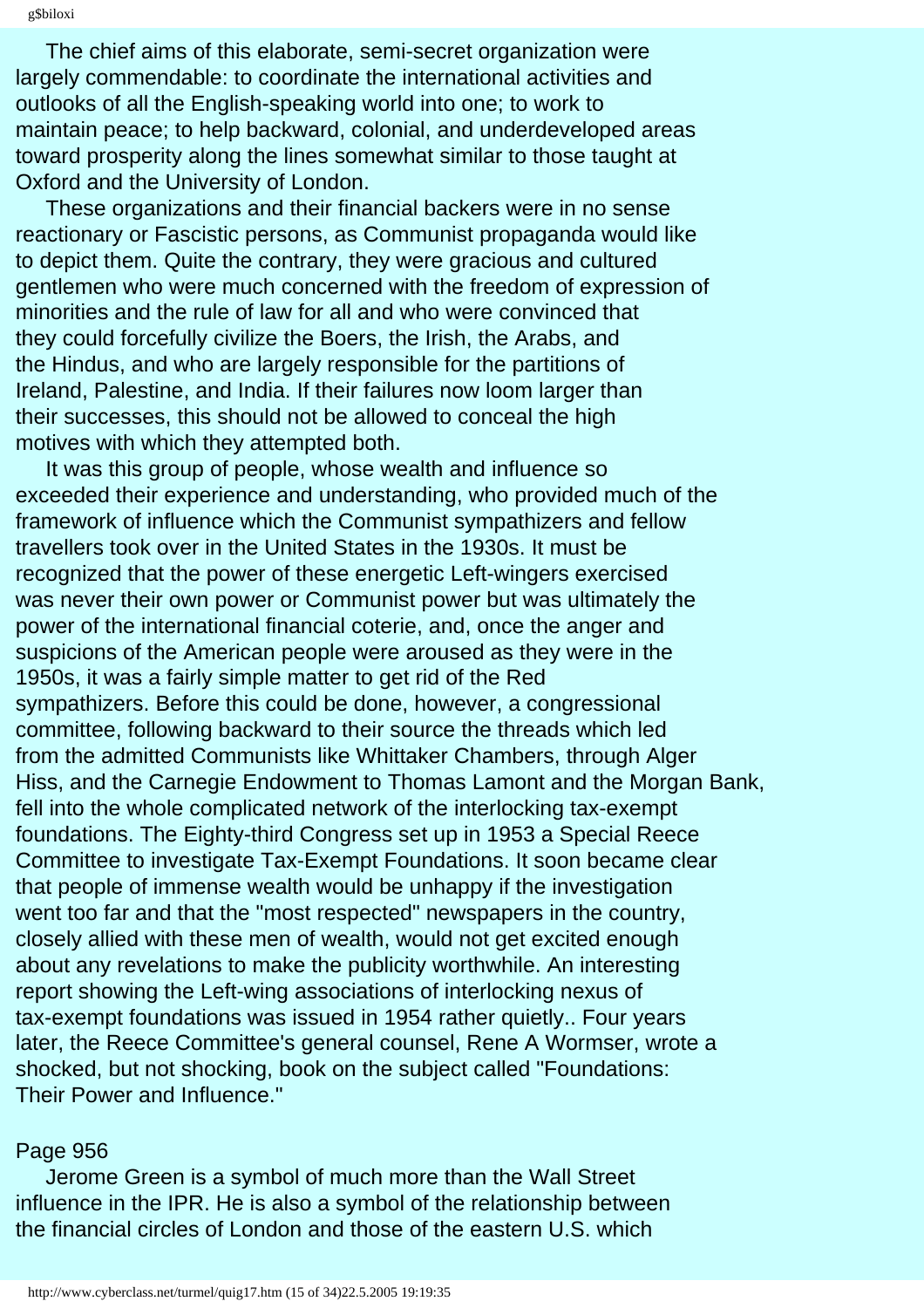The chief aims of this elaborate, semi-secret organization were largely commendable: to coordinate the international activities and outlooks of all the English-speaking world into one; to work to maintain peace; to help backward, colonial, and underdeveloped areas toward prosperity along the lines somewhat similar to those taught at Oxford and the University of London.

These organizations and their financial backers were in no sense reactionary or Fascistic persons, as Communist propaganda would like to depict them. Quite the contrary, they were gracious and cultured gentlemen who were much concerned with the freedom of expression of minorities and the rule of law for all and who were convinced that they could forcefully civilize the Boers, the Irish, the Arabs, and the Hindus, and who are largely responsible for the partitions of Ireland, Palestine, and India. If their failures now loom larger than their successes, this should not be allowed to conceal the high motives with which they attempted both.

It was this group of people, whose wealth and influence so exceeded their experience and understanding, who provided much of the framework of influence which the Communist sympathizers and fellow travellers took over in the United States in the 1930s. It must be recognized that the power of these energetic Left-wingers exercised was never their own power or Communist power but was ultimately the power of the international financial coterie, and, once the anger and suspicions of the American people were aroused as they were in the 1950s, it was a fairly simple matter to get rid of the Red sympathizers. Before this could be done, however, a congressional committee, following backward to their source the threads which led from the admitted Communists like Whittaker Chambers, through Alger Hiss, and the Carnegie Endowment to Thomas Lamont and the Morgan Bank, fell into the whole complicated network of the interlocking tax-exempt foundations. The Eighty-third Congress set up in 1953 a Special Reece Committee to investigate Tax-Exempt Foundations. It soon became clear that people of immense wealth would be unhappy if the investigation went too far and that the "most respected" newspapers in the country, closely allied with these men of wealth, would not get excited enough about any revelations to make the publicity worthwhile. An interesting report showing the Left-wing associations of interlocking nexus of tax-exempt foundations was issued in 1954 rather quietly.. Four years later, the Reece Committee's general counsel, Rene A Wormser, wrote a shocked, but not shocking, book on the subject called "Foundations: Their Power and Influence."

Page 956

Jerome Green is a symbol of much more than the Wall Street influence in the IPR. He is also a symbol of the relationship between the financial circles of London and those of the eastern U.S. which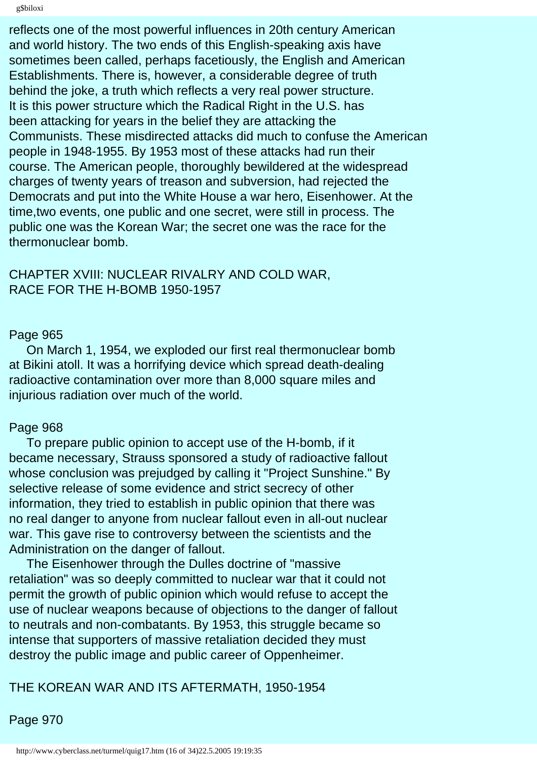reflects one of the most powerful influences in 20th century American and world history. The two ends of this English-speaking axis have sometimes been called, perhaps facetiously, the English and American Establishments. There is, however, a considerable degree of truth behind the joke, a truth which reflects a very real power structure. It is this power structure which the Radical Right in the U.S. has been attacking for years in the belief they are attacking the Communists. These misdirected attacks did much to confuse the American people in 1948-1955. By 1953 most of these attacks had run their course. The American people, thoroughly bewildered at the widespread charges of twenty years of treason and subversion, had rejected the Democrats and put into the White House a war hero, Eisenhower. At the time,two events, one public and one secret, were still in process. The public one was the Korean War; the secret one was the race for the thermonuclear bomb.

## CHAPTER XVIII: NUCLEAR RIVALRY AND COLD WAR, RACE FOR THE H-BOMB 1950-1957

Page 965

On March 1, 1954, we exploded our first real thermonuclear bomb at Bikini atoll. It was a horrifying device which spread death-dealing radioactive contamination over more than 8,000 square miles and injurious radiation over much of the world.

Page 968

To prepare public opinion to accept use of the H-bomb, if it became necessary, Strauss sponsored a study of radioactive fallout whose conclusion was prejudged by calling it "Project Sunshine." By selective release of some evidence and strict secrecy of other information, they tried to establish in public opinion that there was no real danger to anyone from nuclear fallout even in all-out nuclear war. This gave rise to controversy between the scientists and the Administration on the danger of fallout.

The Eisenhower through the Dulles doctrine of "massive retaliation" was so deeply committed to nuclear war that it could not permit the growth of public opinion which would refuse to accept the use of nuclear weapons because of objections to the danger of fallout to neutrals and non-combatants. By 1953, this struggle became so intense that supporters of massive retaliation decided they must destroy the public image and public career of Oppenheimer.

## THE KOREAN WAR AND ITS AFTERMATH, 1950-1954

Page 970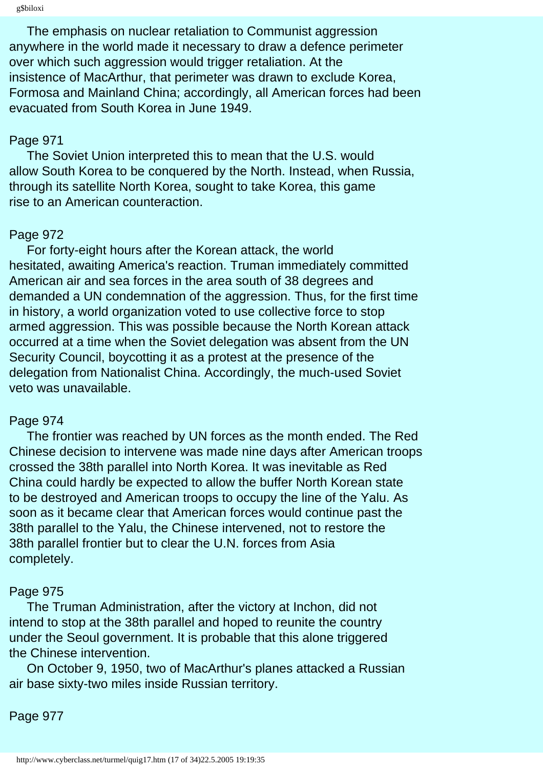The emphasis on nuclear retaliation to Communist aggression anywhere in the world made it necessary to draw a defence perimeter over which such aggression would trigger retaliation. At the insistence of MacArthur, that perimeter was drawn to exclude Korea, Formosa and Mainland China; accordingly, all American forces had been evacuated from South Korea in June 1949.

Page 971

The Soviet Union interpreted this to mean that the U.S. would allow South Korea to be conquered by the North. Instead, when Russia, through its satellite North Korea, sought to take Korea, this game rise to an American counteraction.

Page 972

For forty-eight hours after the Korean attack, the world hesitated, awaiting America's reaction. Truman immediately committed American air and sea forces in the area south of 38 degrees and demanded a UN condemnation of the aggression. Thus, for the first time in history, a world organization voted to use collective force to stop armed aggression. This was possible because the North Korean attack occurred at a time when the Soviet delegation was absent from the UN Security Council, boycotting it as a protest at the presence of the delegation from Nationalist China. Accordingly, the much-used Soviet veto was unavailable.

Page 974

The frontier was reached by UN forces as the month ended. The Red Chinese decision to intervene was made nine days after American troops crossed the 38th parallel into North Korea. It was inevitable as Red China could hardly be expected to allow the buffer North Korean state to be destroyed and American troops to occupy the line of the Yalu. As soon as it became clear that American forces would continue past the 38th parallel to the Yalu, the Chinese intervened, not to restore the 38th parallel frontier but to clear the U.N. forces from Asia completely.

Page 975

The Truman Administration, after the victory at Inchon, did not intend to stop at the 38th parallel and hoped to reunite the country under the Seoul government. It is probable that this alone triggered the Chinese intervention.

On October 9, 1950, two of MacArthur's planes attacked a Russian air base sixty-two miles inside Russian territory.

Page 977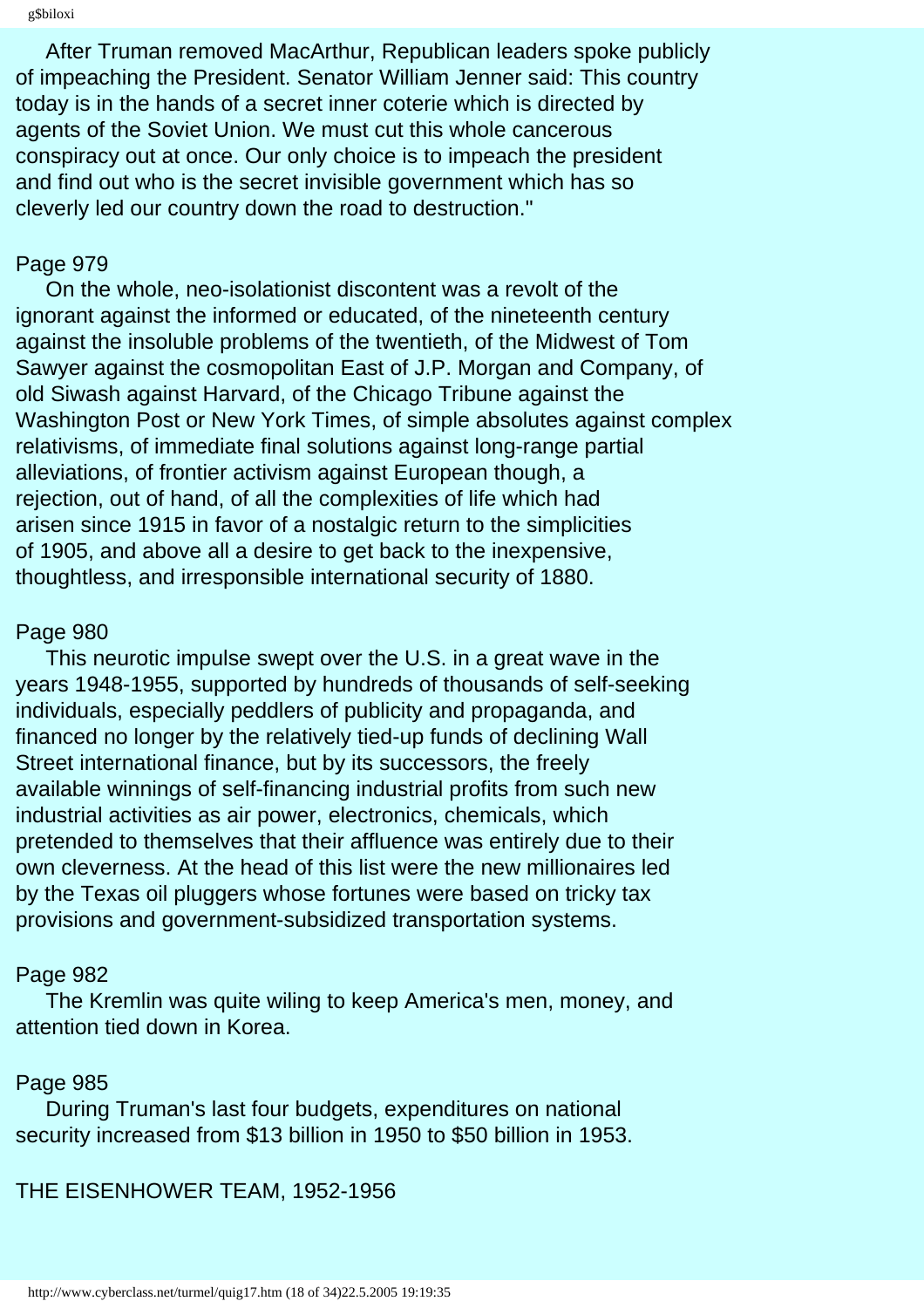After Truman removed MacArthur, Republican leaders spoke publicly of impeaching the President. Senator William Jenner said: This country today is in the hands of a secret inner coterie which is directed by agents of the Soviet Union. We must cut this whole cancerous conspiracy out at once. Our only choice is to impeach the president and find out who is the secret invisible government which has so cleverly led our country down the road to destruction."

Page 979

On the whole, neo-isolationist discontent was a revolt of the ignorant against the informed or educated, of the nineteenth century against the insoluble problems of the twentieth, of the Midwest of Tom Sawyer against the cosmopolitan East of J.P. Morgan and Company, of old Siwash against Harvard, of the Chicago Tribune against the Washington Post or New York Times, of simple absolutes against complex relativisms, of immediate final solutions against long-range partial alleviations, of frontier activism against European though, a rejection, out of hand, of all the complexities of life which had arisen since 1915 in favor of a nostalgic return to the simplicities of 1905, and above all a desire to get back to the inexpensive, thoughtless, and irresponsible international security of 1880.

Page 980

This neurotic impulse swept over the U.S. in a great wave in the years 1948-1955, supported by hundreds of thousands of self-seeking individuals, especially peddlers of publicity and propaganda, and financed no longer by the relatively tied-up funds of declining Wall Street international finance, but by its successors, the freely available winnings of self-financing industrial profits from such new industrial activities as air power, electronics, chemicals, which pretended to themselves that their affluence was entirely due to their own cleverness. At the head of this list were the new millionaires led by the Texas oil pluggers whose fortunes were based on tricky tax provisions and government-subsidized transportation systems.

Page 982

The Kremlin was quite wiling to keep America's men, money, and attention tied down in Korea.

Page 985

During Truman's last four budgets, expenditures on national security increased from $13 billion in 1950 to $50 billion in 1953.

THE EISENHOWER TEAM, 1952-1956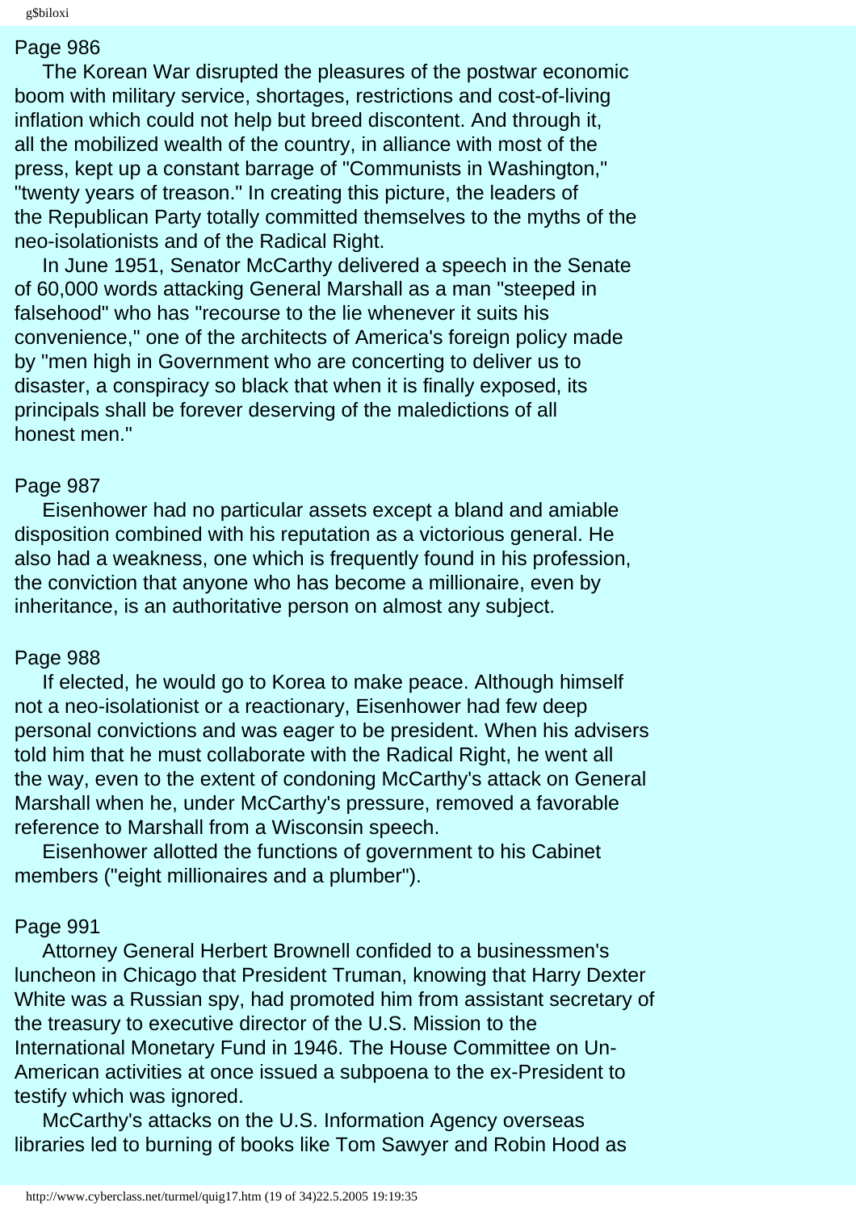Page 986

The Korean War disrupted the pleasures of the postwar economic boom with military service, shortages, restrictions and cost-of-living inflation which could not help but breed discontent. And through it, all the mobilized wealth of the country, in alliance with most of the press, kept up a constant barrage of "Communists in Washington," "twenty years of treason." In creating this picture, the leaders of the Republican Party totally committed themselves to the myths of the neo-isolationists and of the Radical Right.

In June 1951, Senator McCarthy delivered a speech in the Senate of 60,000 words attacking General Marshall as a man "steeped in falsehood" who has "recourse to the lie whenever it suits his convenience," one of the architects of America's foreign policy made by "men high in Government who are concerting to deliver us to disaster, a conspiracy so black that when it is finally exposed, its principals shall be forever deserving of the maledictions of all honest men."

Page 987

Eisenhower had no particular assets except a bland and amiable disposition combined with his reputation as a victorious general. He also had a weakness, one which is frequently found in his profession, the conviction that anyone who has become a millionaire, even by inheritance, is an authoritative person on almost any subject.

Page 988

If elected, he would go to Korea to make peace. Although himself not a neo-isolationist or a reactionary, Eisenhower had few deep personal convictions and was eager to be president. When his advisers told him that he must collaborate with the Radical Right, he went all the way, even to the extent of condoning McCarthy's attack on General Marshall when he, under McCarthy's pressure, removed a favorable reference to Marshall from a Wisconsin speech.

Eisenhower allotted the functions of government to his Cabinet members ("eight millionaires and a plumber").

Page 991

Attorney General Herbert Brownell confided to a businessmen's luncheon in Chicago that President Truman, knowing that Harry Dexter White was a Russian spy, had promoted him from assistant secretary of the treasury to executive director of the U.S. Mission to the International Monetary Fund in 1946. The House Committee on Un-American activities at once issued a subpoena to the ex-President to testify which was ignored.

McCarthy's attacks on the U.S. Information Agency overseas libraries led to burning of books like Tom Sawyer and Robin Hood as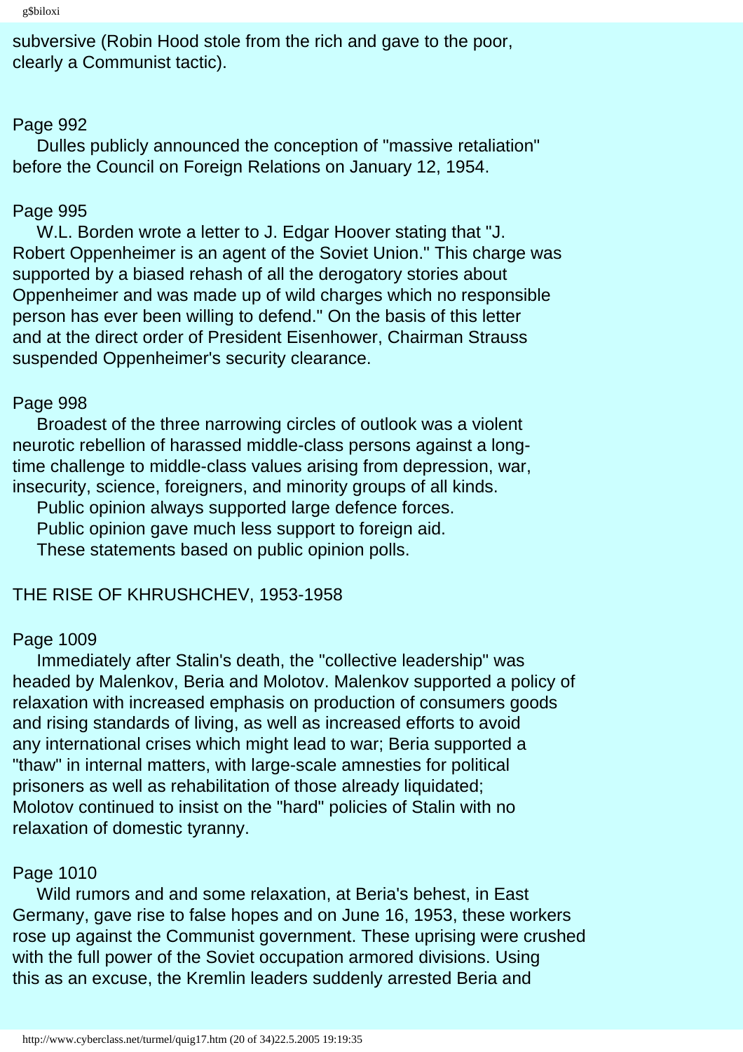subversive (Robin Hood stole from the rich and gave to the poor, clearly a Communist tactic).

Page 992

Dulles publicly announced the conception of "massive retaliation" before the Council on Foreign Relations on January 12, 1954.

Page 995

W.L. Borden wrote a letter to J. Edgar Hoover stating that "J. Robert Oppenheimer is an agent of the Soviet Union." This charge was supported by a biased rehash of all the derogatory stories about Oppenheimer and was made up of wild charges which no responsible person has ever been willing to defend." On the basis of this letter and at the direct order of President Eisenhower, Chairman Strauss suspended Oppenheimer's security clearance.

Page 998

Broadest of the three narrowing circles of outlook was a violent neurotic rebellion of harassed middle-class persons against a long-time challenge to middle-class values arising from depression, war, insecurity, science, foreigners, and minority groups of all kinds.

Public opinion always supported large defence forces.

Public opinion gave much less support to foreign aid.

These statements based on public opinion polls.

## THE RISE OF KHRUSHCHEV, 1953-1958

Page 1009

Immediately after Stalin's death, the "collective leadership" was headed by Malenkov, Beria and Molotov. Malenkov supported a policy of relaxation with increased emphasis on production of consumers goods and rising standards of living, as well as increased efforts to avoid any international crises which might lead to war; Beria supported a "thaw" in internal matters, with large-scale amnesties for political prisoners as well as rehabilitation of those already liquidated; Molotov continued to insist on the "hard" policies of Stalin with no relaxation of domestic tyranny.

Page 1010

Wild rumors and and some relaxation, at Beria's behest, in East Germany, gave rise to false hopes and on June 16, 1953, these workers rose up against the Communist government. These uprising were crushed with the full power of the Soviet occupation armored divisions. Using this as an excuse, the Kremlin leaders suddenly arrested Beria and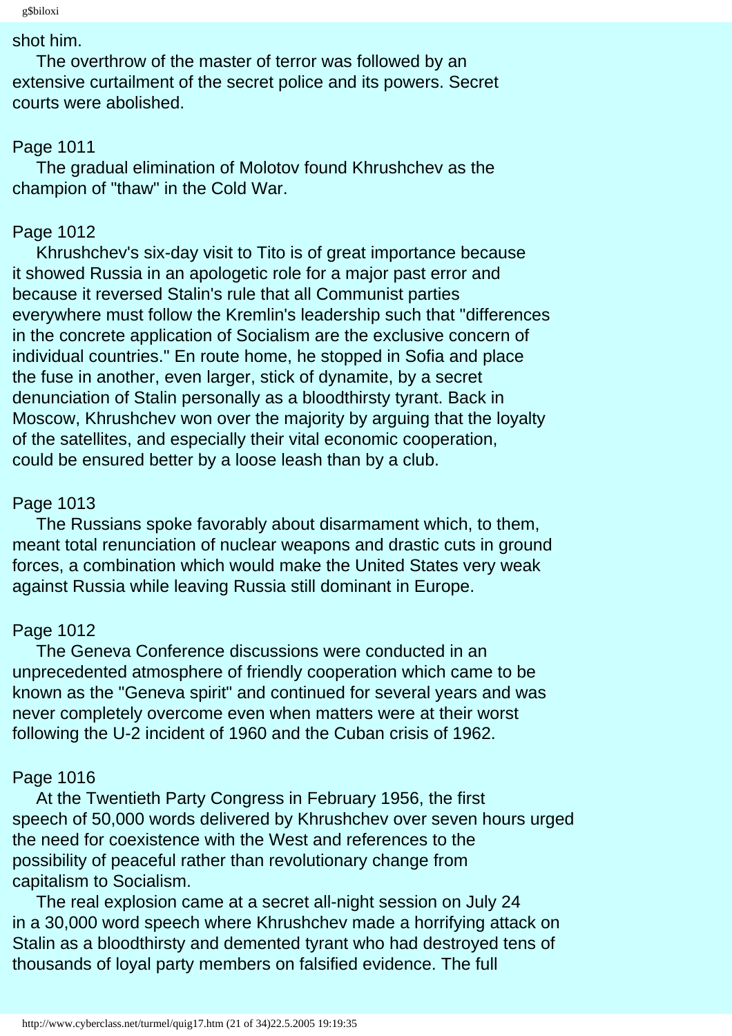shot him.

The overthrow of the master of terror was followed by an extensive curtailment of the secret police and its powers. Secret courts were abolished.

Page 1011

The gradual elimination of Molotov found Khrushchev as the champion of "thaw" in the Cold War.

Page 1012

Khrushchev's six-day visit to Tito is of great importance because it showed Russia in an apologetic role for a major past error and because it reversed Stalin's rule that all Communist parties everywhere must follow the Kremlin's leadership such that "differences in the concrete application of Socialism are the exclusive concern of individual countries." En route home, he stopped in Sofia and place the fuse in another, even larger, stick of dynamite, by a secret denunciation of Stalin personally as a bloodthirsty tyrant. Back in Moscow, Khrushchev won over the majority by arguing that the loyalty of the satellites, and especially their vital economic cooperation, could be ensured better by a loose leash than by a club.

Page 1013

The Russians spoke favorably about disarmament which, to them, meant total renunciation of nuclear weapons and drastic cuts in ground forces, a combination which would make the United States very weak against Russia while leaving Russia still dominant in Europe.

Page 1012

The Geneva Conference discussions were conducted in an unprecedented atmosphere of friendly cooperation which came to be known as the "Geneva spirit" and continued for several years and was never completely overcome even when matters were at their worst following the U-2 incident of 1960 and the Cuban crisis of 1962.

Page 1016

At the Twentieth Party Congress in February 1956, the first speech of 50,000 words delivered by Khrushchev over seven hours urged the need for coexistence with the West and references to the possibility of peaceful rather than revolutionary change from capitalism to Socialism.

The real explosion came at a secret all-night session on July 24 in a 30,000 word speech where Khrushchev made a horrifying attack on Stalin as a bloodthirsty and demented tyrant who had destroyed tens of thousands of loyal party members on falsified evidence. The full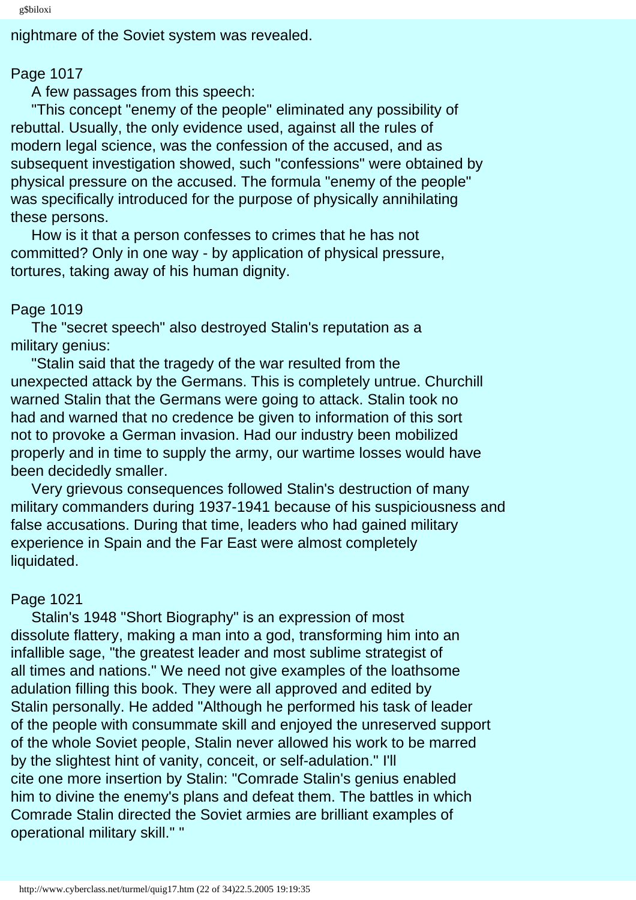nightmare of the Soviet system was revealed.

Page 1017

A few passages from this speech:

"This concept "enemy of the people" eliminated any possibility of rebuttal. Usually, the only evidence used, against all the rules of modern legal science, was the confession of the accused, and as subsequent investigation showed, such "confessions" were obtained by physical pressure on the accused. The formula "enemy of the people" was specifically introduced for the purpose of physically annihilating these persons.

How is it that a person confesses to crimes that he has not committed? Only in one way - by application of physical pressure, tortures, taking away of his human dignity.

Page 1019

The "secret speech" also destroyed Stalin's reputation as a military genius:

"Stalin said that the tragedy of the war resulted from the unexpected attack by the Germans. This is completely untrue. Churchill warned Stalin that the Germans were going to attack. Stalin took no had and warned that no credence be given to information of this sort not to provoke a German invasion. Had our industry been mobilized properly and in time to supply the army, our wartime losses would have been decidedly smaller.

Very grievous consequences followed Stalin's destruction of many military commanders during 1937-1941 because of his suspiciousness and false accusations. During that time, leaders who had gained military experience in Spain and the Far East were almost completely liquidated.

Page 1021

Stalin's 1948 "Short Biography" is an expression of most dissolute flattery, making a man into a god, transforming him into an infallible sage, "the greatest leader and most sublime strategist of all times and nations." We need not give examples of the loathsome adulation filling this book. They were all approved and edited by Stalin personally. He added "Although he performed his task of leader of the people with consummate skill and enjoyed the unreserved support of the whole Soviet people, Stalin never allowed his work to be marred by the slightest hint of vanity, conceit, or self-adulation." I'll cite one more insertion by Stalin: "Comrade Stalin's genius enabled him to divine the enemy's plans and defeat them. The battles in which Comrade Stalin directed the Soviet armies are brilliant examples of operational military skill." "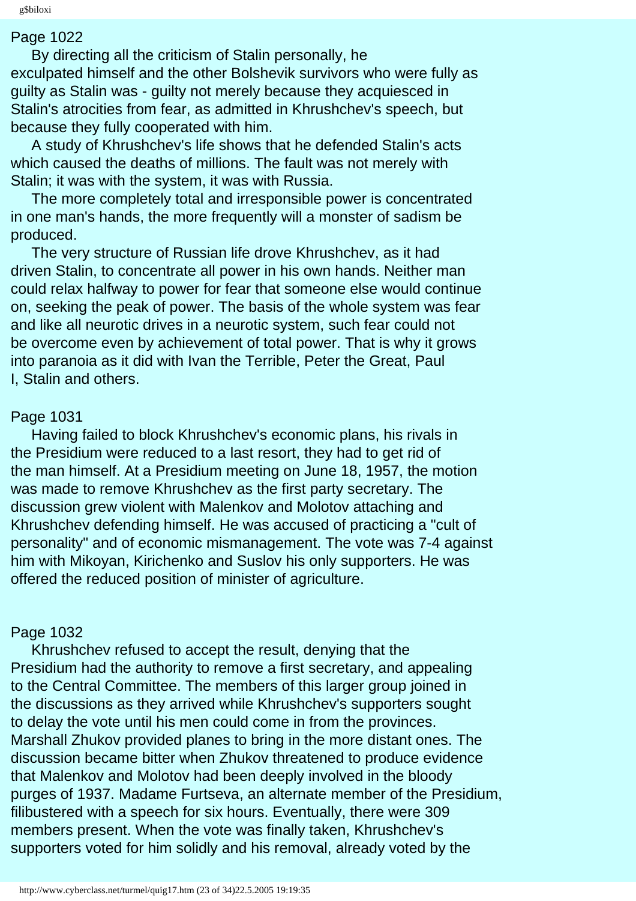Page 1022

By directing all the criticism of Stalin personally, he exculpated himself and the other Bolshevik survivors who were fully as guilty as Stalin was - guilty not merely because they acquiesced in Stalin's atrocities from fear, as admitted in Khrushchev's speech, but because they fully cooperated with him.

A study of Khrushchev's life shows that he defended Stalin's acts which caused the deaths of millions. The fault was not merely with Stalin; it was with the system, it was with Russia.

The more completely total and irresponsible power is concentrated in one man's hands, the more frequently will a monster of sadism be produced.

The very structure of Russian life drove Khrushchev, as it had driven Stalin, to concentrate all power in his own hands. Neither man could relax halfway to power for fear that someone else would continue on, seeking the peak of power. The basis of the whole system was fear and like all neurotic drives in a neurotic system, such fear could not be overcome even by achievement of total power. That is why it grows into paranoia as it did with Ivan the Terrible, Peter the Great, Paul I, Stalin and others.

Page 1031

Having failed to block Khrushchev's economic plans, his rivals in the Presidium were reduced to a last resort, they had to get rid of the man himself. At a Presidium meeting on June 18, 1957, the motion was made to remove Khrushchev as the first party secretary. The discussion grew violent with Malenkov and Molotov attaching and Khrushchev defending himself. He was accused of practicing a "cult of personality" and of economic mismanagement. The vote was 7-4 against him with Mikoyan, Kirichenko and Suslov his only supporters. He was offered the reduced position of minister of agriculture.

Page 1032

Khrushchev refused to accept the result, denying that the Presidium had the authority to remove a first secretary, and appealing to the Central Committee. The members of this larger group joined in the discussions as they arrived while Khrushchev's supporters sought to delay the vote until his men could come in from the provinces. Marshall Zhukov provided planes to bring in the more distant ones. The discussion became bitter when Zhukov threatened to produce evidence that Malenkov and Molotov had been deeply involved in the bloody purges of 1937. Madame Furtseva, an alternate member of the Presidium, filibustered with a speech for six hours. Eventually, there were 309 members present. When the vote was finally taken, Khrushchev's supporters voted for him solidly and his removal, already voted by the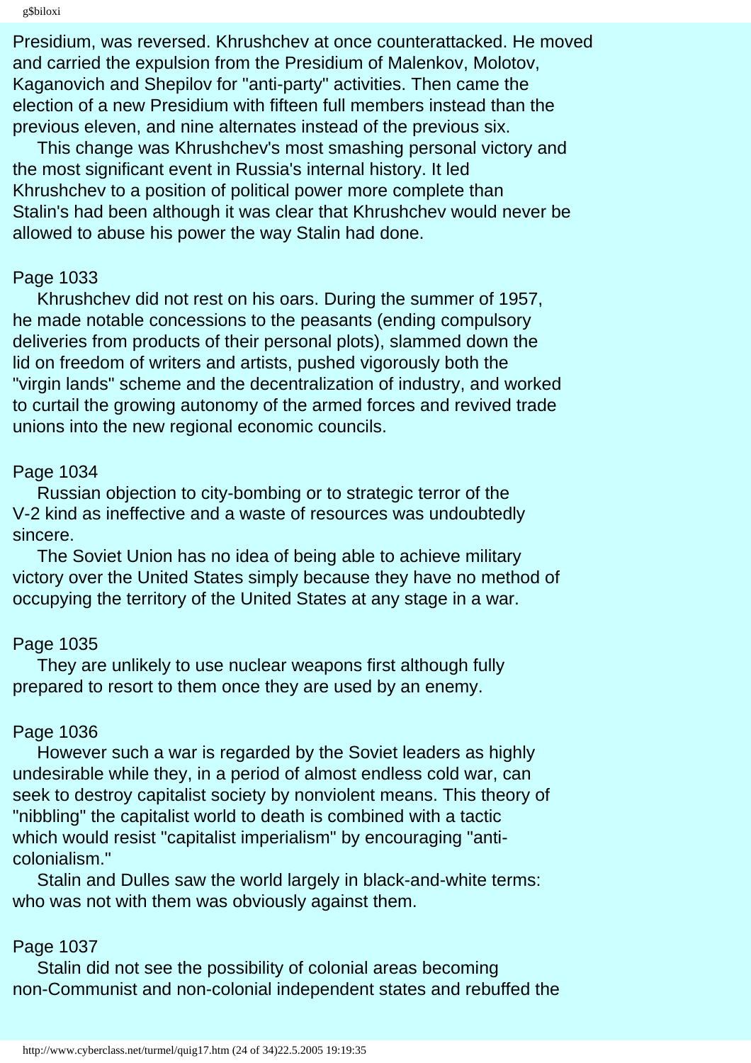Presidium, was reversed. Khrushchev at once counterattacked. He moved and carried the expulsion from the Presidium of Malenkov, Molotov, Kaganovich and Shepilov for "anti-party" activities. Then came the election of a new Presidium with fifteen full members instead than the previous eleven, and nine alternates instead of the previous six.

This change was Khrushchev's most smashing personal victory and the most significant event in Russia's internal history. It led Khrushchev to a position of political power more complete than Stalin's had been although it was clear that Khrushchev would never be allowed to abuse his power the way Stalin had done.

Page 1033

Khrushchev did not rest on his oars. During the summer of 1957, he made notable concessions to the peasants (ending compulsory deliveries from products of their personal plots), slammed down the lid on freedom of writers and artists, pushed vigorously both the "virgin lands" scheme and the decentralization of industry, and worked to curtail the growing autonomy of the armed forces and revived trade unions into the new regional economic councils.

Page 1034

Russian objection to city-bombing or to strategic terror of the V-2 kind as ineffective and a waste of resources was undoubtedly sincere.

The Soviet Union has no idea of being able to achieve military victory over the United States simply because they have no method of occupying the territory of the United States at any stage in a war.

Page 1035

They are unlikely to use nuclear weapons first although fully prepared to resort to them once they are used by an enemy.

Page 1036

However such a war is regarded by the Soviet leaders as highly undesirable while they, in a period of almost endless cold war, can seek to destroy capitalist society by nonviolent means. This theory of "nibbling" the capitalist world to death is combined with a tactic which would resist "capitalist imperialism" by encouraging "anti-colonialism."

Stalin and Dulles saw the world largely in black-and-white terms: who was not with them was obviously against them.

Page 1037

Stalin did not see the possibility of colonial areas becoming non-Communist and non-colonial independent states and rebuffed the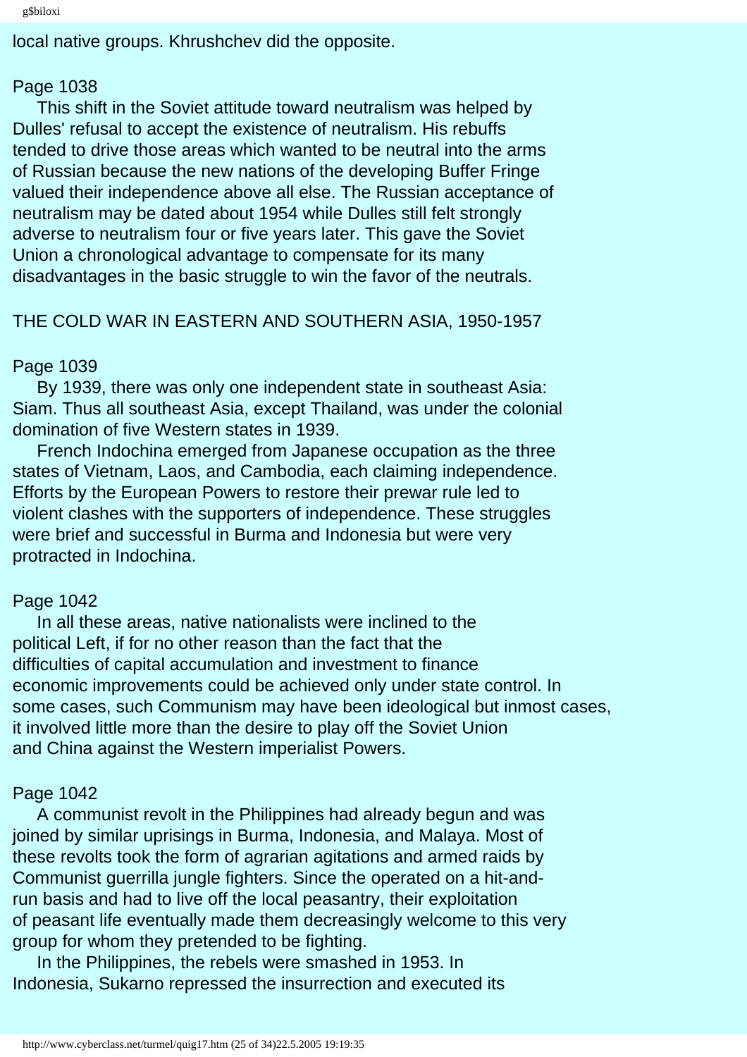local native groups. Khrushchev did the opposite.

Page 1038

This shift in the Soviet attitude toward neutralism was helped by Dulles' refusal to accept the existence of neutralism. His rebuffs tended to drive those areas which wanted to be neutral into the arms of Russian because the new nations of the developing Buffer Fringe valued their independence above all else. The Russian acceptance of neutralism may be dated about 1954 while Dulles still felt strongly adverse to neutralism four or five years later. This gave the Soviet Union a chronological advantage to compensate for its many disadvantages in the basic struggle to win the favor of the neutrals.

THE COLD WAR IN EASTERN AND SOUTHERN ASIA, 1950-1957

Page 1039

By 1939, there was only one independent state in southeast Asia: Siam. Thus all southeast Asia, except Thailand, was under the colonial domination of five Western states in 1939.

French Indochina emerged from Japanese occupation as the three states of Vietnam, Laos, and Cambodia, each claiming independence. Efforts by the European Powers to restore their prewar rule led to violent clashes with the supporters of independence. These struggles were brief and successful in Burma and Indonesia but were very protracted in Indochina.

Page 1042

In all these areas, native nationalists were inclined to the political Left, if for no other reason than the fact that the difficulties of capital accumulation and investment to finance economic improvements could be achieved only under state control. In some cases, such Communism may have been ideological but inmost cases, it involved little more than the desire to play off the Soviet Union and China against the Western imperialist Powers.

Page 1042

A communist revolt in the Philippines had already begun and was joined by similar uprisings in Burma, Indonesia, and Malaya. Most of these revolts took the form of agrarian agitations and armed raids by Communist guerrilla jungle fighters. Since the operated on a hit-and-run basis and had to live off the local peasantry, their exploitation of peasant life eventually made them decreasingly welcome to this very group for whom they pretended to be fighting.

In the Philippines, the rebels were smashed in 1953. In Indonesia, Sukarno repressed the insurrection and executed its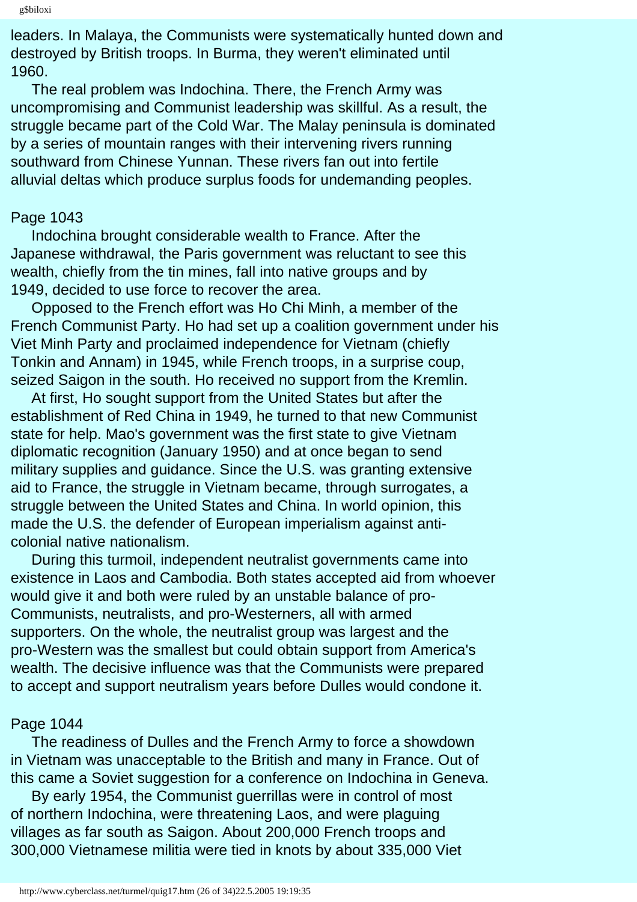leaders. In Malaya, the Communists were systematically hunted down and destroyed by British troops. In Burma, they weren't eliminated until 1960.

The real problem was Indochina. There, the French Army was uncompromising and Communist leadership was skillful. As a result, the struggle became part of the Cold War. The Malay peninsula is dominated by a series of mountain ranges with their intervening rivers running southward from Chinese Yunnan. These rivers fan out into fertile alluvial deltas which produce surplus foods for undemanding peoples.

Page 1043

Indochina brought considerable wealth to France. After the Japanese withdrawal, the Paris government was reluctant to see this wealth, chiefly from the tin mines, fall into native groups and by 1949, decided to use force to recover the area.

Opposed to the French effort was Ho Chi Minh, a member of the French Communist Party. Ho had set up a coalition government under his Viet Minh Party and proclaimed independence for Vietnam (chiefly Tonkin and Annam) in 1945, while French troops, in a surprise coup, seized Saigon in the south. Ho received no support from the Kremlin.

At first, Ho sought support from the United States but after the establishment of Red China in 1949, he turned to that new Communist state for help. Mao's government was the first state to give Vietnam diplomatic recognition (January 1950) and at once began to send military supplies and guidance. Since the U.S. was granting extensive aid to France, the struggle in Vietnam became, through surrogates, a struggle between the United States and China. In world opinion, this made the U.S. the defender of European imperialism against anti-colonial native nationalism.

During this turmoil, independent neutralist governments came into existence in Laos and Cambodia. Both states accepted aid from whoever would give it and both were ruled by an unstable balance of pro-Communists, neutralists, and pro-Westerners, all with armed supporters. On the whole, the neutralist group was largest and the pro-Western was the smallest but could obtain support from America's wealth. The decisive influence was that the Communists were prepared to accept and support neutralism years before Dulles would condone it.

Page 1044

The readiness of Dulles and the French Army to force a showdown in Vietnam was unacceptable to the British and many in France. Out of this came a Soviet suggestion for a conference on Indochina in Geneva.

By early 1954, the Communist guerrillas were in control of most of northern Indochina, were threatening Laos, and were plaguing villages as far south as Saigon. About 200,000 French troops and 300,000 Vietnamese militia were tied in knots by about 335,000 Viet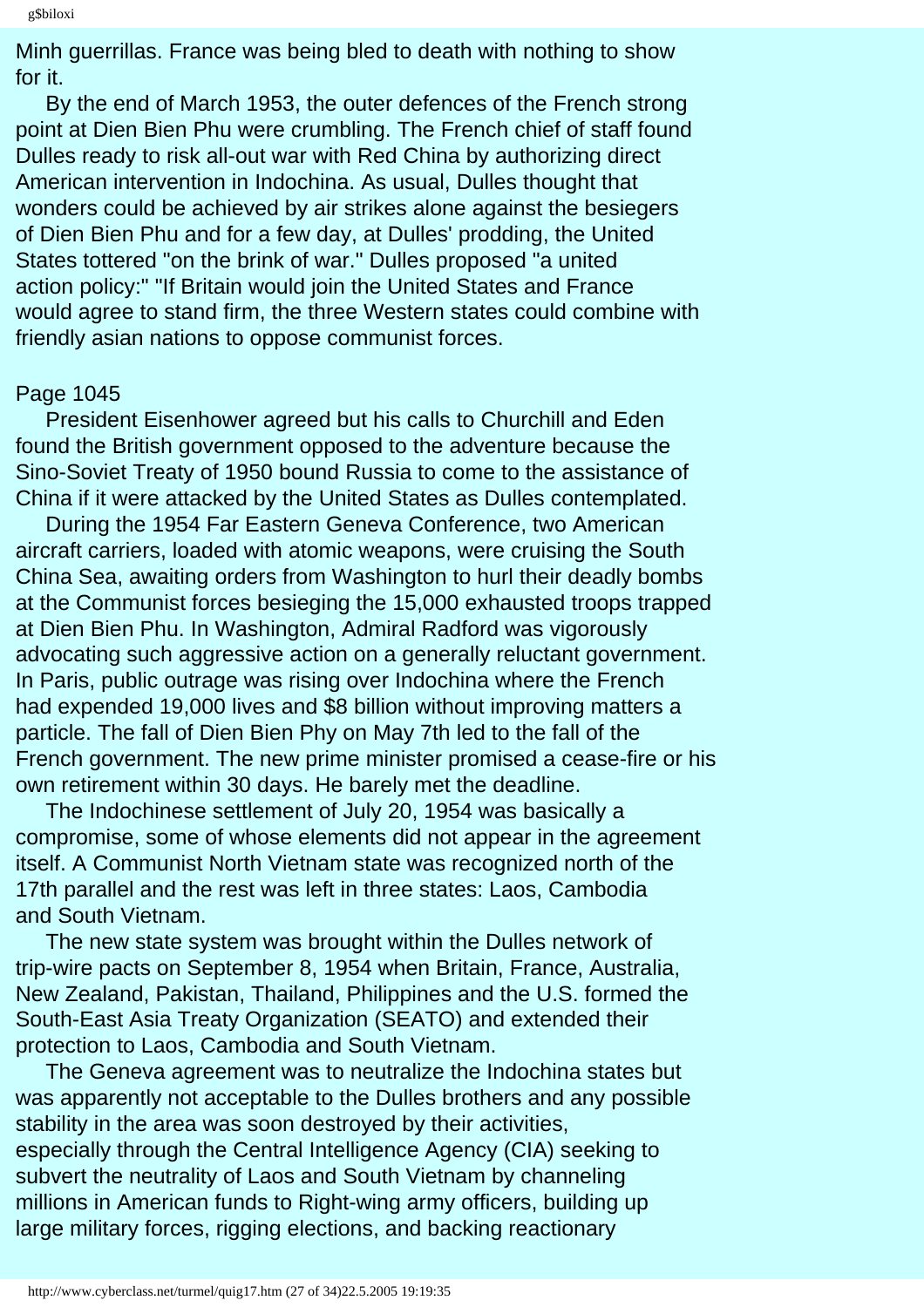Minh guerrillas. France was being bled to death with nothing to show for it.

By the end of March 1953, the outer defences of the French strong point at Dien Bien Phu were crumbling. The French chief of staff found Dulles ready to risk all-out war with Red China by authorizing direct American intervention in Indochina. As usual, Dulles thought that wonders could be achieved by air strikes alone against the besiegers of Dien Bien Phu and for a few day, at Dulles' prodding, the United States tottered "on the brink of war." Dulles proposed "a united action policy:" "If Britain would join the United States and France would agree to stand firm, the three Western states could combine with friendly asian nations to oppose communist forces.

Page 1045

President Eisenhower agreed but his calls to Churchill and Eden found the British government opposed to the adventure because the Sino-Soviet Treaty of 1950 bound Russia to come to the assistance of China if it were attacked by the United States as Dulles contemplated.

During the 1954 Far Eastern Geneva Conference, two American aircraft carriers, loaded with atomic weapons, were cruising the South China Sea, awaiting orders from Washington to hurl their deadly bombs at the Communist forces besieging the 15,000 exhausted troops trapped at Dien Bien Phu. In Washington, Admiral Radford was vigorously advocating such aggressive action on a generally reluctant government. In Paris, public outrage was rising over Indochina where the French had expended 19,000 lives and $8 billion without improving matters a particle. The fall of Dien Bien Phy on May 7th led to the fall of the French government. The new prime minister promised a cease-fire or his own retirement within 30 days. He barely met the deadline.

The Indochinese settlement of July 20, 1954 was basically a compromise, some of whose elements did not appear in the agreement itself. A Communist North Vietnam state was recognized north of the 17th parallel and the rest was left in three states: Laos, Cambodia and South Vietnam.

The new state system was brought within the Dulles network of trip-wire pacts on September 8, 1954 when Britain, France, Australia, New Zealand, Pakistan, Thailand, Philippines and the U.S. formed the South-East Asia Treaty Organization (SEATO) and extended their protection to Laos, Cambodia and South Vietnam.

The Geneva agreement was to neutralize the Indochina states but was apparently not acceptable to the Dulles brothers and any possible stability in the area was soon destroyed by their activities, especially through the Central Intelligence Agency (CIA) seeking to subvert the neutrality of Laos and South Vietnam by channeling millions in American funds to Right-wing army officers, building up large military forces, rigging elections, and backing reactionary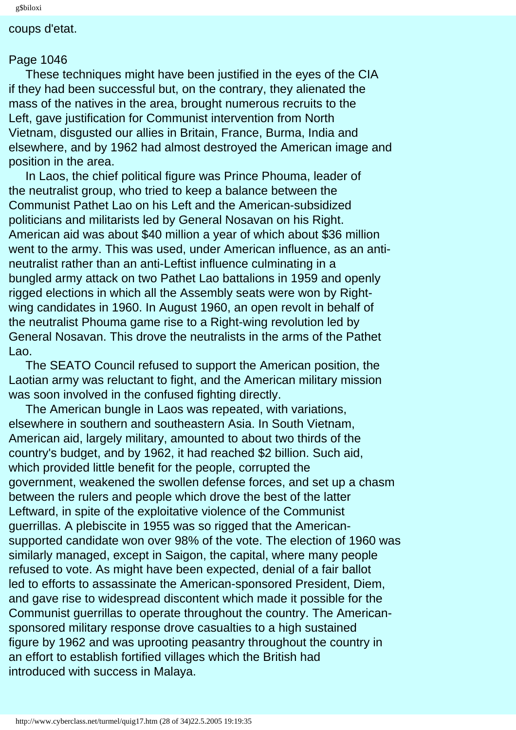coups d'etat.

Page 1046

These techniques might have been justified in the eyes of the CIA if they had been successful but, on the contrary, they alienated the mass of the natives in the area, brought numerous recruits to the Left, gave justification for Communist intervention from North Vietnam, disgusted our allies in Britain, France, Burma, India and elsewhere, and by 1962 had almost destroyed the American image and position in the area.

In Laos, the chief political figure was Prince Phouma, leader of the neutralist group, who tried to keep a balance between the Communist Pathet Lao on his Left and the American-subsidized politicians and militarists led by General Nosavan on his Right. American aid was about $40 million a year of which about $36 million went to the army. This was used, under American influence, as an anti-neutralist rather than an anti-Leftist influence culminating in a bungled army attack on two Pathet Lao battalions in 1959 and openly rigged elections in which all the Assembly seats were won by Right-wing candidates in 1960. In August 1960, an open revolt in behalf of the neutralist Phouma game rise to a Right-wing revolution led by General Nosavan. This drove the neutralists in the arms of the Pathet Lao.

The SEATO Council refused to support the American position, the Laotian army was reluctant to fight, and the American military mission was soon involved in the confused fighting directly.

The American bungle in Laos was repeated, with variations, elsewhere in southern and southeastern Asia. In South Vietnam, American aid, largely military, amounted to about two thirds of the country's budget, and by 1962, it had reached $2 billion. Such aid, which provided little benefit for the people, corrupted the government, weakened the swollen defense forces, and set up a chasm between the rulers and people which drove the best of the latter Leftward, in spite of the exploitative violence of the Communist guerrillas. A plebiscite in 1955 was so rigged that the American-supported candidate won over 98% of the vote. The election of 1960 was similarly managed, except in Saigon, the capital, where many people refused to vote. As might have been expected, denial of a fair ballot led to efforts to assassinate the American-sponsored President, Diem, and gave rise to widespread discontent which made it possible for the Communist guerrillas to operate throughout the country. The American-sponsored military response drove casualties to a high sustained figure by 1962 and was uprooting peasantry throughout the country in an effort to establish fortified villages which the British had introduced with success in Malaya.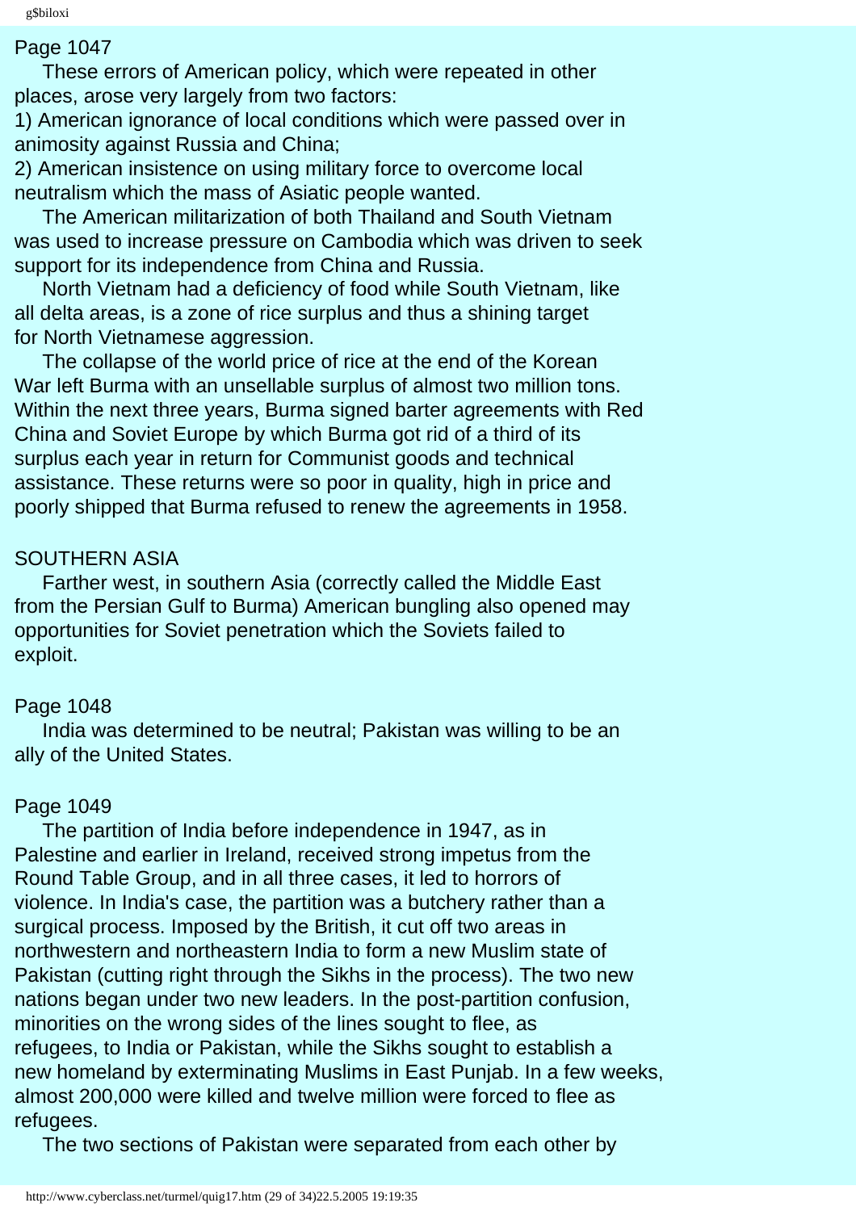Page 1047

These errors of American policy, which were repeated in other places, arose very largely from two factors:

1) American ignorance of local conditions which were passed over in animosity against Russia and China;

2) American insistence on using military force to overcome local neutralism which the mass of Asiatic people wanted.

The American militarization of both Thailand and South Vietnam was used to increase pressure on Cambodia which was driven to seek support for its independence from China and Russia.

North Vietnam had a deficiency of food while South Vietnam, like all delta areas, is a zone of rice surplus and thus a shining target for North Vietnamese aggression.

The collapse of the world price of rice at the end of the Korean War left Burma with an unsellable surplus of almost two million tons. Within the next three years, Burma signed barter agreements with Red China and Soviet Europe by which Burma got rid of a third of its surplus each year in return for Communist goods and technical assistance. These returns were so poor in quality, high in price and poorly shipped that Burma refused to renew the agreements in 1958.

## SOUTHERN ASIA

Farther west, in southern Asia (correctly called the Middle East from the Persian Gulf to Burma) American bungling also opened may opportunities for Soviet penetration which the Soviets failed to exploit.

Page 1048

India was determined to be neutral; Pakistan was willing to be an ally of the United States.

Page 1049

The partition of India before independence in 1947, as in Palestine and earlier in Ireland, received strong impetus from the Round Table Group, and in all three cases, it led to horrors of violence. In India's case, the partition was a butchery rather than a surgical process. Imposed by the British, it cut off two areas in northwestern and northeastern India to form a new Muslim state of Pakistan (cutting right through the Sikhs in the process). The two new nations began under two new leaders. In the post-partition confusion, minorities on the wrong sides of the lines sought to flee, as refugees, to India or Pakistan, while the Sikhs sought to establish a new homeland by exterminating Muslims in East Punjab. In a few weeks, almost 200,000 were killed and twelve million were forced to flee as refugees.

The two sections of Pakistan were separated from each other by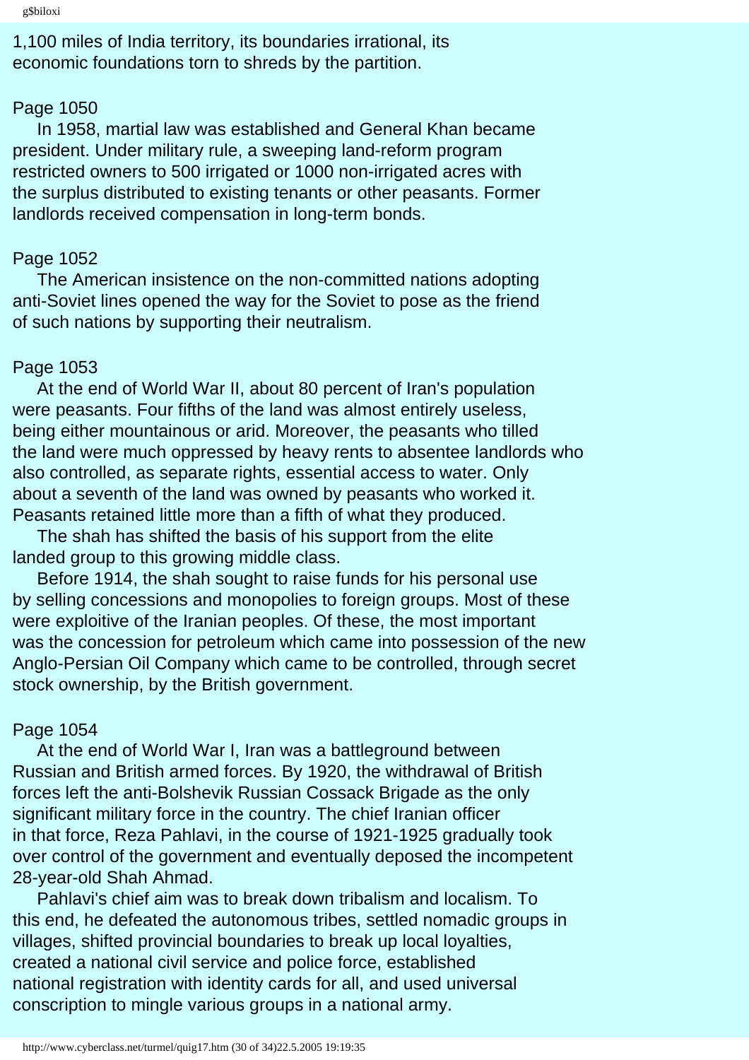1,100 miles of India territory, its boundaries irrational, its economic foundations torn to shreds by the partition.

Page 1050

In 1958, martial law was established and General Khan became president. Under military rule, a sweeping land-reform program restricted owners to 500 irrigated or 1000 non-irrigated acres with the surplus distributed to existing tenants or other peasants. Former landlords received compensation in long-term bonds.

Page 1052

The American insistence on the non-committed nations adopting anti-Soviet lines opened the way for the Soviet to pose as the friend of such nations by supporting their neutralism.

Page 1053

At the end of World War II, about 80 percent of Iran's population were peasants. Four fifths of the land was almost entirely useless, being either mountainous or arid. Moreover, the peasants who tilled the land were much oppressed by heavy rents to absentee landlords who also controlled, as separate rights, essential access to water. Only about a seventh of the land was owned by peasants who worked it. Peasants retained little more than a fifth of what they produced.

The shah has shifted the basis of his support from the elite landed group to this growing middle class.

Before 1914, the shah sought to raise funds for his personal use by selling concessions and monopolies to foreign groups. Most of these were exploitive of the Iranian peoples. Of these, the most important was the concession for petroleum which came into possession of the new Anglo-Persian Oil Company which came to be controlled, through secret stock ownership, by the British government.

Page 1054

At the end of World War I, Iran was a battleground between Russian and British armed forces. By 1920, the withdrawal of British forces left the anti-Bolshevik Russian Cossack Brigade as the only significant military force in the country. The chief Iranian officer in that force, Reza Pahlavi, in the course of 1921-1925 gradually took over control of the government and eventually deposed the incompetent 28-year-old Shah Ahmad.

Pahlavi's chief aim was to break down tribalism and localism. To this end, he defeated the autonomous tribes, settled nomadic groups in villages, shifted provincial boundaries to break up local loyalties, created a national civil service and police force, established national registration with identity cards for all, and used universal conscription to mingle various groups in a national army.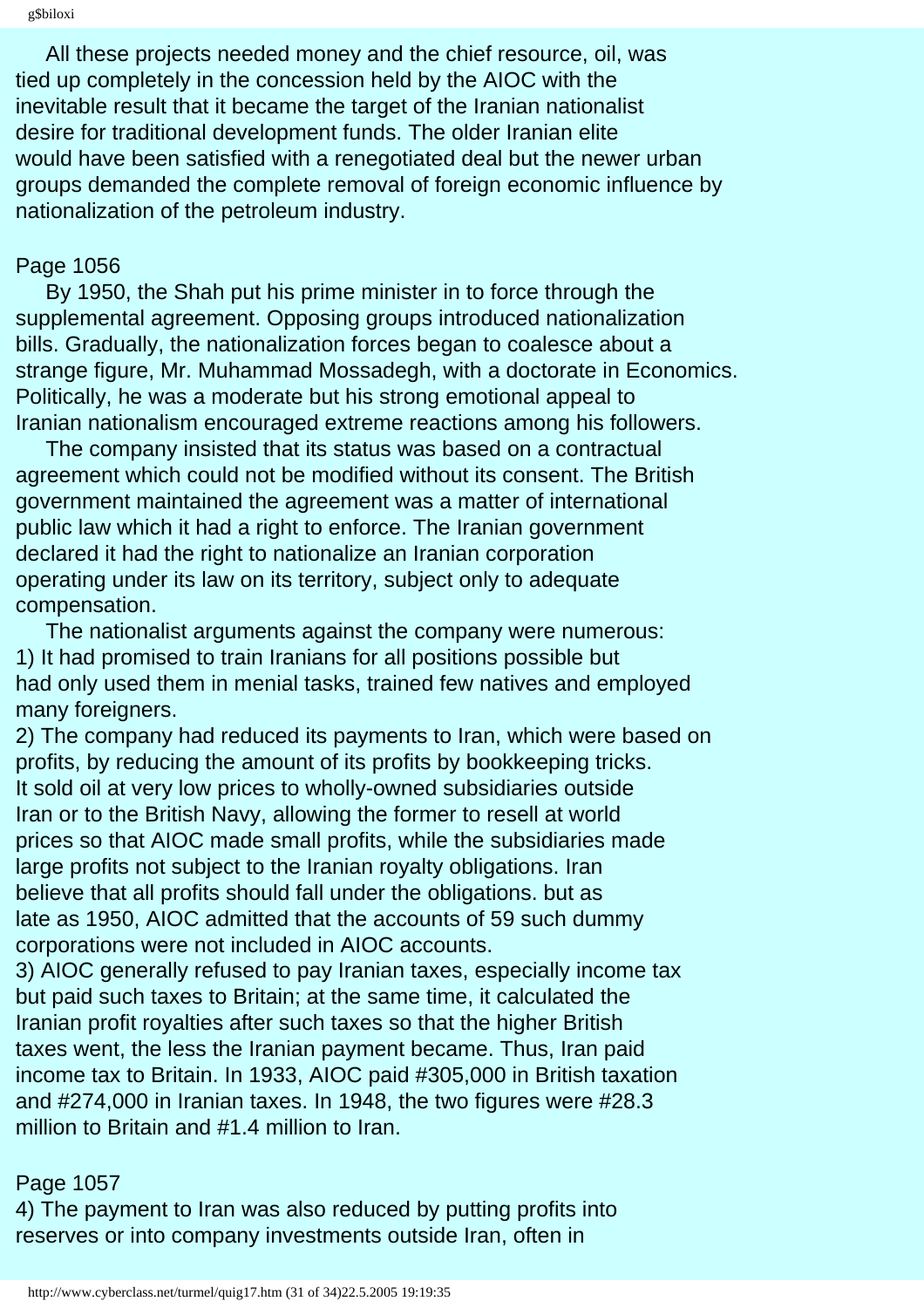All these projects needed money and the chief resource, oil, was tied up completely in the concession held by the AIOC with the inevitable result that it became the target of the Iranian nationalist desire for traditional development funds. The older Iranian elite would have been satisfied with a renegotiated deal but the newer urban groups demanded the complete removal of foreign economic influence by nationalization of the petroleum industry.

Page 1056

By 1950, the Shah put his prime minister in to force through the supplemental agreement. Opposing groups introduced nationalization bills. Gradually, the nationalization forces began to coalesce about a strange figure, Mr. Muhammad Mossadegh, with a doctorate in Economics. Politically, he was a moderate but his strong emotional appeal to Iranian nationalism encouraged extreme reactions among his followers.

The company insisted that its status was based on a contractual agreement which could not be modified without its consent. The British government maintained the agreement was a matter of international public law which it had a right to enforce. The Iranian government declared it had the right to nationalize an Iranian corporation operating under its law on its territory, subject only to adequate compensation.

The nationalist arguments against the company were numerous:
1) It had promised to train Iranians for all positions possible but had only used them in menial tasks, trained few natives and employed many foreigners.
2) The company had reduced its payments to Iran, which were based on profits, by reducing the amount of its profits by bookkeeping tricks. It sold oil at very low prices to wholly-owned subsidiaries outside Iran or to the British Navy, allowing the former to resell at world prices so that AIOC made small profits, while the subsidiaries made large profits not subject to the Iranian royalty obligations. Iran believe that all profits should fall under the obligations. but as late as 1950, AIOC admitted that the accounts of 59 such dummy corporations were not included in AIOC accounts.
3) AIOC generally refused to pay Iranian taxes, especially income tax but paid such taxes to Britain; at the same time, it calculated the Iranian profit royalties after such taxes so that the higher British taxes went, the less the Iranian payment became. Thus, Iran paid income tax to Britain. In 1933, AIOC paid #305,000 in British taxation and #274,000 in Iranian taxes. In 1948, the two figures were #28.3 million to Britain and #1.4 million to Iran.

Page 1057

4) The payment to Iran was also reduced by putting profits into reserves or into company investments outside Iran, often in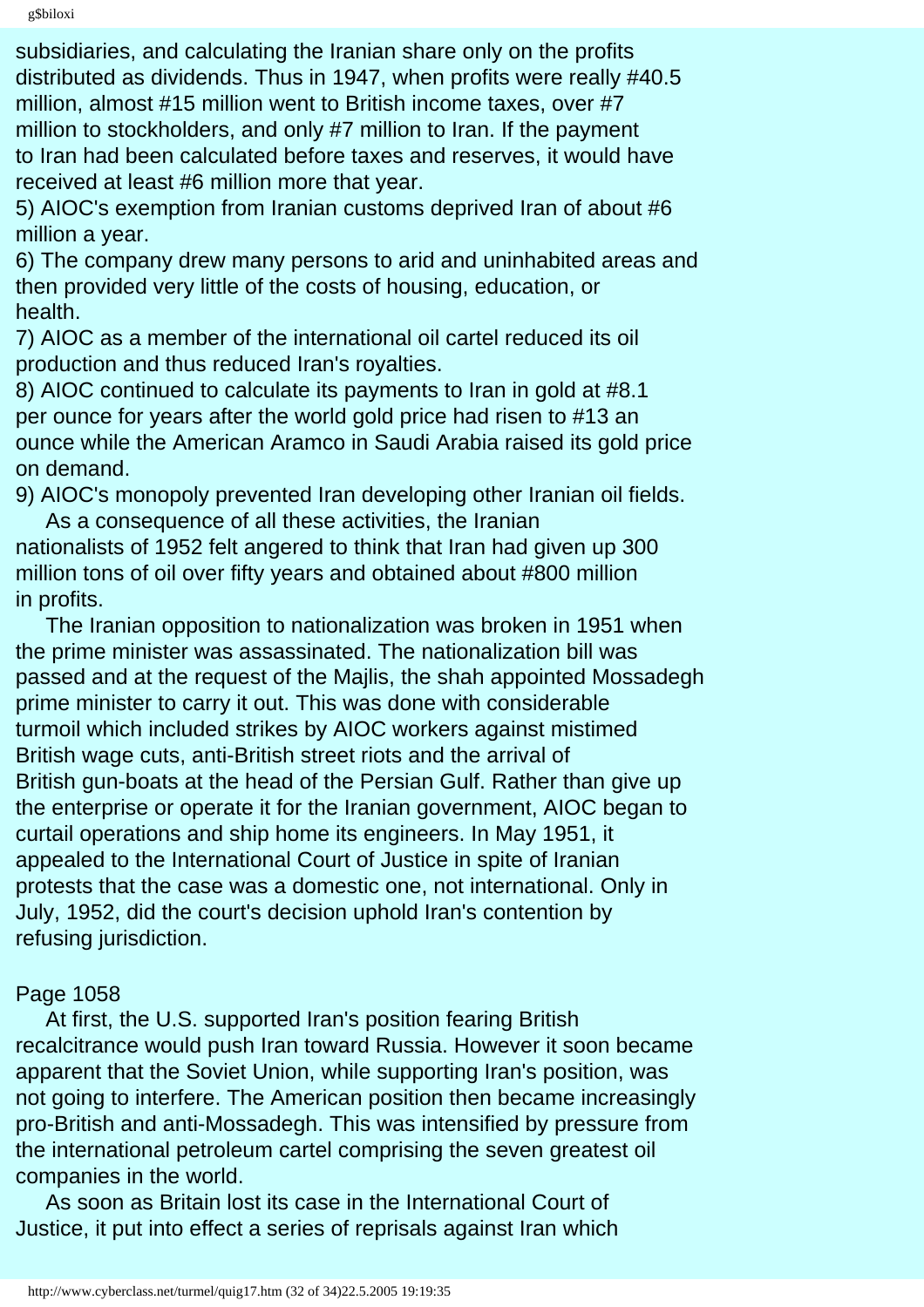subsidiaries, and calculating the Iranian share only on the profits distributed as dividends. Thus in 1947, when profits were really #40.5 million, almost #15 million went to British income taxes, over #7 million to stockholders, and only #7 million to Iran. If the payment to Iran had been calculated before taxes and reserves, it would have received at least #6 million more that year.

5) AIOC's exemption from Iranian customs deprived Iran of about #6 million a year.

6) The company drew many persons to arid and uninhabited areas and then provided very little of the costs of housing, education, or health.

7) AIOC as a member of the international oil cartel reduced its oil production and thus reduced Iran's royalties.

8) AIOC continued to calculate its payments to Iran in gold at #8.1 per ounce for years after the world gold price had risen to #13 an ounce while the American Aramco in Saudi Arabia raised its gold price on demand.

9) AIOC's monopoly prevented Iran developing other Iranian oil fields.

As a consequence of all these activities, the Iranian nationalists of 1952 felt angered to think that Iran had given up 300 million tons of oil over fifty years and obtained about #800 million in profits.

The Iranian opposition to nationalization was broken in 1951 when the prime minister was assassinated. The nationalization bill was passed and at the request of the Majlis, the shah appointed Mossadegh prime minister to carry it out. This was done with considerable turmoil which included strikes by AIOC workers against mistimed British wage cuts, anti-British street riots and the arrival of British gun-boats at the head of the Persian Gulf. Rather than give up the enterprise or operate it for the Iranian government, AIOC began to curtail operations and ship home its engineers. In May 1951, it appealed to the International Court of Justice in spite of Iranian protests that the case was a domestic one, not international. Only in July, 1952, did the court's decision uphold Iran's contention by refusing jurisdiction.

Page 1058

At first, the U.S. supported Iran's position fearing British recalcitrance would push Iran toward Russia. However it soon became apparent that the Soviet Union, while supporting Iran's position, was not going to interfere. The American position then became increasingly pro-British and anti-Mossadegh. This was intensified by pressure from the international petroleum cartel comprising the seven greatest oil companies in the world.

As soon as Britain lost its case in the International Court of Justice, it put into effect a series of reprisals against Iran which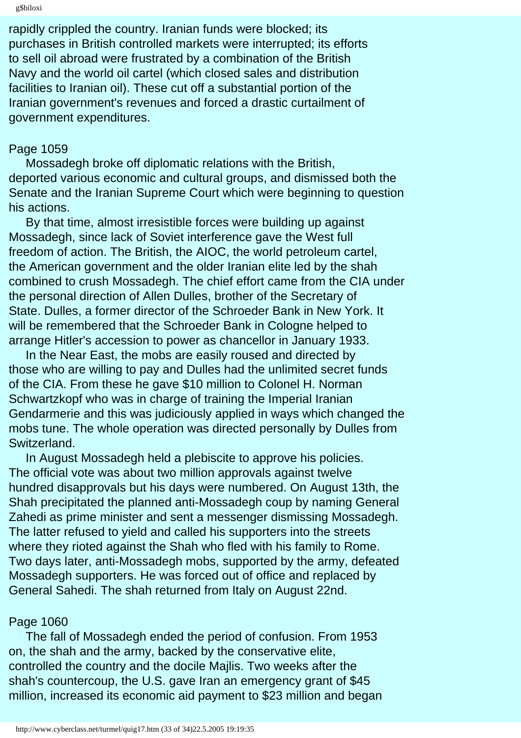rapidly crippled the country. Iranian funds were blocked; its purchases in British controlled markets were interrupted; its efforts to sell oil abroad were frustrated by a combination of the British Navy and the world oil cartel (which closed sales and distribution facilities to Iranian oil). These cut off a substantial portion of the Iranian government's revenues and forced a drastic curtailment of government expenditures.

Page 1059

Mossadegh broke off diplomatic relations with the British, deported various economic and cultural groups, and dismissed both the Senate and the Iranian Supreme Court which were beginning to question his actions.

By that time, almost irresistible forces were building up against Mossadegh, since lack of Soviet interference gave the West full freedom of action. The British, the AIOC, the world petroleum cartel, the American government and the older Iranian elite led by the shah combined to crush Mossadegh. The chief effort came from the CIA under the personal direction of Allen Dulles, brother of the Secretary of State. Dulles, a former director of the Schroeder Bank in New York. It will be remembered that the Schroeder Bank in Cologne helped to arrange Hitler's accession to power as chancellor in January 1933.

In the Near East, the mobs are easily roused and directed by those who are willing to pay and Dulles had the unlimited secret funds of the CIA. From these he gave $10 million to Colonel H. Norman Schwartzkopf who was in charge of training the Imperial Iranian Gendarmerie and this was judiciously applied in ways which changed the mobs tune. The whole operation was directed personally by Dulles from Switzerland.

In August Mossadegh held a plebiscite to approve his policies. The official vote was about two million approvals against twelve hundred disapprovals but his days were numbered. On August 13th, the Shah precipitated the planned anti-Mossadegh coup by naming General Zahedi as prime minister and sent a messenger dismissing Mossadegh. The latter refused to yield and called his supporters into the streets where they rioted against the Shah who fled with his family to Rome. Two days later, anti-Mossadegh mobs, supported by the army, defeated Mossadegh supporters. He was forced out of office and replaced by General Sahedi. The shah returned from Italy on August 22nd.

Page 1060

The fall of Mossadegh ended the period of confusion. From 1953 on, the shah and the army, backed by the conservative elite, controlled the country and the docile Majlis. Two weeks after the shah's countercoup, the U.S. gave Iran an emergency grant of $45 million, increased its economic aid payment to $23 million and began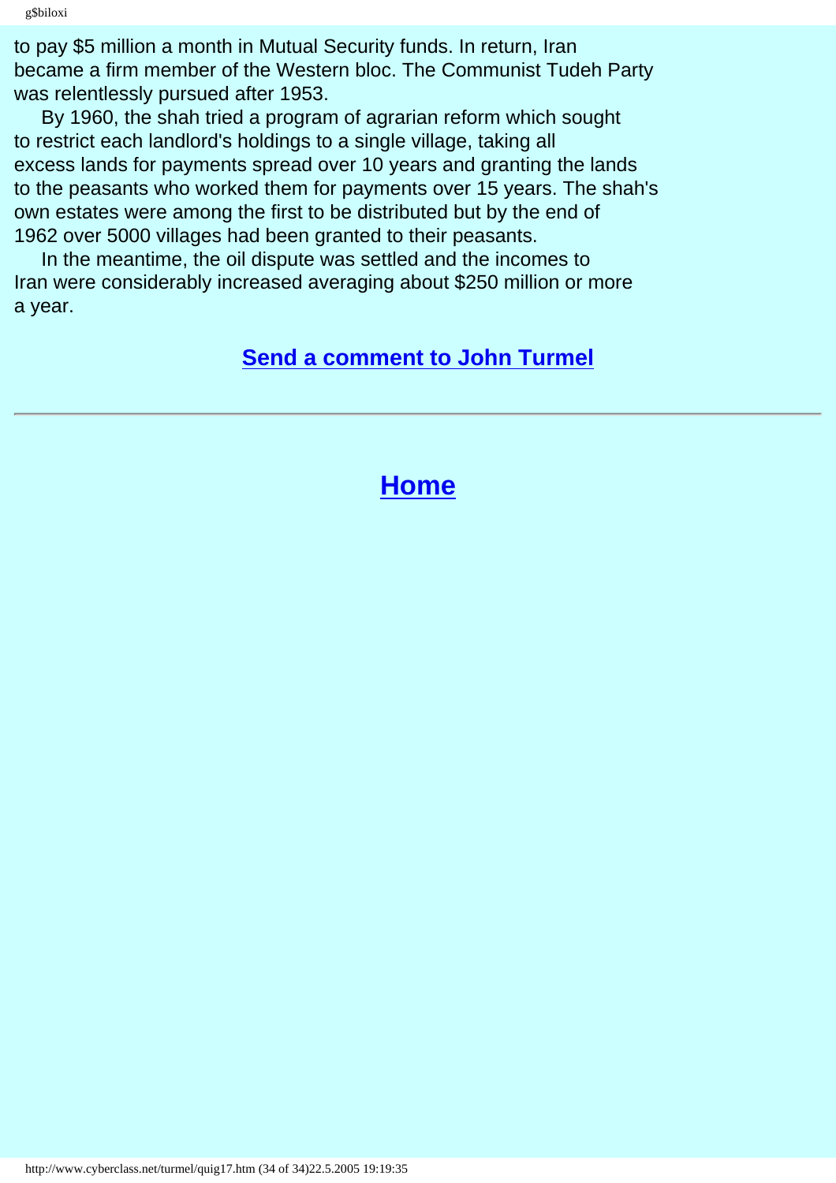to pay $5 million a month in Mutual Security funds. In return, Iran became a firm member of the Western bloc. The Communist Tudeh Party was relentlessly pursued after 1953.

By 1960, the shah tried a program of agrarian reform which sought to restrict each landlord's holdings to a single village, taking all excess lands for payments spread over 10 years and granting the lands to the peasants who worked them for payments over 15 years. The shah's own estates were among the first to be distributed but by the end of 1962 over 5000 villages had been granted to their peasants.

In the meantime, the oil dispute was settled and the incomes to Iran were considerably increased averaging about $250 million or more a year.

**Send a comment to John Turmel**

---

## Home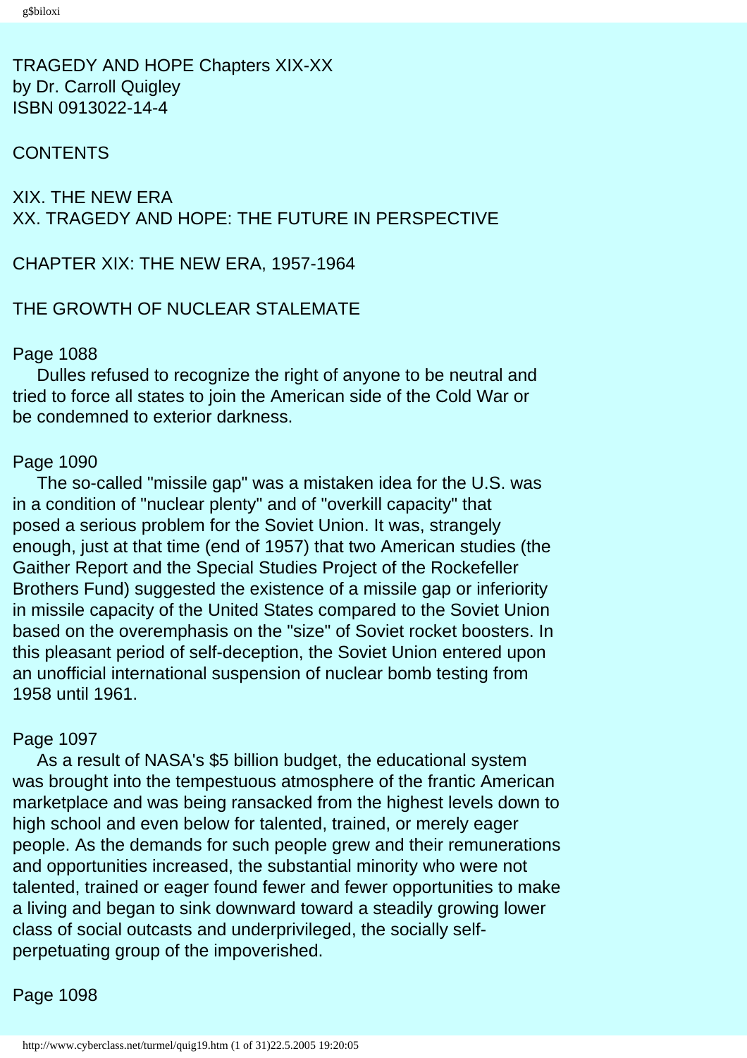TRAGEDY AND HOPE Chapters XIX-XX
by Dr. Carroll Quigley
ISBN 0913022-14-4

CONTENTS

XIX. THE NEW ERA
XX. TRAGEDY AND HOPE: THE FUTURE IN PERSPECTIVE

## CHAPTER XIX: THE NEW ERA, 1957-1964

### THE GROWTH OF NUCLEAR STALEMATE

Page 1088

Dulles refused to recognize the right of anyone to be neutral and tried to force all states to join the American side of the Cold War or be condemned to exterior darkness.

Page 1090

The so-called "missile gap" was a mistaken idea for the U.S. was in a condition of "nuclear plenty" and of "overkill capacity" that posed a serious problem for the Soviet Union. It was, strangely enough, just at that time (end of 1957) that two American studies (the Gaither Report and the Special Studies Project of the Rockefeller Brothers Fund) suggested the existence of a missile gap or inferiority in missile capacity of the United States compared to the Soviet Union based on the overemphasis on the "size" of Soviet rocket boosters. In this pleasant period of self-deception, the Soviet Union entered upon an unofficial international suspension of nuclear bomb testing from 1958 until 1961.

Page 1097

As a result of NASA's $5 billion budget, the educational system was brought into the tempestuous atmosphere of the frantic American marketplace and was being ransacked from the highest levels down to high school and even below for talented, trained, or merely eager people. As the demands for such people grew and their remunerations and opportunities increased, the substantial minority who were not talented, trained or eager found fewer and fewer opportunities to make a living and began to sink downward toward a steadily growing lower class of social outcasts and underprivileged, the socially self-perpetuating group of the impoverished.

Page 1098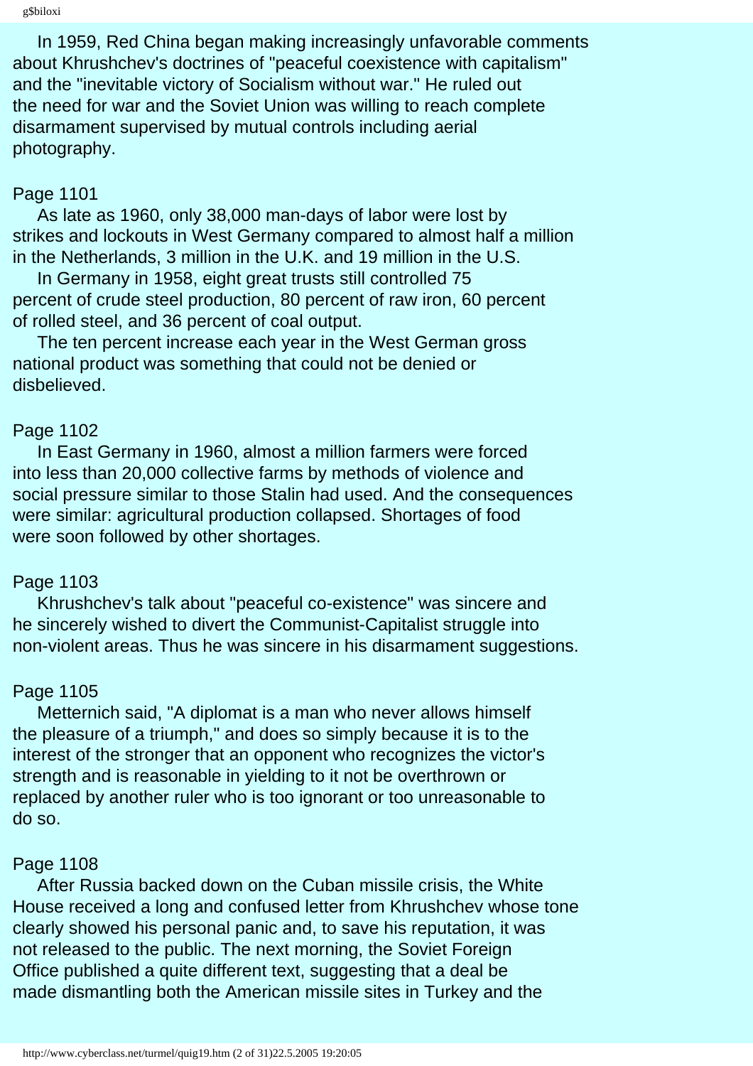In 1959, Red China began making increasingly unfavorable comments about Khrushchev's doctrines of "peaceful coexistence with capitalism" and the "inevitable victory of Socialism without war." He ruled out the need for war and the Soviet Union was willing to reach complete disarmament supervised by mutual controls including aerial photography.

Page 1101

As late as 1960, only 38,000 man-days of labor were lost by strikes and lockouts in West Germany compared to almost half a million in the Netherlands, 3 million in the U.K. and 19 million in the U.S.

In Germany in 1958, eight great trusts still controlled 75 percent of crude steel production, 80 percent of raw iron, 60 percent of rolled steel, and 36 percent of coal output.

The ten percent increase each year in the West German gross national product was something that could not be denied or disbelieved.

Page 1102

In East Germany in 1960, almost a million farmers were forced into less than 20,000 collective farms by methods of violence and social pressure similar to those Stalin had used. And the consequences were similar: agricultural production collapsed. Shortages of food were soon followed by other shortages.

Page 1103

Khrushchev's talk about "peaceful co-existence" was sincere and he sincerely wished to divert the Communist-Capitalist struggle into non-violent areas. Thus he was sincere in his disarmament suggestions.

Page 1105

Metternich said, "A diplomat is a man who never allows himself the pleasure of a triumph," and does so simply because it is to the interest of the stronger that an opponent who recognizes the victor's strength and is reasonable in yielding to it not be overthrown or replaced by another ruler who is too ignorant or too unreasonable to do so.

Page 1108

After Russia backed down on the Cuban missile crisis, the White House received a long and confused letter from Khrushchev whose tone clearly showed his personal panic and, to save his reputation, it was not released to the public. The next morning, the Soviet Foreign Office published a quite different text, suggesting that a deal be made dismantling both the American missile sites in Turkey and the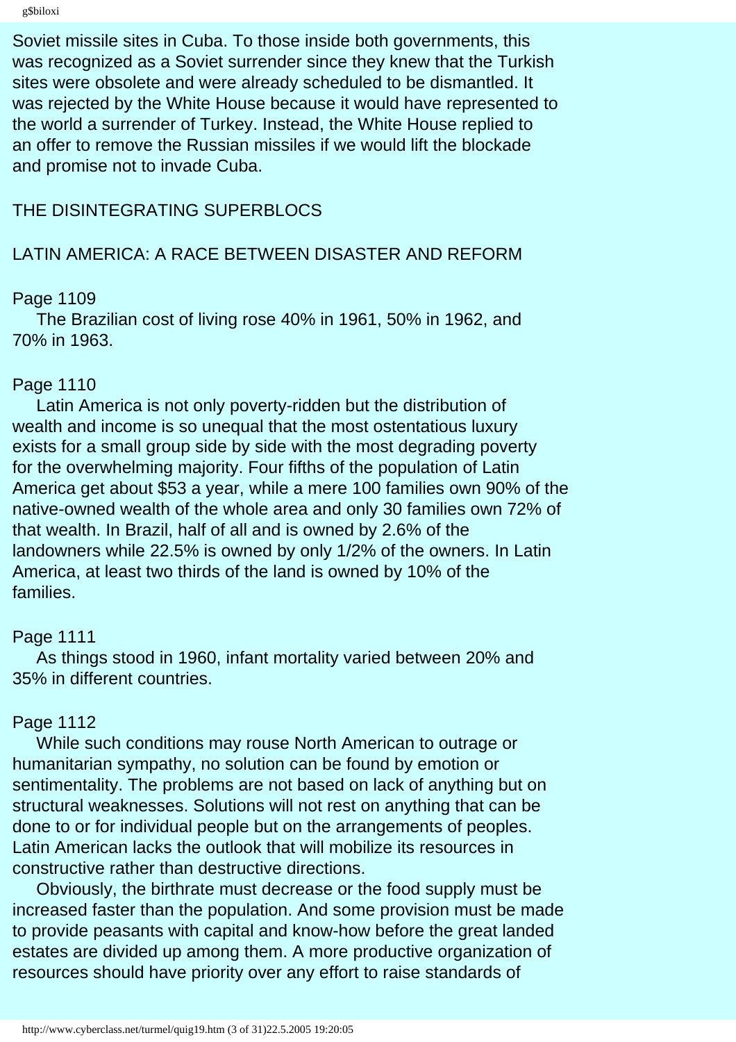Soviet missile sites in Cuba. To those inside both governments, this was recognized as a Soviet surrender since they knew that the Turkish sites were obsolete and were already scheduled to be dismantled. It was rejected by the White House because it would have represented to the world a surrender of Turkey. Instead, the White House replied to an offer to remove the Russian missiles if we would lift the blockade and promise not to invade Cuba.

THE DISINTEGRATING SUPERBLOCS

LATIN AMERICA: A RACE BETWEEN DISASTER AND REFORM

Page 1109

The Brazilian cost of living rose 40% in 1961, 50% in 1962, and 70% in 1963.

Page 1110

Latin America is not only poverty-ridden but the distribution of wealth and income is so unequal that the most ostentatious luxury exists for a small group side by side with the most degrading poverty for the overwhelming majority. Four fifths of the population of Latin America get about $53 a year, while a mere 100 families own 90% of the native-owned wealth of the whole area and only 30 families own 72% of that wealth. In Brazil, half of all and is owned by 2.6% of the landowners while 22.5% is owned by only 1/2% of the owners. In Latin America, at least two thirds of the land is owned by 10% of the families.

Page 1111

As things stood in 1960, infant mortality varied between 20% and 35% in different countries.

Page 1112

While such conditions may rouse North American to outrage or humanitarian sympathy, no solution can be found by emotion or sentimentality. The problems are not based on lack of anything but on structural weaknesses. Solutions will not rest on anything that can be done to or for individual people but on the arrangements of peoples. Latin American lacks the outlook that will mobilize its resources in constructive rather than destructive directions.

Obviously, the birthrate must decrease or the food supply must be increased faster than the population. And some provision must be made to provide peasants with capital and know-how before the great landed estates are divided up among them. A more productive organization of resources should have priority over any effort to raise standards of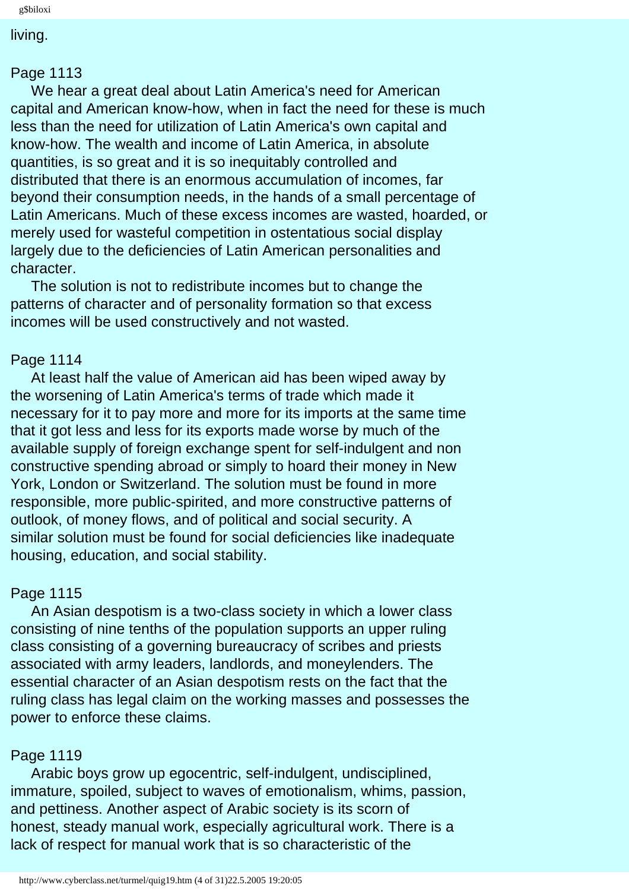living.

Page 1113

We hear a great deal about Latin America's need for American capital and American know-how, when in fact the need for these is much less than the need for utilization of Latin America's own capital and know-how. The wealth and income of Latin America, in absolute quantities, is so great and it is so inequitably controlled and distributed that there is an enormous accumulation of incomes, far beyond their consumption needs, in the hands of a small percentage of Latin Americans. Much of these excess incomes are wasted, hoarded, or merely used for wasteful competition in ostentatious social display largely due to the deficiencies of Latin American personalities and character.

The solution is not to redistribute incomes but to change the patterns of character and of personality formation so that excess incomes will be used constructively and not wasted.

Page 1114

At least half the value of American aid has been wiped away by the worsening of Latin America's terms of trade which made it necessary for it to pay more and more for its imports at the same time that it got less and less for its exports made worse by much of the available supply of foreign exchange spent for self-indulgent and non constructive spending abroad or simply to hoard their money in New York, London or Switzerland. The solution must be found in more responsible, more public-spirited, and more constructive patterns of outlook, of money flows, and of political and social security. A similar solution must be found for social deficiencies like inadequate housing, education, and social stability.

Page 1115

An Asian despotism is a two-class society in which a lower class consisting of nine tenths of the population supports an upper ruling class consisting of a governing bureaucracy of scribes and priests associated with army leaders, landlords, and moneylenders. The essential character of an Asian despotism rests on the fact that the ruling class has legal claim on the working masses and possesses the power to enforce these claims.

Page 1119

Arabic boys grow up egocentric, self-indulgent, undisciplined, immature, spoiled, subject to waves of emotionalism, whims, passion, and pettiness. Another aspect of Arabic society is its scorn of honest, steady manual work, especially agricultural work. There is a lack of respect for manual work that is so characteristic of the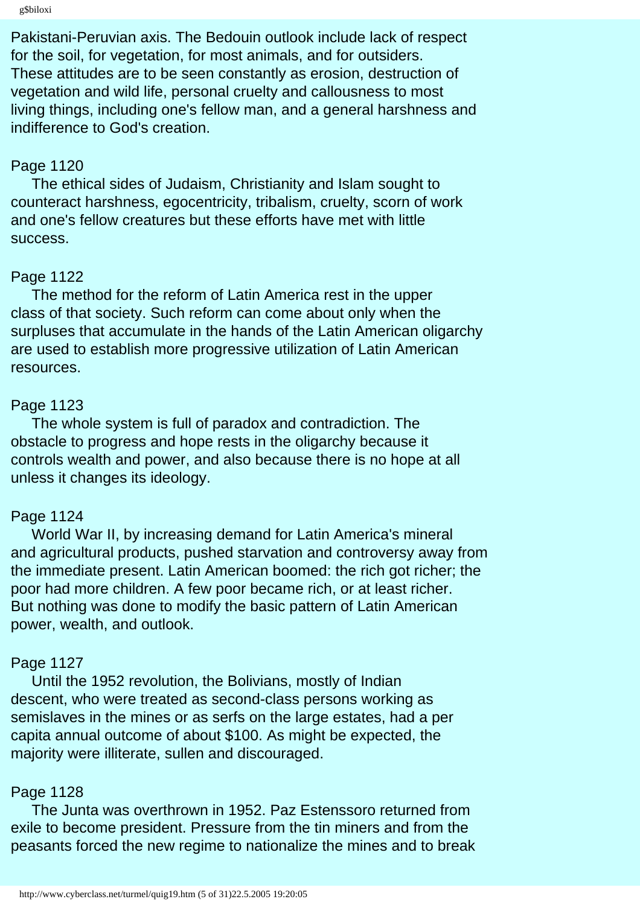Pakistani-Peruvian axis. The Bedouin outlook include lack of respect for the soil, for vegetation, for most animals, and for outsiders. These attitudes are to be seen constantly as erosion, destruction of vegetation and wild life, personal cruelty and callousness to most living things, including one's fellow man, and a general harshness and indifference to God's creation.

Page 1120

The ethical sides of Judaism, Christianity and Islam sought to counteract harshness, egocentricity, tribalism, cruelty, scorn of work and one's fellow creatures but these efforts have met with little success.

Page 1122

The method for the reform of Latin America rest in the upper class of that society. Such reform can come about only when the surpluses that accumulate in the hands of the Latin American oligarchy are used to establish more progressive utilization of Latin American resources.

Page 1123

The whole system is full of paradox and contradiction. The obstacle to progress and hope rests in the oligarchy because it controls wealth and power, and also because there is no hope at all unless it changes its ideology.

Page 1124

World War II, by increasing demand for Latin America's mineral and agricultural products, pushed starvation and controversy away from the immediate present. Latin American boomed: the rich got richer; the poor had more children. A few poor became rich, or at least richer. But nothing was done to modify the basic pattern of Latin American power, wealth, and outlook.

Page 1127

Until the 1952 revolution, the Bolivians, mostly of Indian descent, who were treated as second-class persons working as semislaves in the mines or as serfs on the large estates, had a per capita annual outcome of about $100. As might be expected, the majority were illiterate, sullen and discouraged.

Page 1128

The Junta was overthrown in 1952. Paz Estenssoro returned from exile to become president. Pressure from the tin miners and from the peasants forced the new regime to nationalize the mines and to break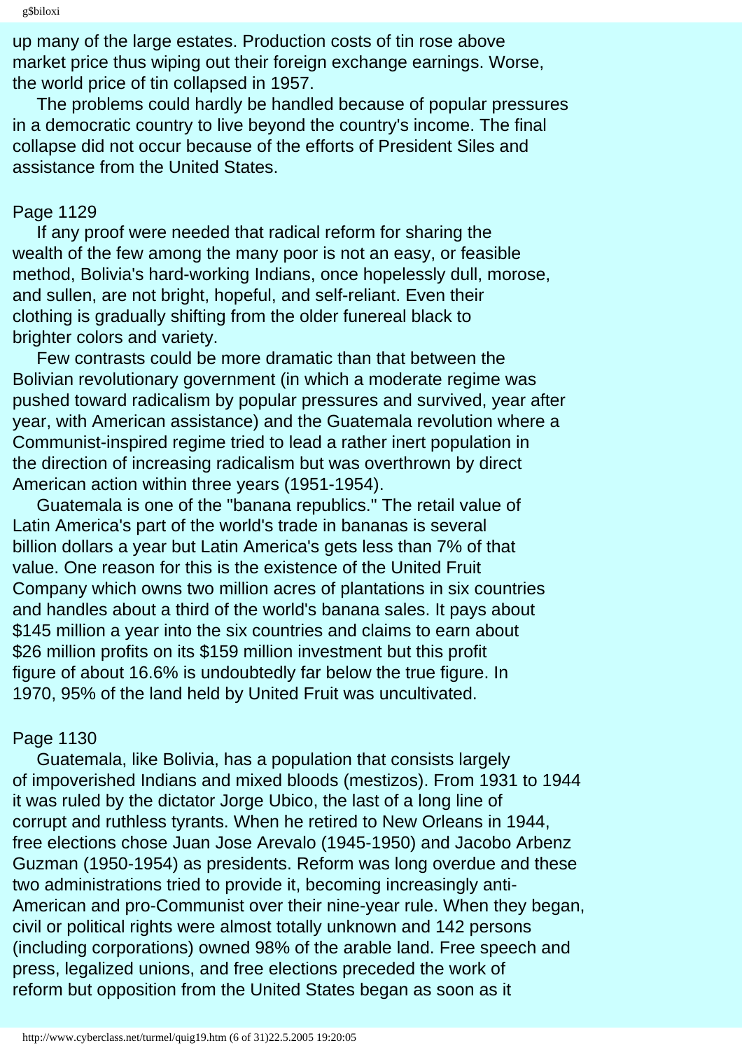up many of the large estates. Production costs of tin rose above market price thus wiping out their foreign exchange earnings. Worse, the world price of tin collapsed in 1957.

The problems could hardly be handled because of popular pressures in a democratic country to live beyond the country's income. The final collapse did not occur because of the efforts of President Siles and assistance from the United States.

Page 1129

If any proof were needed that radical reform for sharing the wealth of the few among the many poor is not an easy, or feasible method, Bolivia's hard-working Indians, once hopelessly dull, morose, and sullen, are not bright, hopeful, and self-reliant. Even their clothing is gradually shifting from the older funereal black to brighter colors and variety.

Few contrasts could be more dramatic than that between the Bolivian revolutionary government (in which a moderate regime was pushed toward radicalism by popular pressures and survived, year after year, with American assistance) and the Guatemala revolution where a Communist-inspired regime tried to lead a rather inert population in the direction of increasing radicalism but was overthrown by direct American action within three years (1951-1954).

Guatemala is one of the "banana republics." The retail value of Latin America's part of the world's trade in bananas is several billion dollars a year but Latin America's gets less than 7% of that value. One reason for this is the existence of the United Fruit Company which owns two million acres of plantations in six countries and handles about a third of the world's banana sales. It pays about $145 million a year into the six countries and claims to earn about $26 million profits on its $159 million investment but this profit figure of about 16.6% is undoubtedly far below the true figure. In 1970, 95% of the land held by United Fruit was uncultivated.

Page 1130

Guatemala, like Bolivia, has a population that consists largely of impoverished Indians and mixed bloods (mestizos). From 1931 to 1944 it was ruled by the dictator Jorge Ubico, the last of a long line of corrupt and ruthless tyrants. When he retired to New Orleans in 1944, free elections chose Juan Jose Arevalo (1945-1950) and Jacobo Arbenz Guzman (1950-1954) as presidents. Reform was long overdue and these two administrations tried to provide it, becoming increasingly anti-American and pro-Communist over their nine-year rule. When they began, civil or political rights were almost totally unknown and 142 persons (including corporations) owned 98% of the arable land. Free speech and press, legalized unions, and free elections preceded the work of reform but opposition from the United States began as soon as it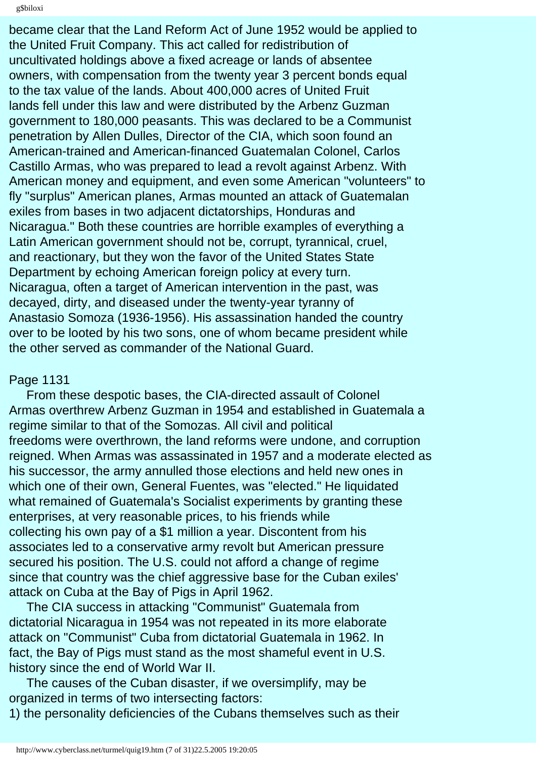became clear that the Land Reform Act of June 1952 would be applied to the United Fruit Company. This act called for redistribution of uncultivated holdings above a fixed acreage or lands of absentee owners, with compensation from the twenty year 3 percent bonds equal to the tax value of the lands. About 400,000 acres of United Fruit lands fell under this law and were distributed by the Arbenz Guzman government to 180,000 peasants. This was declared to be a Communist penetration by Allen Dulles, Director of the CIA, which soon found an American-trained and American-financed Guatemalan Colonel, Carlos Castillo Armas, who was prepared to lead a revolt against Arbenz. With American money and equipment, and even some American "volunteers" to fly "surplus" American planes, Armas mounted an attack of Guatemalan exiles from bases in two adjacent dictatorships, Honduras and Nicaragua." Both these countries are horrible examples of everything a Latin American government should not be, corrupt, tyrannical, cruel, and reactionary, but they won the favor of the United States State Department by echoing American foreign policy at every turn. Nicaragua, often a target of American intervention in the past, was decayed, dirty, and diseased under the twenty-year tyranny of Anastasio Somoza (1936-1956). His assassination handed the country over to be looted by his two sons, one of whom became president while the other served as commander of the National Guard.

Page 1131

From these despotic bases, the CIA-directed assault of Colonel Armas overthrew Arbenz Guzman in 1954 and established in Guatemala a regime similar to that of the Somozas. All civil and political freedoms were overthrown, the land reforms were undone, and corruption reigned. When Armas was assassinated in 1957 and a moderate elected as his successor, the army annulled those elections and held new ones in which one of their own, General Fuentes, was "elected." He liquidated what remained of Guatemala's Socialist experiments by granting these enterprises, at very reasonable prices, to his friends while collecting his own pay of a $1 million a year. Discontent from his associates led to a conservative army revolt but American pressure secured his position. The U.S. could not afford a change of regime since that country was the chief aggressive base for the Cuban exiles' attack on Cuba at the Bay of Pigs in April 1962.

The CIA success in attacking "Communist" Guatemala from dictatorial Nicaragua in 1954 was not repeated in its more elaborate attack on "Communist" Cuba from dictatorial Guatemala in 1962. In fact, the Bay of Pigs must stand as the most shameful event in U.S. history since the end of World War II.

The causes of the Cuban disaster, if we oversimplify, may be organized in terms of two intersecting factors:

1) the personality deficiencies of the Cubans themselves such as their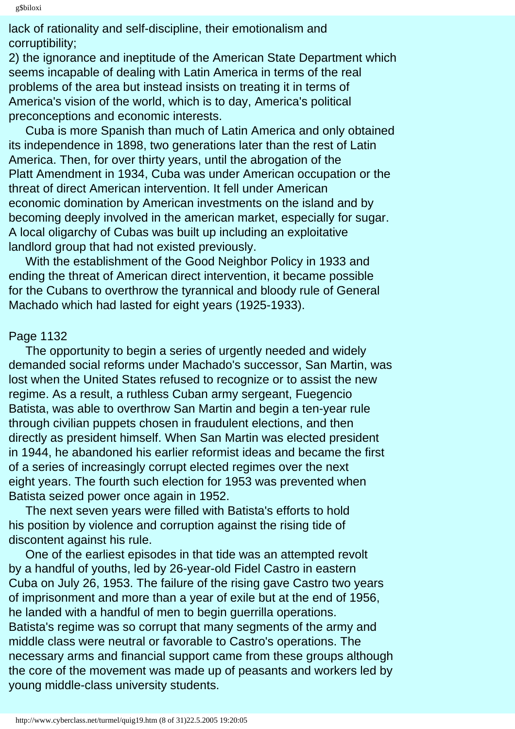lack of rationality and self-discipline, their emotionalism and corruptibility;

2) the ignorance and ineptitude of the American State Department which seems incapable of dealing with Latin America in terms of the real problems of the area but instead insists on treating it in terms of America's vision of the world, which is to day, America's political preconceptions and economic interests.

Cuba is more Spanish than much of Latin America and only obtained its independence in 1898, two generations later than the rest of Latin America. Then, for over thirty years, until the abrogation of the Platt Amendment in 1934, Cuba was under American occupation or the threat of direct American intervention. It fell under American economic domination by American investments on the island and by becoming deeply involved in the american market, especially for sugar. A local oligarchy of Cubas was built up including an exploitative landlord group that had not existed previously.

With the establishment of the Good Neighbor Policy in 1933 and ending the threat of American direct intervention, it became possible for the Cubans to overthrow the tyrannical and bloody rule of General Machado which had lasted for eight years (1925-1933).

Page 1132

The opportunity to begin a series of urgently needed and widely demanded social reforms under Machado's successor, San Martin, was lost when the United States refused to recognize or to assist the new regime. As a result, a ruthless Cuban army sergeant, Fuegencio Batista, was able to overthrow San Martin and begin a ten-year rule through civilian puppets chosen in fraudulent elections, and then directly as president himself. When San Martin was elected president in 1944, he abandoned his earlier reformist ideas and became the first of a series of increasingly corrupt elected regimes over the next eight years. The fourth such election for 1953 was prevented when Batista seized power once again in 1952.

The next seven years were filled with Batista's efforts to hold his position by violence and corruption against the rising tide of discontent against his rule.

One of the earliest episodes in that tide was an attempted revolt by a handful of youths, led by 26-year-old Fidel Castro in eastern Cuba on July 26, 1953. The failure of the rising gave Castro two years of imprisonment and more than a year of exile but at the end of 1956, he landed with a handful of men to begin guerrilla operations. Batista's regime was so corrupt that many segments of the army and middle class were neutral or favorable to Castro's operations. The necessary arms and financial support came from these groups although the core of the movement was made up of peasants and workers led by young middle-class university students.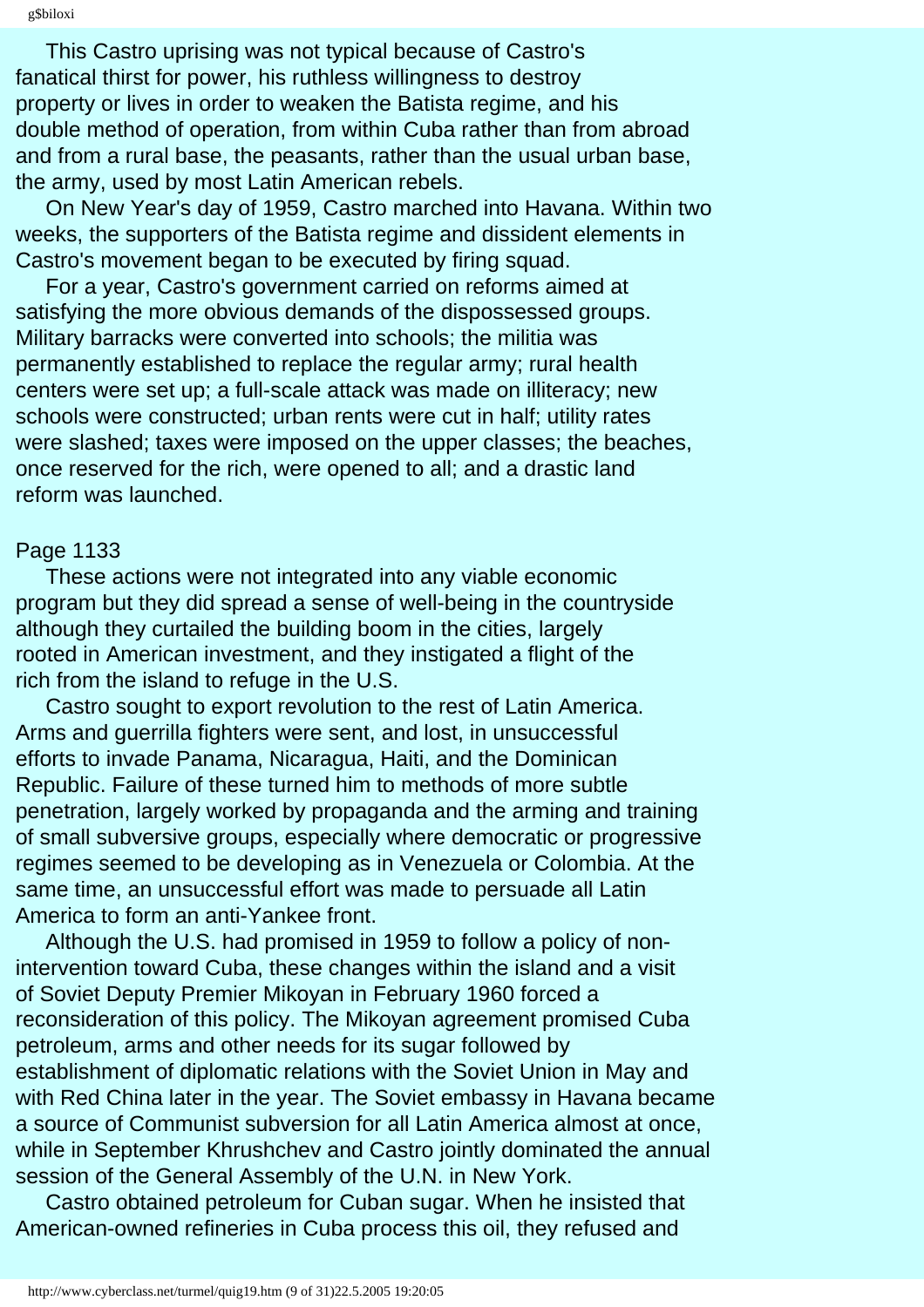This Castro uprising was not typical because of Castro's fanatical thirst for power, his ruthless willingness to destroy property or lives in order to weaken the Batista regime, and his double method of operation, from within Cuba rather than from abroad and from a rural base, the peasants, rather than the usual urban base, the army, used by most Latin American rebels.

On New Year's day of 1959, Castro marched into Havana. Within two weeks, the supporters of the Batista regime and dissident elements in Castro's movement began to be executed by firing squad.

For a year, Castro's government carried on reforms aimed at satisfying the more obvious demands of the dispossessed groups. Military barracks were converted into schools; the militia was permanently established to replace the regular army; rural health centers were set up; a full-scale attack was made on illiteracy; new schools were constructed; urban rents were cut in half; utility rates were slashed; taxes were imposed on the upper classes; the beaches, once reserved for the rich, were opened to all; and a drastic land reform was launched.

Page 1133

These actions were not integrated into any viable economic program but they did spread a sense of well-being in the countryside although they curtailed the building boom in the cities, largely rooted in American investment, and they instigated a flight of the rich from the island to refuge in the U.S.

Castro sought to export revolution to the rest of Latin America. Arms and guerrilla fighters were sent, and lost, in unsuccessful efforts to invade Panama, Nicaragua, Haiti, and the Dominican Republic. Failure of these turned him to methods of more subtle penetration, largely worked by propaganda and the arming and training of small subversive groups, especially where democratic or progressive regimes seemed to be developing as in Venezuela or Colombia. At the same time, an unsuccessful effort was made to persuade all Latin America to form an anti-Yankee front.

Although the U.S. had promised in 1959 to follow a policy of non-intervention toward Cuba, these changes within the island and a visit of Soviet Deputy Premier Mikoyan in February 1960 forced a reconsideration of this policy. The Mikoyan agreement promised Cuba petroleum, arms and other needs for its sugar followed by establishment of diplomatic relations with the Soviet Union in May and with Red China later in the year. The Soviet embassy in Havana became a source of Communist subversion for all Latin America almost at once, while in September Khrushchev and Castro jointly dominated the annual session of the General Assembly of the U.N. in New York.

Castro obtained petroleum for Cuban sugar. When he insisted that American-owned refineries in Cuba process this oil, they refused and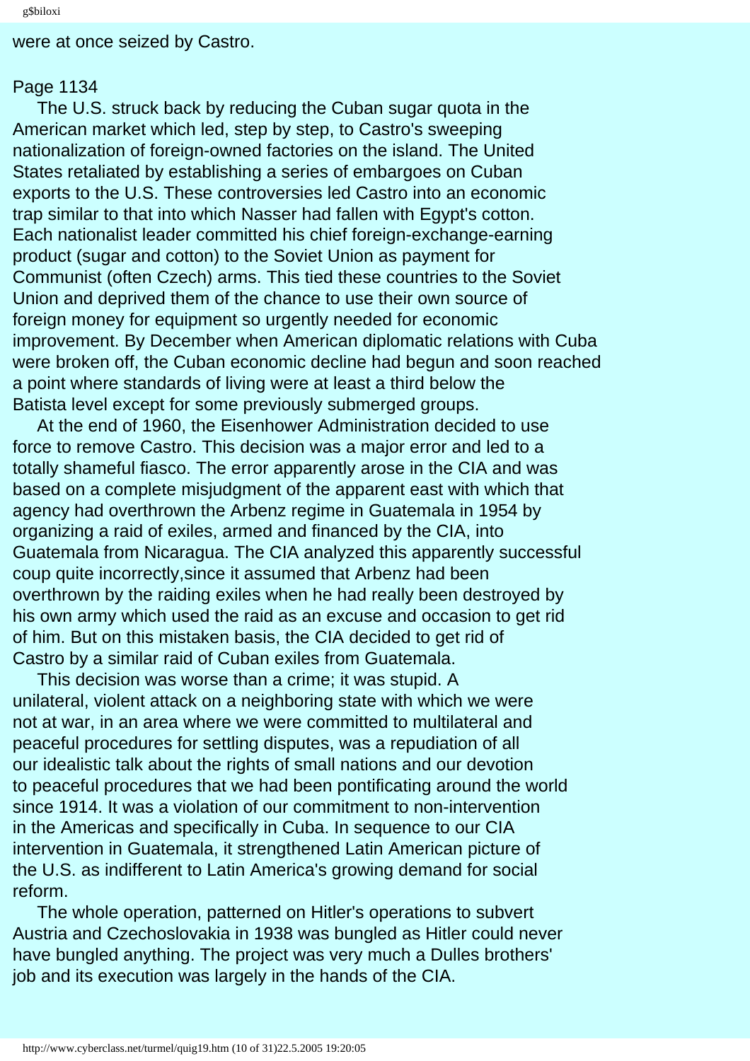were at once seized by Castro.

Page 1134

The U.S. struck back by reducing the Cuban sugar quota in the American market which led, step by step, to Castro's sweeping nationalization of foreign-owned factories on the island. The United States retaliated by establishing a series of embargoes on Cuban exports to the U.S. These controversies led Castro into an economic trap similar to that into which Nasser had fallen with Egypt's cotton. Each nationalist leader committed his chief foreign-exchange-earning product (sugar and cotton) to the Soviet Union as payment for Communist (often Czech) arms. This tied these countries to the Soviet Union and deprived them of the chance to use their own source of foreign money for equipment so urgently needed for economic improvement. By December when American diplomatic relations with Cuba were broken off, the Cuban economic decline had begun and soon reached a point where standards of living were at least a third below the Batista level except for some previously submerged groups.

At the end of 1960, the Eisenhower Administration decided to use force to remove Castro. This decision was a major error and led to a totally shameful fiasco. The error apparently arose in the CIA and was based on a complete misjudgment of the apparent east with which that agency had overthrown the Arbenz regime in Guatemala in 1954 by organizing a raid of exiles, armed and financed by the CIA, into Guatemala from Nicaragua. The CIA analyzed this apparently successful coup quite incorrectly,since it assumed that Arbenz had been overthrown by the raiding exiles when he had really been destroyed by his own army which used the raid as an excuse and occasion to get rid of him. But on this mistaken basis, the CIA decided to get rid of Castro by a similar raid of Cuban exiles from Guatemala.

This decision was worse than a crime; it was stupid. A unilateral, violent attack on a neighboring state with which we were not at war, in an area where we were committed to multilateral and peaceful procedures for settling disputes, was a repudiation of all our idealistic talk about the rights of small nations and our devotion to peaceful procedures that we had been pontificating around the world since 1914. It was a violation of our commitment to non-intervention in the Americas and specifically in Cuba. In sequence to our CIA intervention in Guatemala, it strengthened Latin American picture of the U.S. as indifferent to Latin America's growing demand for social reform.

The whole operation, patterned on Hitler's operations to subvert Austria and Czechoslovakia in 1938 was bungled as Hitler could never have bungled anything. The project was very much a Dulles brothers' job and its execution was largely in the hands of the CIA.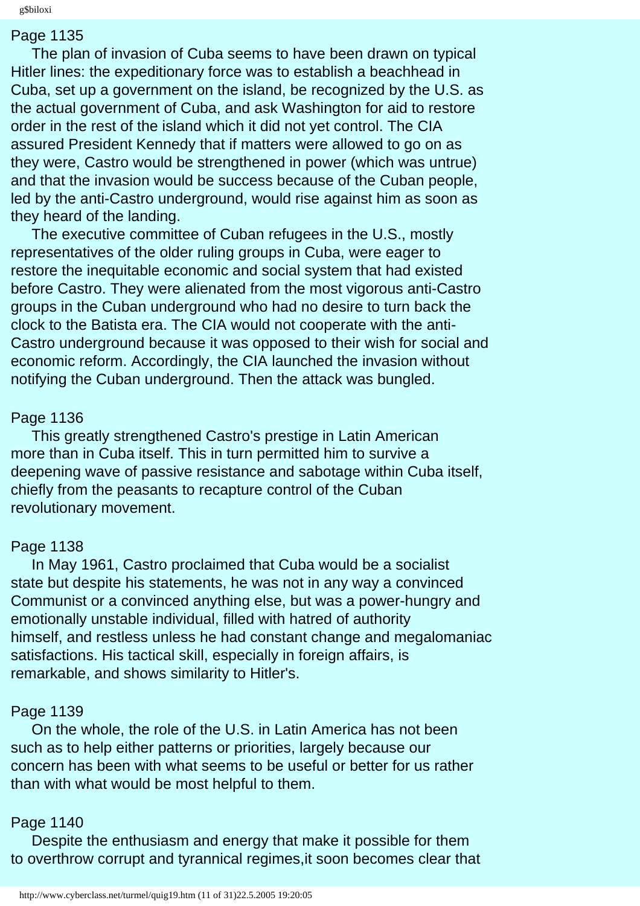Page 1135

The plan of invasion of Cuba seems to have been drawn on typical Hitler lines: the expeditionary force was to establish a beachhead in Cuba, set up a government on the island, be recognized by the U.S. as the actual government of Cuba, and ask Washington for aid to restore order in the rest of the island which it did not yet control. The CIA assured President Kennedy that if matters were allowed to go on as they were, Castro would be strengthened in power (which was untrue) and that the invasion would be success because of the Cuban people, led by the anti-Castro underground, would rise against him as soon as they heard of the landing.

The executive committee of Cuban refugees in the U.S., mostly representatives of the older ruling groups in Cuba, were eager to restore the inequitable economic and social system that had existed before Castro. They were alienated from the most vigorous anti-Castro groups in the Cuban underground who had no desire to turn back the clock to the Batista era. The CIA would not cooperate with the anti-Castro underground because it was opposed to their wish for social and economic reform. Accordingly, the CIA launched the invasion without notifying the Cuban underground. Then the attack was bungled.

Page 1136

This greatly strengthened Castro's prestige in Latin American more than in Cuba itself. This in turn permitted him to survive a deepening wave of passive resistance and sabotage within Cuba itself, chiefly from the peasants to recapture control of the Cuban revolutionary movement.

Page 1138

In May 1961, Castro proclaimed that Cuba would be a socialist state but despite his statements, he was not in any way a convinced Communist or a convinced anything else, but was a power-hungry and emotionally unstable individual, filled with hatred of authority himself, and restless unless he had constant change and megalomaniac satisfactions. His tactical skill, especially in foreign affairs, is remarkable, and shows similarity to Hitler's.

Page 1139

On the whole, the role of the U.S. in Latin America has not been such as to help either patterns or priorities, largely because our concern has been with what seems to be useful or better for us rather than with what would be most helpful to them.

Page 1140

Despite the enthusiasm and energy that make it possible for them to overthrow corrupt and tyrannical regimes,it soon becomes clear that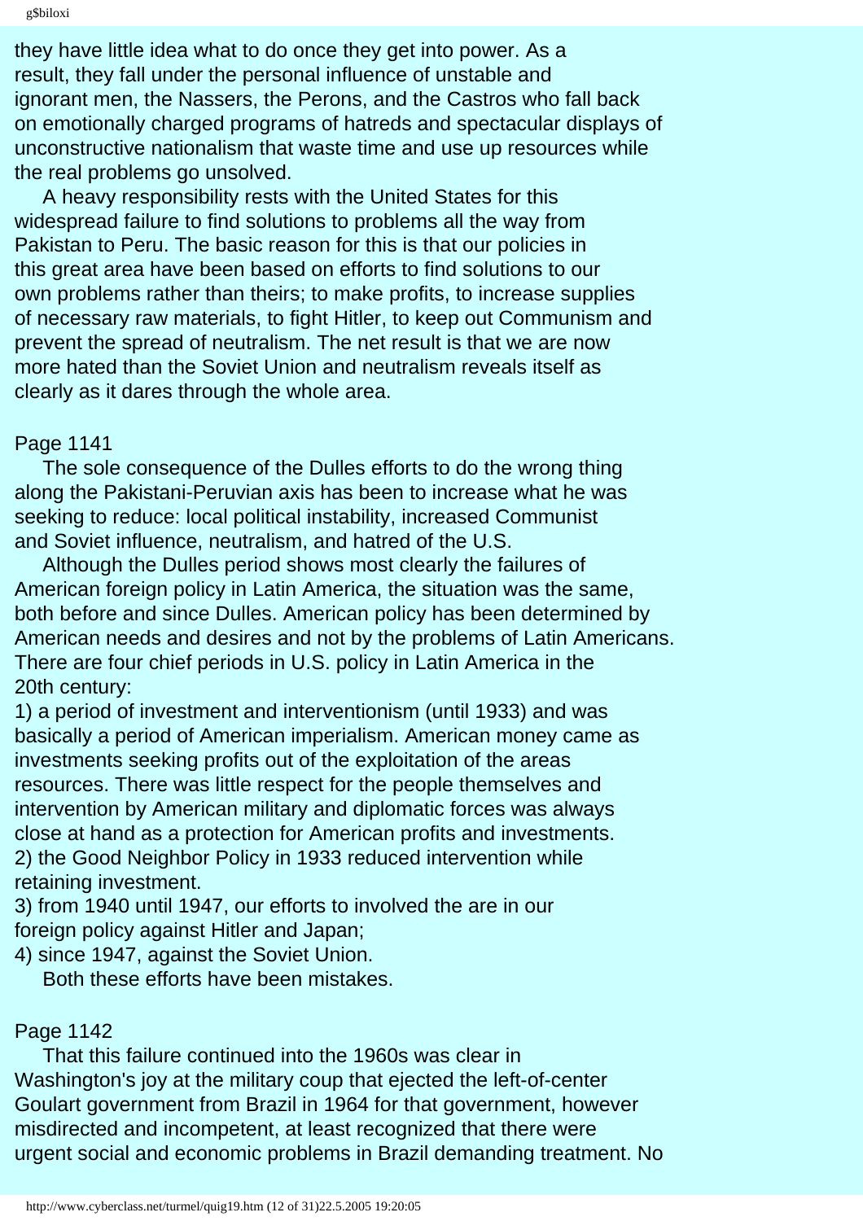they have little idea what to do once they get into power. As a result, they fall under the personal influence of unstable and ignorant men, the Nassers, the Perons, and the Castros who fall back on emotionally charged programs of hatreds and spectacular displays of unconstructive nationalism that waste time and use up resources while the real problems go unsolved.

A heavy responsibility rests with the United States for this widespread failure to find solutions to problems all the way from Pakistan to Peru. The basic reason for this is that our policies in this great area have been based on efforts to find solutions to our own problems rather than theirs; to make profits, to increase supplies of necessary raw materials, to fight Hitler, to keep out Communism and prevent the spread of neutralism. The net result is that we are now more hated than the Soviet Union and neutralism reveals itself as clearly as it dares through the whole area.

Page 1141

The sole consequence of the Dulles efforts to do the wrong thing along the Pakistani-Peruvian axis has been to increase what he was seeking to reduce: local political instability, increased Communist and Soviet influence, neutralism, and hatred of the U.S.

Although the Dulles period shows most clearly the failures of American foreign policy in Latin America, the situation was the same, both before and since Dulles. American policy has been determined by American needs and desires and not by the problems of Latin Americans. There are four chief periods in U.S. policy in Latin America in the 20th century:

1) a period of investment and interventionism (until 1933) and was basically a period of American imperialism. American money came as investments seeking profits out of the exploitation of the areas resources. There was little respect for the people themselves and intervention by American military and diplomatic forces was always close at hand as a protection for American profits and investments.
2) the Good Neighbor Policy in 1933 reduced intervention while retaining investment.
3) from 1940 until 1947, our efforts to involved the are in our foreign policy against Hitler and Japan;
4) since 1947, against the Soviet Union.

Both these efforts have been mistakes.

Page 1142

That this failure continued into the 1960s was clear in Washington's joy at the military coup that ejected the left-of-center Goulart government from Brazil in 1964 for that government, however misdirected and incompetent, at least recognized that there were urgent social and economic problems in Brazil demanding treatment. No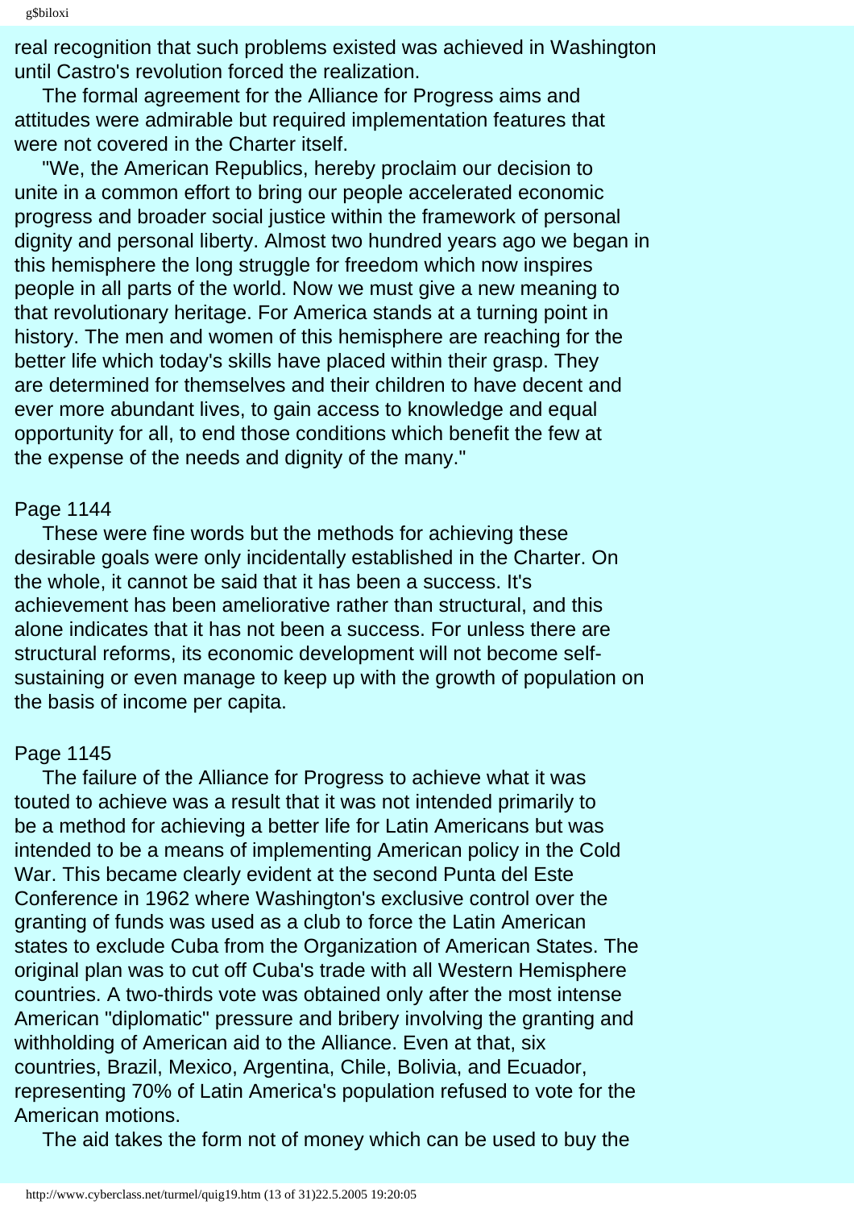real recognition that such problems existed was achieved in Washington until Castro's revolution forced the realization.

The formal agreement for the Alliance for Progress aims and attitudes were admirable but required implementation features that were not covered in the Charter itself.

"We, the American Republics, hereby proclaim our decision to unite in a common effort to bring our people accelerated economic progress and broader social justice within the framework of personal dignity and personal liberty. Almost two hundred years ago we began in this hemisphere the long struggle for freedom which now inspires people in all parts of the world. Now we must give a new meaning to that revolutionary heritage. For America stands at a turning point in history. The men and women of this hemisphere are reaching for the better life which today's skills have placed within their grasp. They are determined for themselves and their children to have decent and ever more abundant lives, to gain access to knowledge and equal opportunity for all, to end those conditions which benefit the few at the expense of the needs and dignity of the many."

Page 1144

These were fine words but the methods for achieving these desirable goals were only incidentally established in the Charter. On the whole, it cannot be said that it has been a success. It's achievement has been ameliorative rather than structural, and this alone indicates that it has not been a success. For unless there are structural reforms, its economic development will not become self-sustaining or even manage to keep up with the growth of population on the basis of income per capita.

Page 1145

The failure of the Alliance for Progress to achieve what it was touted to achieve was a result that it was not intended primarily to be a method for achieving a better life for Latin Americans but was intended to be a means of implementing American policy in the Cold War. This became clearly evident at the second Punta del Este Conference in 1962 where Washington's exclusive control over the granting of funds was used as a club to force the Latin American states to exclude Cuba from the Organization of American States. The original plan was to cut off Cuba's trade with all Western Hemisphere countries. A two-thirds vote was obtained only after the most intense American "diplomatic" pressure and bribery involving the granting and withholding of American aid to the Alliance. Even at that, six countries, Brazil, Mexico, Argentina, Chile, Bolivia, and Ecuador, representing 70% of Latin America's population refused to vote for the American motions.

The aid takes the form not of money which can be used to buy the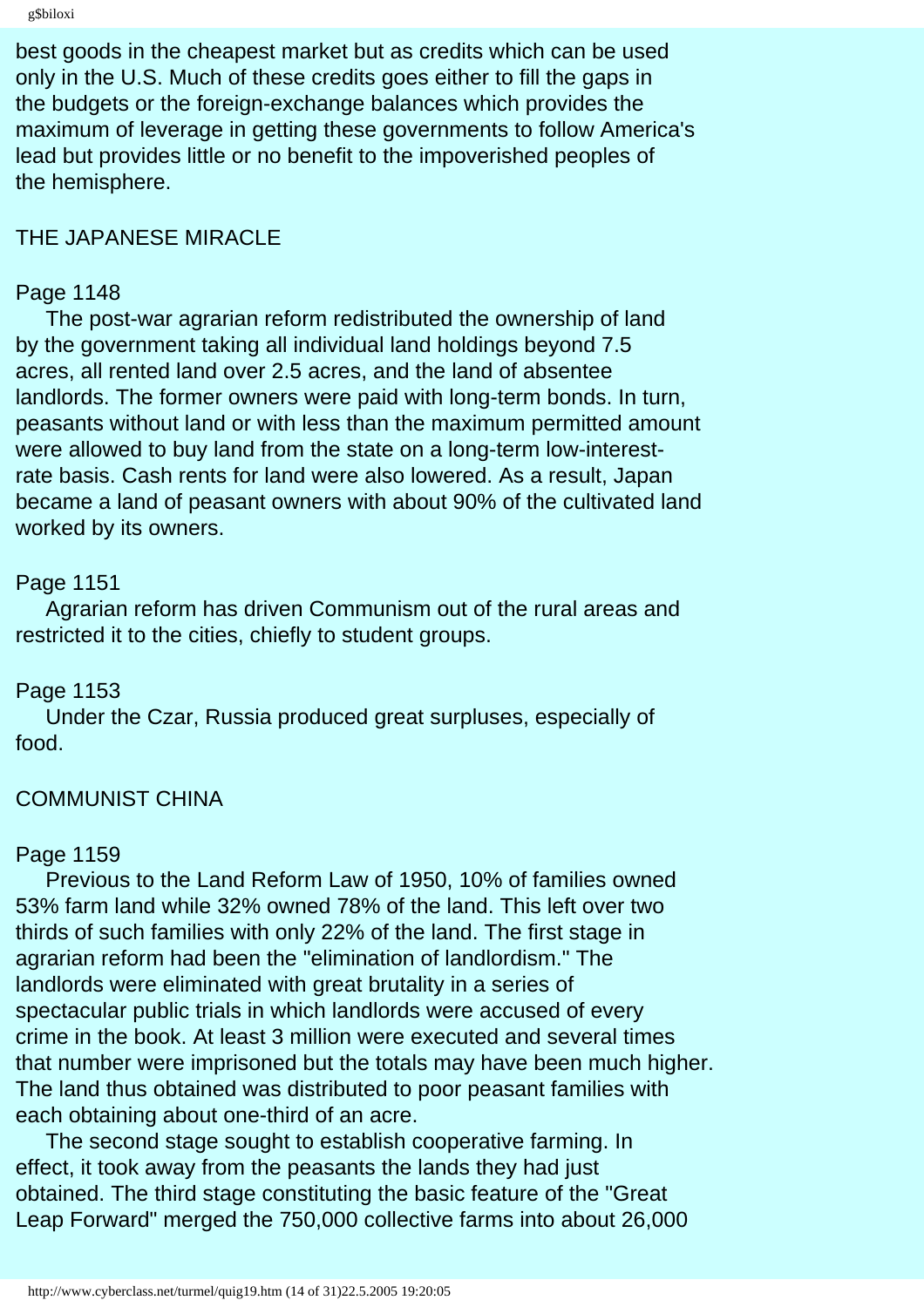best goods in the cheapest market but as credits which can be used only in the U.S. Much of these credits goes either to fill the gaps in the budgets or the foreign-exchange balances which provides the maximum of leverage in getting these governments to follow America's lead but provides little or no benefit to the impoverished peoples of the hemisphere.

## THE JAPANESE MIRACLE

Page 1148

The post-war agrarian reform redistributed the ownership of land by the government taking all individual land holdings beyond 7.5 acres, all rented land over 2.5 acres, and the land of absentee landlords. The former owners were paid with long-term bonds. In turn, peasants without land or with less than the maximum permitted amount were allowed to buy land from the state on a long-term low-interest-rate basis. Cash rents for land were also lowered. As a result, Japan became a land of peasant owners with about 90% of the cultivated land worked by its owners.

Page 1151

Agrarian reform has driven Communism out of the rural areas and restricted it to the cities, chiefly to student groups.

Page 1153

Under the Czar, Russia produced great surpluses, especially of food.

## COMMUNIST CHINA

Page 1159

Previous to the Land Reform Law of 1950, 10% of families owned 53% farm land while 32% owned 78% of the land. This left over two thirds of such families with only 22% of the land. The first stage in agrarian reform had been the "elimination of landlordism." The landlords were eliminated with great brutality in a series of spectacular public trials in which landlords were accused of every crime in the book. At least 3 million were executed and several times that number were imprisoned but the totals may have been much higher. The land thus obtained was distributed to poor peasant families with each obtaining about one-third of an acre.

The second stage sought to establish cooperative farming. In effect, it took away from the peasants the lands they had just obtained. The third stage constituting the basic feature of the "Great Leap Forward" merged the 750,000 collective farms into about 26,000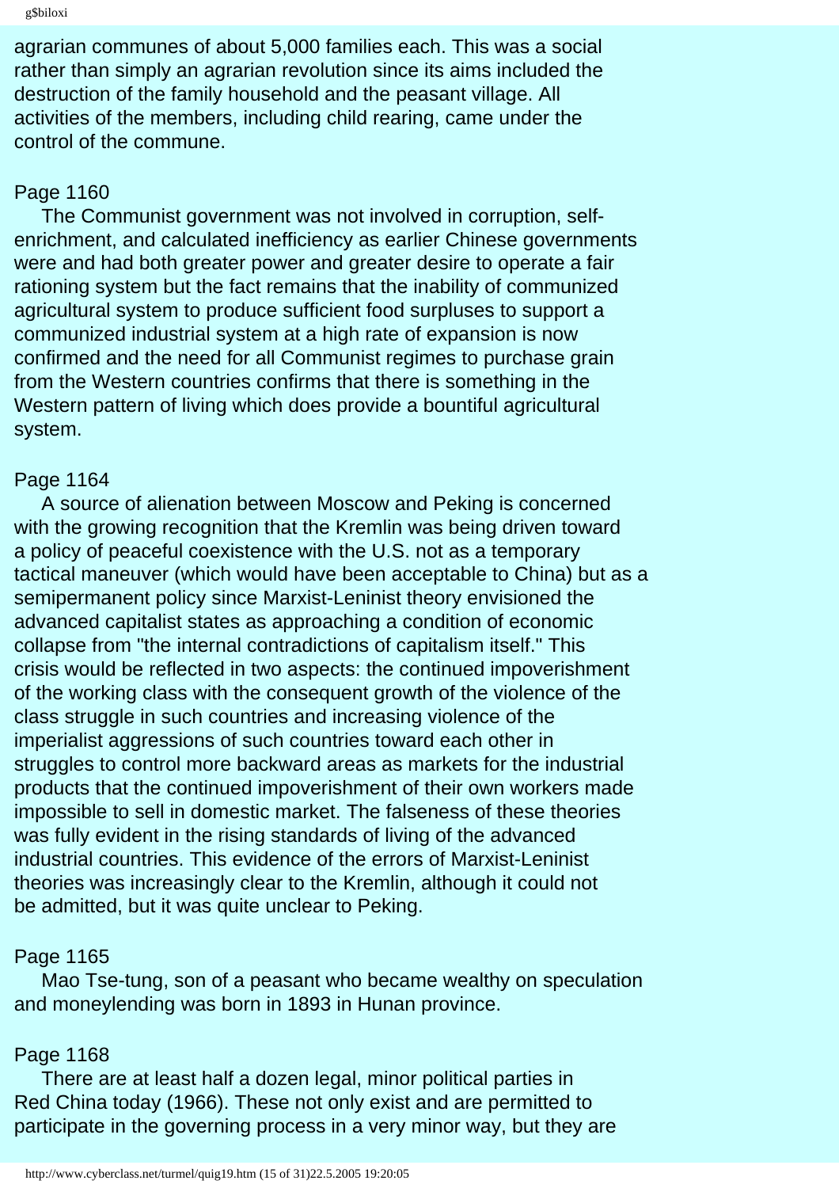agrarian communes of about 5,000 families each. This was a social rather than simply an agrarian revolution since its aims included the destruction of the family household and the peasant village. All activities of the members, including child rearing, came under the control of the commune.

Page 1160

The Communist government was not involved in corruption, self-enrichment, and calculated inefficiency as earlier Chinese governments were and had both greater power and greater desire to operate a fair rationing system but the fact remains that the inability of communized agricultural system to produce sufficient food surpluses to support a communized industrial system at a high rate of expansion is now confirmed and the need for all Communist regimes to purchase grain from the Western countries confirms that there is something in the Western pattern of living which does provide a bountiful agricultural system.

Page 1164

A source of alienation between Moscow and Peking is concerned with the growing recognition that the Kremlin was being driven toward a policy of peaceful coexistence with the U.S. not as a temporary tactical maneuver (which would have been acceptable to China) but as a semipermanent policy since Marxist-Leninist theory envisioned the advanced capitalist states as approaching a condition of economic collapse from "the internal contradictions of capitalism itself." This crisis would be reflected in two aspects: the continued impoverishment of the working class with the consequent growth of the violence of the class struggle in such countries and increasing violence of the imperialist aggressions of such countries toward each other in struggles to control more backward areas as markets for the industrial products that the continued impoverishment of their own workers made impossible to sell in domestic market. The falseness of these theories was fully evident in the rising standards of living of the advanced industrial countries. This evidence of the errors of Marxist-Leninist theories was increasingly clear to the Kremlin, although it could not be admitted, but it was quite unclear to Peking.

Page 1165

Mao Tse-tung, son of a peasant who became wealthy on speculation and moneylending was born in 1893 in Hunan province.

Page 1168

There are at least half a dozen legal, minor political parties in Red China today (1966). These not only exist and are permitted to participate in the governing process in a very minor way, but they are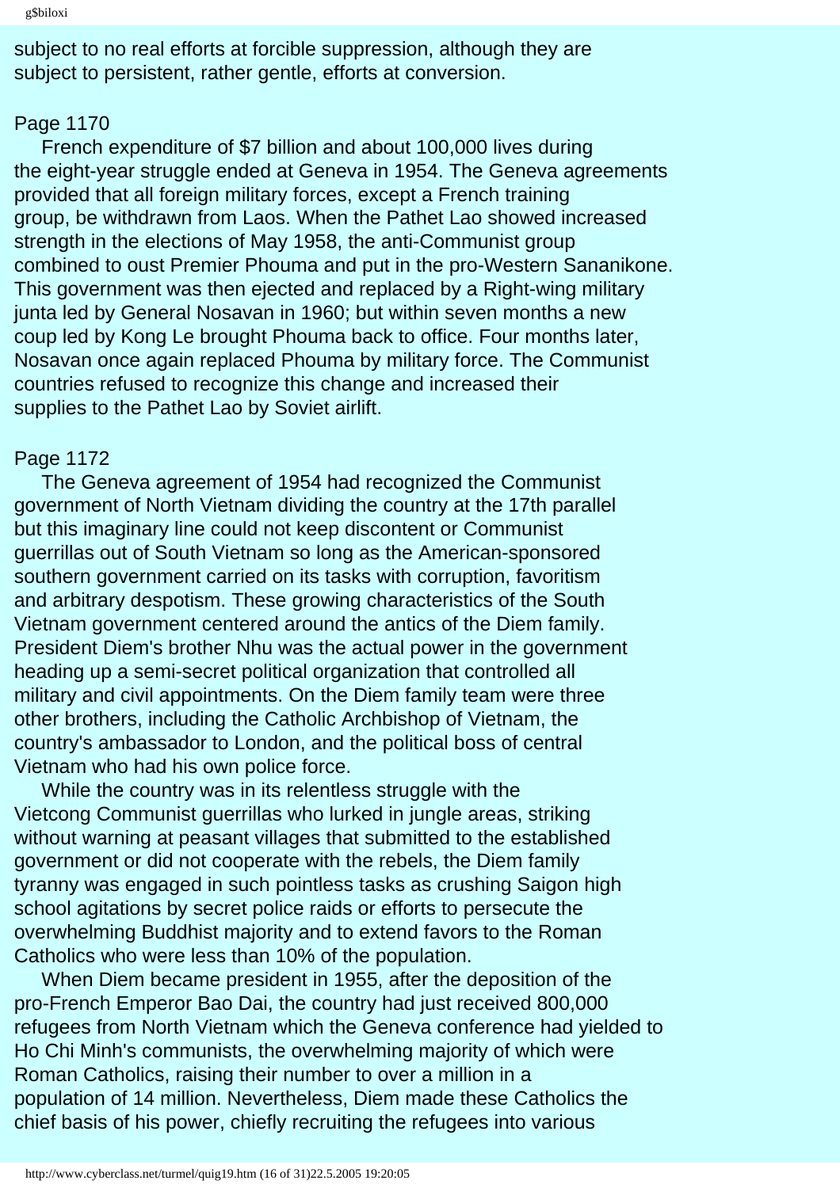subject to no real efforts at forcible suppression, although they are subject to persistent, rather gentle, efforts at conversion.

Page 1170

French expenditure of $7 billion and about 100,000 lives during the eight-year struggle ended at Geneva in 1954. The Geneva agreements provided that all foreign military forces, except a French training group, be withdrawn from Laos. When the Pathet Lao showed increased strength in the elections of May 1958, the anti-Communist group combined to oust Premier Phouma and put in the pro-Western Sananikone. This government was then ejected and replaced by a Right-wing military junta led by General Nosavan in 1960; but within seven months a new coup led by Kong Le brought Phouma back to office. Four months later, Nosavan once again replaced Phouma by military force. The Communist countries refused to recognize this change and increased their supplies to the Pathet Lao by Soviet airlift.

Page 1172

The Geneva agreement of 1954 had recognized the Communist government of North Vietnam dividing the country at the 17th parallel but this imaginary line could not keep discontent or Communist guerrillas out of South Vietnam so long as the American-sponsored southern government carried on its tasks with corruption, favoritism and arbitrary despotism. These growing characteristics of the South Vietnam government centered around the antics of the Diem family. President Diem's brother Nhu was the actual power in the government heading up a semi-secret political organization that controlled all military and civil appointments. On the Diem family team were three other brothers, including the Catholic Archbishop of Vietnam, the country's ambassador to London, and the political boss of central Vietnam who had his own police force.

While the country was in its relentless struggle with the Vietcong Communist guerrillas who lurked in jungle areas, striking without warning at peasant villages that submitted to the established government or did not cooperate with the rebels, the Diem family tyranny was engaged in such pointless tasks as crushing Saigon high school agitations by secret police raids or efforts to persecute the overwhelming Buddhist majority and to extend favors to the Roman Catholics who were less than 10% of the population.

When Diem became president in 1955, after the deposition of the pro-French Emperor Bao Dai, the country had just received 800,000 refugees from North Vietnam which the Geneva conference had yielded to Ho Chi Minh's communists, the overwhelming majority of which were Roman Catholics, raising their number to over a million in a population of 14 million. Nevertheless, Diem made these Catholics the chief basis of his power, chiefly recruiting the refugees into various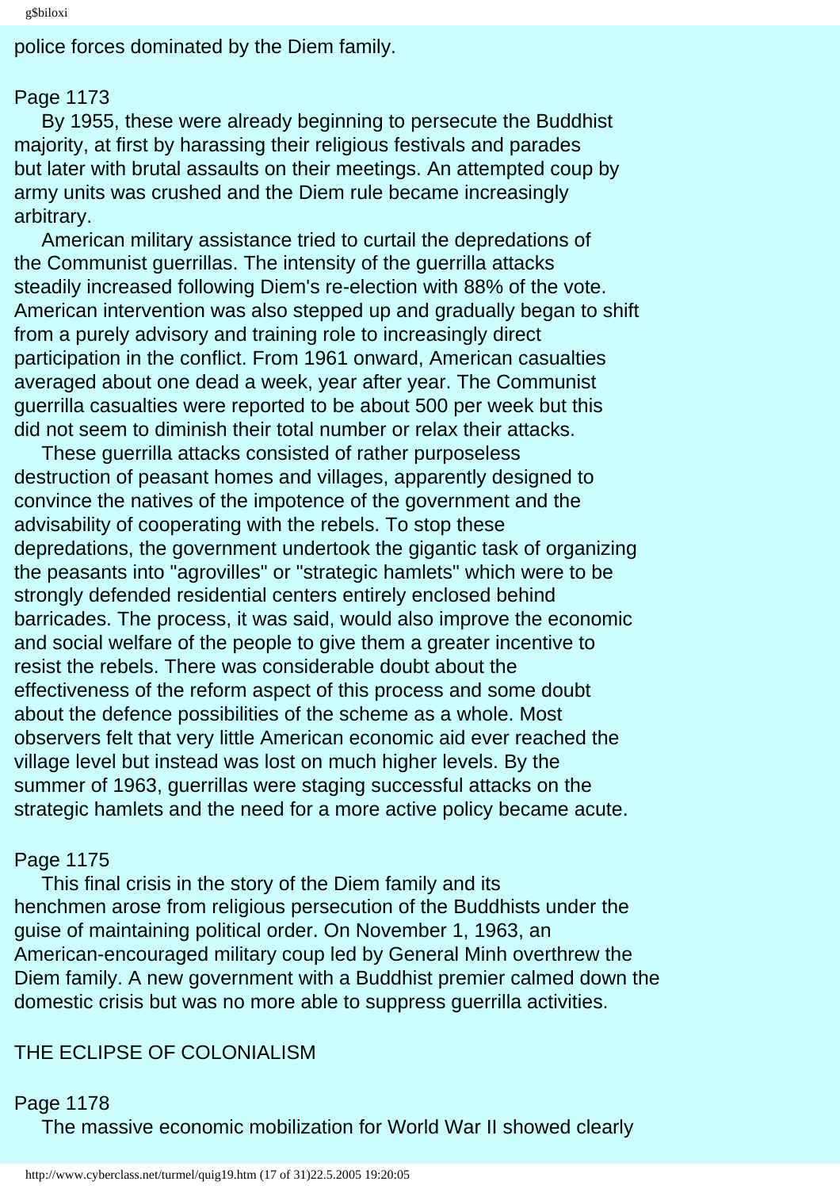police forces dominated by the Diem family.

Page 1173

By 1955, these were already beginning to persecute the Buddhist majority, at first by harassing their religious festivals and parades but later with brutal assaults on their meetings. An attempted coup by army units was crushed and the Diem rule became increasingly arbitrary.

American military assistance tried to curtail the depredations of the Communist guerrillas. The intensity of the guerrilla attacks steadily increased following Diem's re-election with 88% of the vote. American intervention was also stepped up and gradually began to shift from a purely advisory and training role to increasingly direct participation in the conflict. From 1961 onward, American casualties averaged about one dead a week, year after year. The Communist guerrilla casualties were reported to be about 500 per week but this did not seem to diminish their total number or relax their attacks.

These guerrilla attacks consisted of rather purposeless destruction of peasant homes and villages, apparently designed to convince the natives of the impotence of the government and the advisability of cooperating with the rebels. To stop these depredations, the government undertook the gigantic task of organizing the peasants into "agrovilles" or "strategic hamlets" which were to be strongly defended residential centers entirely enclosed behind barricades. The process, it was said, would also improve the economic and social welfare of the people to give them a greater incentive to resist the rebels. There was considerable doubt about the effectiveness of the reform aspect of this process and some doubt about the defence possibilities of the scheme as a whole. Most observers felt that very little American economic aid ever reached the village level but instead was lost on much higher levels. By the summer of 1963, guerrillas were staging successful attacks on the strategic hamlets and the need for a more active policy became acute.

Page 1175

This final crisis in the story of the Diem family and its henchmen arose from religious persecution of the Buddhists under the guise of maintaining political order. On November 1, 1963, an American-encouraged military coup led by General Minh overthrew the Diem family. A new government with a Buddhist premier calmed down the domestic crisis but was no more able to suppress guerrilla activities.

## THE ECLIPSE OF COLONIALISM

Page 1178

The massive economic mobilization for World War II showed clearly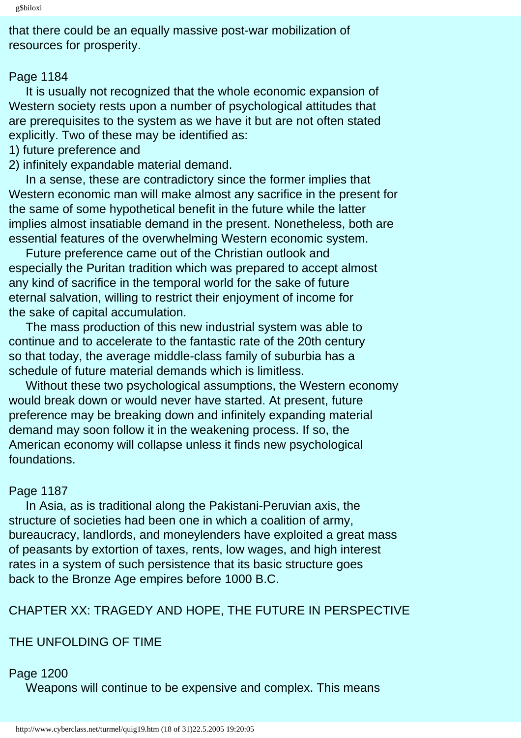that there could be an equally massive post-war mobilization of resources for prosperity.

Page 1184

It is usually not recognized that the whole economic expansion of Western society rests upon a number of psychological attitudes that are prerequisites to the system as we have it but are not often stated explicitly. Two of these may be identified as:

1) future preference and
2) infinitely expandable material demand.

In a sense, these are contradictory since the former implies that Western economic man will make almost any sacrifice in the present for the same of some hypothetical benefit in the future while the latter implies almost insatiable demand in the present. Nonetheless, both are essential features of the overwhelming Western economic system.

Future preference came out of the Christian outlook and especially the Puritan tradition which was prepared to accept almost any kind of sacrifice in the temporal world for the sake of future eternal salvation, willing to restrict their enjoyment of income for the sake of capital accumulation.

The mass production of this new industrial system was able to continue and to accelerate to the fantastic rate of the 20th century so that today, the average middle-class family of suburbia has a schedule of future material demands which is limitless.

Without these two psychological assumptions, the Western economy would break down or would never have started. At present, future preference may be breaking down and infinitely expanding material demand may soon follow it in the weakening process. If so, the American economy will collapse unless it finds new psychological foundations.

Page 1187

In Asia, as is traditional along the Pakistani-Peruvian axis, the structure of societies had been one in which a coalition of army, bureaucracy, landlords, and moneylenders have exploited a great mass of peasants by extortion of taxes, rents, low wages, and high interest rates in a system of such persistence that its basic structure goes back to the Bronze Age empires before 1000 B.C.

## CHAPTER XX: TRAGEDY AND HOPE, THE FUTURE IN PERSPECTIVE

### THE UNFOLDING OF TIME

Page 1200

Weapons will continue to be expensive and complex. This means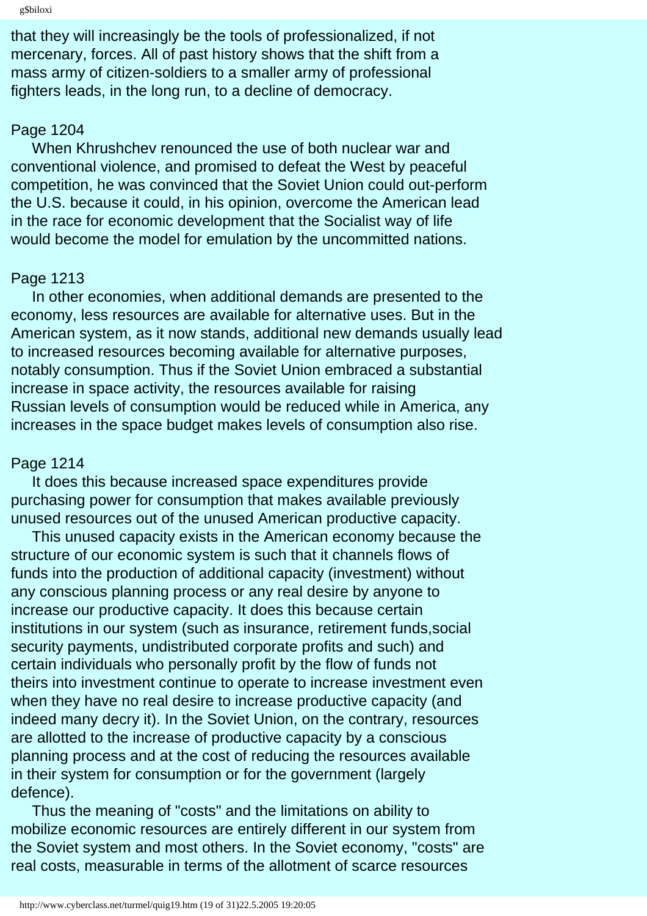that they will increasingly be the tools of professionalized, if not mercenary, forces. All of past history shows that the shift from a mass army of citizen-soldiers to a smaller army of professional fighters leads, in the long run, to a decline of democracy.

Page 1204

When Khrushchev renounced the use of both nuclear war and conventional violence, and promised to defeat the West by peaceful competition, he was convinced that the Soviet Union could out-perform the U.S. because it could, in his opinion, overcome the American lead in the race for economic development that the Socialist way of life would become the model for emulation by the uncommitted nations.

Page 1213

In other economies, when additional demands are presented to the economy, less resources are available for alternative uses. But in the American system, as it now stands, additional new demands usually lead to increased resources becoming available for alternative purposes, notably consumption. Thus if the Soviet Union embraced a substantial increase in space activity, the resources available for raising Russian levels of consumption would be reduced while in America, any increases in the space budget makes levels of consumption also rise.

Page 1214

It does this because increased space expenditures provide purchasing power for consumption that makes available previously unused resources out of the unused American productive capacity.

This unused capacity exists in the American economy because the structure of our economic system is such that it channels flows of funds into the production of additional capacity (investment) without any conscious planning process or any real desire by anyone to increase our productive capacity. It does this because certain institutions in our system (such as insurance, retirement funds,social security payments, undistributed corporate profits and such) and certain individuals who personally profit by the flow of funds not theirs into investment continue to operate to increase investment even when they have no real desire to increase productive capacity (and indeed many decry it). In the Soviet Union, on the contrary, resources are allotted to the increase of productive capacity by a conscious planning process and at the cost of reducing the resources available in their system for consumption or for the government (largely defence).

Thus the meaning of "costs" and the limitations on ability to mobilize economic resources are entirely different in our system from the Soviet system and most others. In the Soviet economy, "costs" are real costs, measurable in terms of the allotment of scarce resources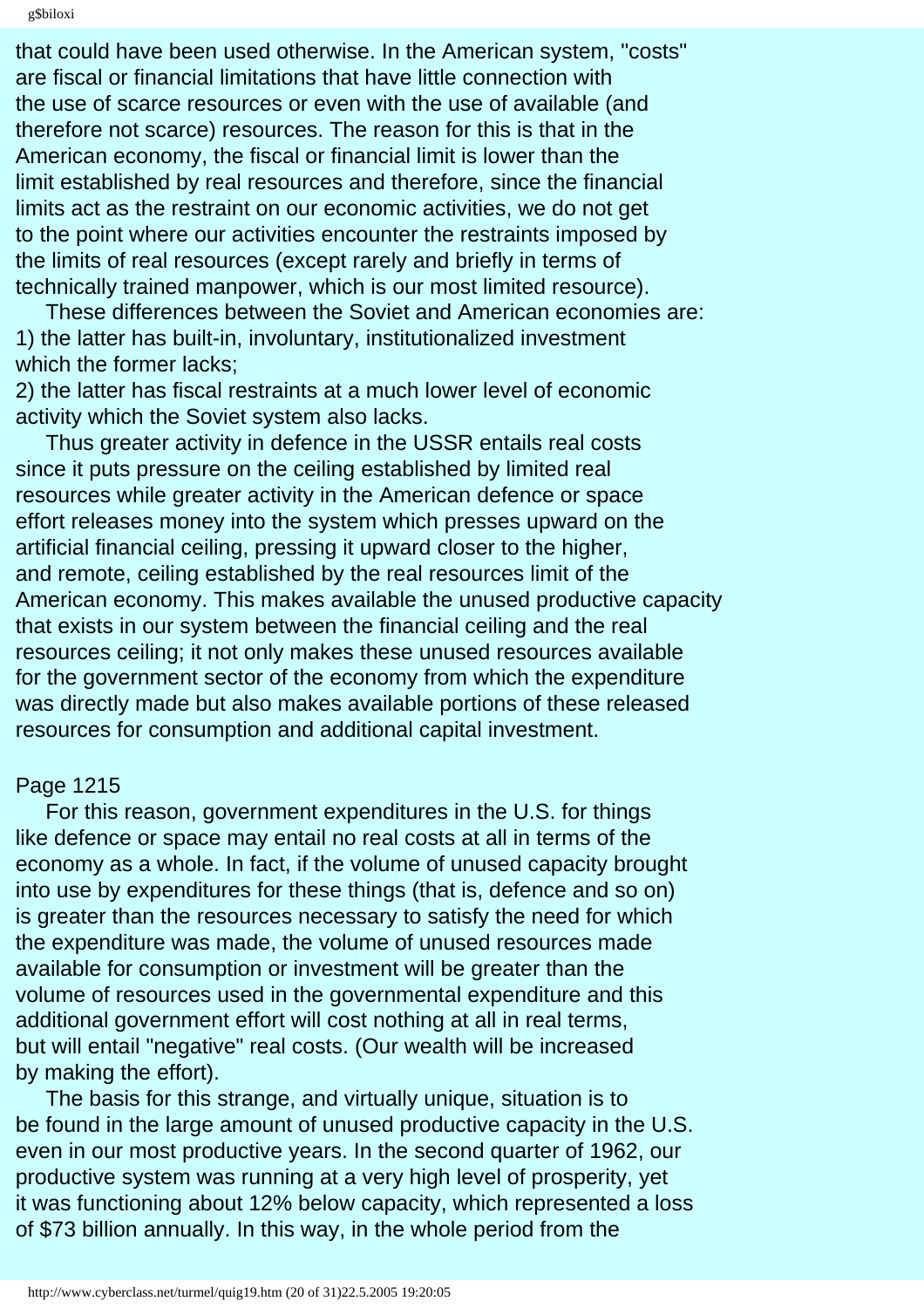that could have been used otherwise. In the American system, "costs" are fiscal or financial limitations that have little connection with the use of scarce resources or even with the use of available (and therefore not scarce) resources. The reason for this is that in the American economy, the fiscal or financial limit is lower than the limit established by real resources and therefore, since the financial limits act as the restraint on our economic activities, we do not get to the point where our activities encounter the restraints imposed by the limits of real resources (except rarely and briefly in terms of technically trained manpower, which is our most limited resource).

These differences between the Soviet and American economies are:
1) the latter has built-in, involuntary, institutionalized investment which the former lacks;
2) the latter has fiscal restraints at a much lower level of economic activity which the Soviet system also lacks.

Thus greater activity in defence in the USSR entails real costs since it puts pressure on the ceiling established by limited real resources while greater activity in the American defence or space effort releases money into the system which presses upward on the artificial financial ceiling, pressing it upward closer to the higher, and remote, ceiling established by the real resources limit of the American economy. This makes available the unused productive capacity that exists in our system between the financial ceiling and the real resources ceiling; it not only makes these unused resources available for the government sector of the economy from which the expenditure was directly made but also makes available portions of these released resources for consumption and additional capital investment.

Page 1215

For this reason, government expenditures in the U.S. for things like defence or space may entail no real costs at all in terms of the economy as a whole. In fact, if the volume of unused capacity brought into use by expenditures for these things (that is, defence and so on) is greater than the resources necessary to satisfy the need for which the expenditure was made, the volume of unused resources made available for consumption or investment will be greater than the volume of resources used in the governmental expenditure and this additional government effort will cost nothing at all in real terms, but will entail "negative" real costs. (Our wealth will be increased by making the effort).

The basis for this strange, and virtually unique, situation is to be found in the large amount of unused productive capacity in the U.S. even in our most productive years. In the second quarter of 1962, our productive system was running at a very high level of prosperity, yet it was functioning about 12% below capacity, which represented a loss of $73 billion annually. In this way, in the whole period from the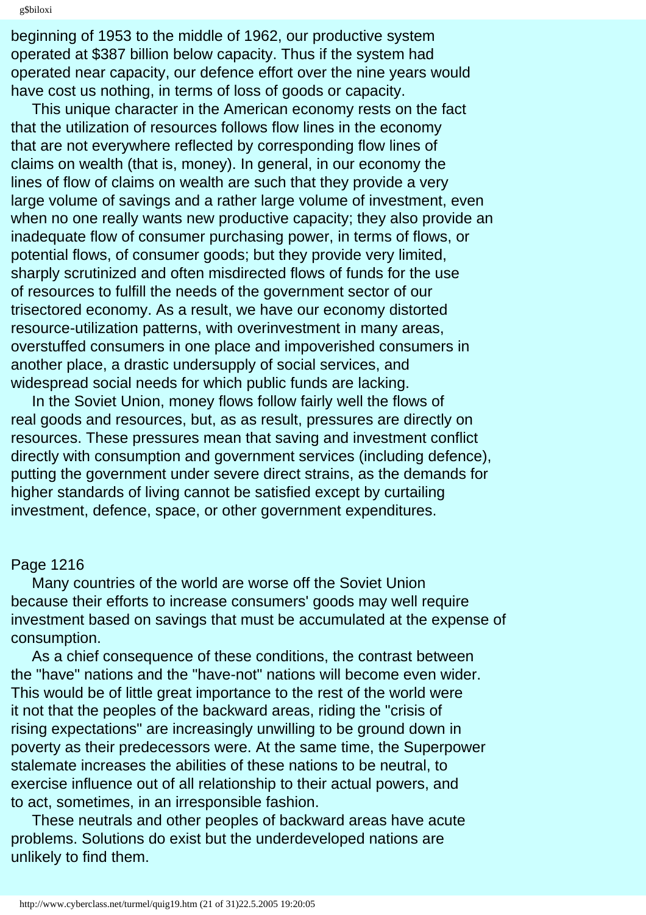beginning of 1953 to the middle of 1962, our productive system operated at $387 billion below capacity. Thus if the system had operated near capacity, our defence effort over the nine years would have cost us nothing, in terms of loss of goods or capacity.

This unique character in the American economy rests on the fact that the utilization of resources follows flow lines in the economy that are not everywhere reflected by corresponding flow lines of claims on wealth (that is, money). In general, in our economy the lines of flow of claims on wealth are such that they provide a very large volume of savings and a rather large volume of investment, even when no one really wants new productive capacity; they also provide an inadequate flow of consumer purchasing power, in terms of flows, or potential flows, of consumer goods; but they provide very limited, sharply scrutinized and often misdirected flows of funds for the use of resources to fulfill the needs of the government sector of our trisectored economy. As a result, we have our economy distorted resource-utilization patterns, with overinvestment in many areas, overstuffed consumers in one place and impoverished consumers in another place, a drastic undersupply of social services, and widespread social needs for which public funds are lacking.

In the Soviet Union, money flows follow fairly well the flows of real goods and resources, but, as as result, pressures are directly on resources. These pressures mean that saving and investment conflict directly with consumption and government services (including defence), putting the government under severe direct strains, as the demands for higher standards of living cannot be satisfied except by curtailing investment, defence, space, or other government expenditures.

Page 1216

Many countries of the world are worse off the Soviet Union because their efforts to increase consumers' goods may well require investment based on savings that must be accumulated at the expense of consumption.

As a chief consequence of these conditions, the contrast between the "have" nations and the "have-not" nations will become even wider. This would be of little great importance to the rest of the world were it not that the peoples of the backward areas, riding the "crisis of rising expectations" are increasingly unwilling to be ground down in poverty as their predecessors were. At the same time, the Superpower stalemate increases the abilities of these nations to be neutral, to exercise influence out of all relationship to their actual powers, and to act, sometimes, in an irresponsible fashion.

These neutrals and other peoples of backward areas have acute problems. Solutions do exist but the underdeveloped nations are unlikely to find them.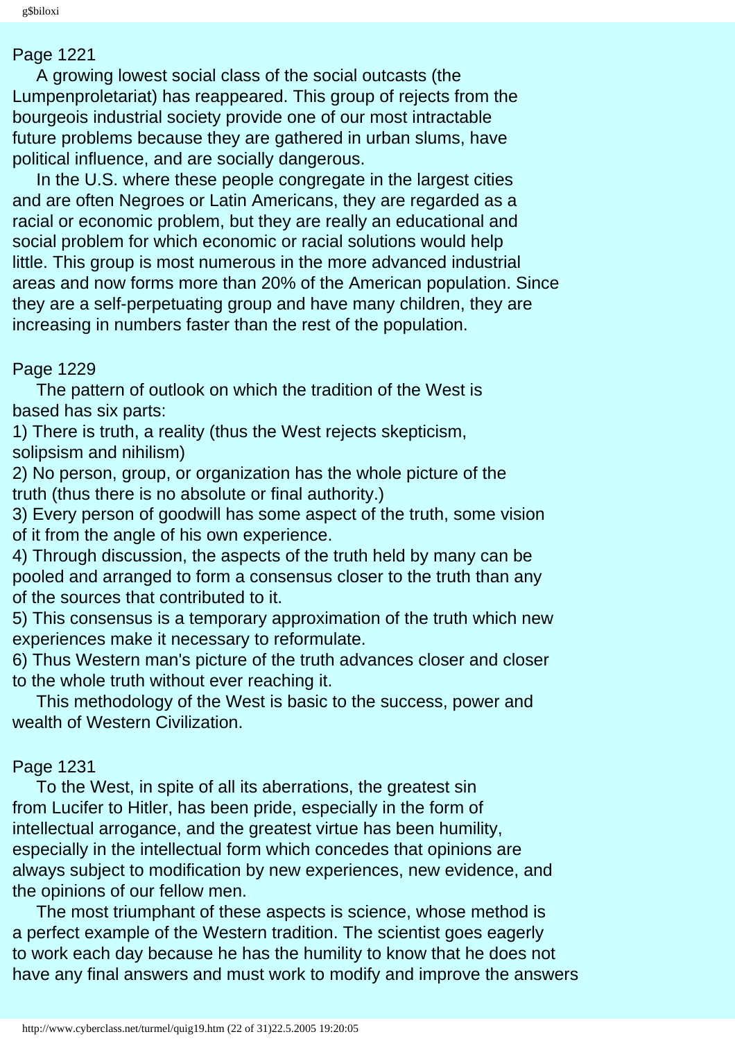Page 1221

A growing lowest social class of the social outcasts (the Lumpenproletariat) has reappeared. This group of rejects from the bourgeois industrial society provide one of our most intractable future problems because they are gathered in urban slums, have political influence, and are socially dangerous.

In the U.S. where these people congregate in the largest cities and are often Negroes or Latin Americans, they are regarded as a racial or economic problem, but they are really an educational and social problem for which economic or racial solutions would help little. This group is most numerous in the more advanced industrial areas and now forms more than 20% of the American population. Since they are a self-perpetuating group and have many children, they are increasing in numbers faster than the rest of the population.

Page 1229

The pattern of outlook on which the tradition of the West is based has six parts:

1) There is truth, a reality (thus the West rejects skepticism, solipsism and nihilism)
2) No person, group, or organization has the whole picture of the truth (thus there is no absolute or final authority.)
3) Every person of goodwill has some aspect of the truth, some vision of it from the angle of his own experience.
4) Through discussion, the aspects of the truth held by many can be pooled and arranged to form a consensus closer to the truth than any of the sources that contributed to it.
5) This consensus is a temporary approximation of the truth which new experiences make it necessary to reformulate.
6) Thus Western man's picture of the truth advances closer and closer to the whole truth without ever reaching it.

This methodology of the West is basic to the success, power and wealth of Western Civilization.

Page 1231

To the West, in spite of all its aberrations, the greatest sin from Lucifer to Hitler, has been pride, especially in the form of intellectual arrogance, and the greatest virtue has been humility, especially in the intellectual form which concedes that opinions are always subject to modification by new experiences, new evidence, and the opinions of our fellow men.

The most triumphant of these aspects is science, whose method is a perfect example of the Western tradition. The scientist goes eagerly to work each day because he has the humility to know that he does not have any final answers and must work to modify and improve the answers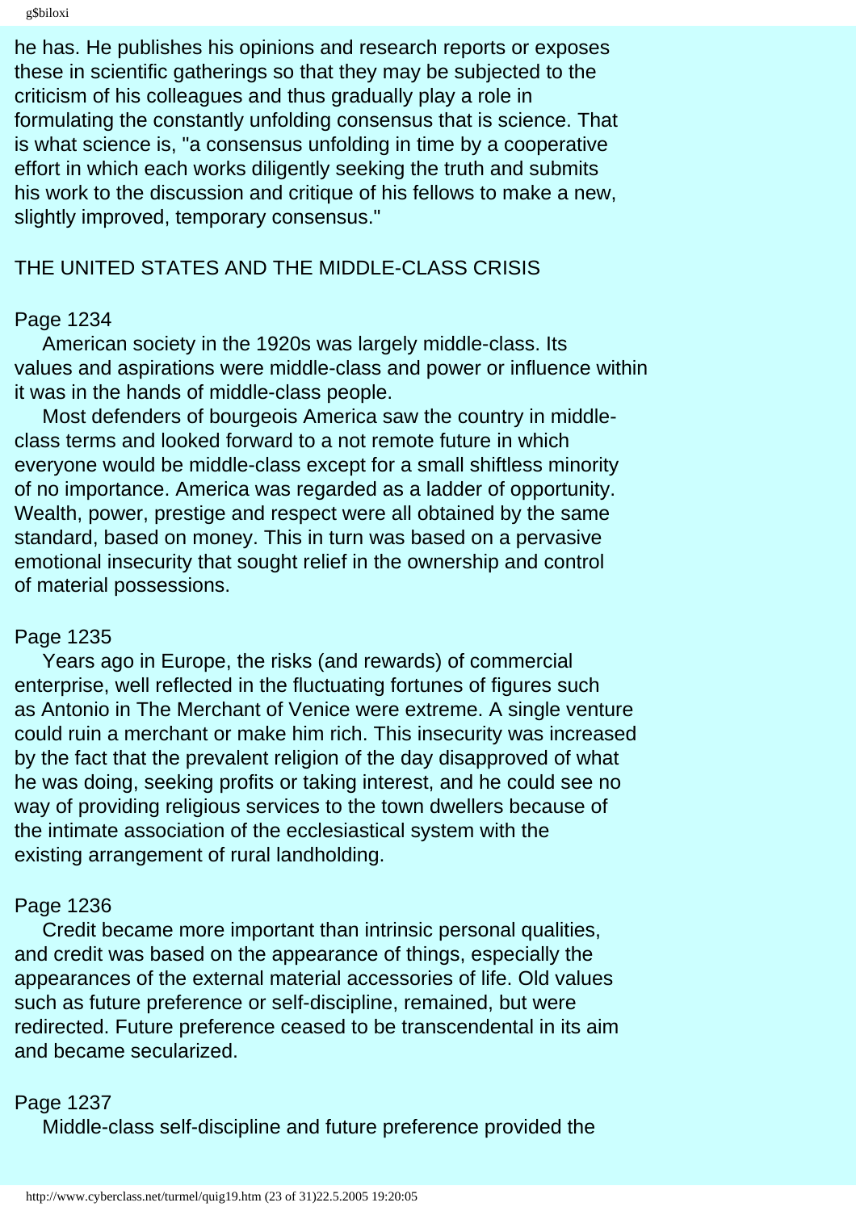he has. He publishes his opinions and research reports or exposes these in scientific gatherings so that they may be subjected to the criticism of his colleagues and thus gradually play a role in formulating the constantly unfolding consensus that is science. That is what science is, "a consensus unfolding in time by a cooperative effort in which each works diligently seeking the truth and submits his work to the discussion and critique of his fellows to make a new, slightly improved, temporary consensus."

## THE UNITED STATES AND THE MIDDLE-CLASS CRISIS

Page 1234

American society in the 1920s was largely middle-class. Its values and aspirations were middle-class and power or influence within it was in the hands of middle-class people.

Most defenders of bourgeois America saw the country in middle-class terms and looked forward to a not remote future in which everyone would be middle-class except for a small shiftless minority of no importance. America was regarded as a ladder of opportunity. Wealth, power, prestige and respect were all obtained by the same standard, based on money. This in turn was based on a pervasive emotional insecurity that sought relief in the ownership and control of material possessions.

Page 1235

Years ago in Europe, the risks (and rewards) of commercial enterprise, well reflected in the fluctuating fortunes of figures such as Antonio in The Merchant of Venice were extreme. A single venture could ruin a merchant or make him rich. This insecurity was increased by the fact that the prevalent religion of the day disapproved of what he was doing, seeking profits or taking interest, and he could see no way of providing religious services to the town dwellers because of the intimate association of the ecclesiastical system with the existing arrangement of rural landholding.

Page 1236

Credit became more important than intrinsic personal qualities, and credit was based on the appearance of things, especially the appearances of the external material accessories of life. Old values such as future preference or self-discipline, remained, but were redirected. Future preference ceased to be transcendental in its aim and became secularized.

Page 1237

Middle-class self-discipline and future preference provided the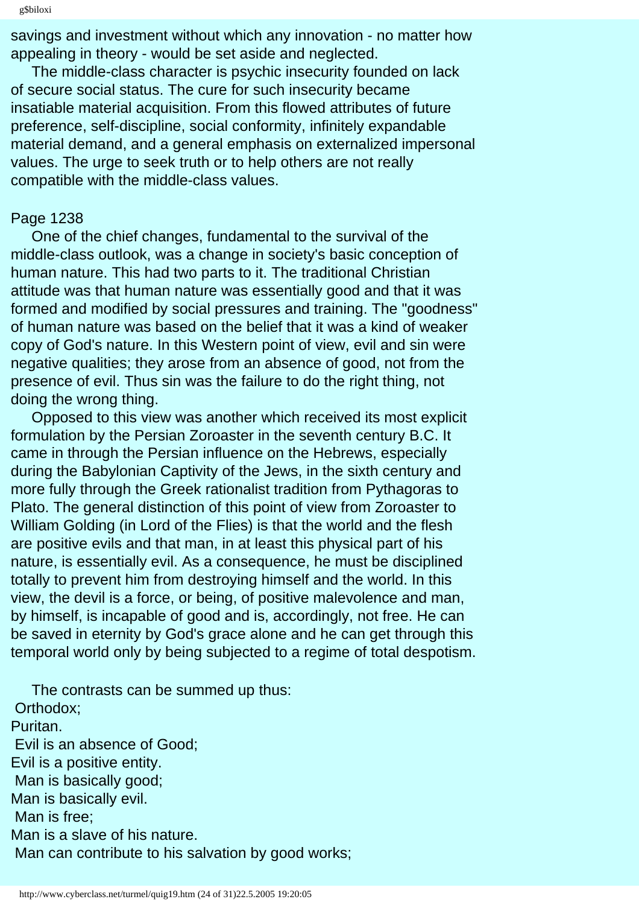savings and investment without which any innovation - no matter how appealing in theory - would be set aside and neglected.

The middle-class character is psychic insecurity founded on lack of secure social status. The cure for such insecurity became insatiable material acquisition. From this flowed attributes of future preference, self-discipline, social conformity, infinitely expandable material demand, and a general emphasis on externalized impersonal values. The urge to seek truth or to help others are not really compatible with the middle-class values.

Page 1238

One of the chief changes, fundamental to the survival of the middle-class outlook, was a change in society's basic conception of human nature. This had two parts to it. The traditional Christian attitude was that human nature was essentially good and that it was formed and modified by social pressures and training. The "goodness" of human nature was based on the belief that it was a kind of weaker copy of God's nature. In this Western point of view, evil and sin were negative qualities; they arose from an absence of good, not from the presence of evil. Thus sin was the failure to do the right thing, not doing the wrong thing.

Opposed to this view was another which received its most explicit formulation by the Persian Zoroaster in the seventh century B.C. It came in through the Persian influence on the Hebrews, especially during the Babylonian Captivity of the Jews, in the sixth century and more fully through the Greek rationalist tradition from Pythagoras to Plato. The general distinction of this point of view from Zoroaster to William Golding (in Lord of the Flies) is that the world and the flesh are positive evils and that man, in at least this physical part of his nature, is essentially evil. As a consequence, he must be disciplined totally to prevent him from destroying himself and the world. In this view, the devil is a force, or being, of positive malevolence and man, by himself, is incapable of good and is, accordingly, not free. He can be saved in eternity by God's grace alone and he can get through this temporal world only by being subjected to a regime of total despotism.

The contrasts can be summed up thus:

Orthodox;
Puritan.
Evil is an absence of Good;
Evil is a positive entity.
Man is basically good;
Man is basically evil.
Man is free;
Man is a slave of his nature.
Man can contribute to his salvation by good works;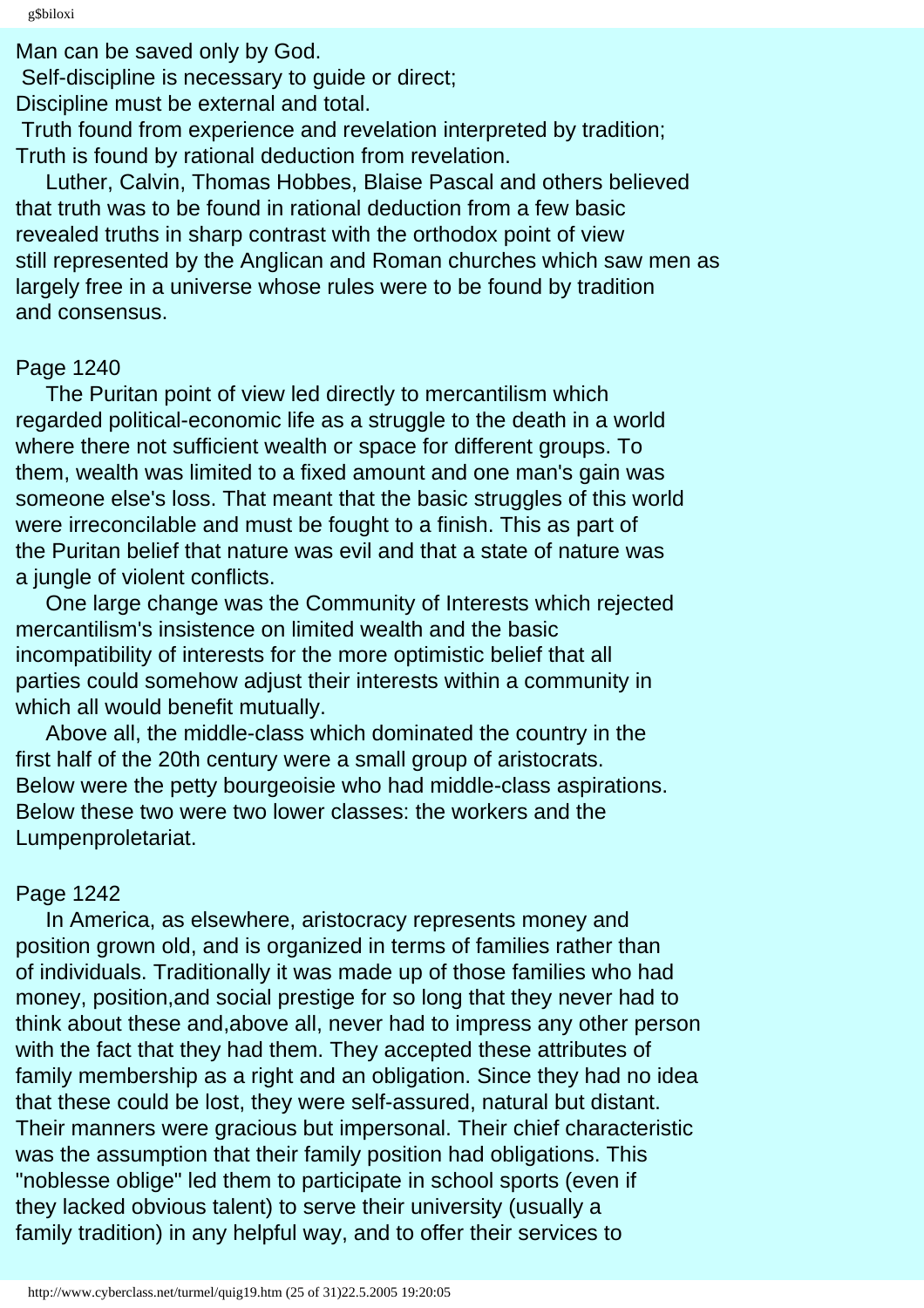Man can be saved only by God.
Self-discipline is necessary to guide or direct;
Discipline must be external and total.
Truth found from experience and revelation interpreted by tradition;
Truth is found by rational deduction from revelation.

Luther, Calvin, Thomas Hobbes, Blaise Pascal and others believed that truth was to be found in rational deduction from a few basic revealed truths in sharp contrast with the orthodox point of view still represented by the Anglican and Roman churches which saw men as largely free in a universe whose rules were to be found by tradition and consensus.

Page 1240

The Puritan point of view led directly to mercantilism which regarded political-economic life as a struggle to the death in a world where there not sufficient wealth or space for different groups. To them, wealth was limited to a fixed amount and one man's gain was someone else's loss. That meant that the basic struggles of this world were irreconcilable and must be fought to a finish. This as part of the Puritan belief that nature was evil and that a state of nature was a jungle of violent conflicts.

One large change was the Community of Interests which rejected mercantilism's insistence on limited wealth and the basic incompatibility of interests for the more optimistic belief that all parties could somehow adjust their interests within a community in which all would benefit mutually.

Above all, the middle-class which dominated the country in the first half of the 20th century were a small group of aristocrats. Below were the petty bourgeoisie who had middle-class aspirations. Below these two were two lower classes: the workers and the Lumpenproletariat.

Page 1242

In America, as elsewhere, aristocracy represents money and position grown old, and is organized in terms of families rather than of individuals. Traditionally it was made up of those families who had money, position,and social prestige for so long that they never had to think about these and,above all, never had to impress any other person with the fact that they had them. They accepted these attributes of family membership as a right and an obligation. Since they had no idea that these could be lost, they were self-assured, natural but distant. Their manners were gracious but impersonal. Their chief characteristic was the assumption that their family position had obligations. This "noblesse oblige" led them to participate in school sports (even if they lacked obvious talent) to serve their university (usually a family tradition) in any helpful way, and to offer their services to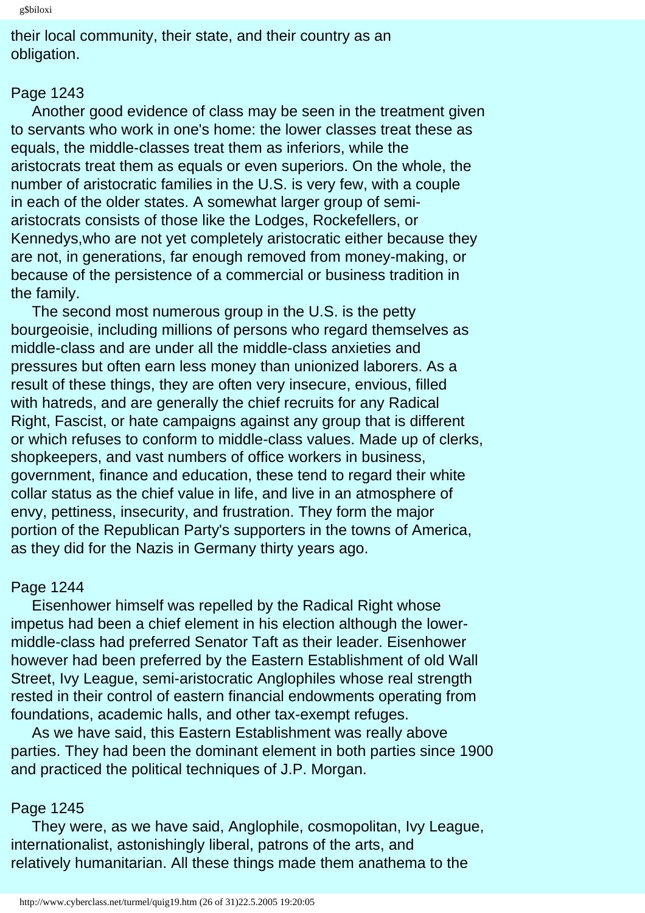their local community, their state, and their country as an obligation.

Page 1243

Another good evidence of class may be seen in the treatment given to servants who work in one's home: the lower classes treat these as equals, the middle-classes treat them as inferiors, while the aristocrats treat them as equals or even superiors. On the whole, the number of aristocratic families in the U.S. is very few, with a couple in each of the older states. A somewhat larger group of semi-aristocrats consists of those like the Lodges, Rockefellers, or Kennedys,who are not yet completely aristocratic either because they are not, in generations, far enough removed from money-making, or because of the persistence of a commercial or business tradition in the family.

The second most numerous group in the U.S. is the petty bourgeoisie, including millions of persons who regard themselves as middle-class and are under all the middle-class anxieties and pressures but often earn less money than unionized laborers. As a result of these things, they are often very insecure, envious, filled with hatreds, and are generally the chief recruits for any Radical Right, Fascist, or hate campaigns against any group that is different or which refuses to conform to middle-class values. Made up of clerks, shopkeepers, and vast numbers of office workers in business, government, finance and education, these tend to regard their white collar status as the chief value in life, and live in an atmosphere of envy, pettiness, insecurity, and frustration. They form the major portion of the Republican Party's supporters in the towns of America, as they did for the Nazis in Germany thirty years ago.

Page 1244

Eisenhower himself was repelled by the Radical Right whose impetus had been a chief element in his election although the lower-middle-class had preferred Senator Taft as their leader. Eisenhower however had been preferred by the Eastern Establishment of old Wall Street, Ivy League, semi-aristocratic Anglophiles whose real strength rested in their control of eastern financial endowments operating from foundations, academic halls, and other tax-exempt refuges.

As we have said, this Eastern Establishment was really above parties. They had been the dominant element in both parties since 1900 and practiced the political techniques of J.P. Morgan.

Page 1245

They were, as we have said, Anglophile, cosmopolitan, Ivy League, internationalist, astonishingly liberal, patrons of the arts, and relatively humanitarian. All these things made them anathema to the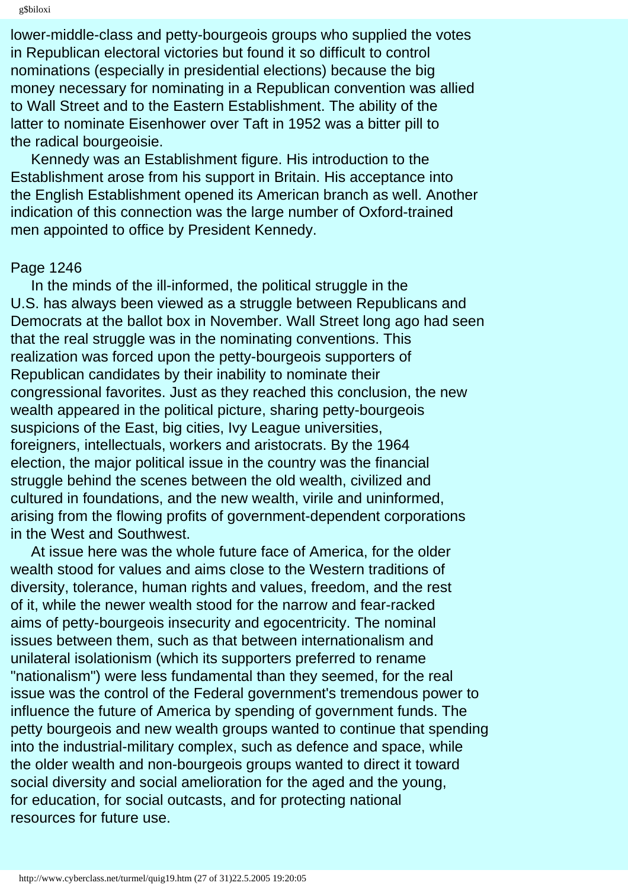lower-middle-class and petty-bourgeois groups who supplied the votes in Republican electoral victories but found it so difficult to control nominations (especially in presidential elections) because the big money necessary for nominating in a Republican convention was allied to Wall Street and to the Eastern Establishment. The ability of the latter to nominate Eisenhower over Taft in 1952 was a bitter pill to the radical bourgeoisie.

Kennedy was an Establishment figure. His introduction to the Establishment arose from his support in Britain. His acceptance into the English Establishment opened its American branch as well. Another indication of this connection was the large number of Oxford-trained men appointed to office by President Kennedy.

Page 1246

In the minds of the ill-informed, the political struggle in the U.S. has always been viewed as a struggle between Republicans and Democrats at the ballot box in November. Wall Street long ago had seen that the real struggle was in the nominating conventions. This realization was forced upon the petty-bourgeois supporters of Republican candidates by their inability to nominate their congressional favorites. Just as they reached this conclusion, the new wealth appeared in the political picture, sharing petty-bourgeois suspicions of the East, big cities, Ivy League universities, foreigners, intellectuals, workers and aristocrats. By the 1964 election, the major political issue in the country was the financial struggle behind the scenes between the old wealth, civilized and cultured in foundations, and the new wealth, virile and uninformed, arising from the flowing profits of government-dependent corporations in the West and Southwest.

At issue here was the whole future face of America, for the older wealth stood for values and aims close to the Western traditions of diversity, tolerance, human rights and values, freedom, and the rest of it, while the newer wealth stood for the narrow and fear-racked aims of petty-bourgeois insecurity and egocentricity. The nominal issues between them, such as that between internationalism and unilateral isolationism (which its supporters preferred to rename "nationalism") were less fundamental than they seemed, for the real issue was the control of the Federal government's tremendous power to influence the future of America by spending of government funds. The petty bourgeois and new wealth groups wanted to continue that spending into the industrial-military complex, such as defence and space, while the older wealth and non-bourgeois groups wanted to direct it toward social diversity and social amelioration for the aged and the young, for education, for social outcasts, and for protecting national resources for future use.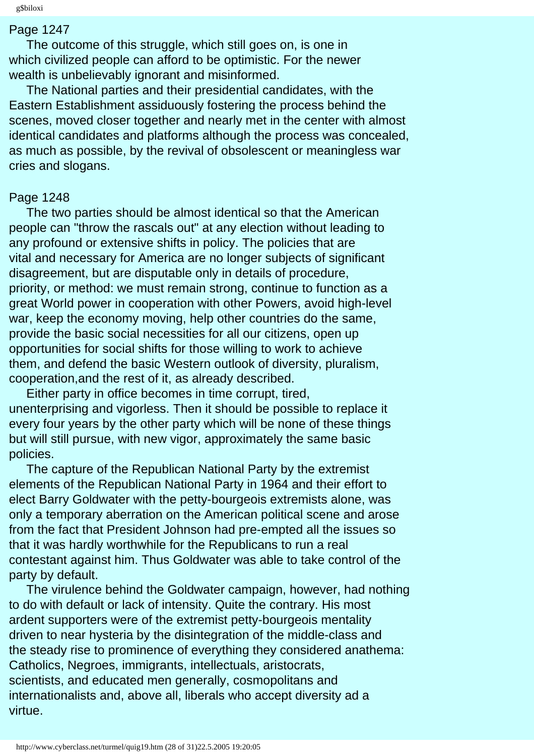Page 1247

The outcome of this struggle, which still goes on, is one in which civilized people can afford to be optimistic. For the newer wealth is unbelievably ignorant and misinformed.

The National parties and their presidential candidates, with the Eastern Establishment assiduously fostering the process behind the scenes, moved closer together and nearly met in the center with almost identical candidates and platforms although the process was concealed, as much as possible, by the revival of obsolescent or meaningless war cries and slogans.

Page 1248

The two parties should be almost identical so that the American people can "throw the rascals out" at any election without leading to any profound or extensive shifts in policy. The policies that are vital and necessary for America are no longer subjects of significant disagreement, but are disputable only in details of procedure, priority, or method: we must remain strong, continue to function as a great World power in cooperation with other Powers, avoid high-level war, keep the economy moving, help other countries do the same, provide the basic social necessities for all our citizens, open up opportunities for social shifts for those willing to work to achieve them, and defend the basic Western outlook of diversity, pluralism, cooperation,and the rest of it, as already described.

Either party in office becomes in time corrupt, tired, unenterprising and vigorless. Then it should be possible to replace it every four years by the other party which will be none of these things but will still pursue, with new vigor, approximately the same basic policies.

The capture of the Republican National Party by the extremist elements of the Republican National Party in 1964 and their effort to elect Barry Goldwater with the petty-bourgeois extremists alone, was only a temporary aberration on the American political scene and arose from the fact that President Johnson had pre-empted all the issues so that it was hardly worthwhile for the Republicans to run a real contestant against him. Thus Goldwater was able to take control of the party by default.

The virulence behind the Goldwater campaign, however, had nothing to do with default or lack of intensity. Quite the contrary. His most ardent supporters were of the extremist petty-bourgeois mentality driven to near hysteria by the disintegration of the middle-class and the steady rise to prominence of everything they considered anathema: Catholics, Negroes, immigrants, intellectuals, aristocrats, scientists, and educated men generally, cosmopolitans and internationalists and, above all, liberals who accept diversity ad a virtue.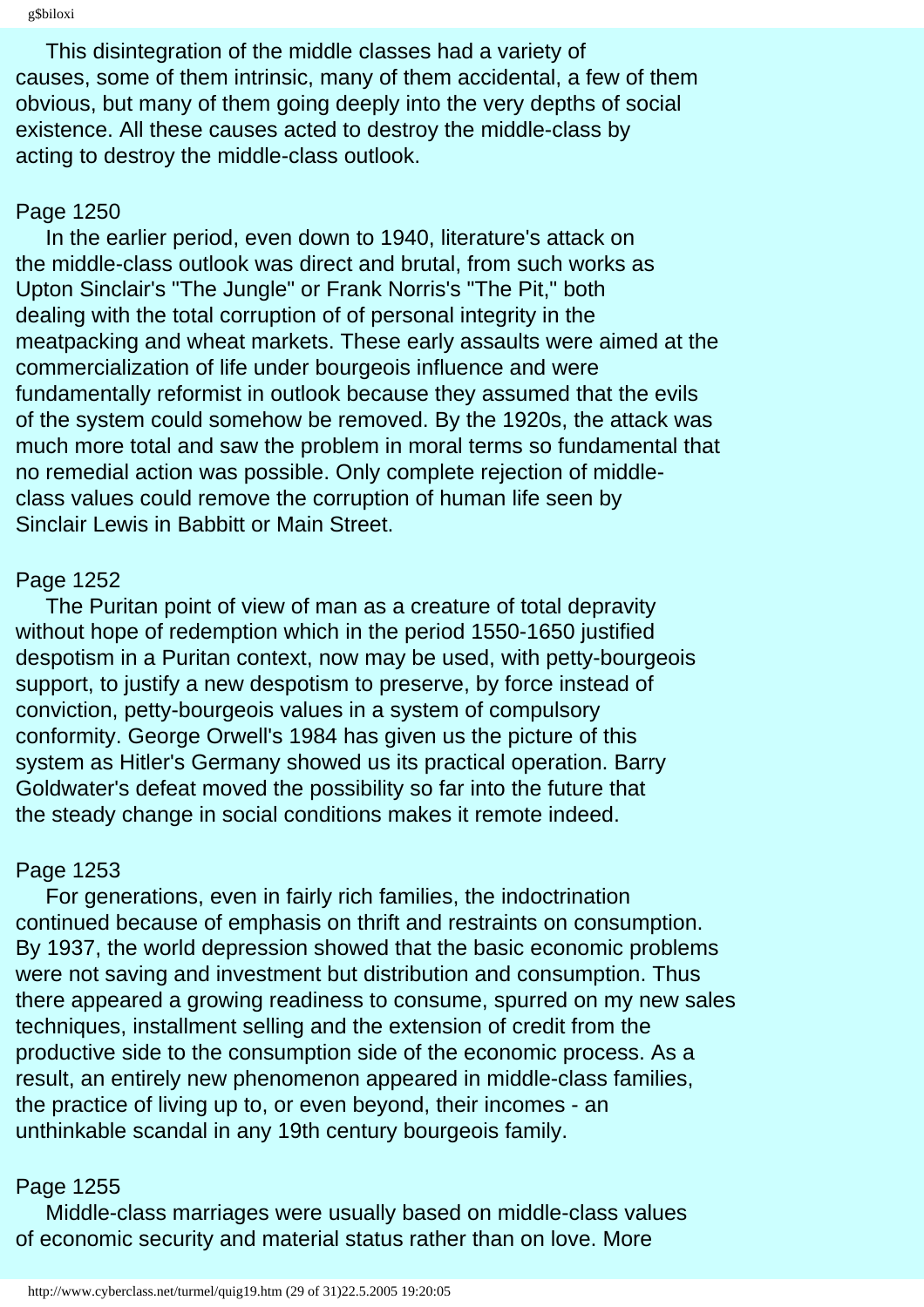This disintegration of the middle classes had a variety of causes, some of them intrinsic, many of them accidental, a few of them obvious, but many of them going deeply into the very depths of social existence. All these causes acted to destroy the middle-class by acting to destroy the middle-class outlook.

Page 1250

In the earlier period, even down to 1940, literature's attack on the middle-class outlook was direct and brutal, from such works as Upton Sinclair's "The Jungle" or Frank Norris's "The Pit," both dealing with the total corruption of of personal integrity in the meatpacking and wheat markets. These early assaults were aimed at the commercialization of life under bourgeois influence and were fundamentally reformist in outlook because they assumed that the evils of the system could somehow be removed. By the 1920s, the attack was much more total and saw the problem in moral terms so fundamental that no remedial action was possible. Only complete rejection of middle-class values could remove the corruption of human life seen by Sinclair Lewis in Babbitt or Main Street.

Page 1252

The Puritan point of view of man as a creature of total depravity without hope of redemption which in the period 1550-1650 justified despotism in a Puritan context, now may be used, with petty-bourgeois support, to justify a new despotism to preserve, by force instead of conviction, petty-bourgeois values in a system of compulsory conformity. George Orwell's 1984 has given us the picture of this system as Hitler's Germany showed us its practical operation. Barry Goldwater's defeat moved the possibility so far into the future that the steady change in social conditions makes it remote indeed.

Page 1253

For generations, even in fairly rich families, the indoctrination continued because of emphasis on thrift and restraints on consumption. By 1937, the world depression showed that the basic economic problems were not saving and investment but distribution and consumption. Thus there appeared a growing readiness to consume, spurred on my new sales techniques, installment selling and the extension of credit from the productive side to the consumption side of the economic process. As a result, an entirely new phenomenon appeared in middle-class families, the practice of living up to, or even beyond, their incomes - an unthinkable scandal in any 19th century bourgeois family.

Page 1255

Middle-class marriages were usually based on middle-class values of economic security and material status rather than on love. More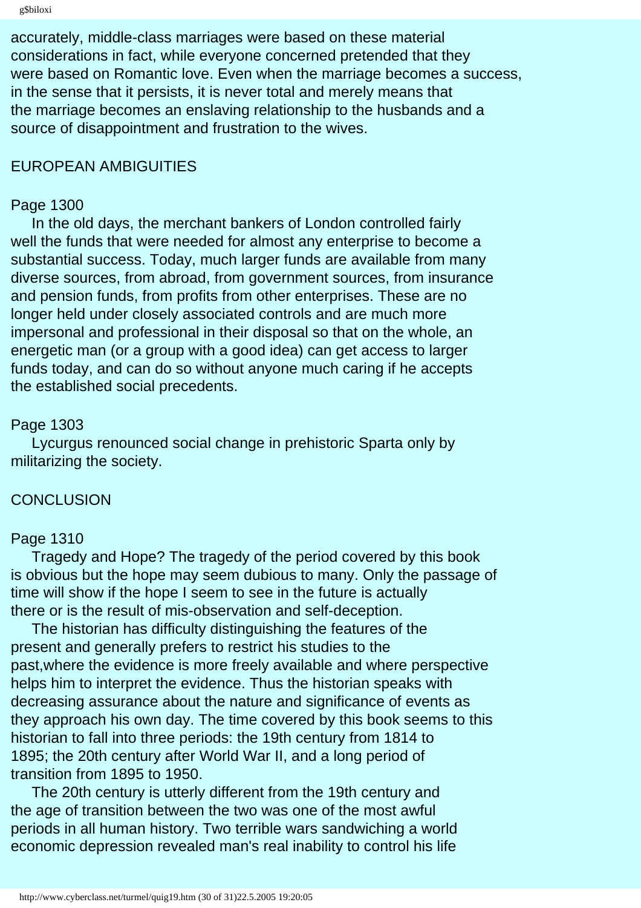accurately, middle-class marriages were based on these material considerations in fact, while everyone concerned pretended that they were based on Romantic love. Even when the marriage becomes a success, in the sense that it persists, it is never total and merely means that the marriage becomes an enslaving relationship to the husbands and a source of disappointment and frustration to the wives.

## EUROPEAN AMBIGUITIES

Page 1300

In the old days, the merchant bankers of London controlled fairly well the funds that were needed for almost any enterprise to become a substantial success. Today, much larger funds are available from many diverse sources, from abroad, from government sources, from insurance and pension funds, from profits from other enterprises. These are no longer held under closely associated controls and are much more impersonal and professional in their disposal so that on the whole, an energetic man (or a group with a good idea) can get access to larger funds today, and can do so without anyone much caring if he accepts the established social precedents.

Page 1303

Lycurgus renounced social change in prehistoric Sparta only by militarizing the society.

## CONCLUSION

Page 1310

Tragedy and Hope? The tragedy of the period covered by this book is obvious but the hope may seem dubious to many. Only the passage of time will show if the hope I seem to see in the future is actually there or is the result of mis-observation and self-deception.

The historian has difficulty distinguishing the features of the present and generally prefers to restrict his studies to the past,where the evidence is more freely available and where perspective helps him to interpret the evidence. Thus the historian speaks with decreasing assurance about the nature and significance of events as they approach his own day. The time covered by this book seems to this historian to fall into three periods: the 19th century from 1814 to 1895; the 20th century after World War II, and a long period of transition from 1895 to 1950.

The 20th century is utterly different from the 19th century and the age of transition between the two was one of the most awful periods in all human history. Two terrible wars sandwiching a world economic depression revealed man's real inability to control his life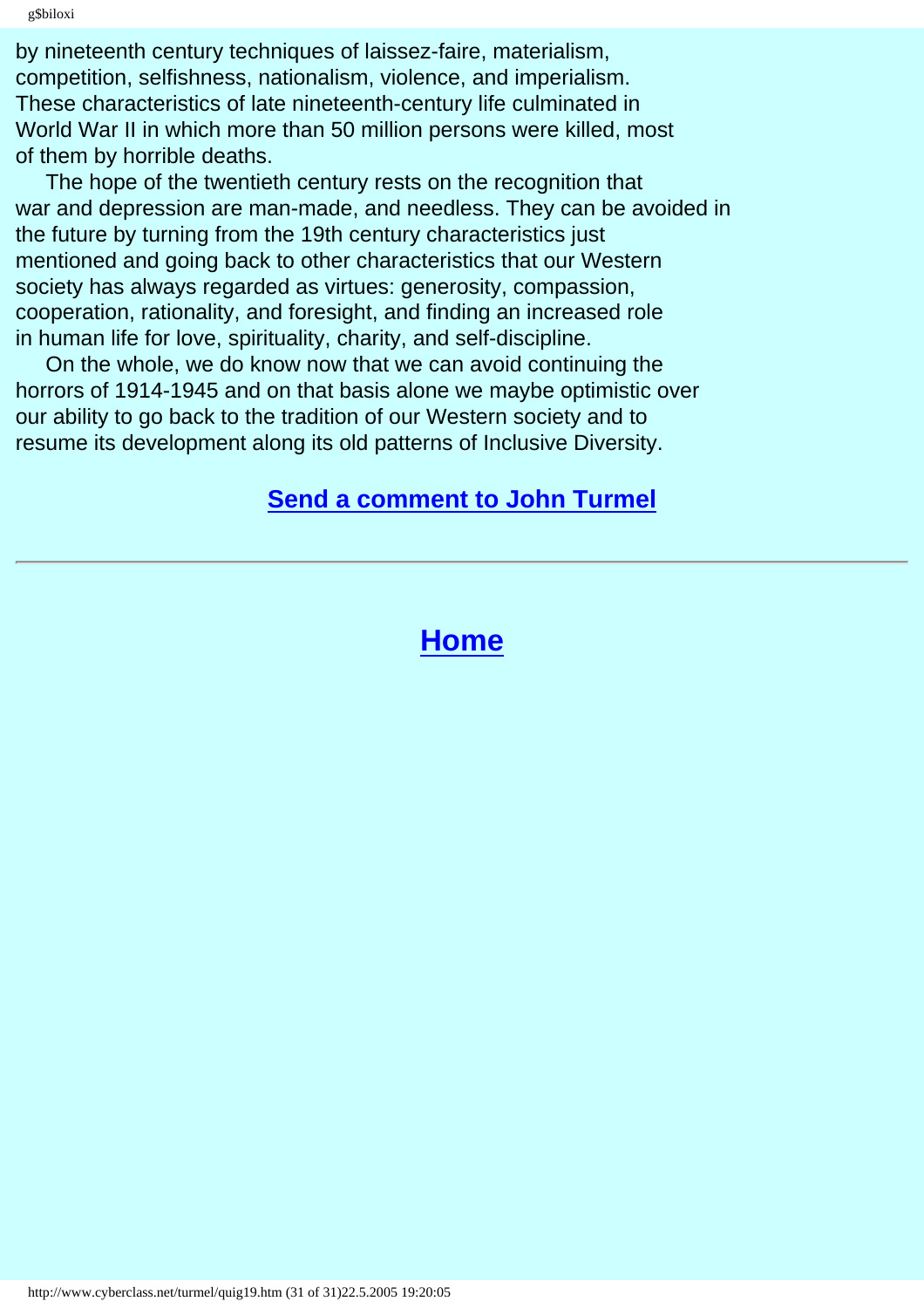by nineteenth century techniques of laissez-faire, materialism, competition, selfishness, nationalism, violence, and imperialism. These characteristics of late nineteenth-century life culminated in World War II in which more than 50 million persons were killed, most of them by horrible deaths.

The hope of the twentieth century rests on the recognition that war and depression are man-made, and needless. They can be avoided in the future by turning from the 19th century characteristics just mentioned and going back to other characteristics that our Western society has always regarded as virtues: generosity, compassion, cooperation, rationality, and foresight, and finding an increased role in human life for love, spirituality, charity, and self-discipline.

On the whole, we do know now that we can avoid continuing the horrors of 1914-1945 and on that basis alone we maybe optimistic over our ability to go back to the tradition of our Western society and to resume its development along its old patterns of Inclusive Diversity.

**Send a comment to John Turmel**

---

## Home